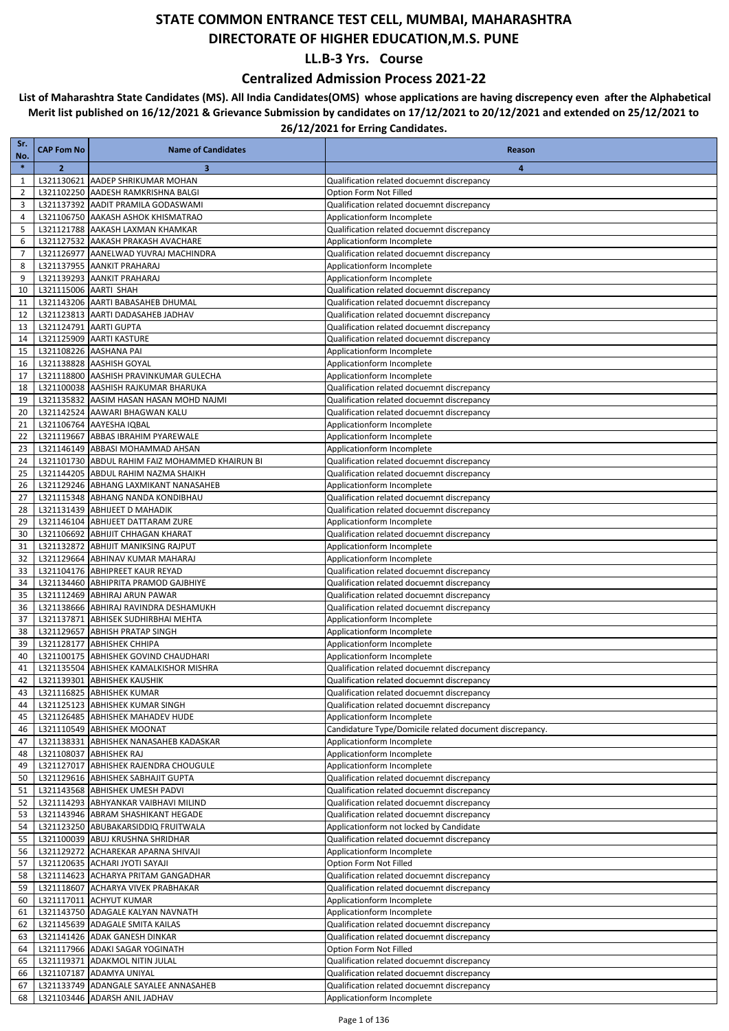# STATE COMMON ENTRANCE TEST CELL, MUMBAI, MAHARASHTRA

# DIRECTORATE OF HIGHER EDUCATION,M.S. PUNE

## LL.B-3 Yrs. Course

## Centralized Admission Process 2021-22

**List of Maharashtra State Candidates (MS). All India Candidates(OMS) whose applications are having discrepency even after the Alphabetical Merit list published on 16/12/2021 & Grievance Submission by candidates on 17/12/2021 to 20/12/2021 and extended on 25/12/2021 to 26/12/2021 for Erring Candidates.**

| Sr. No. | CAP Fom No | Name of Candidates | Reason |
|---|---|---|---|
| * | 2 | 3 | 4 |
| 1 | L321130621 | AADEP SHRIKUMAR MOHAN | Qualification related docuemnt discrepancy |
| 2 | L321102250 | AADESH RAMKRISHNA BALGI | Option Form Not Filled |
| 3 | L321137392 | AADIT PRAMILA GODASWAMI | Qualification related docuemnt discrepancy |
| 4 | L321106750 | AAKASH ASHOK KHISMATRAO | Applicationform Incomplete |
| 5 | L321121788 | AAKASH LAXMAN KHAMKAR | Qualification related docuemnt discrepancy |
| 6 | L321127532 | AAKASH PRAKASH AVACHARE | Applicationform Incomplete |
| 7 | L321126977 | AANELWAD YUVRAJ MACHINDRA | Qualification related docuemnt discrepancy |
| 8 | L321137955 | AANKIT PRAHARAJ | Applicationform Incomplete |
| 9 | L321139293 | AANKIT PRAHARAJ | Applicationform Incomplete |
| 10 | L321115006 | AARTI SHAH | Qualification related docuemnt discrepancy |
| 11 | L321143206 | AARTI BABASAHEB DHUMAL | Qualification related docuemnt discrepancy |
| 12 | L321123813 | AARTI DADASAHEB JADHAV | Qualification related docuemnt discrepancy |
| 13 | L321124791 | AARTI GUPTA | Qualification related docuemnt discrepancy |
| 14 | L321125909 | AARTI KASTURE | Qualification related docuemnt discrepancy |
| 15 | L321108226 | AASHANA PAI | Applicationform Incomplete |
| 16 | L321138828 | AASHISH GOYAL | Applicationform Incomplete |
| 17 | L321118800 | AASHISH PRAVINKUMAR GULECHA | Applicationform Incomplete |
| 18 | L321100038 | AASHISH RAJKUMAR BHARUKA | Qualification related docuemnt discrepancy |
| 19 | L321135832 | AASIM HASAN HASAN MOHD NAJMI | Qualification related docuemnt discrepancy |
| 20 | L321142524 | AAWARI BHAGWAN KALU | Qualification related docuemnt discrepancy |
| 21 | L321106764 | AAYESHA IQBAL | Applicationform Incomplete |
| 22 | L321119667 | ABBAS IBRAHIM PYAREWALE | Applicationform Incomplete |
| 23 | L321146149 | ABBASI MOHAMMAD AHSAN | Applicationform Incomplete |
| 24 | L321101730 | ABDUL RAHIM FAIZ MOHAMMED KHAIRUN BI | Qualification related docuemnt discrepancy |
| 25 | L321144205 | ABDUL RAHIM NAZMA SHAIKH | Qualification related docuemnt discrepancy |
| 26 | L321129246 | ABHANG LAXMIKANT NANASAHEB | Applicationform Incomplete |
| 27 | L321115348 | ABHANG NANDA KONDIBHAU | Qualification related docuemnt discrepancy |
| 28 | L321131439 | ABHIJEET D MAHADIK | Qualification related docuemnt discrepancy |
| 29 | L321146104 | ABHIJEET DATTARAM ZURE | Applicationform Incomplete |
| 30 | L321106692 | ABHIJIT CHHAGAN KHARAT | Qualification related docuemnt discrepancy |
| 31 | L321132872 | ABHIJIT MANIKSING RAJPUT | Applicationform Incomplete |
| 32 | L321129664 | ABHINAV KUMAR MAHARAJ | Applicationform Incomplete |
| 33 | L321104176 | ABHIPREET KAUR REYAD | Qualification related docuemnt discrepancy |
| 34 | L321134460 | ABHIPRITA PRAMOD GAJBHIYE | Qualification related docuemnt discrepancy |
| 35 | L321112469 | ABHIRAJ ARUN PAWAR | Qualification related docuemnt discrepancy |
| 36 | L321138666 | ABHIRAJ RAVINDRA DESHAMUKH | Qualification related docuemnt discrepancy |
| 37 | L321137871 | ABHISEK SUDHIRBHAI MEHTA | Applicationform Incomplete |
| 38 | L321129657 | ABHISH PRATAP SINGH | Applicationform Incomplete |
| 39 | L321128177 | ABHISHEK CHHIPA | Applicationform Incomplete |
| 40 | L321100175 | ABHISHEK GOVIND CHAUDHARI | Applicationform Incomplete |
| 41 | L321135504 | ABHISHEK KAMALKISHOR MISHRA | Qualification related docuemnt discrepancy |
| 42 | L321139301 | ABHISHEK KAUSHIK | Qualification related docuemnt discrepancy |
| 43 | L321116825 | ABHISHEK KUMAR | Qualification related docuemnt discrepancy |
| 44 | L321125123 | ABHISHEK KUMAR SINGH | Qualification related docuemnt discrepancy |
| 45 | L321126485 | ABHISHEK MAHADEV HUDE | Applicationform Incomplete |
| 46 | L321110549 | ABHISHEK MOONAT | Candidature Type/Domicile related document discrepancy. |
| 47 | L321138331 | ABHISHEK NANASAHEB KADASKAR | Applicationform Incomplete |
| 48 | L321108037 | ABHISHEK RAJ | Applicationform Incomplete |
| 49 | L321127017 | ABHISHEK RAJENDRA CHOUGULE | Applicationform Incomplete |
| 50 | L321129616 | ABHISHEK SABHAJIT GUPTA | Qualification related docuemnt discrepancy |
| 51 | L321143568 | ABHISHEK UMESH PADVI | Qualification related docuemnt discrepancy |
| 52 | L321114293 | ABHYANKAR VAIBHAVI MILIND | Qualification related docuemnt discrepancy |
| 53 | L321143946 | ABRAM SHASHIKANT HEGADE | Qualification related docuemnt discrepancy |
| 54 | L321123250 | ABUBAKARSIDDIQ FRUITWALA | Applicationform not locked by Candidate |
| 55 | L321100039 | ABUJ KRUSHNA SHRIDHAR | Qualification related docuemnt discrepancy |
| 56 | L321129272 | ACHAREKAR APARNA SHIVAJI | Applicationform Incomplete |
| 57 | L321120635 | ACHARI JYOTI SAYAJI | Option Form Not Filled |
| 58 | L321114623 | ACHARYA PRITAM GANGADHAR | Qualification related docuemnt discrepancy |
| 59 | L321118607 | ACHARYA VIVEK PRABHAKAR | Qualification related docuemnt discrepancy |
| 60 | L321117011 | ACHYUT KUMAR | Applicationform Incomplete |
| 61 | L321143750 | ADAGALE KALYAN NAVNATH | Applicationform Incomplete |
| 62 | L321145639 | ADAGALE SMITA KAILAS | Qualification related docuemnt discrepancy |
| 63 | L321141426 | ADAK GANESH DINKAR | Qualification related docuemnt discrepancy |
| 64 | L321117966 | ADAKI SAGAR YOGINATH | Option Form Not Filled |
| 65 | L321119371 | ADAKMOL NITIN JULAL | Qualification related docuemnt discrepancy |
| 66 | L321107187 | ADAMYA UNIYAL | Qualification related docuemnt discrepancy |
| 67 | L321133749 | ADANGALE SAYALEE ANNASAHEB | Qualification related docuemnt discrepancy |
| 68 | L321103446 | ADARSH ANIL JADHAV | Applicationform Incomplete |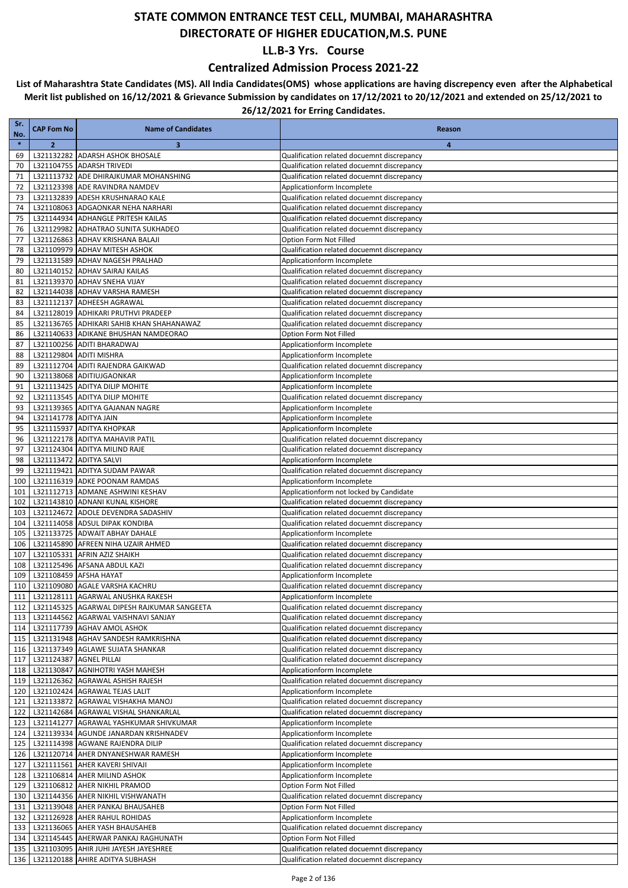# STATE COMMON ENTRANCE TEST CELL, MUMBAI, MAHARASHTRA

## DIRECTORATE OF HIGHER EDUCATION,M.S. PUNE

### LL.B-3 Yrs. Course

### Centralized Admission Process 2021-22

**List of Maharashtra State Candidates (MS). All India Candidates(OMS) whose applications are having discrepency even after the Alphabetical Merit list published on 16/12/2021 & Grievance Submission by candidates on 17/12/2021 to 20/12/2021 and extended on 25/12/2021 to 26/12/2021 for Erring Candidates.**

| Sr. No. | CAP Fom No | Name of Candidates | Reason |
|---|---|---|---|
| * | 2 | 3 | 4 |
| 69 | L321132282 | ADARSH ASHOK BHOSALE | Qualification related docuemnt discrepancy |
| 70 | L321104755 | ADARSH TRIVEDI | Qualification related docuemnt discrepancy |
| 71 | L321113732 | ADE DHIRAJKUMAR MOHANSHING | Qualification related docuemnt discrepancy |
| 72 | L321123398 | ADE RAVINDRA NAMDEV | Applicationform Incomplete |
| 73 | L321132839 | ADESH KRUSHNARAO KALE | Qualification related docuemnt discrepancy |
| 74 | L321108063 | ADGAONKAR NEHA NARHARI | Qualification related docuemnt discrepancy |
| 75 | L321144934 | ADHANGLE PRITESH KAILAS | Qualification related docuemnt discrepancy |
| 76 | L321129982 | ADHATRAO SUNITA SUKHADEO | Qualification related docuemnt discrepancy |
| 77 | L321126863 | ADHAV KRISHANA BALAJI | Option Form Not Filled |
| 78 | L321109979 | ADHAV MITESH ASHOK | Qualification related docuemnt discrepancy |
| 79 | L321131589 | ADHAV NAGESH PRALHAD | Applicationform Incomplete |
| 80 | L321140152 | ADHAV SAIRAJ KAILAS | Qualification related docuemnt discrepancy |
| 81 | L321139370 | ADHAV SNEHA VIJAY | Qualification related docuemnt discrepancy |
| 82 | L321144038 | ADHAV VARSHA RAMESH | Qualification related docuemnt discrepancy |
| 83 | L321112137 | ADHEESH AGRAWAL | Qualification related docuemnt discrepancy |
| 84 | L321128019 | ADHIKARI PRUTHVI PRADEEP | Qualification related docuemnt discrepancy |
| 85 | L321136765 | ADHIKARI SAHIB KHAN SHAHANAWAZ | Qualification related docuemnt discrepancy |
| 86 | L321140633 | ADIKANE BHUSHAN NAMDEORAO | Option Form Not Filled |
| 87 | L321100256 | ADITI BHARADWAJ | Applicationform Incomplete |
| 88 | L321129804 | ADITI MISHRA | Applicationform Incomplete |
| 89 | L321112704 | ADITI RAJENDRA GAIKWAD | Qualification related docuemnt discrepancy |
| 90 | L321138068 | ADITIUJGAONKAR | Applicationform Incomplete |
| 91 | L321113425 | ADITYA DILIP MOHITE | Applicationform Incomplete |
| 92 | L321113545 | ADITYA DILIP MOHITE | Qualification related docuemnt discrepancy |
| 93 | L321139365 | ADITYA GAJANAN NAGRE | Applicationform Incomplete |
| 94 | L321141778 | ADITYA JAIN | Applicationform Incomplete |
| 95 | L321115937 | ADITYA KHOPKAR | Applicationform Incomplete |
| 96 | L321122178 | ADITYA MAHAVIR PATIL | Qualification related docuemnt discrepancy |
| 97 | L321124304 | ADITYA MILIND RAJE | Qualification related docuemnt discrepancy |
| 98 | L321113472 | ADITYA SALVI | Applicationform Incomplete |
| 99 | L321119421 | ADITYA SUDAM PAWAR | Qualification related docuemnt discrepancy |
| 100 | L321116319 | ADKE POONAM RAMDAS | Applicationform Incomplete |
| 101 | L321112713 | ADMANE ASHWINI KESHAV | Applicationform not locked by Candidate |
| 102 | L321143810 | ADNANI KUNAL KISHORE | Qualification related docuemnt discrepancy |
| 103 | L321124672 | ADOLE DEVENDRA SADASHIV | Qualification related docuemnt discrepancy |
| 104 | L321114058 | ADSUL DIPAK KONDIBA | Qualification related docuemnt discrepancy |
| 105 | L321133725 | ADWAIT ABHAY DAHALE | Applicationform Incomplete |
| 106 | L321145890 | AFREEN NIHA UZAIR AHMED | Qualification related docuemnt discrepancy |
| 107 | L321105331 | AFRIN AZIZ SHAIKH | Qualification related docuemnt discrepancy |
| 108 | L321125496 | AFSANA ABDUL KAZI | Qualification related docuemnt discrepancy |
| 109 | L321108459 | AFSHA HAYAT | Applicationform Incomplete |
| 110 | L321109080 | AGALE VARSHA KACHRU | Qualification related docuemnt discrepancy |
| 111 | L321128111 | AGARWAL ANUSHKA RAKESH | Applicationform Incomplete |
| 112 | L321145325 | AGARWAL DIPESH RAJKUMAR SANGEETA | Qualification related docuemnt discrepancy |
| 113 | L321144562 | AGARWAL VAISHNAVI SANJAY | Qualification related docuemnt discrepancy |
| 114 | L321117739 | AGHAV AMOL ASHOK | Qualification related docuemnt discrepancy |
| 115 | L321131948 | AGHAV SANDESH RAMKRISHNA | Qualification related docuemnt discrepancy |
| 116 | L321137349 | AGLAWE SUJATA SHANKAR | Qualification related docuemnt discrepancy |
| 117 | L321124387 | AGNEL PILLAI | Qualification related docuemnt discrepancy |
| 118 | L321130847 | AGNIHOTRI YASH MAHESH | Applicationform Incomplete |
| 119 | L321126362 | AGRAWAL ASHISH RAJESH | Qualification related docuemnt discrepancy |
| 120 | L321102424 | AGRAWAL TEJAS LALIT | Applicationform Incomplete |
| 121 | L321133872 | AGRAWAL VISHAKHA MANOJ | Qualification related docuemnt discrepancy |
| 122 | L321142684 | AGRAWAL VISHAL SHANKARLAL | Qualification related docuemnt discrepancy |
| 123 | L321141277 | AGRAWAL YASHKUMAR SHIVKUMAR | Applicationform Incomplete |
| 124 | L321139334 | AGUNDE JANARDAN KRISHNADEV | Applicationform Incomplete |
| 125 | L321114398 | AGWANE RAJENDRA DILIP | Qualification related docuemnt discrepancy |
| 126 | L321120714 | AHER DNYANESHWAR RAMESH | Applicationform Incomplete |
| 127 | L321111561 | AHER KAVERI SHIVAJI | Applicationform Incomplete |
| 128 | L321106814 | AHER MILIND ASHOK | Applicationform Incomplete |
| 129 | L321106812 | AHER NIKHIL PRAMOD | Option Form Not Filled |
| 130 | L321144356 | AHER NIKHIL VISHWANATH | Qualification related docuemnt discrepancy |
| 131 | L321139048 | AHER PANKAJ BHAUSAHEB | Option Form Not Filled |
| 132 | L321126928 | AHER RAHUL ROHIDAS | Applicationform Incomplete |
| 133 | L321136065 | AHER YASH BHAUSAHEB | Qualification related docuemnt discrepancy |
| 134 | L321145445 | AHERWAR PANKAJ RAGHUNATH | Option Form Not Filled |
| 135 | L321103095 | AHIR JUHI JAYESH JAYESHREE | Qualification related docuemnt discrepancy |
| 136 | L321120188 | AHIRE ADITYA SUBHASH | Qualification related docuemnt discrepancy |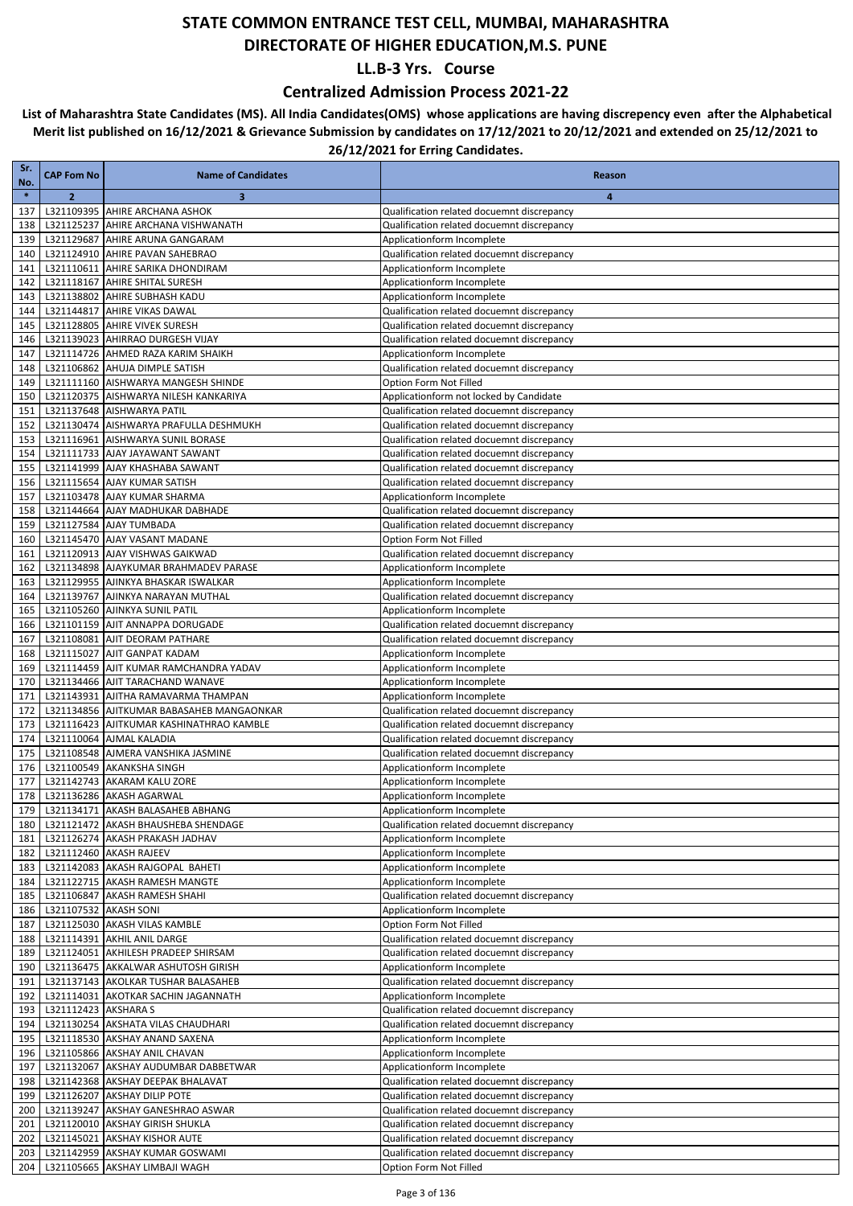# STATE COMMON ENTRANCE TEST CELL, MUMBAI, MAHARASHTRA

## DIRECTORATE OF HIGHER EDUCATION,M.S. PUNE

### LL.B-3 Yrs. Course

### Centralized Admission Process 2021-22

**List of Maharashtra State Candidates (MS). All India Candidates(OMS) whose applications are having discrepency even after the Alphabetical Merit list published on 16/12/2021 & Grievance Submission by candidates on 17/12/2021 to 20/12/2021 and extended on 25/12/2021 to 26/12/2021 for Erring Candidates.**

| Sr. No. | CAP Fom No | Name of Candidates | Reason |
|---|---|---|---|
| * | 2 | 3 | 4 |
| 137 | L321109395 | AHIRE ARCHANA ASHOK | Qualification related docuemnt discrepancy |
| 138 | L321125237 | AHIRE ARCHANA VISHWANATH | Qualification related docuemnt discrepancy |
| 139 | L321129687 | AHIRE ARUNA GANGARAM | Applicationform Incomplete |
| 140 | L321124910 | AHIRE PAVAN SAHEBRAO | Qualification related docuemnt discrepancy |
| 141 | L321110611 | AHIRE SARIKA DHONDIRAM | Applicationform Incomplete |
| 142 | L321118167 | AHIRE SHITAL SURESH | Applicationform Incomplete |
| 143 | L321138802 | AHIRE SUBHASH KADU | Applicationform Incomplete |
| 144 | L321144817 | AHIRE VIKAS DAWAL | Qualification related docuemnt discrepancy |
| 145 | L321128805 | AHIRE VIVEK SURESH | Qualification related docuemnt discrepancy |
| 146 | L321139023 | AHIRRAO DURGESH VIJAY | Qualification related docuemnt discrepancy |
| 147 | L321114726 | AHMED RAZA KARIM SHAIKH | Applicationform Incomplete |
| 148 | L321106862 | AHUJA DIMPLE SATISH | Qualification related docuemnt discrepancy |
| 149 | L321111160 | AISHWARYA MANGESH SHINDE | Option Form Not Filled |
| 150 | L321120375 | AISHWARYA NILESH KANKARIYA | Applicationform not locked by Candidate |
| 151 | L321137648 | AISHWARYA PATIL | Qualification related docuemnt discrepancy |
| 152 | L321130474 | AISHWARYA PRAFULLA DESHMUKH | Qualification related docuemnt discrepancy |
| 153 | L321116961 | AISHWARYA SUNIL BORASE | Qualification related docuemnt discrepancy |
| 154 | L321111733 | AJAY JAYAWANT SAWANT | Qualification related docuemnt discrepancy |
| 155 | L321141999 | AJAY KHASHABA SAWANT | Qualification related docuemnt discrepancy |
| 156 | L321115654 | AJAY KUMAR SATISH | Qualification related docuemnt discrepancy |
| 157 | L321103478 | AJAY KUMAR SHARMA | Applicationform Incomplete |
| 158 | L321144664 | AJAY MADHUKAR DABHADE | Qualification related docuemnt discrepancy |
| 159 | L321127584 | AJAY TUMBADA | Qualification related docuemnt discrepancy |
| 160 | L321145470 | AJAY VASANT MADANE | Option Form Not Filled |
| 161 | L321120913 | AJAY VISHWAS GAIKWAD | Qualification related docuemnt discrepancy |
| 162 | L321134898 | AJAYKUMAR BRAHMADEV PARASE | Applicationform Incomplete |
| 163 | L321129955 | AJINKYA BHASKAR ISWALKAR | Applicationform Incomplete |
| 164 | L321139767 | AJINKYA NARAYAN MUTHAL | Qualification related docuemnt discrepancy |
| 165 | L321105260 | AJINKYA SUNIL PATIL | Applicationform Incomplete |
| 166 | L321101159 | AJIT ANNAPPA DORUGADE | Qualification related docuemnt discrepancy |
| 167 | L321108081 | AJIT DEORAM PATHARE | Qualification related docuemnt discrepancy |
| 168 | L321115027 | AJIT GANPAT KADAM | Applicationform Incomplete |
| 169 | L321114459 | AJIT KUMAR RAMCHANDRA YADAV | Applicationform Incomplete |
| 170 | L321134466 | AJIT TARACHAND WANAVE | Applicationform Incomplete |
| 171 | L321143931 | AJITHA RAMAVARMA THAMPAN | Applicationform Incomplete |
| 172 | L321134856 | AJITKUMAR BABASAHEB MANGAONKAR | Qualification related docuemnt discrepancy |
| 173 | L321116423 | AJITKUMAR KASHINATHRAO KAMBLE | Qualification related docuemnt discrepancy |
| 174 | L321110064 | AJMAL KALADIA | Qualification related docuemnt discrepancy |
| 175 | L321108548 | AJMERA VANSHIKA JASMINE | Qualification related docuemnt discrepancy |
| 176 | L321100549 | AKANKSHA SINGH | Applicationform Incomplete |
| 177 | L321142743 | AKARAM KALU ZORE | Applicationform Incomplete |
| 178 | L321136286 | AKASH AGARWAL | Applicationform Incomplete |
| 179 | L321134171 | AKASH BALASAHEB ABHANG | Applicationform Incomplete |
| 180 | L321121472 | AKASH BHAUSHEBA SHENDAGE | Qualification related docuemnt discrepancy |
| 181 | L321126274 | AKASH PRAKASH JADHAV | Applicationform Incomplete |
| 182 | L321112460 | AKASH RAJEEV | Applicationform Incomplete |
| 183 | L321142083 | AKASH RAJGOPAL BAHETI | Applicationform Incomplete |
| 184 | L321122715 | AKASH RAMESH MANGTE | Applicationform Incomplete |
| 185 | L321106847 | AKASH RAMESH SHAHI | Qualification related docuemnt discrepancy |
| 186 | L321107532 | AKASH SONI | Applicationform Incomplete |
| 187 | L321125030 | AKASH VILAS KAMBLE | Option Form Not Filled |
| 188 | L321114391 | AKHIL ANIL DARGE | Qualification related docuemnt discrepancy |
| 189 | L321124051 | AKHILESH PRADEEP SHIRSAM | Qualification related docuemnt discrepancy |
| 190 | L321136475 | AKKALWAR ASHUTOSH GIRISH | Applicationform Incomplete |
| 191 | L321137143 | AKOLKAR TUSHAR BALASAHEB | Qualification related docuemnt discrepancy |
| 192 | L321114031 | AKOTKAR SACHIN JAGANNATH | Applicationform Incomplete |
| 193 | L321112423 | AKSHARA S | Qualification related docuemnt discrepancy |
| 194 | L321130254 | AKSHATA VILAS CHAUDHARI | Qualification related docuemnt discrepancy |
| 195 | L321118530 | AKSHAY ANAND SAXENA | Applicationform Incomplete |
| 196 | L321105866 | AKSHAY ANIL CHAVAN | Applicationform Incomplete |
| 197 | L321132067 | AKSHAY AUDUMBAR DABBETWAR | Applicationform Incomplete |
| 198 | L321142368 | AKSHAY DEEPAK BHALAVAT | Qualification related docuemnt discrepancy |
| 199 | L321126207 | AKSHAY DILIP POTE | Qualification related docuemnt discrepancy |
| 200 | L321139247 | AKSHAY GANESHRAO ASWAR | Qualification related docuemnt discrepancy |
| 201 | L321120010 | AKSHAY GIRISH SHUKLA | Qualification related docuemnt discrepancy |
| 202 | L321145021 | AKSHAY KISHOR AUTE | Qualification related docuemnt discrepancy |
| 203 | L321142959 | AKSHAY KUMAR GOSWAMI | Qualification related docuemnt discrepancy |
| 204 | L321105665 | AKSHAY LIMBAJI WAGH | Option Form Not Filled |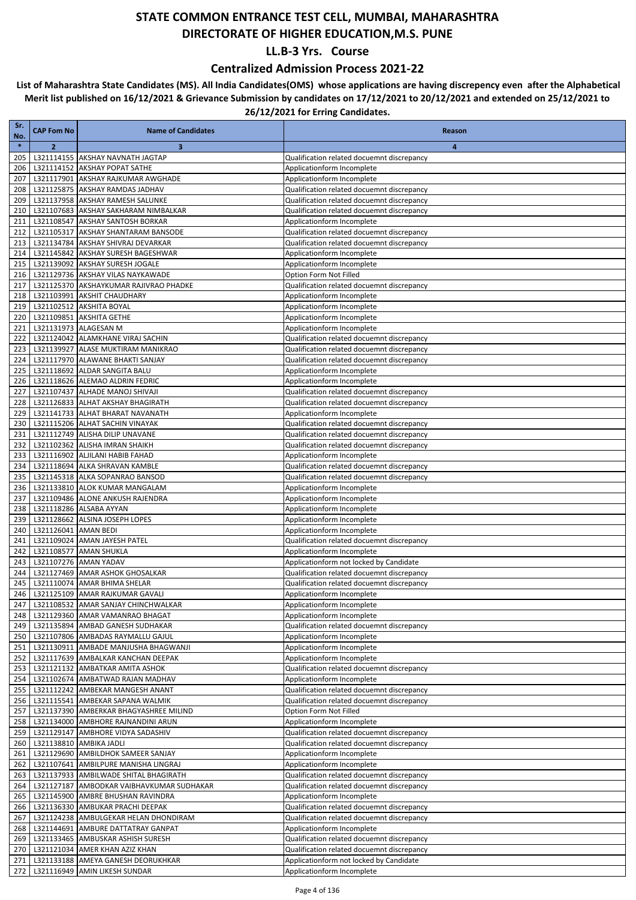# STATE COMMON ENTRANCE TEST CELL, MUMBAI, MAHARASHTRA

# DIRECTORATE OF HIGHER EDUCATION,M.S. PUNE

## LL.B-3 Yrs. Course

## Centralized Admission Process 2021-22

**List of Maharashtra State Candidates (MS). All India Candidates(OMS) whose applications are having discrepency even after the Alphabetical Merit list published on 16/12/2021 & Grievance Submission by candidates on 17/12/2021 to 20/12/2021 and extended on 25/12/2021 to 26/12/2021 for Erring Candidates.**

| Sr. No. | CAP Fom No | Name of Candidates | Reason |
|---|---|---|---|
| * | 2 | 3 | 4 |
| 205 | L321114155 | AKSHAY NAVNATH JAGTAP | Qualification related docuemnt discrepancy |
| 206 | L321114152 | AKSHAY POPAT SATHE | Applicationform Incomplete |
| 207 | L321117901 | AKSHAY RAJKUMAR AWGHADE | Applicationform Incomplete |
| 208 | L321125875 | AKSHAY RAMDAS JADHAV | Qualification related docuemnt discrepancy |
| 209 | L321137958 | AKSHAY RAMESH SALUNKE | Qualification related docuemnt discrepancy |
| 210 | L321107683 | AKSHAY SAKHARAM NIMBALKAR | Qualification related docuemnt discrepancy |
| 211 | L321108547 | AKSHAY SANTOSH BORKAR | Applicationform Incomplete |
| 212 | L321105317 | AKSHAY SHANTARAM BANSODE | Qualification related docuemnt discrepancy |
| 213 | L321134784 | AKSHAY SHIVRAJ DEVARKAR | Qualification related docuemnt discrepancy |
| 214 | L321145842 | AKSHAY SURESH BAGESHWAR | Applicationform Incomplete |
| 215 | L321139092 | AKSHAY SURESH JOGALE | Applicationform Incomplete |
| 216 | L321129736 | AKSHAY VILAS NAYKAWADE | Option Form Not Filled |
| 217 | L321125370 | AKSHAYKUMAR RAJIVRAO PHADKE | Qualification related docuemnt discrepancy |
| 218 | L321103991 | AKSHIT CHAUDHARY | Applicationform Incomplete |
| 219 | L321102512 | AKSHITA BOYAL | Applicationform Incomplete |
| 220 | L321109851 | AKSHITA GETHE | Applicationform Incomplete |
| 221 | L321131973 | ALAGESAN M | Applicationform Incomplete |
| 222 | L321124042 | ALAMKHANE VIRAJ SACHIN | Qualification related docuemnt discrepancy |
| 223 | L321139927 | ALASE MUKTIRAM MANIKRAO | Qualification related docuemnt discrepancy |
| 224 | L321117970 | ALAWANE BHAKTI SANJAY | Qualification related docuemnt discrepancy |
| 225 | L321118692 | ALDAR SANGITA BALU | Applicationform Incomplete |
| 226 | L321118626 | ALEMAO ALDRIN FEDRIC | Applicationform Incomplete |
| 227 | L321107437 | ALHADE MANOJ SHIVAJI | Qualification related docuemnt discrepancy |
| 228 | L321126833 | ALHAT AKSHAY BHAGIRATH | Qualification related docuemnt discrepancy |
| 229 | L321141733 | ALHAT BHARAT NAVANATH | Applicationform Incomplete |
| 230 | L321115206 | ALHAT SACHIN VINAYAK | Qualification related docuemnt discrepancy |
| 231 | L321112749 | ALISHA DILIP UNAVANE | Qualification related docuemnt discrepancy |
| 232 | L321102362 | ALISHA IMRAN SHAIKH | Qualification related docuemnt discrepancy |
| 233 | L321116902 | ALJILANI HABIB FAHAD | Applicationform Incomplete |
| 234 | L321118694 | ALKA SHRAVAN KAMBLE | Qualification related docuemnt discrepancy |
| 235 | L321145318 | ALKA SOPANRAO BANSOD | Qualification related docuemnt discrepancy |
| 236 | L321133810 | ALOK KUMAR MANGALAM | Applicationform Incomplete |
| 237 | L321109486 | ALONE ANKUSH RAJENDRA | Applicationform Incomplete |
| 238 | L321118286 | ALSABA AYYAN | Applicationform Incomplete |
| 239 | L321128662 | ALSINA JOSEPH LOPES | Applicationform Incomplete |
| 240 | L321126041 | AMAN BEDI | Applicationform Incomplete |
| 241 | L321109024 | AMAN JAYESH PATEL | Qualification related docuemnt discrepancy |
| 242 | L321108577 | AMAN SHUKLA | Applicationform Incomplete |
| 243 | L321107276 | AMAN YADAV | Applicationform not locked by Candidate |
| 244 | L321127469 | AMAR ASHOK GHOSALKAR | Qualification related docuemnt discrepancy |
| 245 | L321110074 | AMAR BHIMA SHELAR | Qualification related docuemnt discrepancy |
| 246 | L321125109 | AMAR RAJKUMAR GAVALI | Applicationform Incomplete |
| 247 | L321108532 | AMAR SANJAY CHINCHWALKAR | Applicationform Incomplete |
| 248 | L321129360 | AMAR VAMANRAO BHAGAT | Applicationform Incomplete |
| 249 | L321135894 | AMBAD GANESH SUDHAKAR | Qualification related docuemnt discrepancy |
| 250 | L321107806 | AMBADAS RAYMALLU GAJUL | Applicationform Incomplete |
| 251 | L321130911 | AMBADE MANJUSHA BHAGWANJI | Applicationform Incomplete |
| 252 | L321117639 | AMBALKAR KANCHAN DEEPAK | Applicationform Incomplete |
| 253 | L321121132 | AMBATKAR AMITA ASHOK | Qualification related docuemnt discrepancy |
| 254 | L321102674 | AMBATWAD RAJAN MADHAV | Applicationform Incomplete |
| 255 | L321112242 | AMBEKAR MANGESH ANANT | Qualification related docuemnt discrepancy |
| 256 | L321115541 | AMBEKAR SAPANA WALMIK | Qualification related docuemnt discrepancy |
| 257 | L321137390 | AMBERKAR BHAGYASHREE MILIND | Option Form Not Filled |
| 258 | L321134000 | AMBHORE RAJNANDINI ARUN | Applicationform Incomplete |
| 259 | L321129147 | AMBHORE VIDYA SADASHIV | Qualification related docuemnt discrepancy |
| 260 | L321138810 | AMBIKA JADLI | Qualification related docuemnt discrepancy |
| 261 | L321129690 | AMBILDHOK SAMEER SANJAY | Applicationform Incomplete |
| 262 | L321107641 | AMBILPURE MANISHA LINGRAJ | Applicationform Incomplete |
| 263 | L321137933 | AMBILWADE SHITAL BHAGIRATH | Qualification related docuemnt discrepancy |
| 264 | L321127187 | AMBODKAR VAIBHAVKUMAR SUDHAKAR | Qualification related docuemnt discrepancy |
| 265 | L321145900 | AMBRE BHUSHAN RAVINDRA | Applicationform Incomplete |
| 266 | L321136330 | AMBUKAR PRACHI DEEPAK | Qualification related docuemnt discrepancy |
| 267 | L321124238 | AMBULGEKAR HELAN DHONDIRAM | Qualification related docuemnt discrepancy |
| 268 | L321144691 | AMBURE DATTATRAY GANPAT | Applicationform Incomplete |
| 269 | L321133465 | AMBUSKAR ASHISH SURESH | Qualification related docuemnt discrepancy |
| 270 | L321121034 | AMER KHAN AZIZ KHAN | Qualification related docuemnt discrepancy |
| 271 | L321133188 | AMEYA GANESH DEORUKHKAR | Applicationform not locked by Candidate |
| 272 | L321116949 | AMIN LIKESH SUNDAR | Applicationform Incomplete |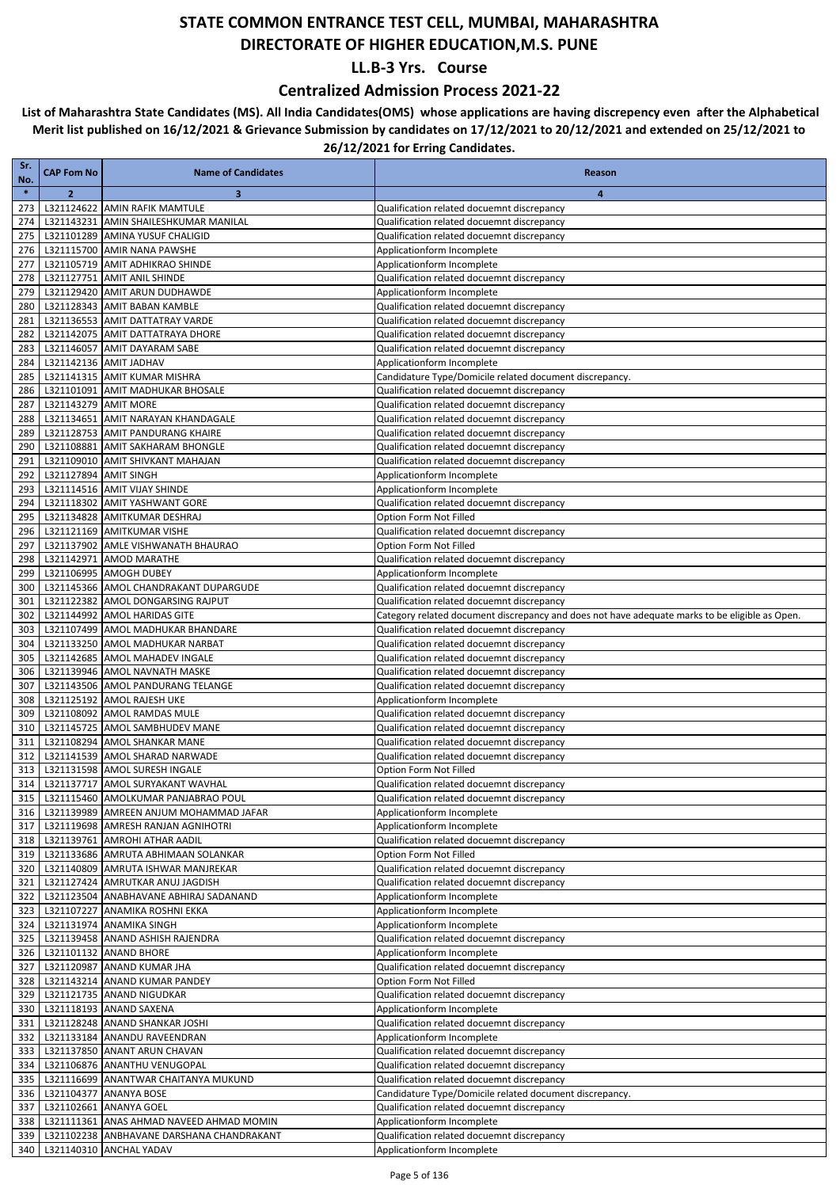# STATE COMMON ENTRANCE TEST CELL, MUMBAI, MAHARASHTRA

## DIRECTORATE OF HIGHER EDUCATION,M.S. PUNE

### LL.B-3 Yrs. Course

### Centralized Admission Process 2021-22

**List of Maharashtra State Candidates (MS). All India Candidates(OMS) whose applications are having discrepency even after the Alphabetical Merit list published on 16/12/2021 & Grievance Submission by candidates on 17/12/2021 to 20/12/2021 and extended on 25/12/2021 to 26/12/2021 for Erring Candidates.**

| Sr. No. | CAP Fom No | Name of Candidates | Reason |
|---|---|---|---|
| * | 2 | 3 | 4 |
| 273 | L321124622 | AMIN RAFIK MAMTULE | Qualification related docuemnt discrepancy |
| 274 | L321143231 | AMIN SHAILESHKUMAR MANILAL | Qualification related docuemnt discrepancy |
| 275 | L321101289 | AMINA YUSUF CHALIGID | Qualification related docuemnt discrepancy |
| 276 | L321115700 | AMIR NANA PAWSHE | Applicationform Incomplete |
| 277 | L321105719 | AMIT ADHIKRAO SHINDE | Applicationform Incomplete |
| 278 | L321127751 | AMIT ANIL SHINDE | Qualification related docuemnt discrepancy |
| 279 | L321129420 | AMIT ARUN DUDHAWDE | Applicationform Incomplete |
| 280 | L321128343 | AMIT BABAN KAMBLE | Qualification related docuemnt discrepancy |
| 281 | L321136553 | AMIT DATTATRAY VARDE | Qualification related docuemnt discrepancy |
| 282 | L321142075 | AMIT DATTATRAYA DHORE | Qualification related docuemnt discrepancy |
| 283 | L321146057 | AMIT DAYARAM SABE | Qualification related docuemnt discrepancy |
| 284 | L321142136 | AMIT JADHAV | Applicationform Incomplete |
| 285 | L321141315 | AMIT KUMAR MISHRA | Candidature Type/Domicile related document discrepancy. |
| 286 | L321101091 | AMIT MADHUKAR BHOSALE | Qualification related docuemnt discrepancy |
| 287 | L321143279 | AMIT MORE | Qualification related docuemnt discrepancy |
| 288 | L321134651 | AMIT NARAYAN KHANDAGALE | Qualification related docuemnt discrepancy |
| 289 | L321128753 | AMIT PANDURANG KHAIRE | Qualification related docuemnt discrepancy |
| 290 | L321108881 | AMIT SAKHARAM BHONGLE | Qualification related docuemnt discrepancy |
| 291 | L321109010 | AMIT SHIVKANT MAHAJAN | Qualification related docuemnt discrepancy |
| 292 | L321127894 | AMIT SINGH | Applicationform Incomplete |
| 293 | L321114516 | AMIT VIJAY SHINDE | Applicationform Incomplete |
| 294 | L321118302 | AMIT YASHWANT GORE | Qualification related docuemnt discrepancy |
| 295 | L321134828 | AMITKUMAR DESHRAJ | Option Form Not Filled |
| 296 | L321121169 | AMITKUMAR VISHE | Qualification related docuemnt discrepancy |
| 297 | L321137902 | AMLE VISHWANATH BHAURAO | Option Form Not Filled |
| 298 | L321142971 | AMOD MARATHE | Qualification related docuemnt discrepancy |
| 299 | L321106995 | AMOGH DUBEY | Applicationform Incomplete |
| 300 | L321145366 | AMOL CHANDRAKANT DUPARGUDE | Qualification related docuemnt discrepancy |
| 301 | L321122382 | AMOL DONGARSING RAJPUT | Qualification related docuemnt discrepancy |
| 302 | L321144992 | AMOL HARIDAS GITE | Category related document discrepancy and does not have adequate marks to be eligible as Open. |
| 303 | L321107499 | AMOL MADHUKAR BHANDARE | Qualification related docuemnt discrepancy |
| 304 | L321133250 | AMOL MADHUKAR NARBAT | Qualification related docuemnt discrepancy |
| 305 | L321142685 | AMOL MAHADEV INGALE | Qualification related docuemnt discrepancy |
| 306 | L321139946 | AMOL NAVNATH MASKE | Qualification related docuemnt discrepancy |
| 307 | L321143506 | AMOL PANDURANG TELANGE | Qualification related docuemnt discrepancy |
| 308 | L321125192 | AMOL RAJESH UKE | Applicationform Incomplete |
| 309 | L321108092 | AMOL RAMDAS MULE | Qualification related docuemnt discrepancy |
| 310 | L321145725 | AMOL SAMBHUDEV MANE | Qualification related docuemnt discrepancy |
| 311 | L321108294 | AMOL SHANKAR MANE | Qualification related docuemnt discrepancy |
| 312 | L321141539 | AMOL SHARAD NARWADE | Qualification related docuemnt discrepancy |
| 313 | L321131598 | AMOL SURESH INGALE | Option Form Not Filled |
| 314 | L321137717 | AMOL SURYAKANT WAVHAL | Qualification related docuemnt discrepancy |
| 315 | L321115460 | AMOLKUMAR PANJABRAO POUL | Qualification related docuemnt discrepancy |
| 316 | L321139989 | AMREEN ANJUM MOHAMMAD JAFAR | Applicationform Incomplete |
| 317 | L321119698 | AMRESH RANJAN AGNIHOTRI | Applicationform Incomplete |
| 318 | L321139761 | AMROHI ATHAR AADIL | Qualification related docuemnt discrepancy |
| 319 | L321133686 | AMRUTA ABHIMAAN SOLANKAR | Option Form Not Filled |
| 320 | L321140809 | AMRUTA ISHWAR MANJREKAR | Qualification related docuemnt discrepancy |
| 321 | L321127424 | AMRUTKAR ANUJ JAGDISH | Qualification related docuemnt discrepancy |
| 322 | L321123504 | ANABHAVANE ABHIRAJ SADANAND | Applicationform Incomplete |
| 323 | L321107227 | ANAMIKA ROSHNI EKKA | Applicationform Incomplete |
| 324 | L321131974 | ANAMIKA SINGH | Applicationform Incomplete |
| 325 | L321139458 | ANAND ASHISH RAJENDRA | Qualification related docuemnt discrepancy |
| 326 | L321101132 | ANAND BHORE | Applicationform Incomplete |
| 327 | L321120987 | ANAND KUMAR JHA | Qualification related docuemnt discrepancy |
| 328 | L321143214 | ANAND KUMAR PANDEY | Option Form Not Filled |
| 329 | L321121735 | ANAND NIGUDKAR | Qualification related docuemnt discrepancy |
| 330 | L321118193 | ANAND SAXENA | Applicationform Incomplete |
| 331 | L321128248 | ANAND SHANKAR JOSHI | Qualification related docuemnt discrepancy |
| 332 | L321133184 | ANANDU RAVEENDRAN | Applicationform Incomplete |
| 333 | L321137850 | ANANT ARUN CHAVAN | Qualification related docuemnt discrepancy |
| 334 | L321106876 | ANANTHU VENUGOPAL | Qualification related docuemnt discrepancy |
| 335 | L321116699 | ANANTWAR CHAITANYA MUKUND | Qualification related docuemnt discrepancy |
| 336 | L321104377 | ANANYA BOSE | Candidature Type/Domicile related document discrepancy. |
| 337 | L321102661 | ANANYA GOEL | Qualification related docuemnt discrepancy |
| 338 | L321111361 | ANAS AHMAD NAVEED AHMAD MOMIN | Applicationform Incomplete |
| 339 | L321102238 | ANBHAVANE DARSHANA CHANDRAKANT | Qualification related docuemnt discrepancy |
| 340 | L321140310 | ANCHAL YADAV | Applicationform Incomplete |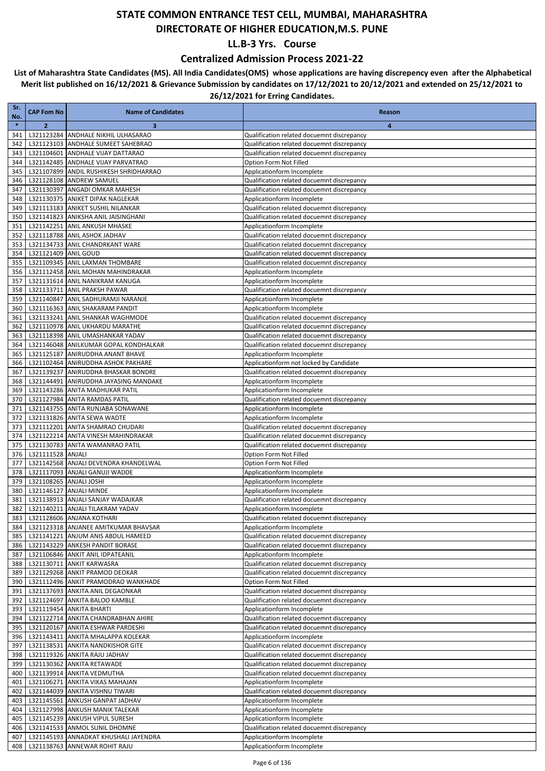# STATE COMMON ENTRANCE TEST CELL, MUMBAI, MAHARASHTRA

## DIRECTORATE OF HIGHER EDUCATION,M.S. PUNE

### LL.B-3 Yrs. Course

### Centralized Admission Process 2021-22

**List of Maharashtra State Candidates (MS). All India Candidates(OMS) whose applications are having discrepency even after the Alphabetical Merit list published on 16/12/2021 & Grievance Submission by candidates on 17/12/2021 to 20/12/2021 and extended on 25/12/2021 to 26/12/2021 for Erring Candidates.**

| Sr. No. | CAP Fom No | Name of Candidates | Reason |
|---|---|---|---|
| * | 2 | 3 | 4 |
| 341 | L321123284 | ANDHALE NIKHIL ULHASARAO | Qualification related docuemnt discrepancy |
| 342 | L321123103 | ANDHALE SUMEET SAHEBRAO | Qualification related docuemnt discrepancy |
| 343 | L321104601 | ANDHALE VIJAY DATTARAO | Qualification related docuemnt discrepancy |
| 344 | L321142485 | ANDHALE VIJAY PARVATRAO | Option Form Not Filled |
| 345 | L321107899 | ANDIL RUSHIKESH SHRIDHARRAO | Applicationform Incomplete |
| 346 | L321128108 | ANDREW SAMUEL | Qualification related docuemnt discrepancy |
| 347 | L321130397 | ANGADI OMKAR MAHESH | Qualification related docuemnt discrepancy |
| 348 | L321130375 | ANIKET DIPAK NAGLEKAR | Applicationform Incomplete |
| 349 | L321113183 | ANIKET SUSHIL NILANKAR | Qualification related docuemnt discrepancy |
| 350 | L321141823 | ANIKSHA ANIL JAISINGHANI | Qualification related docuemnt discrepancy |
| 351 | L321142251 | ANIL ANKUSH MHASKE | Applicationform Incomplete |
| 352 | L321118788 | ANIL ASHOK JADHAV | Qualification related docuemnt discrepancy |
| 353 | L321134733 | ANIL CHANDRKANT WARE | Qualification related docuemnt discrepancy |
| 354 | L321121409 | ANIL GOUD | Qualification related docuemnt discrepancy |
| 355 | L321109345 | ANIL LAXMAN THOMBARE | Qualification related docuemnt discrepancy |
| 356 | L321112458 | ANIL MOHAN MAHINDRAKAR | Applicationform Incomplete |
| 357 | L321131614 | ANIL NANIKRAM KANUGA | Applicationform Incomplete |
| 358 | L321133711 | ANIL PRAKSH PAWAR | Qualification related docuemnt discrepancy |
| 359 | L321140847 | ANIL SADHURAMJI NARANJE | Applicationform Incomplete |
| 360 | L321116363 | ANIL SHAKARAM PANDIT | Applicationform Incomplete |
| 361 | L321133241 | ANIL SHANKAR WAGHMODE | Qualification related docuemnt discrepancy |
| 362 | L321110978 | ANIL UKHARDU MARATHE | Qualification related docuemnt discrepancy |
| 363 | L321118398 | ANIL UMASHANKAR YADAV | Qualification related docuemnt discrepancy |
| 364 | L321146048 | ANILKUMAR GOPAL KONDHALKAR | Qualification related docuemnt discrepancy |
| 365 | L321125187 | ANIRUDDHA ANANT BHAVE | Applicationform Incomplete |
| 366 | L321102464 | ANIRUDDHA ASHOK PAKHARE | Applicationform not locked by Candidate |
| 367 | L321139237 | ANIRUDDHA BHASKAR BONDRE | Qualification related docuemnt discrepancy |
| 368 | L321144491 | ANIRUDDHA JAYASING MANDAKE | Applicationform Incomplete |
| 369 | L321143286 | ANITA MADHUKAR PATIL | Applicationform Incomplete |
| 370 | L321127984 | ANITA RAMDAS PATIL | Qualification related docuemnt discrepancy |
| 371 | L321143755 | ANITA RUNJABA SONAWANE | Applicationform Incomplete |
| 372 | L321131826 | ANITA SEWA WADTE | Applicationform Incomplete |
| 373 | L321112201 | ANITA SHAMRAO CHUDARI | Qualification related docuemnt discrepancy |
| 374 | L321122214 | ANITA VINESH MAHINDRAKAR | Qualification related docuemnt discrepancy |
| 375 | L321130783 | ANITA WAMANRAO PATIL | Qualification related docuemnt discrepancy |
| 376 | L321111528 | ANJALI | Option Form Not Filled |
| 377 | L321142568 | ANJALI DEVENDRA KHANDELWAL | Option Form Not Filled |
| 378 | L321117093 | ANJALI GANUJI WADDE | Applicationform Incomplete |
| 379 | L321108265 | ANJALI JOSHI | Applicationform Incomplete |
| 380 | L321146127 | ANJALI MINDE | Applicationform Incomplete |
| 381 | L321138913 | ANJALI SANJAY WADAJKAR | Qualification related docuemnt discrepancy |
| 382 | L321140211 | ANJALI TILAKRAM YADAV | Applicationform Incomplete |
| 383 | L321128606 | ANJANA KOTHARI | Qualification related docuemnt discrepancy |
| 384 | L321123318 | ANJANEE AMITKUMAR BHAVSAR | Applicationform Incomplete |
| 385 | L321141221 | ANJUM ANIS ABDUL HAMEED | Qualification related docuemnt discrepancy |
| 386 | L321143229 | ANKESH PANDIT BORASE | Qualification related docuemnt discrepancy |
| 387 | L321106846 | ANKIT ANIL IDPATEANIL | Applicationform Incomplete |
| 388 | L321130711 | ANKIT KARWASRA | Qualification related docuemnt discrepancy |
| 389 | L321129268 | ANKIT PRAMOD DEOKAR | Qualification related docuemnt discrepancy |
| 390 | L321112496 | ANKIT PRAMODRAO WANKHADE | Option Form Not Filled |
| 391 | L321137693 | ANKITA ANIL DEGAONKAR | Qualification related docuemnt discrepancy |
| 392 | L321124697 | ANKITA BALOO KAMBLE | Qualification related docuemnt discrepancy |
| 393 | L321119454 | ANKITA BHARTI | Applicationform Incomplete |
| 394 | L321122714 | ANKITA CHANDRABHAN AHIRE | Qualification related docuemnt discrepancy |
| 395 | L321120167 | ANKITA ESHWAR PARDESHI | Qualification related docuemnt discrepancy |
| 396 | L321143411 | ANKITA MHALAPPA KOLEKAR | Applicationform Incomplete |
| 397 | L321138531 | ANKITA NANDKISHOR GITE | Qualification related docuemnt discrepancy |
| 398 | L321119326 | ANKITA RAJU JADHAV | Qualification related docuemnt discrepancy |
| 399 | L321130362 | ANKITA RETAWADE | Qualification related docuemnt discrepancy |
| 400 | L321139914 | ANKITA VEDMUTHA | Qualification related docuemnt discrepancy |
| 401 | L321106271 | ANKITA VIKAS MAHAJAN | Applicationform Incomplete |
| 402 | L321144039 | ANKITA VISHNU TIWARI | Qualification related docuemnt discrepancy |
| 403 | L321145561 | ANKUSH GANPAT JADHAV | Applicationform Incomplete |
| 404 | L321127998 | ANKUSH MANIK TALEKAR | Applicationform Incomplete |
| 405 | L321145239 | ANKUSH VIPUL SURESH | Applicationform Incomplete |
| 406 | L321141533 | ANMOL SUNIL DHOMNE | Qualification related docuemnt discrepancy |
| 407 | L321145193 | ANNADKAT KHUSHALI JAYENDRA | Applicationform Incomplete |
| 408 | L321138763 | ANNEWAR ROHIT RAJU | Applicationform Incomplete |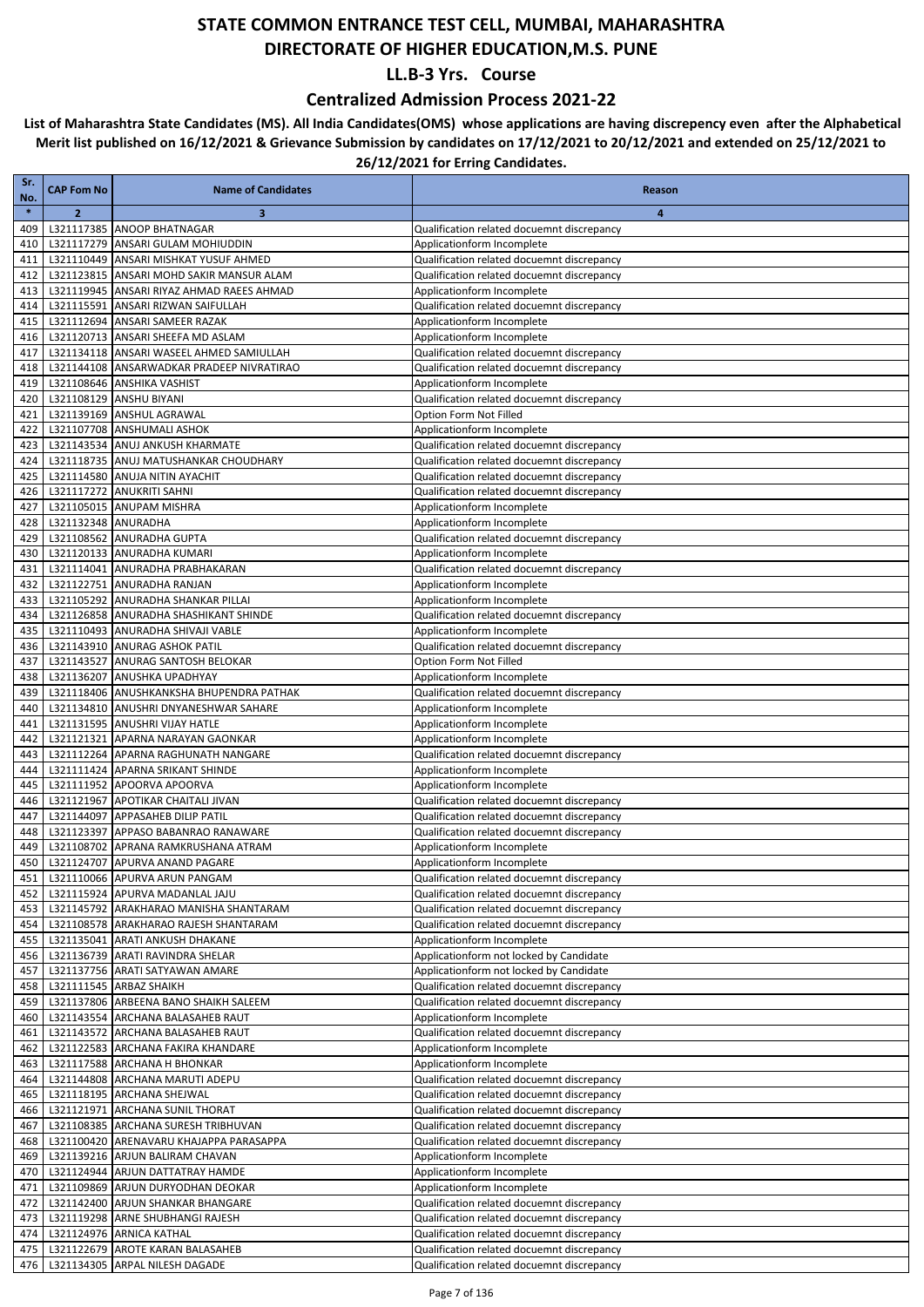# STATE COMMON ENTRANCE TEST CELL, MUMBAI, MAHARASHTRA

## DIRECTORATE OF HIGHER EDUCATION,M.S. PUNE

### LL.B-3 Yrs. Course

### Centralized Admission Process 2021-22

**List of Maharashtra State Candidates (MS). All India Candidates(OMS) whose applications are having discrepency even after the Alphabetical Merit list published on 16/12/2021 & Grievance Submission by candidates on 17/12/2021 to 20/12/2021 and extended on 25/12/2021 to 26/12/2021 for Erring Candidates.**

| Sr. No. | CAP Fom No | Name of Candidates | Reason |
|---|---|---|---|
| * | 2 | 3 | 4 |
| 409 | L321117385 | ANOOP BHATNAGAR | Qualification related docuemnt discrepancy |
| 410 | L321117279 | ANSARI GULAM MOHIUDDIN | Applicationform Incomplete |
| 411 | L321110449 | ANSARI MISHKAT YUSUF AHMED | Qualification related docuemnt discrepancy |
| 412 | L321123815 | ANSARI MOHD SAKIR MANSUR ALAM | Qualification related docuemnt discrepancy |
| 413 | L321119945 | ANSARI RIYAZ AHMAD RAEES AHMAD | Applicationform Incomplete |
| 414 | L321115591 | ANSARI RIZWAN SAIFULLAH | Qualification related docuemnt discrepancy |
| 415 | L321112694 | ANSARI SAMEER RAZAK | Applicationform Incomplete |
| 416 | L321120713 | ANSARI SHEEFA MD ASLAM | Applicationform Incomplete |
| 417 | L321134118 | ANSARI WASEEL AHMED SAMIULLAH | Qualification related docuemnt discrepancy |
| 418 | L321144108 | ANSARWADKAR PRADEEP NIVRATIRAO | Qualification related docuemnt discrepancy |
| 419 | L321108646 | ANSHIKA VASHIST | Applicationform Incomplete |
| 420 | L321108129 | ANSHU BIYANI | Qualification related docuemnt discrepancy |
| 421 | L321139169 | ANSHUL AGRAWAL | Option Form Not Filled |
| 422 | L321107708 | ANSHUMALI ASHOK | Applicationform Incomplete |
| 423 | L321143534 | ANUJ ANKUSH KHARMATE | Qualification related docuemnt discrepancy |
| 424 | L321118735 | ANUJ MATUSHANKAR CHOUDHARY | Qualification related docuemnt discrepancy |
| 425 | L321114580 | ANUJA NITIN AYACHIT | Qualification related docuemnt discrepancy |
| 426 | L321117272 | ANUKRITI SAHNI | Qualification related docuemnt discrepancy |
| 427 | L321105015 | ANUPAM MISHRA | Applicationform Incomplete |
| 428 | L321132348 | ANURADHA | Applicationform Incomplete |
| 429 | L321108562 | ANURADHA GUPTA | Qualification related docuemnt discrepancy |
| 430 | L321120133 | ANURADHA KUMARI | Applicationform Incomplete |
| 431 | L321114041 | ANURADHA PRABHAKARAN | Qualification related docuemnt discrepancy |
| 432 | L321122751 | ANURADHA RANJAN | Applicationform Incomplete |
| 433 | L321105292 | ANURADHA SHANKAR PILLAI | Applicationform Incomplete |
| 434 | L321126858 | ANURADHA SHASHIKANT SHINDE | Qualification related docuemnt discrepancy |
| 435 | L321110493 | ANURADHA SHIVAJI VABLE | Applicationform Incomplete |
| 436 | L321143910 | ANURAG ASHOK PATIL | Qualification related docuemnt discrepancy |
| 437 | L321143527 | ANURAG SANTOSH BELOKAR | Option Form Not Filled |
| 438 | L321136207 | ANUSHKA UPADHYAY | Applicationform Incomplete |
| 439 | L321118406 | ANUSHKANKSHA BHUPENDRA PATHAK | Qualification related docuemnt discrepancy |
| 440 | L321134810 | ANUSHRI DNYANESHWAR SAHARE | Applicationform Incomplete |
| 441 | L321131595 | ANUSHRI VIJAY HATLE | Applicationform Incomplete |
| 442 | L321121321 | APARNA NARAYAN GAONKAR | Applicationform Incomplete |
| 443 | L321112264 | APARNA RAGHUNATH NANGARE | Qualification related docuemnt discrepancy |
| 444 | L321111424 | APARNA SRIKANT SHINDE | Applicationform Incomplete |
| 445 | L321111952 | APOORVA APOORVA | Applicationform Incomplete |
| 446 | L321121967 | APOTIKAR CHAITALI JIVAN | Qualification related docuemnt discrepancy |
| 447 | L321144097 | APPASAHEB DILIP PATIL | Qualification related docuemnt discrepancy |
| 448 | L321123397 | APPASO BABANRAO RANAWARE | Qualification related docuemnt discrepancy |
| 449 | L321108702 | APRANA RAMKRUSHANA ATRAM | Applicationform Incomplete |
| 450 | L321124707 | APURVA ANAND PAGARE | Applicationform Incomplete |
| 451 | L321110066 | APURVA ARUN PANGAM | Qualification related docuemnt discrepancy |
| 452 | L321115924 | APURVA MADANLAL JAJU | Qualification related docuemnt discrepancy |
| 453 | L321145792 | ARAKHARAO MANISHA SHANTARAM | Qualification related docuemnt discrepancy |
| 454 | L321108578 | ARAKHARAO RAJESH SHANTARAM | Qualification related docuemnt discrepancy |
| 455 | L321135041 | ARATI ANKUSH DHAKANE | Applicationform Incomplete |
| 456 | L321136739 | ARATI RAVINDRA SHELAR | Applicationform not locked by Candidate |
| 457 | L321137756 | ARATI SATYAWAN AMARE | Applicationform not locked by Candidate |
| 458 | L321111545 | ARBAZ SHAIKH | Qualification related docuemnt discrepancy |
| 459 | L321137806 | ARBEENA BANO SHAIKH SALEEM | Qualification related docuemnt discrepancy |
| 460 | L321143554 | ARCHANA BALASAHEB RAUT | Applicationform Incomplete |
| 461 | L321143572 | ARCHANA BALASAHEB RAUT | Qualification related docuemnt discrepancy |
| 462 | L321122583 | ARCHANA FAKIRA KHANDARE | Applicationform Incomplete |
| 463 | L321117588 | ARCHANA H BHONKAR | Applicationform Incomplete |
| 464 | L321144808 | ARCHANA MARUTI ADEPU | Qualification related docuemnt discrepancy |
| 465 | L321118195 | ARCHANA SHEJWAL | Qualification related docuemnt discrepancy |
| 466 | L321121971 | ARCHANA SUNIL THORAT | Qualification related docuemnt discrepancy |
| 467 | L321108385 | ARCHANA SURESH TRIBHUVAN | Qualification related docuemnt discrepancy |
| 468 | L321100420 | ARENAVARU KHAJAPPA PARASAPPA | Qualification related docuemnt discrepancy |
| 469 | L321139216 | ARJUN BALIRAM CHAVAN | Applicationform Incomplete |
| 470 | L321124944 | ARJUN DATTATRAY HAMDE | Applicationform Incomplete |
| 471 | L321109869 | ARJUN DURYODHAN DEOKAR | Applicationform Incomplete |
| 472 | L321142400 | ARJUN SHANKAR BHANGARE | Qualification related docuemnt discrepancy |
| 473 | L321119298 | ARNE SHUBHANGI RAJESH | Qualification related docuemnt discrepancy |
| 474 | L321124976 | ARNICA KATHAL | Qualification related docuemnt discrepancy |
| 475 | L321122679 | AROTE KARAN BALASAHEB | Qualification related docuemnt discrepancy |
| 476 | L321134305 | ARPAL NILESH DAGADE | Qualification related docuemnt discrepancy |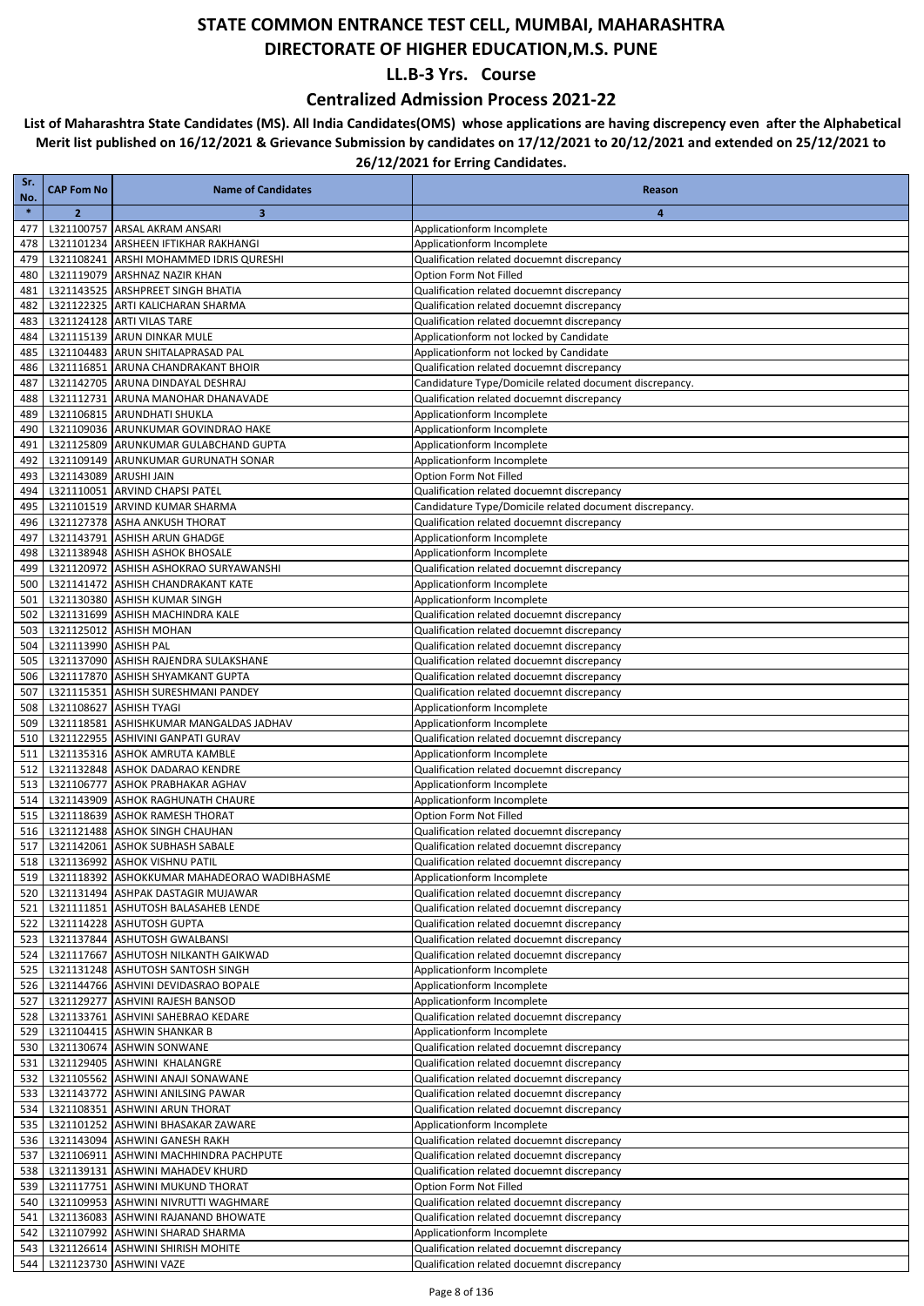# STATE COMMON ENTRANCE TEST CELL, MUMBAI, MAHARASHTRA

# DIRECTORATE OF HIGHER EDUCATION,M.S. PUNE

## LL.B-3 Yrs. Course

## Centralized Admission Process 2021-22

**List of Maharashtra State Candidates (MS). All India Candidates(OMS) whose applications are having discrepency even after the Alphabetical Merit list published on 16/12/2021 & Grievance Submission by candidates on 17/12/2021 to 20/12/2021 and extended on 25/12/2021 to 26/12/2021 for Erring Candidates.**

| Sr. No. | CAP Fom No | Name of Candidates | Reason |
|---|---|---|---|
| * | 2 | 3 | 4 |
| 477 | L321100757 | ARSAL AKRAM ANSARI | Applicationform Incomplete |
| 478 | L321101234 | ARSHEEN IFTIKHAR RAKHANGI | Applicationform Incomplete |
| 479 | L321108241 | ARSHI MOHAMMED IDRIS QURESHI | Qualification related docuemnt discrepancy |
| 480 | L321119079 | ARSHNAZ NAZIR KHAN | Option Form Not Filled |
| 481 | L321143525 | ARSHPREET SINGH BHATIA | Qualification related docuemnt discrepancy |
| 482 | L321122325 | ARTI KALICHARAN SHARMA | Qualification related docuemnt discrepancy |
| 483 | L321124128 | ARTI VILAS TARE | Qualification related docuemnt discrepancy |
| 484 | L321115139 | ARUN DINKAR MULE | Applicationform not locked by Candidate |
| 485 | L321104483 | ARUN SHITALAPRASAD PAL | Applicationform not locked by Candidate |
| 486 | L321116851 | ARUNA CHANDRAKANT BHOIR | Qualification related docuemnt discrepancy |
| 487 | L321142705 | ARUNA DINDAYAL DESHRAJ | Candidature Type/Domicile related document discrepancy. |
| 488 | L321112731 | ARUNA MANOHAR DHANAVADE | Qualification related docuemnt discrepancy |
| 489 | L321106815 | ARUNDHATI SHUKLA | Applicationform Incomplete |
| 490 | L321109036 | ARUNKUMAR GOVINDRAO HAKE | Applicationform Incomplete |
| 491 | L321125809 | ARUNKUMAR GULABCHAND GUPTA | Applicationform Incomplete |
| 492 | L321109149 | ARUNKUMAR GURUNATH SONAR | Applicationform Incomplete |
| 493 | L321143089 | ARUSHI JAIN | Option Form Not Filled |
| 494 | L321110051 | ARVIND CHAPSI PATEL | Qualification related docuemnt discrepancy |
| 495 | L321101519 | ARVIND KUMAR SHARMA | Candidature Type/Domicile related document discrepancy. |
| 496 | L321127378 | ASHA ANKUSH THORAT | Qualification related docuemnt discrepancy |
| 497 | L321143791 | ASHISH ARUN GHADGE | Applicationform Incomplete |
| 498 | L321138948 | ASHISH ASHOK BHOSALE | Applicationform Incomplete |
| 499 | L321120972 | ASHISH ASHOKRAO SURYAWANSHI | Qualification related docuemnt discrepancy |
| 500 | L321141472 | ASHISH CHANDRAKANT KATE | Applicationform Incomplete |
| 501 | L321130380 | ASHISH KUMAR SINGH | Applicationform Incomplete |
| 502 | L321131699 | ASHISH MACHINDRA KALE | Qualification related docuemnt discrepancy |
| 503 | L321125012 | ASHISH MOHAN | Qualification related docuemnt discrepancy |
| 504 | L321113990 | ASHISH PAL | Qualification related docuemnt discrepancy |
| 505 | L321137090 | ASHISH RAJENDRA SULAKSHANE | Qualification related docuemnt discrepancy |
| 506 | L321117870 | ASHISH SHYAMKANT GUPTA | Qualification related docuemnt discrepancy |
| 507 | L321115351 | ASHISH SURESHMANI PANDEY | Qualification related docuemnt discrepancy |
| 508 | L321108627 | ASHISH TYAGI | Applicationform Incomplete |
| 509 | L321118581 | ASHISHKUMAR MANGALDAS JADHAV | Applicationform Incomplete |
| 510 | L321122955 | ASHIVINI GANPATI GURAV | Qualification related docuemnt discrepancy |
| 511 | L321135316 | ASHOK AMRUTA KAMBLE | Applicationform Incomplete |
| 512 | L321132848 | ASHOK DADARAO KENDRE | Qualification related docuemnt discrepancy |
| 513 | L321106777 | ASHOK PRABHAKAR AGHAV | Applicationform Incomplete |
| 514 | L321143909 | ASHOK RAGHUNATH CHAURE | Applicationform Incomplete |
| 515 | L321118639 | ASHOK RAMESH THORAT | Option Form Not Filled |
| 516 | L321121488 | ASHOK SINGH CHAUHAN | Qualification related docuemnt discrepancy |
| 517 | L321142061 | ASHOK SUBHASH SABALE | Qualification related docuemnt discrepancy |
| 518 | L321136992 | ASHOK VISHNU PATIL | Qualification related docuemnt discrepancy |
| 519 | L321118392 | ASHOKKUMAR MAHADEORAO WADIBHASME | Applicationform Incomplete |
| 520 | L321131494 | ASHPAK DASTAGIR MUJAWAR | Qualification related docuemnt discrepancy |
| 521 | L321111851 | ASHUTOSH BALASAHEB LENDE | Qualification related docuemnt discrepancy |
| 522 | L321114228 | ASHUTOSH GUPTA | Qualification related docuemnt discrepancy |
| 523 | L321137844 | ASHUTOSH GWALBANSI | Qualification related docuemnt discrepancy |
| 524 | L321117667 | ASHUTOSH NILKANTH GAIKWAD | Qualification related docuemnt discrepancy |
| 525 | L321131248 | ASHUTOSH SANTOSH SINGH | Applicationform Incomplete |
| 526 | L321144766 | ASHVINI DEVIDASRAO BOPALE | Applicationform Incomplete |
| 527 | L321129277 | ASHVINI RAJESH BANSOD | Applicationform Incomplete |
| 528 | L321133761 | ASHVINI SAHEBRAO KEDARE | Qualification related docuemnt discrepancy |
| 529 | L321104415 | ASHWIN SHANKAR B | Applicationform Incomplete |
| 530 | L321130674 | ASHWIN SONWANE | Qualification related docuemnt discrepancy |
| 531 | L321129405 | ASHWINI KHALANGRE | Qualification related docuemnt discrepancy |
| 532 | L321105562 | ASHWINI ANAJI SONAWANE | Qualification related docuemnt discrepancy |
| 533 | L321143772 | ASHWINI ANILSING PAWAR | Qualification related docuemnt discrepancy |
| 534 | L321108351 | ASHWINI ARUN THORAT | Qualification related docuemnt discrepancy |
| 535 | L321101252 | ASHWINI BHASAKAR ZAWARE | Applicationform Incomplete |
| 536 | L321143094 | ASHWINI GANESH RAKH | Qualification related docuemnt discrepancy |
| 537 | L321106911 | ASHWINI MACHHINDRA PACHPUTE | Qualification related docuemnt discrepancy |
| 538 | L321139131 | ASHWINI MAHADEV KHURD | Qualification related docuemnt discrepancy |
| 539 | L321117751 | ASHWINI MUKUND THORAT | Option Form Not Filled |
| 540 | L321109953 | ASHWINI NIVRUTTI WAGHMARE | Qualification related docuemnt discrepancy |
| 541 | L321136083 | ASHWINI RAJANAND BHOWATE | Qualification related docuemnt discrepancy |
| 542 | L321107992 | ASHWINI SHARAD SHARMA | Applicationform Incomplete |
| 543 | L321126614 | ASHWINI SHIRISH MOHITE | Qualification related docuemnt discrepancy |
| 544 | L321123730 | ASHWINI VAZE | Qualification related docuemnt discrepancy |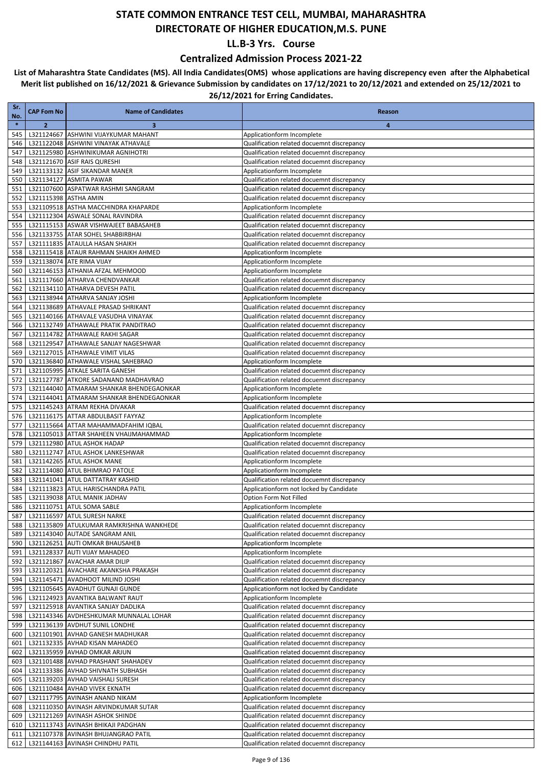# STATE COMMON ENTRANCE TEST CELL, MUMBAI, MAHARASHTRA

## DIRECTORATE OF HIGHER EDUCATION,M.S. PUNE

### LL.B-3 Yrs. Course

### Centralized Admission Process 2021-22

**List of Maharashtra State Candidates (MS). All India Candidates(OMS) whose applications are having discrepency even after the Alphabetical Merit list published on 16/12/2021 & Grievance Submission by candidates on 17/12/2021 to 20/12/2021 and extended on 25/12/2021 to 26/12/2021 for Erring Candidates.**

| Sr. No. | CAP Fom No | Name of Candidates | Reason |
|---|---|---|---|
| * | 2 | 3 | 4 |
| 545 | L321124667 | ASHWINI VIJAYKUMAR MAHANT | Applicationform Incomplete |
| 546 | L321122048 | ASHWINI VINAYAK ATHAVALE | Qualification related docuemnt discrepancy |
| 547 | L321125980 | ASHWINIKUMAR AGNIHOTRI | Qualification related docuemnt discrepancy |
| 548 | L321121670 | ASIF RAIS QURESHI | Qualification related docuemnt discrepancy |
| 549 | L321133132 | ASIF SIKANDAR MANER | Applicationform Incomplete |
| 550 | L321134127 | ASMITA PAWAR | Qualification related docuemnt discrepancy |
| 551 | L321107600 | ASPATWAR RASHMI SANGRAM | Qualification related docuemnt discrepancy |
| 552 | L321115398 | ASTHA AMIN | Qualification related docuemnt discrepancy |
| 553 | L321109518 | ASTHA MACCHINDRA KHAPARDE | Applicationform Incomplete |
| 554 | L321112304 | ASWALE SONAL RAVINDRA | Qualification related docuemnt discrepancy |
| 555 | L321115153 | ASWAR VISHWAJEET BABASAHEB | Qualification related docuemnt discrepancy |
| 556 | L321133755 | ATAR SOHEL SHABBIRBHAI | Qualification related docuemnt discrepancy |
| 557 | L321111835 | ATAULLA HASAN SHAIKH | Qualification related docuemnt discrepancy |
| 558 | L321115418 | ATAUR RAHMAN SHAIKH AHMED | Applicationform Incomplete |
| 559 | L321138074 | ATE RIMA VIJAY | Applicationform Incomplete |
| 560 | L321146153 | ATHANIA AFZAL MEHMOOD | Applicationform Incomplete |
| 561 | L321117660 | ATHARVA CHENDVANKAR | Qualification related docuemnt discrepancy |
| 562 | L321134110 | ATHARVA DEVESH PATIL | Qualification related docuemnt discrepancy |
| 563 | L321138944 | ATHARVA SANJAY JOSHI | Applicationform Incomplete |
| 564 | L321138689 | ATHAVALE PRASAD SHRIKANT | Qualification related docuemnt discrepancy |
| 565 | L321140166 | ATHAVALE VASUDHA VINAYAK | Qualification related docuemnt discrepancy |
| 566 | L321132749 | ATHAWALE PRATIK PANDITRAO | Qualification related docuemnt discrepancy |
| 567 | L321114782 | ATHAWALE RAKHI SAGAR | Qualification related docuemnt discrepancy |
| 568 | L321129547 | ATHAWALE SANJAY NAGESHWAR | Qualification related docuemnt discrepancy |
| 569 | L321127015 | ATHAWALE VIMIT VILAS | Qualification related docuemnt discrepancy |
| 570 | L321136840 | ATHAWALE VISHAL SAHEBRAO | Applicationform Incomplete |
| 571 | L321105995 | ATKALE SARITA GANESH | Qualification related docuemnt discrepancy |
| 572 | L321127787 | ATKORE SADANAND MADHAVRAO | Qualification related docuemnt discrepancy |
| 573 | L321144040 | ATMARAM SHANKAR BHENDEGAONKAR | Applicationform Incomplete |
| 574 | L321144041 | ATMARAM SHANKAR BHENDEGAONKAR | Applicationform Incomplete |
| 575 | L321145243 | ATRAM REKHA DIVAKAR | Qualification related docuemnt discrepancy |
| 576 | L321116175 | ATTAR ABDULBASIT FAYYAZ | Applicationform Incomplete |
| 577 | L321115664 | ATTAR MAHAMMADFAHIM IQBAL | Qualification related docuemnt discrepancy |
| 578 | L321105013 | ATTAR SHAHEEN VHAIJMAHAMMAD | Applicationform Incomplete |
| 579 | L321112980 | ATUL ASHOK HADAP | Qualification related docuemnt discrepancy |
| 580 | L321112747 | ATUL ASHOK LANKESHWAR | Qualification related docuemnt discrepancy |
| 581 | L321142265 | ATUL ASHOK MANE | Applicationform Incomplete |
| 582 | L321114080 | ATUL BHIMRAO PATOLE | Applicationform Incomplete |
| 583 | L321141041 | ATUL DATTATRAY KASHID | Qualification related docuemnt discrepancy |
| 584 | L321113823 | ATUL HARISCHANDRA PATIL | Applicationform not locked by Candidate |
| 585 | L321139038 | ATUL MANIK JADHAV | Option Form Not Filled |
| 586 | L321110751 | ATUL SOMA SABLE | Applicationform Incomplete |
| 587 | L321116597 | ATUL SURESH NARKE | Qualification related docuemnt discrepancy |
| 588 | L321135809 | ATULKUMAR RAMKRISHNA WANKHEDE | Qualification related docuemnt discrepancy |
| 589 | L321143040 | AUTADE SANGRAM ANIL | Qualification related docuemnt discrepancy |
| 590 | L321126251 | AUTI OMKAR BHAUSAHEB | Applicationform Incomplete |
| 591 | L321128337 | AUTI VIJAY MAHADEO | Applicationform Incomplete |
| 592 | L321121867 | AVACHAR AMAR DILIP | Qualification related docuemnt discrepancy |
| 593 | L321120321 | AVACHARE AKANKSHA PRAKASH | Qualification related docuemnt discrepancy |
| 594 | L321145471 | AVADHOOT MILIND JOSHI | Qualification related docuemnt discrepancy |
| 595 | L321105645 | AVADHUT GUNAJI GUNDE | Applicationform not locked by Candidate |
| 596 | L321124923 | AVANTIKA BALWANT RAUT | Applicationform Incomplete |
| 597 | L321125918 | AVANTIKA SANJAY DADLIKA | Qualification related docuemnt discrepancy |
| 598 | L321143346 | AVDHESHKUMAR MUNNALAL LOHAR | Qualification related docuemnt discrepancy |
| 599 | L321136139 | AVDHUT SUNIL LONDHE | Qualification related docuemnt discrepancy |
| 600 | L321101901 | AVHAD GANESH MADHUKAR | Qualification related docuemnt discrepancy |
| 601 | L321132335 | AVHAD KISAN MAHADEO | Qualification related docuemnt discrepancy |
| 602 | L321135959 | AVHAD OMKAR ARJUN | Qualification related docuemnt discrepancy |
| 603 | L321101488 | AVHAD PRASHANT SHAHADEV | Qualification related docuemnt discrepancy |
| 604 | L321133386 | AVHAD SHIVNATH SUBHASH | Qualification related docuemnt discrepancy |
| 605 | L321139203 | AVHAD VAISHALI SURESH | Qualification related docuemnt discrepancy |
| 606 | L321110484 | AVHAD VIVEK EKNATH | Qualification related docuemnt discrepancy |
| 607 | L321117795 | AVINASH ANAND NIKAM | Applicationform Incomplete |
| 608 | L321110350 | AVINASH ARVINDKUMAR SUTAR | Qualification related docuemnt discrepancy |
| 609 | L321121269 | AVINASH ASHOK SHINDE | Qualification related docuemnt discrepancy |
| 610 | L321113743 | AVINASH BHIKAJI PADGHAN | Qualification related docuemnt discrepancy |
| 611 | L321107378 | AVINASH BHUJANGRAO PATIL | Qualification related docuemnt discrepancy |
| 612 | L321144163 | AVINASH CHINDHU PATIL | Qualification related docuemnt discrepancy |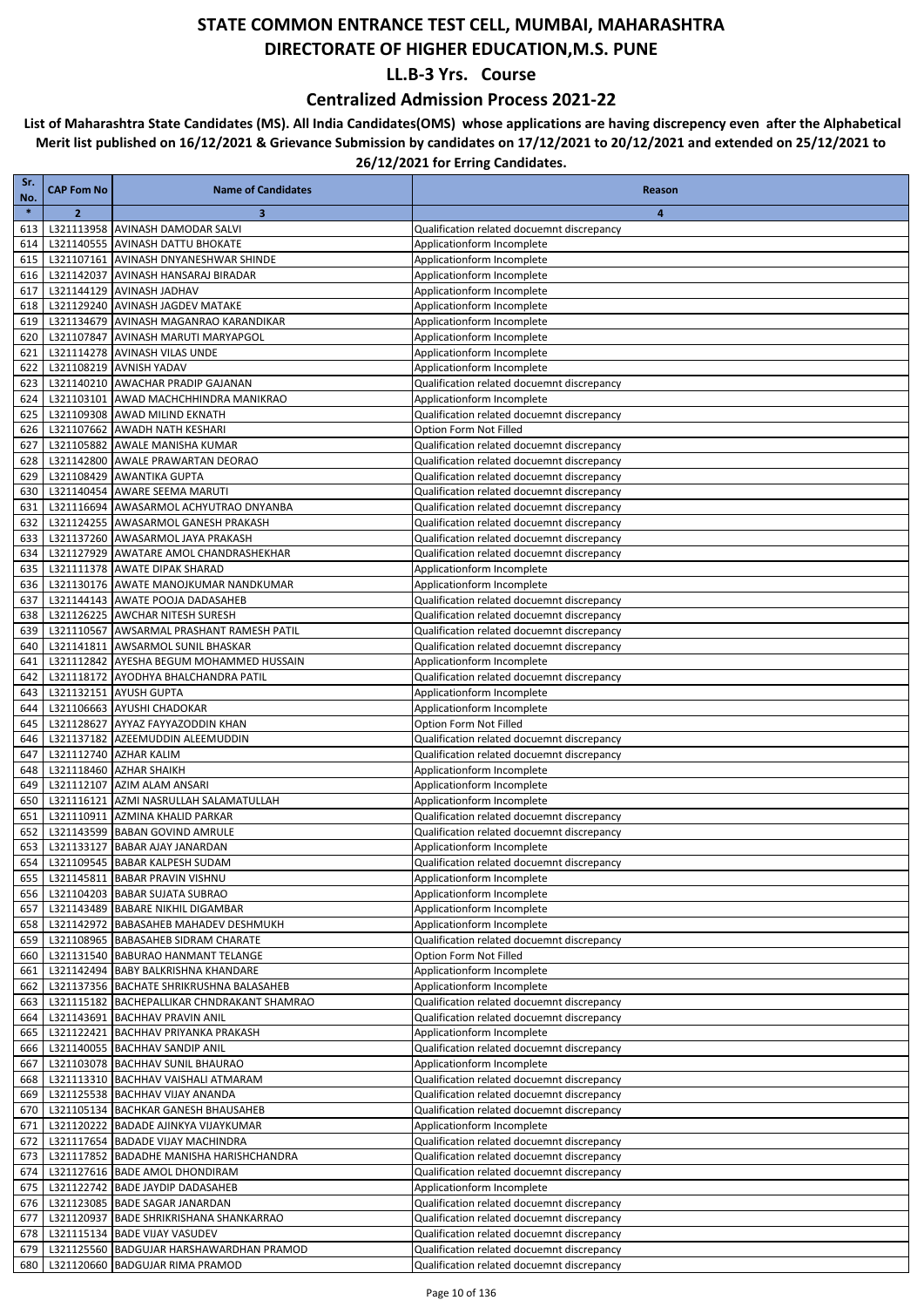# STATE COMMON ENTRANCE TEST CELL, MUMBAI, MAHARASHTRA

## DIRECTORATE OF HIGHER EDUCATION,M.S. PUNE

### LL.B-3 Yrs. Course

### Centralized Admission Process 2021-22

**List of Maharashtra State Candidates (MS). All India Candidates(OMS) whose applications are having discrepency even after the Alphabetical Merit list published on 16/12/2021 & Grievance Submission by candidates on 17/12/2021 to 20/12/2021 and extended on 25/12/2021 to 26/12/2021 for Erring Candidates.**

| Sr. No. | CAP Fom No | Name of Candidates | Reason |
|---|---|---|---|
| * | 2 | 3 | 4 |
| 613 | L321113958 | AVINASH DAMODAR SALVI | Qualification related docuemnt discrepancy |
| 614 | L321140555 | AVINASH DATTU BHOKATE | Applicationform Incomplete |
| 615 | L321107161 | AVINASH DNYANESHWAR SHINDE | Applicationform Incomplete |
| 616 | L321142037 | AVINASH HANSARAJ BIRADAR | Applicationform Incomplete |
| 617 | L321144129 | AVINASH JADHAV | Applicationform Incomplete |
| 618 | L321129240 | AVINASH JAGDEV MATAKE | Applicationform Incomplete |
| 619 | L321134679 | AVINASH MAGANRAO KARANDIKAR | Applicationform Incomplete |
| 620 | L321107847 | AVINASH MARUTI MARYAPGOL | Applicationform Incomplete |
| 621 | L321114278 | AVINASH VILAS UNDE | Applicationform Incomplete |
| 622 | L321108219 | AVNISH YADAV | Applicationform Incomplete |
| 623 | L321140210 | AWACHAR PRADIP GAJANAN | Qualification related docuemnt discrepancy |
| 624 | L321103101 | AWAD MACHCHHINDRA MANIKRAO | Applicationform Incomplete |
| 625 | L321109308 | AWAD MILIND EKNATH | Qualification related docuemnt discrepancy |
| 626 | L321107662 | AWADH NATH KESHARI | Option Form Not Filled |
| 627 | L321105882 | AWALE MANISHA KUMAR | Qualification related docuemnt discrepancy |
| 628 | L321142800 | AWALE PRAWARTAN DEORAO | Qualification related docuemnt discrepancy |
| 629 | L321108429 | AWANTIKA GUPTA | Qualification related docuemnt discrepancy |
| 630 | L321140454 | AWARE SEEMA MARUTI | Qualification related docuemnt discrepancy |
| 631 | L321116694 | AWASARMOL ACHYUTRAO DNYANBA | Qualification related docuemnt discrepancy |
| 632 | L321124255 | AWASARMOL GANESH PRAKASH | Qualification related docuemnt discrepancy |
| 633 | L321137260 | AWASARMOL JAYA PRAKASH | Qualification related docuemnt discrepancy |
| 634 | L321127929 | AWATARE AMOL CHANDRASHEKHAR | Qualification related docuemnt discrepancy |
| 635 | L321111378 | AWATE DIPAK SHARAD | Applicationform Incomplete |
| 636 | L321130176 | AWATE MANOJKUMAR NANDKUMAR | Applicationform Incomplete |
| 637 | L321144143 | AWATE POOJA DADASAHEB | Qualification related docuemnt discrepancy |
| 638 | L321126225 | AWCHAR NITESH SURESH | Qualification related docuemnt discrepancy |
| 639 | L321110567 | AWSARMAL PRASHANT RAMESH PATIL | Qualification related docuemnt discrepancy |
| 640 | L321141811 | AWSARMOL SUNIL BHASKAR | Qualification related docuemnt discrepancy |
| 641 | L321112842 | AYESHA BEGUM MOHAMMED HUSSAIN | Applicationform Incomplete |
| 642 | L321118172 | AYODHYA BHALCHANDRA PATIL | Qualification related docuemnt discrepancy |
| 643 | L321132151 | AYUSH GUPTA | Applicationform Incomplete |
| 644 | L321106663 | AYUSHI CHADOKAR | Applicationform Incomplete |
| 645 | L321128627 | AYYAZ FAYYAZODDIN KHAN | Option Form Not Filled |
| 646 | L321137182 | AZEEMUDDIN ALEEMUDDIN | Qualification related docuemnt discrepancy |
| 647 | L321112740 | AZHAR KALIM | Qualification related docuemnt discrepancy |
| 648 | L321118460 | AZHAR SHAIKH | Applicationform Incomplete |
| 649 | L321112107 | AZIM ALAM ANSARI | Applicationform Incomplete |
| 650 | L321116121 | AZMI NASRULLAH SALAMATULLAH | Applicationform Incomplete |
| 651 | L321110911 | AZMINA KHALID PARKAR | Qualification related docuemnt discrepancy |
| 652 | L321143599 | BABAN GOVIND AMRULE | Qualification related docuemnt discrepancy |
| 653 | L321133127 | BABAR AJAY JANARDAN | Applicationform Incomplete |
| 654 | L321109545 | BABAR KALPESH SUDAM | Qualification related docuemnt discrepancy |
| 655 | L321145811 | BABAR PRAVIN VISHNU | Applicationform Incomplete |
| 656 | L321104203 | BABAR SUJATA SUBRAO | Applicationform Incomplete |
| 657 | L321143489 | BABARE NIKHIL DIGAMBAR | Applicationform Incomplete |
| 658 | L321142972 | BABASAHEB MAHADEV DESHMUKH | Applicationform Incomplete |
| 659 | L321108965 | BABASAHEB SIDRAM CHARATE | Qualification related docuemnt discrepancy |
| 660 | L321131540 | BABURAO HANMANT TELANGE | Option Form Not Filled |
| 661 | L321142494 | BABY BALKRISHNA KHANDARE | Applicationform Incomplete |
| 662 | L321137356 | BACHATE SHRIKRUSHNA BALASAHEB | Applicationform Incomplete |
| 663 | L321115182 | BACHEPALLIKAR CHNDRAKANT SHAMRAO | Qualification related docuemnt discrepancy |
| 664 | L321143691 | BACHHAV PRAVIN ANIL | Qualification related docuemnt discrepancy |
| 665 | L321122421 | BACHHAV PRIYANKA PRAKASH | Applicationform Incomplete |
| 666 | L321140055 | BACHHAV SANDIP ANIL | Qualification related docuemnt discrepancy |
| 667 | L321103078 | BACHHAV SUNIL BHAURAO | Applicationform Incomplete |
| 668 | L321113310 | BACHHAV VAISHALI ATMARAM | Qualification related docuemnt discrepancy |
| 669 | L321125538 | BACHHAV VIJAY ANANDA | Qualification related docuemnt discrepancy |
| 670 | L321105134 | BACHKAR GANESH BHAUSAHEB | Qualification related docuemnt discrepancy |
| 671 | L321120222 | BADADE AJINKYA VIJAYKUMAR | Applicationform Incomplete |
| 672 | L321117654 | BADADE VIJAY MACHINDRA | Qualification related docuemnt discrepancy |
| 673 | L321117852 | BADADHE MANISHA HARISHCHANDRA | Qualification related docuemnt discrepancy |
| 674 | L321127616 | BADE AMOL DHONDIRAM | Qualification related docuemnt discrepancy |
| 675 | L321122742 | BADE JAYDIP DADASAHEB | Applicationform Incomplete |
| 676 | L321123085 | BADE SAGAR JANARDAN | Qualification related docuemnt discrepancy |
| 677 | L321120937 | BADE SHRIKRISHANA SHANKARRAO | Qualification related docuemnt discrepancy |
| 678 | L321115134 | BADE VIJAY VASUDEV | Qualification related docuemnt discrepancy |
| 679 | L321125560 | BADGUJAR HARSHAWARDHAN PRAMOD | Qualification related docuemnt discrepancy |
| 680 | L321120660 | BADGUJAR RIMA PRAMOD | Qualification related docuemnt discrepancy |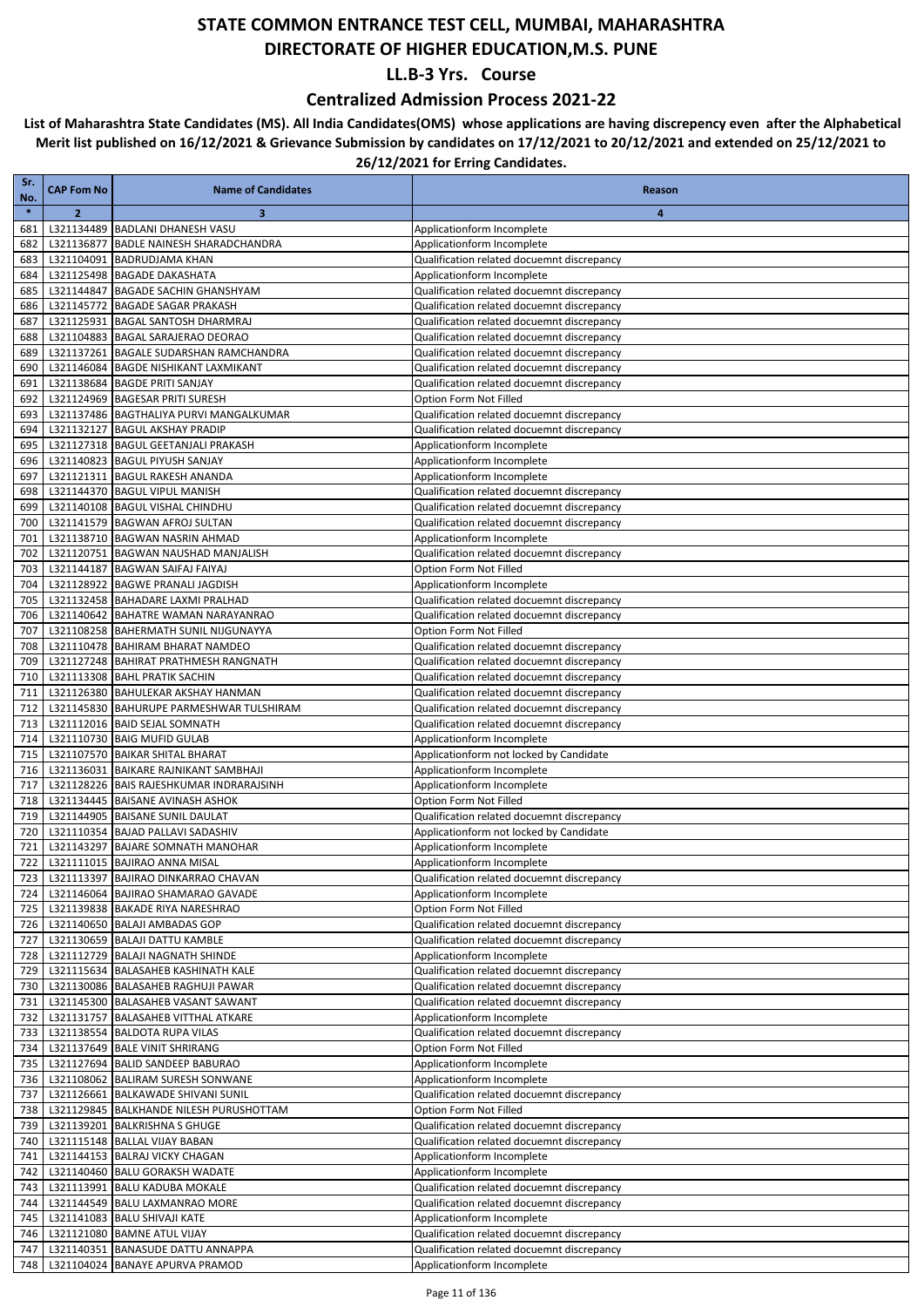# STATE COMMON ENTRANCE TEST CELL, MUMBAI, MAHARASHTRA

## DIRECTORATE OF HIGHER EDUCATION,M.S. PUNE

### LL.B-3 Yrs. Course

### Centralized Admission Process 2021-22

**List of Maharashtra State Candidates (MS). All India Candidates(OMS) whose applications are having discrepency even after the Alphabetical Merit list published on 16/12/2021 & Grievance Submission by candidates on 17/12/2021 to 20/12/2021 and extended on 25/12/2021 to 26/12/2021 for Erring Candidates.**

| Sr. No. | CAP Fom No | Name of Candidates | Reason |
|---|---|---|---|
| * | 2 | 3 | 4 |
| 681 | L321134489 | BADLANI DHANESH VASU | Applicationform Incomplete |
| 682 | L321136877 | BADLE NAINESH SHARADCHANDRA | Applicationform Incomplete |
| 683 | L321104091 | BADRUDJAMA KHAN | Qualification related docuemnt discrepancy |
| 684 | L321125498 | BAGADE DAKASHATA | Applicationform Incomplete |
| 685 | L321144847 | BAGADE SACHIN GHANSHYAM | Qualification related docuemnt discrepancy |
| 686 | L321145772 | BAGADE SAGAR PRAKASH | Qualification related docuemnt discrepancy |
| 687 | L321125931 | BAGAL SANTOSH DHARMRAJ | Qualification related docuemnt discrepancy |
| 688 | L321104883 | BAGAL SARAJERAO DEORAO | Qualification related docuemnt discrepancy |
| 689 | L321137261 | BAGALE SUDARSHAN RAMCHANDRA | Qualification related docuemnt discrepancy |
| 690 | L321146084 | BAGDE NISHIKANT LAXMIKANT | Qualification related docuemnt discrepancy |
| 691 | L321138684 | BAGDE PRITI SANJAY | Qualification related docuemnt discrepancy |
| 692 | L321124969 | BAGESAR PRITI SURESH | Option Form Not Filled |
| 693 | L321137486 | BAGTHALIYA PURVI MANGALKUMAR | Qualification related docuemnt discrepancy |
| 694 | L321132127 | BAGUL AKSHAY PRADIP | Qualification related docuemnt discrepancy |
| 695 | L321127318 | BAGUL GEETANJALI PRAKASH | Applicationform Incomplete |
| 696 | L321140823 | BAGUL PIYUSH SANJAY | Applicationform Incomplete |
| 697 | L321121311 | BAGUL RAKESH ANANDA | Applicationform Incomplete |
| 698 | L321144370 | BAGUL VIPUL MANISH | Qualification related docuemnt discrepancy |
| 699 | L321140108 | BAGUL VISHAL CHINDHU | Qualification related docuemnt discrepancy |
| 700 | L321141579 | BAGWAN AFROJ SULTAN | Qualification related docuemnt discrepancy |
| 701 | L321138710 | BAGWAN NASRIN AHMAD | Applicationform Incomplete |
| 702 | L321120751 | BAGWAN NAUSHAD MANJALISH | Qualification related docuemnt discrepancy |
| 703 | L321144187 | BAGWAN SAIFAJ FAIYAJ | Option Form Not Filled |
| 704 | L321128922 | BAGWE PRANALI JAGDISH | Applicationform Incomplete |
| 705 | L321132458 | BAHADARE LAXMI PRALHAD | Qualification related docuemnt discrepancy |
| 706 | L321140642 | BAHATRE WAMAN NARAYANRAO | Qualification related docuemnt discrepancy |
| 707 | L321108258 | BAHERMATH SUNIL NIJGUNAYYA | Option Form Not Filled |
| 708 | L321110478 | BAHIRAM BHARAT NAMDEO | Qualification related docuemnt discrepancy |
| 709 | L321127248 | BAHIRAT PRATHMESH RANGNATH | Qualification related docuemnt discrepancy |
| 710 | L321113308 | BAHL PRATIK SACHIN | Qualification related docuemnt discrepancy |
| 711 | L321126380 | BAHULEKAR AKSHAY HANMAN | Qualification related docuemnt discrepancy |
| 712 | L321145830 | BAHURUPE PARMESHWAR TULSHIRAM | Qualification related docuemnt discrepancy |
| 713 | L321112016 | BAID SEJAL SOMNATH | Qualification related docuemnt discrepancy |
| 714 | L321110730 | BAIG MUFID GULAB | Applicationform Incomplete |
| 715 | L321107570 | BAIKAR SHITAL BHARAT | Applicationform not locked by Candidate |
| 716 | L321136031 | BAIKARE RAJNIKANT SAMBHAJI | Applicationform Incomplete |
| 717 | L321128226 | BAIS RAJESHKUMAR INDRARAJSINH | Applicationform Incomplete |
| 718 | L321134445 | BAISANE AVINASH ASHOK | Option Form Not Filled |
| 719 | L321144905 | BAISANE SUNIL DAULAT | Qualification related docuemnt discrepancy |
| 720 | L321110354 | BAJAD PALLAVI SADASHIV | Applicationform not locked by Candidate |
| 721 | L321143297 | BAJARE SOMNATH MANOHAR | Applicationform Incomplete |
| 722 | L321111015 | BAJIRAO ANNA MISAL | Applicationform Incomplete |
| 723 | L321113397 | BAJIRAO DINKARRAO CHAVAN | Qualification related docuemnt discrepancy |
| 724 | L321146064 | BAJIRAO SHAMARAO GAVADE | Applicationform Incomplete |
| 725 | L321139838 | BAKADE RIYA NARESHRAO | Option Form Not Filled |
| 726 | L321140650 | BALAJI AMBADAS GOP | Qualification related docuemnt discrepancy |
| 727 | L321130659 | BALAJI DATTU KAMBLE | Qualification related docuemnt discrepancy |
| 728 | L321112729 | BALAJI NAGNATH SHINDE | Applicationform Incomplete |
| 729 | L321115634 | BALASAHEB KASHINATH KALE | Qualification related docuemnt discrepancy |
| 730 | L321130086 | BALASAHEB RAGHUJI PAWAR | Qualification related docuemnt discrepancy |
| 731 | L321145300 | BALASAHEB VASANT SAWANT | Qualification related docuemnt discrepancy |
| 732 | L321131757 | BALASAHEB VITTHAL ATKARE | Applicationform Incomplete |
| 733 | L321138554 | BALDOTA RUPA VILAS | Qualification related docuemnt discrepancy |
| 734 | L321137649 | BALE VINIT SHRIRANG | Option Form Not Filled |
| 735 | L321127694 | BALID SANDEEP BABURAO | Applicationform Incomplete |
| 736 | L321108062 | BALIRAM SURESH SONWANE | Applicationform Incomplete |
| 737 | L321126661 | BALKAWADE SHIVANI SUNIL | Qualification related docuemnt discrepancy |
| 738 | L321129845 | BALKHANDE NILESH PURUSHOTTAM | Option Form Not Filled |
| 739 | L321139201 | BALKRISHNA S GHUGE | Qualification related docuemnt discrepancy |
| 740 | L321115148 | BALLAL VIJAY BABAN | Qualification related docuemnt discrepancy |
| 741 | L321144153 | BALRAJ VICKY CHAGAN | Applicationform Incomplete |
| 742 | L321140460 | BALU GORAKSH WADATE | Applicationform Incomplete |
| 743 | L321113991 | BALU KADUBA MOKALE | Qualification related docuemnt discrepancy |
| 744 | L321144549 | BALU LAXMANRAO MORE | Qualification related docuemnt discrepancy |
| 745 | L321141083 | BALU SHIVAJI KATE | Applicationform Incomplete |
| 746 | L321121080 | BAMNE ATUL VIJAY | Qualification related docuemnt discrepancy |
| 747 | L321140351 | BANASUDE DATTU ANNAPPA | Qualification related docuemnt discrepancy |
| 748 | L321104024 | BANAYE APURVA PRAMOD | Applicationform Incomplete |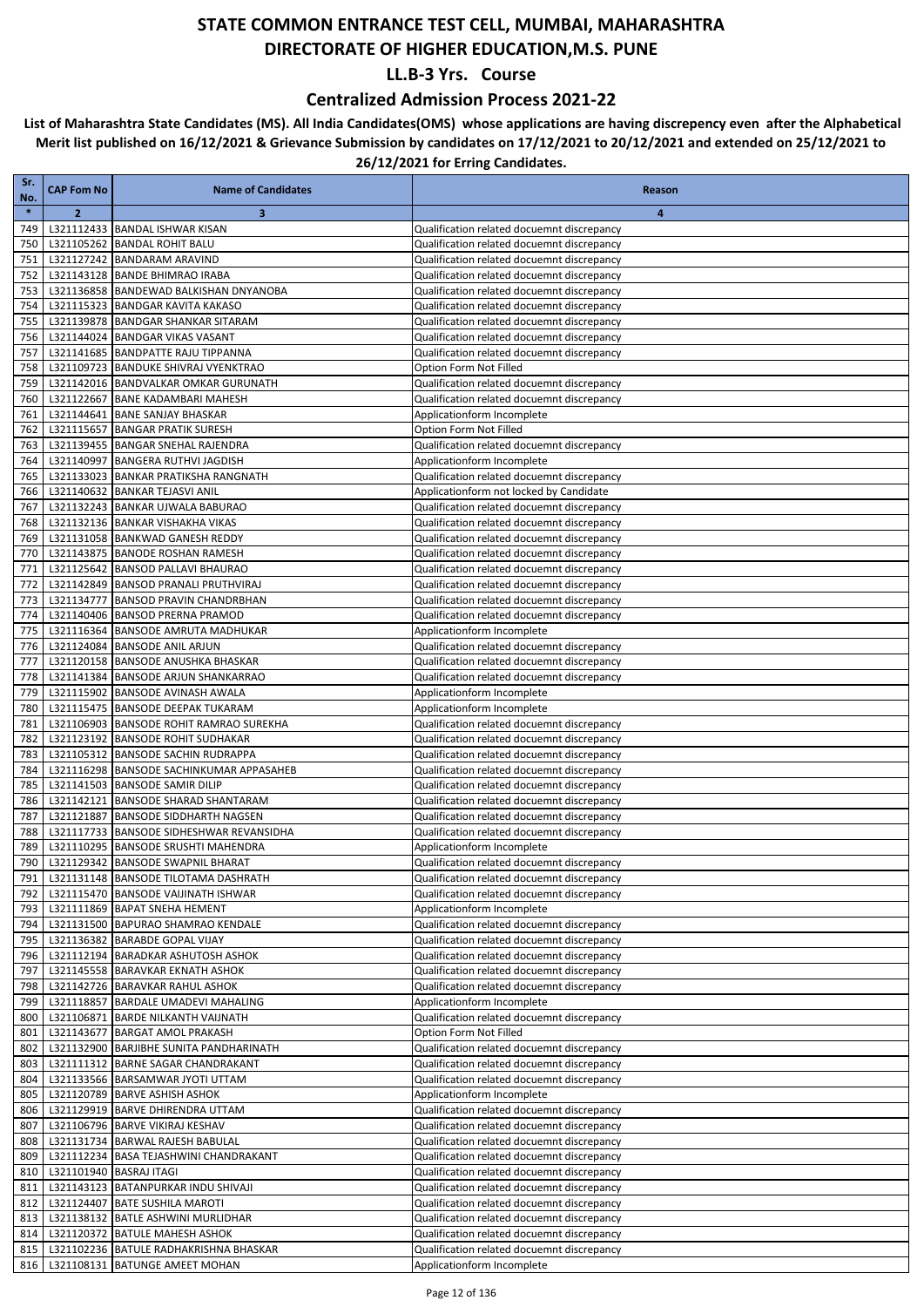# STATE COMMON ENTRANCE TEST CELL, MUMBAI, MAHARASHTRA

# DIRECTORATE OF HIGHER EDUCATION,M.S. PUNE

## LL.B-3 Yrs. Course

## Centralized Admission Process 2021-22

**List of Maharashtra State Candidates (MS). All India Candidates(OMS) whose applications are having discrepency even after the Alphabetical Merit list published on 16/12/2021 & Grievance Submission by candidates on 17/12/2021 to 20/12/2021 and extended on 25/12/2021 to 26/12/2021 for Erring Candidates.**

| Sr. No. | CAP Fom No | Name of Candidates | Reason |
|---|---|---|---|
| * | 2 | 3 | 4 |
| 749 | L321112433 | BANDAL ISHWAR KISAN | Qualification related docuemnt discrepancy |
| 750 | L321105262 | BANDAL ROHIT BALU | Qualification related docuemnt discrepancy |
| 751 | L321127242 | BANDARAM ARAVIND | Qualification related docuemnt discrepancy |
| 752 | L321143128 | BANDE BHIMRAO IRABA | Qualification related docuemnt discrepancy |
| 753 | L321136858 | BANDEWAD BALKISHAN DNYANOBA | Qualification related docuemnt discrepancy |
| 754 | L321115323 | BANDGAR KAVITA KAKASO | Qualification related docuemnt discrepancy |
| 755 | L321139878 | BANDGAR SHANKAR SITARAM | Qualification related docuemnt discrepancy |
| 756 | L321144024 | BANDGAR VIKAS VASANT | Qualification related docuemnt discrepancy |
| 757 | L321141685 | BANDPATTE RAJU TIPPANNA | Qualification related docuemnt discrepancy |
| 758 | L321109723 | BANDUKE SHIVRAJ VYENKTRAO | Option Form Not Filled |
| 759 | L321142016 | BANDVALKAR OMKAR GURUNATH | Qualification related docuemnt discrepancy |
| 760 | L321122667 | BANE KADAMBARI MAHESH | Qualification related docuemnt discrepancy |
| 761 | L321144641 | BANE SANJAY BHASKAR | Applicationform Incomplete |
| 762 | L321115657 | BANGAR PRATIK SURESH | Option Form Not Filled |
| 763 | L321139455 | BANGAR SNEHAL RAJENDRA | Qualification related docuemnt discrepancy |
| 764 | L321140997 | BANGERA RUTHVI JAGDISH | Applicationform Incomplete |
| 765 | L321133023 | BANKAR PRATIKSHA RANGNATH | Qualification related docuemnt discrepancy |
| 766 | L321140632 | BANKAR TEJASVI ANIL | Applicationform not locked by Candidate |
| 767 | L321132243 | BANKAR UJWALA BABURAO | Qualification related docuemnt discrepancy |
| 768 | L321132136 | BANKAR VISHAKHA VIKAS | Qualification related docuemnt discrepancy |
| 769 | L321131058 | BANKWAD GANESH REDDY | Qualification related docuemnt discrepancy |
| 770 | L321143875 | BANODE ROSHAN RAMESH | Qualification related docuemnt discrepancy |
| 771 | L321125642 | BANSOD PALLAVI BHAURAO | Qualification related docuemnt discrepancy |
| 772 | L321142849 | BANSOD PRANALI PRUTHVIRAJ | Qualification related docuemnt discrepancy |
| 773 | L321134777 | BANSOD PRAVIN CHANDRBHAN | Qualification related docuemnt discrepancy |
| 774 | L321140406 | BANSOD PRERNA PRAMOD | Qualification related docuemnt discrepancy |
| 775 | L321116364 | BANSODE AMRUTA MADHUKAR | Applicationform Incomplete |
| 776 | L321124084 | BANSODE ANIL ARJUN | Qualification related docuemnt discrepancy |
| 777 | L321120158 | BANSODE ANUSHKA BHASKAR | Qualification related docuemnt discrepancy |
| 778 | L321141384 | BANSODE ARJUN SHANKARRAO | Qualification related docuemnt discrepancy |
| 779 | L321115902 | BANSODE AVINASH AWALA | Applicationform Incomplete |
| 780 | L321115475 | BANSODE DEEPAK TUKARAM | Applicationform Incomplete |
| 781 | L321106903 | BANSODE ROHIT RAMRAO SUREKHA | Qualification related docuemnt discrepancy |
| 782 | L321123192 | BANSODE ROHIT SUDHAKAR | Qualification related docuemnt discrepancy |
| 783 | L321105312 | BANSODE SACHIN RUDRAPPA | Qualification related docuemnt discrepancy |
| 784 | L321116298 | BANSODE SACHINKUMAR APPASAHEB | Qualification related docuemnt discrepancy |
| 785 | L321141503 | BANSODE SAMIR DILIP | Qualification related docuemnt discrepancy |
| 786 | L321142121 | BANSODE SHARAD SHANTARAM | Qualification related docuemnt discrepancy |
| 787 | L321121887 | BANSODE SIDDHARTH NAGSEN | Qualification related docuemnt discrepancy |
| 788 | L321117733 | BANSODE SIDHESHWAR REVANSIDHA | Qualification related docuemnt discrepancy |
| 789 | L321110295 | BANSODE SRUSHTI MAHENDRA | Applicationform Incomplete |
| 790 | L321129342 | BANSODE SWAPNIL BHARAT | Qualification related docuemnt discrepancy |
| 791 | L321131148 | BANSODE TILOTAMA DASHRATH | Qualification related docuemnt discrepancy |
| 792 | L321115470 | BANSODE VAIJINATH ISHWAR | Qualification related docuemnt discrepancy |
| 793 | L321111869 | BAPAT SNEHA HEMENT | Applicationform Incomplete |
| 794 | L321131500 | BAPURAO SHAMRAO KENDALE | Qualification related docuemnt discrepancy |
| 795 | L321136382 | BARABDE GOPAL VIJAY | Qualification related docuemnt discrepancy |
| 796 | L321112194 | BARADKAR ASHUTOSH ASHOK | Qualification related docuemnt discrepancy |
| 797 | L321145558 | BARAVKAR EKNATH ASHOK | Qualification related docuemnt discrepancy |
| 798 | L321142726 | BARAVKAR RAHUL ASHOK | Qualification related docuemnt discrepancy |
| 799 | L321118857 | BARDALE UMADEVI MAHALING | Applicationform Incomplete |
| 800 | L321106871 | BARDE NILKANTH VAIJNATH | Qualification related docuemnt discrepancy |
| 801 | L321143677 | BARGAT AMOL PRAKASH | Option Form Not Filled |
| 802 | L321132900 | BARJIBHE SUNITA PANDHARINATH | Qualification related docuemnt discrepancy |
| 803 | L321111312 | BARNE SAGAR CHANDRAKANT | Qualification related docuemnt discrepancy |
| 804 | L321133566 | BARSAMWAR JYOTI UTTAM | Qualification related docuemnt discrepancy |
| 805 | L321120789 | BARVE ASHISH ASHOK | Applicationform Incomplete |
| 806 | L321129919 | BARVE DHIRENDRA UTTAM | Qualification related docuemnt discrepancy |
| 807 | L321106796 | BARVE VIKIRAJ KESHAV | Qualification related docuemnt discrepancy |
| 808 | L321131734 | BARWAL RAJESH BABULAL | Qualification related docuemnt discrepancy |
| 809 | L321112234 | BASA TEJASHWINI CHANDRAKANT | Qualification related docuemnt discrepancy |
| 810 | L321101940 | BASRAJ ITAGI | Qualification related docuemnt discrepancy |
| 811 | L321143123 | BATANPURKAR INDU SHIVAJI | Qualification related docuemnt discrepancy |
| 812 | L321124407 | BATE SUSHILA MAROTI | Qualification related docuemnt discrepancy |
| 813 | L321138132 | BATLE ASHWINI MURLIDHAR | Qualification related docuemnt discrepancy |
| 814 | L321120372 | BATULE MAHESH ASHOK | Qualification related docuemnt discrepancy |
| 815 | L321102236 | BATULE RADHAKRISHNA BHASKAR | Qualification related docuemnt discrepancy |
| 816 | L321108131 | BATUNGE AMEET MOHAN | Applicationform Incomplete |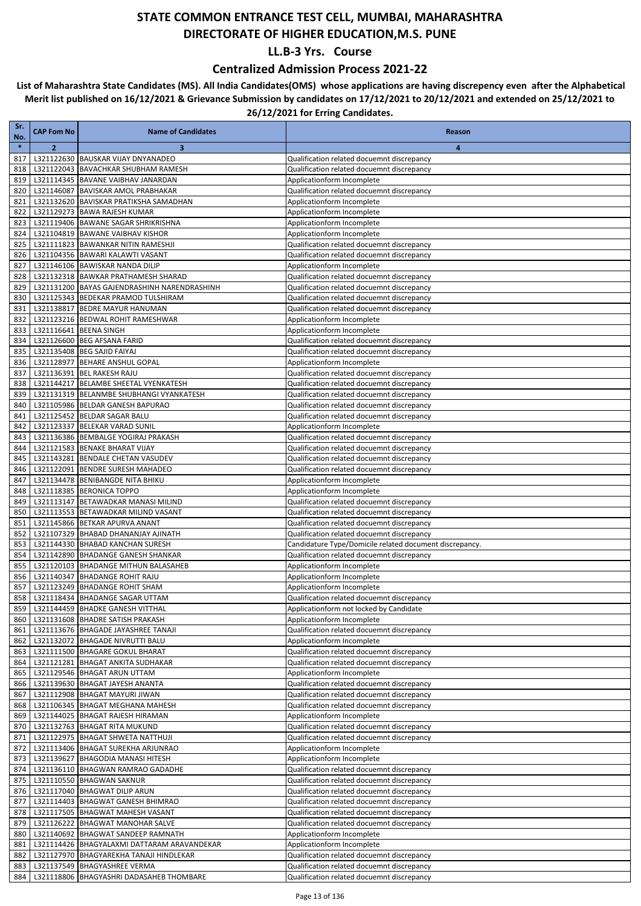# STATE COMMON ENTRANCE TEST CELL, MUMBAI, MAHARASHTRA

# DIRECTORATE OF HIGHER EDUCATION,M.S. PUNE

## LL.B-3 Yrs. Course

## Centralized Admission Process 2021-22

**List of Maharashtra State Candidates (MS). All India Candidates(OMS) whose applications are having discrepency even after the Alphabetical Merit list published on 16/12/2021 & Grievance Submission by candidates on 17/12/2021 to 20/12/2021 and extended on 25/12/2021 to 26/12/2021 for Erring Candidates.**

| Sr. No. | CAP Fom No | Name of Candidates | Reason |
|---|---|---|---|
| * | 2 | 3 | 4 |
| 817 | L321122630 | BAUSKAR VIJAY DNYANADEO | Qualification related docuemnt discrepancy |
| 818 | L321122043 | BAVACHKAR SHUBHAM RAMESH | Qualification related docuemnt discrepancy |
| 819 | L321114345 | BAVANE VAIBHAV JANARDAN | Applicationform Incomplete |
| 820 | L321146087 | BAVISKAR AMOL PRABHAKAR | Qualification related docuemnt discrepancy |
| 821 | L321132620 | BAVISKAR PRATIKSHA SAMADHAN | Applicationform Incomplete |
| 822 | L321129273 | BAWA RAJESH KUMAR | Applicationform Incomplete |
| 823 | L321119406 | BAWANE SAGAR SHRIKRISHNA | Applicationform Incomplete |
| 824 | L321104819 | BAWANE VAIBHAV KISHOR | Applicationform Incomplete |
| 825 | L321111823 | BAWANKAR NITIN RAMESHJI | Qualification related docuemnt discrepancy |
| 826 | L321104356 | BAWARI KALAWTI VASANT | Qualification related docuemnt discrepancy |
| 827 | L321146106 | BAWISKAR NANDA DILIP | Applicationform Incomplete |
| 828 | L321132318 | BAWKAR PRATHAMESH SHARAD | Qualification related docuemnt discrepancy |
| 829 | L321131200 | BAYAS GAJENDRASHINH NARENDRASHINH | Qualification related docuemnt discrepancy |
| 830 | L321125343 | BEDEKAR PRAMOD TULSHIRAM | Qualification related docuemnt discrepancy |
| 831 | L321138817 | BEDRE MAYUR HANUMAN | Qualification related docuemnt discrepancy |
| 832 | L321123216 | BEDWAL ROHIT RAMESHWAR | Applicationform Incomplete |
| 833 | L321116641 | BEENA SINGH | Applicationform Incomplete |
| 834 | L321126600 | BEG AFSANA FARID | Qualification related docuemnt discrepancy |
| 835 | L321135408 | BEG SAJID FAIYAJ | Qualification related docuemnt discrepancy |
| 836 | L321128977 | BEHARE ANSHUL GOPAL | Applicationform Incomplete |
| 837 | L321136391 | BEL RAKESH RAJU | Qualification related docuemnt discrepancy |
| 838 | L321144217 | BELAMBE SHEETAL VYENKATESH | Qualification related docuemnt discrepancy |
| 839 | L321131319 | BELANMBE SHUBHANGI VYANKATESH | Qualification related docuemnt discrepancy |
| 840 | L321105986 | BELDAR GANESH BAPURAO | Qualification related docuemnt discrepancy |
| 841 | L321125452 | BELDAR SAGAR BALU | Qualification related docuemnt discrepancy |
| 842 | L321123337 | BELEKAR VARAD SUNIL | Applicationform Incomplete |
| 843 | L321136386 | BEMBALGE YOGIRAJ PRAKASH | Qualification related docuemnt discrepancy |
| 844 | L321121583 | BENAKE BHARAT VIJAY | Qualification related docuemnt discrepancy |
| 845 | L321143281 | BENDALE CHETAN VASUDEV | Qualification related docuemnt discrepancy |
| 846 | L321122091 | BENDRE SURESH MAHADEO | Qualification related docuemnt discrepancy |
| 847 | L321134478 | BENIBANGDE NITA BHIKU | Applicationform Incomplete |
| 848 | L321118385 | BERONICA TOPPO | Applicationform Incomplete |
| 849 | L321113147 | BETAWADKAR MANASI MILIND | Qualification related docuemnt discrepancy |
| 850 | L321113553 | BETAWADKAR MILIND VASANT | Qualification related docuemnt discrepancy |
| 851 | L321145866 | BETKAR APURVA ANANT | Qualification related docuemnt discrepancy |
| 852 | L321107329 | BHABAD DHANANJAY AJINATH | Qualification related docuemnt discrepancy |
| 853 | L321144330 | BHABAD KANCHAN SURESH | Candidature Type/Domicile related document discrepancy. |
| 854 | L321142890 | BHADANGE GANESH SHANKAR | Qualification related docuemnt discrepancy |
| 855 | L321120103 | BHADANGE MITHUN BALASAHEB | Applicationform Incomplete |
| 856 | L321140347 | BHADANGE ROHIT RAJU | Applicationform Incomplete |
| 857 | L321123249 | BHADANGE ROHIT SHAM | Applicationform Incomplete |
| 858 | L321118434 | BHADANGE SAGAR UTTAM | Qualification related docuemnt discrepancy |
| 859 | L321144459 | BHADKE GANESH VITTHAL | Applicationform not locked by Candidate |
| 860 | L321131608 | BHADRE SATISH PRAKASH | Applicationform Incomplete |
| 861 | L321113676 | BHAGADE JAYASHREE TANAJI | Qualification related docuemnt discrepancy |
| 862 | L321132072 | BHAGADE NIVRUTTI BALU | Applicationform Incomplete |
| 863 | L321111500 | BHAGARE GOKUL BHARAT | Qualification related docuemnt discrepancy |
| 864 | L321121281 | BHAGAT ANKITA SUDHAKAR | Qualification related docuemnt discrepancy |
| 865 | L321129546 | BHAGAT ARUN UTTAM | Applicationform Incomplete |
| 866 | L321139630 | BHAGAT JAYESH ANANTA | Qualification related docuemnt discrepancy |
| 867 | L321112908 | BHAGAT MAYURI JIWAN | Qualification related docuemnt discrepancy |
| 868 | L321106345 | BHAGAT MEGHANA MAHESH | Qualification related docuemnt discrepancy |
| 869 | L321144025 | BHAGAT RAJESH HIRAMAN | Applicationform Incomplete |
| 870 | L321132763 | BHAGAT RITA MUKUND | Qualification related docuemnt discrepancy |
| 871 | L321122975 | BHAGAT SHWETA NATTHUJI | Qualification related docuemnt discrepancy |
| 872 | L321113406 | BHAGAT SUREKHA ARJUNRAO | Applicationform Incomplete |
| 873 | L321139627 | BHAGODIA MANASI HITESH | Applicationform Incomplete |
| 874 | L321136110 | BHAGWAN RAMRAO GADADHE | Qualification related docuemnt discrepancy |
| 875 | L321110550 | BHAGWAN SAKNUR | Qualification related docuemnt discrepancy |
| 876 | L321117040 | BHAGWAT DILIP ARUN | Qualification related docuemnt discrepancy |
| 877 | L321114403 | BHAGWAT GANESH BHIMRAO | Qualification related docuemnt discrepancy |
| 878 | L321117505 | BHAGWAT MAHESH VASANT | Qualification related docuemnt discrepancy |
| 879 | L321126222 | BHAGWAT MANOHAR SALVE | Qualification related docuemnt discrepancy |
| 880 | L321140692 | BHAGWAT SANDEEP RAMNATH | Applicationform Incomplete |
| 881 | L321114426 | BHAGYALAXMI DATTARAM ARAVANDEKAR | Applicationform Incomplete |
| 882 | L321127970 | BHAGYAREKHA TANAJI HINDLEKAR | Qualification related docuemnt discrepancy |
| 883 | L321137549 | BHAGYASHREE VERMA | Qualification related docuemnt discrepancy |
| 884 | L321118806 | BHAGYASHRI DADASAHEB THOMBARE | Qualification related docuemnt discrepancy |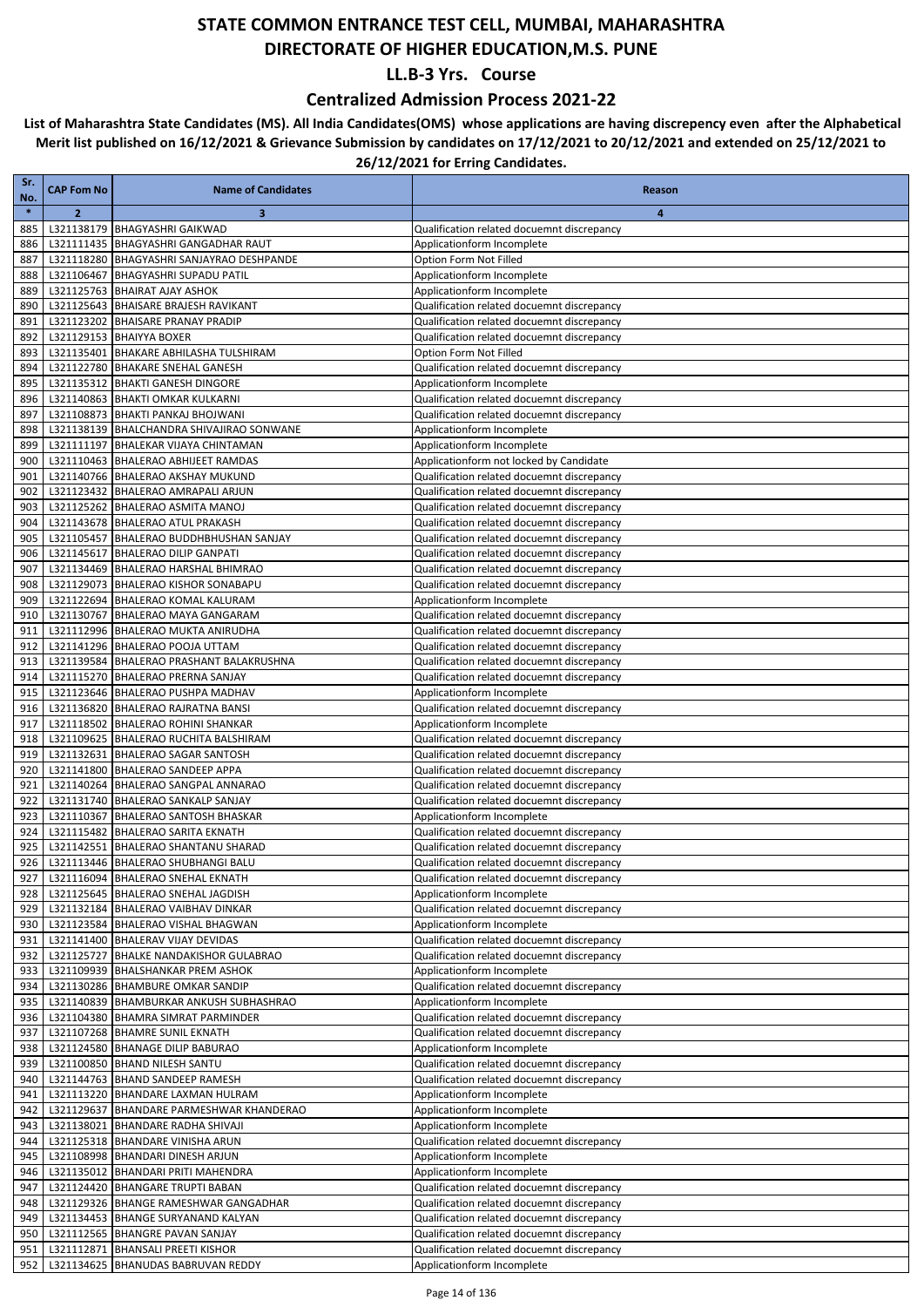# STATE COMMON ENTRANCE TEST CELL, MUMBAI, MAHARASHTRA

## DIRECTORATE OF HIGHER EDUCATION,M.S. PUNE

### LL.B-3 Yrs. Course

### Centralized Admission Process 2021-22

**List of Maharashtra State Candidates (MS). All India Candidates(OMS) whose applications are having discrepency even after the Alphabetical Merit list published on 16/12/2021 & Grievance Submission by candidates on 17/12/2021 to 20/12/2021 and extended on 25/12/2021 to 26/12/2021 for Erring Candidates.**

| Sr. No. | CAP Fom No | Name of Candidates | Reason |
|---|---|---|---|
| * | 2 | 3 | 4 |
| 885 | L321138179 | BHAGYASHRI GAIKWAD | Qualification related docuemnt discrepancy |
| 886 | L321111435 | BHAGYASHRI GANGADHAR RAUT | Applicationform Incomplete |
| 887 | L321118280 | BHAGYASHRI SANJAYRAO DESHPANDE | Option Form Not Filled |
| 888 | L321106467 | BHAGYASHRI SUPADU PATIL | Applicationform Incomplete |
| 889 | L321125763 | BHAIRAT AJAY ASHOK | Applicationform Incomplete |
| 890 | L321125643 | BHAISARE BRAJESH RAVIKANT | Qualification related docuemnt discrepancy |
| 891 | L321123202 | BHAISARE PRANAY PRADIP | Qualification related docuemnt discrepancy |
| 892 | L321129153 | BHAIYYA BOXER | Qualification related docuemnt discrepancy |
| 893 | L321135401 | BHAKARE ABHILASHA TULSHIRAM | Option Form Not Filled |
| 894 | L321122780 | BHAKARE SNEHAL GANESH | Qualification related docuemnt discrepancy |
| 895 | L321135312 | BHAKTI GANESH DINGORE | Applicationform Incomplete |
| 896 | L321140863 | BHAKTI OMKAR KULKARNI | Qualification related docuemnt discrepancy |
| 897 | L321108873 | BHAKTI PANKAJ BHOJWANI | Qualification related docuemnt discrepancy |
| 898 | L321138139 | BHALCHANDRA SHIVAJIRAO SONWANE | Applicationform Incomplete |
| 899 | L321111197 | BHALEKAR VIJAYA CHINTAMAN | Applicationform Incomplete |
| 900 | L321110463 | BHALERAO ABHIJEET RAMDAS | Applicationform not locked by Candidate |
| 901 | L321140766 | BHALERAO AKSHAY MUKUND | Qualification related docuemnt discrepancy |
| 902 | L321123432 | BHALERAO AMRAPALI ARJUN | Qualification related docuemnt discrepancy |
| 903 | L321125262 | BHALERAO ASMITA MANOJ | Qualification related docuemnt discrepancy |
| 904 | L321143678 | BHALERAO ATUL PRAKASH | Qualification related docuemnt discrepancy |
| 905 | L321105457 | BHALERAO BUDDHBHUSHAN SANJAY | Qualification related docuemnt discrepancy |
| 906 | L321145617 | BHALERAO DILIP GANPATI | Qualification related docuemnt discrepancy |
| 907 | L321134469 | BHALERAO HARSHAL BHIMRAO | Qualification related docuemnt discrepancy |
| 908 | L321129073 | BHALERAO KISHOR SONABAPU | Qualification related docuemnt discrepancy |
| 909 | L321122694 | BHALERAO KOMAL KALURAM | Applicationform Incomplete |
| 910 | L321130767 | BHALERAO MAYA GANGARAM | Qualification related docuemnt discrepancy |
| 911 | L321112996 | BHALERAO MUKTA ANIRUDHA | Qualification related docuemnt discrepancy |
| 912 | L321141296 | BHALERAO POOJA UTTAM | Qualification related docuemnt discrepancy |
| 913 | L321139584 | BHALERAO PRASHANT BALAKRUSHNA | Qualification related docuemnt discrepancy |
| 914 | L321115270 | BHALERAO PRERNA SANJAY | Qualification related docuemnt discrepancy |
| 915 | L321123646 | BHALERAO PUSHPA MADHAV | Applicationform Incomplete |
| 916 | L321136820 | BHALERAO RAJRATNA BANSI | Qualification related docuemnt discrepancy |
| 917 | L321118502 | BHALERAO ROHINI SHANKAR | Applicationform Incomplete |
| 918 | L321109625 | BHALERAO RUCHITA BALSHIRAM | Qualification related docuemnt discrepancy |
| 919 | L321132631 | BHALERAO SAGAR SANTOSH | Qualification related docuemnt discrepancy |
| 920 | L321141800 | BHALERAO SANDEEP APPA | Qualification related docuemnt discrepancy |
| 921 | L321140264 | BHALERAO SANGPAL ANNARAO | Qualification related docuemnt discrepancy |
| 922 | L321131740 | BHALERAO SANKALP SANJAY | Qualification related docuemnt discrepancy |
| 923 | L321110367 | BHALERAO SANTOSH BHASKAR | Applicationform Incomplete |
| 924 | L321115482 | BHALERAO SARITA EKNATH | Qualification related docuemnt discrepancy |
| 925 | L321142551 | BHALERAO SHANTANU SHARAD | Qualification related docuemnt discrepancy |
| 926 | L321113446 | BHALERAO SHUBHANGI BALU | Qualification related docuemnt discrepancy |
| 927 | L321116094 | BHALERAO SNEHAL EKNATH | Qualification related docuemnt discrepancy |
| 928 | L321125645 | BHALERAO SNEHAL JAGDISH | Applicationform Incomplete |
| 929 | L321132184 | BHALERAO VAIBHAV DINKAR | Qualification related docuemnt discrepancy |
| 930 | L321123584 | BHALERAO VISHAL BHAGWAN | Applicationform Incomplete |
| 931 | L321141400 | BHALERAV VIJAY DEVIDAS | Qualification related docuemnt discrepancy |
| 932 | L321125727 | BHALKE NANDAKISHOR GULABRAO | Qualification related docuemnt discrepancy |
| 933 | L321109939 | BHALSHANKAR PREM ASHOK | Applicationform Incomplete |
| 934 | L321130286 | BHAMBURE OMKAR SANDIP | Qualification related docuemnt discrepancy |
| 935 | L321140839 | BHAMBURKAR ANKUSH SUBHASHRAO | Applicationform Incomplete |
| 936 | L321104380 | BHAMRA SIMRAT PARMINDER | Qualification related docuemnt discrepancy |
| 937 | L321107268 | BHAMRE SUNIL EKNATH | Qualification related docuemnt discrepancy |
| 938 | L321124580 | BHANAGE DILIP BABURAO | Applicationform Incomplete |
| 939 | L321100850 | BHAND NILESH SANTU | Qualification related docuemnt discrepancy |
| 940 | L321144763 | BHAND SANDEEP RAMESH | Qualification related docuemnt discrepancy |
| 941 | L321113220 | BHANDARE LAXMAN HULRAM | Applicationform Incomplete |
| 942 | L321129637 | BHANDARE PARMESHWAR KHANDERAO | Applicationform Incomplete |
| 943 | L321138021 | BHANDARE RADHA SHIVAJI | Applicationform Incomplete |
| 944 | L321125318 | BHANDARE VINISHA ARUN | Qualification related docuemnt discrepancy |
| 945 | L321108998 | BHANDARI DINESH ARJUN | Applicationform Incomplete |
| 946 | L321135012 | BHANDARI PRITI MAHENDRA | Applicationform Incomplete |
| 947 | L321124420 | BHANGARE TRUPTI BABAN | Qualification related docuemnt discrepancy |
| 948 | L321129326 | BHANGE RAMESHWAR GANGADHAR | Qualification related docuemnt discrepancy |
| 949 | L321134453 | BHANGE SURYANAND KALYAN | Qualification related docuemnt discrepancy |
| 950 | L321112565 | BHANGRE PAVAN SANJAY | Qualification related docuemnt discrepancy |
| 951 | L321112871 | BHANSALI PREETI KISHOR | Qualification related docuemnt discrepancy |
| 952 | L321134625 | BHANUDAS BABRUVAN REDDY | Applicationform Incomplete |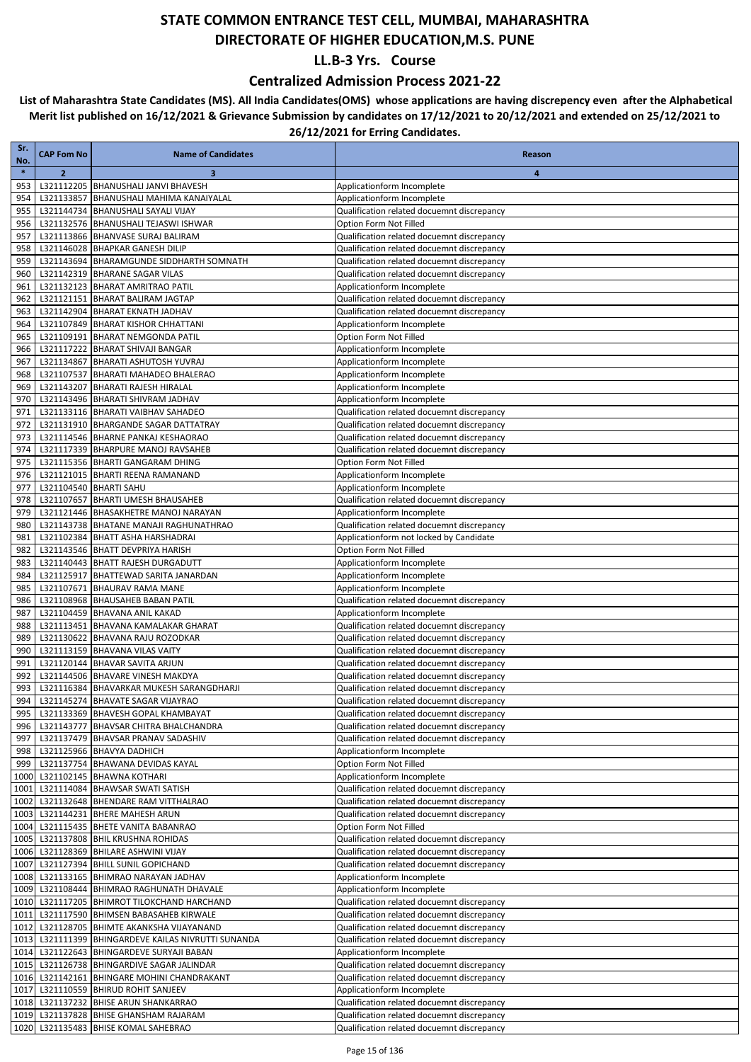# STATE COMMON ENTRANCE TEST CELL, MUMBAI, MAHARASHTRA

## DIRECTORATE OF HIGHER EDUCATION,M.S. PUNE

### LL.B-3 Yrs. Course

### Centralized Admission Process 2021-22

**List of Maharashtra State Candidates (MS). All India Candidates(OMS) whose applications are having discrepency even after the Alphabetical Merit list published on 16/12/2021 & Grievance Submission by candidates on 17/12/2021 to 20/12/2021 and extended on 25/12/2021 to 26/12/2021 for Erring Candidates.**

| Sr. No. | CAP Fom No | Name of Candidates | Reason |
|---|---|---|---|
| * | 2 | 3 | 4 |
| 953 | L321112205 | BHANUSHALI JANVI BHAVESH | Applicationform Incomplete |
| 954 | L321133857 | BHANUSHALI MAHIMA KANAIYALAL | Applicationform Incomplete |
| 955 | L321144734 | BHANUSHALI SAYALI VIJAY | Qualification related docuemnt discrepancy |
| 956 | L321132576 | BHANUSHALI TEJASWI ISHWAR | Option Form Not Filled |
| 957 | L321113866 | BHANVASE SURAJ BALIRAM | Qualification related docuemnt discrepancy |
| 958 | L321146028 | BHAPKAR GANESH DILIP | Qualification related docuemnt discrepancy |
| 959 | L321143694 | BHARAMGUNDE SIDDHARTH SOMNATH | Qualification related docuemnt discrepancy |
| 960 | L321142319 | BHARANE SAGAR VILAS | Qualification related docuemnt discrepancy |
| 961 | L321132123 | BHARAT AMRITRAO PATIL | Applicationform Incomplete |
| 962 | L321121151 | BHARAT BALIRAM JAGTAP | Qualification related docuemnt discrepancy |
| 963 | L321142904 | BHARAT EKNATH JADHAV | Qualification related docuemnt discrepancy |
| 964 | L321107849 | BHARAT KISHOR CHHATTANI | Applicationform Incomplete |
| 965 | L321109191 | BHARAT NEMGONDA PATIL | Option Form Not Filled |
| 966 | L321117222 | BHARAT SHIVAJI BANGAR | Applicationform Incomplete |
| 967 | L321134867 | BHARATI ASHUTOSH YUVRAJ | Applicationform Incomplete |
| 968 | L321107537 | BHARATI MAHADEO BHALERAO | Applicationform Incomplete |
| 969 | L321143207 | BHARATI RAJESH HIRALAL | Applicationform Incomplete |
| 970 | L321143496 | BHARATI SHIVRAM JADHAV | Applicationform Incomplete |
| 971 | L321133116 | BHARATI VAIBHAV SAHADEO | Qualification related docuemnt discrepancy |
| 972 | L321131910 | BHARGANDE SAGAR DATTATRAY | Qualification related docuemnt discrepancy |
| 973 | L321114546 | BHARNE PANKAJ KESHAORAO | Qualification related docuemnt discrepancy |
| 974 | L321117339 | BHARPURE MANOJ RAVSAHEB | Qualification related docuemnt discrepancy |
| 975 | L321115356 | BHARTI GANGARAM DHING | Option Form Not Filled |
| 976 | L321121015 | BHARTI REENA RAMANAND | Applicationform Incomplete |
| 977 | L321104540 | BHARTI SAHU | Applicationform Incomplete |
| 978 | L321107657 | BHARTI UMESH BHAUSAHEB | Qualification related docuemnt discrepancy |
| 979 | L321121446 | BHASAKHETRE MANOJ NARAYAN | Applicationform Incomplete |
| 980 | L321143738 | BHATANE MANAJI RAGHUNATHRAO | Qualification related docuemnt discrepancy |
| 981 | L321102384 | BHATT ASHA HARSHADRAI | Applicationform not locked by Candidate |
| 982 | L321143546 | BHATT DEVPRIYA HARISH | Option Form Not Filled |
| 983 | L321140443 | BHATT RAJESH DURGADUTT | Applicationform Incomplete |
| 984 | L321125917 | BHATTEWAD SARITA JANARDAN | Applicationform Incomplete |
| 985 | L321107671 | BHAURAV RAMA MANE | Applicationform Incomplete |
| 986 | L321108968 | BHAUSAHEB BABAN PATIL | Qualification related docuemnt discrepancy |
| 987 | L321104459 | BHAVANA ANIL KAKAD | Applicationform Incomplete |
| 988 | L321113451 | BHAVANA KAMALAKAR GHARAT | Qualification related docuemnt discrepancy |
| 989 | L321130622 | BHAVANA RAJU ROZODKAR | Qualification related docuemnt discrepancy |
| 990 | L321113159 | BHAVANA VILAS VAITY | Qualification related docuemnt discrepancy |
| 991 | L321120144 | BHAVAR SAVITA ARJUN | Qualification related docuemnt discrepancy |
| 992 | L321144506 | BHAVARE VINESH MAKDYA | Qualification related docuemnt discrepancy |
| 993 | L321116384 | BHAVARKAR MUKESH SARANGDHARJI | Qualification related docuemnt discrepancy |
| 994 | L321145274 | BHAVATE SAGAR VIJAYRAO | Qualification related docuemnt discrepancy |
| 995 | L321133369 | BHAVESH GOPAL KHAMBAYAT | Qualification related docuemnt discrepancy |
| 996 | L321143777 | BHAVSAR CHITRA BHALCHANDRA | Qualification related docuemnt discrepancy |
| 997 | L321137479 | BHAVSAR PRANAV SADASHIV | Qualification related docuemnt discrepancy |
| 998 | L321125966 | BHAVYA DADHICH | Applicationform Incomplete |
| 999 | L321137754 | BHAWANA DEVIDAS KAYAL | Option Form Not Filled |
| 1000 | L321102145 | BHAWNA KOTHARI | Applicationform Incomplete |
| 1001 | L321114084 | BHAWSAR SWATI SATISH | Qualification related docuemnt discrepancy |
| 1002 | L321132648 | BHENDARE RAM VITTHALRAO | Qualification related docuemnt discrepancy |
| 1003 | L321144231 | BHERE MAHESH ARUN | Qualification related docuemnt discrepancy |
| 1004 | L321115435 | BHETE VANITA BABANRAO | Option Form Not Filled |
| 1005 | L321137808 | BHIL KRUSHNA ROHIDAS | Qualification related docuemnt discrepancy |
| 1006 | L321128369 | BHILARE ASHWINI VIJAY | Qualification related docuemnt discrepancy |
| 1007 | L321127394 | BHILL SUNIL GOPICHAND | Qualification related docuemnt discrepancy |
| 1008 | L321133165 | BHIMRAO NARAYAN JADHAV | Applicationform Incomplete |
| 1009 | L321108444 | BHIMRAO RAGHUNATH DHAVALE | Applicationform Incomplete |
| 1010 | L321117205 | BHIMROT TILOKCHAND HARCHAND | Qualification related docuemnt discrepancy |
| 1011 | L321117590 | BHIMSEN BABASAHEB KIRWALE | Qualification related docuemnt discrepancy |
| 1012 | L321128705 | BHIMTE AKANKSHA VIJAYANAND | Qualification related docuemnt discrepancy |
| 1013 | L321111399 | BHINGARDEVE KAILAS NIVRUTTI SUNANDA | Qualification related docuemnt discrepancy |
| 1014 | L321122643 | BHINGARDEVE SURYAJI BABAN | Applicationform Incomplete |
| 1015 | L321126738 | BHINGARDIVE SAGAR JALINDAR | Qualification related docuemnt discrepancy |
| 1016 | L321142161 | BHINGARE MOHINI CHANDRAKANT | Qualification related docuemnt discrepancy |
| 1017 | L321110559 | BHIRUD ROHIT SANJEEV | Applicationform Incomplete |
| 1018 | L321137232 | BHISE ARUN SHANKARRAO | Qualification related docuemnt discrepancy |
| 1019 | L321137828 | BHISE GHANSHAM RAJARAM | Qualification related docuemnt discrepancy |
| 1020 | L321135483 | BHISE KOMAL SAHEBRAO | Qualification related docuemnt discrepancy |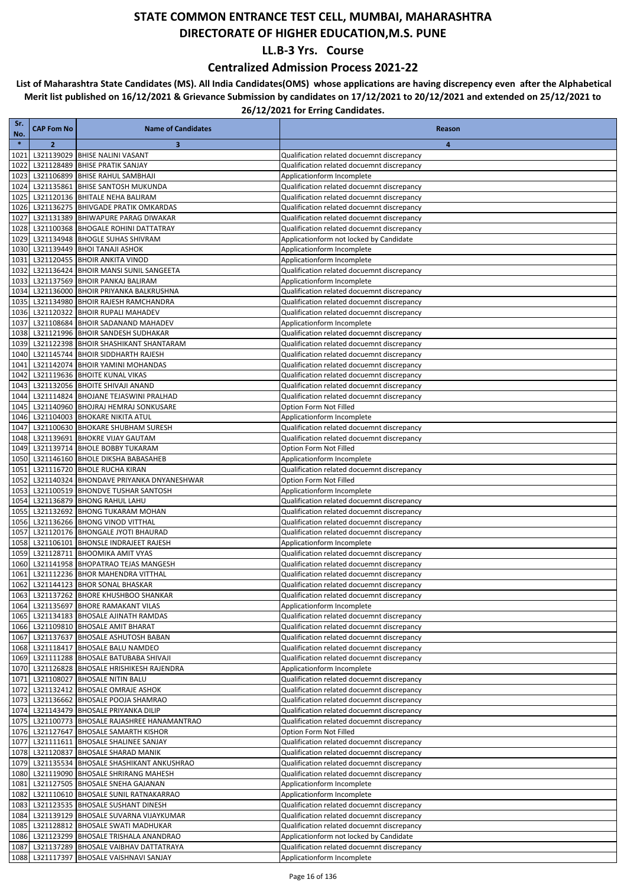# STATE COMMON ENTRANCE TEST CELL, MUMBAI, MAHARASHTRA

## DIRECTORATE OF HIGHER EDUCATION,M.S. PUNE

### LL.B-3 Yrs. Course

### Centralized Admission Process 2021-22

**List of Maharashtra State Candidates (MS). All India Candidates(OMS) whose applications are having discrepency even after the Alphabetical Merit list published on 16/12/2021 & Grievance Submission by candidates on 17/12/2021 to 20/12/2021 and extended on 25/12/2021 to 26/12/2021 for Erring Candidates.**

| Sr. No. | CAP Fom No | Name of Candidates | Reason |
|---|---|---|---|
| * | 2 | 3 | 4 |
| 1021 | L321139029 | BHISE NALINI VASANT | Qualification related docuemnt discrepancy |
| 1022 | L321128489 | BHISE PRATIK SANJAY | Qualification related docuemnt discrepancy |
| 1023 | L321106899 | BHISE RAHUL SAMBHAJI | Applicationform Incomplete |
| 1024 | L321135861 | BHISE SANTOSH MUKUNDA | Qualification related docuemnt discrepancy |
| 1025 | L321120136 | BHITALE NEHA BALIRAM | Qualification related docuemnt discrepancy |
| 1026 | L321136275 | BHIVGADE PRATIK OMKARDAS | Qualification related docuemnt discrepancy |
| 1027 | L321131389 | BHIWAPURE PARAG DIWAKAR | Qualification related docuemnt discrepancy |
| 1028 | L321100368 | BHOGALE ROHINI DATTATRAY | Qualification related docuemnt discrepancy |
| 1029 | L321134948 | BHOGLE SUHAS SHIVRAM | Applicationform not locked by Candidate |
| 1030 | L321139449 | BHOI TANAJI ASHOK | Applicationform Incomplete |
| 1031 | L321120455 | BHOIR ANKITA VINOD | Applicationform Incomplete |
| 1032 | L321136424 | BHOIR MANSI SUNIL SANGEETA | Qualification related docuemnt discrepancy |
| 1033 | L321137569 | BHOIR PANKAJ BALIRAM | Applicationform Incomplete |
| 1034 | L321136000 | BHOIR PRIYANKA BALKRUSHNA | Qualification related docuemnt discrepancy |
| 1035 | L321134980 | BHOIR RAJESH RAMCHANDRA | Qualification related docuemnt discrepancy |
| 1036 | L321120322 | BHOIR RUPALI MAHADEV | Qualification related docuemnt discrepancy |
| 1037 | L321108684 | BHOIR SADANAND MAHADEV | Applicationform Incomplete |
| 1038 | L321121996 | BHOIR SANDESH SUDHAKAR | Qualification related docuemnt discrepancy |
| 1039 | L321122398 | BHOIR SHASHIKANT SHANTARAM | Qualification related docuemnt discrepancy |
| 1040 | L321145744 | BHOIR SIDDHARTH RAJESH | Qualification related docuemnt discrepancy |
| 1041 | L321142074 | BHOIR YAMINI MOHANDAS | Qualification related docuemnt discrepancy |
| 1042 | L321119636 | BHOITE KUNAL VIKAS | Qualification related docuemnt discrepancy |
| 1043 | L321132056 | BHOITE SHIVAJI ANAND | Qualification related docuemnt discrepancy |
| 1044 | L321114824 | BHOJANE TEJASWINI PRALHAD | Qualification related docuemnt discrepancy |
| 1045 | L321140960 | BHOJRAJ HEMRAJ SONKUSARE | Option Form Not Filled |
| 1046 | L321104003 | BHOKARE NIKITA ATUL | Applicationform Incomplete |
| 1047 | L321100630 | BHOKARE SHUBHAM SURESH | Qualification related docuemnt discrepancy |
| 1048 | L321139691 | BHOKRE VIJAY GAUTAM | Qualification related docuemnt discrepancy |
| 1049 | L321139714 | BHOLE BOBBY TUKARAM | Option Form Not Filled |
| 1050 | L321146160 | BHOLE DIKSHA BABASAHEB | Applicationform Incomplete |
| 1051 | L321116720 | BHOLE RUCHA KIRAN | Qualification related docuemnt discrepancy |
| 1052 | L321140324 | BHONDAVE PRIYANKA DNYANESHWAR | Option Form Not Filled |
| 1053 | L321100519 | BHONDVE TUSHAR SANTOSH | Applicationform Incomplete |
| 1054 | L321136879 | BHONG RAHUL LAHU | Qualification related docuemnt discrepancy |
| 1055 | L321132692 | BHONG TUKARAM MOHAN | Qualification related docuemnt discrepancy |
| 1056 | L321136266 | BHONG VINOD VITTHAL | Qualification related docuemnt discrepancy |
| 1057 | L321120176 | BHONGALE JYOTI BHAURAD | Qualification related docuemnt discrepancy |
| 1058 | L321106101 | BHONSLE INDRAJEET RAJESH | Applicationform Incomplete |
| 1059 | L321128711 | BHOOMIKA AMIT VYAS | Qualification related docuemnt discrepancy |
| 1060 | L321141958 | BHOPATRAO TEJAS MANGESH | Qualification related docuemnt discrepancy |
| 1061 | L321112236 | BHOR MAHENDRA VITTHAL | Qualification related docuemnt discrepancy |
| 1062 | L321144123 | BHOR SONAL BHASKAR | Qualification related docuemnt discrepancy |
| 1063 | L321137262 | BHORE KHUSHBOO SHANKAR | Qualification related docuemnt discrepancy |
| 1064 | L321135697 | BHORE RAMAKANT VILAS | Applicationform Incomplete |
| 1065 | L321134183 | BHOSALE AJINATH RAMDAS | Qualification related docuemnt discrepancy |
| 1066 | L321109810 | BHOSALE AMIT BHARAT | Qualification related docuemnt discrepancy |
| 1067 | L321137637 | BHOSALE ASHUTOSH BABAN | Qualification related docuemnt discrepancy |
| 1068 | L321118417 | BHOSALE BALU NAMDEO | Qualification related docuemnt discrepancy |
| 1069 | L321111288 | BHOSALE BATUBABA SHIVAJI | Qualification related docuemnt discrepancy |
| 1070 | L321126828 | BHOSALE HRISHIKESH RAJENDRA | Applicationform Incomplete |
| 1071 | L321108027 | BHOSALE NITIN BALU | Qualification related docuemnt discrepancy |
| 1072 | L321132412 | BHOSALE OMRAJE ASHOK | Qualification related docuemnt discrepancy |
| 1073 | L321136662 | BHOSALE POOJA SHAMRAO | Qualification related docuemnt discrepancy |
| 1074 | L321143479 | BHOSALE PRIYANKA DILIP | Qualification related docuemnt discrepancy |
| 1075 | L321100773 | BHOSALE RAJASHREE HANAMANTRAO | Qualification related docuemnt discrepancy |
| 1076 | L321127647 | BHOSALE SAMARTH KISHOR | Option Form Not Filled |
| 1077 | L321111611 | BHOSALE SHALINEE SANJAY | Qualification related docuemnt discrepancy |
| 1078 | L321120837 | BHOSALE SHARAD MANIK | Qualification related docuemnt discrepancy |
| 1079 | L321135534 | BHOSALE SHASHIKANT ANKUSHRAO | Qualification related docuemnt discrepancy |
| 1080 | L321119090 | BHOSALE SHRIRANG MAHESH | Qualification related docuemnt discrepancy |
| 1081 | L321127505 | BHOSALE SNEHA GAJANAN | Applicationform Incomplete |
| 1082 | L321110610 | BHOSALE SUNIL RATNAKARRAO | Applicationform Incomplete |
| 1083 | L321123535 | BHOSALE SUSHANT DINESH | Qualification related docuemnt discrepancy |
| 1084 | L321139129 | BHOSALE SUVARNA VIJAYKUMAR | Qualification related docuemnt discrepancy |
| 1085 | L321128812 | BHOSALE SWATI MADHUKAR | Qualification related docuemnt discrepancy |
| 1086 | L321123299 | BHOSALE TRISHALA ANANDRAO | Applicationform not locked by Candidate |
| 1087 | L321137289 | BHOSALE VAIBHAV DATTATRAYA | Qualification related docuemnt discrepancy |
| 1088 | L321117397 | BHOSALE VAISHNAVI SANJAY | Applicationform Incomplete |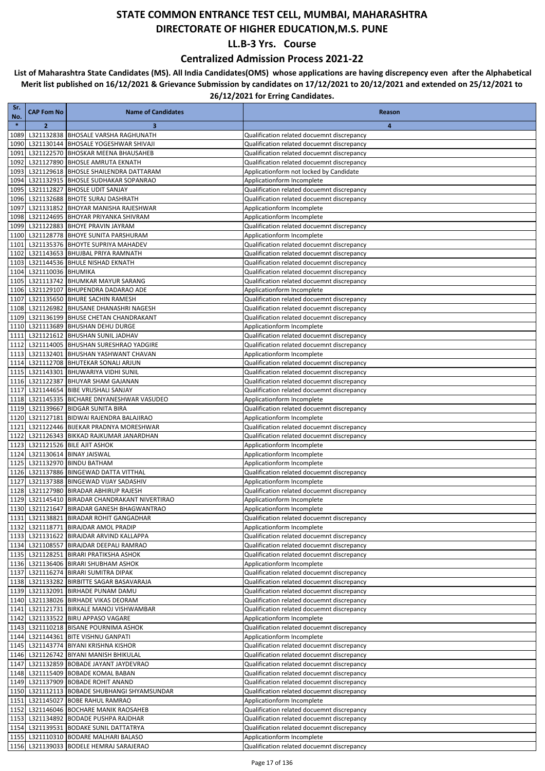# STATE COMMON ENTRANCE TEST CELL, MUMBAI, MAHARASHTRA

## DIRECTORATE OF HIGHER EDUCATION,M.S. PUNE

### LL.B-3 Yrs. Course

### Centralized Admission Process 2021-22

**List of Maharashtra State Candidates (MS). All India Candidates(OMS) whose applications are having discrepency even after the Alphabetical Merit list published on 16/12/2021 & Grievance Submission by candidates on 17/12/2021 to 20/12/2021 and extended on 25/12/2021 to 26/12/2021 for Erring Candidates.**

| Sr. No. | CAP Fom No | Name of Candidates | Reason |
|---|---|---|---|
| * | 2 | 3 | 4 |
| 1089 | L321132838 | BHOSALE VARSHA RAGHUNATH | Qualification related docuemnt discrepancy |
| 1090 | L321130144 | BHOSALE YOGESHWAR SHIVAJI | Qualification related docuemnt discrepancy |
| 1091 | L321122570 | BHOSKAR MEENA BHAUSAHEB | Qualification related docuemnt discrepancy |
| 1092 | L321127890 | BHOSLE AMRUTA EKNATH | Qualification related docuemnt discrepancy |
| 1093 | L321129618 | BHOSLE SHAILENDRA DATTARAM | Applicationform not locked by Candidate |
| 1094 | L321132915 | BHOSLE SUDHAKAR SOPANRAO | Applicationform Incomplete |
| 1095 | L321112827 | BHOSLE UDIT SANJAY | Qualification related docuemnt discrepancy |
| 1096 | L321132688 | BHOTE SURAJ DASHRATH | Qualification related docuemnt discrepancy |
| 1097 | L321131852 | BHOYAR MANISHA RAJESHWAR | Applicationform Incomplete |
| 1098 | L321124695 | BHOYAR PRIYANKA SHIVRAM | Applicationform Incomplete |
| 1099 | L321122883 | BHOYE PRAVIN JAYRAM | Qualification related docuemnt discrepancy |
| 1100 | L321128778 | BHOYE SUNITA PARSHURAM | Applicationform Incomplete |
| 1101 | L321135376 | BHOYTE SUPRIYA MAHADEV | Qualification related docuemnt discrepancy |
| 1102 | L321143653 | BHUJBAL PRIYA RAMNATH | Qualification related docuemnt discrepancy |
| 1103 | L321144536 | BHULE NISHAD EKNATH | Qualification related docuemnt discrepancy |
| 1104 | L321110036 | BHUMIKA | Qualification related docuemnt discrepancy |
| 1105 | L321113742 | BHUMKAR MAYUR SARANG | Qualification related docuemnt discrepancy |
| 1106 | L321129107 | BHUPENDRA DADARAO ADE | Applicationform Incomplete |
| 1107 | L321135650 | BHURE SACHIN RAMESH | Qualification related docuemnt discrepancy |
| 1108 | L321126982 | BHUSANE DHANASHRI NAGESH | Qualification related docuemnt discrepancy |
| 1109 | L321136199 | BHUSE CHETAN CHANDRAKANT | Qualification related docuemnt discrepancy |
| 1110 | L321113689 | BHUSHAN DEHU DURGE | Applicationform Incomplete |
| 1111 | L321121612 | BHUSHAN SUNIL JADHAV | Qualification related docuemnt discrepancy |
| 1112 | L321114005 | BHUSHAN SURESHRAO YADGIRE | Qualification related docuemnt discrepancy |
| 1113 | L321132401 | BHUSHAN YASHWANT CHAVAN | Applicationform Incomplete |
| 1114 | L321112708 | BHUTEKAR SONALI ARJUN | Qualification related docuemnt discrepancy |
| 1115 | L321143301 | BHUWARIYA VIDHI SUNIL | Qualification related docuemnt discrepancy |
| 1116 | L321122387 | BHUYAR SHAM GAJANAN | Qualification related docuemnt discrepancy |
| 1117 | L321144654 | BIBE VRUSHALI SANJAY | Qualification related docuemnt discrepancy |
| 1118 | L321145335 | BICHARE DNYANESHWAR VASUDEO | Applicationform Incomplete |
| 1119 | L321139667 | BIDGAR SUNITA BIRA | Qualification related docuemnt discrepancy |
| 1120 | L321127181 | BIDWAI RAJENDRA BALAJIRAO | Applicationform Incomplete |
| 1121 | L321122446 | BIJEKAR PRADNYA MORESHWAR | Qualification related docuemnt discrepancy |
| 1122 | L321126343 | BIKKAD RAJKUMAR JANARDHAN | Qualification related docuemnt discrepancy |
| 1123 | L321121526 | BILE AJIT ASHOK | Applicationform Incomplete |
| 1124 | L321130614 | BINAY JAISWAL | Applicationform Incomplete |
| 1125 | L321132970 | BINDU BATHAM | Applicationform Incomplete |
| 1126 | L321137886 | BINGEWAD DATTA VITTHAL | Qualification related docuemnt discrepancy |
| 1127 | L321137388 | BINGEWAD VIJAY SADASHIV | Applicationform Incomplete |
| 1128 | L321127980 | BIRADAR ABHIRUP RAJESH | Qualification related docuemnt discrepancy |
| 1129 | L321145410 | BIRADAR CHANDRAKANT NIVERTIRAO | Applicationform Incomplete |
| 1130 | L321121647 | BIRADAR GANESH BHAGWANTRAO | Applicationform Incomplete |
| 1131 | L321138821 | BIRADAR ROHIT GANGADHAR | Qualification related docuemnt discrepancy |
| 1132 | L321118771 | BIRAJDAR AMOL PRADIP | Applicationform Incomplete |
| 1133 | L321131622 | BIRAJDAR ARVIND KALLAPPA | Qualification related docuemnt discrepancy |
| 1134 | L321108557 | BIRAJDAR DEEPALI RAMRAO | Qualification related docuemnt discrepancy |
| 1135 | L321128251 | BIRARI PRATIKSHA ASHOK | Qualification related docuemnt discrepancy |
| 1136 | L321136406 | BIRARI SHUBHAM ASHOK | Applicationform Incomplete |
| 1137 | L321116274 | BIRARI SUMITRA DIPAK | Qualification related docuemnt discrepancy |
| 1138 | L321133282 | BIRBITTE SAGAR BASAVARAJA | Qualification related docuemnt discrepancy |
| 1139 | L321132091 | BIRHADE PUNAM DAMU | Qualification related docuemnt discrepancy |
| 1140 | L321138026 | BIRHADE VIKAS DEORAM | Qualification related docuemnt discrepancy |
| 1141 | L321121731 | BIRKALE MANOJ VISHWAMBAR | Qualification related docuemnt discrepancy |
| 1142 | L321133522 | BIRU APPASO VAGARE | Applicationform Incomplete |
| 1143 | L321110218 | BISANE POURNIMA ASHOK | Qualification related docuemnt discrepancy |
| 1144 | L321144361 | BITE VISHNU GANPATI | Applicationform Incomplete |
| 1145 | L321143774 | BIYANI KRISHNA KISHOR | Qualification related docuemnt discrepancy |
| 1146 | L321126742 | BIYANI MANISH BHIKULAL | Qualification related docuemnt discrepancy |
| 1147 | L321132859 | BOBADE JAYANT JAYDEVRAO | Qualification related docuemnt discrepancy |
| 1148 | L321115409 | BOBADE KOMAL BABAN | Qualification related docuemnt discrepancy |
| 1149 | L321137909 | BOBADE ROHIT ANAND | Qualification related docuemnt discrepancy |
| 1150 | L321112113 | BOBADE SHUBHANGI SHYAMSUNDAR | Qualification related docuemnt discrepancy |
| 1151 | L321145027 | BOBE RAHUL RAMRAO | Applicationform Incomplete |
| 1152 | L321146046 | BOCHARE MANIK RAOSAHEB | Qualification related docuemnt discrepancy |
| 1153 | L321134892 | BODADE PUSHPA RAJDHAR | Qualification related docuemnt discrepancy |
| 1154 | L321139531 | BODAKE SUNIL DATTATRYA | Qualification related docuemnt discrepancy |
| 1155 | L321110310 | BODARE MALHARI BALASO | Applicationform Incomplete |
| 1156 | L321139033 | BODELE HEMRAJ SARAJERAO | Qualification related docuemnt discrepancy |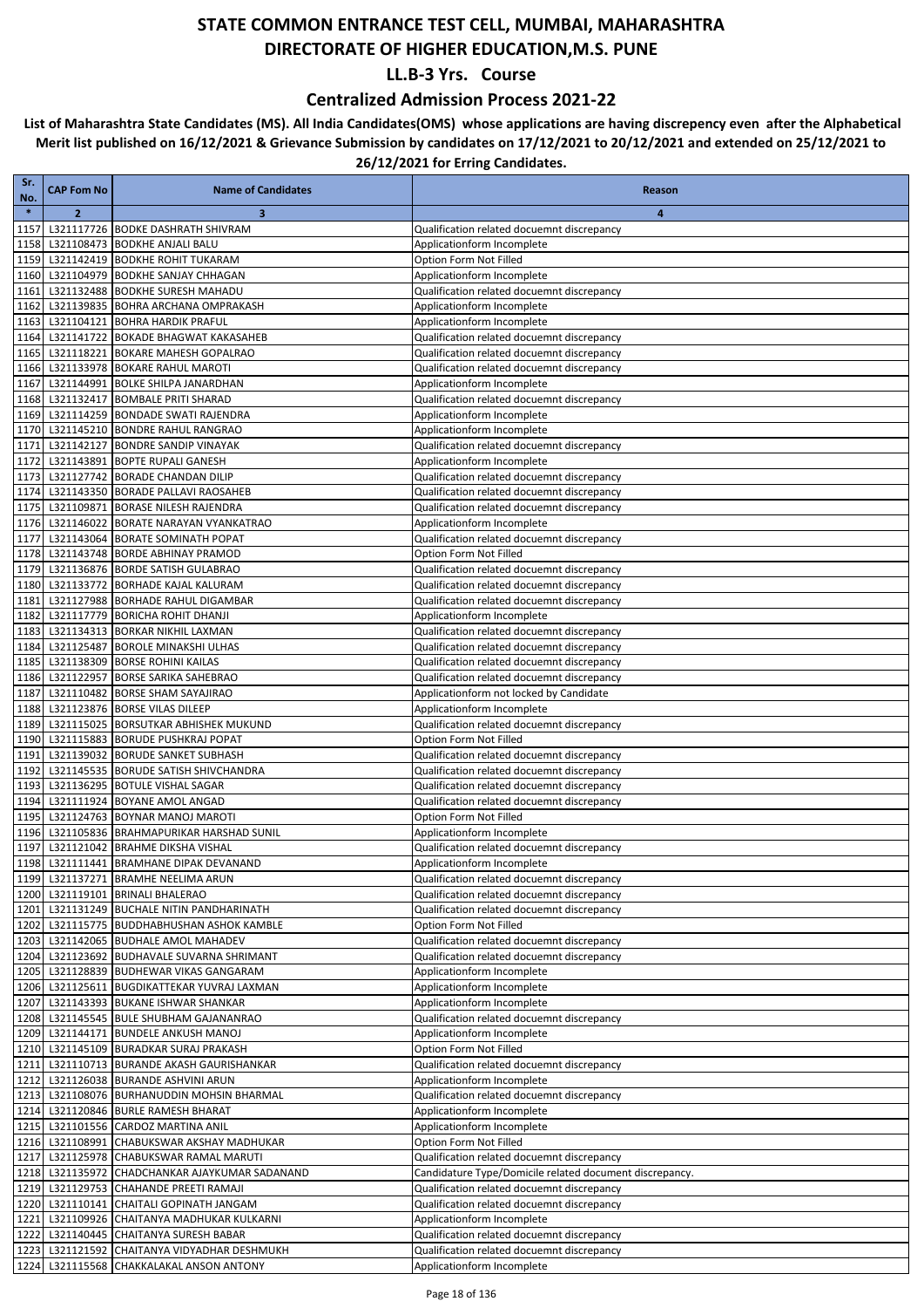# STATE COMMON ENTRANCE TEST CELL, MUMBAI, MAHARASHTRA

## DIRECTORATE OF HIGHER EDUCATION,M.S. PUNE

### LL.B-3 Yrs. Course

### Centralized Admission Process 2021-22

**List of Maharashtra State Candidates (MS). All India Candidates(OMS) whose applications are having discrepency even after the Alphabetical Merit list published on 16/12/2021 & Grievance Submission by candidates on 17/12/2021 to 20/12/2021 and extended on 25/12/2021 to 26/12/2021 for Erring Candidates.**

| Sr. No. | CAP Fom No | Name of Candidates | Reason |
|---|---|---|---|
| * | 2 | 3 | 4 |
| 1157 | L321117726 | BODKE DASHRATH SHIVRAM | Qualification related docuemnt discrepancy |
| 1158 | L321108473 | BODKHE ANJALI BALU | Applicationform Incomplete |
| 1159 | L321142419 | BODKHE ROHIT TUKARAM | Option Form Not Filled |
| 1160 | L321104979 | BODKHE SANJAY CHHAGAN | Applicationform Incomplete |
| 1161 | L321132488 | BODKHE SURESH MAHADU | Qualification related docuemnt discrepancy |
| 1162 | L321139835 | BOHRA ARCHANA OMPRAKASH | Applicationform Incomplete |
| 1163 | L321104121 | BOHRA HARDIK PRAFUL | Applicationform Incomplete |
| 1164 | L321141722 | BOKADE BHAGWAT KAKASAHEB | Qualification related docuemnt discrepancy |
| 1165 | L321118221 | BOKARE MAHESH GOPALRAO | Qualification related docuemnt discrepancy |
| 1166 | L321133978 | BOKARE RAHUL MAROTI | Qualification related docuemnt discrepancy |
| 1167 | L321144991 | BOLKE SHILPA JANARDHAN | Applicationform Incomplete |
| 1168 | L321132417 | BOMBALE PRITI SHARAD | Qualification related docuemnt discrepancy |
| 1169 | L321114259 | BONDADE SWATI RAJENDRA | Applicationform Incomplete |
| 1170 | L321145210 | BONDRE RAHUL RANGRAO | Applicationform Incomplete |
| 1171 | L321142127 | BONDRE SANDIP VINAYAK | Qualification related docuemnt discrepancy |
| 1172 | L321143891 | BOPTE RUPALI GANESH | Applicationform Incomplete |
| 1173 | L321127742 | BORADE CHANDAN DILIP | Qualification related docuemnt discrepancy |
| 1174 | L321143350 | BORADE PALLAVI RAOSAHEB | Qualification related docuemnt discrepancy |
| 1175 | L321109871 | BORASE NILESH RAJENDRA | Qualification related docuemnt discrepancy |
| 1176 | L321146022 | BORATE NARAYAN VYANKATRAO | Applicationform Incomplete |
| 1177 | L321143064 | BORATE SOMINATH POPAT | Qualification related docuemnt discrepancy |
| 1178 | L321143748 | BORDE ABHINAY PRAMOD | Option Form Not Filled |
| 1179 | L321136876 | BORDE SATISH GULABRAO | Qualification related docuemnt discrepancy |
| 1180 | L321133772 | BORHADE KAJAL KALURAM | Qualification related docuemnt discrepancy |
| 1181 | L321127988 | BORHADE RAHUL DIGAMBAR | Qualification related docuemnt discrepancy |
| 1182 | L321117779 | BORICHA ROHIT DHANJI | Applicationform Incomplete |
| 1183 | L321134313 | BORKAR NIKHIL LAXMAN | Qualification related docuemnt discrepancy |
| 1184 | L321125487 | BOROLE MINAKSHI ULHAS | Qualification related docuemnt discrepancy |
| 1185 | L321138309 | BORSE ROHINI KAILAS | Qualification related docuemnt discrepancy |
| 1186 | L321122957 | BORSE SARIKA SAHEBRAO | Qualification related docuemnt discrepancy |
| 1187 | L321110482 | BORSE SHAM SAYAJIRAO | Applicationform not locked by Candidate |
| 1188 | L321123876 | BORSE VILAS DILEEP | Applicationform Incomplete |
| 1189 | L321115025 | BORSUTKAR ABHISHEK MUKUND | Qualification related docuemnt discrepancy |
| 1190 | L321115883 | BORUDE PUSHKRAJ POPAT | Option Form Not Filled |
| 1191 | L321139032 | BORUDE SANKET SUBHASH | Qualification related docuemnt discrepancy |
| 1192 | L321145535 | BORUDE SATISH SHIVCHANDRA | Qualification related docuemnt discrepancy |
| 1193 | L321136295 | BOTULE VISHAL SAGAR | Qualification related docuemnt discrepancy |
| 1194 | L321111924 | BOYANE AMOL ANGAD | Qualification related docuemnt discrepancy |
| 1195 | L321124763 | BOYNAR MANOJ MAROTI | Option Form Not Filled |
| 1196 | L321105836 | BRAHMAPURIKAR HARSHAD SUNIL | Applicationform Incomplete |
| 1197 | L321121042 | BRAHME DIKSHA VISHAL | Qualification related docuemnt discrepancy |
| 1198 | L321111441 | BRAMHANE DIPAK DEVANAND | Applicationform Incomplete |
| 1199 | L321137271 | BRAMHE NEELIMA ARUN | Qualification related docuemnt discrepancy |
| 1200 | L321119101 | BRINALI BHALERAO | Qualification related docuemnt discrepancy |
| 1201 | L321131249 | BUCHALE NITIN PANDHARINATH | Qualification related docuemnt discrepancy |
| 1202 | L321115775 | BUDDHABHUSHAN ASHOK KAMBLE | Option Form Not Filled |
| 1203 | L321142065 | BUDHALE AMOL MAHADEV | Qualification related docuemnt discrepancy |
| 1204 | L321123692 | BUDHAVALE SUVARNA SHRIMANT | Qualification related docuemnt discrepancy |
| 1205 | L321128839 | BUDHEWAR VIKAS GANGARAM | Applicationform Incomplete |
| 1206 | L321125611 | BUGDIKATTEKAR YUVRAJ LAXMAN | Applicationform Incomplete |
| 1207 | L321143393 | BUKANE ISHWAR SHANKAR | Applicationform Incomplete |
| 1208 | L321145545 | BULE SHUBHAM GAJANANRAO | Qualification related docuemnt discrepancy |
| 1209 | L321144171 | BUNDELE ANKUSH MANOJ | Applicationform Incomplete |
| 1210 | L321145109 | BURADKAR SURAJ PRAKASH | Option Form Not Filled |
| 1211 | L321110713 | BURANDE AKASH GAURISHANKAR | Qualification related docuemnt discrepancy |
| 1212 | L321126038 | BURANDE ASHVINI ARUN | Applicationform Incomplete |
| 1213 | L321108076 | BURHANUDDIN MOHSIN BHARMAL | Qualification related docuemnt discrepancy |
| 1214 | L321120846 | BURLE RAMESH BHARAT | Applicationform Incomplete |
| 1215 | L321101556 | CARDOZ MARTINA ANIL | Applicationform Incomplete |
| 1216 | L321108991 | CHABUKSWAR AKSHAY MADHUKAR | Option Form Not Filled |
| 1217 | L321125978 | CHABUKSWAR RAMAL MARUTI | Qualification related docuemnt discrepancy |
| 1218 | L321135972 | CHADCHANKAR AJAYKUMAR SADANAND | Candidature Type/Domicile related document discrepancy. |
| 1219 | L321129753 | CHAHANDE PREETI RAMAJI | Qualification related docuemnt discrepancy |
| 1220 | L321110141 | CHAITALI GOPINATH JANGAM | Qualification related docuemnt discrepancy |
| 1221 | L321109926 | CHAITANYA MADHUKAR KULKARNI | Applicationform Incomplete |
| 1222 | L321140445 | CHAITANYA SURESH BABAR | Qualification related docuemnt discrepancy |
| 1223 | L321121592 | CHAITANYA VIDYADHAR DESHMUKH | Qualification related docuemnt discrepancy |
| 1224 | L321115568 | CHAKKALAKAL ANSON ANTONY | Applicationform Incomplete |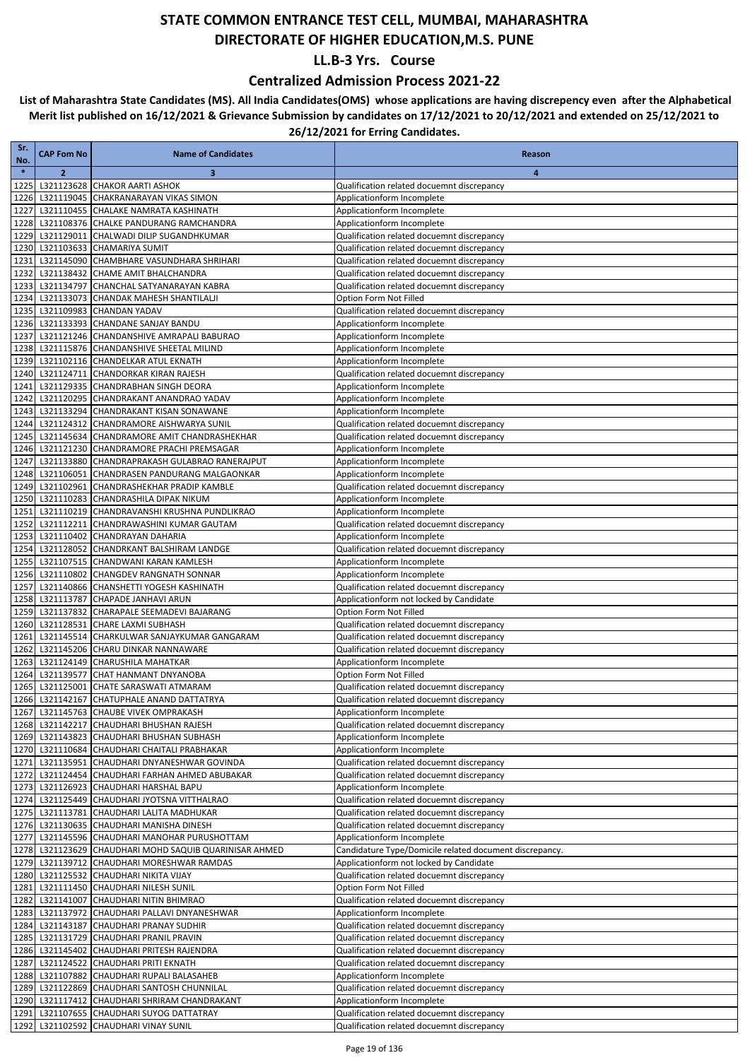# STATE COMMON ENTRANCE TEST CELL, MUMBAI, MAHARASHTRA

# DIRECTORATE OF HIGHER EDUCATION,M.S. PUNE

## LL.B-3 Yrs. Course

## Centralized Admission Process 2021-22

**List of Maharashtra State Candidates (MS). All India Candidates(OMS) whose applications are having discrepency even after the Alphabetical Merit list published on 16/12/2021 & Grievance Submission by candidates on 17/12/2021 to 20/12/2021 and extended on 25/12/2021 to 26/12/2021 for Erring Candidates.**

| Sr. No. | CAP Fom No | Name of Candidates | Reason |
|---|---|---|---|
| * | 2 | 3 | 4 |
| 1225 | L321123628 | CHAKOR AARTI ASHOK | Qualification related docuemnt discrepancy |
| 1226 | L321119045 | CHAKRANARAYAN VIKAS SIMON | Applicationform Incomplete |
| 1227 | L321110455 | CHALAKE NAMRATA KASHINATH | Applicationform Incomplete |
| 1228 | L321108376 | CHALKE PANDURANG RAMCHANDRA | Applicationform Incomplete |
| 1229 | L321129011 | CHALWADI DILIP SUGANDHKUMAR | Qualification related docuemnt discrepancy |
| 1230 | L321103633 | CHAMARIYA SUMIT | Qualification related docuemnt discrepancy |
| 1231 | L321145090 | CHAMBHARE VASUNDHARA SHRIHARI | Qualification related docuemnt discrepancy |
| 1232 | L321138432 | CHAME AMIT BHALCHANDRA | Qualification related docuemnt discrepancy |
| 1233 | L321134797 | CHANCHAL SATYANARAYAN KABRA | Qualification related docuemnt discrepancy |
| 1234 | L321133073 | CHANDAK MAHESH SHANTILALJI | Option Form Not Filled |
| 1235 | L321109983 | CHANDAN YADAV | Qualification related docuemnt discrepancy |
| 1236 | L321133393 | CHANDANE SANJAY BANDU | Applicationform Incomplete |
| 1237 | L321121246 | CHANDANSHIVE AMRAPALI BABURAO | Applicationform Incomplete |
| 1238 | L321115876 | CHANDANSHIVE SHEETAL MILIND | Applicationform Incomplete |
| 1239 | L321102116 | CHANDELKAR ATUL EKNATH | Applicationform Incomplete |
| 1240 | L321124711 | CHANDORKAR KIRAN RAJESH | Qualification related docuemnt discrepancy |
| 1241 | L321129335 | CHANDRABHAN SINGH DEORA | Applicationform Incomplete |
| 1242 | L321120295 | CHANDRAKANT ANANDRAO YADAV | Applicationform Incomplete |
| 1243 | L321133294 | CHANDRAKANT KISAN SONAWANE | Applicationform Incomplete |
| 1244 | L321124312 | CHANDRAMORE AISHWARYA SUNIL | Qualification related docuemnt discrepancy |
| 1245 | L321145634 | CHANDRAMORE AMIT CHANDRASHEKHAR | Qualification related docuemnt discrepancy |
| 1246 | L321121230 | CHANDRAMORE PRACHI PREMSAGAR | Applicationform Incomplete |
| 1247 | L321133880 | CHANDRAPRAKASH GULABRAO RANERAJPUT | Applicationform Incomplete |
| 1248 | L321106051 | CHANDRASEN PANDURANG MALGAONKAR | Applicationform Incomplete |
| 1249 | L321102961 | CHANDRASHEKHAR PRADIP KAMBLE | Qualification related docuemnt discrepancy |
| 1250 | L321110283 | CHANDRASHILA DIPAK NIKUM | Applicationform Incomplete |
| 1251 | L321110219 | CHANDRAVANSHI KRUSHNA PUNDLIKRAO | Applicationform Incomplete |
| 1252 | L321112211 | CHANDRAWASHINI KUMAR GAUTAM | Qualification related docuemnt discrepancy |
| 1253 | L321110402 | CHANDRAYAN DAHARIA | Applicationform Incomplete |
| 1254 | L321128052 | CHANDRKANT BALSHIRAM LANDGE | Qualification related docuemnt discrepancy |
| 1255 | L321107515 | CHANDWANI KARAN KAMLESH | Applicationform Incomplete |
| 1256 | L321110802 | CHANGDEV RANGNATH SONNAR | Applicationform Incomplete |
| 1257 | L321140866 | CHANSHETTI YOGESH KASHINATH | Qualification related docuemnt discrepancy |
| 1258 | L321113787 | CHAPADE JANHAVI ARUN | Applicationform not locked by Candidate |
| 1259 | L321137832 | CHARAPALE SEEMADEVI BAJARANG | Option Form Not Filled |
| 1260 | L321128531 | CHARE LAXMI SUBHASH | Qualification related docuemnt discrepancy |
| 1261 | L321145514 | CHARKULWAR SANJAYKUMAR GANGARAM | Qualification related docuemnt discrepancy |
| 1262 | L321145206 | CHARU DINKAR NANNAWARE | Qualification related docuemnt discrepancy |
| 1263 | L321124149 | CHARUSHILA MAHATKAR | Applicationform Incomplete |
| 1264 | L321139577 | CHAT HANMANT DNYANOBA | Option Form Not Filled |
| 1265 | L321125001 | CHATE SARASWATI ATMARAM | Qualification related docuemnt discrepancy |
| 1266 | L321142167 | CHATUPHALE ANAND DATTATRYA | Qualification related docuemnt discrepancy |
| 1267 | L321145763 | CHAUBE VIVEK OMPRAKASH | Applicationform Incomplete |
| 1268 | L321142217 | CHAUDHARI BHUSHAN RAJESH | Qualification related docuemnt discrepancy |
| 1269 | L321143823 | CHAUDHARI BHUSHAN SUBHASH | Applicationform Incomplete |
| 1270 | L321110684 | CHAUDHARI CHAITALI PRABHAKAR | Applicationform Incomplete |
| 1271 | L321135951 | CHAUDHARI DNYANESHWAR GOVINDA | Qualification related docuemnt discrepancy |
| 1272 | L321124454 | CHAUDHARI FARHAN AHMED ABUBAKAR | Qualification related docuemnt discrepancy |
| 1273 | L321126923 | CHAUDHARI HARSHAL BAPU | Applicationform Incomplete |
| 1274 | L321125449 | CHAUDHARI JYOTSNA VITTHALRAO | Qualification related docuemnt discrepancy |
| 1275 | L321113781 | CHAUDHARI LALITA MADHUKAR | Qualification related docuemnt discrepancy |
| 1276 | L321130635 | CHAUDHARI MANISHA DINESH | Qualification related docuemnt discrepancy |
| 1277 | L321145596 | CHAUDHARI MANOHAR PURUSHOTTAM | Applicationform Incomplete |
| 1278 | L321123629 | CHAUDHARI MOHD SAQUIB QUARINISAR AHMED | Candidature Type/Domicile related document discrepancy. |
| 1279 | L321139712 | CHAUDHARI MORESHWAR RAMDAS | Applicationform not locked by Candidate |
| 1280 | L321125532 | CHAUDHARI NIKITA VIJAY | Qualification related docuemnt discrepancy |
| 1281 | L321111450 | CHAUDHARI NILESH SUNIL | Option Form Not Filled |
| 1282 | L321141007 | CHAUDHARI NITIN BHIMRAO | Qualification related docuemnt discrepancy |
| 1283 | L321137972 | CHAUDHARI PALLAVI DNYANESHWAR | Applicationform Incomplete |
| 1284 | L321143187 | CHAUDHARI PRANAY SUDHIR | Qualification related docuemnt discrepancy |
| 1285 | L321131729 | CHAUDHARI PRANIL PRAVIN | Qualification related docuemnt discrepancy |
| 1286 | L321145402 | CHAUDHARI PRITESH RAJENDRA | Qualification related docuemnt discrepancy |
| 1287 | L321124522 | CHAUDHARI PRITI EKNATH | Qualification related docuemnt discrepancy |
| 1288 | L321107882 | CHAUDHARI RUPALI BALASAHEB | Applicationform Incomplete |
| 1289 | L321122869 | CHAUDHARI SANTOSH CHUNNILAL | Qualification related docuemnt discrepancy |
| 1290 | L321117412 | CHAUDHARI SHRIRAM CHANDRAKANT | Applicationform Incomplete |
| 1291 | L321107655 | CHAUDHARI SUYOG DATTATRAY | Qualification related docuemnt discrepancy |
| 1292 | L321102592 | CHAUDHARI VINAY SUNIL | Qualification related docuemnt discrepancy |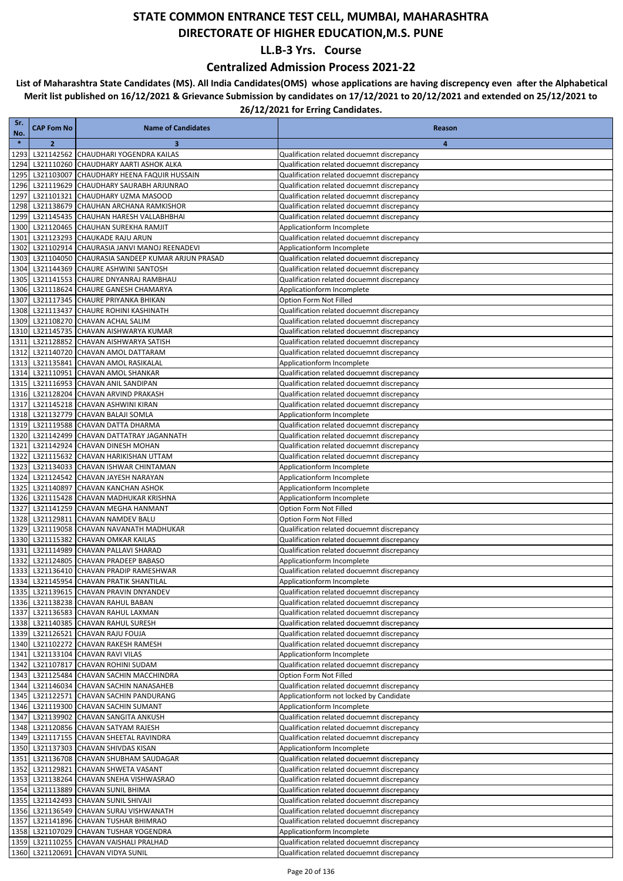# STATE COMMON ENTRANCE TEST CELL, MUMBAI, MAHARASHTRA

## DIRECTORATE OF HIGHER EDUCATION,M.S. PUNE

### LL.B-3 Yrs. Course

### Centralized Admission Process 2021-22

**List of Maharashtra State Candidates (MS). All India Candidates(OMS) whose applications are having discrepency even after the Alphabetical Merit list published on 16/12/2021 & Grievance Submission by candidates on 17/12/2021 to 20/12/2021 and extended on 25/12/2021 to 26/12/2021 for Erring Candidates.**

| Sr. No. | CAP Fom No | Name of Candidates | Reason |
|---|---|---|---|
| * | 2 | 3 | 4 |
| 1293 | L321142562 | CHAUDHARI YOGENDRA KAILAS | Qualification related docuemnt discrepancy |
| 1294 | L321110260 | CHAUDHARY AARTI ASHOK ALKA | Qualification related docuemnt discrepancy |
| 1295 | L321103007 | CHAUDHARY HEENA FAQUIR HUSSAIN | Qualification related docuemnt discrepancy |
| 1296 | L321119629 | CHAUDHARY SAURABH ARJUNRAO | Qualification related docuemnt discrepancy |
| 1297 | L321101321 | CHAUDHARY UZMA MASOOD | Qualification related docuemnt discrepancy |
| 1298 | L321138679 | CHAUHAN ARCHANA RAMKISHOR | Qualification related docuemnt discrepancy |
| 1299 | L321145435 | CHAUHAN HARESH VALLABHBHAI | Qualification related docuemnt discrepancy |
| 1300 | L321120465 | CHAUHAN SUREKHA RAMJIT | Applicationform Incomplete |
| 1301 | L321123293 | CHAUKADE RAJU ARUN | Qualification related docuemnt discrepancy |
| 1302 | L321102914 | CHAURASIA JANVI MANOJ REENADEVI | Applicationform Incomplete |
| 1303 | L321104050 | CHAURASIA SANDEEP KUMAR ARJUN PRASAD | Qualification related docuemnt discrepancy |
| 1304 | L321144369 | CHAURE ASHWINI SANTOSH | Qualification related docuemnt discrepancy |
| 1305 | L321141553 | CHAURE DNYANRAJ RAMBHAU | Qualification related docuemnt discrepancy |
| 1306 | L321118624 | CHAURE GANESH CHAMARYA | Applicationform Incomplete |
| 1307 | L321117345 | CHAURE PRIYANKA BHIKAN | Option Form Not Filled |
| 1308 | L321113437 | CHAURE ROHINI KASHINATH | Qualification related docuemnt discrepancy |
| 1309 | L321108270 | CHAVAN ACHAL SALIM | Qualification related docuemnt discrepancy |
| 1310 | L321145735 | CHAVAN AISHWARYA KUMAR | Qualification related docuemnt discrepancy |
| 1311 | L321128852 | CHAVAN AISHWARYA SATISH | Qualification related docuemnt discrepancy |
| 1312 | L321140720 | CHAVAN AMOL DATTARAM | Qualification related docuemnt discrepancy |
| 1313 | L321135841 | CHAVAN AMOL RASIKALAL | Applicationform Incomplete |
| 1314 | L321110951 | CHAVAN AMOL SHANKAR | Qualification related docuemnt discrepancy |
| 1315 | L321116953 | CHAVAN ANIL SANDIPAN | Qualification related docuemnt discrepancy |
| 1316 | L321128204 | CHAVAN ARVIND PRAKASH | Qualification related docuemnt discrepancy |
| 1317 | L321145218 | CHAVAN ASHWINI KIRAN | Qualification related docuemnt discrepancy |
| 1318 | L321132779 | CHAVAN BALAJI SOMLA | Applicationform Incomplete |
| 1319 | L321119588 | CHAVAN DATTA DHARMA | Qualification related docuemnt discrepancy |
| 1320 | L321142499 | CHAVAN DATTATRAY JAGANNATH | Qualification related docuemnt discrepancy |
| 1321 | L321142924 | CHAVAN DINESH MOHAN | Qualification related docuemnt discrepancy |
| 1322 | L321115632 | CHAVAN HARIKISHAN UTTAM | Qualification related docuemnt discrepancy |
| 1323 | L321134033 | CHAVAN ISHWAR CHINTAMAN | Applicationform Incomplete |
| 1324 | L321124542 | CHAVAN JAYESH NARAYAN | Applicationform Incomplete |
| 1325 | L321140897 | CHAVAN KANCHAN ASHOK | Applicationform Incomplete |
| 1326 | L321115428 | CHAVAN MADHUKAR KRISHNA | Applicationform Incomplete |
| 1327 | L321141259 | CHAVAN MEGHA HANMANT | Option Form Not Filled |
| 1328 | L321129811 | CHAVAN NAMDEV BALU | Option Form Not Filled |
| 1329 | L321119058 | CHAVAN NAVANATH MADHUKAR | Qualification related docuemnt discrepancy |
| 1330 | L321115382 | CHAVAN OMKAR KAILAS | Qualification related docuemnt discrepancy |
| 1331 | L321114989 | CHAVAN PALLAVI SHARAD | Qualification related docuemnt discrepancy |
| 1332 | L321124805 | CHAVAN PRADEEP BABASO | Applicationform Incomplete |
| 1333 | L321136410 | CHAVAN PRADIP RAMESHWAR | Qualification related docuemnt discrepancy |
| 1334 | L321145954 | CHAVAN PRATIK SHANTILAL | Applicationform Incomplete |
| 1335 | L321139615 | CHAVAN PRAVIN DNYANDEV | Qualification related docuemnt discrepancy |
| 1336 | L321138238 | CHAVAN RAHUL BABAN | Qualification related docuemnt discrepancy |
| 1337 | L321136583 | CHAVAN RAHUL LAXMAN | Qualification related docuemnt discrepancy |
| 1338 | L321140385 | CHAVAN RAHUL SURESH | Qualification related docuemnt discrepancy |
| 1339 | L321126521 | CHAVAN RAJU FOUJA | Qualification related docuemnt discrepancy |
| 1340 | L321102272 | CHAVAN RAKESH RAMESH | Qualification related docuemnt discrepancy |
| 1341 | L321133104 | CHAVAN RAVI VILAS | Applicationform Incomplete |
| 1342 | L321107817 | CHAVAN ROHINI SUDAM | Qualification related docuemnt discrepancy |
| 1343 | L321125484 | CHAVAN SACHIN MACCHINDRA | Option Form Not Filled |
| 1344 | L321146034 | CHAVAN SACHIN NANASAHEB | Qualification related docuemnt discrepancy |
| 1345 | L321122571 | CHAVAN SACHIN PANDURANG | Applicationform not locked by Candidate |
| 1346 | L321119300 | CHAVAN SACHIN SUMANT | Applicationform Incomplete |
| 1347 | L321139902 | CHAVAN SANGITA ANKUSH | Qualification related docuemnt discrepancy |
| 1348 | L321120856 | CHAVAN SATYAM RAJESH | Qualification related docuemnt discrepancy |
| 1349 | L321117155 | CHAVAN SHEETAL RAVINDRA | Qualification related docuemnt discrepancy |
| 1350 | L321137303 | CHAVAN SHIVDAS KISAN | Applicationform Incomplete |
| 1351 | L321136708 | CHAVAN SHUBHAM SAUDAGAR | Qualification related docuemnt discrepancy |
| 1352 | L321129821 | CHAVAN SHWETA VASANT | Qualification related docuemnt discrepancy |
| 1353 | L321138264 | CHAVAN SNEHA VISHWASRAO | Qualification related docuemnt discrepancy |
| 1354 | L321113889 | CHAVAN SUNIL BHIMA | Qualification related docuemnt discrepancy |
| 1355 | L321142493 | CHAVAN SUNIL SHIVAJI | Qualification related docuemnt discrepancy |
| 1356 | L321136549 | CHAVAN SURAJ VISHWANATH | Qualification related docuemnt discrepancy |
| 1357 | L321141896 | CHAVAN TUSHAR BHIMRAO | Qualification related docuemnt discrepancy |
| 1358 | L321107029 | CHAVAN TUSHAR YOGENDRA | Applicationform Incomplete |
| 1359 | L321110255 | CHAVAN VAISHALI PRALHAD | Qualification related docuemnt discrepancy |
| 1360 | L321120691 | CHAVAN VIDYA SUNIL | Qualification related docuemnt discrepancy |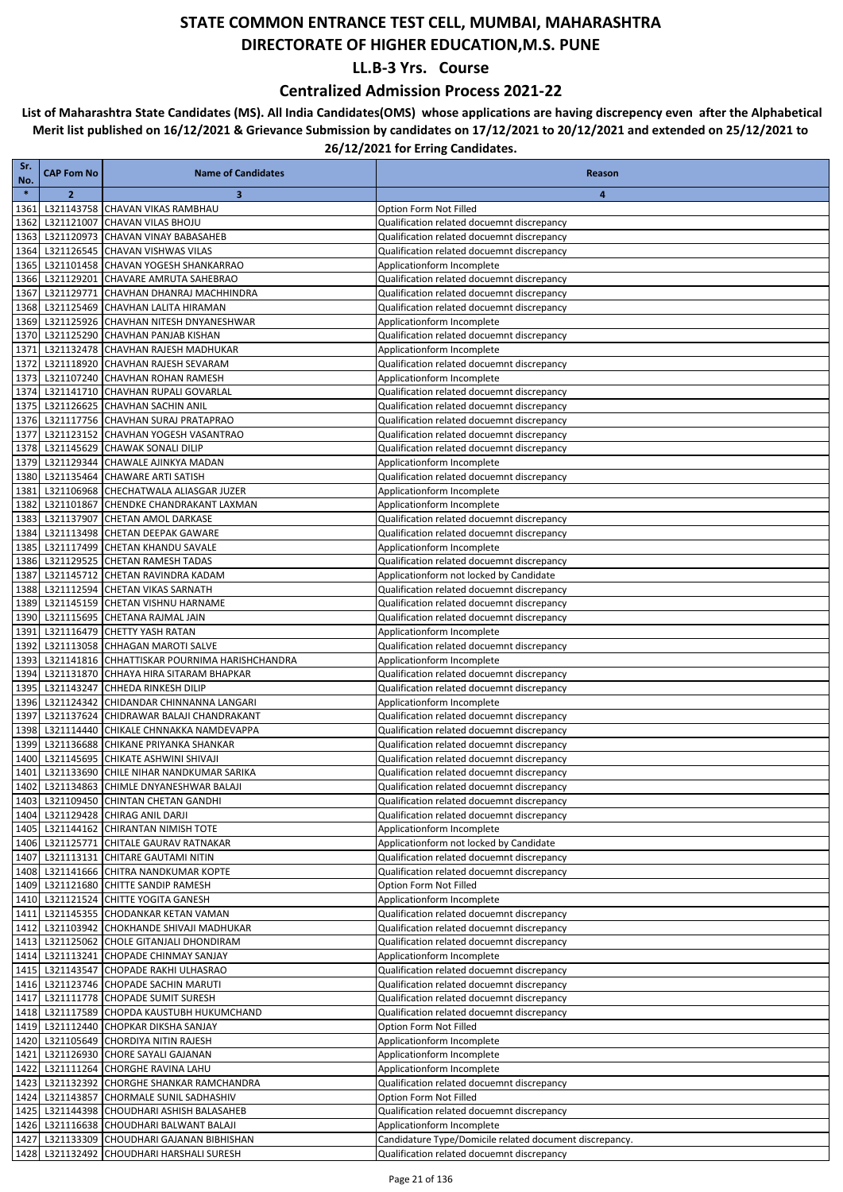# STATE COMMON ENTRANCE TEST CELL, MUMBAI, MAHARASHTRA

# DIRECTORATE OF HIGHER EDUCATION,M.S. PUNE

## LL.B-3 Yrs. Course

## Centralized Admission Process 2021-22

**List of Maharashtra State Candidates (MS). All India Candidates(OMS) whose applications are having discrepency even after the Alphabetical Merit list published on 16/12/2021 & Grievance Submission by candidates on 17/12/2021 to 20/12/2021 and extended on 25/12/2021 to 26/12/2021 for Erring Candidates.**

| Sr. No. | CAP Fom No | Name of Candidates | Reason |
|---|---|---|---|
| * | 2 | 3 | 4 |
| 1361 | L321143758 | CHAVAN VIKAS RAMBHAU | Option Form Not Filled |
| 1362 | L321121007 | CHAVAN VILAS BHOJU | Qualification related docuemnt discrepancy |
| 1363 | L321120973 | CHAVAN VINAY BABASAHEB | Qualification related docuemnt discrepancy |
| 1364 | L321126545 | CHAVAN VISHWAS VILAS | Qualification related docuemnt discrepancy |
| 1365 | L321101458 | CHAVAN YOGESH SHANKARRAO | Applicationform Incomplete |
| 1366 | L321129201 | CHAVARE AMRUTA SAHEBRAO | Qualification related docuemnt discrepancy |
| 1367 | L321129771 | CHAVHAN DHANRAJ MACHHINDRA | Qualification related docuemnt discrepancy |
| 1368 | L321125469 | CHAVHAN LALITA HIRAMAN | Qualification related docuemnt discrepancy |
| 1369 | L321125926 | CHAVHAN NITESH DNYANESHWAR | Applicationform Incomplete |
| 1370 | L321125290 | CHAVHAN PANJAB KISHAN | Qualification related docuemnt discrepancy |
| 1371 | L321132478 | CHAVHAN RAJESH MADHUKAR | Applicationform Incomplete |
| 1372 | L321118920 | CHAVHAN RAJESH SEVARAM | Qualification related docuemnt discrepancy |
| 1373 | L321107240 | CHAVHAN ROHAN RAMESH | Applicationform Incomplete |
| 1374 | L321141710 | CHAVHAN RUPALI GOVARLAL | Qualification related docuemnt discrepancy |
| 1375 | L321126625 | CHAVHAN SACHIN ANIL | Qualification related docuemnt discrepancy |
| 1376 | L321117756 | CHAVHAN SURAJ PRATAPRAO | Qualification related docuemnt discrepancy |
| 1377 | L321123152 | CHAVHAN YOGESH VASANTRAO | Qualification related docuemnt discrepancy |
| 1378 | L321145629 | CHAWAK SONALI DILIP | Qualification related docuemnt discrepancy |
| 1379 | L321129344 | CHAWALE AJINKYA MADAN | Applicationform Incomplete |
| 1380 | L321135464 | CHAWARE ARTI SATISH | Qualification related docuemnt discrepancy |
| 1381 | L321106968 | CHECHATWALA ALIASGAR JUZER | Applicationform Incomplete |
| 1382 | L321101867 | CHENDKE CHANDRAKANT LAXMAN | Applicationform Incomplete |
| 1383 | L321137907 | CHETAN AMOL DARKASE | Qualification related docuemnt discrepancy |
| 1384 | L321113498 | CHETAN DEEPAK GAWARE | Qualification related docuemnt discrepancy |
| 1385 | L321117499 | CHETAN KHANDU SAVALE | Applicationform Incomplete |
| 1386 | L321129525 | CHETAN RAMESH TADAS | Qualification related docuemnt discrepancy |
| 1387 | L321145712 | CHETAN RAVINDRA KADAM | Applicationform not locked by Candidate |
| 1388 | L321112594 | CHETAN VIKAS SARNATH | Qualification related docuemnt discrepancy |
| 1389 | L321145159 | CHETAN VISHNU HARNAME | Qualification related docuemnt discrepancy |
| 1390 | L321115695 | CHETANA RAJMAL JAIN | Qualification related docuemnt discrepancy |
| 1391 | L321116479 | CHETTY YASH RATAN | Applicationform Incomplete |
| 1392 | L321113058 | CHHAGAN MAROTI SALVE | Qualification related docuemnt discrepancy |
| 1393 | L321141816 | CHHATTISKAR POURNIMA HARISHCHANDRA | Applicationform Incomplete |
| 1394 | L321131870 | CHHAYA HIRA SITARAM BHAPKAR | Qualification related docuemnt discrepancy |
| 1395 | L321143247 | CHHEDA RINKESH DILIP | Qualification related docuemnt discrepancy |
| 1396 | L321124342 | CHIDANDAR CHINNANNA LANGARI | Applicationform Incomplete |
| 1397 | L321137624 | CHIDRAWAR BALAJI CHANDRAKANT | Qualification related docuemnt discrepancy |
| 1398 | L321114440 | CHIKALE CHNNAKKA NAMDEVAPPA | Qualification related docuemnt discrepancy |
| 1399 | L321136688 | CHIKANE PRIYANKA SHANKAR | Qualification related docuemnt discrepancy |
| 1400 | L321145695 | CHIKATE ASHWINI SHIVAJI | Qualification related docuemnt discrepancy |
| 1401 | L321133690 | CHILE NIHAR NANDKUMAR SARIKA | Qualification related docuemnt discrepancy |
| 1402 | L321134863 | CHIMLE DNYANESHWAR BALAJI | Qualification related docuemnt discrepancy |
| 1403 | L321109450 | CHINTAN CHETAN GANDHI | Qualification related docuemnt discrepancy |
| 1404 | L321129428 | CHIRAG ANIL DARJI | Qualification related docuemnt discrepancy |
| 1405 | L321144162 | CHIRANTAN NIMISH TOTE | Applicationform Incomplete |
| 1406 | L321125771 | CHITALE GAURAV RATNAKAR | Applicationform not locked by Candidate |
| 1407 | L321113131 | CHITARE GAUTAMI NITIN | Qualification related docuemnt discrepancy |
| 1408 | L321141666 | CHITRA NANDKUMAR KOPTE | Qualification related docuemnt discrepancy |
| 1409 | L321121680 | CHITTE SANDIP RAMESH | Option Form Not Filled |
| 1410 | L321121524 | CHITTE YOGITA GANESH | Applicationform Incomplete |
| 1411 | L321145355 | CHODANKAR KETAN VAMAN | Qualification related docuemnt discrepancy |
| 1412 | L321103942 | CHOKHANDE SHIVAJI MADHUKAR | Qualification related docuemnt discrepancy |
| 1413 | L321125062 | CHOLE GITANJALI DHONDIRAM | Qualification related docuemnt discrepancy |
| 1414 | L321113241 | CHOPADE CHINMAY SANJAY | Applicationform Incomplete |
| 1415 | L321143547 | CHOPADE RAKHI ULHASRAO | Qualification related docuemnt discrepancy |
| 1416 | L321123746 | CHOPADE SACHIN MARUTI | Qualification related docuemnt discrepancy |
| 1417 | L321111778 | CHOPADE SUMIT SURESH | Qualification related docuemnt discrepancy |
| 1418 | L321117589 | CHOPDA KAUSTUBH HUKUMCHAND | Qualification related docuemnt discrepancy |
| 1419 | L321112440 | CHOPKAR DIKSHA SANJAY | Option Form Not Filled |
| 1420 | L321105649 | CHORDIYA NITIN RAJESH | Applicationform Incomplete |
| 1421 | L321126930 | CHORE SAYALI GAJANAN | Applicationform Incomplete |
| 1422 | L321111264 | CHORGHE RAVINA LAHU | Applicationform Incomplete |
| 1423 | L321132392 | CHORGHE SHANKAR RAMCHANDRA | Qualification related docuemnt discrepancy |
| 1424 | L321143857 | CHORMALE SUNIL SADHASHIV | Option Form Not Filled |
| 1425 | L321144398 | CHOUDHARI ASHISH BALASAHEB | Qualification related docuemnt discrepancy |
| 1426 | L321116638 | CHOUDHARI BALWANT BALAJI | Applicationform Incomplete |
| 1427 | L321133309 | CHOUDHARI GAJANAN BIBHISHAN | Candidature Type/Domicile related document discrepancy. |
| 1428 | L321132492 | CHOUDHARI HARSHALI SURESH | Qualification related docuemnt discrepancy |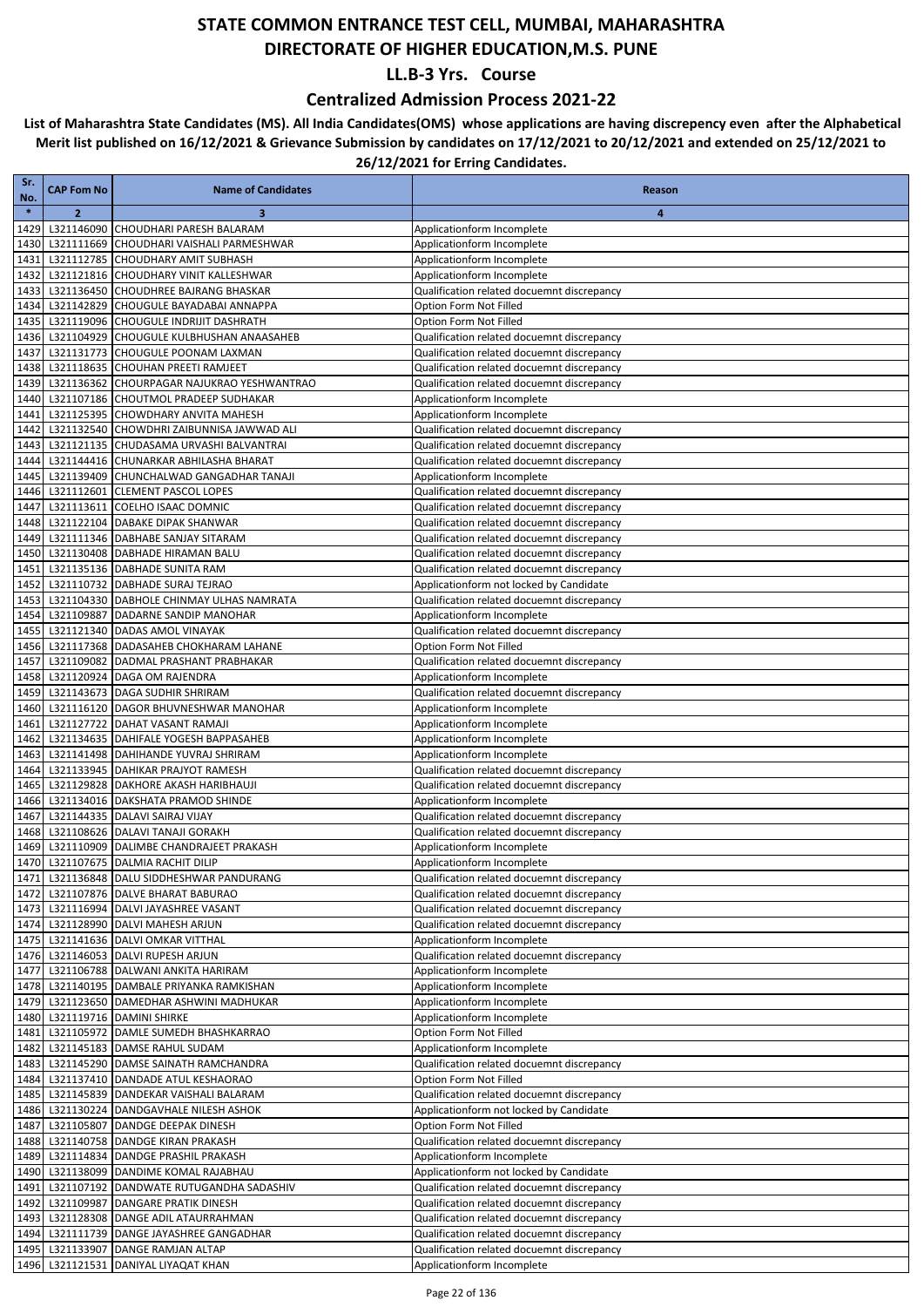# STATE COMMON ENTRANCE TEST CELL, MUMBAI, MAHARASHTRA

# DIRECTORATE OF HIGHER EDUCATION,M.S. PUNE

## LL.B-3 Yrs. Course

## Centralized Admission Process 2021-22

**List of Maharashtra State Candidates (MS). All India Candidates(OMS) whose applications are having discrepency even after the Alphabetical Merit list published on 16/12/2021 & Grievance Submission by candidates on 17/12/2021 to 20/12/2021 and extended on 25/12/2021 to 26/12/2021 for Erring Candidates.**

| Sr. No. | CAP Fom No | Name of Candidates | Reason |
|---|---|---|---|
| * | 2 | 3 | 4 |
| 1429 | L321146090 | CHOUDHARI PARESH BALARAM | Applicationform Incomplete |
| 1430 | L321111669 | CHOUDHARI VAISHALI PARMESHWAR | Applicationform Incomplete |
| 1431 | L321112785 | CHOUDHARY AMIT SUBHASH | Applicationform Incomplete |
| 1432 | L321121816 | CHOUDHARY VINIT KALLESHWAR | Applicationform Incomplete |
| 1433 | L321136450 | CHOUDHREE BAJRANG BHASKAR | Qualification related docuemnt discrepancy |
| 1434 | L321142829 | CHOUGULE BAYADABAI ANNAPPA | Option Form Not Filled |
| 1435 | L321119096 | CHOUGULE INDRIJIT DASHRATH | Option Form Not Filled |
| 1436 | L321104929 | CHOUGULE KULBHUSHAN ANAASAHEB | Qualification related docuemnt discrepancy |
| 1437 | L321131773 | CHOUGULE POONAM LAXMAN | Qualification related docuemnt discrepancy |
| 1438 | L321118635 | CHOUHAN PREETI RAMJEET | Qualification related docuemnt discrepancy |
| 1439 | L321136362 | CHOURPAGAR NAJUKRAO YESHWANTRAO | Qualification related docuemnt discrepancy |
| 1440 | L321107186 | CHOUTMOL PRADEEP SUDHAKAR | Applicationform Incomplete |
| 1441 | L321125395 | CHOWDHARY ANVITA MAHESH | Applicationform Incomplete |
| 1442 | L321132540 | CHOWDHRI ZAIBUNNISA JAWWAD ALI | Qualification related docuemnt discrepancy |
| 1443 | L321121135 | CHUDASAMA URVASHI BALVANTRAI | Qualification related docuemnt discrepancy |
| 1444 | L321144416 | CHUNARKAR ABHILASHA BHARAT | Qualification related docuemnt discrepancy |
| 1445 | L321139409 | CHUNCHALWAD GANGADHAR TANAJI | Applicationform Incomplete |
| 1446 | L321112601 | CLEMENT PASCOL LOPES | Qualification related docuemnt discrepancy |
| 1447 | L321113611 | COELHO ISAAC DOMNIC | Qualification related docuemnt discrepancy |
| 1448 | L321122104 | DABAKE DIPAK SHANWAR | Qualification related docuemnt discrepancy |
| 1449 | L321111346 | DABHABE SANJAY SITARAM | Qualification related docuemnt discrepancy |
| 1450 | L321130408 | DABHADE HIRAMAN BALU | Qualification related docuemnt discrepancy |
| 1451 | L321135136 | DABHADE SUNITA RAM | Qualification related docuemnt discrepancy |
| 1452 | L321110732 | DABHADE SURAJ TEJRAO | Applicationform not locked by Candidate |
| 1453 | L321104330 | DABHOLE CHINMAY ULHAS NAMRATA | Qualification related docuemnt discrepancy |
| 1454 | L321109887 | DADARNE SANDIP MANOHAR | Applicationform Incomplete |
| 1455 | L321121340 | DADAS AMOL VINAYAK | Qualification related docuemnt discrepancy |
| 1456 | L321117368 | DADASAHEB CHOKHARAM LAHANE | Option Form Not Filled |
| 1457 | L321109082 | DADMAL PRASHANT PRABHAKAR | Qualification related docuemnt discrepancy |
| 1458 | L321120924 | DAGA OM RAJENDRA | Applicationform Incomplete |
| 1459 | L321143673 | DAGA SUDHIR SHRIRAM | Qualification related docuemnt discrepancy |
| 1460 | L321116120 | DAGOR BHUVNESHWAR MANOHAR | Applicationform Incomplete |
| 1461 | L321127722 | DAHAT VASANT RAMAJI | Applicationform Incomplete |
| 1462 | L321134635 | DAHIFALE YOGESH BAPPASAHEB | Applicationform Incomplete |
| 1463 | L321141498 | DAHIHANDE YUVRAJ SHRIRAM | Applicationform Incomplete |
| 1464 | L321133945 | DAHIKAR PRAJYOT RAMESH | Qualification related docuemnt discrepancy |
| 1465 | L321129828 | DAKHORE AKASH HARIBHAUJI | Qualification related docuemnt discrepancy |
| 1466 | L321134016 | DAKSHATA PRAMOD SHINDE | Applicationform Incomplete |
| 1467 | L321144335 | DALAVI SAIRAJ VIJAY | Qualification related docuemnt discrepancy |
| 1468 | L321108626 | DALAVI TANAJI GORAKH | Qualification related docuemnt discrepancy |
| 1469 | L321110909 | DALIMBE CHANDRAJEET PRAKASH | Applicationform Incomplete |
| 1470 | L321107675 | DALMIA RACHIT DILIP | Applicationform Incomplete |
| 1471 | L321136848 | DALU SIDDHESHWAR PANDURANG | Qualification related docuemnt discrepancy |
| 1472 | L321107876 | DALVE BHARAT BABURAO | Qualification related docuemnt discrepancy |
| 1473 | L321116994 | DALVI JAYASHREE VASANT | Qualification related docuemnt discrepancy |
| 1474 | L321128990 | DALVI MAHESH ARJUN | Qualification related docuemnt discrepancy |
| 1475 | L321141636 | DALVI OMKAR VITTHAL | Applicationform Incomplete |
| 1476 | L321146053 | DALVI RUPESH ARJUN | Qualification related docuemnt discrepancy |
| 1477 | L321106788 | DALWANI ANKITA HARIRAM | Applicationform Incomplete |
| 1478 | L321140195 | DAMBALE PRIYANKA RAMKISHAN | Applicationform Incomplete |
| 1479 | L321123650 | DAMEDHAR ASHWINI MADHUKAR | Applicationform Incomplete |
| 1480 | L321119716 | DAMINI SHIRKE | Applicationform Incomplete |
| 1481 | L321105972 | DAMLE SUMEDH BHASHKARRAO | Option Form Not Filled |
| 1482 | L321145183 | DAMSE RAHUL SUDAM | Applicationform Incomplete |
| 1483 | L321145290 | DAMSE SAINATH RAMCHANDRA | Qualification related docuemnt discrepancy |
| 1484 | L321137410 | DANDADE ATUL KESHAORAO | Option Form Not Filled |
| 1485 | L321145839 | DANDEKAR VAISHALI BALARAM | Qualification related docuemnt discrepancy |
| 1486 | L321130224 | DANDGAVHALE NILESH ASHOK | Applicationform not locked by Candidate |
| 1487 | L321105807 | DANDGE DEEPAK DINESH | Option Form Not Filled |
| 1488 | L321140758 | DANDGE KIRAN PRAKASH | Qualification related docuemnt discrepancy |
| 1489 | L321114834 | DANDGE PRASHIL PRAKASH | Applicationform Incomplete |
| 1490 | L321138099 | DANDIME KOMAL RAJABHAU | Applicationform not locked by Candidate |
| 1491 | L321107192 | DANDWATE RUTUGANDHA SADASHIV | Qualification related docuemnt discrepancy |
| 1492 | L321109987 | DANGARE PRATIK DINESH | Qualification related docuemnt discrepancy |
| 1493 | L321128308 | DANGE ADIL ATAURRAHMAN | Qualification related docuemnt discrepancy |
| 1494 | L321111739 | DANGE JAYASHREE GANGADHAR | Qualification related docuemnt discrepancy |
| 1495 | L321133907 | DANGE RAMJAN ALTAP | Qualification related docuemnt discrepancy |
| 1496 | L321121531 | DANIYAL LIYAQAT KHAN | Applicationform Incomplete |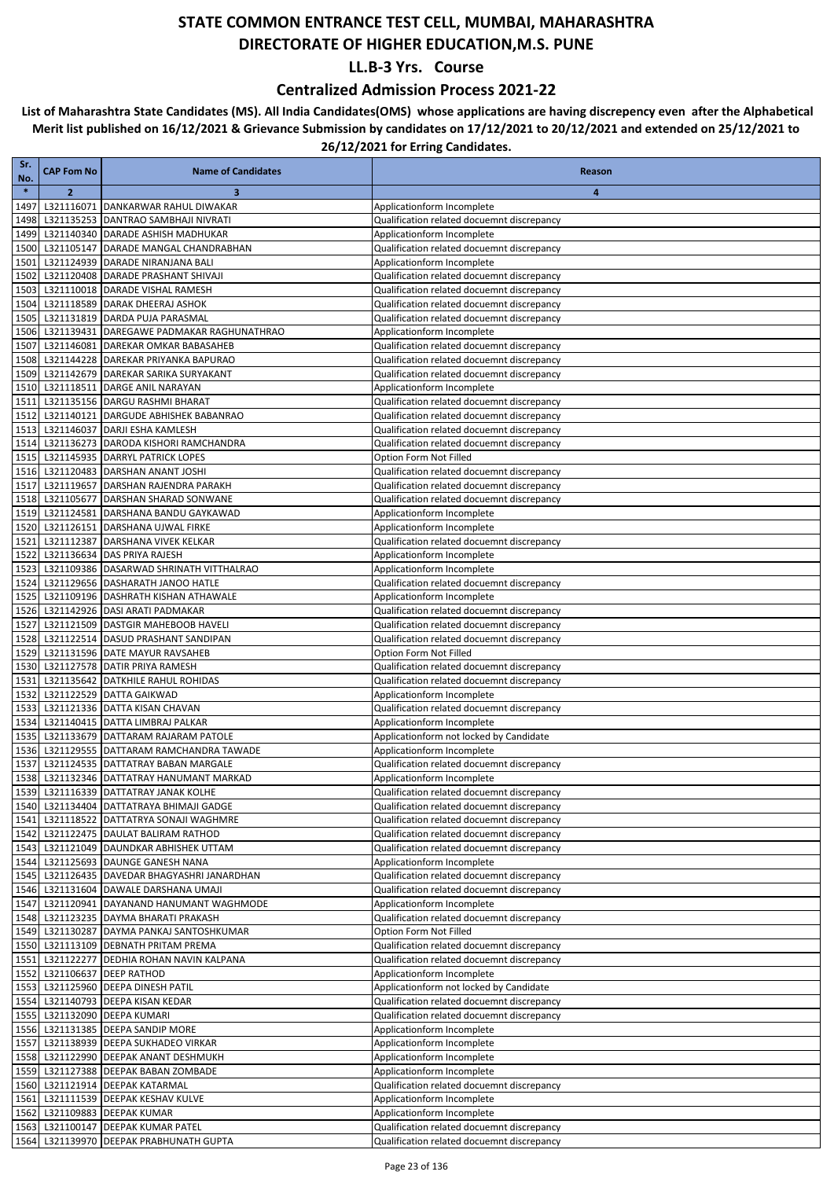# STATE COMMON ENTRANCE TEST CELL, MUMBAI, MAHARASHTRA

# DIRECTORATE OF HIGHER EDUCATION,M.S. PUNE

## LL.B-3 Yrs. Course

## Centralized Admission Process 2021-22

**List of Maharashtra State Candidates (MS). All India Candidates(OMS) whose applications are having discrepency even after the Alphabetical Merit list published on 16/12/2021 & Grievance Submission by candidates on 17/12/2021 to 20/12/2021 and extended on 25/12/2021 to 26/12/2021 for Erring Candidates.**

| Sr. No. | CAP Fom No | Name of Candidates | Reason |
|---|---|---|---|
| * | 2 | 3 | 4 |
| 1497 | L321116071 | DANKARWAR RAHUL DIWAKAR | Applicationform Incomplete |
| 1498 | L321135253 | DANTRAO SAMBHAJI NIVRATI | Qualification related docuemnt discrepancy |
| 1499 | L321140340 | DARADE ASHISH MADHUKAR | Applicationform Incomplete |
| 1500 | L321105147 | DARADE MANGAL CHANDRABHAN | Qualification related docuemnt discrepancy |
| 1501 | L321124939 | DARADE NIRANJANA BALI | Applicationform Incomplete |
| 1502 | L321120408 | DARADE PRASHANT SHIVAJI | Qualification related docuemnt discrepancy |
| 1503 | L321110018 | DARADE VISHAL RAMESH | Qualification related docuemnt discrepancy |
| 1504 | L321118589 | DARAK DHEERAJ ASHOK | Qualification related docuemnt discrepancy |
| 1505 | L321131819 | DARDA PUJA PARASMAL | Qualification related docuemnt discrepancy |
| 1506 | L321139431 | DAREGAWE PADMAKAR RAGHUNATHRAO | Applicationform Incomplete |
| 1507 | L321146081 | DAREKAR OMKAR BABASAHEB | Qualification related docuemnt discrepancy |
| 1508 | L321144228 | DAREKAR PRIYANKA BAPURAO | Qualification related docuemnt discrepancy |
| 1509 | L321142679 | DAREKAR SARIKA SURYAKANT | Qualification related docuemnt discrepancy |
| 1510 | L321118511 | DARGE ANIL NARAYAN | Applicationform Incomplete |
| 1511 | L321135156 | DARGU RASHMI BHARAT | Qualification related docuemnt discrepancy |
| 1512 | L321140121 | DARGUDE ABHISHEK BABANRAO | Qualification related docuemnt discrepancy |
| 1513 | L321146037 | DARJI ESHA KAMLESH | Qualification related docuemnt discrepancy |
| 1514 | L321136273 | DARODA KISHORI RAMCHANDRA | Qualification related docuemnt discrepancy |
| 1515 | L321145935 | DARRYL PATRICK LOPES | Option Form Not Filled |
| 1516 | L321120483 | DARSHAN ANANT JOSHI | Qualification related docuemnt discrepancy |
| 1517 | L321119657 | DARSHAN RAJENDRA PARAKH | Qualification related docuemnt discrepancy |
| 1518 | L321105677 | DARSHAN SHARAD SONWANE | Qualification related docuemnt discrepancy |
| 1519 | L321124581 | DARSHANA BANDU GAYKAWAD | Applicationform Incomplete |
| 1520 | L321126151 | DARSHANA UJWAL FIRKE | Applicationform Incomplete |
| 1521 | L321112387 | DARSHANA VIVEK KELKAR | Qualification related docuemnt discrepancy |
| 1522 | L321136634 | DAS PRIYA RAJESH | Applicationform Incomplete |
| 1523 | L321109386 | DASARWAD SHRINATH VITTHALRAO | Applicationform Incomplete |
| 1524 | L321129656 | DASHARATH JANOO HATLE | Qualification related docuemnt discrepancy |
| 1525 | L321109196 | DASHRATH KISHAN ATHAWALE | Applicationform Incomplete |
| 1526 | L321142926 | DASI ARATI PADMAKAR | Qualification related docuemnt discrepancy |
| 1527 | L321121509 | DASTGIR MAHEBOOB HAVELI | Qualification related docuemnt discrepancy |
| 1528 | L321122514 | DASUD PRASHANT SANDIPAN | Qualification related docuemnt discrepancy |
| 1529 | L321131596 | DATE MAYUR RAVSAHEB | Option Form Not Filled |
| 1530 | L321127578 | DATIR PRIYA RAMESH | Qualification related docuemnt discrepancy |
| 1531 | L321135642 | DATKHILE RAHUL ROHIDAS | Qualification related docuemnt discrepancy |
| 1532 | L321122529 | DATTA GAIKWAD | Applicationform Incomplete |
| 1533 | L321121336 | DATTA KISAN CHAVAN | Qualification related docuemnt discrepancy |
| 1534 | L321140415 | DATTA LIMBRAJ PALKAR | Applicationform Incomplete |
| 1535 | L321133679 | DATTARAM RAJARAM PATOLE | Applicationform not locked by Candidate |
| 1536 | L321129555 | DATTARAM RAMCHANDRA TAWADE | Applicationform Incomplete |
| 1537 | L321124535 | DATTATRAY BABAN MARGALE | Qualification related docuemnt discrepancy |
| 1538 | L321132346 | DATTATRAY HANUMANT MARKAD | Applicationform Incomplete |
| 1539 | L321116339 | DATTATRAY JANAK KOLHE | Qualification related docuemnt discrepancy |
| 1540 | L321134404 | DATTATRAYA BHIMAJI GADGE | Qualification related docuemnt discrepancy |
| 1541 | L321118522 | DATTATRYA SONAJI WAGHMRE | Qualification related docuemnt discrepancy |
| 1542 | L321122475 | DAULAT BALIRAM RATHOD | Qualification related docuemnt discrepancy |
| 1543 | L321121049 | DAUNDKAR ABHISHEK UTTAM | Qualification related docuemnt discrepancy |
| 1544 | L321125693 | DAUNGE GANESH NANA | Applicationform Incomplete |
| 1545 | L321126435 | DAVEDAR BHAGYASHRI JANARDHAN | Qualification related docuemnt discrepancy |
| 1546 | L321131604 | DAWALE DARSHANA UMAJI | Qualification related docuemnt discrepancy |
| 1547 | L321120941 | DAYANAND HANUMANT WAGHMODE | Applicationform Incomplete |
| 1548 | L321123235 | DAYMA BHARATI PRAKASH | Qualification related docuemnt discrepancy |
| 1549 | L321130287 | DAYMA PANKAJ SANTOSHKUMAR | Option Form Not Filled |
| 1550 | L321113109 | DEBNATH PRITAM PREMA | Qualification related docuemnt discrepancy |
| 1551 | L321122277 | DEDHIA ROHAN NAVIN KALPANA | Qualification related docuemnt discrepancy |
| 1552 | L321106637 | DEEP RATHOD | Applicationform Incomplete |
| 1553 | L321125960 | DEEPA DINESH PATIL | Applicationform not locked by Candidate |
| 1554 | L321140793 | DEEPA KISAN KEDAR | Qualification related docuemnt discrepancy |
| 1555 | L321132090 | DEEPA KUMARI | Qualification related docuemnt discrepancy |
| 1556 | L321131385 | DEEPA SANDIP MORE | Applicationform Incomplete |
| 1557 | L321138939 | DEEPA SUKHADEO VIRKAR | Applicationform Incomplete |
| 1558 | L321122990 | DEEPAK ANANT DESHMUKH | Applicationform Incomplete |
| 1559 | L321127388 | DEEPAK BABAN ZOMBADE | Applicationform Incomplete |
| 1560 | L321121914 | DEEPAK KATARMAL | Qualification related docuemnt discrepancy |
| 1561 | L321111539 | DEEPAK KESHAV KULVE | Applicationform Incomplete |
| 1562 | L321109883 | DEEPAK KUMAR | Applicationform Incomplete |
| 1563 | L321100147 | DEEPAK KUMAR PATEL | Qualification related docuemnt discrepancy |
| 1564 | L321139970 | DEEPAK PRABHUNATH GUPTA | Qualification related docuemnt discrepancy |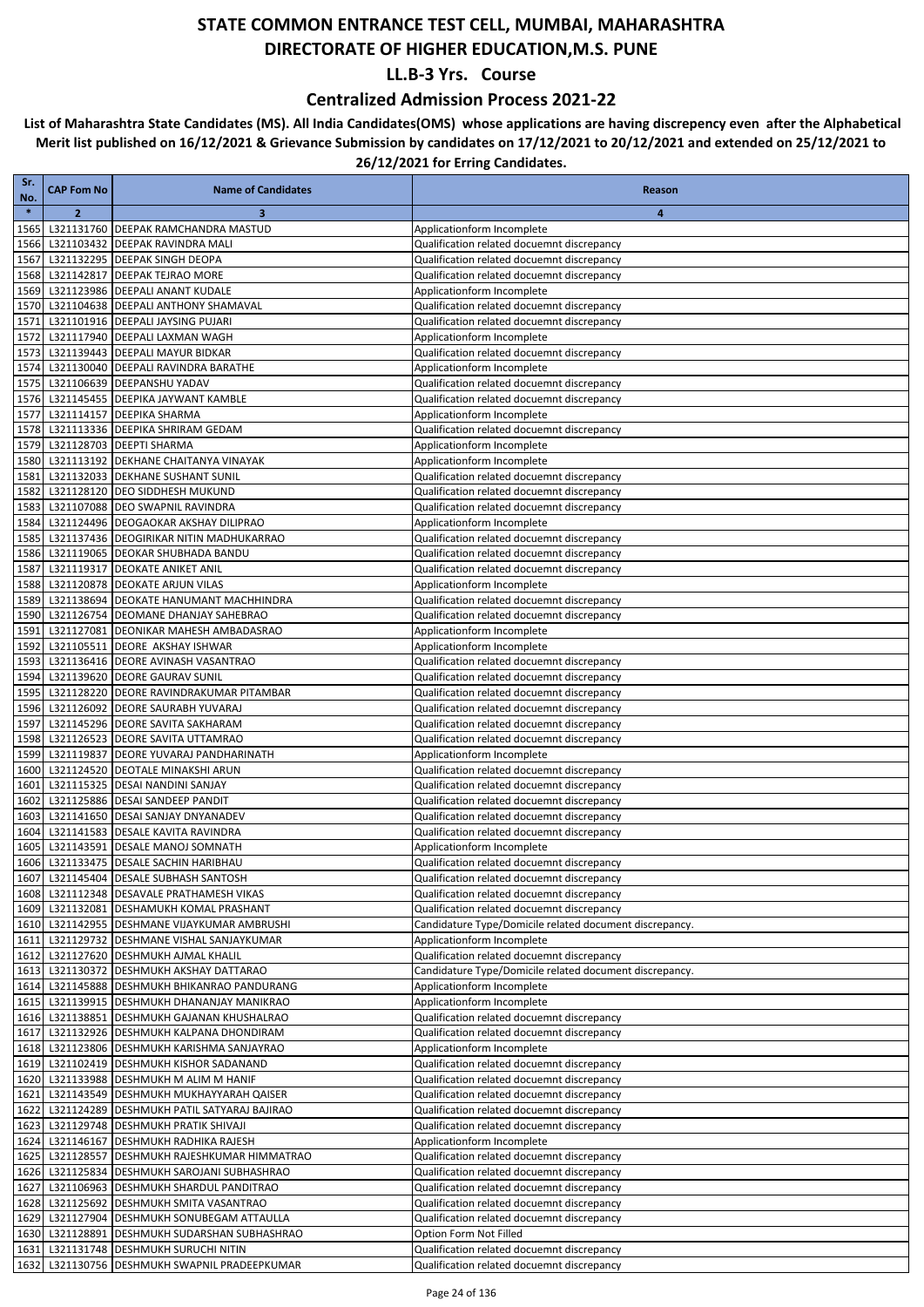# STATE COMMON ENTRANCE TEST CELL, MUMBAI, MAHARASHTRA

## DIRECTORATE OF HIGHER EDUCATION,M.S. PUNE

### LL.B-3 Yrs. Course

### Centralized Admission Process 2021-22

**List of Maharashtra State Candidates (MS). All India Candidates(OMS) whose applications are having discrepency even after the Alphabetical Merit list published on 16/12/2021 & Grievance Submission by candidates on 17/12/2021 to 20/12/2021 and extended on 25/12/2021 to 26/12/2021 for Erring Candidates.**

| Sr. No. | CAP Fom No | Name of Candidates | Reason |
|---|---|---|---|
| * | 2 | 3 | 4 |
| 1565 | L321131760 | DEEPAK RAMCHANDRA MASTUD | Applicationform Incomplete |
| 1566 | L321103432 | DEEPAK RAVINDRA MALI | Qualification related docuemnt discrepancy |
| 1567 | L321132295 | DEEPAK SINGH DEOPA | Qualification related docuemnt discrepancy |
| 1568 | L321142817 | DEEPAK TEJRAO MORE | Qualification related docuemnt discrepancy |
| 1569 | L321123986 | DEEPALI ANANT KUDALE | Applicationform Incomplete |
| 1570 | L321104638 | DEEPALI ANTHONY SHAMAVAL | Qualification related docuemnt discrepancy |
| 1571 | L321101916 | DEEPALI JAYSING PUJARI | Qualification related docuemnt discrepancy |
| 1572 | L321117940 | DEEPALI LAXMAN WAGH | Applicationform Incomplete |
| 1573 | L321139443 | DEEPALI MAYUR BIDKAR | Qualification related docuemnt discrepancy |
| 1574 | L321130040 | DEEPALI RAVINDRA BARATHE | Applicationform Incomplete |
| 1575 | L321106639 | DEEPANSHU YADAV | Qualification related docuemnt discrepancy |
| 1576 | L321145455 | DEEPIKA JAYWANT KAMBLE | Qualification related docuemnt discrepancy |
| 1577 | L321114157 | DEEPIKA SHARMA | Applicationform Incomplete |
| 1578 | L321113336 | DEEPIKA SHRIRAM GEDAM | Qualification related docuemnt discrepancy |
| 1579 | L321128703 | DEEPTI SHARMA | Applicationform Incomplete |
| 1580 | L321113192 | DEKHANE CHAITANYA VINAYAK | Applicationform Incomplete |
| 1581 | L321132033 | DEKHANE SUSHANT SUNIL | Qualification related docuemnt discrepancy |
| 1582 | L321128120 | DEO SIDDHESH MUKUND | Qualification related docuemnt discrepancy |
| 1583 | L321107088 | DEO SWAPNIL RAVINDRA | Qualification related docuemnt discrepancy |
| 1584 | L321124496 | DEOGAOKAR AKSHAY DILIPRAO | Applicationform Incomplete |
| 1585 | L321137436 | DEOGIRIKAR NITIN MADHUKARRAO | Qualification related docuemnt discrepancy |
| 1586 | L321119065 | DEOKAR SHUBHADA BANDU | Qualification related docuemnt discrepancy |
| 1587 | L321119317 | DEOKATE ANIKET ANIL | Qualification related docuemnt discrepancy |
| 1588 | L321120878 | DEOKATE ARJUN VILAS | Applicationform Incomplete |
| 1589 | L321138694 | DEOKATE HANUMANT MACHHINDRA | Qualification related docuemnt discrepancy |
| 1590 | L321126754 | DEOMANE DHANJAY SAHEBRAO | Qualification related docuemnt discrepancy |
| 1591 | L321127081 | DEONIKAR MAHESH AMBADASRAO | Applicationform Incomplete |
| 1592 | L321105511 | DEORE AKSHAY ISHWAR | Applicationform Incomplete |
| 1593 | L321136416 | DEORE AVINASH VASANTRAO | Qualification related docuemnt discrepancy |
| 1594 | L321139620 | DEORE GAURAV SUNIL | Qualification related docuemnt discrepancy |
| 1595 | L321128220 | DEORE RAVINDRAKUMAR PITAMBAR | Qualification related docuemnt discrepancy |
| 1596 | L321126092 | DEORE SAURABH YUVARAJ | Qualification related docuemnt discrepancy |
| 1597 | L321145296 | DEORE SAVITA SAKHARAM | Qualification related docuemnt discrepancy |
| 1598 | L321126523 | DEORE SAVITA UTTAMRAO | Qualification related docuemnt discrepancy |
| 1599 | L321119837 | DEORE YUVARAJ PANDHARINATH | Applicationform Incomplete |
| 1600 | L321124520 | DEOTALE MINAKSHI ARUN | Qualification related docuemnt discrepancy |
| 1601 | L321115325 | DESAI NANDINI SANJAY | Qualification related docuemnt discrepancy |
| 1602 | L321125886 | DESAI SANDEEP PANDIT | Qualification related docuemnt discrepancy |
| 1603 | L321141650 | DESAI SANJAY DNYANADEV | Qualification related docuemnt discrepancy |
| 1604 | L321141583 | DESALE KAVITA RAVINDRA | Qualification related docuemnt discrepancy |
| 1605 | L321143591 | DESALE MANOJ SOMNATH | Applicationform Incomplete |
| 1606 | L321133475 | DESALE SACHIN HARIBHAU | Qualification related docuemnt discrepancy |
| 1607 | L321145404 | DESALE SUBHASH SANTOSH | Qualification related docuemnt discrepancy |
| 1608 | L321112348 | DESAVALE PRATHAMESH VIKAS | Qualification related docuemnt discrepancy |
| 1609 | L321132081 | DESHAMUKH KOMAL PRASHANT | Qualification related docuemnt discrepancy |
| 1610 | L321142955 | DESHMANE VIJAYKUMAR AMBRUSHI | Candidature Type/Domicile related document discrepancy. |
| 1611 | L321129732 | DESHMANE VISHAL SANJAYKUMAR | Applicationform Incomplete |
| 1612 | L321127620 | DESHMUKH AJMAL KHALIL | Qualification related docuemnt discrepancy |
| 1613 | L321130372 | DESHMUKH AKSHAY DATTARAO | Candidature Type/Domicile related document discrepancy. |
| 1614 | L321145888 | DESHMUKH BHIKANRAO PANDURANG | Applicationform Incomplete |
| 1615 | L321139915 | DESHMUKH DHANANJAY MANIKRAO | Applicationform Incomplete |
| 1616 | L321138851 | DESHMUKH GAJANAN KHUSHALRAO | Qualification related docuemnt discrepancy |
| 1617 | L321132926 | DESHMUKH KALPANA DHONDIRAM | Qualification related docuemnt discrepancy |
| 1618 | L321123806 | DESHMUKH KARISHMA SANJAYRAO | Applicationform Incomplete |
| 1619 | L321102419 | DESHMUKH KISHOR SADANAND | Qualification related docuemnt discrepancy |
| 1620 | L321133988 | DESHMUKH M ALIM M HANIF | Qualification related docuemnt discrepancy |
| 1621 | L321143549 | DESHMUKH MUKHAYYARAH QAISER | Qualification related docuemnt discrepancy |
| 1622 | L321124289 | DESHMUKH PATIL SATYARAJ BAJIRAO | Qualification related docuemnt discrepancy |
| 1623 | L321129748 | DESHMUKH PRATIK SHIVAJI | Qualification related docuemnt discrepancy |
| 1624 | L321146167 | DESHMUKH RADHIKA RAJESH | Applicationform Incomplete |
| 1625 | L321128557 | DESHMUKH RAJESHKUMAR HIMMATRAO | Qualification related docuemnt discrepancy |
| 1626 | L321125834 | DESHMUKH SAROJANI SUBHASHRAO | Qualification related docuemnt discrepancy |
| 1627 | L321106963 | DESHMUKH SHARDUL PANDITRAO | Qualification related docuemnt discrepancy |
| 1628 | L321125692 | DESHMUKH SMITA VASANTRAO | Qualification related docuemnt discrepancy |
| 1629 | L321127904 | DESHMUKH SONUBEGAM ATTAULLA | Qualification related docuemnt discrepancy |
| 1630 | L321128891 | DESHMUKH SUDARSHAN SUBHASHRAO | Option Form Not Filled |
| 1631 | L321131748 | DESHMUKH SURUCHI NITIN | Qualification related docuemnt discrepancy |
| 1632 | L321130756 | DESHMUKH SWAPNIL PRADEEPKUMAR | Qualification related docuemnt discrepancy |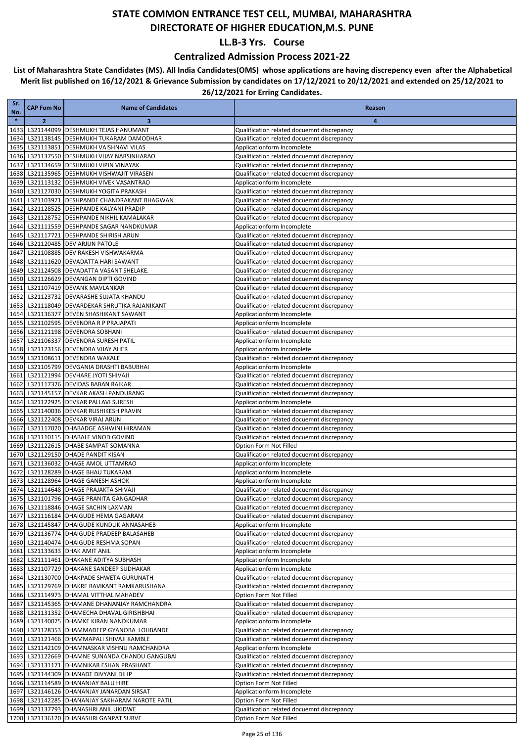# STATE COMMON ENTRANCE TEST CELL, MUMBAI, MAHARASHTRA

## DIRECTORATE OF HIGHER EDUCATION,M.S. PUNE

### LL.B-3 Yrs. Course

### Centralized Admission Process 2021-22

**List of Maharashtra State Candidates (MS). All India Candidates(OMS) whose applications are having discrepency even after the Alphabetical Merit list published on 16/12/2021 & Grievance Submission by candidates on 17/12/2021 to 20/12/2021 and extended on 25/12/2021 to 26/12/2021 for Erring Candidates.**

| Sr. No. | CAP Fom No | Name of Candidates | Reason |
|---|---|---|---|
| * | 2 | 3 | 4 |
| 1633 | L321144099 | DESHMUKH TEJAS HANUMANT | Qualification related docuemnt discrepancy |
| 1634 | L321138145 | DESHMUKH TUKARAM DAMODHAR | Qualification related docuemnt discrepancy |
| 1635 | L321113851 | DESHMUKH VAISHNAVI VILAS | Applicationform Incomplete |
| 1636 | L321137550 | DESHMUKH VIJAY NARSINHARAO | Qualification related docuemnt discrepancy |
| 1637 | L321134659 | DESHMUKH VIPIN VINAYAK | Qualification related docuemnt discrepancy |
| 1638 | L321135965 | DESHMUKH VISHWAJIT VIRASEN | Qualification related docuemnt discrepancy |
| 1639 | L321113132 | DESHMUKH VIVEK VASANTRAO | Applicationform Incomplete |
| 1640 | L321127030 | DESHMUKH YOGITA PRAKASH | Qualification related docuemnt discrepancy |
| 1641 | L321103971 | DESHPANDE CHANDRAKANT BHAGWAN | Qualification related docuemnt discrepancy |
| 1642 | L321128525 | DESHPANDE KALYANI PRADIP | Qualification related docuemnt discrepancy |
| 1643 | L321128752 | DESHPANDE NIKHIL KAMALAKAR | Qualification related docuemnt discrepancy |
| 1644 | L321111559 | DESHPANDE SAGAR NANDKUMAR | Applicationform Incomplete |
| 1645 | L321117721 | DESHPANDE SHIRISH ARUN | Qualification related docuemnt discrepancy |
| 1646 | L321120485 | DEV ARJUN PATOLE | Qualification related docuemnt discrepancy |
| 1647 | L321108885 | DEV RAKESH VISHWAKARMA | Qualification related docuemnt discrepancy |
| 1648 | L321111620 | DEVADATTA HARI SAWANT | Qualification related docuemnt discrepancy |
| 1649 | L321124508 | DEVADATTA VASANT SHELAKE. | Qualification related docuemnt discrepancy |
| 1650 | L321126629 | DEVANGAN DIPTI GOVIND | Qualification related docuemnt discrepancy |
| 1651 | L321107419 | DEVANK MAVLANKAR | Qualification related docuemnt discrepancy |
| 1652 | L321123732 | DEVARASHE SUJATA KHANDU | Qualification related docuemnt discrepancy |
| 1653 | L321118049 | DEVARDEKAR SHRUTIKA RAJANIKANT | Qualification related docuemnt discrepancy |
| 1654 | L321136377 | DEVEN SHASHIKANT SAWANT | Applicationform Incomplete |
| 1655 | L321102595 | DEVENDRA R P PRAJAPATI | Applicationform Incomplete |
| 1656 | L321121198 | DEVENDRA SOBHANI | Qualification related docuemnt discrepancy |
| 1657 | L321106337 | DEVENDRA SURESH PATIL | Applicationform Incomplete |
| 1658 | L321123156 | DEVENDRA VIJAY AHER | Applicationform Incomplete |
| 1659 | L321108611 | DEVENDRA WAKALE | Qualification related docuemnt discrepancy |
| 1660 | L321105799 | DEVGANIA DRASHTI BABUBHAI | Applicationform Incomplete |
| 1661 | L321121994 | DEVHARE JYOTI SHIVAJI | Qualification related docuemnt discrepancy |
| 1662 | L321117326 | DEVIDAS BABAN RAIKAR | Qualification related docuemnt discrepancy |
| 1663 | L321145157 | DEVKAR AKASH PANDURANG | Qualification related docuemnt discrepancy |
| 1664 | L321122925 | DEVKAR PALLAVI SURESH | Applicationform Incomplete |
| 1665 | L321140036 | DEVKAR RUSHIKESH PRAVIN | Qualification related docuemnt discrepancy |
| 1666 | L321122408 | DEVKAR VIRAJ ARUN | Qualification related docuemnt discrepancy |
| 1667 | L321117020 | DHABADGE ASHWINI HIRAMAN | Qualification related docuemnt discrepancy |
| 1668 | L321110115 | DHABALE VINOD GOVIND | Qualification related docuemnt discrepancy |
| 1669 | L321122615 | DHABE SAMPAT SOMANNA | Option Form Not Filled |
| 1670 | L321129150 | DHADE PANDIT KISAN | Qualification related docuemnt discrepancy |
| 1671 | L321136032 | DHAGE AMOL UTTAMRAO | Applicationform Incomplete |
| 1672 | L321128289 | DHAGE BHAU TUKARAM | Applicationform Incomplete |
| 1673 | L321128964 | DHAGE GANESH ASHOK | Applicationform Incomplete |
| 1674 | L321114648 | DHAGE PRAJAKTA SHIVAJI | Qualification related docuemnt discrepancy |
| 1675 | L321101796 | DHAGE PRANITA GANGADHAR | Qualification related docuemnt discrepancy |
| 1676 | L321118846 | DHAGE SACHIN LAXMAN | Qualification related docuemnt discrepancy |
| 1677 | L321116184 | DHAIGUDE HEMA GAGARAM | Qualification related docuemnt discrepancy |
| 1678 | L321145847 | DHAIGUDE KUNDLIK ANNASAHEB | Applicationform Incomplete |
| 1679 | L321136774 | DHAIGUDE PRADEEP BALASAHEB | Qualification related docuemnt discrepancy |
| 1680 | L321140474 | DHAIGUDE RESHMA SOPAN | Qualification related docuemnt discrepancy |
| 1681 | L321133633 | DHAK AMIT ANIL | Applicationform Incomplete |
| 1682 | L321111461 | DHAKANE ADITYA SUBHASH | Applicationform Incomplete |
| 1683 | L321107729 | DHAKANE SANDEEP SUDHAKAR | Applicationform Incomplete |
| 1684 | L321130700 | DHAKPADE SHWETA GURUNATH | Qualification related docuemnt discrepancy |
| 1685 | L321129769 | DHAKRE RAVIKANT RAMKARUSHANA | Qualification related docuemnt discrepancy |
| 1686 | L321114973 | DHAMAL VITTHAL MAHADEV | Option Form Not Filled |
| 1687 | L321145365 | DHAMANE DHANANJAY RAMCHANDRA | Qualification related docuemnt discrepancy |
| 1688 | L321131352 | DHAMECHA DHAVAL GIRISHBHAI | Qualification related docuemnt discrepancy |
| 1689 | L321140075 | DHAMKE KIRAN NANDKUMAR | Applicationform Incomplete |
| 1690 | L321128353 | DHAMMADEEP GYANOBA LOHBANDE | Qualification related docuemnt discrepancy |
| 1691 | L321121466 | DHAMMAPALI SHIVAJI KAMBLE | Qualification related docuemnt discrepancy |
| 1692 | L321142109 | DHAMNASKAR VISHNU RAMCHANDRA | Applicationform Incomplete |
| 1693 | L321122669 | DHAMNE SUNANDA CHANDU GANGUBAI | Qualification related docuemnt discrepancy |
| 1694 | L321131171 | DHAMNIKAR ESHAN PRASHANT | Qualification related docuemnt discrepancy |
| 1695 | L321144309 | DHANADE DIVYANI DILIP | Qualification related docuemnt discrepancy |
| 1696 | L321114589 | DHANANJAY BALU HIRE | Option Form Not Filled |
| 1697 | L321146126 | DHANANJAY JANARDAN SIRSAT | Applicationform Incomplete |
| 1698 | L321142285 | DHANANJAY SAKHARAM NAROTE PATIL | Option Form Not Filled |
| 1699 | L321137793 | DHANASHRI ANIL UKIDWE | Qualification related docuemnt discrepancy |
| 1700 | L321136120 | DHANASHRI GANPAT SURVE | Option Form Not Filled |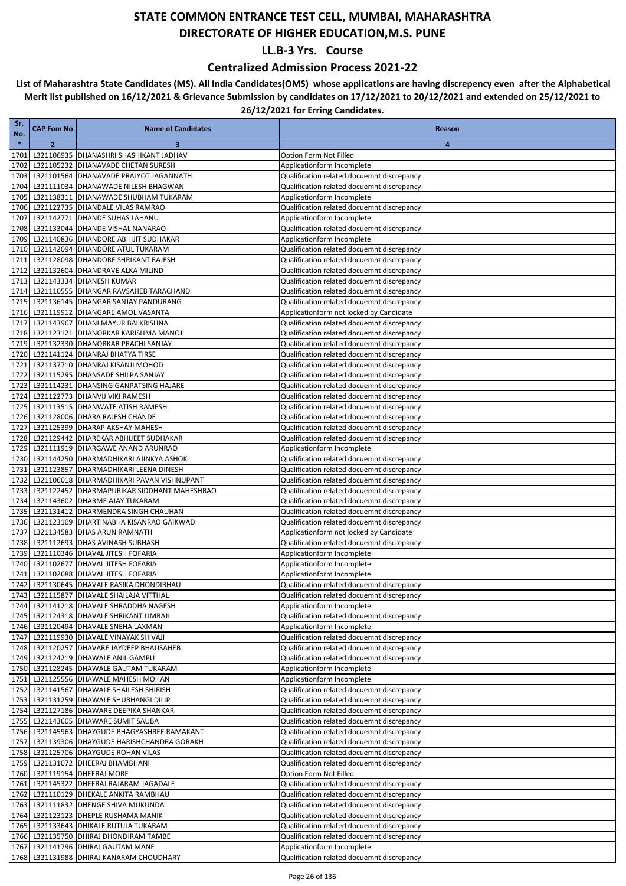# STATE COMMON ENTRANCE TEST CELL, MUMBAI, MAHARASHTRA

## DIRECTORATE OF HIGHER EDUCATION,M.S. PUNE

### LL.B-3 Yrs. Course

### Centralized Admission Process 2021-22

**List of Maharashtra State Candidates (MS). All India Candidates(OMS) whose applications are having discrepency even after the Alphabetical Merit list published on 16/12/2021 & Grievance Submission by candidates on 17/12/2021 to 20/12/2021 and extended on 25/12/2021 to 26/12/2021 for Erring Candidates.**

| Sr. No. | CAP Fom No | Name of Candidates | Reason |
|---|---|---|---|
| * | 2 | 3 | 4 |
| 1701 | L321106935 | DHANASHRI SHASHIKANT JADHAV | Option Form Not Filled |
| 1702 | L321105232 | DHANAVADE CHETAN SURESH | Applicationform Incomplete |
| 1703 | L321101564 | DHANAVADE PRAJYOT JAGANNATH | Qualification related docuemnt discrepancy |
| 1704 | L321111034 | DHANAWADE NILESH BHAGWAN | Qualification related docuemnt discrepancy |
| 1705 | L321138311 | DHANAWADE SHUBHAM TUKARAM | Applicationform Incomplete |
| 1706 | L321122735 | DHANDALE VILAS RAMRAO | Qualification related docuemnt discrepancy |
| 1707 | L321142771 | DHANDE SUHAS LAHANU | Applicationform Incomplete |
| 1708 | L321133044 | DHANDE VISHAL NANARAO | Qualification related docuemnt discrepancy |
| 1709 | L321140836 | DHANDORE ABHIJIT SUDHAKAR | Applicationform Incomplete |
| 1710 | L321142094 | DHANDORE ATUL TUKARAM | Qualification related docuemnt discrepancy |
| 1711 | L321128098 | DHANDORE SHRIKANT RAJESH | Qualification related docuemnt discrepancy |
| 1712 | L321132604 | DHANDRAVE ALKA MILIND | Qualification related docuemnt discrepancy |
| 1713 | L321143334 | DHANESH KUMAR | Qualification related docuemnt discrepancy |
| 1714 | L321110555 | DHANGAR RAVSAHEB TARACHAND | Qualification related docuemnt discrepancy |
| 1715 | L321136145 | DHANGAR SANJAY PANDURANG | Qualification related docuemnt discrepancy |
| 1716 | L321119912 | DHANGARE AMOL VASANTA | Applicationform not locked by Candidate |
| 1717 | L321143967 | DHANI MAYUR BALKRISHNA | Qualification related docuemnt discrepancy |
| 1718 | L321123121 | DHANORKAR KARISHMA MANOJ | Qualification related docuemnt discrepancy |
| 1719 | L321132330 | DHANORKAR PRACHI SANJAY | Qualification related docuemnt discrepancy |
| 1720 | L321141124 | DHANRAJ BHATYA TIRSE | Qualification related docuemnt discrepancy |
| 1721 | L321137710 | DHANRAJ KISANJI MOHOD | Qualification related docuemnt discrepancy |
| 1722 | L321115295 | DHANSADE SHILPA SANJAY | Qualification related docuemnt discrepancy |
| 1723 | L321114231 | DHANSING GANPATSING HAJARE | Qualification related docuemnt discrepancy |
| 1724 | L321122773 | DHANVIJ VIKI RAMESH | Qualification related docuemnt discrepancy |
| 1725 | L321113515 | DHANWATE ATISH RAMESH | Qualification related docuemnt discrepancy |
| 1726 | L321128006 | DHARA RAJESH CHANDE | Qualification related docuemnt discrepancy |
| 1727 | L321125399 | DHARAP AKSHAY MAHESH | Qualification related docuemnt discrepancy |
| 1728 | L321129442 | DHAREKAR ABHIJEET SUDHAKAR | Qualification related docuemnt discrepancy |
| 1729 | L321111919 | DHARGAWE ANAND ARUNRAO | Applicationform Incomplete |
| 1730 | L321144250 | DHARMADHIKARI AJINKYA ASHOK | Qualification related docuemnt discrepancy |
| 1731 | L321123857 | DHARMADHIKARI LEENA DINESH | Qualification related docuemnt discrepancy |
| 1732 | L321106018 | DHARMADHIKARI PAVAN VISHNUPANT | Qualification related docuemnt discrepancy |
| 1733 | L321122452 | DHARMAPURIKAR SIDDHANT MAHESHRAO | Qualification related docuemnt discrepancy |
| 1734 | L321143602 | DHARME AJAY TUKARAM | Qualification related docuemnt discrepancy |
| 1735 | L321131412 | DHARMENDRA SINGH CHAUHAN | Qualification related docuemnt discrepancy |
| 1736 | L321123109 | DHARTINABHA KISANRAO GAIKWAD | Qualification related docuemnt discrepancy |
| 1737 | L321134583 | DHAS ARUN RAMNATH | Applicationform not locked by Candidate |
| 1738 | L321112693 | DHAS AVINASH SUBHASH | Qualification related docuemnt discrepancy |
| 1739 | L321110346 | DHAVAL JITESH FOFARIA | Applicationform Incomplete |
| 1740 | L321102677 | DHAVAL JITESH FOFARIA | Applicationform Incomplete |
| 1741 | L321102688 | DHAVAL JITESH FOFARIA | Applicationform Incomplete |
| 1742 | L321130645 | DHAVALE RASIKA DHONDIBHAU | Qualification related docuemnt discrepancy |
| 1743 | L321115877 | DHAVALE SHAILAJA VITTHAL | Qualification related docuemnt discrepancy |
| 1744 | L321141218 | DHAVALE SHRADDHA NAGESH | Applicationform Incomplete |
| 1745 | L321124318 | DHAVALE SHRIKANT LIMBAJI | Qualification related docuemnt discrepancy |
| 1746 | L321120494 | DHAVALE SNEHA LAXMAN | Applicationform Incomplete |
| 1747 | L321119930 | DHAVALE VINAYAK SHIVAJI | Qualification related docuemnt discrepancy |
| 1748 | L321120257 | DHAVARE JAYDEEP BHAUSAHEB | Qualification related docuemnt discrepancy |
| 1749 | L321124219 | DHAWALE ANIL GAMPU | Qualification related docuemnt discrepancy |
| 1750 | L321128245 | DHAWALE GAUTAM TUKARAM | Applicationform Incomplete |
| 1751 | L321125556 | DHAWALE MAHESH MOHAN | Applicationform Incomplete |
| 1752 | L321141567 | DHAWALE SHAILESH SHIRISH | Qualification related docuemnt discrepancy |
| 1753 | L321131259 | DHAWALE SHUBHANGI DILIP | Qualification related docuemnt discrepancy |
| 1754 | L321127186 | DHAWARE DEEPIKA SHANKAR | Qualification related docuemnt discrepancy |
| 1755 | L321143605 | DHAWARE SUMIT SAUBA | Qualification related docuemnt discrepancy |
| 1756 | L321145963 | DHAYGUDE BHAGYASHREE RAMAKANT | Qualification related docuemnt discrepancy |
| 1757 | L321139306 | DHAYGUDE HARISHCHANDRA GORAKH | Qualification related docuemnt discrepancy |
| 1758 | L321125706 | DHAYGUDE ROHAN VILAS | Qualification related docuemnt discrepancy |
| 1759 | L321131072 | DHEERAJ BHAMBHANI | Qualification related docuemnt discrepancy |
| 1760 | L321119154 | DHEERAJ MORE | Option Form Not Filled |
| 1761 | L321145322 | DHEERAJ RAJARAM JAGADALE | Qualification related docuemnt discrepancy |
| 1762 | L321110129 | DHEKALE ANKITA RAMBHAU | Qualification related docuemnt discrepancy |
| 1763 | L321111832 | DHENGE SHIVA MUKUNDA | Qualification related docuemnt discrepancy |
| 1764 | L321123123 | DHEPLE RUSHAMA MANIK | Qualification related docuemnt discrepancy |
| 1765 | L321133643 | DHIKALE RUTUJA TUKARAM | Qualification related docuemnt discrepancy |
| 1766 | L321135750 | DHIRAJ DHONDIRAM TAMBE | Qualification related docuemnt discrepancy |
| 1767 | L321141796 | DHIRAJ GAUTAM MANE | Applicationform Incomplete |
| 1768 | L321131988 | DHIRAJ KANARAM CHOUDHARY | Qualification related docuemnt discrepancy |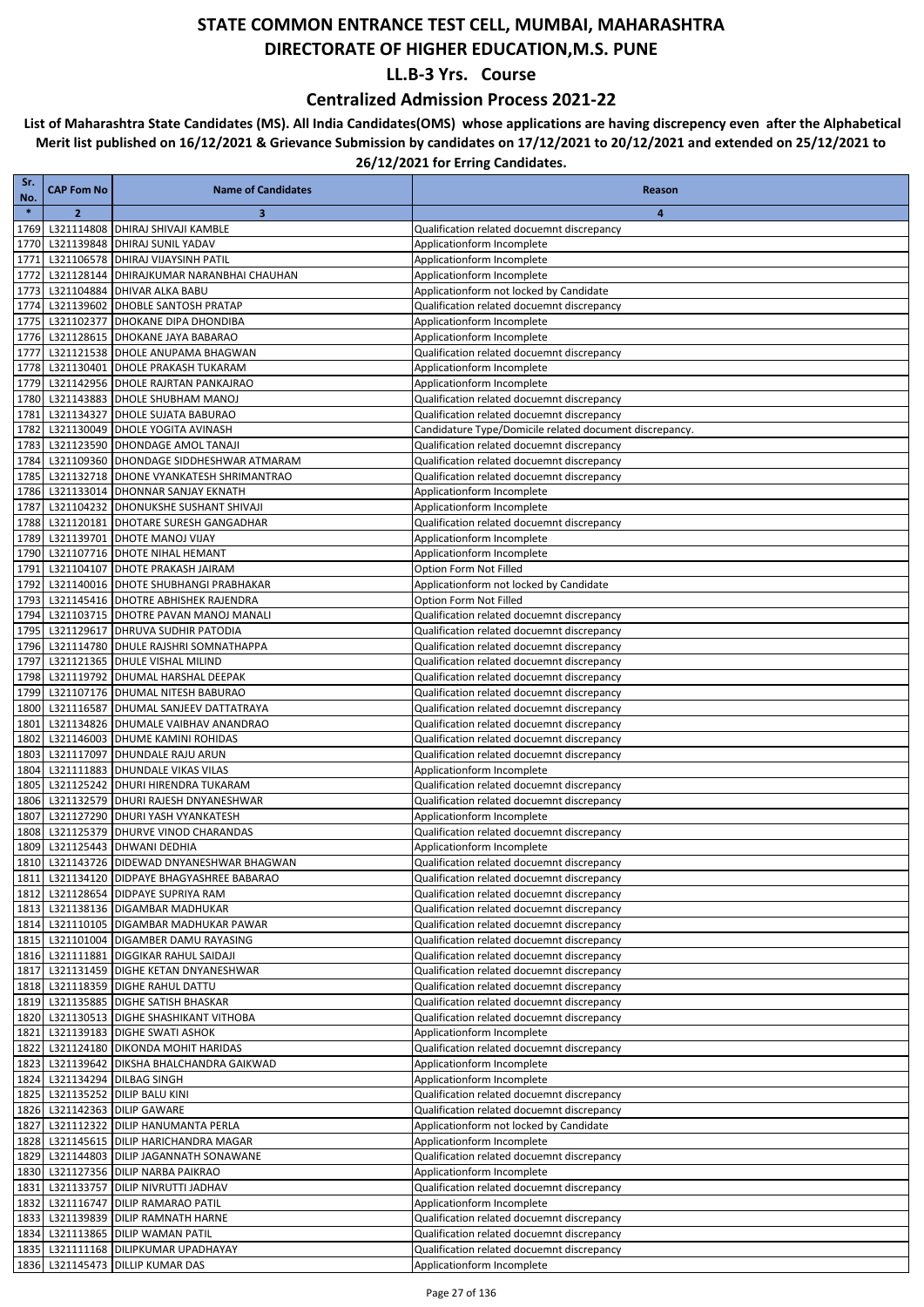# STATE COMMON ENTRANCE TEST CELL, MUMBAI, MAHARASHTRA
## DIRECTORATE OF HIGHER EDUCATION,M.S. PUNE
### LL.B-3 Yrs. Course
### Centralized Admission Process 2021-22

**List of Maharashtra State Candidates (MS). All India Candidates(OMS) whose applications are having discrepency even after the Alphabetical Merit list published on 16/12/2021 & Grievance Submission by candidates on 17/12/2021 to 20/12/2021 and extended on 25/12/2021 to 26/12/2021 for Erring Candidates.**

| Sr. No. | CAP Fom No | Name of Candidates | Reason |
|---|---|---|---|
| * | 2 | 3 | 4 |
| 1769 | L321114808 | DHIRAJ SHIVAJI KAMBLE | Qualification related docuemnt discrepancy |
| 1770 | L321139848 | DHIRAJ SUNIL YADAV | Applicationform Incomplete |
| 1771 | L321106578 | DHIRAJ VIJAYSINH PATIL | Applicationform Incomplete |
| 1772 | L321128144 | DHIRAJKUMAR NARANBHAI CHAUHAN | Applicationform Incomplete |
| 1773 | L321104884 | DHIVAR ALKA BABU | Applicationform not locked by Candidate |
| 1774 | L321139602 | DHOBLE SANTOSH PRATAP | Qualification related docuemnt discrepancy |
| 1775 | L321102377 | DHOKANE DIPA DHONDIBA | Applicationform Incomplete |
| 1776 | L321128615 | DHOKANE JAYA BABARAO | Applicationform Incomplete |
| 1777 | L321121538 | DHOLE ANUPAMA BHAGWAN | Qualification related docuemnt discrepancy |
| 1778 | L321130401 | DHOLE PRAKASH TUKARAM | Applicationform Incomplete |
| 1779 | L321142956 | DHOLE RAJRTAN PANKAJRAO | Applicationform Incomplete |
| 1780 | L321143883 | DHOLE SHUBHAM MANOJ | Qualification related docuemnt discrepancy |
| 1781 | L321134327 | DHOLE SUJATA BABURAO | Qualification related docuemnt discrepancy |
| 1782 | L321130049 | DHOLE YOGITA AVINASH | Candidature Type/Domicile related document discrepancy. |
| 1783 | L321123590 | DHONDAGE AMOL TANAJI | Qualification related docuemnt discrepancy |
| 1784 | L321109360 | DHONDAGE SIDDHESHWAR ATMARAM | Qualification related docuemnt discrepancy |
| 1785 | L321132718 | DHONE VYANKATESH SHRIMANTRAO | Qualification related docuemnt discrepancy |
| 1786 | L321133014 | DHONNAR SANJAY EKNATH | Applicationform Incomplete |
| 1787 | L321104232 | DHONUKSHE SUSHANT SHIVAJI | Applicationform Incomplete |
| 1788 | L321120181 | DHOTARE SURESH GANGADHAR | Qualification related docuemnt discrepancy |
| 1789 | L321139701 | DHOTE MANOJ VIJAY | Applicationform Incomplete |
| 1790 | L321107716 | DHOTE NIHAL HEMANT | Applicationform Incomplete |
| 1791 | L321104107 | DHOTE PRAKASH JAIRAM | Option Form Not Filled |
| 1792 | L321140016 | DHOTE SHUBHANGI PRABHAKAR | Applicationform not locked by Candidate |
| 1793 | L321145416 | DHOTRE ABHISHEK RAJENDRA | Option Form Not Filled |
| 1794 | L321103715 | DHOTRE PAVAN MANOJ MANALI | Qualification related docuemnt discrepancy |
| 1795 | L321129617 | DHRUVA SUDHIR PATODIA | Qualification related docuemnt discrepancy |
| 1796 | L321114780 | DHULE RAJSHRI SOMNATHAPPA | Qualification related docuemnt discrepancy |
| 1797 | L321121365 | DHULE VISHAL MILIND | Qualification related docuemnt discrepancy |
| 1798 | L321119792 | DHUMAL HARSHAL DEEPAK | Qualification related docuemnt discrepancy |
| 1799 | L321107176 | DHUMAL NITESH BABURAO | Qualification related docuemnt discrepancy |
| 1800 | L321116587 | DHUMAL SANJEEV DATTATRAYA | Qualification related docuemnt discrepancy |
| 1801 | L321134826 | DHUMALE VAIBHAV ANANDRAO | Qualification related docuemnt discrepancy |
| 1802 | L321146003 | DHUME KAMINI ROHIDAS | Qualification related docuemnt discrepancy |
| 1803 | L321117097 | DHUNDALE RAJU ARUN | Qualification related docuemnt discrepancy |
| 1804 | L321111883 | DHUNDALE VIKAS VILAS | Applicationform Incomplete |
| 1805 | L321125242 | DHURI HIRENDRA TUKARAM | Qualification related docuemnt discrepancy |
| 1806 | L321132579 | DHURI RAJESH DNYANESHWAR | Qualification related docuemnt discrepancy |
| 1807 | L321127290 | DHURI YASH VYANKATESH | Applicationform Incomplete |
| 1808 | L321125379 | DHURVE VINOD CHARANDAS | Qualification related docuemnt discrepancy |
| 1809 | L321125443 | DHWANI DEDHIA | Applicationform Incomplete |
| 1810 | L321143726 | DIDEWAD DNYANESHWAR BHAGWAN | Qualification related docuemnt discrepancy |
| 1811 | L321134120 | DIDPAYE BHAGYASHREE BABARAO | Qualification related docuemnt discrepancy |
| 1812 | L321128654 | DIDPAYE SUPRIYA RAM | Qualification related docuemnt discrepancy |
| 1813 | L321138136 | DIGAMBAR MADHUKAR | Qualification related docuemnt discrepancy |
| 1814 | L321110105 | DIGAMBAR MADHUKAR PAWAR | Qualification related docuemnt discrepancy |
| 1815 | L321101004 | DIGAMBER DAMU RAYASING | Qualification related docuemnt discrepancy |
| 1816 | L321111881 | DIGGIKAR RAHUL SAIDAJI | Qualification related docuemnt discrepancy |
| 1817 | L321131459 | DIGHE KETAN DNYANESHWAR | Qualification related docuemnt discrepancy |
| 1818 | L321118359 | DIGHE RAHUL DATTU | Qualification related docuemnt discrepancy |
| 1819 | L321135885 | DIGHE SATISH BHASKAR | Qualification related docuemnt discrepancy |
| 1820 | L321130513 | DIGHE SHASHIKANT VITHOBA | Qualification related docuemnt discrepancy |
| 1821 | L321139183 | DIGHE SWATI ASHOK | Applicationform Incomplete |
| 1822 | L321124180 | DIKONDA MOHIT HARIDAS | Qualification related docuemnt discrepancy |
| 1823 | L321139642 | DIKSHA BHALCHANDRA GAIKWAD | Applicationform Incomplete |
| 1824 | L321134294 | DILBAG SINGH | Applicationform Incomplete |
| 1825 | L321135252 | DILIP BALU KINI | Qualification related docuemnt discrepancy |
| 1826 | L321142363 | DILIP GAWARE | Qualification related docuemnt discrepancy |
| 1827 | L321112322 | DILIP HANUMANTA PERLA | Applicationform not locked by Candidate |
| 1828 | L321145615 | DILIP HARICHANDRA MAGAR | Applicationform Incomplete |
| 1829 | L321144803 | DILIP JAGANNATH SONAWANE | Qualification related docuemnt discrepancy |
| 1830 | L321127356 | DILIP NARBA PAIKRAO | Applicationform Incomplete |
| 1831 | L321133757 | DILIP NIVRUTTI JADHAV | Qualification related docuemnt discrepancy |
| 1832 | L321116747 | DILIP RAMARAO PATIL | Applicationform Incomplete |
| 1833 | L321139839 | DILIP RAMNATH HARNE | Qualification related docuemnt discrepancy |
| 1834 | L321113865 | DILIP WAMAN PATIL | Qualification related docuemnt discrepancy |
| 1835 | L321111168 | DILIPKUMAR UPADHAYAY | Qualification related docuemnt discrepancy |
| 1836 | L321145473 | DILLIP KUMAR DAS | Applicationform Incomplete |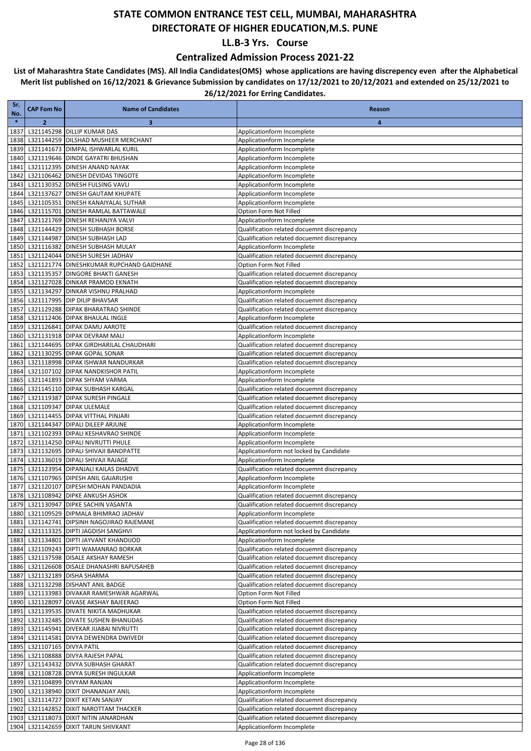# STATE COMMON ENTRANCE TEST CELL, MUMBAI, MAHARASHTRA

# DIRECTORATE OF HIGHER EDUCATION,M.S. PUNE

## LL.B-3 Yrs. Course

## Centralized Admission Process 2021-22

**List of Maharashtra State Candidates (MS). All India Candidates(OMS) whose applications are having discrepency even after the Alphabetical Merit list published on 16/12/2021 & Grievance Submission by candidates on 17/12/2021 to 20/12/2021 and extended on 25/12/2021 to 26/12/2021 for Erring Candidates.**

| Sr. No. | CAP Fom No | Name of Candidates | Reason |
|---|---|---|---|
| * | 2 | 3 | 4 |
| 1837 | L321145298 | DILLIP KUMAR DAS | Applicationform Incomplete |
| 1838 | L321144259 | DILSHAD MUSHEER MERCHANT | Applicationform Incomplete |
| 1839 | L321141673 | DIMPAL ISHWARLAL KURIL | Applicationform Incomplete |
| 1840 | L321119646 | DINDE GAYATRI BHUSHAN | Applicationform Incomplete |
| 1841 | L321112395 | DINESH ANAND NAYAK | Applicationform Incomplete |
| 1842 | L321106462 | DINESH DEVIDAS TINGOTE | Applicationform Incomplete |
| 1843 | L321130352 | DINESH FULSING VAVLI | Applicationform Incomplete |
| 1844 | L321137627 | DINESH GAUTAM KHUPATE | Applicationform Incomplete |
| 1845 | L321105351 | DINESH KANAIYALAL SUTHAR | Applicationform Incomplete |
| 1846 | L321115701 | DINESH RAMLAL BATTAWALE | Option Form Not Filled |
| 1847 | L321121769 | DINESH REHANJYA VALVI | Applicationform Incomplete |
| 1848 | L321144429 | DINESH SUBHASH BORSE | Qualification related docuemnt discrepancy |
| 1849 | L321144987 | DINESH SUBHASH LAD | Qualification related docuemnt discrepancy |
| 1850 | L321116382 | DINESH SUBHASH MULAY | Applicationform Incomplete |
| 1851 | L321124044 | DINESH SURESH JADHAV | Qualification related docuemnt discrepancy |
| 1852 | L321121774 | DINESHKUMAR RUPCHAND GAIDHANE | Option Form Not Filled |
| 1853 | L321135357 | DINGORE BHAKTI GANESH | Qualification related docuemnt discrepancy |
| 1854 | L321127028 | DINKAR PRAMOD EKNATH | Qualification related docuemnt discrepancy |
| 1855 | L321134297 | DINKAR VISHNU PRALHAD | Applicationform Incomplete |
| 1856 | L321117995 | DIP DILIP BHAVSAR | Qualification related docuemnt discrepancy |
| 1857 | L321129288 | DIPAK BHARATRAO SHINDE | Qualification related docuemnt discrepancy |
| 1858 | L321112406 | DIPAK BHAULAL INGLE | Applicationform Incomplete |
| 1859 | L321126841 | DIPAK DAMU AAROTE | Qualification related docuemnt discrepancy |
| 1860 | L321131918 | DIPAK DEVRAM MALI | Applicationform Incomplete |
| 1861 | L321144695 | DIPAK GIRDHARILAL CHAUDHARI | Qualification related docuemnt discrepancy |
| 1862 | L321130295 | DIPAK GOPAL SONAR | Qualification related docuemnt discrepancy |
| 1863 | L321118998 | DIPAK ISHWAR NANDURKAR | Qualification related docuemnt discrepancy |
| 1864 | L321107102 | DIPAK NANDKISHOR PATIL | Applicationform Incomplete |
| 1865 | L321141893 | DIPAK SHYAM VARMA | Applicationform Incomplete |
| 1866 | L321145110 | DIPAK SUBHASH KARGAL | Qualification related docuemnt discrepancy |
| 1867 | L321119387 | DIPAK SURESH PINGALE | Qualification related docuemnt discrepancy |
| 1868 | L321109347 | DIPAK ULEMALE | Qualification related docuemnt discrepancy |
| 1869 | L321114455 | DIPAK VITTHAL PINJARI | Qualification related docuemnt discrepancy |
| 1870 | L321144347 | DIPALI DILEEP ARJUNE | Applicationform Incomplete |
| 1871 | L321102393 | DIPALI KESHAVRAO SHINDE | Applicationform Incomplete |
| 1872 | L321114250 | DIPALI NIVRUTTI PHULE | Applicationform Incomplete |
| 1873 | L321132695 | DIPALI SHIVAJI BANDPATTE | Applicationform not locked by Candidate |
| 1874 | L321136019 | DIPALI SHIVAJI RAJAGE | Applicationform Incomplete |
| 1875 | L321123954 | DIPANJALI KAILAS DHADVE | Qualification related docuemnt discrepancy |
| 1876 | L321107965 | DIPESH ANIL GAJARUSHI | Applicationform Incomplete |
| 1877 | L321120107 | DIPESH MOHAN PANDADIA | Applicationform Incomplete |
| 1878 | L321108942 | DIPKE ANKUSH ASHOK | Qualification related docuemnt discrepancy |
| 1879 | L321130947 | DIPKE SACHIN VASANTA | Qualification related docuemnt discrepancy |
| 1880 | L321109529 | DIPMALA BHIMRAO JADHAV | Applicationform Incomplete |
| 1881 | L321142741 | DIPSINH NAGOJIRAO RAJEMANE | Qualification related docuemnt discrepancy |
| 1882 | L321113325 | DIPTI JAGDISH SANGHVI | Applicationform not locked by Candidate |
| 1883 | L321134801 | DIPTI JAYVANT KHANDIJOD | Applicationform Incomplete |
| 1884 | L321109243 | DIPTI WAMANRAO BORKAR | Qualification related docuemnt discrepancy |
| 1885 | L321137598 | DISALE AKSHAY RAMESH | Qualification related docuemnt discrepancy |
| 1886 | L321126608 | DISALE DHANASHRI BAPUSAHEB | Qualification related docuemnt discrepancy |
| 1887 | L321132189 | DISHA SHARMA | Qualification related docuemnt discrepancy |
| 1888 | L321132298 | DISHANT ANIL BADGE | Qualification related docuemnt discrepancy |
| 1889 | L321133983 | DIVAKAR RAMESHWAR AGARWAL | Option Form Not Filled |
| 1890 | L321128097 | DIVASE AKSHAY BAJEERAO | Option Form Not Filled |
| 1891 | L321139535 | DIVATE NIKITA MADHUKAR | Qualification related docuemnt discrepancy |
| 1892 | L321132485 | DIVATE SUSHEN BHANUDAS | Qualification related docuemnt discrepancy |
| 1893 | L321145941 | DIVEKAR JIJABAI NIVRUTTI | Qualification related docuemnt discrepancy |
| 1894 | L321114581 | DIVYA DEWENDRA DWIVEDI | Qualification related docuemnt discrepancy |
| 1895 | L321107165 | DIVYA PATIL | Qualification related docuemnt discrepancy |
| 1896 | L321108888 | DIVYA RAJESH PAPAL | Qualification related docuemnt discrepancy |
| 1897 | L321143432 | DIVYA SUBHASH GHARAT | Qualification related docuemnt discrepancy |
| 1898 | L321108728 | DIVYA SURESH INGULKAR | Applicationform Incomplete |
| 1899 | L321104899 | DIVYAM RANJAN | Applicationform Incomplete |
| 1900 | L321138940 | DIXIT DHANANJAY ANIL | Applicationform Incomplete |
| 1901 | L321114727 | DIXIT KETAN SANJAY | Qualification related docuemnt discrepancy |
| 1902 | L321142852 | DIXIT NAROTTAM THACKER | Qualification related docuemnt discrepancy |
| 1903 | L321118073 | DIXIT NITIN JANARDHAN | Qualification related docuemnt discrepancy |
| 1904 | L321142659 | DIXIT TARUN SHIVKANT | Applicationform Incomplete |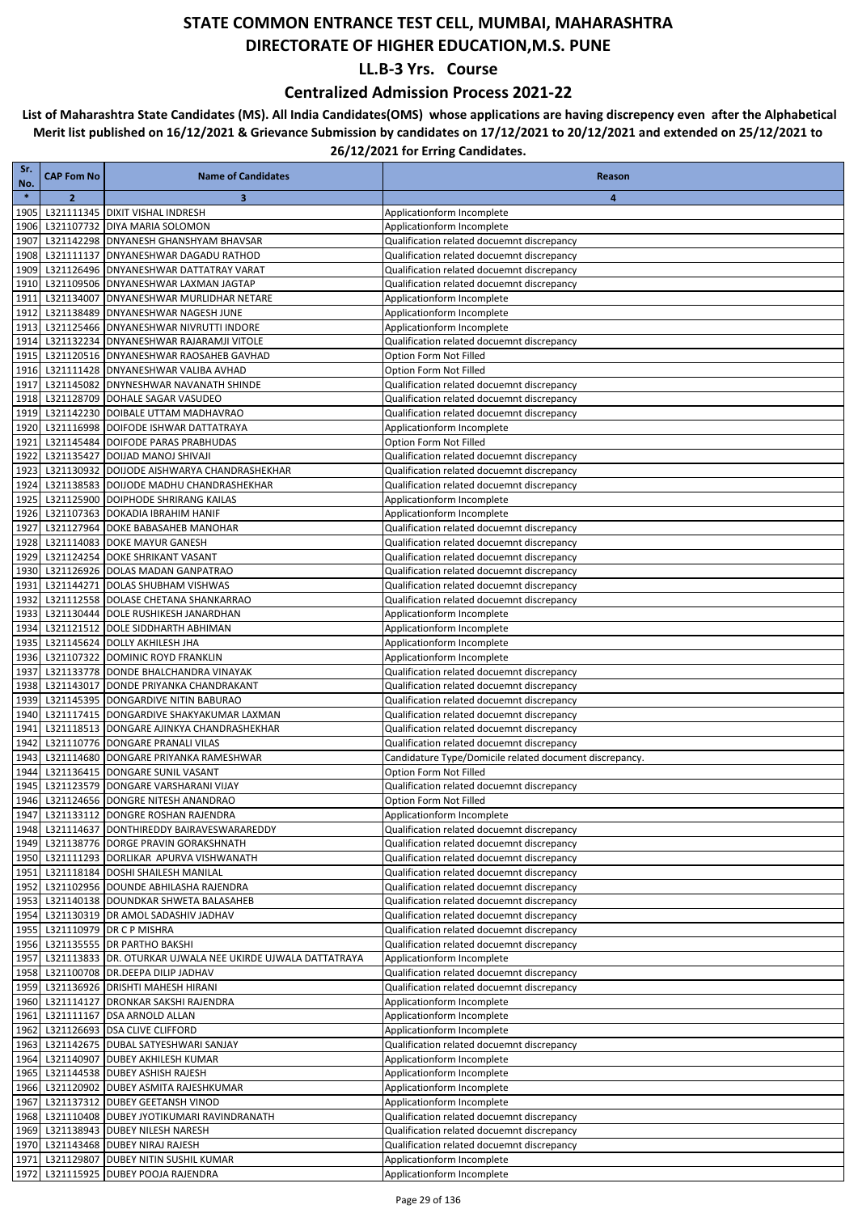# STATE COMMON ENTRANCE TEST CELL, MUMBAI, MAHARASHTRA

## DIRECTORATE OF HIGHER EDUCATION,M.S. PUNE

### LL.B-3 Yrs. Course

### Centralized Admission Process 2021-22

**List of Maharashtra State Candidates (MS). All India Candidates(OMS) whose applications are having discrepency even after the Alphabetical Merit list published on 16/12/2021 & Grievance Submission by candidates on 17/12/2021 to 20/12/2021 and extended on 25/12/2021 to 26/12/2021 for Erring Candidates.**

| Sr. No. | CAP Fom No | Name of Candidates | Reason |
|---|---|---|---|
| * | 2 | 3 | 4 |
| 1905 | L321111345 | DIXIT VISHAL INDRESH | Applicationform Incomplete |
| 1906 | L321107732 | DIYA MARIA SOLOMON | Applicationform Incomplete |
| 1907 | L321142298 | DNYANESH GHANSHYAM BHAVSAR | Qualification related docuemnt discrepancy |
| 1908 | L321111137 | DNYANESHWAR DAGADU RATHOD | Qualification related docuemnt discrepancy |
| 1909 | L321126496 | DNYANESHWAR DATTATRAY VARAT | Qualification related docuemnt discrepancy |
| 1910 | L321109506 | DNYANESHWAR LAXMAN JAGTAP | Qualification related docuemnt discrepancy |
| 1911 | L321134007 | DNYANESHWAR MURLIDHAR NETARE | Applicationform Incomplete |
| 1912 | L321138489 | DNYANESHWAR NAGESH JUNE | Applicationform Incomplete |
| 1913 | L321125466 | DNYANESHWAR NIVRUTTI INDORE | Applicationform Incomplete |
| 1914 | L321132234 | DNYANESHWAR RAJARAMJI VITOLE | Qualification related docuemnt discrepancy |
| 1915 | L321120516 | DNYANESHWAR RAOSAHEB GAVHAD | Option Form Not Filled |
| 1916 | L321111428 | DNYANESHWAR VALIBA AVHAD | Option Form Not Filled |
| 1917 | L321145082 | DNYNESHWAR NAVANATH SHINDE | Qualification related docuemnt discrepancy |
| 1918 | L321128709 | DOHALE SAGAR VASUDEO | Qualification related docuemnt discrepancy |
| 1919 | L321142230 | DOIBALE UTTAM MADHAVRAO | Qualification related docuemnt discrepancy |
| 1920 | L321116998 | DOIFODE ISHWAR DATTATRAYA | Applicationform Incomplete |
| 1921 | L321145484 | DOIFODE PARAS PRABHUDAS | Option Form Not Filled |
| 1922 | L321135427 | DOIJAD MANOJ SHIVAJI | Qualification related docuemnt discrepancy |
| 1923 | L321130932 | DOIJODE AISHWARYA CHANDRASHEKHAR | Qualification related docuemnt discrepancy |
| 1924 | L321138583 | DOIJODE MADHU CHANDRASHEKHAR | Qualification related docuemnt discrepancy |
| 1925 | L321125900 | DOIPHODE SHRIRANG KAILAS | Applicationform Incomplete |
| 1926 | L321107363 | DOKADIA IBRAHIM HANIF | Applicationform Incomplete |
| 1927 | L321127964 | DOKE BABASAHEB MANOHAR | Qualification related docuemnt discrepancy |
| 1928 | L321114083 | DOKE MAYUR GANESH | Qualification related docuemnt discrepancy |
| 1929 | L321124254 | DOKE SHRIKANT VASANT | Qualification related docuemnt discrepancy |
| 1930 | L321126926 | DOLAS MADAN GANPATRAO | Qualification related docuemnt discrepancy |
| 1931 | L321144271 | DOLAS SHUBHAM VISHWAS | Qualification related docuemnt discrepancy |
| 1932 | L321112558 | DOLASE CHETANA SHANKARRAO | Qualification related docuemnt discrepancy |
| 1933 | L321130444 | DOLE RUSHIKESH JANARDHAN | Applicationform Incomplete |
| 1934 | L321121512 | DOLE SIDDHARTH ABHIMAN | Applicationform Incomplete |
| 1935 | L321145624 | DOLLY AKHILESH JHA | Applicationform Incomplete |
| 1936 | L321107322 | DOMINIC ROYD FRANKLIN | Applicationform Incomplete |
| 1937 | L321133778 | DONDE BHALCHANDRA VINAYAK | Qualification related docuemnt discrepancy |
| 1938 | L321143017 | DONDE PRIYANKA CHANDRAKANT | Qualification related docuemnt discrepancy |
| 1939 | L321145395 | DONGARDIVE NITIN BABURAO | Qualification related docuemnt discrepancy |
| 1940 | L321117415 | DONGARDIVE SHAKYAKUMAR LAXMAN | Qualification related docuemnt discrepancy |
| 1941 | L321118513 | DONGARE AJINKYA CHANDRASHEKHAR | Qualification related docuemnt discrepancy |
| 1942 | L321110776 | DONGARE PRANALI VILAS | Qualification related docuemnt discrepancy |
| 1943 | L321114680 | DONGARE PRIYANKA RAMESHWAR | Candidature Type/Domicile related document discrepancy. |
| 1944 | L321136415 | DONGARE SUNIL VASANT | Option Form Not Filled |
| 1945 | L321123579 | DONGARE VARSHARANI VIJAY | Qualification related docuemnt discrepancy |
| 1946 | L321124656 | DONGRE NITESH ANANDRAO | Option Form Not Filled |
| 1947 | L321133112 | DONGRE ROSHAN RAJENDRA | Applicationform Incomplete |
| 1948 | L321114637 | DONTHIREDDY BAIRAVESWARAREDDY | Qualification related docuemnt discrepancy |
| 1949 | L321138776 | DORGE PRAVIN GORAKSHNATH | Qualification related docuemnt discrepancy |
| 1950 | L321111293 | DORLIKAR APURVA VISHWANATH | Qualification related docuemnt discrepancy |
| 1951 | L321118184 | DOSHI SHAILESH MANILAL | Qualification related docuemnt discrepancy |
| 1952 | L321102956 | DOUNDE ABHILASHA RAJENDRA | Qualification related docuemnt discrepancy |
| 1953 | L321140138 | DOUNDKAR SHWETA BALASAHEB | Qualification related docuemnt discrepancy |
| 1954 | L321130319 | DR AMOL SADASHIV JADHAV | Qualification related docuemnt discrepancy |
| 1955 | L321110979 | DR C P MISHRA | Qualification related docuemnt discrepancy |
| 1956 | L321135555 | DR PARTHO BAKSHI | Qualification related docuemnt discrepancy |
| 1957 | L321113833 | DR. OTURKAR UJWALA NEE UKIRDE UJWALA DATTATRAYA | Applicationform Incomplete |
| 1958 | L321100708 | DR.DEEPA DILIP JADHAV | Qualification related docuemnt discrepancy |
| 1959 | L321136926 | DRISHTI MAHESH HIRANI | Qualification related docuemnt discrepancy |
| 1960 | L321114127 | DRONKAR SAKSHI RAJENDRA | Applicationform Incomplete |
| 1961 | L321111167 | DSA ARNOLD ALLAN | Applicationform Incomplete |
| 1962 | L321126693 | DSA CLIVE CLIFFORD | Applicationform Incomplete |
| 1963 | L321142675 | DUBAL SATYESHWARI SANJAY | Qualification related docuemnt discrepancy |
| 1964 | L321140907 | DUBEY AKHILESH KUMAR | Applicationform Incomplete |
| 1965 | L321144538 | DUBEY ASHISH RAJESH | Applicationform Incomplete |
| 1966 | L321120902 | DUBEY ASMITA RAJESHKUMAR | Applicationform Incomplete |
| 1967 | L321137312 | DUBEY GEETANSH VINOD | Applicationform Incomplete |
| 1968 | L321110408 | DUBEY JYOTIKUMARI RAVINDRANATH | Qualification related docuemnt discrepancy |
| 1969 | L321138943 | DUBEY NILESH NARESH | Qualification related docuemnt discrepancy |
| 1970 | L321143468 | DUBEY NIRAJ RAJESH | Qualification related docuemnt discrepancy |
| 1971 | L321129807 | DUBEY NITIN SUSHIL KUMAR | Applicationform Incomplete |
| 1972 | L321115925 | DUBEY POOJA RAJENDRA | Applicationform Incomplete |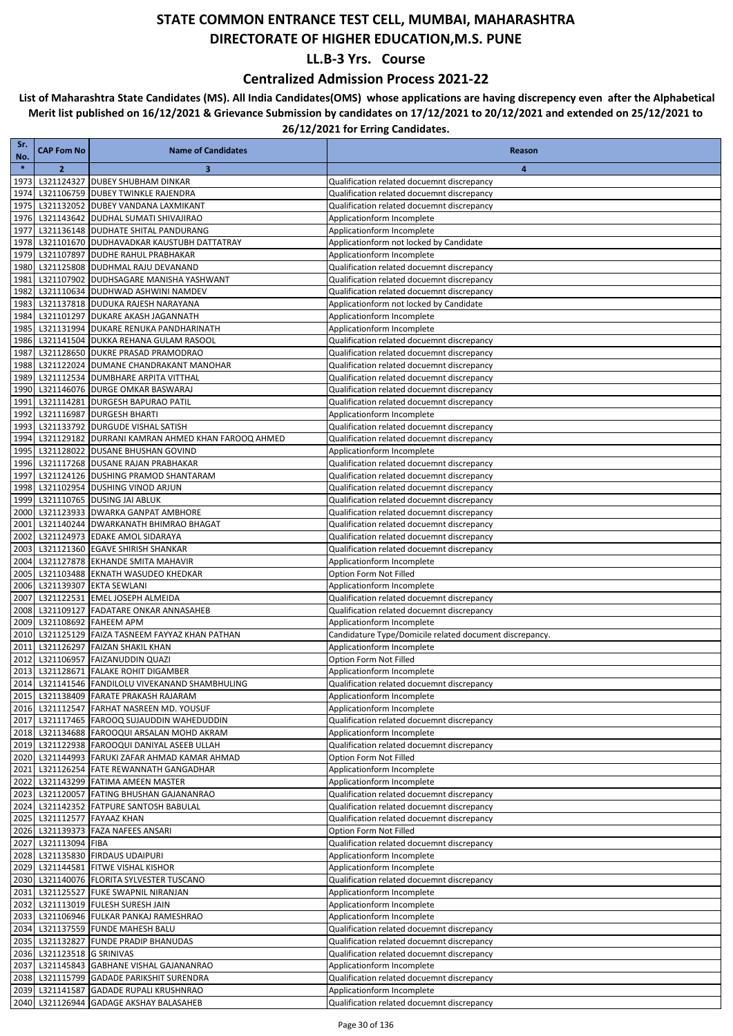# STATE COMMON ENTRANCE TEST CELL, MUMBAI, MAHARASHTRA

# DIRECTORATE OF HIGHER EDUCATION,M.S. PUNE

## LL.B-3 Yrs. Course

## Centralized Admission Process 2021-22

**List of Maharashtra State Candidates (MS). All India Candidates(OMS) whose applications are having discrepency even after the Alphabetical Merit list published on 16/12/2021 & Grievance Submission by candidates on 17/12/2021 to 20/12/2021 and extended on 25/12/2021 to 26/12/2021 for Erring Candidates.**

| Sr. No. | CAP Fom No | Name of Candidates | Reason |
|---|---|---|---|
| * | 2 | 3 | 4 |
| 1973 | L321124327 | DUBEY SHUBHAM DINKAR | Qualification related docuemnt discrepancy |
| 1974 | L321106759 | DUBEY TWINKLE RAJENDRA | Qualification related docuemnt discrepancy |
| 1975 | L321132052 | DUBEY VANDANA LAXMIKANT | Qualification related docuemnt discrepancy |
| 1976 | L321143642 | DUDHAL SUMATI SHIVAJIRAO | Applicationform Incomplete |
| 1977 | L321136148 | DUDHATE SHITAL PANDURANG | Applicationform Incomplete |
| 1978 | L321101670 | DUDHAVADKAR KAUSTUBH DATTATRAY | Applicationform not locked by Candidate |
| 1979 | L321107897 | DUDHE RAHUL PRABHAKAR | Applicationform Incomplete |
| 1980 | L321125808 | DUDHMAL RAJU DEVANAND | Qualification related docuemnt discrepancy |
| 1981 | L321107902 | DUDHSAGARE MANISHA YASHWANT | Qualification related docuemnt discrepancy |
| 1982 | L321110634 | DUDHWAD ASHWINI NAMDEV | Qualification related docuemnt discrepancy |
| 1983 | L321137818 | DUDUKA RAJESH NARAYANA | Applicationform not locked by Candidate |
| 1984 | L321101297 | DUKARE AKASH JAGANNATH | Applicationform Incomplete |
| 1985 | L321131994 | DUKARE RENUKA PANDHARINATH | Applicationform Incomplete |
| 1986 | L321141504 | DUKKA REHANA GULAM RASOOL | Qualification related docuemnt discrepancy |
| 1987 | L321128650 | DUKRE PRASAD PRAMODRAO | Qualification related docuemnt discrepancy |
| 1988 | L321122024 | DUMANE CHANDRAKANT MANOHAR | Qualification related docuemnt discrepancy |
| 1989 | L321112534 | DUMBHARE ARPITA VITTHAL | Qualification related docuemnt discrepancy |
| 1990 | L321146076 | DURGE OMKAR BASWARAJ | Qualification related docuemnt discrepancy |
| 1991 | L321114281 | DURGESH BAPURAO PATIL | Qualification related docuemnt discrepancy |
| 1992 | L321116987 | DURGESH BHARTI | Applicationform Incomplete |
| 1993 | L321133792 | DURGUDE VISHAL SATISH | Qualification related docuemnt discrepancy |
| 1994 | L321129182 | DURRANI KAMRAN AHMED KHAN FAROOQ AHMED | Qualification related docuemnt discrepancy |
| 1995 | L321128022 | DUSANE BHUSHAN GOVIND | Applicationform Incomplete |
| 1996 | L321117268 | DUSANE RAJAN PRABHAKAR | Qualification related docuemnt discrepancy |
| 1997 | L321124126 | DUSHING PRAMOD SHANTARAM | Qualification related docuemnt discrepancy |
| 1998 | L321102954 | DUSHING VINOD ARJUN | Qualification related docuemnt discrepancy |
| 1999 | L321110765 | DUSING JAI ABLUK | Qualification related docuemnt discrepancy |
| 2000 | L321123933 | DWARKA GANPAT AMBHORE | Qualification related docuemnt discrepancy |
| 2001 | L321140244 | DWARKANATH BHIMRAO BHAGAT | Qualification related docuemnt discrepancy |
| 2002 | L321124973 | EDAKE AMOL SIDARAYA | Qualification related docuemnt discrepancy |
| 2003 | L321121360 | EGAVE SHIRISH SHANKAR | Qualification related docuemnt discrepancy |
| 2004 | L321127878 | EKHANDE SMITA MAHAVIR | Applicationform Incomplete |
| 2005 | L321103488 | EKNATH WASUDEO KHEDKAR | Option Form Not Filled |
| 2006 | L321139307 | EKTA SEWLANI | Applicationform Incomplete |
| 2007 | L321122531 | EMEL JOSEPH ALMEIDA | Qualification related docuemnt discrepancy |
| 2008 | L321109127 | FADATARE ONKAR ANNASAHEB | Qualification related docuemnt discrepancy |
| 2009 | L321108692 | FAHEEM APM | Applicationform Incomplete |
| 2010 | L321125129 | FAIZA TASNEEM FAYYAZ KHAN PATHAN | Candidature Type/Domicile related document discrepancy. |
| 2011 | L321126297 | FAIZAN SHAKIL KHAN | Applicationform Incomplete |
| 2012 | L321106957 | FAIZANUDDIN QUAZI | Option Form Not Filled |
| 2013 | L321128671 | FALAKE ROHIT DIGAMBER | Applicationform Incomplete |
| 2014 | L321141546 | FANDILOLU VIVEKANAND SHAMBHULING | Qualification related docuemnt discrepancy |
| 2015 | L321138409 | FARATE PRAKASH RAJARAM | Applicationform Incomplete |
| 2016 | L321112547 | FARHAT NASREEN MD. YOUSUF | Applicationform Incomplete |
| 2017 | L321117465 | FAROOQ SUJAUDDIN WAHEDUDDIN | Qualification related docuemnt discrepancy |
| 2018 | L321134688 | FAROOQUI ARSALAN MOHD AKRAM | Applicationform Incomplete |
| 2019 | L321122938 | FAROOQUI DANIYAL ASEEB ULLAH | Qualification related docuemnt discrepancy |
| 2020 | L321144993 | FARUKI ZAFAR AHMAD KAMAR AHMAD | Option Form Not Filled |
| 2021 | L321126254 | FATE REWANNATH GANGADHAR | Applicationform Incomplete |
| 2022 | L321143299 | FATIMA AMEEN MASTER | Applicationform Incomplete |
| 2023 | L321120057 | FATING BHUSHAN GAJANANRAO | Qualification related docuemnt discrepancy |
| 2024 | L321142352 | FATPURE SANTOSH BABULAL | Qualification related docuemnt discrepancy |
| 2025 | L321112577 | FAYAAZ KHAN | Qualification related docuemnt discrepancy |
| 2026 | L321139373 | FAZA NAFEES ANSARI | Option Form Not Filled |
| 2027 | L321113094 | FIBA | Qualification related docuemnt discrepancy |
| 2028 | L321135830 | FIRDAUS UDAIPURI | Applicationform Incomplete |
| 2029 | L321144581 | FITWE VISHAL KISHOR | Applicationform Incomplete |
| 2030 | L321140076 | FLORITA SYLVESTER TUSCANO | Qualification related docuemnt discrepancy |
| 2031 | L321125527 | FUKE SWAPNIL NIRANJAN | Applicationform Incomplete |
| 2032 | L321113019 | FULESH SURESH JAIN | Applicationform Incomplete |
| 2033 | L321106946 | FULKAR PANKAJ RAMESHRAO | Applicationform Incomplete |
| 2034 | L321137559 | FUNDE MAHESH BALU | Qualification related docuemnt discrepancy |
| 2035 | L321132827 | FUNDE PRADIP BHANUDAS | Qualification related docuemnt discrepancy |
| 2036 | L321123518 | G SRINIVAS | Qualification related docuemnt discrepancy |
| 2037 | L321145843 | GABHANE VISHAL GAJANANRAO | Applicationform Incomplete |
| 2038 | L321115799 | GADADE PARIKSHIT SURENDRA | Qualification related docuemnt discrepancy |
| 2039 | L321141587 | GADADE RUPALI KRUSHNRAO | Applicationform Incomplete |
| 2040 | L321126944 | GADAGE AKSHAY BALASAHEB | Qualification related docuemnt discrepancy |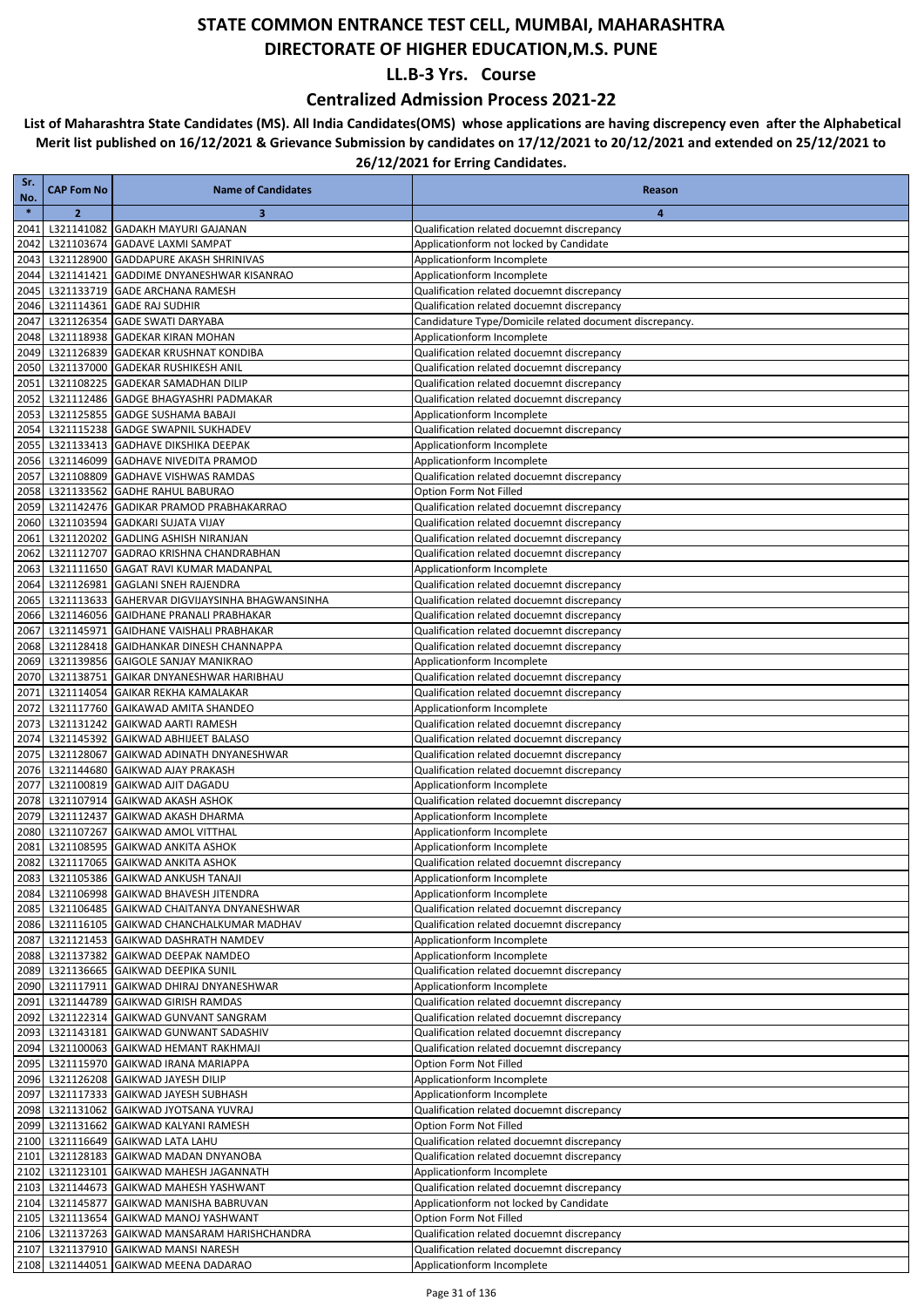# STATE COMMON ENTRANCE TEST CELL, MUMBAI, MAHARASHTRA
## DIRECTORATE OF HIGHER EDUCATION,M.S. PUNE
### LL.B-3 Yrs. Course
### Centralized Admission Process 2021-22

**List of Maharashtra State Candidates (MS). All India Candidates(OMS) whose applications are having discrepency even after the Alphabetical Merit list published on 16/12/2021 & Grievance Submission by candidates on 17/12/2021 to 20/12/2021 and extended on 25/12/2021 to 26/12/2021 for Erring Candidates.**

| Sr. No. | CAP Fom No | Name of Candidates | Reason |
|---|---|---|---|
| * | 2 | 3 | 4 |
| 2041 | L321141082 | GADAKH MAYURI GAJANAN | Qualification related docuemnt discrepancy |
| 2042 | L321103674 | GADAVE LAXMI SAMPAT | Applicationform not locked by Candidate |
| 2043 | L321128900 | GADDAPURE AKASH SHRINIVAS | Applicationform Incomplete |
| 2044 | L321141421 | GADDIME DNYANESHWAR KISANRAO | Applicationform Incomplete |
| 2045 | L321133719 | GADE ARCHANA RAMESH | Qualification related docuemnt discrepancy |
| 2046 | L321114361 | GADE RAJ SUDHIR | Qualification related docuemnt discrepancy |
| 2047 | L321126354 | GADE SWATI DARYABA | Candidature Type/Domicile related document discrepancy. |
| 2048 | L321118938 | GADEKAR KIRAN MOHAN | Applicationform Incomplete |
| 2049 | L321126839 | GADEKAR KRUSHNAT KONDIBA | Qualification related docuemnt discrepancy |
| 2050 | L321137000 | GADEKAR RUSHIKESH ANIL | Qualification related docuemnt discrepancy |
| 2051 | L321108225 | GADEKAR SAMADHAN DILIP | Qualification related docuemnt discrepancy |
| 2052 | L321112486 | GADGE BHAGYASHRI PADMAKAR | Qualification related docuemnt discrepancy |
| 2053 | L321125855 | GADGE SUSHAMA BABAJI | Applicationform Incomplete |
| 2054 | L321115238 | GADGE SWAPNIL SUKHADEV | Qualification related docuemnt discrepancy |
| 2055 | L321133413 | GADHAVE DIKSHIKA DEEPAK | Applicationform Incomplete |
| 2056 | L321146099 | GADHAVE NIVEDITA PRAMOD | Applicationform Incomplete |
| 2057 | L321108809 | GADHAVE VISHWAS RAMDAS | Qualification related docuemnt discrepancy |
| 2058 | L321133562 | GADHE RAHUL BABURAO | Option Form Not Filled |
| 2059 | L321142476 | GADIKAR PRAMOD PRABHAKARRAO | Qualification related docuemnt discrepancy |
| 2060 | L321103594 | GADKARI SUJATA VIJAY | Qualification related docuemnt discrepancy |
| 2061 | L321120202 | GADLING ASHISH NIRANJAN | Qualification related docuemnt discrepancy |
| 2062 | L321112707 | GADRAO KRISHNA CHANDRABHAN | Qualification related docuemnt discrepancy |
| 2063 | L321111650 | GAGAT RAVI KUMAR MADANPAL | Applicationform Incomplete |
| 2064 | L321126981 | GAGLANI SNEH RAJENDRA | Qualification related docuemnt discrepancy |
| 2065 | L321113633 | GAHERVAR DIGVIJAYSINHA BHAGWANSINHA | Qualification related docuemnt discrepancy |
| 2066 | L321146056 | GAIDHANE PRANALI PRABHAKAR | Qualification related docuemnt discrepancy |
| 2067 | L321145971 | GAIDHANE VAISHALI PRABHAKAR | Qualification related docuemnt discrepancy |
| 2068 | L321128418 | GAIDHANKAR DINESH CHANNAPPA | Qualification related docuemnt discrepancy |
| 2069 | L321139856 | GAIGOLE SANJAY MANIKRAO | Applicationform Incomplete |
| 2070 | L321138751 | GAIKAR DNYANESHWAR HARIBHAU | Qualification related docuemnt discrepancy |
| 2071 | L321114054 | GAIKAR REKHA KAMALAKAR | Qualification related docuemnt discrepancy |
| 2072 | L321117760 | GAIKAWAD AMITA SHANDEO | Applicationform Incomplete |
| 2073 | L321131242 | GAIKWAD AARTI RAMESH | Qualification related docuemnt discrepancy |
| 2074 | L321145392 | GAIKWAD ABHIJEET BALASO | Qualification related docuemnt discrepancy |
| 2075 | L321128067 | GAIKWAD ADINATH DNYANESHWAR | Qualification related docuemnt discrepancy |
| 2076 | L321144680 | GAIKWAD AJAY PRAKASH | Qualification related docuemnt discrepancy |
| 2077 | L321100819 | GAIKWAD AJIT DAGADU | Applicationform Incomplete |
| 2078 | L321107914 | GAIKWAD AKASH ASHOK | Qualification related docuemnt discrepancy |
| 2079 | L321112437 | GAIKWAD AKASH DHARMA | Applicationform Incomplete |
| 2080 | L321107267 | GAIKWAD AMOL VITTHAL | Applicationform Incomplete |
| 2081 | L321108595 | GAIKWAD ANKITA ASHOK | Applicationform Incomplete |
| 2082 | L321117065 | GAIKWAD ANKITA ASHOK | Qualification related docuemnt discrepancy |
| 2083 | L321105386 | GAIKWAD ANKUSH TANAJI | Applicationform Incomplete |
| 2084 | L321106998 | GAIKWAD BHAVESH JITENDRA | Applicationform Incomplete |
| 2085 | L321106485 | GAIKWAD CHAITANYA DNYANESHWAR | Qualification related docuemnt discrepancy |
| 2086 | L321116105 | GAIKWAD CHANCHALKUMAR MADHAV | Qualification related docuemnt discrepancy |
| 2087 | L321121453 | GAIKWAD DASHRATH NAMDEV | Applicationform Incomplete |
| 2088 | L321137382 | GAIKWAD DEEPAK NAMDEO | Applicationform Incomplete |
| 2089 | L321136665 | GAIKWAD DEEPIKA SUNIL | Qualification related docuemnt discrepancy |
| 2090 | L321117911 | GAIKWAD DHIRAJ DNYANESHWAR | Applicationform Incomplete |
| 2091 | L321144789 | GAIKWAD GIRISH RAMDAS | Qualification related docuemnt discrepancy |
| 2092 | L321122314 | GAIKWAD GUNVANT SANGRAM | Qualification related docuemnt discrepancy |
| 2093 | L321143181 | GAIKWAD GUNWANT SADASHIV | Qualification related docuemnt discrepancy |
| 2094 | L321100063 | GAIKWAD HEMANT RAKHMAJI | Qualification related docuemnt discrepancy |
| 2095 | L321115970 | GAIKWAD IRANA MARIAPPA | Option Form Not Filled |
| 2096 | L321126208 | GAIKWAD JAYESH DILIP | Applicationform Incomplete |
| 2097 | L321117333 | GAIKWAD JAYESH SUBHASH | Applicationform Incomplete |
| 2098 | L321131062 | GAIKWAD JYOTSANA YUVRAJ | Qualification related docuemnt discrepancy |
| 2099 | L321131662 | GAIKWAD KALYANI RAMESH | Option Form Not Filled |
| 2100 | L321116649 | GAIKWAD LATA LAHU | Qualification related docuemnt discrepancy |
| 2101 | L321128183 | GAIKWAD MADAN DNYANOBA | Qualification related docuemnt discrepancy |
| 2102 | L321123101 | GAIKWAD MAHESH JAGANNATH | Applicationform Incomplete |
| 2103 | L321144673 | GAIKWAD MAHESH YASHWANT | Qualification related docuemnt discrepancy |
| 2104 | L321145877 | GAIKWAD MANISHA BABRUVAN | Applicationform not locked by Candidate |
| 2105 | L321113654 | GAIKWAD MANOJ YASHWANT | Option Form Not Filled |
| 2106 | L321137263 | GAIKWAD MANSARAM HARISHCHANDRA | Qualification related docuemnt discrepancy |
| 2107 | L321137910 | GAIKWAD MANSI NARESH | Qualification related docuemnt discrepancy |
| 2108 | L321144051 | GAIKWAD MEENA DADARAO | Applicationform Incomplete |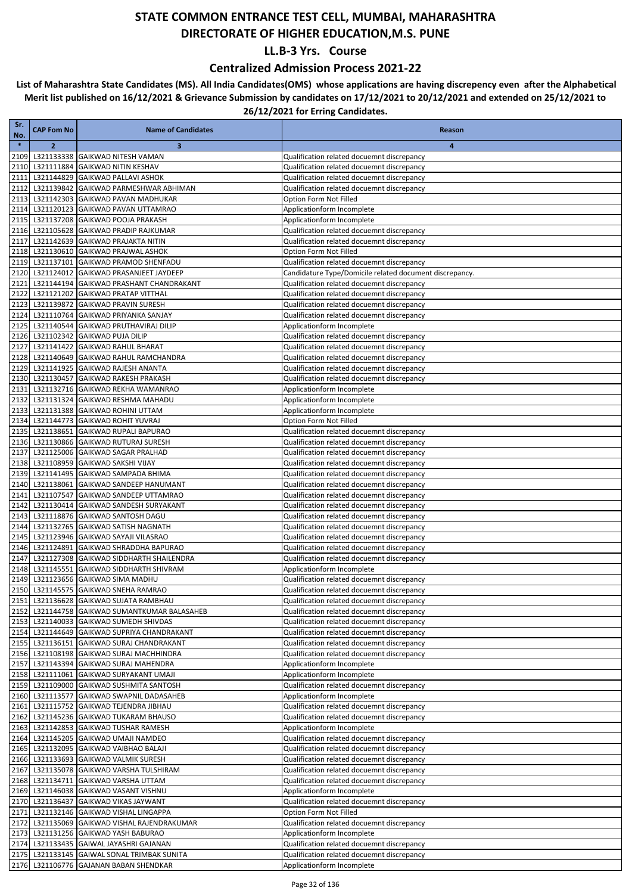# STATE COMMON ENTRANCE TEST CELL, MUMBAI, MAHARASHTRA

# DIRECTORATE OF HIGHER EDUCATION,M.S. PUNE

## LL.B-3 Yrs. Course

## Centralized Admission Process 2021-22

**List of Maharashtra State Candidates (MS). All India Candidates(OMS) whose applications are having discrepency even after the Alphabetical Merit list published on 16/12/2021 & Grievance Submission by candidates on 17/12/2021 to 20/12/2021 and extended on 25/12/2021 to 26/12/2021 for Erring Candidates.**

| Sr. No. | CAP Fom No | Name of Candidates | Reason |
|---|---|---|---|
| * | 2 | 3 | 4 |
| 2109 | L321133338 | GAIKWAD NITESH VAMAN | Qualification related docuemnt discrepancy |
| 2110 | L321111884 | GAIKWAD NITIN KESHAV | Qualification related docuemnt discrepancy |
| 2111 | L321144829 | GAIKWAD PALLAVI ASHOK | Qualification related docuemnt discrepancy |
| 2112 | L321139842 | GAIKWAD PARMESHWAR ABHIMAN | Qualification related docuemnt discrepancy |
| 2113 | L321142303 | GAIKWAD PAVAN MADHUKAR | Option Form Not Filled |
| 2114 | L321120123 | GAIKWAD PAVAN UTTAMRAO | Applicationform Incomplete |
| 2115 | L321137208 | GAIKWAD POOJA PRAKASH | Applicationform Incomplete |
| 2116 | L321105628 | GAIKWAD PRADIP RAJKUMAR | Qualification related docuemnt discrepancy |
| 2117 | L321142639 | GAIKWAD PRAJAKTA NITIN | Qualification related docuemnt discrepancy |
| 2118 | L321130610 | GAIKWAD PRAJWAL ASHOK | Option Form Not Filled |
| 2119 | L321137101 | GAIKWAD PRAMOD SHENFADU | Qualification related docuemnt discrepancy |
| 2120 | L321124012 | GAIKWAD PRASANJEET JAYDEEP | Candidature Type/Domicile related document discrepancy. |
| 2121 | L321144194 | GAIKWAD PRASHANT CHANDRAKANT | Qualification related docuemnt discrepancy |
| 2122 | L321121202 | GAIKWAD PRATAP VITTHAL | Qualification related docuemnt discrepancy |
| 2123 | L321139872 | GAIKWAD PRAVIN SURESH | Qualification related docuemnt discrepancy |
| 2124 | L321110764 | GAIKWAD PRIYANKA SANJAY | Qualification related docuemnt discrepancy |
| 2125 | L321140544 | GAIKWAD PRUTHAVIRAJ DILIP | Applicationform Incomplete |
| 2126 | L321102342 | GAIKWAD PUJA DILIP | Qualification related docuemnt discrepancy |
| 2127 | L321141422 | GAIKWAD RAHUL BHARAT | Qualification related docuemnt discrepancy |
| 2128 | L321140649 | GAIKWAD RAHUL RAMCHANDRA | Qualification related docuemnt discrepancy |
| 2129 | L321141925 | GAIKWAD RAJESH ANANTA | Qualification related docuemnt discrepancy |
| 2130 | L321130457 | GAIKWAD RAKESH PRAKASH | Qualification related docuemnt discrepancy |
| 2131 | L321132716 | GAIKWAD REKHA WAMANRAO | Applicationform Incomplete |
| 2132 | L321131324 | GAIKWAD RESHMA MAHADU | Applicationform Incomplete |
| 2133 | L321131388 | GAIKWAD ROHINI UTTAM | Applicationform Incomplete |
| 2134 | L321144773 | GAIKWAD ROHIT YUVRAJ | Option Form Not Filled |
| 2135 | L321138651 | GAIKWAD RUPALI BAPURAO | Qualification related docuemnt discrepancy |
| 2136 | L321130866 | GAIKWAD RUTURAJ SURESH | Qualification related docuemnt discrepancy |
| 2137 | L321125006 | GAIKWAD SAGAR PRALHAD | Qualification related docuemnt discrepancy |
| 2138 | L321108959 | GAIKWAD SAKSHI VIJAY | Qualification related docuemnt discrepancy |
| 2139 | L321141495 | GAIKWAD SAMPADA BHIMA | Qualification related docuemnt discrepancy |
| 2140 | L321138061 | GAIKWAD SANDEEP HANUMANT | Qualification related docuemnt discrepancy |
| 2141 | L321107547 | GAIKWAD SANDEEP UTTAMRAO | Qualification related docuemnt discrepancy |
| 2142 | L321130414 | GAIKWAD SANDESH SURYAKANT | Qualification related docuemnt discrepancy |
| 2143 | L321118876 | GAIKWAD SANTOSH DAGU | Qualification related docuemnt discrepancy |
| 2144 | L321132765 | GAIKWAD SATISH NAGNATH | Qualification related docuemnt discrepancy |
| 2145 | L321123946 | GAIKWAD SAYAJI VILASRAO | Qualification related docuemnt discrepancy |
| 2146 | L321124891 | GAIKWAD SHRADDHA BAPURAO | Qualification related docuemnt discrepancy |
| 2147 | L321127308 | GAIKWAD SIDDHARTH SHAILENDRA | Qualification related docuemnt discrepancy |
| 2148 | L321145551 | GAIKWAD SIDDHARTH SHIVRAM | Applicationform Incomplete |
| 2149 | L321123656 | GAIKWAD SIMA MADHU | Qualification related docuemnt discrepancy |
| 2150 | L321145575 | GAIKWAD SNEHA RAMRAO | Qualification related docuemnt discrepancy |
| 2151 | L321136628 | GAIKWAD SUJATA RAMBHAU | Qualification related docuemnt discrepancy |
| 2152 | L321144758 | GAIKWAD SUMANTKUMAR BALASAHEB | Qualification related docuemnt discrepancy |
| 2153 | L321140033 | GAIKWAD SUMEDH SHIVDAS | Qualification related docuemnt discrepancy |
| 2154 | L321144649 | GAIKWAD SUPRIYA CHANDRAKANT | Qualification related docuemnt discrepancy |
| 2155 | L321136151 | GAIKWAD SURAJ CHANDRAKANT | Qualification related docuemnt discrepancy |
| 2156 | L321108198 | GAIKWAD SURAJ MACHHINDRA | Qualification related docuemnt discrepancy |
| 2157 | L321143394 | GAIKWAD SURAJ MAHENDRA | Applicationform Incomplete |
| 2158 | L321111061 | GAIKWAD SURYAKANT UMAJI | Applicationform Incomplete |
| 2159 | L321109000 | GAIKWAD SUSHMITA SANTOSH | Qualification related docuemnt discrepancy |
| 2160 | L321113577 | GAIKWAD SWAPNIL DADASAHEB | Applicationform Incomplete |
| 2161 | L321115752 | GAIKWAD TEJENDRA JIBHAU | Qualification related docuemnt discrepancy |
| 2162 | L321145236 | GAIKWAD TUKARAM BHAUSO | Qualification related docuemnt discrepancy |
| 2163 | L321142853 | GAIKWAD TUSHAR RAMESH | Applicationform Incomplete |
| 2164 | L321145205 | GAIKWAD UMAJI NAMDEO | Qualification related docuemnt discrepancy |
| 2165 | L321132095 | GAIKWAD VAIBHAO BALAJI | Qualification related docuemnt discrepancy |
| 2166 | L321133693 | GAIKWAD VALMIK SURESH | Qualification related docuemnt discrepancy |
| 2167 | L321135078 | GAIKWAD VARSHA TULSHIRAM | Qualification related docuemnt discrepancy |
| 2168 | L321134711 | GAIKWAD VARSHA UTTAM | Qualification related docuemnt discrepancy |
| 2169 | L321146038 | GAIKWAD VASANT VISHNU | Applicationform Incomplete |
| 2170 | L321136437 | GAIKWAD VIKAS JAYWANT | Qualification related docuemnt discrepancy |
| 2171 | L321132146 | GAIKWAD VISHAL LINGAPPA | Option Form Not Filled |
| 2172 | L321135069 | GAIKWAD VISHAL RAJENDRAKUMAR | Qualification related docuemnt discrepancy |
| 2173 | L321131256 | GAIKWAD YASH BABURAO | Applicationform Incomplete |
| 2174 | L321133435 | GAIWAL JAYASHRI GAJANAN | Qualification related docuemnt discrepancy |
| 2175 | L321133145 | GAIWAL SONAL TRIMBAK SUNITA | Qualification related docuemnt discrepancy |
| 2176 | L321106776 | GAJANAN BABAN SHENDKAR | Applicationform Incomplete |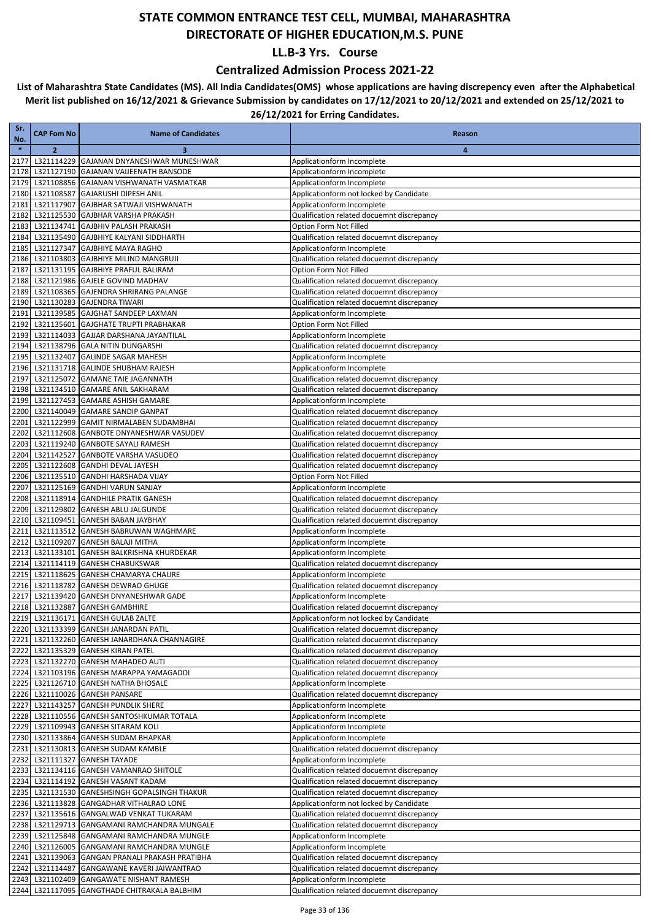# STATE COMMON ENTRANCE TEST CELL, MUMBAI, MAHARASHTRA

## DIRECTORATE OF HIGHER EDUCATION,M.S. PUNE

### LL.B-3 Yrs. Course

### Centralized Admission Process 2021-22

**List of Maharashtra State Candidates (MS). All India Candidates(OMS) whose applications are having discrepency even after the Alphabetical Merit list published on 16/12/2021 & Grievance Submission by candidates on 17/12/2021 to 20/12/2021 and extended on 25/12/2021 to 26/12/2021 for Erring Candidates.**

| Sr. No. | CAP Fom No | Name of Candidates | Reason |
|---|---|---|---|
| * | 2 | 3 | 4 |
| 2177 | L321114229 | GAJANAN DNYANESHWAR MUNESHWAR | Applicationform Incomplete |
| 2178 | L321127190 | GAJANAN VAIJEENATH BANSODE | Applicationform Incomplete |
| 2179 | L321108856 | GAJANAN VISHWANATH VASMATKAR | Applicationform Incomplete |
| 2180 | L321108587 | GAJARUSHI DIPESH ANIL | Applicationform not locked by Candidate |
| 2181 | L321117907 | GAJBHAR SATWAJI VISHWANATH | Applicationform Incomplete |
| 2182 | L321125530 | GAJBHAR VARSHA PRAKASH | Qualification related docuemnt discrepancy |
| 2183 | L321134741 | GAJBHIV PALASH PRAKASH | Option Form Not Filled |
| 2184 | L321135490 | GAJBHIYE KALYANI SIDDHARTH | Qualification related docuemnt discrepancy |
| 2185 | L321127347 | GAJBHIYE MAYA RAGHO | Applicationform Incomplete |
| 2186 | L321103803 | GAJBHIYE MILIND MANGRUJI | Qualification related docuemnt discrepancy |
| 2187 | L321131195 | GAJBHIYE PRAFUL BALIRAM | Option Form Not Filled |
| 2188 | L321121986 | GAJELE GOVIND MADHAV | Qualification related docuemnt discrepancy |
| 2189 | L321108365 | GAJENDRA SHRIRANG PALANGE | Qualification related docuemnt discrepancy |
| 2190 | L321130283 | GAJENDRA TIWARI | Qualification related docuemnt discrepancy |
| 2191 | L321139585 | GAJGHAT SANDEEP LAXMAN | Applicationform Incomplete |
| 2192 | L321135601 | GAJGHATE TRUPTI PRABHAKAR | Option Form Not Filled |
| 2193 | L321114033 | GAJJAR DARSHANA JAYANTILAL | Applicationform Incomplete |
| 2194 | L321138796 | GALA NITIN DUNGARSHI | Qualification related docuemnt discrepancy |
| 2195 | L321132407 | GALINDE SAGAR MAHESH | Applicationform Incomplete |
| 2196 | L321131718 | GALINDE SHUBHAM RAJESH | Applicationform Incomplete |
| 2197 | L321125072 | GAMANE TAIE JAGANNATH | Qualification related docuemnt discrepancy |
| 2198 | L321134510 | GAMARE ANIL SAKHARAM | Qualification related docuemnt discrepancy |
| 2199 | L321127453 | GAMARE ASHISH GAMARE | Applicationform Incomplete |
| 2200 | L321140049 | GAMARE SANDIP GANPAT | Qualification related docuemnt discrepancy |
| 2201 | L321122999 | GAMIT NIRMALABEN SUDAMBHAI | Qualification related docuemnt discrepancy |
| 2202 | L321112608 | GANBOTE DNYANESHWAR VASUDEV | Qualification related docuemnt discrepancy |
| 2203 | L321119240 | GANBOTE SAYALI RAMESH | Qualification related docuemnt discrepancy |
| 2204 | L321142527 | GANBOTE VARSHA VASUDEO | Qualification related docuemnt discrepancy |
| 2205 | L321122608 | GANDHI DEVAL JAYESH | Qualification related docuemnt discrepancy |
| 2206 | L321135510 | GANDHI HARSHADA VIJAY | Option Form Not Filled |
| 2207 | L321125169 | GANDHI VARUN SANJAY | Applicationform Incomplete |
| 2208 | L321118914 | GANDHILE PRATIK GANESH | Qualification related docuemnt discrepancy |
| 2209 | L321129802 | GANESH ABLU JALGUNDE | Qualification related docuemnt discrepancy |
| 2210 | L321109451 | GANESH BABAN JAYBHAY | Qualification related docuemnt discrepancy |
| 2211 | L321113512 | GANESH BABRUWAN WAGHMARE | Applicationform Incomplete |
| 2212 | L321109207 | GANESH BALAJI MITHA | Applicationform Incomplete |
| 2213 | L321133101 | GANESH BALKRISHNA KHURDEKAR | Applicationform Incomplete |
| 2214 | L321114119 | GANESH CHABUKSWAR | Qualification related docuemnt discrepancy |
| 2215 | L321118625 | GANESH CHAMARYA CHAURE | Applicationform Incomplete |
| 2216 | L321118782 | GANESH DEWRAO GHUGE | Qualification related docuemnt discrepancy |
| 2217 | L321139420 | GANESH DNYANESHWAR GADE | Applicationform Incomplete |
| 2218 | L321132887 | GANESH GAMBHIRE | Qualification related docuemnt discrepancy |
| 2219 | L321136171 | GANESH GULAB ZALTE | Applicationform not locked by Candidate |
| 2220 | L321133399 | GANESH JANARDAN PATIL | Qualification related docuemnt discrepancy |
| 2221 | L321132260 | GANESH JANARDHANA CHANNAGIRE | Qualification related docuemnt discrepancy |
| 2222 | L321135329 | GANESH KIRAN PATEL | Qualification related docuemnt discrepancy |
| 2223 | L321132270 | GANESH MAHADEO AUTI | Qualification related docuemnt discrepancy |
| 2224 | L321103196 | GANESH MARAPPA YAMAGADDI | Qualification related docuemnt discrepancy |
| 2225 | L321126710 | GANESH NATHA BHOSALE | Applicationform Incomplete |
| 2226 | L321110026 | GANESH PANSARE | Qualification related docuemnt discrepancy |
| 2227 | L321143257 | GANESH PUNDLIK SHERE | Applicationform Incomplete |
| 2228 | L321110556 | GANESH SANTOSHKUMAR TOTALA | Applicationform Incomplete |
| 2229 | L321109943 | GANESH SITARAM KOLI | Applicationform Incomplete |
| 2230 | L321133864 | GANESH SUDAM BHAPKAR | Applicationform Incomplete |
| 2231 | L321130813 | GANESH SUDAM KAMBLE | Qualification related docuemnt discrepancy |
| 2232 | L321111327 | GANESH TAYADE | Applicationform Incomplete |
| 2233 | L321134116 | GANESH VAMANRAO SHITOLE | Qualification related docuemnt discrepancy |
| 2234 | L321114192 | GANESH VASANT KADAM | Qualification related docuemnt discrepancy |
| 2235 | L321131530 | GANESHSINGH GOPALSINGH THAKUR | Qualification related docuemnt discrepancy |
| 2236 | L321113828 | GANGADHAR VITHALRAO LONE | Applicationform not locked by Candidate |
| 2237 | L321135616 | GANGALWAD VENKAT TUKARAM | Qualification related docuemnt discrepancy |
| 2238 | L321129713 | GANGAMANI RAMCHANDRA MUNGALE | Qualification related docuemnt discrepancy |
| 2239 | L321125848 | GANGAMANI RAMCHANDRA MUNGLE | Applicationform Incomplete |
| 2240 | L321126005 | GANGAMANI RAMCHANDRA MUNGLE | Applicationform Incomplete |
| 2241 | L321139063 | GANGAN PRANALI PRAKASH PRATIBHA | Qualification related docuemnt discrepancy |
| 2242 | L321114487 | GANGAWANE KAVERI JAIWANTRAO | Qualification related docuemnt discrepancy |
| 2243 | L321102409 | GANGAWATE NISHANT RAMESH | Applicationform Incomplete |
| 2244 | L321117095 | GANGTHADE CHITRAKALA BALBHIM | Qualification related docuemnt discrepancy |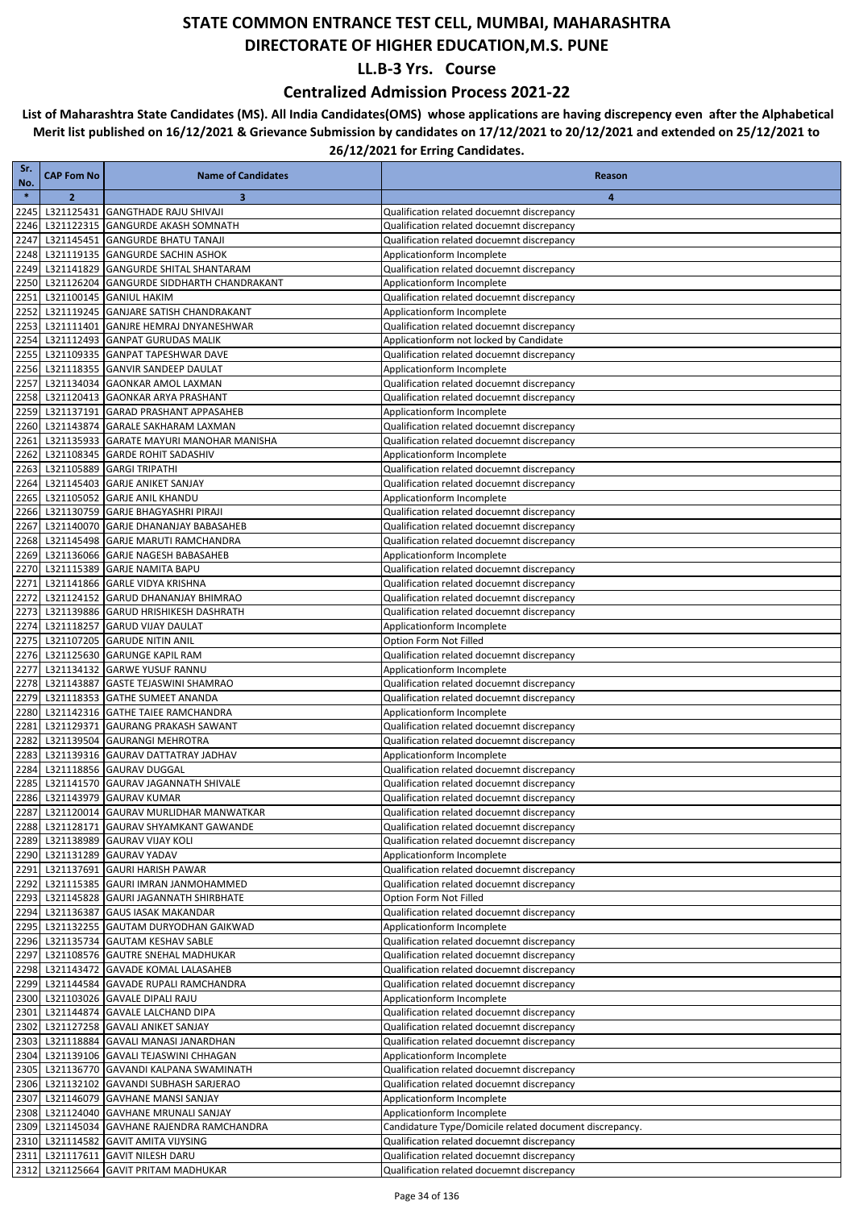# STATE COMMON ENTRANCE TEST CELL, MUMBAI, MAHARASHTRA

# DIRECTORATE OF HIGHER EDUCATION,M.S. PUNE

## LL.B-3 Yrs. Course

## Centralized Admission Process 2021-22

**List of Maharashtra State Candidates (MS). All India Candidates(OMS) whose applications are having discrepency even after the Alphabetical Merit list published on 16/12/2021 & Grievance Submission by candidates on 17/12/2021 to 20/12/2021 and extended on 25/12/2021 to 26/12/2021 for Erring Candidates.**

| Sr. No. | CAP Fom No | Name of Candidates | Reason |
|---|---|---|---|
| * | 2 | 3 | 4 |
| 2245 | L321125431 | GANGTHADE RAJU SHIVAJI | Qualification related docuemnt discrepancy |
| 2246 | L321122315 | GANGURDE AKASH SOMNATH | Qualification related docuemnt discrepancy |
| 2247 | L321145451 | GANGURDE BHATU TANAJI | Qualification related docuemnt discrepancy |
| 2248 | L321119135 | GANGURDE SACHIN ASHOK | Applicationform Incomplete |
| 2249 | L321141829 | GANGURDE SHITAL SHANTARAM | Qualification related docuemnt discrepancy |
| 2250 | L321126204 | GANGURDE SIDDHARTH CHANDRAKANT | Applicationform Incomplete |
| 2251 | L321100145 | GANIUL HAKIM | Qualification related docuemnt discrepancy |
| 2252 | L321119245 | GANJARE SATISH CHANDRAKANT | Applicationform Incomplete |
| 2253 | L321111401 | GANJRE HEMRAJ DNYANESHWAR | Qualification related docuemnt discrepancy |
| 2254 | L321112493 | GANPAT GURUDAS MALIK | Applicationform not locked by Candidate |
| 2255 | L321109335 | GANPAT TAPESHWAR DAVE | Qualification related docuemnt discrepancy |
| 2256 | L321118355 | GANVIR SANDEEP DAULAT | Applicationform Incomplete |
| 2257 | L321134034 | GAONKAR AMOL LAXMAN | Qualification related docuemnt discrepancy |
| 2258 | L321120413 | GAONKAR ARYA PRASHANT | Qualification related docuemnt discrepancy |
| 2259 | L321137191 | GARAD PRASHANT APPASAHEB | Applicationform Incomplete |
| 2260 | L321143874 | GARALE SAKHARAM LAXMAN | Qualification related docuemnt discrepancy |
| 2261 | L321135933 | GARATE MAYURI MANOHAR MANISHA | Qualification related docuemnt discrepancy |
| 2262 | L321108345 | GARDE ROHIT SADASHIV | Applicationform Incomplete |
| 2263 | L321105889 | GARGI TRIPATHI | Qualification related docuemnt discrepancy |
| 2264 | L321145403 | GARJE ANIKET SANJAY | Qualification related docuemnt discrepancy |
| 2265 | L321105052 | GARJE ANIL KHANDU | Applicationform Incomplete |
| 2266 | L321130759 | GARJE BHAGYASHRI PIRAJI | Qualification related docuemnt discrepancy |
| 2267 | L321140070 | GARJE DHANANJAY BABASAHEB | Qualification related docuemnt discrepancy |
| 2268 | L321145498 | GARJE MARUTI RAMCHANDRA | Qualification related docuemnt discrepancy |
| 2269 | L321136066 | GARJE NAGESH BABASAHEB | Applicationform Incomplete |
| 2270 | L321115389 | GARJE NAMITA BAPU | Qualification related docuemnt discrepancy |
| 2271 | L321141866 | GARLE VIDYA KRISHNA | Qualification related docuemnt discrepancy |
| 2272 | L321124152 | GARUD DHANANJAY BHIMRAO | Qualification related docuemnt discrepancy |
| 2273 | L321139886 | GARUD HRISHIKESH DASHRATH | Qualification related docuemnt discrepancy |
| 2274 | L321118257 | GARUD VIJAY DAULAT | Applicationform Incomplete |
| 2275 | L321107205 | GARUDE NITIN ANIL | Option Form Not Filled |
| 2276 | L321125630 | GARUNGE KAPIL RAM | Qualification related docuemnt discrepancy |
| 2277 | L321134132 | GARWE YUSUF RANNU | Applicationform Incomplete |
| 2278 | L321143887 | GASTE TEJASWINI SHAMRAO | Qualification related docuemnt discrepancy |
| 2279 | L321118353 | GATHE SUMEET ANANDA | Qualification related docuemnt discrepancy |
| 2280 | L321142316 | GATHE TAIEE RAMCHANDRA | Applicationform Incomplete |
| 2281 | L321129371 | GAURANG PRAKASH SAWANT | Qualification related docuemnt discrepancy |
| 2282 | L321139504 | GAURANGI MEHROTRA | Qualification related docuemnt discrepancy |
| 2283 | L321139316 | GAURAV DATTATRAY JADHAV | Applicationform Incomplete |
| 2284 | L321118856 | GAURAV DUGGAL | Qualification related docuemnt discrepancy |
| 2285 | L321141570 | GAURAV JAGANNATH SHIVALE | Qualification related docuemnt discrepancy |
| 2286 | L321143979 | GAURAV KUMAR | Qualification related docuemnt discrepancy |
| 2287 | L321120014 | GAURAV MURLIDHAR MANWATKAR | Qualification related docuemnt discrepancy |
| 2288 | L321128171 | GAURAV SHYAMKANT GAWANDE | Qualification related docuemnt discrepancy |
| 2289 | L321138989 | GAURAV VIJAY KOLI | Qualification related docuemnt discrepancy |
| 2290 | L321131289 | GAURAV YADAV | Applicationform Incomplete |
| 2291 | L321137691 | GAURI HARISH PAWAR | Qualification related docuemnt discrepancy |
| 2292 | L321115385 | GAURI IMRAN JANMOHAMMED | Qualification related docuemnt discrepancy |
| 2293 | L321145828 | GAURI JAGANNATH SHIRBHATE | Option Form Not Filled |
| 2294 | L321136387 | GAUS IASAK MAKANDAR | Qualification related docuemnt discrepancy |
| 2295 | L321132255 | GAUTAM DURYODHAN GAIKWAD | Applicationform Incomplete |
| 2296 | L321135734 | GAUTAM KESHAV SABLE | Qualification related docuemnt discrepancy |
| 2297 | L321108576 | GAUTRE SNEHAL MADHUKAR | Qualification related docuemnt discrepancy |
| 2298 | L321143472 | GAVADE KOMAL LALASAHEB | Qualification related docuemnt discrepancy |
| 2299 | L321144584 | GAVADE RUPALI RAMCHANDRA | Qualification related docuemnt discrepancy |
| 2300 | L321103026 | GAVALE DIPALI RAJU | Applicationform Incomplete |
| 2301 | L321144874 | GAVALE LALCHAND DIPA | Qualification related docuemnt discrepancy |
| 2302 | L321127258 | GAVALI ANIKET SANJAY | Qualification related docuemnt discrepancy |
| 2303 | L321118884 | GAVALI MANASI JANARDHAN | Qualification related docuemnt discrepancy |
| 2304 | L321139106 | GAVALI TEJASWINI CHHAGAN | Applicationform Incomplete |
| 2305 | L321136770 | GAVANDI KALPANA SWAMINATH | Qualification related docuemnt discrepancy |
| 2306 | L321132102 | GAVANDI SUBHASH SARJERAO | Qualification related docuemnt discrepancy |
| 2307 | L321146079 | GAVHANE MANSI SANJAY | Applicationform Incomplete |
| 2308 | L321124040 | GAVHANE MRUNALI SANJAY | Applicationform Incomplete |
| 2309 | L321145034 | GAVHANE RAJENDRA RAMCHANDRA | Candidature Type/Domicile related document discrepancy. |
| 2310 | L321114582 | GAVIT AMITA VIJYSING | Qualification related docuemnt discrepancy |
| 2311 | L321117611 | GAVIT NILESH DARU | Qualification related docuemnt discrepancy |
| 2312 | L321125664 | GAVIT PRITAM MADHUKAR | Qualification related docuemnt discrepancy |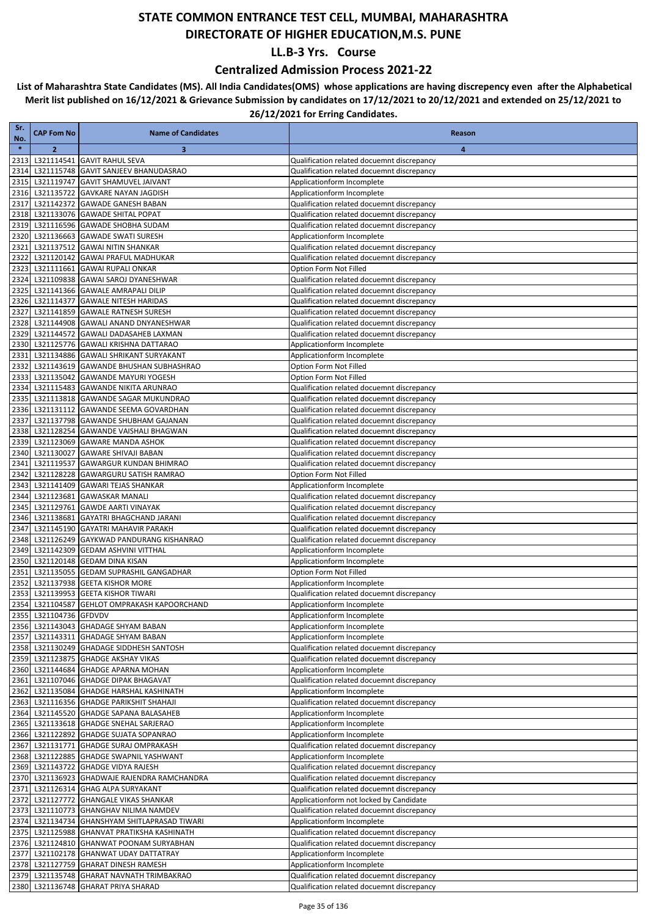# STATE COMMON ENTRANCE TEST CELL, MUMBAI, MAHARASHTRA
## DIRECTORATE OF HIGHER EDUCATION,M.S. PUNE
### LL.B-3 Yrs. Course
### Centralized Admission Process 2021-22

**List of Maharashtra State Candidates (MS). All India Candidates(OMS) whose applications are having discrepency even after the Alphabetical Merit list published on 16/12/2021 & Grievance Submission by candidates on 17/12/2021 to 20/12/2021 and extended on 25/12/2021 to 26/12/2021 for Erring Candidates.**

| Sr. No. | CAP Fom No | Name of Candidates | Reason |
|---|---|---|---|
| * | 2 | 3 | 4 |
| 2313 | L321114541 | GAVIT RAHUL SEVA | Qualification related docuemnt discrepancy |
| 2314 | L321115748 | GAVIT SANJEEV BHANUDASRAO | Qualification related docuemnt discrepancy |
| 2315 | L321119747 | GAVIT SHAMUVEL JAIVANT | Applicationform Incomplete |
| 2316 | L321135722 | GAVKARE NAYAN JAGDISH | Applicationform Incomplete |
| 2317 | L321142372 | GAWADE GANESH BABAN | Qualification related docuemnt discrepancy |
| 2318 | L321133076 | GAWADE SHITAL POPAT | Qualification related docuemnt discrepancy |
| 2319 | L321116596 | GAWADE SHOBHA SUDAM | Qualification related docuemnt discrepancy |
| 2320 | L321136663 | GAWADE SWATI SURESH | Applicationform Incomplete |
| 2321 | L321137512 | GAWAI NITIN SHANKAR | Qualification related docuemnt discrepancy |
| 2322 | L321120142 | GAWAI PRAFUL MADHUKAR | Qualification related docuemnt discrepancy |
| 2323 | L321111661 | GAWAI RUPALI ONKAR | Option Form Not Filled |
| 2324 | L321109838 | GAWAI SAROJ DYANESHWAR | Qualification related docuemnt discrepancy |
| 2325 | L321141366 | GAWALE AMRAPALI DILIP | Qualification related docuemnt discrepancy |
| 2326 | L321114377 | GAWALE NITESH HARIDAS | Qualification related docuemnt discrepancy |
| 2327 | L321141859 | GAWALE RATNESH SURESH | Qualification related docuemnt discrepancy |
| 2328 | L321144908 | GAWALI ANAND DNYANESHWAR | Qualification related docuemnt discrepancy |
| 2329 | L321144572 | GAWALI DADASAHEB LAXMAN | Qualification related docuemnt discrepancy |
| 2330 | L321125776 | GAWALI KRISHNA DATTARAO | Applicationform Incomplete |
| 2331 | L321134886 | GAWALI SHRIKANT SURYAKANT | Applicationform Incomplete |
| 2332 | L321143619 | GAWANDE BHUSHAN SUBHASHRAO | Option Form Not Filled |
| 2333 | L321135042 | GAWANDE MAYURI YOGESH | Option Form Not Filled |
| 2334 | L321115483 | GAWANDE NIKITA ARUNRAO | Qualification related docuemnt discrepancy |
| 2335 | L321113818 | GAWANDE SAGAR MUKUNDRAO | Qualification related docuemnt discrepancy |
| 2336 | L321131112 | GAWANDE SEEMA GOVARDHAN | Qualification related docuemnt discrepancy |
| 2337 | L321137798 | GAWANDE SHUBHAM GAJANAN | Qualification related docuemnt discrepancy |
| 2338 | L321128254 | GAWANDE VAISHALI BHAGWAN | Qualification related docuemnt discrepancy |
| 2339 | L321123069 | GAWARE MANDA ASHOK | Qualification related docuemnt discrepancy |
| 2340 | L321130027 | GAWARE SHIVAJI BABAN | Qualification related docuemnt discrepancy |
| 2341 | L321119537 | GAWARGUR KUNDAN BHIMRAO | Qualification related docuemnt discrepancy |
| 2342 | L321128228 | GAWARGURU SATISH RAMRAO | Option Form Not Filled |
| 2343 | L321141409 | GAWARI TEJAS SHANKAR | Applicationform Incomplete |
| 2344 | L321123681 | GAWASKAR MANALI | Qualification related docuemnt discrepancy |
| 2345 | L321129761 | GAWDE AARTI VINAYAK | Qualification related docuemnt discrepancy |
| 2346 | L321138681 | GAYATRI BHAGCHAND JARANI | Qualification related docuemnt discrepancy |
| 2347 | L321145190 | GAYATRI MAHAVIR PARAKH | Qualification related docuemnt discrepancy |
| 2348 | L321126249 | GAYKWAD PANDURANG KISHANRAO | Qualification related docuemnt discrepancy |
| 2349 | L321142309 | GEDAM ASHVINI VITTHAL | Applicationform Incomplete |
| 2350 | L321120148 | GEDAM DINA KISAN | Applicationform Incomplete |
| 2351 | L321135055 | GEDAM SUPRASHIL GANGADHAR | Option Form Not Filled |
| 2352 | L321137938 | GEETA KISHOR MORE | Applicationform Incomplete |
| 2353 | L321139953 | GEETA KISHOR TIWARI | Qualification related docuemnt discrepancy |
| 2354 | L321104587 | GEHLOT OMPRAKASH KAPOORCHAND | Applicationform Incomplete |
| 2355 | L321104736 | GFDVDV | Applicationform Incomplete |
| 2356 | L321143043 | GHADAGE SHYAM BABAN | Applicationform Incomplete |
| 2357 | L321143311 | GHADAGE SHYAM BABAN | Applicationform Incomplete |
| 2358 | L321130249 | GHADAGE SIDDHESH SANTOSH | Qualification related docuemnt discrepancy |
| 2359 | L321123875 | GHADGE AKSHAY VIKAS | Qualification related docuemnt discrepancy |
| 2360 | L321144684 | GHADGE APARNA MOHAN | Applicationform Incomplete |
| 2361 | L321107046 | GHADGE DIPAK BHAGAVAT | Qualification related docuemnt discrepancy |
| 2362 | L321135084 | GHADGE HARSHAL KASHINATH | Applicationform Incomplete |
| 2363 | L321116356 | GHADGE PARIKSHIT SHAHAJI | Qualification related docuemnt discrepancy |
| 2364 | L321145520 | GHADGE SAPANA BALASAHEB | Applicationform Incomplete |
| 2365 | L321133618 | GHADGE SNEHAL SARJERAO | Applicationform Incomplete |
| 2366 | L321122892 | GHADGE SUJATA SOPANRAO | Applicationform Incomplete |
| 2367 | L321131771 | GHADGE SURAJ OMPRAKASH | Qualification related docuemnt discrepancy |
| 2368 | L321122885 | GHADGE SWAPNIL YASHWANT | Applicationform Incomplete |
| 2369 | L321143722 | GHADGE VIDYA RAJESH | Qualification related docuemnt discrepancy |
| 2370 | L321136923 | GHADWAJE RAJENDRA RAMCHANDRA | Qualification related docuemnt discrepancy |
| 2371 | L321126314 | GHAG ALPA SURYAKANT | Qualification related docuemnt discrepancy |
| 2372 | L321127772 | GHANGALE VIKAS SHANKAR | Applicationform not locked by Candidate |
| 2373 | L321110773 | GHANGHAV NILIMA NAMDEV | Qualification related docuemnt discrepancy |
| 2374 | L321134734 | GHANSHYAM SHITLAPRASAD TIWARI | Applicationform Incomplete |
| 2375 | L321125988 | GHANVAT PRATIKSHA KASHINATH | Qualification related docuemnt discrepancy |
| 2376 | L321124810 | GHANWAT POONAM SURYABHAN | Qualification related docuemnt discrepancy |
| 2377 | L321102178 | GHANWAT UDAY DATTATRAY | Applicationform Incomplete |
| 2378 | L321127759 | GHARAT DINESH RAMESH | Applicationform Incomplete |
| 2379 | L321135748 | GHARAT NAVNATH TRIMBAKRAO | Qualification related docuemnt discrepancy |
| 2380 | L321136748 | GHARAT PRIYA SHARAD | Qualification related docuemnt discrepancy |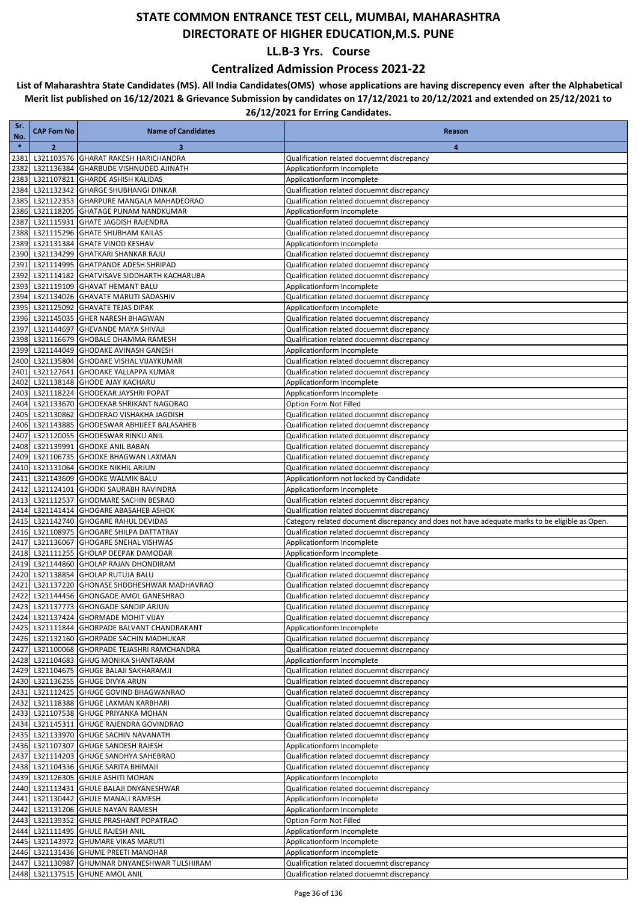# STATE COMMON ENTRANCE TEST CELL, MUMBAI, MAHARASHTRA
## DIRECTORATE OF HIGHER EDUCATION,M.S. PUNE
### LL.B-3 Yrs. Course
### Centralized Admission Process 2021-22

**List of Maharashtra State Candidates (MS). All India Candidates(OMS) whose applications are having discrepency even after the Alphabetical Merit list published on 16/12/2021 & Grievance Submission by candidates on 17/12/2021 to 20/12/2021 and extended on 25/12/2021 to 26/12/2021 for Erring Candidates.**

| Sr. No. | CAP Fom No | Name of Candidates | Reason |
|---|---|---|---|
| * | 2 | 3 | 4 |
| 2381 | L321103576 | GHARAT RAKESH HARICHANDRA | Qualification related docuemnt discrepancy |
| 2382 | L321136384 | GHARBUDE VISHNUDEO AJINATH | Applicationform Incomplete |
| 2383 | L321107821 | GHARDE ASHISH KALIDAS | Applicationform Incomplete |
| 2384 | L321132342 | GHARGE SHUBHANGI DINKAR | Qualification related docuemnt discrepancy |
| 2385 | L321122353 | GHARPURE MANGALA MAHADEORAO | Qualification related docuemnt discrepancy |
| 2386 | L321118205 | GHATAGE PUNAM NANDKUMAR | Applicationform Incomplete |
| 2387 | L321115931 | GHATE JAGDISH RAJENDRA | Qualification related docuemnt discrepancy |
| 2388 | L321115296 | GHATE SHUBHAM KAILAS | Qualification related docuemnt discrepancy |
| 2389 | L321131384 | GHATE VINOD KESHAV | Applicationform Incomplete |
| 2390 | L321134299 | GHATKARI SHANKAR RAJU | Qualification related docuemnt discrepancy |
| 2391 | L321114995 | GHATPANDE ADESH SHRIPAD | Qualification related docuemnt discrepancy |
| 2392 | L321114182 | GHATVISAVE SIDDHARTH KACHARUBA | Qualification related docuemnt discrepancy |
| 2393 | L321119109 | GHAVAT HEMANT BALU | Applicationform Incomplete |
| 2394 | L321134026 | GHAVATE MARUTI SADASHIV | Qualification related docuemnt discrepancy |
| 2395 | L321125092 | GHAVATE TEJAS DIPAK | Applicationform Incomplete |
| 2396 | L321145035 | GHER NARESH BHAGWAN | Qualification related docuemnt discrepancy |
| 2397 | L321144697 | GHEVANDE MAYA SHIVAJI | Qualification related docuemnt discrepancy |
| 2398 | L321116679 | GHOBALE DHAMMA RAMESH | Qualification related docuemnt discrepancy |
| 2399 | L321144049 | GHODAKE AVINASH GANESH | Applicationform Incomplete |
| 2400 | L321135804 | GHODAKE VISHAL VIJAYKUMAR | Qualification related docuemnt discrepancy |
| 2401 | L321127641 | GHODAKE YALLAPPA KUMAR | Qualification related docuemnt discrepancy |
| 2402 | L321138148 | GHODE AJAY KACHARU | Applicationform Incomplete |
| 2403 | L321118224 | GHODEKAR JAYSHRI POPAT | Applicationform Incomplete |
| 2404 | L321133670 | GHODEKAR SHRIKANT NAGORAO | Option Form Not Filled |
| 2405 | L321130862 | GHODERAO VISHAKHA JAGDISH | Qualification related docuemnt discrepancy |
| 2406 | L321143885 | GHODESWAR ABHIJEET BALASAHEB | Qualification related docuemnt discrepancy |
| 2407 | L321120055 | GHODESWAR RINKU ANIL | Qualification related docuemnt discrepancy |
| 2408 | L321139991 | GHODKE ANIL BABAN | Qualification related docuemnt discrepancy |
| 2409 | L321106735 | GHODKE BHAGWAN LAXMAN | Qualification related docuemnt discrepancy |
| 2410 | L321131064 | GHODKE NIKHIL ARJUN | Qualification related docuemnt discrepancy |
| 2411 | L321143609 | GHODKE WALMIK BALU | Applicationform not locked by Candidate |
| 2412 | L321124101 | GHODKI SAURABH RAVINDRA | Applicationform Incomplete |
| 2413 | L321112537 | GHODMARE SACHIN BESRAO | Qualification related docuemnt discrepancy |
| 2414 | L321141414 | GHOGARE ABASAHEB ASHOK | Qualification related docuemnt discrepancy |
| 2415 | L321142740 | GHOGARE RAHUL DEVIDAS | Category related document discrepancy and does not have adequate marks to be eligible as Open. |
| 2416 | L321108975 | GHOGARE SHILPA DATTATRAY | Qualification related docuemnt discrepancy |
| 2417 | L321136067 | GHOGARE SNEHAL VISHWAS | Applicationform Incomplete |
| 2418 | L321111255 | GHOLAP DEEPAK DAMODAR | Applicationform Incomplete |
| 2419 | L321144860 | GHOLAP RAJAN DHONDIRAM | Qualification related docuemnt discrepancy |
| 2420 | L321138854 | GHOLAP RUTUJA BALU | Qualification related docuemnt discrepancy |
| 2421 | L321137220 | GHONASE SHDDHESHWAR MADHAVRAO | Qualification related docuemnt discrepancy |
| 2422 | L321144456 | GHONGADE AMOL GANESHRAO | Qualification related docuemnt discrepancy |
| 2423 | L321137773 | GHONGADE SANDIP ARJUN | Qualification related docuemnt discrepancy |
| 2424 | L321137424 | GHORMADE MOHIT VIJAY | Qualification related docuemnt discrepancy |
| 2425 | L321111844 | GHORPADE BALVANT CHANDRAKANT | Applicationform Incomplete |
| 2426 | L321132160 | GHORPADE SACHIN MADHUKAR | Qualification related docuemnt discrepancy |
| 2427 | L321100068 | GHORPADE TEJASHRI RAMCHANDRA | Qualification related docuemnt discrepancy |
| 2428 | L321104683 | GHUG MONIKA SHANTARAM | Applicationform Incomplete |
| 2429 | L321104675 | GHUGE BALAJI SAKHARAMJI | Qualification related docuemnt discrepancy |
| 2430 | L321136255 | GHUGE DIVYA ARUN | Qualification related docuemnt discrepancy |
| 2431 | L321112425 | GHUGE GOVIND BHAGWANRAO | Qualification related docuemnt discrepancy |
| 2432 | L321118388 | GHUGE LAXMAN KARBHARI | Qualification related docuemnt discrepancy |
| 2433 | L321107538 | GHUGE PRIYANKA MOHAN | Qualification related docuemnt discrepancy |
| 2434 | L321145311 | GHUGE RAJENDRA GOVINDRAO | Qualification related docuemnt discrepancy |
| 2435 | L321133970 | GHUGE SACHIN NAVANATH | Qualification related docuemnt discrepancy |
| 2436 | L321107307 | GHUGE SANDESH RAJESH | Applicationform Incomplete |
| 2437 | L321114203 | GHUGE SANDHYA SAHEBRAO | Qualification related docuemnt discrepancy |
| 2438 | L321104336 | GHUGE SARITA BHIMAJI | Qualification related docuemnt discrepancy |
| 2439 | L321126305 | GHULE ASHITI MOHAN | Applicationform Incomplete |
| 2440 | L321113431 | GHULE BALAJI DNYANESHWAR | Qualification related docuemnt discrepancy |
| 2441 | L321130442 | GHULE MANALI RAMESH | Applicationform Incomplete |
| 2442 | L321131206 | GHULE NAYAN RAMESH | Applicationform Incomplete |
| 2443 | L321139352 | GHULE PRASHANT POPATRAO | Option Form Not Filled |
| 2444 | L321111495 | GHULE RAJESH ANIL | Applicationform Incomplete |
| 2445 | L321143972 | GHUMARE VIKAS MARUTI | Applicationform Incomplete |
| 2446 | L321131436 | GHUME PREETI MANOHAR | Applicationform Incomplete |
| 2447 | L321130987 | GHUMNAR DNYANESHWAR TULSHIRAM | Qualification related docuemnt discrepancy |
| 2448 | L321137515 | GHUNE AMOL ANIL | Qualification related docuemnt discrepancy |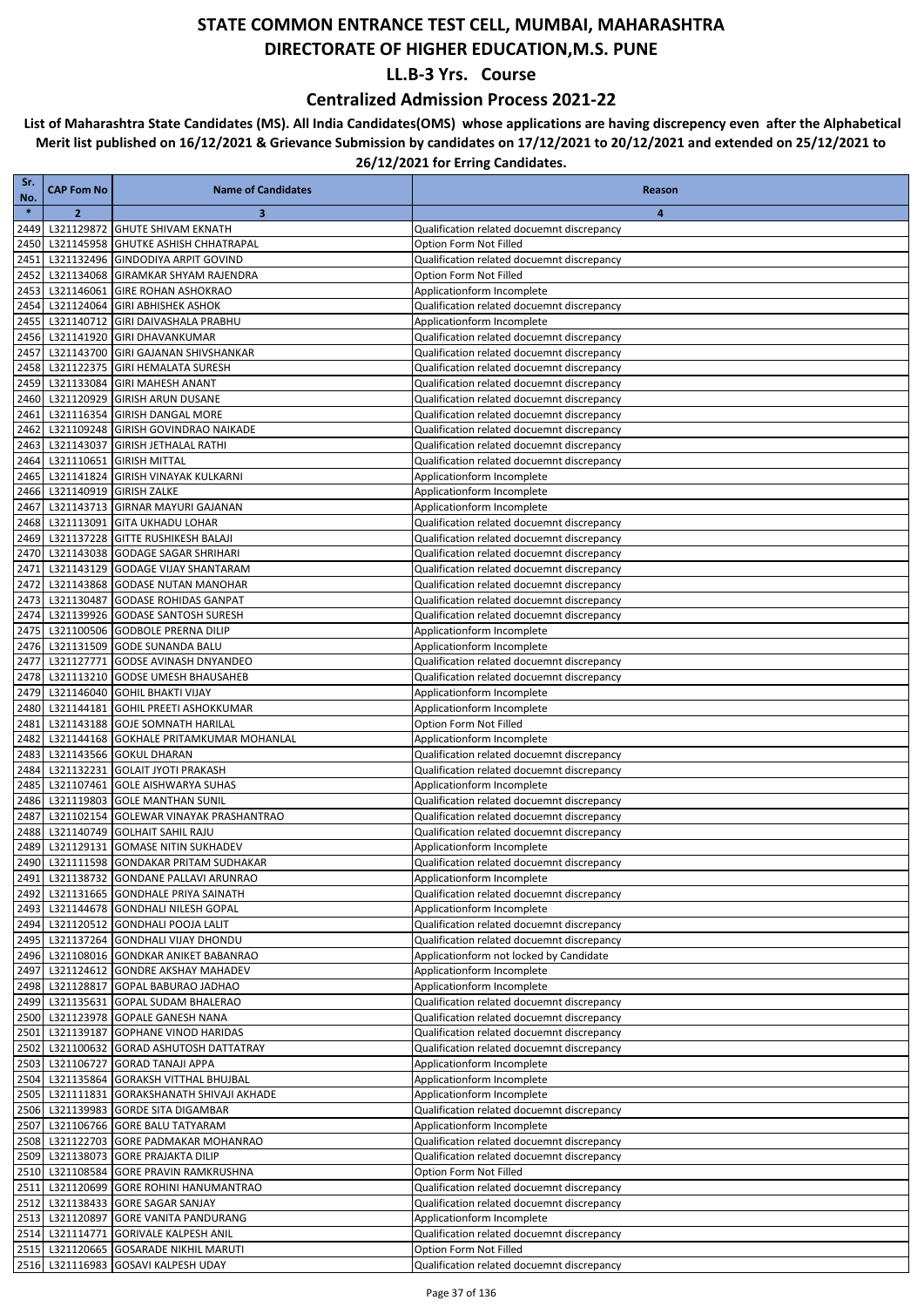# STATE COMMON ENTRANCE TEST CELL, MUMBAI, MAHARASHTRA

# DIRECTORATE OF HIGHER EDUCATION,M.S. PUNE

## LL.B-3 Yrs. Course

## Centralized Admission Process 2021-22

**List of Maharashtra State Candidates (MS). All India Candidates(OMS) whose applications are having discrepency even after the Alphabetical Merit list published on 16/12/2021 & Grievance Submission by candidates on 17/12/2021 to 20/12/2021 and extended on 25/12/2021 to 26/12/2021 for Erring Candidates.**

| Sr. No. | CAP Fom No | Name of Candidates | Reason |
|---|---|---|---|
| * | 2 | 3 | 4 |
| 2449 | L321129872 | GHUTE SHIVAM EKNATH | Qualification related docuemnt discrepancy |
| 2450 | L321145958 | GHUTKE ASHISH CHHATRAPAL | Option Form Not Filled |
| 2451 | L321132496 | GINDODIYA ARPIT GOVIND | Qualification related docuemnt discrepancy |
| 2452 | L321134068 | GIRAMKAR SHYAM RAJENDRA | Option Form Not Filled |
| 2453 | L321146061 | GIRE ROHAN ASHOKRAO | Applicationform Incomplete |
| 2454 | L321124064 | GIRI ABHISHEK ASHOK | Qualification related docuemnt discrepancy |
| 2455 | L321140712 | GIRI DAIVASHALA PRABHU | Applicationform Incomplete |
| 2456 | L321141920 | GIRI DHAVANKUMAR | Qualification related docuemnt discrepancy |
| 2457 | L321143700 | GIRI GAJANAN SHIVSHANKAR | Qualification related docuemnt discrepancy |
| 2458 | L321122375 | GIRI HEMALATA SURESH | Qualification related docuemnt discrepancy |
| 2459 | L321133084 | GIRI MAHESH ANANT | Qualification related docuemnt discrepancy |
| 2460 | L321120929 | GIRISH ARUN DUSANE | Qualification related docuemnt discrepancy |
| 2461 | L321116354 | GIRISH DANGAL MORE | Qualification related docuemnt discrepancy |
| 2462 | L321109248 | GIRISH GOVINDRAO NAIKADE | Qualification related docuemnt discrepancy |
| 2463 | L321143037 | GIRISH JETHALAL RATHI | Qualification related docuemnt discrepancy |
| 2464 | L321110651 | GIRISH MITTAL | Qualification related docuemnt discrepancy |
| 2465 | L321141824 | GIRISH VINAYAK KULKARNI | Applicationform Incomplete |
| 2466 | L321140919 | GIRISH ZALKE | Applicationform Incomplete |
| 2467 | L321143713 | GIRNAR MAYURI GAJANAN | Applicationform Incomplete |
| 2468 | L321113091 | GITA UKHADU LOHAR | Qualification related docuemnt discrepancy |
| 2469 | L321137228 | GITTE RUSHIKESH BALAJI | Qualification related docuemnt discrepancy |
| 2470 | L321143038 | GODAGE SAGAR SHRIHARI | Qualification related docuemnt discrepancy |
| 2471 | L321143129 | GODAGE VIJAY SHANTARAM | Qualification related docuemnt discrepancy |
| 2472 | L321143868 | GODASE NUTAN MANOHAR | Qualification related docuemnt discrepancy |
| 2473 | L321130487 | GODASE ROHIDAS GANPAT | Qualification related docuemnt discrepancy |
| 2474 | L321139926 | GODASE SANTOSH SURESH | Qualification related docuemnt discrepancy |
| 2475 | L321100506 | GODBOLE PRERNA DILIP | Applicationform Incomplete |
| 2476 | L321131509 | GODE SUNANDA BALU | Applicationform Incomplete |
| 2477 | L321127771 | GODSE AVINASH DNYANDEO | Qualification related docuemnt discrepancy |
| 2478 | L321113210 | GODSE UMESH BHAUSAHEB | Qualification related docuemnt discrepancy |
| 2479 | L321146040 | GOHIL BHAKTI VIJAY | Applicationform Incomplete |
| 2480 | L321144181 | GOHIL PREETI ASHOKKUMAR | Applicationform Incomplete |
| 2481 | L321143188 | GOJE SOMNATH HARILAL | Option Form Not Filled |
| 2482 | L321144168 | GOKHALE PRITAMKUMAR MOHANLAL | Applicationform Incomplete |
| 2483 | L321143566 | GOKUL DHARAN | Qualification related docuemnt discrepancy |
| 2484 | L321132231 | GOLAIT JYOTI PRAKASH | Qualification related docuemnt discrepancy |
| 2485 | L321107461 | GOLE AISHWARYA SUHAS | Applicationform Incomplete |
| 2486 | L321119803 | GOLE MANTHAN SUNIL | Qualification related docuemnt discrepancy |
| 2487 | L321102154 | GOLEWAR VINAYAK PRASHANTRAO | Qualification related docuemnt discrepancy |
| 2488 | L321140749 | GOLHAIT SAHIL RAJU | Qualification related docuemnt discrepancy |
| 2489 | L321129131 | GOMASE NITIN SUKHADEV | Applicationform Incomplete |
| 2490 | L321111598 | GONDAKAR PRITAM SUDHAKAR | Qualification related docuemnt discrepancy |
| 2491 | L321138732 | GONDANE PALLAVI ARUNRAO | Applicationform Incomplete |
| 2492 | L321131665 | GONDHALE PRIYA SAINATH | Qualification related docuemnt discrepancy |
| 2493 | L321144678 | GONDHALI NILESH GOPAL | Applicationform Incomplete |
| 2494 | L321120512 | GONDHALI POOJA LALIT | Qualification related docuemnt discrepancy |
| 2495 | L321137264 | GONDHALI VIJAY DHONDU | Qualification related docuemnt discrepancy |
| 2496 | L321108016 | GONDKAR ANIKET BABANRAO | Applicationform not locked by Candidate |
| 2497 | L321124612 | GONDRE AKSHAY MAHADEV | Applicationform Incomplete |
| 2498 | L321128817 | GOPAL BABURAO JADHAO | Applicationform Incomplete |
| 2499 | L321135631 | GOPAL SUDAM BHALERAO | Qualification related docuemnt discrepancy |
| 2500 | L321123978 | GOPALE GANESH NANA | Qualification related docuemnt discrepancy |
| 2501 | L321139187 | GOPHANE VINOD HARIDAS | Qualification related docuemnt discrepancy |
| 2502 | L321100632 | GORAD ASHUTOSH DATTATRAY | Qualification related docuemnt discrepancy |
| 2503 | L321106727 | GORAD TANAJI APPA | Applicationform Incomplete |
| 2504 | L321135864 | GORAKSH VITTHAL BHUJBAL | Applicationform Incomplete |
| 2505 | L321111831 | GORAKSHANATH SHIVAJI AKHADE | Applicationform Incomplete |
| 2506 | L321139983 | GORDE SITA DIGAMBAR | Qualification related docuemnt discrepancy |
| 2507 | L321106766 | GORE BALU TATYARAM | Applicationform Incomplete |
| 2508 | L321122703 | GORE PADMAKAR MOHANRAO | Qualification related docuemnt discrepancy |
| 2509 | L321138073 | GORE PRAJAKTA DILIP | Qualification related docuemnt discrepancy |
| 2510 | L321108584 | GORE PRAVIN RAMKRUSHNA | Option Form Not Filled |
| 2511 | L321120699 | GORE ROHINI HANUMANTRAO | Qualification related docuemnt discrepancy |
| 2512 | L321138433 | GORE SAGAR SANJAY | Qualification related docuemnt discrepancy |
| 2513 | L321120897 | GORE VANITA PANDURANG | Applicationform Incomplete |
| 2514 | L321114771 | GORIVALE KALPESH ANIL | Qualification related docuemnt discrepancy |
| 2515 | L321120665 | GOSARADE NIKHIL MARUTI | Option Form Not Filled |
| 2516 | L321116983 | GOSAVI KALPESH UDAY | Qualification related docuemnt discrepancy |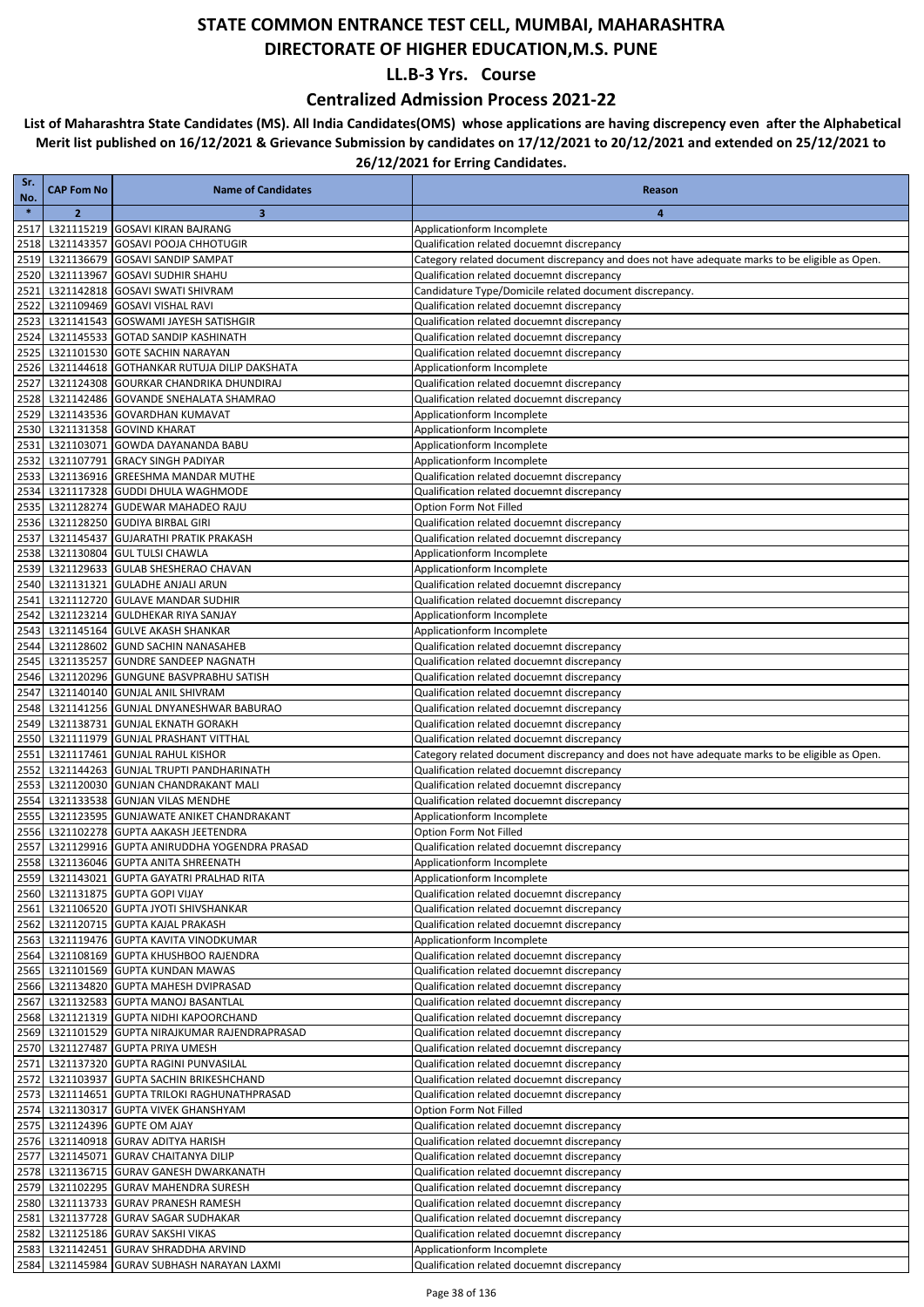# STATE COMMON ENTRANCE TEST CELL, MUMBAI, MAHARASHTRA
# DIRECTORATE OF HIGHER EDUCATION,M.S. PUNE
## LL.B-3 Yrs. Course
## Centralized Admission Process 2021-22

**List of Maharashtra State Candidates (MS). All India Candidates(OMS) whose applications are having discrepency even after the Alphabetical Merit list published on 16/12/2021 & Grievance Submission by candidates on 17/12/2021 to 20/12/2021 and extended on 25/12/2021 to 26/12/2021 for Erring Candidates.**

| Sr. No. | CAP Fom No | Name of Candidates | Reason |
|---|---|---|---|
| * | 2 | 3 | 4 |
| 2517 | L321115219 | GOSAVI KIRAN BAJRANG | Applicationform Incomplete |
| 2518 | L321143357 | GOSAVI POOJA CHHOTUGIR | Qualification related docuemnt discrepancy |
| 2519 | L321136679 | GOSAVI SANDIP SAMPAT | Category related document discrepancy and does not have adequate marks to be eligible as Open. |
| 2520 | L321113967 | GOSAVI SUDHIR SHAHU | Qualification related docuemnt discrepancy |
| 2521 | L321142818 | GOSAVI SWATI SHIVRAM | Candidature Type/Domicile related document discrepancy. |
| 2522 | L321109469 | GOSAVI VISHAL RAVI | Qualification related docuemnt discrepancy |
| 2523 | L321141543 | GOSWAMI JAYESH SATISHGIR | Qualification related docuemnt discrepancy |
| 2524 | L321145533 | GOTAD SANDIP KASHINATH | Qualification related docuemnt discrepancy |
| 2525 | L321101530 | GOTE SACHIN NARAYAN | Qualification related docuemnt discrepancy |
| 2526 | L321144618 | GOTHANKAR RUTUJA DILIP DAKSHATA | Applicationform Incomplete |
| 2527 | L321124308 | GOURKAR CHANDRIKA DHUNDIRAJ | Qualification related docuemnt discrepancy |
| 2528 | L321142486 | GOVANDE SNEHALATA SHAMRAO | Qualification related docuemnt discrepancy |
| 2529 | L321143536 | GOVARDHAN KUMAVAT | Applicationform Incomplete |
| 2530 | L321131358 | GOVIND KHARAT | Applicationform Incomplete |
| 2531 | L321103071 | GOWDA DAYANANDA BABU | Applicationform Incomplete |
| 2532 | L321107791 | GRACY SINGH PADIYAR | Applicationform Incomplete |
| 2533 | L321136916 | GREESHMA MANDAR MUTHE | Qualification related docuemnt discrepancy |
| 2534 | L321117328 | GUDDI DHULA WAGHMODE | Qualification related docuemnt discrepancy |
| 2535 | L321128274 | GUDEWAR MAHADEO RAJU | Option Form Not Filled |
| 2536 | L321128250 | GUDIYA BIRBAL GIRI | Qualification related docuemnt discrepancy |
| 2537 | L321145437 | GUJARATHI PRATIK PRAKASH | Qualification related docuemnt discrepancy |
| 2538 | L321130804 | GUL TULSI CHAWLA | Applicationform Incomplete |
| 2539 | L321129633 | GULAB SHESHERAO CHAVAN | Applicationform Incomplete |
| 2540 | L321131321 | GULADHE ANJALI ARUN | Qualification related docuemnt discrepancy |
| 2541 | L321112720 | GULAVE MANDAR SUDHIR | Qualification related docuemnt discrepancy |
| 2542 | L321123214 | GULDHEKAR RIYA SANJAY | Applicationform Incomplete |
| 2543 | L321145164 | GULVE AKASH SHANKAR | Applicationform Incomplete |
| 2544 | L321128602 | GUND SACHIN NANASAHEB | Qualification related docuemnt discrepancy |
| 2545 | L321135257 | GUNDRE SANDEEP NAGNATH | Qualification related docuemnt discrepancy |
| 2546 | L321120296 | GUNGUNE BASVPRABHU SATISH | Qualification related docuemnt discrepancy |
| 2547 | L321140140 | GUNJAL ANIL SHIVRAM | Qualification related docuemnt discrepancy |
| 2548 | L321141256 | GUNJAL DNYANESHWAR BABURAO | Qualification related docuemnt discrepancy |
| 2549 | L321138731 | GUNJAL EKNATH GORAKH | Qualification related docuemnt discrepancy |
| 2550 | L321111979 | GUNJAL PRASHANT VITTHAL | Qualification related docuemnt discrepancy |
| 2551 | L321117461 | GUNJAL RAHUL KISHOR | Category related document discrepancy and does not have adequate marks to be eligible as Open. |
| 2552 | L321144263 | GUNJAL TRUPTI PANDHARINATH | Qualification related docuemnt discrepancy |
| 2553 | L321120030 | GUNJAN CHANDRAKANT MALI | Qualification related docuemnt discrepancy |
| 2554 | L321133538 | GUNJAN VILAS MENDHE | Qualification related docuemnt discrepancy |
| 2555 | L321123595 | GUNJAWATE ANIKET CHANDRAKANT | Applicationform Incomplete |
| 2556 | L321102278 | GUPTA AAKASH JEETENDRA | Option Form Not Filled |
| 2557 | L321129916 | GUPTA ANIRUDDHA YOGENDRA PRASAD | Qualification related docuemnt discrepancy |
| 2558 | L321136046 | GUPTA ANITA SHREENATH | Applicationform Incomplete |
| 2559 | L321143021 | GUPTA GAYATRI PRALHAD RITA | Applicationform Incomplete |
| 2560 | L321131875 | GUPTA GOPI VIJAY | Qualification related docuemnt discrepancy |
| 2561 | L321106520 | GUPTA JYOTI SHIVSHANKAR | Qualification related docuemnt discrepancy |
| 2562 | L321120715 | GUPTA KAJAL PRAKASH | Qualification related docuemnt discrepancy |
| 2563 | L321119476 | GUPTA KAVITA VINODKUMAR | Applicationform Incomplete |
| 2564 | L321108169 | GUPTA KHUSHBOO RAJENDRA | Qualification related docuemnt discrepancy |
| 2565 | L321101569 | GUPTA KUNDAN MAWAS | Qualification related docuemnt discrepancy |
| 2566 | L321134820 | GUPTA MAHESH DVIPRASAD | Qualification related docuemnt discrepancy |
| 2567 | L321132583 | GUPTA MANOJ BASANTLAL | Qualification related docuemnt discrepancy |
| 2568 | L321121319 | GUPTA NIDHI KAPOORCHAND | Qualification related docuemnt discrepancy |
| 2569 | L321101529 | GUPTA NIRAJKUMAR RAJENDRAPRASAD | Qualification related docuemnt discrepancy |
| 2570 | L321127487 | GUPTA PRIYA UMESH | Qualification related docuemnt discrepancy |
| 2571 | L321137320 | GUPTA RAGINI PUNVASILAL | Qualification related docuemnt discrepancy |
| 2572 | L321103937 | GUPTA SACHIN BRIKESHCHAND | Qualification related docuemnt discrepancy |
| 2573 | L321114651 | GUPTA TRILOKI RAGHUNATHPRASAD | Qualification related docuemnt discrepancy |
| 2574 | L321130317 | GUPTA VIVEK GHANSHYAM | Option Form Not Filled |
| 2575 | L321124396 | GUPTE OM AJAY | Qualification related docuemnt discrepancy |
| 2576 | L321140918 | GURAV ADITYA HARISH | Qualification related docuemnt discrepancy |
| 2577 | L321145071 | GURAV CHAITANYA DILIP | Qualification related docuemnt discrepancy |
| 2578 | L321136715 | GURAV GANESH DWARKANATH | Qualification related docuemnt discrepancy |
| 2579 | L321102295 | GURAV MAHENDRA SURESH | Qualification related docuemnt discrepancy |
| 2580 | L321113733 | GURAV PRANESH RAMESH | Qualification related docuemnt discrepancy |
| 2581 | L321137728 | GURAV SAGAR SUDHAKAR | Qualification related docuemnt discrepancy |
| 2582 | L321125186 | GURAV SAKSHI VIKAS | Qualification related docuemnt discrepancy |
| 2583 | L321142451 | GURAV SHRADDHA ARVIND | Applicationform Incomplete |
| 2584 | L321145984 | GURAV SUBHASH NARAYAN LAXMI | Qualification related docuemnt discrepancy |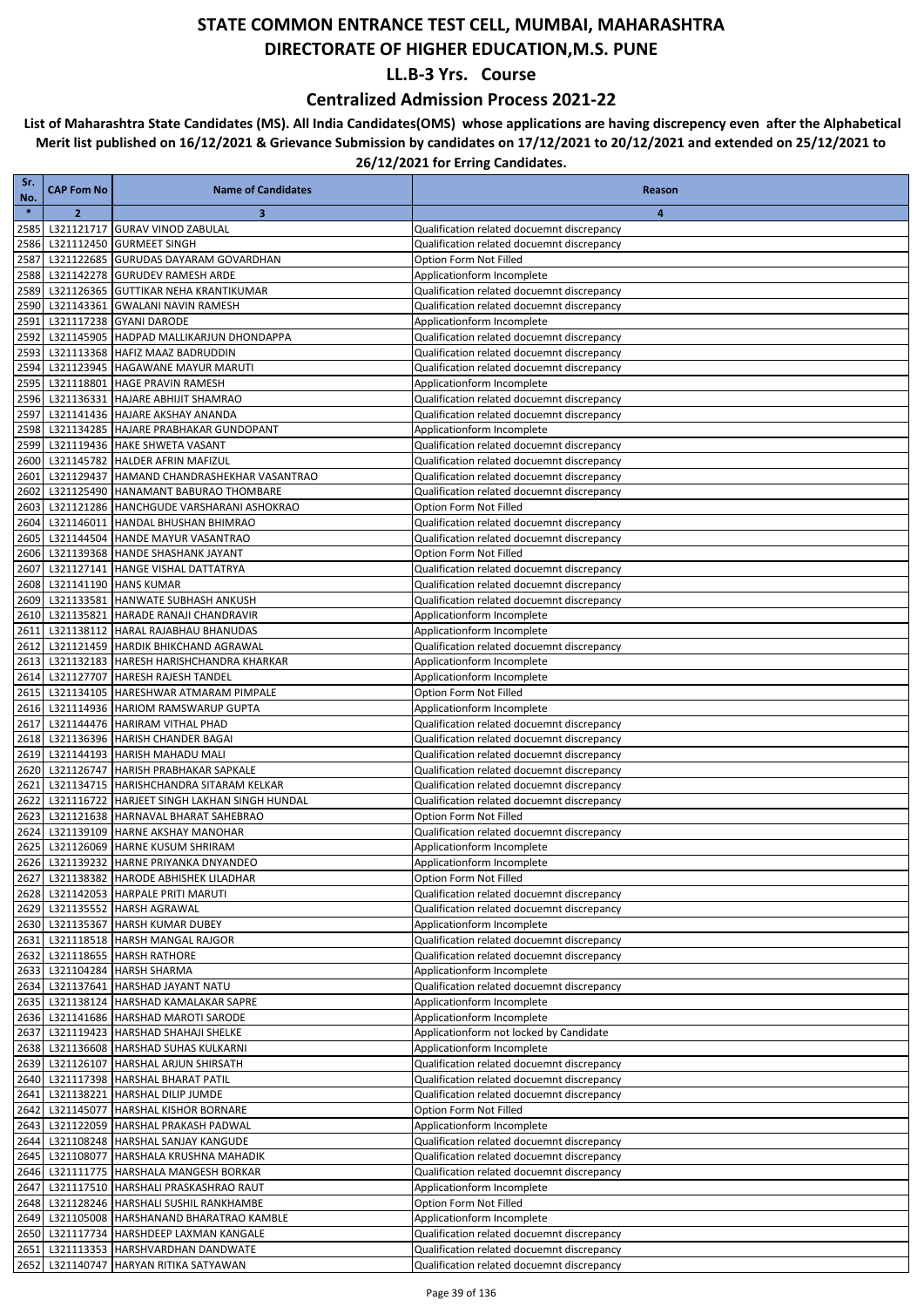# STATE COMMON ENTRANCE TEST CELL, MUMBAI, MAHARASHTRA

# DIRECTORATE OF HIGHER EDUCATION,M.S. PUNE

## LL.B-3 Yrs. Course

## Centralized Admission Process 2021-22

**List of Maharashtra State Candidates (MS). All India Candidates(OMS) whose applications are having discrepency even after the Alphabetical Merit list published on 16/12/2021 & Grievance Submission by candidates on 17/12/2021 to 20/12/2021 and extended on 25/12/2021 to 26/12/2021 for Erring Candidates.**

| Sr. No. | CAP Fom No | Name of Candidates | Reason |
|---|---|---|---|
| * | 2 | 3 | 4 |
| 2585 | L321121717 | GURAV VINOD ZABULAL | Qualification related docuemnt discrepancy |
| 2586 | L321112450 | GURMEET SINGH | Qualification related docuemnt discrepancy |
| 2587 | L321122685 | GURUDAS DAYARAM GOVARDHAN | Option Form Not Filled |
| 2588 | L321142278 | GURUDEV RAMESH ARDE | Applicationform Incomplete |
| 2589 | L321126365 | GUTTIKAR NEHA KRANTIKUMAR | Qualification related docuemnt discrepancy |
| 2590 | L321143361 | GWALANI NAVIN RAMESH | Qualification related docuemnt discrepancy |
| 2591 | L321117238 | GYANI DARODE | Applicationform Incomplete |
| 2592 | L321145905 | HADPAD MALLIKARJUN DHONDAPPA | Qualification related docuemnt discrepancy |
| 2593 | L321113368 | HAFIZ MAAZ BADRUDDIN | Qualification related docuemnt discrepancy |
| 2594 | L321123945 | HAGAWANE MAYUR MARUTI | Qualification related docuemnt discrepancy |
| 2595 | L321118801 | HAGE PRAVIN RAMESH | Applicationform Incomplete |
| 2596 | L321136331 | HAJARE ABHIJIT SHAMRAO | Qualification related docuemnt discrepancy |
| 2597 | L321141436 | HAJARE AKSHAY ANANDA | Qualification related docuemnt discrepancy |
| 2598 | L321134285 | HAJARE PRABHAKAR GUNDOPANT | Applicationform Incomplete |
| 2599 | L321119436 | HAKE SHWETA VASANT | Qualification related docuemnt discrepancy |
| 2600 | L321145782 | HALDER AFRIN MAFIZUL | Qualification related docuemnt discrepancy |
| 2601 | L321129437 | HAMAND CHANDRASHEKHAR VASANTRAO | Qualification related docuemnt discrepancy |
| 2602 | L321125490 | HANAMANT BABURAO THOMBARE | Qualification related docuemnt discrepancy |
| 2603 | L321121286 | HANCHGUDE VARSHARANI ASHOKRAO | Option Form Not Filled |
| 2604 | L321146011 | HANDAL BHUSHAN BHIMRAO | Qualification related docuemnt discrepancy |
| 2605 | L321144504 | HANDE MAYUR VASANTRAO | Qualification related docuemnt discrepancy |
| 2606 | L321139368 | HANDE SHASHANK JAYANT | Option Form Not Filled |
| 2607 | L321127141 | HANGE VISHAL DATTATRYA | Qualification related docuemnt discrepancy |
| 2608 | L321141190 | HANS KUMAR | Qualification related docuemnt discrepancy |
| 2609 | L321133581 | HANWATE SUBHASH ANKUSH | Qualification related docuemnt discrepancy |
| 2610 | L321135821 | HARADE RANAJI CHANDRAVIR | Applicationform Incomplete |
| 2611 | L321138112 | HARAL RAJABHAU BHANUDAS | Applicationform Incomplete |
| 2612 | L321121459 | HARDIK BHIKCHAND AGRAWAL | Qualification related docuemnt discrepancy |
| 2613 | L321132183 | HARESH HARISHCHANDRA KHARKAR | Applicationform Incomplete |
| 2614 | L321127707 | HARESH RAJESH TANDEL | Applicationform Incomplete |
| 2615 | L321134105 | HARESHWAR ATMARAM PIMPALE | Option Form Not Filled |
| 2616 | L321114936 | HARIOM RAMSWARUP GUPTA | Applicationform Incomplete |
| 2617 | L321144476 | HARIRAM VITHAL PHAD | Qualification related docuemnt discrepancy |
| 2618 | L321136396 | HARISH CHANDER BAGAI | Qualification related docuemnt discrepancy |
| 2619 | L321144193 | HARISH MAHADU MALI | Qualification related docuemnt discrepancy |
| 2620 | L321126747 | HARISH PRABHAKAR SAPKALE | Qualification related docuemnt discrepancy |
| 2621 | L321134715 | HARISHCHANDRA SITARAM KELKAR | Qualification related docuemnt discrepancy |
| 2622 | L321116722 | HARJEET SINGH LAKHAN SINGH HUNDAL | Qualification related docuemnt discrepancy |
| 2623 | L321121638 | HARNAVAL BHARAT SAHEBRAO | Option Form Not Filled |
| 2624 | L321139109 | HARNE AKSHAY MANOHAR | Qualification related docuemnt discrepancy |
| 2625 | L321126069 | HARNE KUSUM SHRIRAM | Applicationform Incomplete |
| 2626 | L321139232 | HARNE PRIYANKA DNYANDEO | Applicationform Incomplete |
| 2627 | L321138382 | HARODE ABHISHEK LILADHAR | Option Form Not Filled |
| 2628 | L321142053 | HARPALE PRITI MARUTI | Qualification related docuemnt discrepancy |
| 2629 | L321135552 | HARSH AGRAWAL | Qualification related docuemnt discrepancy |
| 2630 | L321135367 | HARSH KUMAR DUBEY | Applicationform Incomplete |
| 2631 | L321118518 | HARSH MANGAL RAJGOR | Qualification related docuemnt discrepancy |
| 2632 | L321118655 | HARSH RATHORE | Qualification related docuemnt discrepancy |
| 2633 | L321104284 | HARSH SHARMA | Applicationform Incomplete |
| 2634 | L321137641 | HARSHAD JAYANT NATU | Qualification related docuemnt discrepancy |
| 2635 | L321138124 | HARSHAD KAMALAKAR SAPRE | Applicationform Incomplete |
| 2636 | L321141686 | HARSHAD MAROTI SARODE | Applicationform Incomplete |
| 2637 | L321119423 | HARSHAD SHAHAJI SHELKE | Applicationform not locked by Candidate |
| 2638 | L321136608 | HARSHAD SUHAS KULKARNI | Applicationform Incomplete |
| 2639 | L321126107 | HARSHAL ARJUN SHIRSATH | Qualification related docuemnt discrepancy |
| 2640 | L321117398 | HARSHAL BHARAT PATIL | Qualification related docuemnt discrepancy |
| 2641 | L321138221 | HARSHAL DILIP JUMDE | Qualification related docuemnt discrepancy |
| 2642 | L321145077 | HARSHAL KISHOR BORNARE | Option Form Not Filled |
| 2643 | L321122059 | HARSHAL PRAKASH PADWAL | Applicationform Incomplete |
| 2644 | L321108248 | HARSHAL SANJAY KANGUDE | Qualification related docuemnt discrepancy |
| 2645 | L321108077 | HARSHALA KRUSHNA MAHADIK | Qualification related docuemnt discrepancy |
| 2646 | L321111775 | HARSHALA MANGESH BORKAR | Qualification related docuemnt discrepancy |
| 2647 | L321117510 | HARSHALI PRASKASHRAO RAUT | Applicationform Incomplete |
| 2648 | L321128246 | HARSHALI SUSHIL RANKHAMBE | Option Form Not Filled |
| 2649 | L321105008 | HARSHANAND BHARATRAO KAMBLE | Applicationform Incomplete |
| 2650 | L321117734 | HARSHDEEP LAXMAN KANGALE | Qualification related docuemnt discrepancy |
| 2651 | L321113353 | HARSHVARDHAN DANDWATE | Qualification related docuemnt discrepancy |
| 2652 | L321140747 | HARYAN RITIKA SATYAWAN | Qualification related docuemnt discrepancy |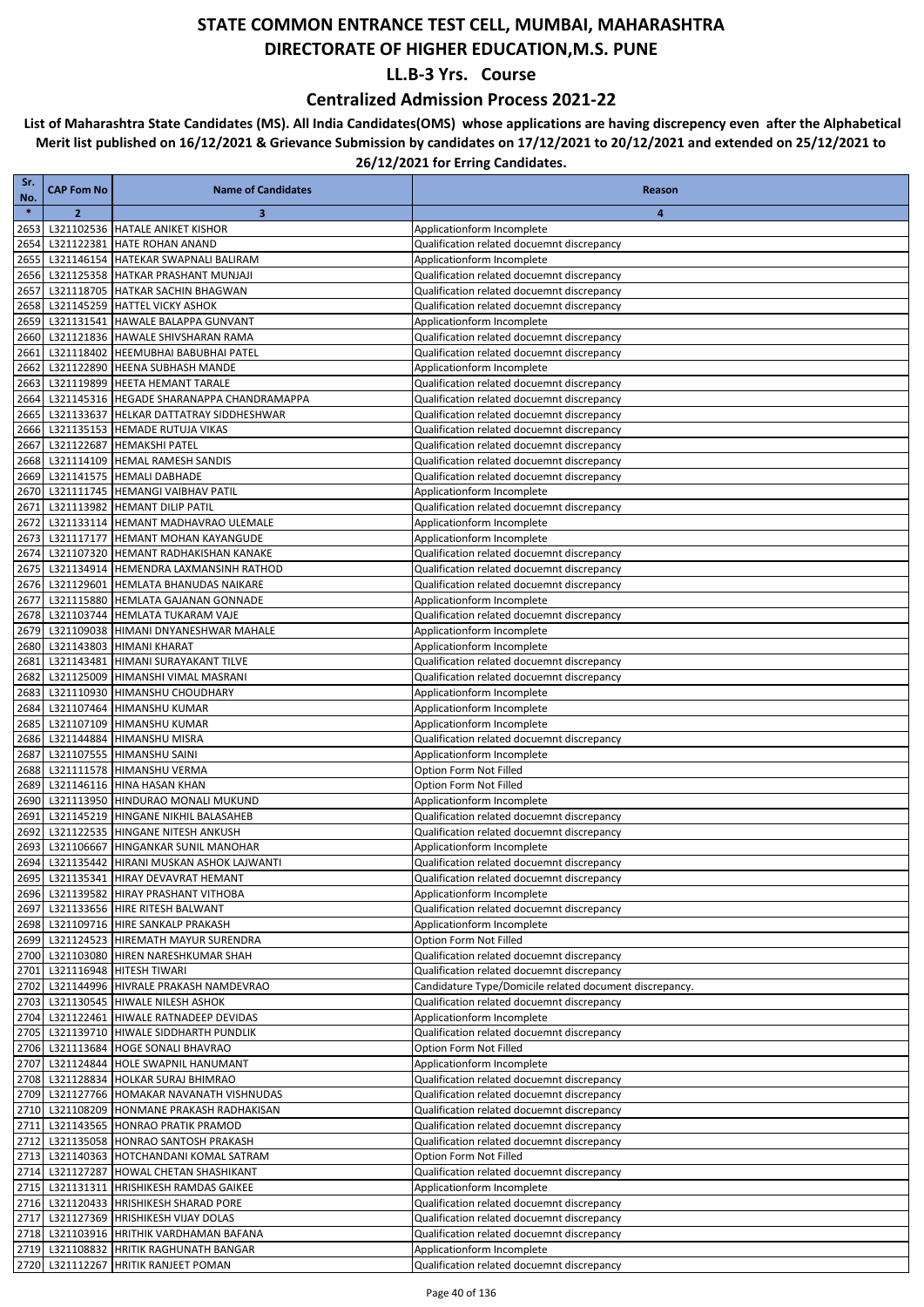# STATE COMMON ENTRANCE TEST CELL, MUMBAI, MAHARASHTRA

## DIRECTORATE OF HIGHER EDUCATION,M.S. PUNE

### LL.B-3 Yrs. Course

### Centralized Admission Process 2021-22

**List of Maharashtra State Candidates (MS). All India Candidates(OMS) whose applications are having discrepency even after the Alphabetical Merit list published on 16/12/2021 & Grievance Submission by candidates on 17/12/2021 to 20/12/2021 and extended on 25/12/2021 to 26/12/2021 for Erring Candidates.**

| Sr. No. | CAP Fom No | Name of Candidates | Reason |
|---|---|---|---|
| * | 2 | 3 | 4 |
| 2653 | L321102536 | HATALE ANIKET KISHOR | Applicationform Incomplete |
| 2654 | L321122381 | HATE ROHAN ANAND | Qualification related docuemnt discrepancy |
| 2655 | L321146154 | HATEKAR SWAPNALI BALIRAM | Applicationform Incomplete |
| 2656 | L321125358 | HATKAR PRASHANT MUNJAJI | Qualification related docuemnt discrepancy |
| 2657 | L321118705 | HATKAR SACHIN BHAGWAN | Qualification related docuemnt discrepancy |
| 2658 | L321145259 | HATTEL VICKY ASHOK | Qualification related docuemnt discrepancy |
| 2659 | L321131541 | HAWALE BALAPPA GUNVANT | Applicationform Incomplete |
| 2660 | L321121836 | HAWALE SHIVSHARAN RAMA | Qualification related docuemnt discrepancy |
| 2661 | L321118402 | HEEMUBHAI BABUBHAI PATEL | Qualification related docuemnt discrepancy |
| 2662 | L321122890 | HEENA SUBHASH MANDE | Applicationform Incomplete |
| 2663 | L321119899 | HEETA HEMANT TARALE | Qualification related docuemnt discrepancy |
| 2664 | L321145316 | HEGADE SHARANAPPA CHANDRAMAPPA | Qualification related docuemnt discrepancy |
| 2665 | L321133637 | HELKAR DATTATRAY SIDDHESHWAR | Qualification related docuemnt discrepancy |
| 2666 | L321135153 | HEMADE RUTUJA VIKAS | Qualification related docuemnt discrepancy |
| 2667 | L321122687 | HEMAKSHI PATEL | Qualification related docuemnt discrepancy |
| 2668 | L321114109 | HEMAL RAMESH SANDIS | Qualification related docuemnt discrepancy |
| 2669 | L321141575 | HEMALI DABHADE | Qualification related docuemnt discrepancy |
| 2670 | L321111745 | HEMANGI VAIBHAV PATIL | Applicationform Incomplete |
| 2671 | L321113982 | HEMANT DILIP PATIL | Qualification related docuemnt discrepancy |
| 2672 | L321133114 | HEMANT MADHAVRAO ULEMALE | Applicationform Incomplete |
| 2673 | L321117177 | HEMANT MOHAN KAYANGUDE | Applicationform Incomplete |
| 2674 | L321107320 | HEMANT RADHAKISHAN KANAKE | Qualification related docuemnt discrepancy |
| 2675 | L321134914 | HEMENDRA LAXMANSINH RATHOD | Qualification related docuemnt discrepancy |
| 2676 | L321129601 | HEMLATA BHANUDAS NAIKARE | Qualification related docuemnt discrepancy |
| 2677 | L321115880 | HEMLATA GAJANAN GONNADE | Applicationform Incomplete |
| 2678 | L321103744 | HEMLATA TUKARAM VAJE | Qualification related docuemnt discrepancy |
| 2679 | L321109038 | HIMANI DNYANESHWAR MAHALE | Applicationform Incomplete |
| 2680 | L321143803 | HIMANI KHARAT | Applicationform Incomplete |
| 2681 | L321143481 | HIMANI SURAYAKANT TILVE | Qualification related docuemnt discrepancy |
| 2682 | L321125009 | HIMANSHI VIMAL MASRANI | Qualification related docuemnt discrepancy |
| 2683 | L321110930 | HIMANSHU CHOUDHARY | Applicationform Incomplete |
| 2684 | L321107464 | HIMANSHU KUMAR | Applicationform Incomplete |
| 2685 | L321107109 | HIMANSHU KUMAR | Applicationform Incomplete |
| 2686 | L321144884 | HIMANSHU MISRA | Qualification related docuemnt discrepancy |
| 2687 | L321107555 | HIMANSHU SAINI | Applicationform Incomplete |
| 2688 | L321111578 | HIMANSHU VERMA | Option Form Not Filled |
| 2689 | L321146116 | HINA HASAN KHAN | Option Form Not Filled |
| 2690 | L321113950 | HINDURAO MONALI MUKUND | Applicationform Incomplete |
| 2691 | L321145219 | HINGANE NIKHIL BALASAHEB | Qualification related docuemnt discrepancy |
| 2692 | L321122535 | HINGANE NITESH ANKUSH | Qualification related docuemnt discrepancy |
| 2693 | L321106667 | HINGANKAR SUNIL MANOHAR | Applicationform Incomplete |
| 2694 | L321135442 | HIRANI MUSKAN ASHOK LAJWANTI | Qualification related docuemnt discrepancy |
| 2695 | L321135341 | HIRAY DEVAVRAT HEMANT | Qualification related docuemnt discrepancy |
| 2696 | L321139582 | HIRAY PRASHANT VITHOBA | Applicationform Incomplete |
| 2697 | L321133656 | HIRE RITESH BALWANT | Qualification related docuemnt discrepancy |
| 2698 | L321109716 | HIRE SANKALP PRAKASH | Applicationform Incomplete |
| 2699 | L321124523 | HIREMATH MAYUR SURENDRA | Option Form Not Filled |
| 2700 | L321103080 | HIREN NARESHKUMAR SHAH | Qualification related docuemnt discrepancy |
| 2701 | L321116948 | HITESH TIWARI | Qualification related docuemnt discrepancy |
| 2702 | L321144996 | HIVRALE PRAKASH NAMDEVRAO | Candidature Type/Domicile related document discrepancy. |
| 2703 | L321130545 | HIWALE NILESH ASHOK | Qualification related docuemnt discrepancy |
| 2704 | L321122461 | HIWALE RATNADEEP DEVIDAS | Applicationform Incomplete |
| 2705 | L321139710 | HIWALE SIDDHARTH PUNDLIK | Qualification related docuemnt discrepancy |
| 2706 | L321113684 | HOGE SONALI BHAVRAO | Option Form Not Filled |
| 2707 | L321124844 | HOLE SWAPNIL HANUMANT | Applicationform Incomplete |
| 2708 | L321128834 | HOLKAR SURAJ BHIMRAO | Qualification related docuemnt discrepancy |
| 2709 | L321127766 | HOMAKAR NAVANATH VISHNUDAS | Qualification related docuemnt discrepancy |
| 2710 | L321108209 | HONMANE PRAKASH RADHAKISAN | Qualification related docuemnt discrepancy |
| 2711 | L321143565 | HONRAO PRATIK PRAMOD | Qualification related docuemnt discrepancy |
| 2712 | L321135058 | HONRAO SANTOSH PRAKASH | Qualification related docuemnt discrepancy |
| 2713 | L321140363 | HOTCHANDANI KOMAL SATRAM | Option Form Not Filled |
| 2714 | L321127287 | HOWAL CHETAN SHASHIKANT | Qualification related docuemnt discrepancy |
| 2715 | L321131311 | HRISHIKESH RAMDAS GAIKEE | Applicationform Incomplete |
| 2716 | L321120433 | HRISHIKESH SHARAD PORE | Qualification related docuemnt discrepancy |
| 2717 | L321127369 | HRISHIKESH VIJAY DOLAS | Qualification related docuemnt discrepancy |
| 2718 | L321103916 | HRITHIK VARDHAMAN BAFANA | Qualification related docuemnt discrepancy |
| 2719 | L321108832 | HRITIK RAGHUNATH BANGAR | Applicationform Incomplete |
| 2720 | L321112267 | HRITIK RANJEET POMAN | Qualification related docuemnt discrepancy |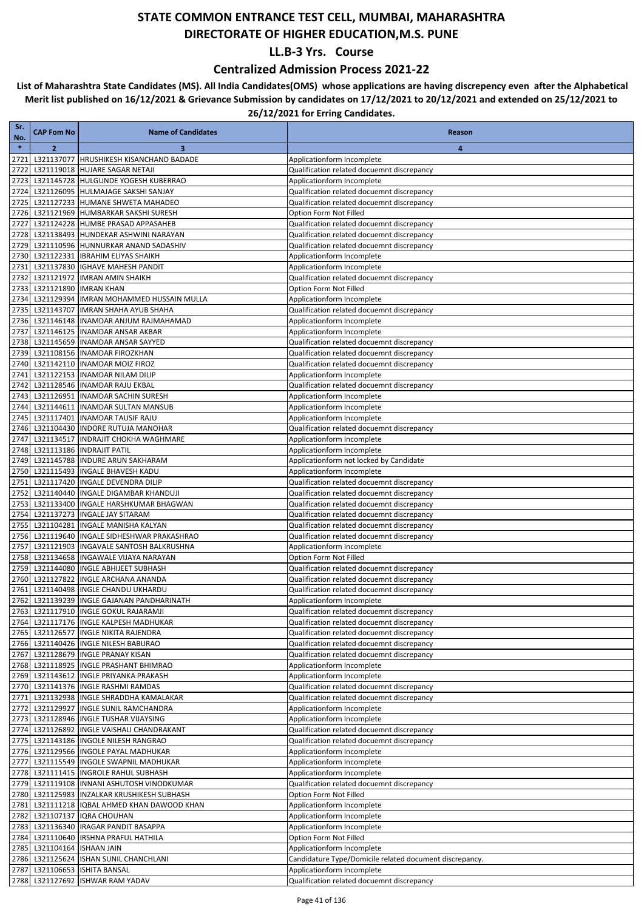# STATE COMMON ENTRANCE TEST CELL, MUMBAI, MAHARASHTRA

## DIRECTORATE OF HIGHER EDUCATION,M.S. PUNE

### LL.B-3 Yrs. Course

### Centralized Admission Process 2021-22

**List of Maharashtra State Candidates (MS). All India Candidates(OMS) whose applications are having discrepency even after the Alphabetical Merit list published on 16/12/2021 & Grievance Submission by candidates on 17/12/2021 to 20/12/2021 and extended on 25/12/2021 to 26/12/2021 for Erring Candidates.**

| Sr. No. | CAP Fom No | Name of Candidates | Reason |
|---|---|---|---|
| * | 2 | 3 | 4 |
| 2721 | L321137077 | HRUSHIKESH KISANCHAND BADADE | Applicationform Incomplete |
| 2722 | L321119018 | HUJARE SAGAR NETAJI | Qualification related docuemnt discrepancy |
| 2723 | L321145728 | HULGUNDE YOGESH KUBERRAO | Applicationform Incomplete |
| 2724 | L321126095 | HULMAJAGE SAKSHI SANJAY | Qualification related docuemnt discrepancy |
| 2725 | L321127233 | HUMANE SHWETA MAHADEO | Qualification related docuemnt discrepancy |
| 2726 | L321121969 | HUMBARKAR SAKSHI SURESH | Option Form Not Filled |
| 2727 | L321124228 | HUMBE PRASAD APPASAHEB | Qualification related docuemnt discrepancy |
| 2728 | L321138493 | HUNDEKAR ASHWINI NARAYAN | Qualification related docuemnt discrepancy |
| 2729 | L321110596 | HUNNURKAR ANAND SADASHIV | Qualification related docuemnt discrepancy |
| 2730 | L321122331 | IBRAHIM ELIYAS SHAIKH | Applicationform Incomplete |
| 2731 | L321137830 | IGHAVE MAHESH PANDIT | Applicationform Incomplete |
| 2732 | L321121972 | IMRAN AMIN SHAIKH | Qualification related docuemnt discrepancy |
| 2733 | L321121890 | IMRAN KHAN | Option Form Not Filled |
| 2734 | L321129394 | IMRAN MOHAMMED HUSSAIN MULLA | Applicationform Incomplete |
| 2735 | L321143707 | IMRAN SHAHA AYUB SHAHA | Qualification related docuemnt discrepancy |
| 2736 | L321146148 | INAMDAR ANJUM RAJMAHAMAD | Applicationform Incomplete |
| 2737 | L321146125 | INAMDAR ANSAR AKBAR | Applicationform Incomplete |
| 2738 | L321145659 | INAMDAR ANSAR SAYYED | Qualification related docuemnt discrepancy |
| 2739 | L321108156 | INAMDAR FIROZKHAN | Qualification related docuemnt discrepancy |
| 2740 | L321142110 | INAMDAR MOIZ FIROZ | Qualification related docuemnt discrepancy |
| 2741 | L321122153 | INAMDAR NILAM DILIP | Applicationform Incomplete |
| 2742 | L321128546 | INAMDAR RAJU EKBAL | Qualification related docuemnt discrepancy |
| 2743 | L321126951 | INAMDAR SACHIN SURESH | Applicationform Incomplete |
| 2744 | L321144611 | INAMDAR SULTAN MANSUB | Applicationform Incomplete |
| 2745 | L321117401 | INAMDAR TAUSIF RAJU | Applicationform Incomplete |
| 2746 | L321104430 | INDORE RUTUJA MANOHAR | Qualification related docuemnt discrepancy |
| 2747 | L321134517 | INDRAJIT CHOKHA WAGHMARE | Applicationform Incomplete |
| 2748 | L321113186 | INDRAJIT PATIL | Applicationform Incomplete |
| 2749 | L321145788 | INDURE ARUN SAKHARAM | Applicationform not locked by Candidate |
| 2750 | L321115493 | INGALE BHAVESH KADU | Applicationform Incomplete |
| 2751 | L321117420 | INGALE DEVENDRA DILIP | Qualification related docuemnt discrepancy |
| 2752 | L321140440 | INGALE DIGAMBAR KHANDUJI | Qualification related docuemnt discrepancy |
| 2753 | L321133400 | INGALE HARSHKUMAR BHAGWAN | Qualification related docuemnt discrepancy |
| 2754 | L321137273 | INGALE JAY SITARAM | Qualification related docuemnt discrepancy |
| 2755 | L321104281 | INGALE MANISHA KALYAN | Qualification related docuemnt discrepancy |
| 2756 | L321119640 | INGALE SIDHESHWAR PRAKASHRAO | Qualification related docuemnt discrepancy |
| 2757 | L321121903 | INGAVALE SANTOSH BALKRUSHNA | Applicationform Incomplete |
| 2758 | L321134658 | INGAWALE VIJAYA NARAYAN | Option Form Not Filled |
| 2759 | L321144080 | INGLE ABHIJEET SUBHASH | Qualification related docuemnt discrepancy |
| 2760 | L321127822 | INGLE ARCHANA ANANDA | Qualification related docuemnt discrepancy |
| 2761 | L321140498 | INGLE CHANDU UKHARDU | Qualification related docuemnt discrepancy |
| 2762 | L321139239 | INGLE GAJANAN PANDHARINATH | Applicationform Incomplete |
| 2763 | L321117910 | INGLE GOKUL RAJARAMJI | Qualification related docuemnt discrepancy |
| 2764 | L321117176 | INGLE KALPESH MADHUKAR | Qualification related docuemnt discrepancy |
| 2765 | L321126577 | INGLE NIKITA RAJENDRA | Qualification related docuemnt discrepancy |
| 2766 | L321140426 | INGLE NILESH BABURAO | Qualification related docuemnt discrepancy |
| 2767 | L321128679 | INGLE PRANAY KISAN | Qualification related docuemnt discrepancy |
| 2768 | L321118925 | INGLE PRASHANT BHIMRAO | Applicationform Incomplete |
| 2769 | L321143612 | INGLE PRIYANKA PRAKASH | Applicationform Incomplete |
| 2770 | L321141376 | INGLE RASHMI RAMDAS | Qualification related docuemnt discrepancy |
| 2771 | L321132938 | INGLE SHRADDHA KAMALAKAR | Qualification related docuemnt discrepancy |
| 2772 | L321129927 | INGLE SUNIL RAMCHANDRA | Applicationform Incomplete |
| 2773 | L321128946 | INGLE TUSHAR VIJAYSING | Applicationform Incomplete |
| 2774 | L321126892 | INGLE VAISHALI CHANDRAKANT | Qualification related docuemnt discrepancy |
| 2775 | L321143186 | INGOLE NILESH RANGRAO | Qualification related docuemnt discrepancy |
| 2776 | L321129566 | INGOLE PAYAL MADHUKAR | Applicationform Incomplete |
| 2777 | L321115549 | INGOLE SWAPNIL MADHUKAR | Applicationform Incomplete |
| 2778 | L321111415 | INGROLE RAHUL SUBHASH | Applicationform Incomplete |
| 2779 | L321119108 | INNANI ASHUTOSH VINODKUMAR | Qualification related docuemnt discrepancy |
| 2780 | L321125983 | INZALKAR KRUSHIKESH SUBHASH | Option Form Not Filled |
| 2781 | L321111218 | IQBAL AHMED KHAN DAWOOD KHAN | Applicationform Incomplete |
| 2782 | L321107137 | IQRA CHOUHAN | Applicationform Incomplete |
| 2783 | L321136340 | IRAGAR PANDIT BASAPPA | Applicationform Incomplete |
| 2784 | L321110640 | IRSHNA PRAFUL HATHILA | Option Form Not Filled |
| 2785 | L321104164 | ISHAAN JAIN | Applicationform Incomplete |
| 2786 | L321125624 | ISHAN SUNIL CHANCHLANI | Candidature Type/Domicile related document discrepancy. |
| 2787 | L321106653 | ISHITA BANSAL | Applicationform Incomplete |
| 2788 | L321127692 | ISHWAR RAM YADAV | Qualification related docuemnt discrepancy |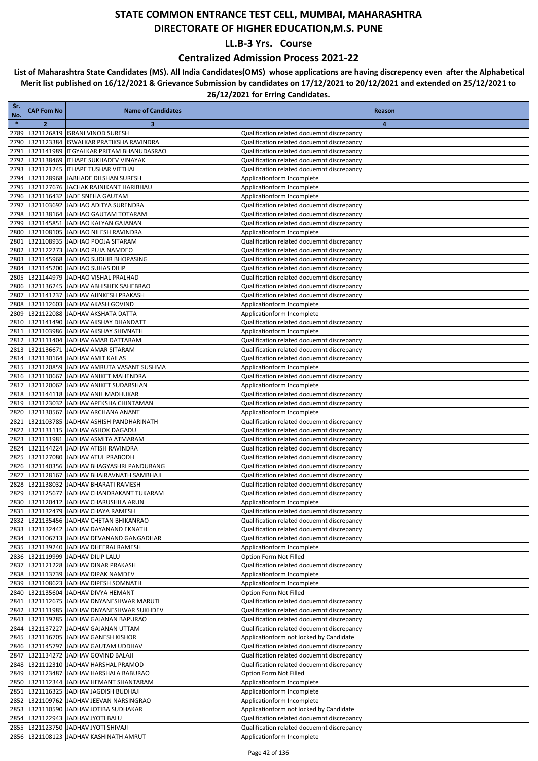# STATE COMMON ENTRANCE TEST CELL, MUMBAI, MAHARASHTRA

# DIRECTORATE OF HIGHER EDUCATION,M.S. PUNE

## LL.B-3 Yrs. Course

## Centralized Admission Process 2021-22

**List of Maharashtra State Candidates (MS). All India Candidates(OMS) whose applications are having discrepency even after the Alphabetical Merit list published on 16/12/2021 & Grievance Submission by candidates on 17/12/2021 to 20/12/2021 and extended on 25/12/2021 to 26/12/2021 for Erring Candidates.**

| Sr. No. | CAP Fom No | Name of Candidates | Reason |
|---|---|---|---|
| * | 2 | 3 | 4 |
| 2789 | L321126819 | ISRANI VINOD SURESH | Qualification related docuemnt discrepancy |
| 2790 | L321123384 | ISWALKAR PRATIKSHA RAVINDRA | Qualification related docuemnt discrepancy |
| 2791 | L321141989 | ITGYALKAR PRITAM BHANUDASRAO | Qualification related docuemnt discrepancy |
| 2792 | L321138469 | ITHAPE SUKHADEV VINAYAK | Qualification related docuemnt discrepancy |
| 2793 | L321121245 | ITHAPE TUSHAR VITTHAL | Qualification related docuemnt discrepancy |
| 2794 | L321128968 | JABHADE DILSHAN SURESH | Applicationform Incomplete |
| 2795 | L321127676 | JACHAK RAJNIKANT HARIBHAU | Applicationform Incomplete |
| 2796 | L321116432 | JADE SNEHA GAUTAM | Applicationform Incomplete |
| 2797 | L321103692 | JADHAO ADITYA SURENDRA | Qualification related docuemnt discrepancy |
| 2798 | L321138164 | JADHAO GAUTAM TOTARAM | Qualification related docuemnt discrepancy |
| 2799 | L321145851 | JADHAO KALYAN GAJANAN | Qualification related docuemnt discrepancy |
| 2800 | L321108105 | JADHAO NILESH RAVINDRA | Applicationform Incomplete |
| 2801 | L321108935 | JADHAO POOJA SITARAM | Qualification related docuemnt discrepancy |
| 2802 | L321122273 | JADHAO PUJA NAMDEO | Qualification related docuemnt discrepancy |
| 2803 | L321145968 | JADHAO SUDHIR BHOPASING | Qualification related docuemnt discrepancy |
| 2804 | L321145200 | JADHAO SUHAS DILIP | Qualification related docuemnt discrepancy |
| 2805 | L321144979 | JADHAO VISHAL PRALHAD | Qualification related docuemnt discrepancy |
| 2806 | L321136245 | JADHAV ABHISHEK SAHEBRAO | Qualification related docuemnt discrepancy |
| 2807 | L321141237 | JADHAV AJINKESH PRAKASH | Qualification related docuemnt discrepancy |
| 2808 | L321112603 | JADHAV AKASH GOVIND | Applicationform Incomplete |
| 2809 | L321122088 | JADHAV AKSHATA DATTA | Applicationform Incomplete |
| 2810 | L321141490 | JADHAV AKSHAY DHANDATT | Qualification related docuemnt discrepancy |
| 2811 | L321103986 | JADHAV AKSHAY SHIVNATH | Applicationform Incomplete |
| 2812 | L321111404 | JADHAV AMAR DATTARAM | Qualification related docuemnt discrepancy |
| 2813 | L321136671 | JADHAV AMAR SITARAM | Qualification related docuemnt discrepancy |
| 2814 | L321130164 | JADHAV AMIT KAILAS | Qualification related docuemnt discrepancy |
| 2815 | L321120859 | JADHAV AMRUTA VASANT SUSHMA | Applicationform Incomplete |
| 2816 | L321110667 | JADHAV ANIKET MAHENDRA | Qualification related docuemnt discrepancy |
| 2817 | L321120062 | JADHAV ANIKET SUDARSHAN | Applicationform Incomplete |
| 2818 | L321144118 | JADHAV ANIL MADHUKAR | Qualification related docuemnt discrepancy |
| 2819 | L321123032 | JADHAV APEKSHA CHINTAMAN | Qualification related docuemnt discrepancy |
| 2820 | L321130567 | JADHAV ARCHANA ANANT | Applicationform Incomplete |
| 2821 | L321103785 | JADHAV ASHISH PANDHARINATH | Qualification related docuemnt discrepancy |
| 2822 | L321131115 | JADHAV ASHOK DAGADU | Qualification related docuemnt discrepancy |
| 2823 | L321111981 | JADHAV ASMITA ATMARAM | Qualification related docuemnt discrepancy |
| 2824 | L321144224 | JADHAV ATISH RAVINDRA | Qualification related docuemnt discrepancy |
| 2825 | L321127080 | JADHAV ATUL PRABODH | Qualification related docuemnt discrepancy |
| 2826 | L321140356 | JADHAV BHAGYASHRI PANDURANG | Qualification related docuemnt discrepancy |
| 2827 | L321128167 | JADHAV BHAIRAVNATH SAMBHAJI | Qualification related docuemnt discrepancy |
| 2828 | L321138032 | JADHAV BHARATI RAMESH | Qualification related docuemnt discrepancy |
| 2829 | L321125677 | JADHAV CHANDRAKANT TUKARAM | Qualification related docuemnt discrepancy |
| 2830 | L321120412 | JADHAV CHARUSHILA ARUN | Applicationform Incomplete |
| 2831 | L321132479 | JADHAV CHAYA RAMESH | Qualification related docuemnt discrepancy |
| 2832 | L321135456 | JADHAV CHETAN BHIKANRAO | Qualification related docuemnt discrepancy |
| 2833 | L321132442 | JADHAV DAYANAND EKNATH | Qualification related docuemnt discrepancy |
| 2834 | L321106713 | JADHAV DEVANAND GANGADHAR | Qualification related docuemnt discrepancy |
| 2835 | L321139240 | JADHAV DHEERAJ RAMESH | Applicationform Incomplete |
| 2836 | L321119999 | JADHAV DILIP LALU | Option Form Not Filled |
| 2837 | L321121228 | JADHAV DINAR PRAKASH | Qualification related docuemnt discrepancy |
| 2838 | L321113739 | JADHAV DIPAK NAMDEV | Applicationform Incomplete |
| 2839 | L321108623 | JADHAV DIPESH SOMNATH | Applicationform Incomplete |
| 2840 | L321135604 | JADHAV DIVYA HEMANT | Option Form Not Filled |
| 2841 | L321112675 | JADHAV DNYANESHWAR MARUTI | Qualification related docuemnt discrepancy |
| 2842 | L321111985 | JADHAV DNYANESHWAR SUKHDEV | Qualification related docuemnt discrepancy |
| 2843 | L321119285 | JADHAV GAJANAN BAPURAO | Qualification related docuemnt discrepancy |
| 2844 | L321137227 | JADHAV GAJANAN UTTAM | Qualification related docuemnt discrepancy |
| 2845 | L321116705 | JADHAV GANESH KISHOR | Applicationform not locked by Candidate |
| 2846 | L321145797 | JADHAV GAUTAM UDDHAV | Qualification related docuemnt discrepancy |
| 2847 | L321134272 | JADHAV GOVIND BALAJI | Qualification related docuemnt discrepancy |
| 2848 | L321112310 | JADHAV HARSHAL PRAMOD | Qualification related docuemnt discrepancy |
| 2849 | L321123487 | JADHAV HARSHALA BABURAO | Option Form Not Filled |
| 2850 | L321112344 | JADHAV HEMANT SHANTARAM | Applicationform Incomplete |
| 2851 | L321116325 | JADHAV JAGDISH BUDHAJI | Applicationform Incomplete |
| 2852 | L321109762 | JADHAV JEEVAN NARSINGRAO | Applicationform Incomplete |
| 2853 | L321110590 | JADHAV JOTIBA SUDHAKAR | Applicationform not locked by Candidate |
| 2854 | L321122943 | JADHAV JYOTI BALU | Qualification related docuemnt discrepancy |
| 2855 | L321123750 | JADHAV JYOTI SHIVAJI | Qualification related docuemnt discrepancy |
| 2856 | L321108123 | JADHAV KASHINATH AMRUT | Applicationform Incomplete |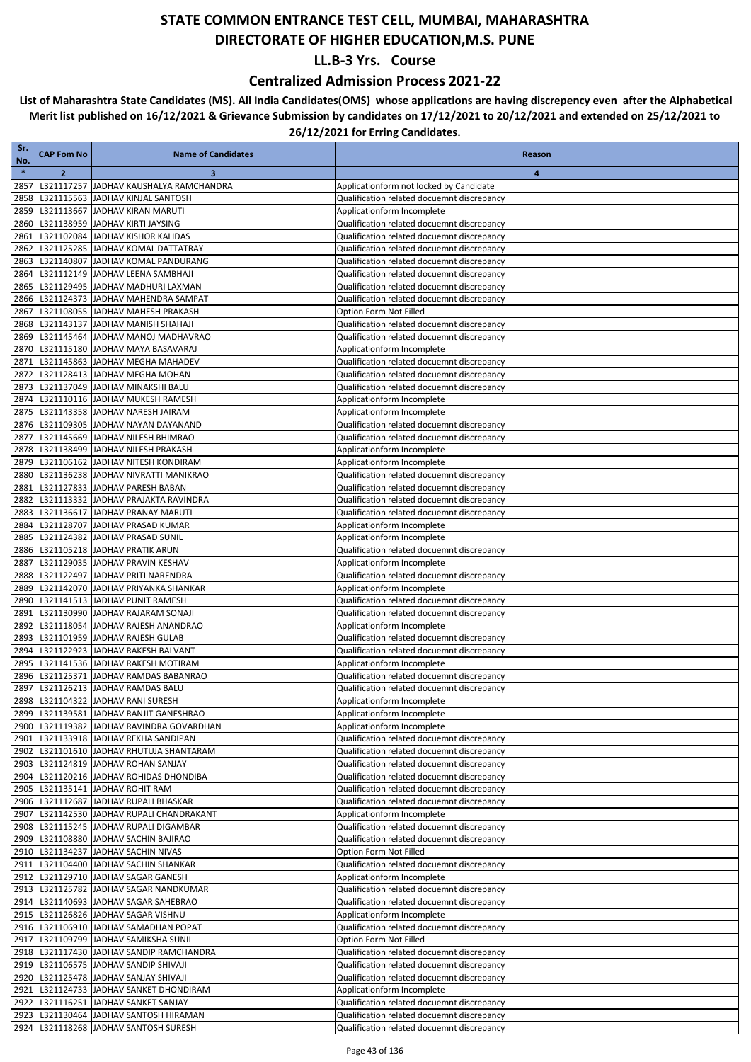# STATE COMMON ENTRANCE TEST CELL, MUMBAI, MAHARASHTRA

## DIRECTORATE OF HIGHER EDUCATION,M.S. PUNE

### LL.B-3 Yrs. Course

### Centralized Admission Process 2021-22

**List of Maharashtra State Candidates (MS). All India Candidates(OMS) whose applications are having discrepency even after the Alphabetical Merit list published on 16/12/2021 & Grievance Submission by candidates on 17/12/2021 to 20/12/2021 and extended on 25/12/2021 to 26/12/2021 for Erring Candidates.**

| Sr. No. | CAP Fom No | Name of Candidates | Reason |
|---|---|---|---|
| * | 2 | 3 | 4 |
| 2857 | L321117257 | JADHAV KAUSHALYA RAMCHANDRA | Applicationform not locked by Candidate |
| 2858 | L321115563 | JADHAV KINJAL SANTOSH | Qualification related docuemnt discrepancy |
| 2859 | L321113667 | JADHAV KIRAN MARUTI | Applicationform Incomplete |
| 2860 | L321138959 | JADHAV KIRTI JAYSING | Qualification related docuemnt discrepancy |
| 2861 | L321102084 | JADHAV KISHOR KALIDAS | Qualification related docuemnt discrepancy |
| 2862 | L321125285 | JADHAV KOMAL DATTATRAY | Qualification related docuemnt discrepancy |
| 2863 | L321140807 | JADHAV KOMAL PANDURANG | Qualification related docuemnt discrepancy |
| 2864 | L321112149 | JADHAV LEENA SAMBHAJI | Qualification related docuemnt discrepancy |
| 2865 | L321129495 | JADHAV MADHURI LAXMAN | Qualification related docuemnt discrepancy |
| 2866 | L321124373 | JADHAV MAHENDRA SAMPAT | Qualification related docuemnt discrepancy |
| 2867 | L321108055 | JADHAV MAHESH PRAKASH | Option Form Not Filled |
| 2868 | L321143137 | JADHAV MANISH SHAHAJI | Qualification related docuemnt discrepancy |
| 2869 | L321145464 | JADHAV MANOJ MADHAVRAO | Qualification related docuemnt discrepancy |
| 2870 | L321115180 | JADHAV MAYA BASAVARAJ | Applicationform Incomplete |
| 2871 | L321145863 | JADHAV MEGHA MAHADEV | Qualification related docuemnt discrepancy |
| 2872 | L321128413 | JADHAV MEGHA MOHAN | Qualification related docuemnt discrepancy |
| 2873 | L321137049 | JADHAV MINAKSHI BALU | Qualification related docuemnt discrepancy |
| 2874 | L321110116 | JADHAV MUKESH RAMESH | Applicationform Incomplete |
| 2875 | L321143358 | JADHAV NARESH JAIRAM | Applicationform Incomplete |
| 2876 | L321109305 | JADHAV NAYAN DAYANAND | Qualification related docuemnt discrepancy |
| 2877 | L321145669 | JADHAV NILESH BHIMRAO | Qualification related docuemnt discrepancy |
| 2878 | L321138499 | JADHAV NILESH PRAKASH | Applicationform Incomplete |
| 2879 | L321106162 | JADHAV NITESH KONDIRAM | Applicationform Incomplete |
| 2880 | L321136238 | JADHAV NIVRATTI MANIKRAO | Qualification related docuemnt discrepancy |
| 2881 | L321127833 | JADHAV PARESH BABAN | Qualification related docuemnt discrepancy |
| 2882 | L321113332 | JADHAV PRAJAKTA RAVINDRA | Qualification related docuemnt discrepancy |
| 2883 | L321136617 | JADHAV PRANAY MARUTI | Qualification related docuemnt discrepancy |
| 2884 | L321128707 | JADHAV PRASAD KUMAR | Applicationform Incomplete |
| 2885 | L321124382 | JADHAV PRASAD SUNIL | Applicationform Incomplete |
| 2886 | L321105218 | JADHAV PRATIK ARUN | Qualification related docuemnt discrepancy |
| 2887 | L321129035 | JADHAV PRAVIN KESHAV | Applicationform Incomplete |
| 2888 | L321122497 | JADHAV PRITI NARENDRA | Qualification related docuemnt discrepancy |
| 2889 | L321142070 | JADHAV PRIYANKA SHANKAR | Applicationform Incomplete |
| 2890 | L321141513 | JADHAV PUNIT RAMESH | Qualification related docuemnt discrepancy |
| 2891 | L321130990 | JADHAV RAJARAM SONAJI | Qualification related docuemnt discrepancy |
| 2892 | L321118054 | JADHAV RAJESH ANANDRAO | Applicationform Incomplete |
| 2893 | L321101959 | JADHAV RAJESH GULAB | Qualification related docuemnt discrepancy |
| 2894 | L321122923 | JADHAV RAKESH BALVANT | Qualification related docuemnt discrepancy |
| 2895 | L321141536 | JADHAV RAKESH MOTIRAM | Applicationform Incomplete |
| 2896 | L321125371 | JADHAV RAMDAS BABANRAO | Qualification related docuemnt discrepancy |
| 2897 | L321126213 | JADHAV RAMDAS BALU | Qualification related docuemnt discrepancy |
| 2898 | L321104322 | JADHAV RANI SURESH | Applicationform Incomplete |
| 2899 | L321139581 | JADHAV RANJIT GANESHRAO | Applicationform Incomplete |
| 2900 | L321119382 | JADHAV RAVINDRA GOVARDHAN | Applicationform Incomplete |
| 2901 | L321133918 | JADHAV REKHA SANDIPAN | Qualification related docuemnt discrepancy |
| 2902 | L321101610 | JADHAV RHUTUJA SHANTARAM | Qualification related docuemnt discrepancy |
| 2903 | L321124819 | JADHAV ROHAN SANJAY | Qualification related docuemnt discrepancy |
| 2904 | L321120216 | JADHAV ROHIDAS DHONDIBA | Qualification related docuemnt discrepancy |
| 2905 | L321135141 | JADHAV ROHIT RAM | Qualification related docuemnt discrepancy |
| 2906 | L321112687 | JADHAV RUPALI BHASKAR | Qualification related docuemnt discrepancy |
| 2907 | L321142530 | JADHAV RUPALI CHANDRAKANT | Applicationform Incomplete |
| 2908 | L321115245 | JADHAV RUPALI DIGAMBAR | Qualification related docuemnt discrepancy |
| 2909 | L321108880 | JADHAV SACHIN BAJIRAO | Qualification related docuemnt discrepancy |
| 2910 | L321134237 | JADHAV SACHIN NIVAS | Option Form Not Filled |
| 2911 | L321104400 | JADHAV SACHIN SHANKAR | Qualification related docuemnt discrepancy |
| 2912 | L321129710 | JADHAV SAGAR GANESH | Applicationform Incomplete |
| 2913 | L321125782 | JADHAV SAGAR NANDKUMAR | Qualification related docuemnt discrepancy |
| 2914 | L321140693 | JADHAV SAGAR SAHEBRAO | Qualification related docuemnt discrepancy |
| 2915 | L321126826 | JADHAV SAGAR VISHNU | Applicationform Incomplete |
| 2916 | L321106910 | JADHAV SAMADHAN POPAT | Qualification related docuemnt discrepancy |
| 2917 | L321109799 | JADHAV SAMIKSHA SUNIL | Option Form Not Filled |
| 2918 | L321117430 | JADHAV SANDIP RAMCHANDRA | Qualification related docuemnt discrepancy |
| 2919 | L321106575 | JADHAV SANDIP SHIVAJI | Qualification related docuemnt discrepancy |
| 2920 | L321125478 | JADHAV SANJAY SHIVAJI | Qualification related docuemnt discrepancy |
| 2921 | L321124733 | JADHAV SANKET DHONDIRAM | Applicationform Incomplete |
| 2922 | L321116251 | JADHAV SANKET SANJAY | Qualification related docuemnt discrepancy |
| 2923 | L321130464 | JADHAV SANTOSH HIRAMAN | Qualification related docuemnt discrepancy |
| 2924 | L321118268 | JADHAV SANTOSH SURESH | Qualification related docuemnt discrepancy |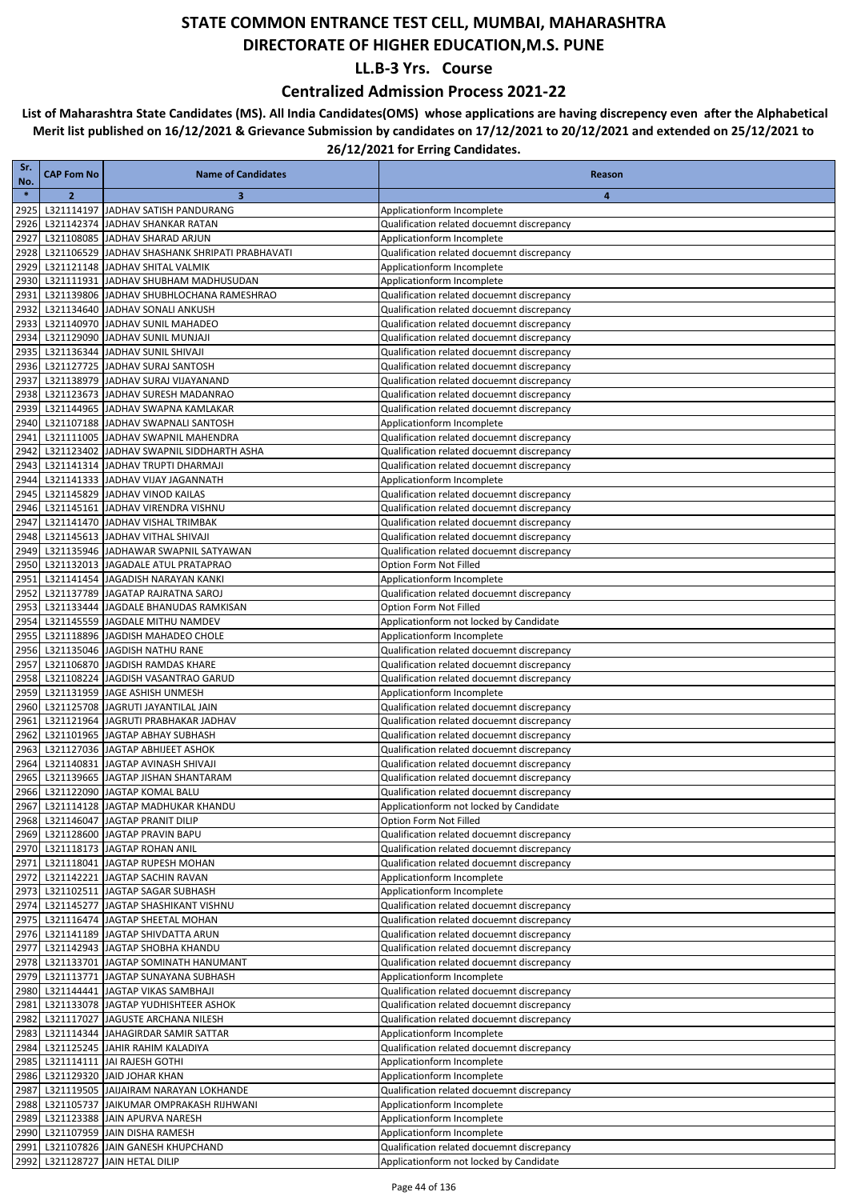# STATE COMMON ENTRANCE TEST CELL, MUMBAI, MAHARASHTRA

# DIRECTORATE OF HIGHER EDUCATION,M.S. PUNE

## LL.B-3 Yrs. Course

## Centralized Admission Process 2021-22

**List of Maharashtra State Candidates (MS). All India Candidates(OMS) whose applications are having discrepency even after the Alphabetical Merit list published on 16/12/2021 & Grievance Submission by candidates on 17/12/2021 to 20/12/2021 and extended on 25/12/2021 to 26/12/2021 for Erring Candidates.**

| Sr. No. | CAP Fom No | Name of Candidates | Reason |
|---|---|---|---|
| * | 2 | 3 | 4 |
| 2925 | L321114197 | JADHAV SATISH PANDURANG | Applicationform Incomplete |
| 2926 | L321142374 | JADHAV SHANKAR RATAN | Qualification related docuemnt discrepancy |
| 2927 | L321108085 | JADHAV SHARAD ARJUN | Applicationform Incomplete |
| 2928 | L321106529 | JADHAV SHASHANK SHRIPATI PRABHAVATI | Qualification related docuemnt discrepancy |
| 2929 | L321121148 | JADHAV SHITAL VALMIK | Applicationform Incomplete |
| 2930 | L321111931 | JADHAV SHUBHAM MADHUSUDAN | Applicationform Incomplete |
| 2931 | L321139806 | JADHAV SHUBHLOCHANA RAMESHRAO | Qualification related docuemnt discrepancy |
| 2932 | L321134640 | JADHAV SONALI ANKUSH | Qualification related docuemnt discrepancy |
| 2933 | L321140970 | JADHAV SUNIL MAHADEO | Qualification related docuemnt discrepancy |
| 2934 | L321129090 | JADHAV SUNIL MUNJAJI | Qualification related docuemnt discrepancy |
| 2935 | L321136344 | JADHAV SUNIL SHIVAJI | Qualification related docuemnt discrepancy |
| 2936 | L321127725 | JADHAV SURAJ SANTOSH | Qualification related docuemnt discrepancy |
| 2937 | L321138979 | JADHAV SURAJ VIJAYANAND | Qualification related docuemnt discrepancy |
| 2938 | L321123673 | JADHAV SURESH MADANRAO | Qualification related docuemnt discrepancy |
| 2939 | L321144965 | JADHAV SWAPNA KAMLAKAR | Qualification related docuemnt discrepancy |
| 2940 | L321107188 | JADHAV SWAPNALI SANTOSH | Applicationform Incomplete |
| 2941 | L321111005 | JADHAV SWAPNIL MAHENDRA | Qualification related docuemnt discrepancy |
| 2942 | L321123402 | JADHAV SWAPNIL SIDDHARTH ASHA | Qualification related docuemnt discrepancy |
| 2943 | L321141314 | JADHAV TRUPTI DHARMAJI | Qualification related docuemnt discrepancy |
| 2944 | L321141333 | JADHAV VIJAY JAGANNATH | Applicationform Incomplete |
| 2945 | L321145829 | JADHAV VINOD KAILAS | Qualification related docuemnt discrepancy |
| 2946 | L321145161 | JADHAV VIRENDRA VISHNU | Qualification related docuemnt discrepancy |
| 2947 | L321141470 | JADHAV VISHAL TRIMBAK | Qualification related docuemnt discrepancy |
| 2948 | L321145613 | JADHAV VITHAL SHIVAJI | Qualification related docuemnt discrepancy |
| 2949 | L321135946 | JADHAWAR SWAPNIL SATYAWAN | Qualification related docuemnt discrepancy |
| 2950 | L321132013 | JAGADALE ATUL PRATAPRAO | Option Form Not Filled |
| 2951 | L321141454 | JAGADISH NARAYAN KANKI | Applicationform Incomplete |
| 2952 | L321137789 | JAGATAP RAJRATNA SAROJ | Qualification related docuemnt discrepancy |
| 2953 | L321133444 | JAGDALE BHANUDAS RAMKISAN | Option Form Not Filled |
| 2954 | L321145559 | JAGDALE MITHU NAMDEV | Applicationform not locked by Candidate |
| 2955 | L321118896 | JAGDISH MAHADEO CHOLE | Applicationform Incomplete |
| 2956 | L321135046 | JAGDISH NATHU RANE | Qualification related docuemnt discrepancy |
| 2957 | L321106870 | JAGDISH RAMDAS KHARE | Qualification related docuemnt discrepancy |
| 2958 | L321108224 | JAGDISH VASANTRAO GARUD | Qualification related docuemnt discrepancy |
| 2959 | L321131959 | JAGE ASHISH UNMESH | Applicationform Incomplete |
| 2960 | L321125708 | JAGRUTI JAYANTILAL JAIN | Qualification related docuemnt discrepancy |
| 2961 | L321121964 | JAGRUTI PRABHAKAR JADHAV | Qualification related docuemnt discrepancy |
| 2962 | L321101965 | JAGTAP ABHAY SUBHASH | Qualification related docuemnt discrepancy |
| 2963 | L321127036 | JAGTAP ABHIJEET ASHOK | Qualification related docuemnt discrepancy |
| 2964 | L321140831 | JAGTAP AVINASH SHIVAJI | Qualification related docuemnt discrepancy |
| 2965 | L321139665 | JAGTAP JISHAN SHANTARAM | Qualification related docuemnt discrepancy |
| 2966 | L321122090 | JAGTAP KOMAL BALU | Qualification related docuemnt discrepancy |
| 2967 | L321114128 | JAGTAP MADHUKAR KHANDU | Applicationform not locked by Candidate |
| 2968 | L321146047 | JAGTAP PRANIT DILIP | Option Form Not Filled |
| 2969 | L321128600 | JAGTAP PRAVIN BAPU | Qualification related docuemnt discrepancy |
| 2970 | L321118173 | JAGTAP ROHAN ANIL | Qualification related docuemnt discrepancy |
| 2971 | L321118041 | JAGTAP RUPESH MOHAN | Qualification related docuemnt discrepancy |
| 2972 | L321142221 | JAGTAP SACHIN RAVAN | Applicationform Incomplete |
| 2973 | L321102511 | JAGTAP SAGAR SUBHASH | Applicationform Incomplete |
| 2974 | L321145277 | JAGTAP SHASHIKANT VISHNU | Qualification related docuemnt discrepancy |
| 2975 | L321116474 | JAGTAP SHEETAL MOHAN | Qualification related docuemnt discrepancy |
| 2976 | L321141189 | JAGTAP SHIVDATTA ARUN | Qualification related docuemnt discrepancy |
| 2977 | L321142943 | JAGTAP SHOBHA KHANDU | Qualification related docuemnt discrepancy |
| 2978 | L321133701 | JAGTAP SOMINATH HANUMANT | Qualification related docuemnt discrepancy |
| 2979 | L321113771 | JAGTAP SUNAYANA SUBHASH | Applicationform Incomplete |
| 2980 | L321144441 | JAGTAP VIKAS SAMBHAJI | Qualification related docuemnt discrepancy |
| 2981 | L321133078 | JAGTAP YUDHISHTEER ASHOK | Qualification related docuemnt discrepancy |
| 2982 | L321117027 | JAGUSTE ARCHANA NILESH | Qualification related docuemnt discrepancy |
| 2983 | L321114344 | JAHAGIRDAR SAMIR SATTAR | Applicationform Incomplete |
| 2984 | L321125245 | JAHIR RAHIM KALADIYA | Qualification related docuemnt discrepancy |
| 2985 | L321114111 | JAI RAJESH GOTHI | Applicationform Incomplete |
| 2986 | L321129320 | JAID JOHAR KHAN | Applicationform Incomplete |
| 2987 | L321119505 | JAIJAIRAM NARAYAN LOKHANDE | Qualification related docuemnt discrepancy |
| 2988 | L321105737 | JAIKUMAR OMPRAKASH RIJHWANI | Applicationform Incomplete |
| 2989 | L321123388 | JAIN APURVA NARESH | Applicationform Incomplete |
| 2990 | L321107959 | JAIN DISHA RAMESH | Applicationform Incomplete |
| 2991 | L321107826 | JAIN GANESH KHUPCHAND | Qualification related docuemnt discrepancy |
| 2992 | L321128727 | JAIN HETAL DILIP | Applicationform not locked by Candidate |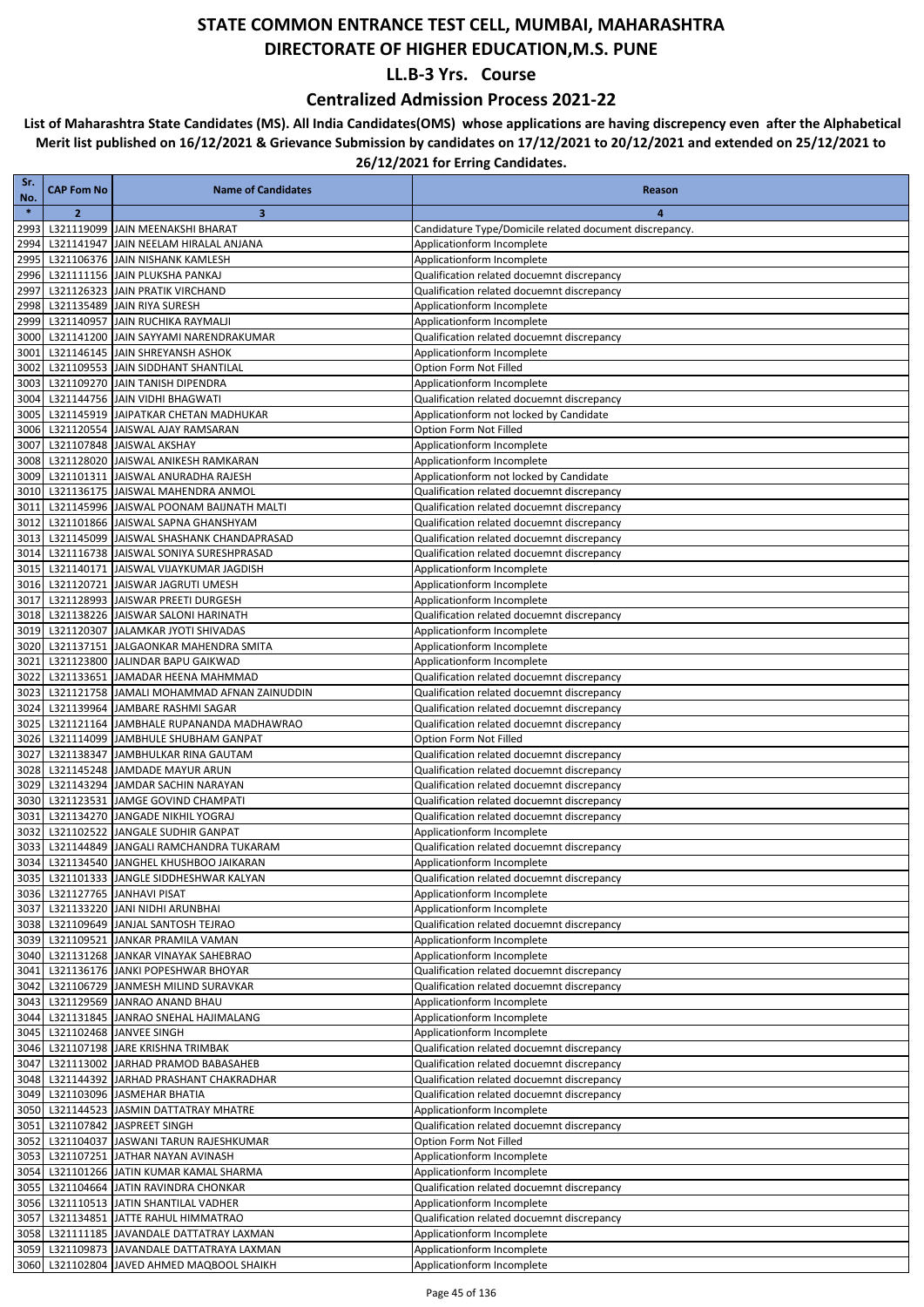# STATE COMMON ENTRANCE TEST CELL, MUMBAI, MAHARASHTRA

## DIRECTORATE OF HIGHER EDUCATION,M.S. PUNE

### LL.B-3 Yrs. Course

### Centralized Admission Process 2021-22

**List of Maharashtra State Candidates (MS). All India Candidates(OMS) whose applications are having discrepency even after the Alphabetical Merit list published on 16/12/2021 & Grievance Submission by candidates on 17/12/2021 to 20/12/2021 and extended on 25/12/2021 to 26/12/2021 for Erring Candidates.**

| Sr. No. | CAP Fom No | Name of Candidates | Reason |
|---|---|---|---|
| * | 2 | 3 | 4 |
| 2993 | L321119099 | JAIN MEENAKSHI BHARAT | Candidature Type/Domicile related document discrepancy. |
| 2994 | L321141947 | JAIN NEELAM HIRALAL ANJANA | Applicationform Incomplete |
| 2995 | L321106376 | JAIN NISHANK KAMLESH | Applicationform Incomplete |
| 2996 | L321111156 | JAIN PLUKSHA PANKAJ | Qualification related docuemnt discrepancy |
| 2997 | L321126323 | JAIN PRATIK VIRCHAND | Qualification related docuemnt discrepancy |
| 2998 | L321135489 | JAIN RIYA SURESH | Applicationform Incomplete |
| 2999 | L321140957 | JAIN RUCHIKA RAYMALJI | Applicationform Incomplete |
| 3000 | L321141200 | JAIN SAYYAMI NARENDRAKUMAR | Qualification related docuemnt discrepancy |
| 3001 | L321146145 | JAIN SHREYANSH ASHOK | Applicationform Incomplete |
| 3002 | L321109553 | JAIN SIDDHANT SHANTILAL | Option Form Not Filled |
| 3003 | L321109270 | JAIN TANISH DIPENDRA | Applicationform Incomplete |
| 3004 | L321144756 | JAIN VIDHI BHAGWATI | Qualification related docuemnt discrepancy |
| 3005 | L321145919 | JAIPATKAR CHETAN MADHUKAR | Applicationform not locked by Candidate |
| 3006 | L321120554 | JAISWAL AJAY RAMSARAN | Option Form Not Filled |
| 3007 | L321107848 | JAISWAL AKSHAY | Applicationform Incomplete |
| 3008 | L321128020 | JAISWAL ANIKESH RAMKARAN | Applicationform Incomplete |
| 3009 | L321101311 | JAISWAL ANURADHA RAJESH | Applicationform not locked by Candidate |
| 3010 | L321136175 | JAISWAL MAHENDRA ANMOL | Qualification related docuemnt discrepancy |
| 3011 | L321145996 | JAISWAL POONAM BAIJNATH MALTI | Qualification related docuemnt discrepancy |
| 3012 | L321101866 | JAISWAL SAPNA GHANSHYAM | Qualification related docuemnt discrepancy |
| 3013 | L321145099 | JAISWAL SHASHANK CHANDAPRASAD | Qualification related docuemnt discrepancy |
| 3014 | L321116738 | JAISWAL SONIYA SURESHPRASAD | Qualification related docuemnt discrepancy |
| 3015 | L321140171 | JAISWAL VIJAYKUMAR JAGDISH | Applicationform Incomplete |
| 3016 | L321120721 | JAISWAR JAGRUTI UMESH | Applicationform Incomplete |
| 3017 | L321128993 | JAISWAR PREETI DURGESH | Applicationform Incomplete |
| 3018 | L321138226 | JAISWAR SALONI HARINATH | Qualification related docuemnt discrepancy |
| 3019 | L321120307 | JALAMKAR JYOTI SHIVADAS | Applicationform Incomplete |
| 3020 | L321137151 | JALGAONKAR MAHENDRA SMITA | Applicationform Incomplete |
| 3021 | L321123800 | JALINDAR BAPU GAIKWAD | Applicationform Incomplete |
| 3022 | L321133651 | JAMADAR HEENA MAHMMAD | Qualification related docuemnt discrepancy |
| 3023 | L321121758 | JAMALI MOHAMMAD AFNAN ZAINUDDIN | Qualification related docuemnt discrepancy |
| 3024 | L321139964 | JAMBARE RASHMI SAGAR | Qualification related docuemnt discrepancy |
| 3025 | L321121164 | JAMBHALE RUPANANDA MADHAWRAO | Qualification related docuemnt discrepancy |
| 3026 | L321114099 | JAMBHULE SHUBHAM GANPAT | Option Form Not Filled |
| 3027 | L321138347 | JAMBHULKAR RINA GAUTAM | Qualification related docuemnt discrepancy |
| 3028 | L321145248 | JAMDADE MAYUR ARUN | Qualification related docuemnt discrepancy |
| 3029 | L321143294 | JAMDAR SACHIN NARAYAN | Qualification related docuemnt discrepancy |
| 3030 | L321123531 | JAMGE GOVIND CHAMPATI | Qualification related docuemnt discrepancy |
| 3031 | L321134270 | JANGADE NIKHIL YOGRAJ | Qualification related docuemnt discrepancy |
| 3032 | L321102522 | JANGALE SUDHIR GANPAT | Applicationform Incomplete |
| 3033 | L321144849 | JANGALI RAMCHANDRA TUKARAM | Qualification related docuemnt discrepancy |
| 3034 | L321134540 | JANGHEL KHUSHBOO JAIKARAN | Applicationform Incomplete |
| 3035 | L321101333 | JANGLE SIDDHESHWAR KALYAN | Qualification related docuemnt discrepancy |
| 3036 | L321127765 | JANHAVI PISAT | Applicationform Incomplete |
| 3037 | L321133220 | JANI NIDHI ARUNBHAI | Applicationform Incomplete |
| 3038 | L321109649 | JANJAL SANTOSH TEJRAO | Qualification related docuemnt discrepancy |
| 3039 | L321109521 | JANKAR PRAMILA VAMAN | Applicationform Incomplete |
| 3040 | L321131268 | JANKAR VINAYAK SAHEBRAO | Applicationform Incomplete |
| 3041 | L321136176 | JANKI POPESHWAR BHOYAR | Qualification related docuemnt discrepancy |
| 3042 | L321106729 | JANMESH MILIND SURAVKAR | Qualification related docuemnt discrepancy |
| 3043 | L321129569 | JANRAO ANAND BHAU | Applicationform Incomplete |
| 3044 | L321131845 | JANRAO SNEHAL HAJIMALANG | Applicationform Incomplete |
| 3045 | L321102468 | JANVEE SINGH | Applicationform Incomplete |
| 3046 | L321107198 | JARE KRISHNA TRIMBAK | Qualification related docuemnt discrepancy |
| 3047 | L321113002 | JARHAD PRAMOD BABASAHEB | Qualification related docuemnt discrepancy |
| 3048 | L321144392 | JARHAD PRASHANT CHAKRADHAR | Qualification related docuemnt discrepancy |
| 3049 | L321103096 | JASMEHAR BHATIA | Qualification related docuemnt discrepancy |
| 3050 | L321144523 | JASMIN DATTATRAY MHATRE | Applicationform Incomplete |
| 3051 | L321107842 | JASPREET SINGH | Qualification related docuemnt discrepancy |
| 3052 | L321104037 | JASWANI TARUN RAJESHKUMAR | Option Form Not Filled |
| 3053 | L321107251 | JATHAR NAYAN AVINASH | Applicationform Incomplete |
| 3054 | L321101266 | JATIN KUMAR KAMAL SHARMA | Applicationform Incomplete |
| 3055 | L321104664 | JATIN RAVINDRA CHONKAR | Qualification related docuemnt discrepancy |
| 3056 | L321110513 | JATIN SHANTILAL VADHER | Applicationform Incomplete |
| 3057 | L321134851 | JATTE RAHUL HIMMATRAO | Qualification related docuemnt discrepancy |
| 3058 | L321111185 | JAVANDALE DATTATRAY LAXMAN | Applicationform Incomplete |
| 3059 | L321109873 | JAVANDALE DATTATRAYA LAXMAN | Applicationform Incomplete |
| 3060 | L321102804 | JAVED AHMED MAQBOOL SHAIKH | Applicationform Incomplete |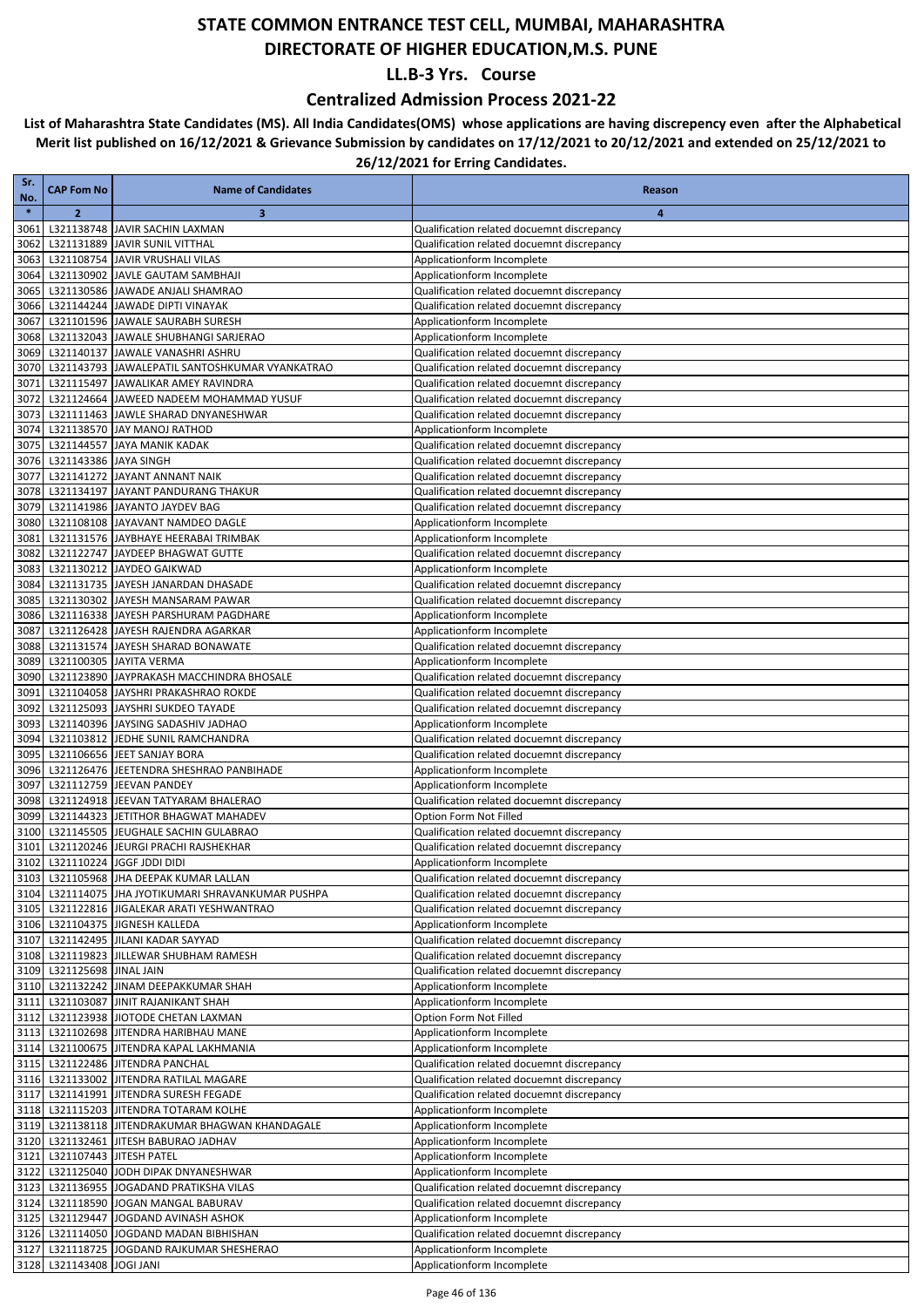# STATE COMMON ENTRANCE TEST CELL, MUMBAI, MAHARASHTRA

# DIRECTORATE OF HIGHER EDUCATION,M.S. PUNE

## LL.B-3 Yrs. Course

## Centralized Admission Process 2021-22

**List of Maharashtra State Candidates (MS). All India Candidates(OMS) whose applications are having discrepency even after the Alphabetical Merit list published on 16/12/2021 & Grievance Submission by candidates on 17/12/2021 to 20/12/2021 and extended on 25/12/2021 to 26/12/2021 for Erring Candidates.**

| Sr. No. | CAP Fom No | Name of Candidates | Reason |
|---|---|---|---|
| * | 2 | 3 | 4 |
| 3061 | L321138748 | JAVIR SACHIN LAXMAN | Qualification related docuemnt discrepancy |
| 3062 | L321131889 | JAVIR SUNIL VITTHAL | Qualification related docuemnt discrepancy |
| 3063 | L321108754 | JAVIR VRUSHALI VILAS | Applicationform Incomplete |
| 3064 | L321130902 | JAVLE GAUTAM SAMBHAJI | Applicationform Incomplete |
| 3065 | L321130586 | JAWADE ANJALI SHAMRAO | Qualification related docuemnt discrepancy |
| 3066 | L321144244 | JAWADE DIPTI VINAYAK | Qualification related docuemnt discrepancy |
| 3067 | L321101596 | JAWALE SAURABH SURESH | Applicationform Incomplete |
| 3068 | L321132043 | JAWALE SHUBHANGI SARJERAO | Applicationform Incomplete |
| 3069 | L321140137 | JAWALE VANASHRI ASHRU | Qualification related docuemnt discrepancy |
| 3070 | L321143793 | JAWALEPATIL SANTOSHKUMAR VYANKATRAO | Qualification related docuemnt discrepancy |
| 3071 | L321115497 | JAWALIKAR AMEY RAVINDRA | Qualification related docuemnt discrepancy |
| 3072 | L321124664 | JAWEED NADEEM MOHAMMAD YUSUF | Qualification related docuemnt discrepancy |
| 3073 | L321111463 | JAWLE SHARAD DNYANESHWAR | Qualification related docuemnt discrepancy |
| 3074 | L321138570 | JAY MANOJ RATHOD | Applicationform Incomplete |
| 3075 | L321144557 | JAYA MANIK KADAK | Qualification related docuemnt discrepancy |
| 3076 | L321143386 | JAYA SINGH | Qualification related docuemnt discrepancy |
| 3077 | L321141272 | JAYANT ANNANT NAIK | Qualification related docuemnt discrepancy |
| 3078 | L321134197 | JAYANT PANDURANG THAKUR | Qualification related docuemnt discrepancy |
| 3079 | L321141986 | JAYANTO JAYDEV BAG | Qualification related docuemnt discrepancy |
| 3080 | L321108108 | JAYAVANT NAMDEO DAGLE | Applicationform Incomplete |
| 3081 | L321131576 | JAYBHAYE HEERABAI TRIMBAK | Applicationform Incomplete |
| 3082 | L321122747 | JAYDEEP BHAGWAT GUTTE | Qualification related docuemnt discrepancy |
| 3083 | L321130212 | JAYDEO GAIKWAD | Applicationform Incomplete |
| 3084 | L321131735 | JAYESH JANARDAN DHASADE | Qualification related docuemnt discrepancy |
| 3085 | L321130302 | JAYESH MANSARAM PAWAR | Qualification related docuemnt discrepancy |
| 3086 | L321116338 | JAYESH PARSHURAM PAGDHARE | Applicationform Incomplete |
| 3087 | L321126428 | JAYESH RAJENDRA AGARKAR | Applicationform Incomplete |
| 3088 | L321131574 | JAYESH SHARAD BONAWATE | Qualification related docuemnt discrepancy |
| 3089 | L321100305 | JAYITA VERMA | Applicationform Incomplete |
| 3090 | L321123890 | JAYPRAKASH MACCHINDRA BHOSALE | Qualification related docuemnt discrepancy |
| 3091 | L321104058 | JAYSHRI PRAKASHRAO ROKDE | Qualification related docuemnt discrepancy |
| 3092 | L321125093 | JAYSHRI SUKDEO TAYADE | Qualification related docuemnt discrepancy |
| 3093 | L321140396 | JAYSING SADASHIV JADHAO | Applicationform Incomplete |
| 3094 | L321103812 | JEDHE SUNIL RAMCHANDRA | Qualification related docuemnt discrepancy |
| 3095 | L321106656 | JEET SANJAY BORA | Qualification related docuemnt discrepancy |
| 3096 | L321126476 | JEETENDRA SHESHRAO PANBIHADE | Applicationform Incomplete |
| 3097 | L321112759 | JEEVAN PANDEY | Applicationform Incomplete |
| 3098 | L321124918 | JEEVAN TATYARAM BHALERAO | Qualification related docuemnt discrepancy |
| 3099 | L321144323 | JETITHOR BHAGWAT MAHADEV | Option Form Not Filled |
| 3100 | L321145505 | JEUGHALE SACHIN GULABRAO | Qualification related docuemnt discrepancy |
| 3101 | L321120246 | JEURGI PRACHI RAJSHEKHAR | Qualification related docuemnt discrepancy |
| 3102 | L321110224 | JGGF JDDI DIDI | Applicationform Incomplete |
| 3103 | L321105968 | JHA DEEPAK KUMAR LALLAN | Qualification related docuemnt discrepancy |
| 3104 | L321114075 | JHA JYOTIKUMARI SHRAVANKUMAR PUSHPA | Qualification related docuemnt discrepancy |
| 3105 | L321122816 | JIGALEKAR ARATI YESHWANTRAO | Qualification related docuemnt discrepancy |
| 3106 | L321104375 | JIGNESH KALLEDA | Applicationform Incomplete |
| 3107 | L321142495 | JILANI KADAR SAYYAD | Qualification related docuemnt discrepancy |
| 3108 | L321119823 | JILLEWAR SHUBHAM RAMESH | Qualification related docuemnt discrepancy |
| 3109 | L321125698 | JINAL JAIN | Qualification related docuemnt discrepancy |
| 3110 | L321132242 | JINAM DEEPAKKUMAR SHAH | Applicationform Incomplete |
| 3111 | L321103087 | JINIT RAJANIKANT SHAH | Applicationform Incomplete |
| 3112 | L321123938 | JIOTODE CHETAN LAXMAN | Option Form Not Filled |
| 3113 | L321102698 | JITENDRA HARIBHAU MANE | Applicationform Incomplete |
| 3114 | L321100675 | JITENDRA KAPAL LAKHMANIA | Applicationform Incomplete |
| 3115 | L321122486 | JITENDRA PANCHAL | Qualification related docuemnt discrepancy |
| 3116 | L321133002 | JITENDRA RATILAL MAGARE | Qualification related docuemnt discrepancy |
| 3117 | L321141991 | JITENDRA SURESH FEGADE | Qualification related docuemnt discrepancy |
| 3118 | L321115203 | JITENDRA TOTARAM KOLHE | Applicationform Incomplete |
| 3119 | L321138118 | JITENDRAKUMAR BHAGWAN KHANDAGALE | Applicationform Incomplete |
| 3120 | L321132461 | JITESH BABURAO JADHAV | Applicationform Incomplete |
| 3121 | L321107443 | JITESH PATEL | Applicationform Incomplete |
| 3122 | L321125040 | JODH DIPAK DNYANESHWAR | Applicationform Incomplete |
| 3123 | L321136955 | JOGADAND PRATIKSHA VILAS | Qualification related docuemnt discrepancy |
| 3124 | L321118590 | JOGAN MANGAL BABURAV | Qualification related docuemnt discrepancy |
| 3125 | L321129447 | JOGDAND AVINASH ASHOK | Applicationform Incomplete |
| 3126 | L321114050 | JOGDAND MADAN BIBHISHAN | Qualification related docuemnt discrepancy |
| 3127 | L321118725 | JOGDAND RAJKUMAR SHESHERAO | Applicationform Incomplete |
| 3128 | L321143408 | JOGI JANI | Applicationform Incomplete |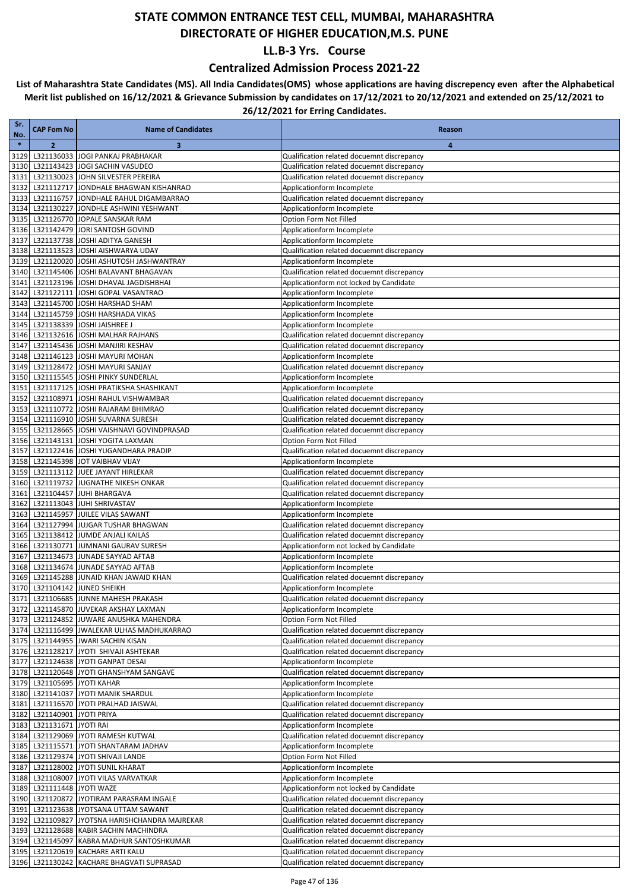# STATE COMMON ENTRANCE TEST CELL, MUMBAI, MAHARASHTRA

## DIRECTORATE OF HIGHER EDUCATION,M.S. PUNE

### LL.B-3 Yrs. Course

### Centralized Admission Process 2021-22

**List of Maharashtra State Candidates (MS). All India Candidates(OMS) whose applications are having discrepency even after the Alphabetical Merit list published on 16/12/2021 & Grievance Submission by candidates on 17/12/2021 to 20/12/2021 and extended on 25/12/2021 to 26/12/2021 for Erring Candidates.**

| Sr. No. | CAP Fom No | Name of Candidates | Reason |
|---|---|---|---|
| * | 2 | 3 | 4 |
| 3129 | L321136033 | JOGI PANKAJ PRABHAKAR | Qualification related docuemnt discrepancy |
| 3130 | L321143423 | JOGI SACHIN VASUDEO | Qualification related docuemnt discrepancy |
| 3131 | L321130023 | JOHN SILVESTER PEREIRA | Qualification related docuemnt discrepancy |
| 3132 | L321112717 | JONDHALE BHAGWAN KISHANRAO | Applicationform Incomplete |
| 3133 | L321116757 | JONDHALE RAHUL DIGAMBARRAO | Qualification related docuemnt discrepancy |
| 3134 | L321130227 | JONDHLE ASHWINI YESHWANT | Applicationform Incomplete |
| 3135 | L321126770 | JOPALE SANSKAR RAM | Option Form Not Filled |
| 3136 | L321142479 | JORI SANTOSH GOVIND | Applicationform Incomplete |
| 3137 | L321137738 | JOSHI ADITYA GANESH | Applicationform Incomplete |
| 3138 | L321113523 | JOSHI AISHWARYA UDAY | Qualification related docuemnt discrepancy |
| 3139 | L321120020 | JOSHI ASHUTOSH JASHWANTRAY | Applicationform Incomplete |
| 3140 | L321145406 | JOSHI BALAVANT BHAGAVAN | Qualification related docuemnt discrepancy |
| 3141 | L321123196 | JOSHI DHAVAL JAGDISHBHAI | Applicationform not locked by Candidate |
| 3142 | L321122111 | JOSHI GOPAL VASANTRAO | Applicationform Incomplete |
| 3143 | L321145700 | JOSHI HARSHAD SHAM | Applicationform Incomplete |
| 3144 | L321145759 | JOSHI HARSHADA VIKAS | Applicationform Incomplete |
| 3145 | L321138339 | JOSHI JAISHREE J | Applicationform Incomplete |
| 3146 | L321132616 | JOSHI MALHAR RAJHANS | Qualification related docuemnt discrepancy |
| 3147 | L321145436 | JOSHI MANJIRI KESHAV | Qualification related docuemnt discrepancy |
| 3148 | L321146123 | JOSHI MAYURI MOHAN | Applicationform Incomplete |
| 3149 | L321128472 | JOSHI MAYURI SANJAY | Qualification related docuemnt discrepancy |
| 3150 | L321115545 | JOSHI PINKY SUNDERLAL | Applicationform Incomplete |
| 3151 | L321117125 | JOSHI PRATIKSHA SHASHIKANT | Applicationform Incomplete |
| 3152 | L321108971 | JOSHI RAHUL VISHWAMBAR | Qualification related docuemnt discrepancy |
| 3153 | L321110772 | JOSHI RAJARAM BHIMRAO | Qualification related docuemnt discrepancy |
| 3154 | L321116910 | JOSHI SUVARNA SURESH | Qualification related docuemnt discrepancy |
| 3155 | L321128665 | JOSHI VAISHNAVI GOVINDPRASAD | Qualification related docuemnt discrepancy |
| 3156 | L321143131 | JOSHI YOGITA LAXMAN | Option Form Not Filled |
| 3157 | L321122416 | JOSHI YUGANDHARA PRADIP | Qualification related docuemnt discrepancy |
| 3158 | L321145398 | JOT VAIBHAV VIJAY | Applicationform Incomplete |
| 3159 | L321113112 | JUEE JAYANT HIRLEKAR | Qualification related docuemnt discrepancy |
| 3160 | L321119732 | JUGNATHE NIKESH ONKAR | Qualification related docuemnt discrepancy |
| 3161 | L321104457 | JUHI BHARGAVA | Qualification related docuemnt discrepancy |
| 3162 | L321113043 | JUHI SHRIVASTAV | Applicationform Incomplete |
| 3163 | L321145957 | JUILEE VILAS SAWANT | Applicationform Incomplete |
| 3164 | L321127994 | JUJGAR TUSHAR BHAGWAN | Qualification related docuemnt discrepancy |
| 3165 | L321138412 | JUMDE ANJALI KAILAS | Qualification related docuemnt discrepancy |
| 3166 | L321130771 | JUMNANI GAURAV SURESH | Applicationform not locked by Candidate |
| 3167 | L321134673 | JUNADE SAYYAD AFTAB | Applicationform Incomplete |
| 3168 | L321134674 | JUNADE SAYYAD AFTAB | Applicationform Incomplete |
| 3169 | L321145288 | JUNAID KHAN JAWAID KHAN | Qualification related docuemnt discrepancy |
| 3170 | L321104142 | JUNED SHEIKH | Applicationform Incomplete |
| 3171 | L321106685 | JUNNE MAHESH PRAKASH | Qualification related docuemnt discrepancy |
| 3172 | L321145870 | JUVEKAR AKSHAY LAXMAN | Applicationform Incomplete |
| 3173 | L321124852 | JUWARE ANUSHKA MAHENDRA | Option Form Not Filled |
| 3174 | L321116499 | JWALEKAR ULHAS MADHUKARRAO | Qualification related docuemnt discrepancy |
| 3175 | L321144955 | JWARI SACHIN KISAN | Qualification related docuemnt discrepancy |
| 3176 | L321128217 | JYOTI SHIVAJI ASHTEKAR | Qualification related docuemnt discrepancy |
| 3177 | L321124638 | JYOTI GANPAT DESAI | Applicationform Incomplete |
| 3178 | L321120648 | JYOTI GHANSHYAM SANGAVE | Qualification related docuemnt discrepancy |
| 3179 | L321105695 | JYOTI KAHAR | Applicationform Incomplete |
| 3180 | L321141037 | JYOTI MANIK SHARDUL | Applicationform Incomplete |
| 3181 | L321116570 | JYOTI PRALHAD JAISWAL | Qualification related docuemnt discrepancy |
| 3182 | L321140901 | JYOTI PRIYA | Qualification related docuemnt discrepancy |
| 3183 | L321131671 | JYOTI RAI | Applicationform Incomplete |
| 3184 | L321129069 | JYOTI RAMESH KUTWAL | Qualification related docuemnt discrepancy |
| 3185 | L321115571 | JYOTI SHANTARAM JADHAV | Applicationform Incomplete |
| 3186 | L321129374 | JYOTI SHIVAJI LANDE | Option Form Not Filled |
| 3187 | L321128002 | JYOTI SUNIL KHARAT | Applicationform Incomplete |
| 3188 | L321108007 | JYOTI VILAS VARVATKAR | Applicationform Incomplete |
| 3189 | L321111448 | JYOTI WAZE | Applicationform not locked by Candidate |
| 3190 | L321120872 | JYOTIRAM PARASRAM INGALE | Qualification related docuemnt discrepancy |
| 3191 | L321123638 | JYOTSANA UTTAM SAWANT | Qualification related docuemnt discrepancy |
| 3192 | L321109827 | JYOTSNA HARISHCHANDRA MAJREKAR | Qualification related docuemnt discrepancy |
| 3193 | L321128688 | KABIR SACHIN MACHINDRA | Qualification related docuemnt discrepancy |
| 3194 | L321145097 | KABRA MADHUR SANTOSHKUMAR | Qualification related docuemnt discrepancy |
| 3195 | L321120619 | KACHARE ARTI KALU | Qualification related docuemnt discrepancy |
| 3196 | L321130242 | KACHARE BHAGVATI SUPRASAD | Qualification related docuemnt discrepancy |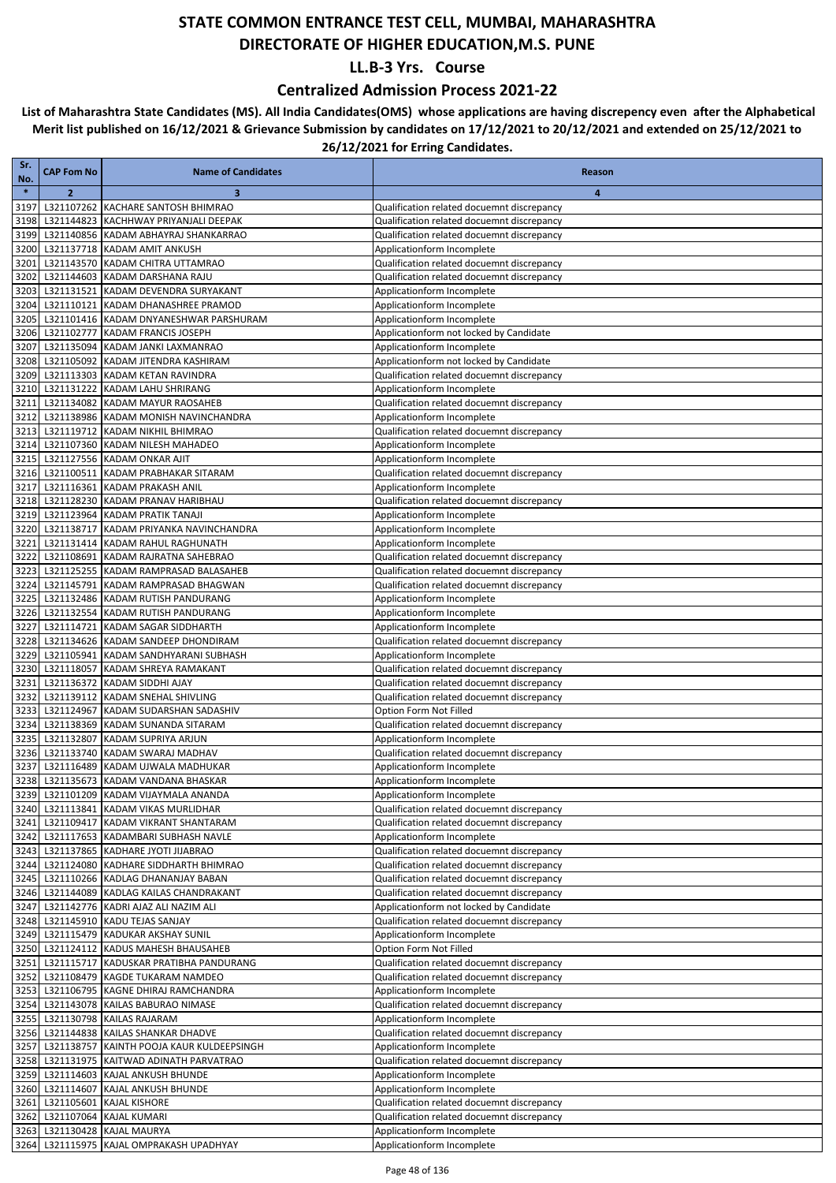# STATE COMMON ENTRANCE TEST CELL, MUMBAI, MAHARASHTRA

## DIRECTORATE OF HIGHER EDUCATION,M.S. PUNE

### LL.B-3 Yrs. Course

### Centralized Admission Process 2021-22

**List of Maharashtra State Candidates (MS). All India Candidates(OMS) whose applications are having discrepency even after the Alphabetical Merit list published on 16/12/2021 & Grievance Submission by candidates on 17/12/2021 to 20/12/2021 and extended on 25/12/2021 to 26/12/2021 for Erring Candidates.**

| Sr. No. | CAP Fom No | Name of Candidates | Reason |
|---|---|---|---|
| * | 2 | 3 | 4 |
| 3197 | L321107262 | KACHARE SANTOSH BHIMRAO | Qualification related docuemnt discrepancy |
| 3198 | L321144823 | KACHHWAY PRIYANJALI DEEPAK | Qualification related docuemnt discrepancy |
| 3199 | L321140856 | KADAM ABHAYRAJ SHANKARRAO | Qualification related docuemnt discrepancy |
| 3200 | L321137718 | KADAM AMIT ANKUSH | Applicationform Incomplete |
| 3201 | L321143570 | KADAM CHITRA UTTAMRAO | Qualification related docuemnt discrepancy |
| 3202 | L321144603 | KADAM DARSHANA RAJU | Qualification related docuemnt discrepancy |
| 3203 | L321131521 | KADAM DEVENDRA SURYAKANT | Applicationform Incomplete |
| 3204 | L321110121 | KADAM DHANASHREE PRAMOD | Applicationform Incomplete |
| 3205 | L321101416 | KADAM DNYANESHWAR PARSHURAM | Applicationform Incomplete |
| 3206 | L321102777 | KADAM FRANCIS JOSEPH | Applicationform not locked by Candidate |
| 3207 | L321135094 | KADAM JANKI LAXMANRAO | Applicationform Incomplete |
| 3208 | L321105092 | KADAM JITENDRA KASHIRAM | Applicationform not locked by Candidate |
| 3209 | L321113303 | KADAM KETAN RAVINDRA | Qualification related docuemnt discrepancy |
| 3210 | L321131222 | KADAM LAHU SHRIRANG | Applicationform Incomplete |
| 3211 | L321134082 | KADAM MAYUR RAOSAHEB | Qualification related docuemnt discrepancy |
| 3212 | L321138986 | KADAM MONISH NAVINCHANDRA | Applicationform Incomplete |
| 3213 | L321119712 | KADAM NIKHIL BHIMRAO | Qualification related docuemnt discrepancy |
| 3214 | L321107360 | KADAM NILESH MAHADEO | Applicationform Incomplete |
| 3215 | L321127556 | KADAM ONKAR AJIT | Applicationform Incomplete |
| 3216 | L321100511 | KADAM PRABHAKAR SITARAM | Qualification related docuemnt discrepancy |
| 3217 | L321116361 | KADAM PRAKASH ANIL | Applicationform Incomplete |
| 3218 | L321128230 | KADAM PRANAV HARIBHAU | Qualification related docuemnt discrepancy |
| 3219 | L321123964 | KADAM PRATIK TANAJI | Applicationform Incomplete |
| 3220 | L321138717 | KADAM PRIYANKA NAVINCHANDRA | Applicationform Incomplete |
| 3221 | L321131414 | KADAM RAHUL RAGHUNATH | Applicationform Incomplete |
| 3222 | L321108691 | KADAM RAJRATNA SAHEBRAO | Qualification related docuemnt discrepancy |
| 3223 | L321125255 | KADAM RAMPRASAD BALASAHEB | Qualification related docuemnt discrepancy |
| 3224 | L321145791 | KADAM RAMPRASAD BHAGWAN | Qualification related docuemnt discrepancy |
| 3225 | L321132486 | KADAM RUTISH PANDURANG | Applicationform Incomplete |
| 3226 | L321132554 | KADAM RUTISH PANDURANG | Applicationform Incomplete |
| 3227 | L321114721 | KADAM SAGAR SIDDHARTH | Applicationform Incomplete |
| 3228 | L321134626 | KADAM SANDEEP DHONDIRAM | Qualification related docuemnt discrepancy |
| 3229 | L321105941 | KADAM SANDHYARANI SUBHASH | Applicationform Incomplete |
| 3230 | L321118057 | KADAM SHREYA RAMAKANT | Qualification related docuemnt discrepancy |
| 3231 | L321136372 | KADAM SIDDHI AJAY | Qualification related docuemnt discrepancy |
| 3232 | L321139112 | KADAM SNEHAL SHIVLING | Qualification related docuemnt discrepancy |
| 3233 | L321124967 | KADAM SUDARSHAN SADASHIV | Option Form Not Filled |
| 3234 | L321138369 | KADAM SUNANDA SITARAM | Qualification related docuemnt discrepancy |
| 3235 | L321132807 | KADAM SUPRIYA ARJUN | Applicationform Incomplete |
| 3236 | L321133740 | KADAM SWARAJ MADHAV | Qualification related docuemnt discrepancy |
| 3237 | L321116489 | KADAM UJWALA MADHUKAR | Applicationform Incomplete |
| 3238 | L321135673 | KADAM VANDANA BHASKAR | Applicationform Incomplete |
| 3239 | L321101209 | KADAM VIJAYMALA ANANDA | Applicationform Incomplete |
| 3240 | L321113841 | KADAM VIKAS MURLIDHAR | Qualification related docuemnt discrepancy |
| 3241 | L321109417 | KADAM VIKRANT SHANTARAM | Qualification related docuemnt discrepancy |
| 3242 | L321117653 | KADAMBARI SUBHASH NAVLE | Applicationform Incomplete |
| 3243 | L321137865 | KADHARE JYOTI JIJABRAO | Qualification related docuemnt discrepancy |
| 3244 | L321124080 | KADHARE SIDDHARTH BHIMRAO | Qualification related docuemnt discrepancy |
| 3245 | L321110266 | KADLAG DHANANJAY BABAN | Qualification related docuemnt discrepancy |
| 3246 | L321144089 | KADLAG KAILAS CHANDRAKANT | Qualification related docuemnt discrepancy |
| 3247 | L321142776 | KADRI AJAZ ALI NAZIM ALI | Applicationform not locked by Candidate |
| 3248 | L321145910 | KADU TEJAS SANJAY | Qualification related docuemnt discrepancy |
| 3249 | L321115479 | KADUKAR AKSHAY SUNIL | Applicationform Incomplete |
| 3250 | L321124112 | KADUS MAHESH BHAUSAHEB | Option Form Not Filled |
| 3251 | L321115717 | KADUSKAR PRATIBHA PANDURANG | Qualification related docuemnt discrepancy |
| 3252 | L321108479 | KAGDE TUKARAM NAMDEO | Qualification related docuemnt discrepancy |
| 3253 | L321106795 | KAGNE DHIRAJ RAMCHANDRA | Applicationform Incomplete |
| 3254 | L321143078 | KAILAS BABURAO NIMASE | Qualification related docuemnt discrepancy |
| 3255 | L321130798 | KAILAS RAJARAM | Applicationform Incomplete |
| 3256 | L321144838 | KAILAS SHANKAR DHADVE | Qualification related docuemnt discrepancy |
| 3257 | L321138757 | KAINTH POOJA KAUR KULDEEPSINGH | Applicationform Incomplete |
| 3258 | L321131975 | KAITWAD ADINATH PARVATRAO | Qualification related docuemnt discrepancy |
| 3259 | L321114603 | KAJAL ANKUSH BHUNDE | Applicationform Incomplete |
| 3260 | L321114607 | KAJAL ANKUSH BHUNDE | Applicationform Incomplete |
| 3261 | L321105601 | KAJAL KISHORE | Qualification related docuemnt discrepancy |
| 3262 | L321107064 | KAJAL KUMARI | Qualification related docuemnt discrepancy |
| 3263 | L321130428 | KAJAL MAURYA | Applicationform Incomplete |
| 3264 | L321115975 | KAJAL OMPRAKASH UPADHYAY | Applicationform Incomplete |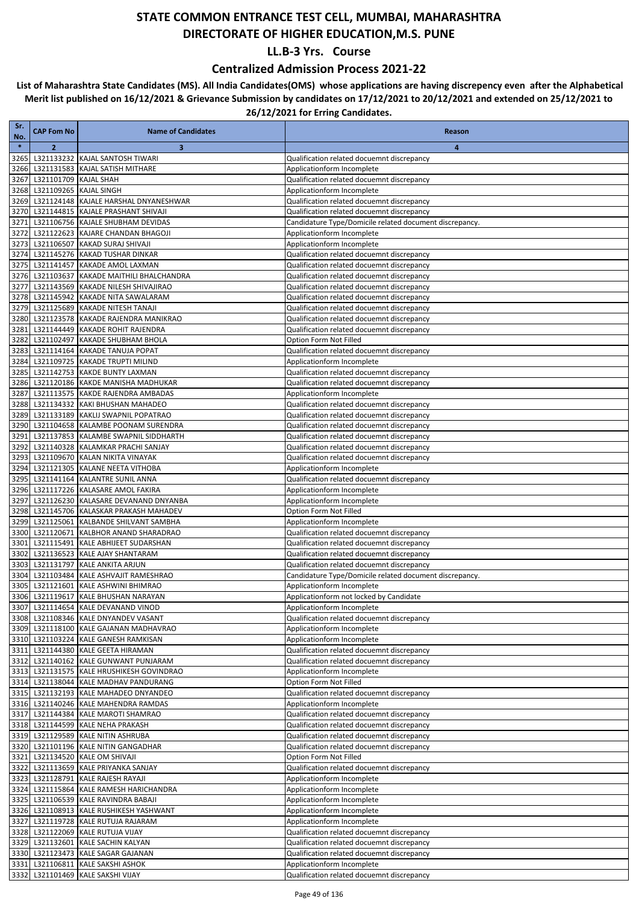# STATE COMMON ENTRANCE TEST CELL, MUMBAI, MAHARASHTRA

# DIRECTORATE OF HIGHER EDUCATION,M.S. PUNE

## LL.B-3 Yrs. Course

## Centralized Admission Process 2021-22

**List of Maharashtra State Candidates (MS). All India Candidates(OMS) whose applications are having discrepency even after the Alphabetical Merit list published on 16/12/2021 & Grievance Submission by candidates on 17/12/2021 to 20/12/2021 and extended on 25/12/2021 to 26/12/2021 for Erring Candidates.**

| Sr. No. | CAP Fom No | Name of Candidates | Reason |
|---|---|---|---|
| * | 2 | 3 | 4 |
| 3265 | L321133232 | KAJAL SANTOSH TIWARI | Qualification related docuemnt discrepancy |
| 3266 | L321131583 | KAJAL SATISH MITHARE | Applicationform Incomplete |
| 3267 | L321101709 | KAJAL SHAH | Qualification related docuemnt discrepancy |
| 3268 | L321109265 | KAJAL SINGH | Applicationform Incomplete |
| 3269 | L321124148 | KAJALE HARSHAL DNYANESHWAR | Qualification related docuemnt discrepancy |
| 3270 | L321144815 | KAJALE PRASHANT SHIVAJI | Qualification related docuemnt discrepancy |
| 3271 | L321106756 | KAJALE SHUBHAM DEVIDAS | Candidature Type/Domicile related document discrepancy. |
| 3272 | L321122623 | KAJARE CHANDAN BHAGOJI | Applicationform Incomplete |
| 3273 | L321106507 | KAKAD SURAJ SHIVAJI | Applicationform Incomplete |
| 3274 | L321145276 | KAKAD TUSHAR DINKAR | Qualification related docuemnt discrepancy |
| 3275 | L321141457 | KAKADE AMOL LAXMAN | Qualification related docuemnt discrepancy |
| 3276 | L321103637 | KAKADE MAITHILI BHALCHANDRA | Qualification related docuemnt discrepancy |
| 3277 | L321143569 | KAKADE NILESH SHIVAJIRAO | Qualification related docuemnt discrepancy |
| 3278 | L321145942 | KAKADE NITA SAWALARAM | Qualification related docuemnt discrepancy |
| 3279 | L321125689 | KAKADE NITESH TANAJI | Qualification related docuemnt discrepancy |
| 3280 | L321123578 | KAKADE RAJENDRA MANIKRAO | Qualification related docuemnt discrepancy |
| 3281 | L321144449 | KAKADE ROHIT RAJENDRA | Qualification related docuemnt discrepancy |
| 3282 | L321102497 | KAKADE SHUBHAM BHOLA | Option Form Not Filled |
| 3283 | L321114164 | KAKADE TANUJA POPAT | Qualification related docuemnt discrepancy |
| 3284 | L321109725 | KAKADE TRUPTI MILIND | Applicationform Incomplete |
| 3285 | L321142753 | KAKDE BUNTY LAXMAN | Qualification related docuemnt discrepancy |
| 3286 | L321120186 | KAKDE MANISHA MADHUKAR | Qualification related docuemnt discrepancy |
| 3287 | L321113575 | KAKDE RAJENDRA AMBADAS | Applicationform Incomplete |
| 3288 | L321134332 | KAKI BHUSHAN MAHADEO | Qualification related docuemnt discrepancy |
| 3289 | L321133189 | KAKLIJ SWAPNIL POPATRAO | Qualification related docuemnt discrepancy |
| 3290 | L321104658 | KALAMBE POONAM SURENDRA | Qualification related docuemnt discrepancy |
| 3291 | L321137853 | KALAMBE SWAPNIL SIDDHARTH | Qualification related docuemnt discrepancy |
| 3292 | L321140328 | KALAMKAR PRACHI SANJAY | Qualification related docuemnt discrepancy |
| 3293 | L321109670 | KALAN NIKITA VINAYAK | Qualification related docuemnt discrepancy |
| 3294 | L321121305 | KALANE NEETA VITHOBA | Applicationform Incomplete |
| 3295 | L321141164 | KALANTRE SUNIL ANNA | Qualification related docuemnt discrepancy |
| 3296 | L321117226 | KALASARE AMOL FAKIRA | Applicationform Incomplete |
| 3297 | L321126230 | KALASARE DEVANAND DNYANBA | Applicationform Incomplete |
| 3298 | L321145706 | KALASKAR PRAKASH MAHADEV | Option Form Not Filled |
| 3299 | L321125061 | KALBANDE SHILVANT SAMBHA | Applicationform Incomplete |
| 3300 | L321120671 | KALBHOR ANAND SHARADRAO | Qualification related docuemnt discrepancy |
| 3301 | L321115491 | KALE ABHIJEET SUDARSHAN | Qualification related docuemnt discrepancy |
| 3302 | L321136523 | KALE AJAY SHANTARAM | Qualification related docuemnt discrepancy |
| 3303 | L321131797 | KALE ANKITA ARJUN | Qualification related docuemnt discrepancy |
| 3304 | L321103484 | KALE ASHVAJIT RAMESHRAO | Candidature Type/Domicile related document discrepancy. |
| 3305 | L321121601 | KALE ASHWINI BHIMRAO | Applicationform Incomplete |
| 3306 | L321119617 | KALE BHUSHAN NARAYAN | Applicationform not locked by Candidate |
| 3307 | L321114654 | KALE DEVANAND VINOD | Applicationform Incomplete |
| 3308 | L321108346 | KALE DNYANDEV VASANT | Qualification related docuemnt discrepancy |
| 3309 | L321118100 | KALE GAJANAN MADHAVRAO | Applicationform Incomplete |
| 3310 | L321103224 | KALE GANESH RAMKISAN | Applicationform Incomplete |
| 3311 | L321144380 | KALE GEETA HIRAMAN | Qualification related docuemnt discrepancy |
| 3312 | L321140162 | KALE GUNWANT PUNJARAM | Qualification related docuemnt discrepancy |
| 3313 | L321131575 | KALE HRUSHIKESH GOVINDRAO | Applicationform Incomplete |
| 3314 | L321138044 | KALE MADHAV PANDURANG | Option Form Not Filled |
| 3315 | L321132193 | KALE MAHADEO DNYANDEO | Qualification related docuemnt discrepancy |
| 3316 | L321140246 | KALE MAHENDRA RAMDAS | Applicationform Incomplete |
| 3317 | L321144384 | KALE MAROTI SHAMRAO | Qualification related docuemnt discrepancy |
| 3318 | L321144599 | KALE NEHA PRAKASH | Qualification related docuemnt discrepancy |
| 3319 | L321129589 | KALE NITIN ASHRUBA | Qualification related docuemnt discrepancy |
| 3320 | L321101196 | KALE NITIN GANGADHAR | Qualification related docuemnt discrepancy |
| 3321 | L321134520 | KALE OM SHIVAJI | Option Form Not Filled |
| 3322 | L321113659 | KALE PRIYANKA SANJAY | Qualification related docuemnt discrepancy |
| 3323 | L321128791 | KALE RAJESH RAYAJI | Applicationform Incomplete |
| 3324 | L321115864 | KALE RAMESH HARICHANDRA | Applicationform Incomplete |
| 3325 | L321106539 | KALE RAVINDRA BABAJI | Applicationform Incomplete |
| 3326 | L321108913 | KALE RUSHIKESH YASHWANT | Applicationform Incomplete |
| 3327 | L321119728 | KALE RUTUJA RAJARAM | Applicationform Incomplete |
| 3328 | L321122069 | KALE RUTUJA VIJAY | Qualification related docuemnt discrepancy |
| 3329 | L321132601 | KALE SACHIN KALYAN | Qualification related docuemnt discrepancy |
| 3330 | L321123473 | KALE SAGAR GAJANAN | Qualification related docuemnt discrepancy |
| 3331 | L321106811 | KALE SAKSHI ASHOK | Applicationform Incomplete |
| 3332 | L321101469 | KALE SAKSHI VIJAY | Qualification related docuemnt discrepancy |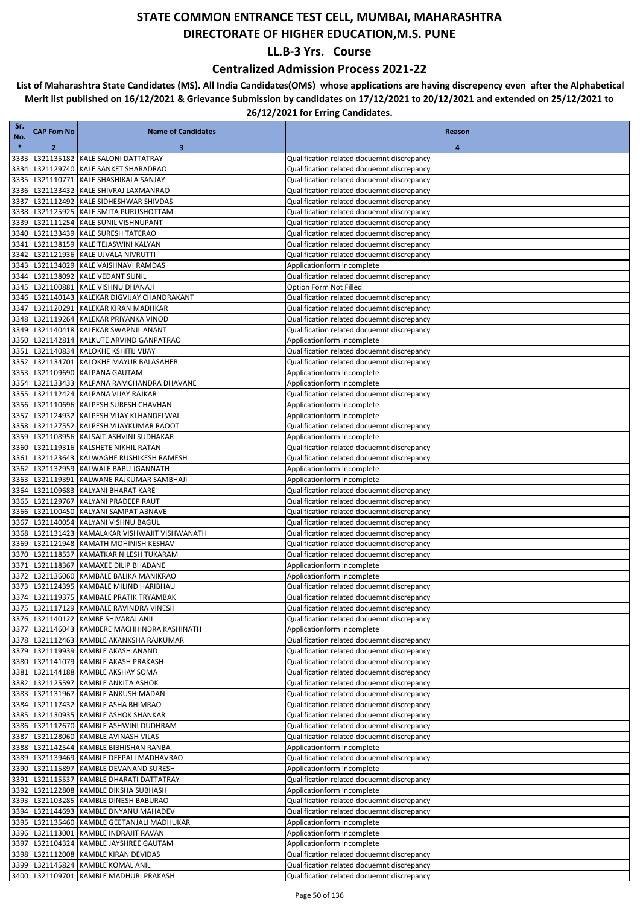# STATE COMMON ENTRANCE TEST CELL, MUMBAI, MAHARASHTRA

# DIRECTORATE OF HIGHER EDUCATION,M.S. PUNE

## LL.B-3 Yrs. Course

## Centralized Admission Process 2021-22

**List of Maharashtra State Candidates (MS). All India Candidates(OMS) whose applications are having discrepency even after the Alphabetical Merit list published on 16/12/2021 & Grievance Submission by candidates on 17/12/2021 to 20/12/2021 and extended on 25/12/2021 to 26/12/2021 for Erring Candidates.**

| Sr. No. | CAP Fom No | Name of Candidates | Reason |
|---|---|---|---|
| * | 2 | 3 | 4 |
| 3333 | L321135182 | KALE SALONI DATTATRAY | Qualification related docuemnt discrepancy |
| 3334 | L321129740 | KALE SANKET SHARADRAO | Qualification related docuemnt discrepancy |
| 3335 | L321110771 | KALE SHASHIKALA SANJAY | Qualification related docuemnt discrepancy |
| 3336 | L321133432 | KALE SHIVRAJ LAXMANRAO | Qualification related docuemnt discrepancy |
| 3337 | L321112492 | KALE SIDHESHWAR SHIVDAS | Qualification related docuemnt discrepancy |
| 3338 | L321125925 | KALE SMITA PURUSHOTTAM | Qualification related docuemnt discrepancy |
| 3339 | L321111254 | KALE SUNIL VISHNUPANT | Qualification related docuemnt discrepancy |
| 3340 | L321133439 | KALE SURESH TATERAO | Qualification related docuemnt discrepancy |
| 3341 | L321138159 | KALE TEJASWINI KALYAN | Qualification related docuemnt discrepancy |
| 3342 | L321121936 | KALE UJVALA NIVRUTTI | Qualification related docuemnt discrepancy |
| 3343 | L321134029 | KALE VAISHNAVI RAMDAS | Applicationform Incomplete |
| 3344 | L321138092 | KALE VEDANT SUNIL | Qualification related docuemnt discrepancy |
| 3345 | L321100881 | KALE VISHNU DHANAJI | Option Form Not Filled |
| 3346 | L321140143 | KALEKAR DIGVIJAY CHANDRAKANT | Qualification related docuemnt discrepancy |
| 3347 | L321120291 | KALEKAR KIRAN MADHKAR | Qualification related docuemnt discrepancy |
| 3348 | L321119264 | KALEKAR PRIYANKA VINOD | Qualification related docuemnt discrepancy |
| 3349 | L321140418 | KALEKAR SWAPNIL ANANT | Qualification related docuemnt discrepancy |
| 3350 | L321142814 | KALKUTE ARVIND GANPATRAO | Applicationform Incomplete |
| 3351 | L321140834 | KALOKHE KSHITIJ VIJAY | Qualification related docuemnt discrepancy |
| 3352 | L321134701 | KALOKHE MAYUR BALASAHEB | Qualification related docuemnt discrepancy |
| 3353 | L321109690 | KALPANA GAUTAM | Applicationform Incomplete |
| 3354 | L321133433 | KALPANA RAMCHANDRA DHAVANE | Applicationform Incomplete |
| 3355 | L321112424 | KALPANA VIJAY RAJKAR | Qualification related docuemnt discrepancy |
| 3356 | L321110696 | KALPESH SURESH CHAVHAN | Applicationform Incomplete |
| 3357 | L321124932 | KALPESH VIJAY KLHANDELWAL | Applicationform Incomplete |
| 3358 | L321127552 | KALPESH VIJAYKUMAR RAOOT | Qualification related docuemnt discrepancy |
| 3359 | L321108956 | KALSAIT ASHVINI SUDHAKAR | Applicationform Incomplete |
| 3360 | L321119316 | KALSHETE NIKHIL RATAN | Qualification related docuemnt discrepancy |
| 3361 | L321123643 | KALWAGHE RUSHIKESH RAMESH | Qualification related docuemnt discrepancy |
| 3362 | L321132959 | KALWALE BABU JGANNATH | Applicationform Incomplete |
| 3363 | L321119391 | KALWANE RAJKUMAR SAMBHAJI | Applicationform Incomplete |
| 3364 | L321109683 | KALYANI BHARAT KARE | Qualification related docuemnt discrepancy |
| 3365 | L321129767 | KALYANI PRADEEP RAUT | Qualification related docuemnt discrepancy |
| 3366 | L321100450 | KALYANI SAMPAT ABNAVE | Qualification related docuemnt discrepancy |
| 3367 | L321140054 | KALYANI VISHNU BAGUL | Qualification related docuemnt discrepancy |
| 3368 | L321131423 | KAMALAKAR VISHWAJIT VISHWANATH | Qualification related docuemnt discrepancy |
| 3369 | L321121948 | KAMATH MOHINISH KESHAV | Qualification related docuemnt discrepancy |
| 3370 | L321118537 | KAMATKAR NILESH TUKARAM | Qualification related docuemnt discrepancy |
| 3371 | L321118367 | KAMAXEE DILIP BHADANE | Applicationform Incomplete |
| 3372 | L321136060 | KAMBALE BALIKA MANIKRAO | Applicationform Incomplete |
| 3373 | L321124395 | KAMBALE MILIND HARIBHAU | Qualification related docuemnt discrepancy |
| 3374 | L321119375 | KAMBALE PRATIK TRYAMBAK | Qualification related docuemnt discrepancy |
| 3375 | L321117129 | KAMBALE RAVINDRA VINESH | Qualification related docuemnt discrepancy |
| 3376 | L321140122 | KAMBE SHIVARAJ ANIL | Qualification related docuemnt discrepancy |
| 3377 | L321146043 | KAMBERE MACHHINDRA KASHINATH | Applicationform Incomplete |
| 3378 | L321112463 | KAMBLE AKANKSHA RAJKUMAR | Qualification related docuemnt discrepancy |
| 3379 | L321119939 | KAMBLE AKASH ANAND | Qualification related docuemnt discrepancy |
| 3380 | L321141079 | KAMBLE AKASH PRAKASH | Qualification related docuemnt discrepancy |
| 3381 | L321144188 | KAMBLE AKSHAY SOMA | Qualification related docuemnt discrepancy |
| 3382 | L321125597 | KAMBLE ANKITA ASHOK | Qualification related docuemnt discrepancy |
| 3383 | L321131967 | KAMBLE ANKUSH MADAN | Qualification related docuemnt discrepancy |
| 3384 | L321117432 | KAMBLE ASHA BHIMRAO | Qualification related docuemnt discrepancy |
| 3385 | L321130935 | KAMBLE ASHOK SHANKAR | Qualification related docuemnt discrepancy |
| 3386 | L321112670 | KAMBLE ASHWINI DUDHRAM | Qualification related docuemnt discrepancy |
| 3387 | L321128060 | KAMBLE AVINASH VILAS | Qualification related docuemnt discrepancy |
| 3388 | L321142544 | KAMBLE BIBHISHAN RANBA | Applicationform Incomplete |
| 3389 | L321139469 | KAMBLE DEEPALI MADHAVRAO | Qualification related docuemnt discrepancy |
| 3390 | L321115897 | KAMBLE DEVANAND SURESH | Applicationform Incomplete |
| 3391 | L321115537 | KAMBLE DHARATI DATTATRAY | Qualification related docuemnt discrepancy |
| 3392 | L321122808 | KAMBLE DIKSHA SUBHASH | Applicationform Incomplete |
| 3393 | L321103285 | KAMBLE DINESH BABURAO | Qualification related docuemnt discrepancy |
| 3394 | L321144693 | KAMBLE DNYANU MAHADEV | Qualification related docuemnt discrepancy |
| 3395 | L321135460 | KAMBLE GEETANJALI MADHUKAR | Applicationform Incomplete |
| 3396 | L321113001 | KAMBLE INDRAJIT RAVAN | Applicationform Incomplete |
| 3397 | L321104324 | KAMBLE JAYSHREE GAUTAM | Applicationform Incomplete |
| 3398 | L321112008 | KAMBLE KIRAN DEVIDAS | Qualification related docuemnt discrepancy |
| 3399 | L321145824 | KAMBLE KOMAL ANIL | Qualification related docuemnt discrepancy |
| 3400 | L321109701 | KAMBLE MADHURI PRAKASH | Qualification related docuemnt discrepancy |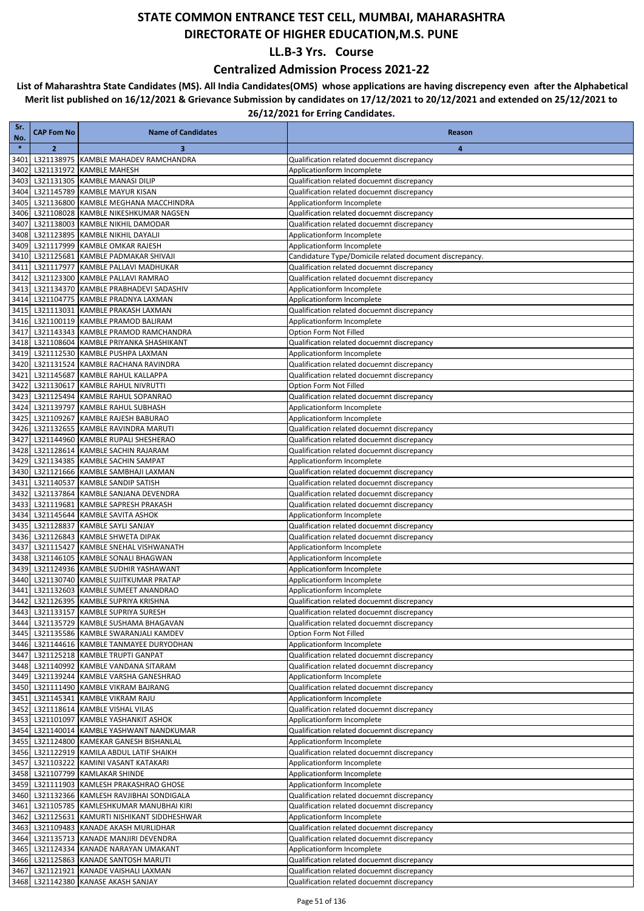# STATE COMMON ENTRANCE TEST CELL, MUMBAI, MAHARASHTRA

## DIRECTORATE OF HIGHER EDUCATION,M.S. PUNE

### LL.B-3 Yrs. Course

### Centralized Admission Process 2021-22

**List of Maharashtra State Candidates (MS). All India Candidates(OMS) whose applications are having discrepency even after the Alphabetical Merit list published on 16/12/2021 & Grievance Submission by candidates on 17/12/2021 to 20/12/2021 and extended on 25/12/2021 to 26/12/2021 for Erring Candidates.**

| Sr. No. | CAP Fom No | Name of Candidates | Reason |
|---|---|---|---|
| * | 2 | 3 | 4 |
| 3401 | L321138975 | KAMBLE MAHADEV RAMCHANDRA | Qualification related docuemnt discrepancy |
| 3402 | L321131972 | KAMBLE MAHESH | Applicationform Incomplete |
| 3403 | L321131305 | KAMBLE MANASI DILIP | Qualification related docuemnt discrepancy |
| 3404 | L321145789 | KAMBLE MAYUR KISAN | Qualification related docuemnt discrepancy |
| 3405 | L321136800 | KAMBLE MEGHANA MACCHINDRA | Applicationform Incomplete |
| 3406 | L321108028 | KAMBLE NIKESHKUMAR NAGSEN | Qualification related docuemnt discrepancy |
| 3407 | L321138003 | KAMBLE NIKHIL DAMODAR | Qualification related docuemnt discrepancy |
| 3408 | L321123895 | KAMBLE NIKHIL DAYALJI | Applicationform Incomplete |
| 3409 | L321117999 | KAMBLE OMKAR RAJESH | Applicationform Incomplete |
| 3410 | L321125681 | KAMBLE PADMAKAR SHIVAJI | Candidature Type/Domicile related document discrepancy. |
| 3411 | L321117977 | KAMBLE PALLAVI MADHUKAR | Qualification related docuemnt discrepancy |
| 3412 | L321123300 | KAMBLE PALLAVI RAMRAO | Qualification related docuemnt discrepancy |
| 3413 | L321134370 | KAMBLE PRABHADEVI SADASHIV | Applicationform Incomplete |
| 3414 | L321104775 | KAMBLE PRADNYA LAXMAN | Applicationform Incomplete |
| 3415 | L321113031 | KAMBLE PRAKASH LAXMAN | Qualification related docuemnt discrepancy |
| 3416 | L321100119 | KAMBLE PRAMOD BALIRAM | Applicationform Incomplete |
| 3417 | L321143343 | KAMBLE PRAMOD RAMCHANDRA | Option Form Not Filled |
| 3418 | L321108604 | KAMBLE PRIYANKA SHASHIKANT | Qualification related docuemnt discrepancy |
| 3419 | L321112530 | KAMBLE PUSHPA LAXMAN | Applicationform Incomplete |
| 3420 | L321131524 | KAMBLE RACHANA RAVINDRA | Qualification related docuemnt discrepancy |
| 3421 | L321145687 | KAMBLE RAHUL KALLAPPA | Qualification related docuemnt discrepancy |
| 3422 | L321130617 | KAMBLE RAHUL NIVRUTTI | Option Form Not Filled |
| 3423 | L321125494 | KAMBLE RAHUL SOPANRAO | Qualification related docuemnt discrepancy |
| 3424 | L321139797 | KAMBLE RAHUL SUBHASH | Applicationform Incomplete |
| 3425 | L321109267 | KAMBLE RAJESH BABURAO | Applicationform Incomplete |
| 3426 | L321132655 | KAMBLE RAVINDRA MARUTI | Qualification related docuemnt discrepancy |
| 3427 | L321144960 | KAMBLE RUPALI SHESHERAO | Qualification related docuemnt discrepancy |
| 3428 | L321128614 | KAMBLE SACHIN RAJARAM | Qualification related docuemnt discrepancy |
| 3429 | L321134385 | KAMBLE SACHIN SAMPAT | Applicationform Incomplete |
| 3430 | L321121666 | KAMBLE SAMBHAJI LAXMAN | Qualification related docuemnt discrepancy |
| 3431 | L321140537 | KAMBLE SANDIP SATISH | Qualification related docuemnt discrepancy |
| 3432 | L321137864 | KAMBLE SANJANA DEVENDRA | Qualification related docuemnt discrepancy |
| 3433 | L321119681 | KAMBLE SAPRESH PRAKASH | Qualification related docuemnt discrepancy |
| 3434 | L321145644 | KAMBLE SAVITA ASHOK | Applicationform Incomplete |
| 3435 | L321128837 | KAMBLE SAYLI SANJAY | Qualification related docuemnt discrepancy |
| 3436 | L321126843 | KAMBLE SHWETA DIPAK | Qualification related docuemnt discrepancy |
| 3437 | L321115427 | KAMBLE SNEHAL VISHWANATH | Applicationform Incomplete |
| 3438 | L321146105 | KAMBLE SONALI BHAGWAN | Applicationform Incomplete |
| 3439 | L321124936 | KAMBLE SUDHIR YASHAWANT | Applicationform Incomplete |
| 3440 | L321130740 | KAMBLE SUJITKUMAR PRATAP | Applicationform Incomplete |
| 3441 | L321132603 | KAMBLE SUMEET ANANDRAO | Applicationform Incomplete |
| 3442 | L321126395 | KAMBLE SUPRIYA KRISHNA | Qualification related docuemnt discrepancy |
| 3443 | L321133157 | KAMBLE SUPRIYA SURESH | Qualification related docuemnt discrepancy |
| 3444 | L321135729 | KAMBLE SUSHAMA BHAGAVAN | Qualification related docuemnt discrepancy |
| 3445 | L321135586 | KAMBLE SWARANJALI KAMDEV | Option Form Not Filled |
| 3446 | L321144616 | KAMBLE TANMAYEE DURYODHAN | Applicationform Incomplete |
| 3447 | L321125218 | KAMBLE TRUPTI GANPAT | Qualification related docuemnt discrepancy |
| 3448 | L321140992 | KAMBLE VANDANA SITARAM | Qualification related docuemnt discrepancy |
| 3449 | L321139244 | KAMBLE VARSHA GANESHRAO | Applicationform Incomplete |
| 3450 | L321111490 | KAMBLE VIKRAM BAJRANG | Qualification related docuemnt discrepancy |
| 3451 | L321145341 | KAMBLE VIKRAM RAJU | Applicationform Incomplete |
| 3452 | L321118614 | KAMBLE VISHAL VILAS | Qualification related docuemnt discrepancy |
| 3453 | L321101097 | KAMBLE YASHANKIT ASHOK | Applicationform Incomplete |
| 3454 | L321140014 | KAMBLE YASHWANT NANDKUMAR | Qualification related docuemnt discrepancy |
| 3455 | L321124800 | KAMEKAR GANESH BISHANLAL | Applicationform Incomplete |
| 3456 | L321122919 | KAMILA ABDUL LATIF SHAIKH | Qualification related docuemnt discrepancy |
| 3457 | L321103222 | KAMINI VASANT KATAKARI | Applicationform Incomplete |
| 3458 | L321107799 | KAMLAKAR SHINDE | Applicationform Incomplete |
| 3459 | L321111903 | KAMLESH PRAKASHRAO GHOSE | Applicationform Incomplete |
| 3460 | L321132366 | KAMLESH RAVJIBHAI SONDIGALA | Qualification related docuemnt discrepancy |
| 3461 | L321105785 | KAMLESHKUMAR MANUBHAI KIRI | Qualification related docuemnt discrepancy |
| 3462 | L321125631 | KAMURTI NISHIKANT SIDDHESHWAR | Applicationform Incomplete |
| 3463 | L321109483 | KANADE AKASH MURLIDHAR | Qualification related docuemnt discrepancy |
| 3464 | L321135713 | KANADE MANJIRI DEVENDRA | Qualification related docuemnt discrepancy |
| 3465 | L321124334 | KANADE NARAYAN UMAKANT | Applicationform Incomplete |
| 3466 | L321125863 | KANADE SANTOSH MARUTI | Qualification related docuemnt discrepancy |
| 3467 | L321121921 | KANADE VAISHALI LAXMAN | Qualification related docuemnt discrepancy |
| 3468 | L321142380 | KANASE AKASH SANJAY | Qualification related docuemnt discrepancy |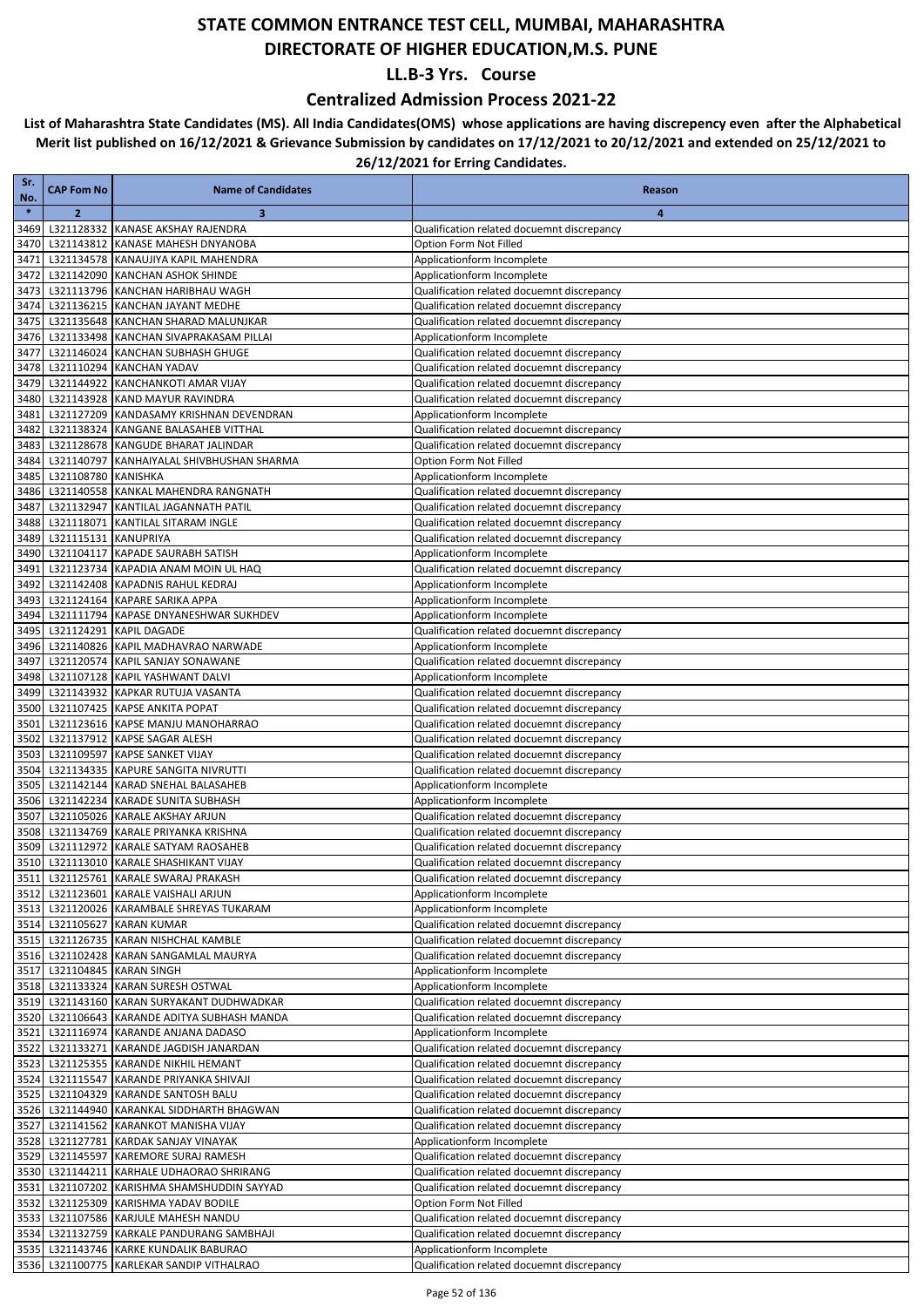# STATE COMMON ENTRANCE TEST CELL, MUMBAI, MAHARASHTRA

# DIRECTORATE OF HIGHER EDUCATION,M.S. PUNE

## LL.B-3 Yrs. Course

## Centralized Admission Process 2021-22

**List of Maharashtra State Candidates (MS). All India Candidates(OMS) whose applications are having discrepency even after the Alphabetical Merit list published on 16/12/2021 & Grievance Submission by candidates on 17/12/2021 to 20/12/2021 and extended on 25/12/2021 to 26/12/2021 for Erring Candidates.**

| Sr. No. | CAP Fom No | Name of Candidates | Reason |
|---|---|---|---|
| * | 2 | 3 | 4 |
| 3469 | L321128332 | KANASE AKSHAY RAJENDRA | Qualification related docuemnt discrepancy |
| 3470 | L321143812 | KANASE MAHESH DNYANOBA | Option Form Not Filled |
| 3471 | L321134578 | KANAUJIYA KAPIL MAHENDRA | Applicationform Incomplete |
| 3472 | L321142090 | KANCHAN ASHOK SHINDE | Applicationform Incomplete |
| 3473 | L321113796 | KANCHAN HARIBHAU WAGH | Qualification related docuemnt discrepancy |
| 3474 | L321136215 | KANCHAN JAYANT MEDHE | Qualification related docuemnt discrepancy |
| 3475 | L321135648 | KANCHAN SHARAD MALUNJKAR | Qualification related docuemnt discrepancy |
| 3476 | L321133498 | KANCHAN SIVAPRAKASAM PILLAI | Applicationform Incomplete |
| 3477 | L321146024 | KANCHAN SUBHASH GHUGE | Qualification related docuemnt discrepancy |
| 3478 | L321110294 | KANCHAN YADAV | Qualification related docuemnt discrepancy |
| 3479 | L321144922 | KANCHANKOTI AMAR VIJAY | Qualification related docuemnt discrepancy |
| 3480 | L321143928 | KAND MAYUR RAVINDRA | Qualification related docuemnt discrepancy |
| 3481 | L321127209 | KANDASAMY KRISHNAN DEVENDRAN | Applicationform Incomplete |
| 3482 | L321138324 | KANGANE BALASAHEB VITTHAL | Qualification related docuemnt discrepancy |
| 3483 | L321128678 | KANGUDE BHARAT JALINDAR | Qualification related docuemnt discrepancy |
| 3484 | L321140797 | KANHAIYALAL SHIVBHUSHAN SHARMA | Option Form Not Filled |
| 3485 | L321108780 | KANISHKA | Applicationform Incomplete |
| 3486 | L321140558 | KANKAL MAHENDRA RANGNATH | Qualification related docuemnt discrepancy |
| 3487 | L321132947 | KANTILAL JAGANNATH PATIL | Qualification related docuemnt discrepancy |
| 3488 | L321118071 | KANTILAL SITARAM INGLE | Qualification related docuemnt discrepancy |
| 3489 | L321115131 | KANUPRIYA | Qualification related docuemnt discrepancy |
| 3490 | L321104117 | KAPADE SAURABH SATISH | Applicationform Incomplete |
| 3491 | L321123734 | KAPADIA ANAM MOIN UL HAQ | Qualification related docuemnt discrepancy |
| 3492 | L321142408 | KAPADNIS RAHUL KEDRAJ | Applicationform Incomplete |
| 3493 | L321124164 | KAPARE SARIKA APPA | Applicationform Incomplete |
| 3494 | L321111794 | KAPASE DNYANESHWAR SUKHDEV | Applicationform Incomplete |
| 3495 | L321124291 | KAPIL DAGADE | Qualification related docuemnt discrepancy |
| 3496 | L321140826 | KAPIL MADHAVRAO NARWADE | Applicationform Incomplete |
| 3497 | L321120574 | KAPIL SANJAY SONAWANE | Qualification related docuemnt discrepancy |
| 3498 | L321107128 | KAPIL YASHWANT DALVI | Applicationform Incomplete |
| 3499 | L321143932 | KAPKAR RUTUJA VASANTA | Qualification related docuemnt discrepancy |
| 3500 | L321107425 | KAPSE ANKITA POPAT | Qualification related docuemnt discrepancy |
| 3501 | L321123616 | KAPSE MANJU MANOHARRAO | Qualification related docuemnt discrepancy |
| 3502 | L321137912 | KAPSE SAGAR ALESH | Qualification related docuemnt discrepancy |
| 3503 | L321109597 | KAPSE SANKET VIJAY | Qualification related docuemnt discrepancy |
| 3504 | L321134335 | KAPURE SANGITA NIVRUTTI | Qualification related docuemnt discrepancy |
| 3505 | L321142144 | KARAD SNEHAL BALASAHEB | Applicationform Incomplete |
| 3506 | L321142234 | KARADE SUNITA SUBHASH | Applicationform Incomplete |
| 3507 | L321105026 | KARALE AKSHAY ARJUN | Qualification related docuemnt discrepancy |
| 3508 | L321134769 | KARALE PRIYANKA KRISHNA | Qualification related docuemnt discrepancy |
| 3509 | L321112972 | KARALE SATYAM RAOSAHEB | Qualification related docuemnt discrepancy |
| 3510 | L321113010 | KARALE SHASHIKANT VIJAY | Qualification related docuemnt discrepancy |
| 3511 | L321125761 | KARALE SWARAJ PRAKASH | Qualification related docuemnt discrepancy |
| 3512 | L321123601 | KARALE VAISHALI ARJUN | Applicationform Incomplete |
| 3513 | L321120026 | KARAMBALE SHREYAS TUKARAM | Applicationform Incomplete |
| 3514 | L321105627 | KARAN KUMAR | Qualification related docuemnt discrepancy |
| 3515 | L321126735 | KARAN NISHCHAL KAMBLE | Qualification related docuemnt discrepancy |
| 3516 | L321102428 | KARAN SANGAMLAL MAURYA | Qualification related docuemnt discrepancy |
| 3517 | L321104845 | KARAN SINGH | Applicationform Incomplete |
| 3518 | L321133324 | KARAN SURESH OSTWAL | Applicationform Incomplete |
| 3519 | L321143160 | KARAN SURYAKANT DUDHWADKAR | Qualification related docuemnt discrepancy |
| 3520 | L321106643 | KARANDE ADITYA SUBHASH MANDA | Qualification related docuemnt discrepancy |
| 3521 | L321116974 | KARANDE ANJANA DADASO | Applicationform Incomplete |
| 3522 | L321133271 | KARANDE JAGDISH JANARDAN | Qualification related docuemnt discrepancy |
| 3523 | L321125355 | KARANDE NIKHIL HEMANT | Qualification related docuemnt discrepancy |
| 3524 | L321115547 | KARANDE PRIYANKA SHIVAJI | Qualification related docuemnt discrepancy |
| 3525 | L321104329 | KARANDE SANTOSH BALU | Qualification related docuemnt discrepancy |
| 3526 | L321144940 | KARANKAL SIDDHARTH BHAGWAN | Qualification related docuemnt discrepancy |
| 3527 | L321141562 | KARANKOT MANISHA VIJAY | Qualification related docuemnt discrepancy |
| 3528 | L321127781 | KARDAK SANJAY VINAYAK | Applicationform Incomplete |
| 3529 | L321145597 | KAREMORE SURAJ RAMESH | Qualification related docuemnt discrepancy |
| 3530 | L321144211 | KARHALE UDHAORAO SHRIRANG | Qualification related docuemnt discrepancy |
| 3531 | L321107202 | KARISHMA SHAMSHUDDIN SAYYAD | Qualification related docuemnt discrepancy |
| 3532 | L321125309 | KARISHMA YADAV BODILE | Option Form Not Filled |
| 3533 | L321107586 | KARJULE MAHESH NANDU | Qualification related docuemnt discrepancy |
| 3534 | L321132759 | KARKALE PANDURANG SAMBHAJI | Qualification related docuemnt discrepancy |
| 3535 | L321143746 | KARKE KUNDALIK BABURAO | Applicationform Incomplete |
| 3536 | L321100775 | KARLEKAR SANDIP VITHALRAO | Qualification related docuemnt discrepancy |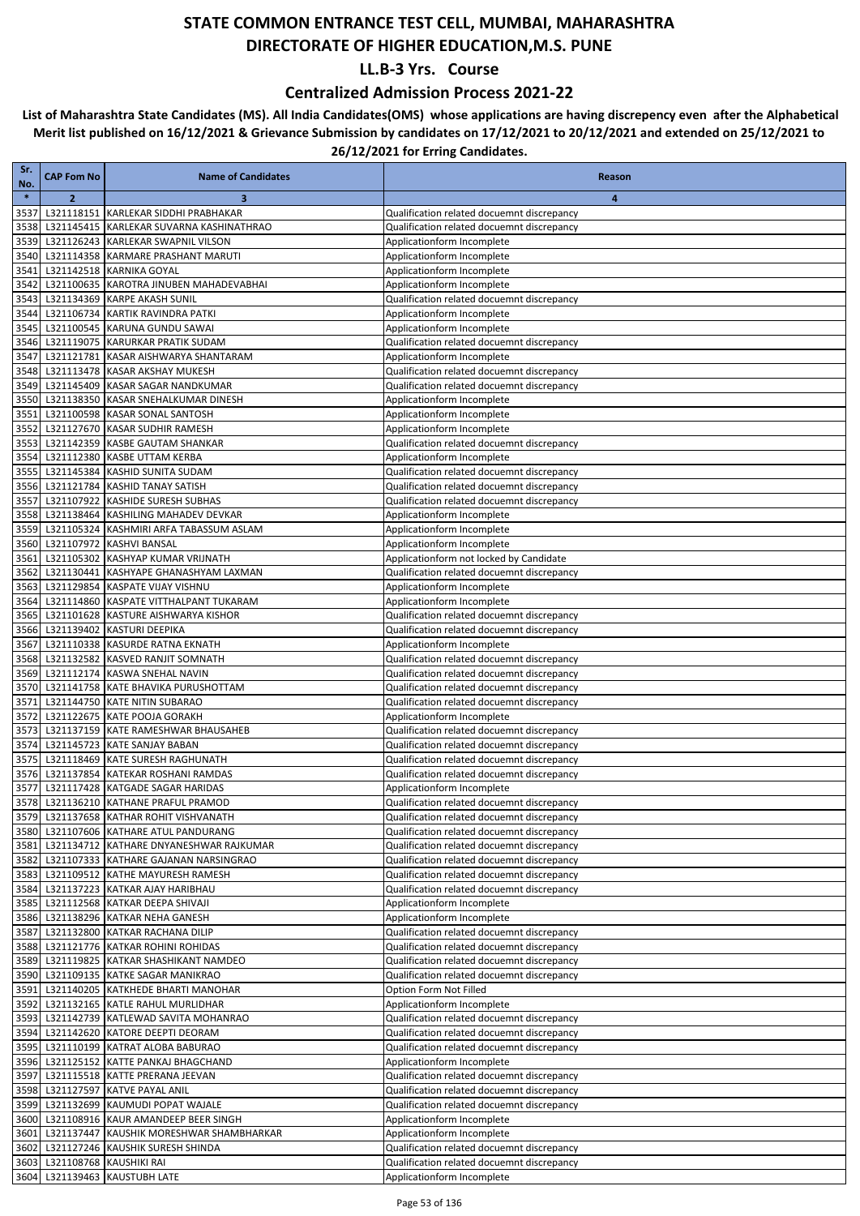# STATE COMMON ENTRANCE TEST CELL, MUMBAI, MAHARASHTRA

# DIRECTORATE OF HIGHER EDUCATION,M.S. PUNE

## LL.B-3 Yrs. Course

## Centralized Admission Process 2021-22

**List of Maharashtra State Candidates (MS). All India Candidates(OMS) whose applications are having discrepency even after the Alphabetical Merit list published on 16/12/2021 & Grievance Submission by candidates on 17/12/2021 to 20/12/2021 and extended on 25/12/2021 to 26/12/2021 for Erring Candidates.**

| Sr. No. | CAP Fom No | Name of Candidates | Reason |
|---|---|---|---|
| * | 2 | 3 | 4 |
| 3537 | L321118151 | KARLEKAR SIDDHI PRABHAKAR | Qualification related docuemnt discrepancy |
| 3538 | L321145415 | KARLEKAR SUVARNA KASHINATHRAO | Qualification related docuemnt discrepancy |
| 3539 | L321126243 | KARLEKAR SWAPNIL VILSON | Applicationform Incomplete |
| 3540 | L321114358 | KARMARE PRASHANT MARUTI | Applicationform Incomplete |
| 3541 | L321142518 | KARNIKA GOYAL | Applicationform Incomplete |
| 3542 | L321100635 | KAROTRA JINUBEN MAHADEVABHAI | Applicationform Incomplete |
| 3543 | L321134369 | KARPE AKASH SUNIL | Qualification related docuemnt discrepancy |
| 3544 | L321106734 | KARTIK RAVINDRA PATKI | Applicationform Incomplete |
| 3545 | L321100545 | KARUNA GUNDU SAWAI | Applicationform Incomplete |
| 3546 | L321119075 | KARURKAR PRATIK SUDAM | Qualification related docuemnt discrepancy |
| 3547 | L321121781 | KASAR AISHWARYA SHANTARAM | Applicationform Incomplete |
| 3548 | L321113478 | KASAR AKSHAY MUKESH | Qualification related docuemnt discrepancy |
| 3549 | L321145409 | KASAR SAGAR NANDKUMAR | Qualification related docuemnt discrepancy |
| 3550 | L321138350 | KASAR SNEHALKUMAR DINESH | Applicationform Incomplete |
| 3551 | L321100598 | KASAR SONAL SANTOSH | Applicationform Incomplete |
| 3552 | L321127670 | KASAR SUDHIR RAMESH | Applicationform Incomplete |
| 3553 | L321142359 | KASBE GAUTAM SHANKAR | Qualification related docuemnt discrepancy |
| 3554 | L321112380 | KASBE UTTAM KERBA | Applicationform Incomplete |
| 3555 | L321145384 | KASHID SUNITA SUDAM | Qualification related docuemnt discrepancy |
| 3556 | L321121784 | KASHID TANAY SATISH | Qualification related docuemnt discrepancy |
| 3557 | L321107922 | KASHIDE SURESH SUBHAS | Qualification related docuemnt discrepancy |
| 3558 | L321138464 | KASHILING MAHADEV DEVKAR | Applicationform Incomplete |
| 3559 | L321105324 | KASHMIRI ARFA TABASSUM ASLAM | Applicationform Incomplete |
| 3560 | L321107972 | KASHVI BANSAL | Applicationform Incomplete |
| 3561 | L321105302 | KASHYAP KUMAR VRIJNATH | Applicationform not locked by Candidate |
| 3562 | L321130441 | KASHYAPE GHANASHYAM LAXMAN | Qualification related docuemnt discrepancy |
| 3563 | L321129854 | KASPATE VIJAY VISHNU | Applicationform Incomplete |
| 3564 | L321114860 | KASPATE VITTHALPANT TUKARAM | Applicationform Incomplete |
| 3565 | L321101628 | KASTURE AISHWARYA KISHOR | Qualification related docuemnt discrepancy |
| 3566 | L321139402 | KASTURI DEEPIKA | Qualification related docuemnt discrepancy |
| 3567 | L321110338 | KASURDE RATNA EKNATH | Applicationform Incomplete |
| 3568 | L321132582 | KASVED RANJIT SOMNATH | Qualification related docuemnt discrepancy |
| 3569 | L321112174 | KASWA SNEHAL NAVIN | Qualification related docuemnt discrepancy |
| 3570 | L321141758 | KATE BHAVIKA PURUSHOTTAM | Qualification related docuemnt discrepancy |
| 3571 | L321144750 | KATE NITIN SUBARAO | Qualification related docuemnt discrepancy |
| 3572 | L321122675 | KATE POOJA GORAKH | Applicationform Incomplete |
| 3573 | L321137159 | KATE RAMESHWAR BHAUSAHEB | Qualification related docuemnt discrepancy |
| 3574 | L321145723 | KATE SANJAY BABAN | Qualification related docuemnt discrepancy |
| 3575 | L321118469 | KATE SURESH RAGHUNATH | Qualification related docuemnt discrepancy |
| 3576 | L321137854 | KATEKAR ROSHANI RAMDAS | Qualification related docuemnt discrepancy |
| 3577 | L321117428 | KATGADE SAGAR HARIDAS | Applicationform Incomplete |
| 3578 | L321136210 | KATHANE PRAFUL PRAMOD | Qualification related docuemnt discrepancy |
| 3579 | L321137658 | KATHAR ROHIT VISHVANATH | Qualification related docuemnt discrepancy |
| 3580 | L321107606 | KATHARE ATUL PANDURANG | Qualification related docuemnt discrepancy |
| 3581 | L321134712 | KATHARE DNYANESHWAR RAJKUMAR | Qualification related docuemnt discrepancy |
| 3582 | L321107333 | KATHARE GAJANAN NARSINGRAO | Qualification related docuemnt discrepancy |
| 3583 | L321109512 | KATHE MAYURESH RAMESH | Qualification related docuemnt discrepancy |
| 3584 | L321137223 | KATKAR AJAY HARIBHAU | Qualification related docuemnt discrepancy |
| 3585 | L321112568 | KATKAR DEEPA SHIVAJI | Applicationform Incomplete |
| 3586 | L321138296 | KATKAR NEHA GANESH | Applicationform Incomplete |
| 3587 | L321132800 | KATKAR RACHANA DILIP | Qualification related docuemnt discrepancy |
| 3588 | L321121776 | KATKAR ROHINI ROHIDAS | Qualification related docuemnt discrepancy |
| 3589 | L321119825 | KATKAR SHASHIKANT NAMDEO | Qualification related docuemnt discrepancy |
| 3590 | L321109135 | KATKE SAGAR MANIKRAO | Qualification related docuemnt discrepancy |
| 3591 | L321140205 | KATKHEDE BHARTI MANOHAR | Option Form Not Filled |
| 3592 | L321132165 | KATLE RAHUL MURLIDHAR | Applicationform Incomplete |
| 3593 | L321142739 | KATLEWAD SAVITA MOHANRAO | Qualification related docuemnt discrepancy |
| 3594 | L321142620 | KATORE DEEPTI DEORAM | Qualification related docuemnt discrepancy |
| 3595 | L321110199 | KATRAT ALOBA BABURAO | Qualification related docuemnt discrepancy |
| 3596 | L321125152 | KATTE PANKAJ BHAGCHAND | Applicationform Incomplete |
| 3597 | L321115518 | KATTE PRERANA JEEVAN | Qualification related docuemnt discrepancy |
| 3598 | L321127597 | KATVE PAYAL ANIL | Qualification related docuemnt discrepancy |
| 3599 | L321132699 | KAUMUDI POPAT WAJALE | Qualification related docuemnt discrepancy |
| 3600 | L321108916 | KAUR AMANDEEP BEER SINGH | Applicationform Incomplete |
| 3601 | L321137447 | KAUSHIK MORESHWAR SHAMBHARKAR | Applicationform Incomplete |
| 3602 | L321127246 | KAUSHIK SURESH SHINDA | Qualification related docuemnt discrepancy |
| 3603 | L321108768 | KAUSHIKI RAI | Qualification related docuemnt discrepancy |
| 3604 | L321139463 | KAUSTUBH LATE | Applicationform Incomplete |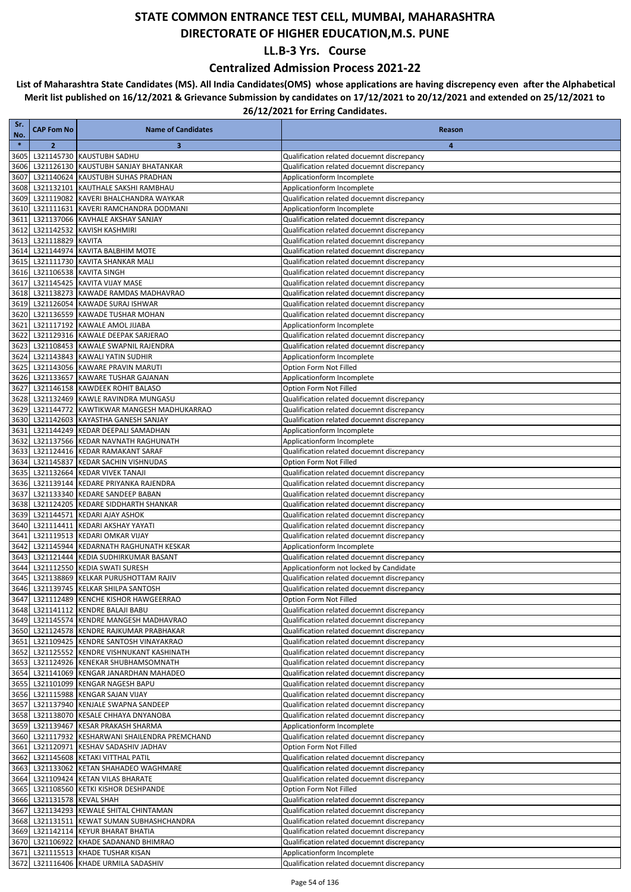# STATE COMMON ENTRANCE TEST CELL, MUMBAI, MAHARASHTRA

# DIRECTORATE OF HIGHER EDUCATION,M.S. PUNE

## LL.B-3 Yrs. Course

## Centralized Admission Process 2021-22

**List of Maharashtra State Candidates (MS). All India Candidates(OMS) whose applications are having discrepency even after the Alphabetical Merit list published on 16/12/2021 & Grievance Submission by candidates on 17/12/2021 to 20/12/2021 and extended on 25/12/2021 to 26/12/2021 for Erring Candidates.**

| Sr. No. | CAP Fom No | Name of Candidates | Reason |
|---|---|---|---|
| * | 2 | 3 | 4 |
| 3605 | L321145730 | KAUSTUBH SADHU | Qualification related docuemnt discrepancy |
| 3606 | L321126130 | KAUSTUBH SANJAY BHATANKAR | Qualification related docuemnt discrepancy |
| 3607 | L321140624 | KAUSTUBH SUHAS PRADHAN | Applicationform Incomplete |
| 3608 | L321132101 | KAUTHALE SAKSHI RAMBHAU | Applicationform Incomplete |
| 3609 | L321119082 | KAVERI BHALCHANDRA WAYKAR | Qualification related docuemnt discrepancy |
| 3610 | L321111631 | KAVERI RAMCHANDRA DODMANI | Applicationform Incomplete |
| 3611 | L321137066 | KAVHALE AKSHAY SANJAY | Qualification related docuemnt discrepancy |
| 3612 | L321142532 | KAVISH KASHMIRI | Qualification related docuemnt discrepancy |
| 3613 | L321118829 | KAVITA | Qualification related docuemnt discrepancy |
| 3614 | L321144974 | KAVITA BALBHIM MOTE | Qualification related docuemnt discrepancy |
| 3615 | L321111730 | KAVITA SHANKAR MALI | Qualification related docuemnt discrepancy |
| 3616 | L321106538 | KAVITA SINGH | Qualification related docuemnt discrepancy |
| 3617 | L321145425 | KAVITA VIJAY MASE | Qualification related docuemnt discrepancy |
| 3618 | L321138273 | KAWADE RAMDAS MADHAVRAO | Qualification related docuemnt discrepancy |
| 3619 | L321126054 | KAWADE SURAJ ISHWAR | Qualification related docuemnt discrepancy |
| 3620 | L321136559 | KAWADE TUSHAR MOHAN | Qualification related docuemnt discrepancy |
| 3621 | L321117192 | KAWALE AMOL JIJABA | Applicationform Incomplete |
| 3622 | L321129316 | KAWALE DEEPAK SARJERAO | Qualification related docuemnt discrepancy |
| 3623 | L321108453 | KAWALE SWAPNIL RAJENDRA | Qualification related docuemnt discrepancy |
| 3624 | L321143843 | KAWALI YATIN SUDHIR | Applicationform Incomplete |
| 3625 | L321143056 | KAWARE PRAVIN MARUTI | Option Form Not Filled |
| 3626 | L321133657 | KAWARE TUSHAR GAJANAN | Applicationform Incomplete |
| 3627 | L321146158 | KAWDEEK ROHIT BALASO | Option Form Not Filled |
| 3628 | L321132469 | KAWLE RAVINDRA MUNGASU | Qualification related docuemnt discrepancy |
| 3629 | L321144772 | KAWTIKWAR MANGESH MADHUKARRAO | Qualification related docuemnt discrepancy |
| 3630 | L321142603 | KAYASTHA GANESH SANJAY | Qualification related docuemnt discrepancy |
| 3631 | L321144249 | KEDAR DEEPALI SAMADHAN | Applicationform Incomplete |
| 3632 | L321137566 | KEDAR NAVNATH RAGHUNATH | Applicationform Incomplete |
| 3633 | L321124416 | KEDAR RAMAKANT SARAF | Qualification related docuemnt discrepancy |
| 3634 | L321145837 | KEDAR SACHIN VISHNUDAS | Option Form Not Filled |
| 3635 | L321132664 | KEDAR VIVEK TANAJI | Qualification related docuemnt discrepancy |
| 3636 | L321139144 | KEDARE PRIYANKA RAJENDRA | Qualification related docuemnt discrepancy |
| 3637 | L321133340 | KEDARE SANDEEP BABAN | Qualification related docuemnt discrepancy |
| 3638 | L321124205 | KEDARE SIDDHARTH SHANKAR | Qualification related docuemnt discrepancy |
| 3639 | L321144571 | KEDARI AJAY ASHOK | Qualification related docuemnt discrepancy |
| 3640 | L321114411 | KEDARI AKSHAY YAYATI | Qualification related docuemnt discrepancy |
| 3641 | L321119513 | KEDARI OMKAR VIJAY | Qualification related docuemnt discrepancy |
| 3642 | L321145944 | KEDARNATH RAGHUNATH KESKAR | Applicationform Incomplete |
| 3643 | L321121444 | KEDIA SUDHIRKUMAR BASANT | Qualification related docuemnt discrepancy |
| 3644 | L321112550 | KEDIA SWATI SURESH | Applicationform not locked by Candidate |
| 3645 | L321138869 | KELKAR PURUSHOTTAM RAJIV | Qualification related docuemnt discrepancy |
| 3646 | L321139745 | KELKAR SHILPA SANTOSH | Qualification related docuemnt discrepancy |
| 3647 | L321112489 | KENCHE KISHOR HAWGEERRAO | Option Form Not Filled |
| 3648 | L321141112 | KENDRE BALAJI BABU | Qualification related docuemnt discrepancy |
| 3649 | L321145574 | KENDRE MANGESH MADHAVRAO | Qualification related docuemnt discrepancy |
| 3650 | L321124578 | KENDRE RAJKUMAR PRABHAKAR | Qualification related docuemnt discrepancy |
| 3651 | L321109425 | KENDRE SANTOSH VINAYAKRAO | Qualification related docuemnt discrepancy |
| 3652 | L321125552 | KENDRE VISHNUKANT KASHINATH | Qualification related docuemnt discrepancy |
| 3653 | L321124926 | KENEKAR SHUBHAMSOMNATH | Qualification related docuemnt discrepancy |
| 3654 | L321141069 | KENGAR JANARDHAN MAHADEO | Qualification related docuemnt discrepancy |
| 3655 | L321101099 | KENGAR NAGESH BAPU | Qualification related docuemnt discrepancy |
| 3656 | L321115988 | KENGAR SAJAN VIJAY | Qualification related docuemnt discrepancy |
| 3657 | L321137940 | KENJALE SWAPNA SANDEEP | Qualification related docuemnt discrepancy |
| 3658 | L321138070 | KESALE CHHAYA DNYANOBA | Qualification related docuemnt discrepancy |
| 3659 | L321139467 | KESAR PRAKASH SHARMA | Applicationform Incomplete |
| 3660 | L321117932 | KESHARWANI SHAILENDRA PREMCHAND | Qualification related docuemnt discrepancy |
| 3661 | L321120971 | KESHAV SADASHIV JADHAV | Option Form Not Filled |
| 3662 | L321145608 | KETAKI VITTHAL PATIL | Qualification related docuemnt discrepancy |
| 3663 | L321133062 | KETAN SHAHADEO WAGHMARE | Qualification related docuemnt discrepancy |
| 3664 | L321109424 | KETAN VILAS BHARATE | Qualification related docuemnt discrepancy |
| 3665 | L321108560 | KETKI KISHOR DESHPANDE | Option Form Not Filled |
| 3666 | L321131578 | KEVAL SHAH | Qualification related docuemnt discrepancy |
| 3667 | L321134293 | KEWALE SHITAL CHINTAMAN | Qualification related docuemnt discrepancy |
| 3668 | L321131511 | KEWAT SUMAN SUBHASHCHANDRA | Qualification related docuemnt discrepancy |
| 3669 | L321142114 | KEYUR BHARAT BHATIA | Qualification related docuemnt discrepancy |
| 3670 | L321106922 | KHADE SADANAND BHIMRAO | Qualification related docuemnt discrepancy |
| 3671 | L321115513 | KHADE TUSHAR KISAN | Applicationform Incomplete |
| 3672 | L321116406 | KHADE URMILA SADASHIV | Qualification related docuemnt discrepancy |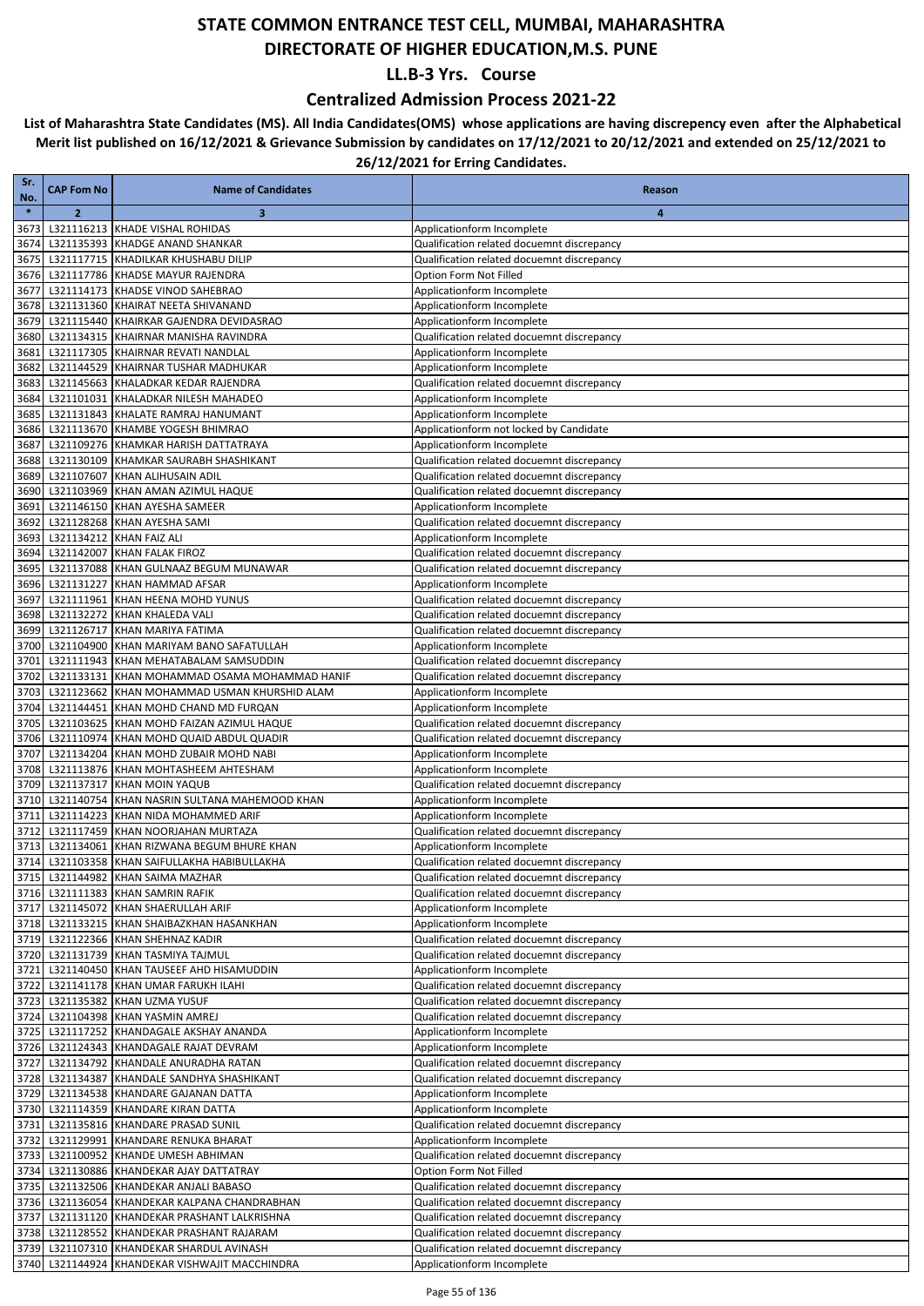# STATE COMMON ENTRANCE TEST CELL, MUMBAI, MAHARASHTRA

# DIRECTORATE OF HIGHER EDUCATION,M.S. PUNE

## LL.B-3 Yrs. Course

## Centralized Admission Process 2021-22

**List of Maharashtra State Candidates (MS). All India Candidates(OMS) whose applications are having discrepency even after the Alphabetical Merit list published on 16/12/2021 & Grievance Submission by candidates on 17/12/2021 to 20/12/2021 and extended on 25/12/2021 to 26/12/2021 for Erring Candidates.**

| Sr. No. | CAP Fom No | Name of Candidates | Reason |
|---|---|---|---|
| * | 2 | 3 | 4 |
| 3673 | L321116213 | KHADE VISHAL ROHIDAS | Applicationform Incomplete |
| 3674 | L321135393 | KHADGE ANAND SHANKAR | Qualification related docuemnt discrepancy |
| 3675 | L321117715 | KHADILKAR KHUSHABU DILIP | Qualification related docuemnt discrepancy |
| 3676 | L321117786 | KHADSE MAYUR RAJENDRA | Option Form Not Filled |
| 3677 | L321114173 | KHADSE VINOD SAHEBRAO | Applicationform Incomplete |
| 3678 | L321131360 | KHAIRAT NEETA SHIVANAND | Applicationform Incomplete |
| 3679 | L321115440 | KHAIRKAR GAJENDRA DEVIDASRAO | Applicationform Incomplete |
| 3680 | L321134315 | KHAIRNAR MANISHA RAVINDRA | Qualification related docuemnt discrepancy |
| 3681 | L321117305 | KHAIRNAR REVATI NANDLAL | Applicationform Incomplete |
| 3682 | L321144529 | KHAIRNAR TUSHAR MADHUKAR | Applicationform Incomplete |
| 3683 | L321145663 | KHALADKAR KEDAR RAJENDRA | Qualification related docuemnt discrepancy |
| 3684 | L321101031 | KHALADKAR NILESH MAHADEO | Applicationform Incomplete |
| 3685 | L321131843 | KHALATE RAMRAJ HANUMANT | Applicationform Incomplete |
| 3686 | L321113670 | KHAMBE YOGESH BHIMRAO | Applicationform not locked by Candidate |
| 3687 | L321109276 | KHAMKAR HARISH DATTATRAYA | Applicationform Incomplete |
| 3688 | L321130109 | KHAMKAR SAURABH SHASHIKANT | Qualification related docuemnt discrepancy |
| 3689 | L321107607 | KHAN ALIHUSAIN ADIL | Qualification related docuemnt discrepancy |
| 3690 | L321103969 | KHAN AMAN AZIMUL HAQUE | Qualification related docuemnt discrepancy |
| 3691 | L321146150 | KHAN AYESHA SAMEER | Applicationform Incomplete |
| 3692 | L321128268 | KHAN AYESHA SAMI | Qualification related docuemnt discrepancy |
| 3693 | L321134212 | KHAN FAIZ ALI | Applicationform Incomplete |
| 3694 | L321142007 | KHAN FALAK FIROZ | Qualification related docuemnt discrepancy |
| 3695 | L321137088 | KHAN GULNAAZ BEGUM MUNAWAR | Qualification related docuemnt discrepancy |
| 3696 | L321131227 | KHAN HAMMAD AFSAR | Applicationform Incomplete |
| 3697 | L321111961 | KHAN HEENA MOHD YUNUS | Qualification related docuemnt discrepancy |
| 3698 | L321132272 | KHAN KHALEDA VALI | Qualification related docuemnt discrepancy |
| 3699 | L321126717 | KHAN MARIYA FATIMA | Qualification related docuemnt discrepancy |
| 3700 | L321104900 | KHAN MARIYAM BANO SAFATULLAH | Applicationform Incomplete |
| 3701 | L321111943 | KHAN MEHATABALAM SAMSUDDIN | Qualification related docuemnt discrepancy |
| 3702 | L321133131 | KHAN MOHAMMAD OSAMA MOHAMMAD HANIF | Qualification related docuemnt discrepancy |
| 3703 | L321123662 | KHAN MOHAMMAD USMAN KHURSHID ALAM | Applicationform Incomplete |
| 3704 | L321144451 | KHAN MOHD CHAND MD FURQAN | Applicationform Incomplete |
| 3705 | L321103625 | KHAN MOHD FAIZAN AZIMUL HAQUE | Qualification related docuemnt discrepancy |
| 3706 | L321110974 | KHAN MOHD QUAID ABDUL QUADIR | Qualification related docuemnt discrepancy |
| 3707 | L321134204 | KHAN MOHD ZUBAIR MOHD NABI | Applicationform Incomplete |
| 3708 | L321113876 | KHAN MOHTASHEEM AHTESHAM | Applicationform Incomplete |
| 3709 | L321137317 | KHAN MOIN YAQUB | Qualification related docuemnt discrepancy |
| 3710 | L321140754 | KHAN NASRIN SULTANA MAHEMOOD KHAN | Applicationform Incomplete |
| 3711 | L321114223 | KHAN NIDA MOHAMMED ARIF | Applicationform Incomplete |
| 3712 | L321117459 | KHAN NOORJAHAN MURTAZA | Qualification related docuemnt discrepancy |
| 3713 | L321134061 | KHAN RIZWANA BEGUM BHURE KHAN | Applicationform Incomplete |
| 3714 | L321103358 | KHAN SAIFULLAKHA HABIBULLAKHA | Qualification related docuemnt discrepancy |
| 3715 | L321144982 | KHAN SAIMA MAZHAR | Qualification related docuemnt discrepancy |
| 3716 | L321111383 | KHAN SAMRIN RAFIK | Qualification related docuemnt discrepancy |
| 3717 | L321145072 | KHAN SHAERULLAH ARIF | Applicationform Incomplete |
| 3718 | L321133215 | KHAN SHAIBAZKHAN HASANKHAN | Applicationform Incomplete |
| 3719 | L321122366 | KHAN SHEHNAZ KADIR | Qualification related docuemnt discrepancy |
| 3720 | L321131739 | KHAN TASMIYA TAJMUL | Qualification related docuemnt discrepancy |
| 3721 | L321140450 | KHAN TAUSEEF AHD HISAMUDDIN | Applicationform Incomplete |
| 3722 | L321141178 | KHAN UMAR FARUKH ILAHI | Qualification related docuemnt discrepancy |
| 3723 | L321135382 | KHAN UZMA YUSUF | Qualification related docuemnt discrepancy |
| 3724 | L321104398 | KHAN YASMIN AMREJ | Qualification related docuemnt discrepancy |
| 3725 | L321117252 | KHANDAGALE AKSHAY ANANDA | Applicationform Incomplete |
| 3726 | L321124343 | KHANDAGALE RAJAT DEVRAM | Applicationform Incomplete |
| 3727 | L321134792 | KHANDALE ANURADHA RATAN | Qualification related docuemnt discrepancy |
| 3728 | L321134387 | KHANDALE SANDHYA SHASHIKANT | Qualification related docuemnt discrepancy |
| 3729 | L321134538 | KHANDARE GAJANAN DATTA | Applicationform Incomplete |
| 3730 | L321114359 | KHANDARE KIRAN DATTA | Applicationform Incomplete |
| 3731 | L321135816 | KHANDARE PRASAD SUNIL | Qualification related docuemnt discrepancy |
| 3732 | L321129991 | KHANDARE RENUKA BHARAT | Applicationform Incomplete |
| 3733 | L321100952 | KHANDE UMESH ABHIMAN | Qualification related docuemnt discrepancy |
| 3734 | L321130886 | KHANDEKAR AJAY DATTATRAY | Option Form Not Filled |
| 3735 | L321132506 | KHANDEKAR ANJALI BABASO | Qualification related docuemnt discrepancy |
| 3736 | L321136054 | KHANDEKAR KALPANA CHANDRABHAN | Qualification related docuemnt discrepancy |
| 3737 | L321131120 | KHANDEKAR PRASHANT LALKRISHNA | Qualification related docuemnt discrepancy |
| 3738 | L321128552 | KHANDEKAR PRASHANT RAJARAM | Qualification related docuemnt discrepancy |
| 3739 | L321107310 | KHANDEKAR SHARDUL AVINASH | Qualification related docuemnt discrepancy |
| 3740 | L321144924 | KHANDEKAR VISHWAJIT MACCHINDRA | Applicationform Incomplete |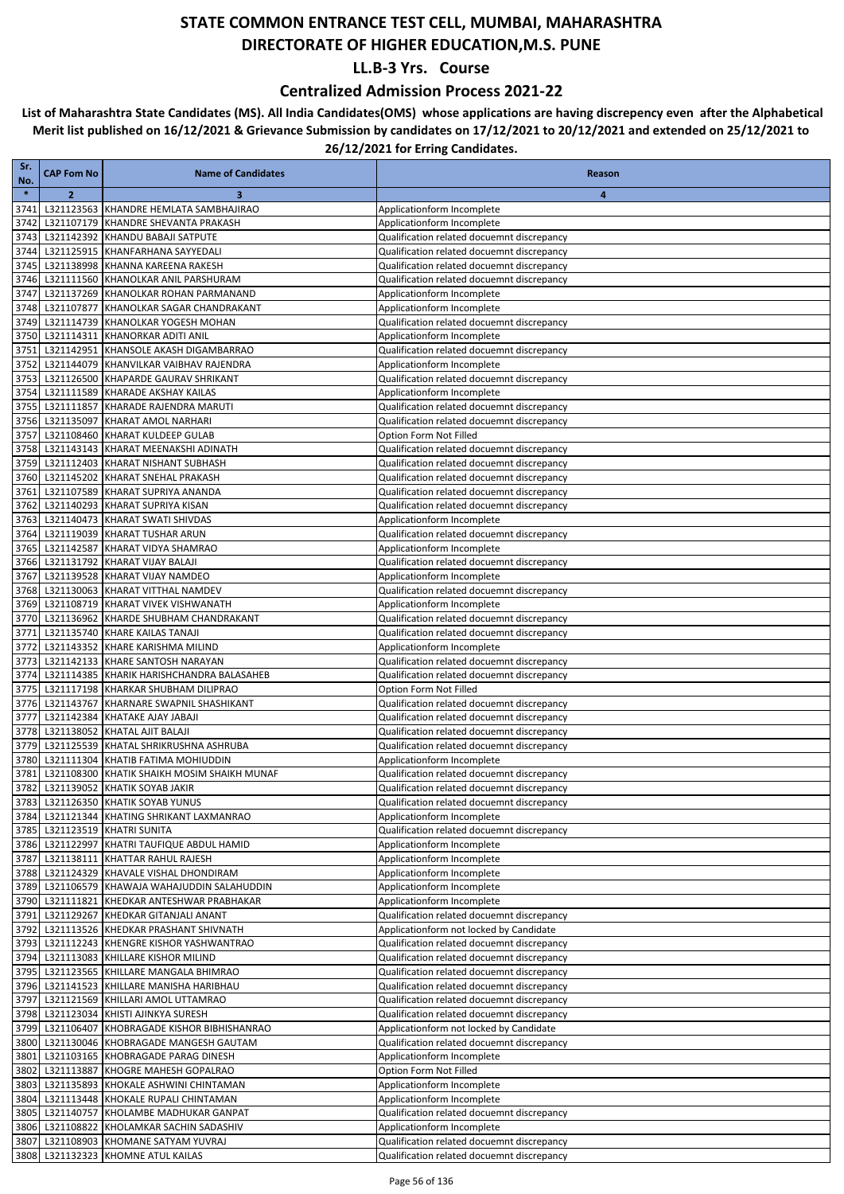# STATE COMMON ENTRANCE TEST CELL, MUMBAI, MAHARASHTRA

## DIRECTORATE OF HIGHER EDUCATION,M.S. PUNE

### LL.B-3 Yrs. Course

### Centralized Admission Process 2021-22

**List of Maharashtra State Candidates (MS). All India Candidates(OMS) whose applications are having discrepency even after the Alphabetical Merit list published on 16/12/2021 & Grievance Submission by candidates on 17/12/2021 to 20/12/2021 and extended on 25/12/2021 to 26/12/2021 for Erring Candidates.**

| Sr. No. | CAP Fom No | Name of Candidates | Reason |
|---|---|---|---|
| * | 2 | 3 | 4 |
| 3741 | L321123563 | KHANDRE HEMLATA SAMBHAJIRAO | Applicationform Incomplete |
| 3742 | L321107179 | KHANDRE SHEVANTA PRAKASH | Applicationform Incomplete |
| 3743 | L321142392 | KHANDU BABAJI SATPUTE | Qualification related docuemnt discrepancy |
| 3744 | L321125915 | KHANFARHANA SAYYEDALI | Qualification related docuemnt discrepancy |
| 3745 | L321138998 | KHANNA KAREENA RAKESH | Qualification related docuemnt discrepancy |
| 3746 | L321111560 | KHANOLKAR ANIL PARSHURAM | Qualification related docuemnt discrepancy |
| 3747 | L321137269 | KHANOLKAR ROHAN PARMANAND | Applicationform Incomplete |
| 3748 | L321107877 | KHANOLKAR SAGAR CHANDRAKANT | Applicationform Incomplete |
| 3749 | L321114739 | KHANOLKAR YOGESH MOHAN | Qualification related docuemnt discrepancy |
| 3750 | L321114311 | KHANORKAR ADITI ANIL | Applicationform Incomplete |
| 3751 | L321142951 | KHANSOLE AKASH DIGAMBARRAO | Qualification related docuemnt discrepancy |
| 3752 | L321144079 | KHANVILKAR VAIBHAV RAJENDRA | Applicationform Incomplete |
| 3753 | L321126500 | KHAPARDE GAURAV SHRIKANT | Qualification related docuemnt discrepancy |
| 3754 | L321111589 | KHARADE AKSHAY KAILAS | Applicationform Incomplete |
| 3755 | L321111857 | KHARADE RAJENDRA MARUTI | Qualification related docuemnt discrepancy |
| 3756 | L321135097 | KHARAT AMOL NARHARI | Qualification related docuemnt discrepancy |
| 3757 | L321108460 | KHARAT KULDEEP GULAB | Option Form Not Filled |
| 3758 | L321143143 | KHARAT MEENAKSHI ADINATH | Qualification related docuemnt discrepancy |
| 3759 | L321112403 | KHARAT NISHANT SUBHASH | Qualification related docuemnt discrepancy |
| 3760 | L321145202 | KHARAT SNEHAL PRAKASH | Qualification related docuemnt discrepancy |
| 3761 | L321107589 | KHARAT SUPRIYA ANANDA | Qualification related docuemnt discrepancy |
| 3762 | L321140293 | KHARAT SUPRIYA KISAN | Qualification related docuemnt discrepancy |
| 3763 | L321140473 | KHARAT SWATI SHIVDAS | Applicationform Incomplete |
| 3764 | L321119039 | KHARAT TUSHAR ARUN | Qualification related docuemnt discrepancy |
| 3765 | L321142587 | KHARAT VIDYA SHAMRAO | Applicationform Incomplete |
| 3766 | L321131792 | KHARAT VIJAY BALAJI | Qualification related docuemnt discrepancy |
| 3767 | L321139528 | KHARAT VIJAY NAMDEO | Applicationform Incomplete |
| 3768 | L321130063 | KHARAT VITTHAL NAMDEV | Qualification related docuemnt discrepancy |
| 3769 | L321108719 | KHARAT VIVEK VISHWANATH | Applicationform Incomplete |
| 3770 | L321136962 | KHARDE SHUBHAM CHANDRAKANT | Qualification related docuemnt discrepancy |
| 3771 | L321135740 | KHARE KAILAS TANAJI | Qualification related docuemnt discrepancy |
| 3772 | L321143352 | KHARE KARISHMA MILIND | Applicationform Incomplete |
| 3773 | L321142133 | KHARE SANTOSH NARAYAN | Qualification related docuemnt discrepancy |
| 3774 | L321114385 | KHARIK HARISHCHANDRA BALASAHEB | Qualification related docuemnt discrepancy |
| 3775 | L321117198 | KHARKAR SHUBHAM DILIPRAO | Option Form Not Filled |
| 3776 | L321143767 | KHARNARE SWAPNIL SHASHIKANT | Qualification related docuemnt discrepancy |
| 3777 | L321142384 | KHATAKE AJAY JABAJI | Qualification related docuemnt discrepancy |
| 3778 | L321138052 | KHATAL AJIT BALAJI | Qualification related docuemnt discrepancy |
| 3779 | L321125539 | KHATAL SHRIKRUSHNA ASHRUBA | Qualification related docuemnt discrepancy |
| 3780 | L321111304 | KHATIB FATIMA MOHIUDDIN | Applicationform Incomplete |
| 3781 | L321108300 | KHATIK SHAIKH MOSIM SHAIKH MUNAF | Qualification related docuemnt discrepancy |
| 3782 | L321139052 | KHATIK SOYAB JAKIR | Qualification related docuemnt discrepancy |
| 3783 | L321126350 | KHATIK SOYAB YUNUS | Qualification related docuemnt discrepancy |
| 3784 | L321121344 | KHATING SHRIKANT LAXMANRAO | Applicationform Incomplete |
| 3785 | L321123519 | KHATRI SUNITA | Qualification related docuemnt discrepancy |
| 3786 | L321122997 | KHATRI TAUFIQUE ABDUL HAMID | Applicationform Incomplete |
| 3787 | L321138111 | KHATTAR RAHUL RAJESH | Applicationform Incomplete |
| 3788 | L321124329 | KHAVALE VISHAL DHONDIRAM | Applicationform Incomplete |
| 3789 | L321106579 | KHAWAJA WAHAJUDDIN SALAHUDDIN | Applicationform Incomplete |
| 3790 | L321111821 | KHEDKAR ANTESHWAR PRABHAKAR | Applicationform Incomplete |
| 3791 | L321129267 | KHEDKAR GITANJALI ANANT | Qualification related docuemnt discrepancy |
| 3792 | L321113526 | KHEDKAR PRASHANT SHIVNATH | Applicationform not locked by Candidate |
| 3793 | L321112243 | KHENGRE KISHOR YASHWANTRAO | Qualification related docuemnt discrepancy |
| 3794 | L321113083 | KHILLARE KISHOR MILIND | Qualification related docuemnt discrepancy |
| 3795 | L321123565 | KHILLARE MANGALA BHIMRAO | Qualification related docuemnt discrepancy |
| 3796 | L321141523 | KHILLARE MANISHA HARIBHAU | Qualification related docuemnt discrepancy |
| 3797 | L321121569 | KHILLARI AMOL UTTAMRAO | Qualification related docuemnt discrepancy |
| 3798 | L321123034 | KHISTI AJINKYA SURESH | Qualification related docuemnt discrepancy |
| 3799 | L321106407 | KHOBRAGADE KISHOR BIBHISHANRAO | Applicationform not locked by Candidate |
| 3800 | L321130046 | KHOBRAGADE MANGESH GAUTAM | Qualification related docuemnt discrepancy |
| 3801 | L321103165 | KHOBRAGADE PARAG DINESH | Applicationform Incomplete |
| 3802 | L321113887 | KHOGRE MAHESH GOPALRAO | Option Form Not Filled |
| 3803 | L321135893 | KHOKALE ASHWINI CHINTAMAN | Applicationform Incomplete |
| 3804 | L321113448 | KHOKALE RUPALI CHINTAMAN | Applicationform Incomplete |
| 3805 | L321140757 | KHOLAMBE MADHUKAR GANPAT | Qualification related docuemnt discrepancy |
| 3806 | L321108822 | KHOLAMKAR SACHIN SADASHIV | Applicationform Incomplete |
| 3807 | L321108903 | KHOMANE SATYAM YUVRAJ | Qualification related docuemnt discrepancy |
| 3808 | L321132323 | KHOMNE ATUL KAILAS | Qualification related docuemnt discrepancy |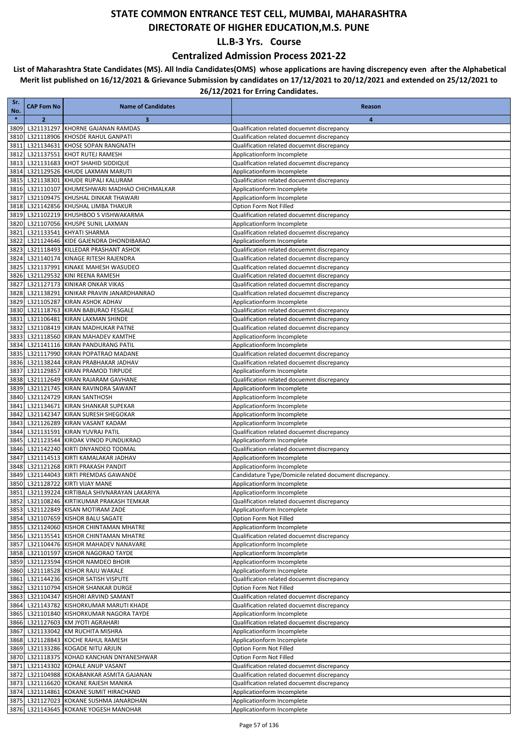# STATE COMMON ENTRANCE TEST CELL, MUMBAI, MAHARASHTRA

# DIRECTORATE OF HIGHER EDUCATION,M.S. PUNE

## LL.B-3 Yrs. Course

## Centralized Admission Process 2021-22

**List of Maharashtra State Candidates (MS). All India Candidates(OMS) whose applications are having discrepency even after the Alphabetical Merit list published on 16/12/2021 & Grievance Submission by candidates on 17/12/2021 to 20/12/2021 and extended on 25/12/2021 to 26/12/2021 for Erring Candidates.**

| Sr. No. | CAP Fom No | Name of Candidates | Reason |
|---|---|---|---|
| * | 2 | 3 | 4 |
| 3809 | L321131297 | KHORNE GAJANAN RAMDAS | Qualification related docuemnt discrepancy |
| 3810 | L321118906 | KHOSDE RAHUL GANPATI | Qualification related docuemnt discrepancy |
| 3811 | L321134631 | KHOSE SOPAN RANGNATH | Qualification related docuemnt discrepancy |
| 3812 | L321137551 | KHOT RUTEJ RAMESH | Applicationform Incomplete |
| 3813 | L321131683 | KHOT SHAHID SIDDIQUE | Qualification related docuemnt discrepancy |
| 3814 | L321129526 | KHUDE LAXMAN MARUTI | Applicationform Incomplete |
| 3815 | L321138301 | KHUDE RUPALI KALURAM | Qualification related docuemnt discrepancy |
| 3816 | L321110107 | KHUMESHWARI MADHAO CHICHMALKAR | Applicationform Incomplete |
| 3817 | L321109475 | KHUSHAL DINKAR THAWARI | Applicationform Incomplete |
| 3818 | L321142856 | KHUSHAL LIMBA THAKUR | Option Form Not Filled |
| 3819 | L321102219 | KHUSHBOO S VISHWAKARMA | Qualification related docuemnt discrepancy |
| 3820 | L321107056 | KHUSPE SUNIL LAXMAN | Applicationform Incomplete |
| 3821 | L321133541 | KHYATI SHARMA | Qualification related docuemnt discrepancy |
| 3822 | L321124646 | KIDE GAJENDRA DHONDIBARAO | Applicationform Incomplete |
| 3823 | L321118493 | KILLEDAR PRASHANT ASHOK | Qualification related docuemnt discrepancy |
| 3824 | L321140174 | KINAGE RITESH RAJENDRA | Qualification related docuemnt discrepancy |
| 3825 | L321137991 | KINAKE MAHESH WASUDEO | Qualification related docuemnt discrepancy |
| 3826 | L321129532 | KINI REENA RAMESH | Qualification related docuemnt discrepancy |
| 3827 | L321127173 | KINIKAR ONKAR VIKAS | Qualification related docuemnt discrepancy |
| 3828 | L321138291 | KINIKAR PRAVIN JANARDHANRAO | Qualification related docuemnt discrepancy |
| 3829 | L321105287 | KIRAN ASHOK ADHAV | Applicationform Incomplete |
| 3830 | L321118763 | KIRAN BABURAO FESGALE | Qualification related docuemnt discrepancy |
| 3831 | L321106481 | KIRAN LAXMAN SHINDE | Qualification related docuemnt discrepancy |
| 3832 | L321108419 | KIRAN MADHUKAR PATNE | Qualification related docuemnt discrepancy |
| 3833 | L321118560 | KIRAN MAHADEV KAMTHE | Applicationform Incomplete |
| 3834 | L321141116 | KIRAN PANDURANG PATIL | Applicationform Incomplete |
| 3835 | L321117990 | KIRAN POPATRAO MADANE | Qualification related docuemnt discrepancy |
| 3836 | L321138244 | KIRAN PRABHAKAR JADHAV | Qualification related docuemnt discrepancy |
| 3837 | L321129857 | KIRAN PRAMOD TIRPUDE | Applicationform Incomplete |
| 3838 | L321112649 | KIRAN RAJARAM GAVHANE | Qualification related docuemnt discrepancy |
| 3839 | L321121745 | KIRAN RAVINDRA SAWANT | Applicationform Incomplete |
| 3840 | L321124729 | KIRAN SANTHOSH | Applicationform Incomplete |
| 3841 | L321134671 | KIRAN SHANKAR SUPEKAR | Applicationform Incomplete |
| 3842 | L321142347 | KIRAN SURESH SHEGOKAR | Applicationform Incomplete |
| 3843 | L321126289 | KIRAN VASANT KADAM | Applicationform Incomplete |
| 3844 | L321131591 | KIRAN YUVRAJ PATIL | Qualification related docuemnt discrepancy |
| 3845 | L321123544 | KIRDAK VINOD PUNDLIKRAO | Applicationform Incomplete |
| 3846 | L321142240 | KIRTI DNYANDEO TODMAL | Qualification related docuemnt discrepancy |
| 3847 | L321114513 | KIRTI KAMALAKAR JADHAV | Applicationform Incomplete |
| 3848 | L321121268 | KIRTI PRAKASH PANDIT | Applicationform Incomplete |
| 3849 | L321144043 | KIRTI PREMDAS GAWANDE | Candidature Type/Domicile related document discrepancy. |
| 3850 | L321128722 | KIRTI VIJAY MANE | Applicationform Incomplete |
| 3851 | L321139224 | KIRTIBALA SHIVNARAYAN LAKARIYA | Applicationform Incomplete |
| 3852 | L321108246 | KIRTIKUMAR PRAKASH TEMKAR | Qualification related docuemnt discrepancy |
| 3853 | L321122849 | KISAN MOTIRAM ZADE | Applicationform Incomplete |
| 3854 | L321107659 | KISHOR BALU SAGATE | Option Form Not Filled |
| 3855 | L321124060 | KISHOR CHINTAMAN MHATRE | Applicationform Incomplete |
| 3856 | L321135541 | KISHOR CHINTAMAN MHATRE | Qualification related docuemnt discrepancy |
| 3857 | L321104476 | KISHOR MAHADEV NANAVARE | Applicationform Incomplete |
| 3858 | L321101597 | KISHOR NAGORAO TAYDE | Applicationform Incomplete |
| 3859 | L321123594 | KISHOR NAMDEO BHOIR | Applicationform Incomplete |
| 3860 | L321118528 | KISHOR RAJU WAKALE | Applicationform Incomplete |
| 3861 | L321144236 | KISHOR SATISH VISPUTE | Qualification related docuemnt discrepancy |
| 3862 | L321110794 | KISHOR SHANKAR DURGE | Option Form Not Filled |
| 3863 | L321104347 | KISHORI ARVIND SAMANT | Qualification related docuemnt discrepancy |
| 3864 | L321143782 | KISHORKUMAR MARUTI KHADE | Qualification related docuemnt discrepancy |
| 3865 | L321101840 | KISHORKUMAR NAGORA TAYDE | Applicationform Incomplete |
| 3866 | L321127603 | KM JYOTI AGRAHARI | Qualification related docuemnt discrepancy |
| 3867 | L321133042 | KM RUCHITA MISHRA | Applicationform Incomplete |
| 3868 | L321128843 | KOCHE RAHUL RAMESH | Applicationform Incomplete |
| 3869 | L321133286 | KOGADE NITU ARJUN | Option Form Not Filled |
| 3870 | L321118375 | KOHAD KANCHAN DNYANESHWAR | Option Form Not Filled |
| 3871 | L321143302 | KOHALE ANUP VASANT | Qualification related docuemnt discrepancy |
| 3872 | L321104988 | KOKABANKAR ASMITA GAJANAN | Qualification related docuemnt discrepancy |
| 3873 | L321116620 | KOKANE RAJESH MANIKA | Qualification related docuemnt discrepancy |
| 3874 | L321114861 | KOKANE SUMIT HIRACHAND | Applicationform Incomplete |
| 3875 | L321127023 | KOKANE SUSHMA JANARDHAN | Applicationform Incomplete |
| 3876 | L321143645 | KOKANE YOGESH MANOHAR | Applicationform Incomplete |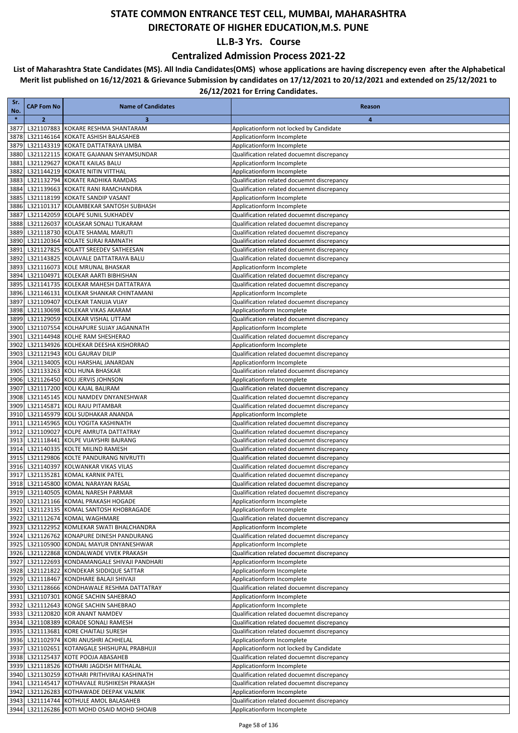# STATE COMMON ENTRANCE TEST CELL, MUMBAI, MAHARASHTRA

# DIRECTORATE OF HIGHER EDUCATION,M.S. PUNE

## LL.B-3 Yrs. Course

## Centralized Admission Process 2021-22

**List of Maharashtra State Candidates (MS). All India Candidates(OMS) whose applications are having discrepency even after the Alphabetical Merit list published on 16/12/2021 & Grievance Submission by candidates on 17/12/2021 to 20/12/2021 and extended on 25/12/2021 to 26/12/2021 for Erring Candidates.**

| Sr. No. | CAP Fom No | Name of Candidates | Reason |
|---|---|---|---|
| * | 2 | 3 | 4 |
| 3877 | L321107883 | KOKARE RESHMA SHANTARAM | Applicationform not locked by Candidate |
| 3878 | L321146164 | KOKATE ASHISH BALASAHEB | Applicationform Incomplete |
| 3879 | L321143319 | KOKATE DATTATRAYA LIMBA | Applicationform Incomplete |
| 3880 | L321122115 | KOKATE GAJANAN SHYAMSUNDAR | Qualification related docuemnt discrepancy |
| 3881 | L321129627 | KOKATE KAILAS BALU | Applicationform Incomplete |
| 3882 | L321144219 | KOKATE NITIN VITTHAL | Applicationform Incomplete |
| 3883 | L321132794 | KOKATE RADHIKA RAMDAS | Qualification related docuemnt discrepancy |
| 3884 | L321139663 | KOKATE RANI RAMCHANDRA | Qualification related docuemnt discrepancy |
| 3885 | L321118199 | KOKATE SANDIP VASANT | Applicationform Incomplete |
| 3886 | L321101317 | KOLAMBEKAR SANTOSH SUBHASH | Applicationform Incomplete |
| 3887 | L321142059 | KOLAPE SUNIL SUKHADEV | Qualification related docuemnt discrepancy |
| 3888 | L321126037 | KOLASKAR SONALI TUKARAM | Qualification related docuemnt discrepancy |
| 3889 | L321118730 | KOLATE SHAMAL MARUTI | Qualification related docuemnt discrepancy |
| 3890 | L321120364 | KOLATE SURAJ RAMNATH | Qualification related docuemnt discrepancy |
| 3891 | L321127825 | KOLATT SREEDEV SATHEESAN | Qualification related docuemnt discrepancy |
| 3892 | L321143825 | KOLAVALE DATTATRAYA BALU | Qualification related docuemnt discrepancy |
| 3893 | L321116073 | KOLE MRUNAL BHASKAR | Applicationform Incomplete |
| 3894 | L321104971 | KOLEKAR AARTI BIBHISHAN | Qualification related docuemnt discrepancy |
| 3895 | L321141735 | KOLEKAR MAHESH DATTATRAYA | Qualification related docuemnt discrepancy |
| 3896 | L321146131 | KOLEKAR SHANKAR CHINTAMANI | Applicationform Incomplete |
| 3897 | L321109407 | KOLEKAR TANUJA VIJAY | Qualification related docuemnt discrepancy |
| 3898 | L321130698 | KOLEKAR VIKAS AKARAM | Applicationform Incomplete |
| 3899 | L321129059 | KOLEKAR VISHAL UTTAM | Qualification related docuemnt discrepancy |
| 3900 | L321107554 | KOLHAPURE SUJAY JAGANNATH | Applicationform Incomplete |
| 3901 | L321144948 | KOLHE RAM SHESHERAO | Qualification related docuemnt discrepancy |
| 3902 | L321134926 | KOLHEKAR DEESHA KISHORRAO | Applicationform Incomplete |
| 3903 | L321121943 | KOLI GAURAV DILIP | Qualification related docuemnt discrepancy |
| 3904 | L321134005 | KOLI HARSHAL JANARDAN | Applicationform Incomplete |
| 3905 | L321133263 | KOLI HUNA BHASKAR | Qualification related docuemnt discrepancy |
| 3906 | L321126450 | KOLI JERVIS JOHNSON | Applicationform Incomplete |
| 3907 | L321117200 | KOLI KAJAL BALIRAM | Qualification related docuemnt discrepancy |
| 3908 | L321145145 | KOLI NAMDEV DNYANESHWAR | Qualification related docuemnt discrepancy |
| 3909 | L321145871 | KOLI RAJU PITAMBAR | Qualification related docuemnt discrepancy |
| 3910 | L321145979 | KOLI SUDHAKAR ANANDA | Applicationform Incomplete |
| 3911 | L321145965 | KOLI YOGITA KASHINATH | Qualification related docuemnt discrepancy |
| 3912 | L321109027 | KOLPE AMRUTA DATTATRAY | Qualification related docuemnt discrepancy |
| 3913 | L321118441 | KOLPE VIJAYSHRI BAJRANG | Qualification related docuemnt discrepancy |
| 3914 | L321140335 | KOLTE MILIND RAMESH | Qualification related docuemnt discrepancy |
| 3915 | L321129806 | KOLTE PANDURANG NIVRUTTI | Qualification related docuemnt discrepancy |
| 3916 | L321140397 | KOLWANKAR VIKAS VILAS | Qualification related docuemnt discrepancy |
| 3917 | L321135281 | KOMAL KARNIK PATEL | Qualification related docuemnt discrepancy |
| 3918 | L321145800 | KOMAL NARAYAN RASAL | Qualification related docuemnt discrepancy |
| 3919 | L321140505 | KOMAL NARESH PARMAR | Qualification related docuemnt discrepancy |
| 3920 | L321121166 | KOMAL PRAKASH HOGADE | Applicationform Incomplete |
| 3921 | L321123135 | KOMAL SANTOSH KHOBRAGADE | Applicationform Incomplete |
| 3922 | L321112674 | KOMAL WAGHMARE | Qualification related docuemnt discrepancy |
| 3923 | L321122952 | KOMLEKAR SWATI BHALCHANDRA | Applicationform Incomplete |
| 3924 | L321126762 | KONAPURE DINESH PANDURANG | Qualification related docuemnt discrepancy |
| 3925 | L321105900 | KONDAL MAYUR DNYANESHWAR | Applicationform Incomplete |
| 3926 | L321122868 | KONDALWADE VIVEK PRAKASH | Qualification related docuemnt discrepancy |
| 3927 | L321122693 | KONDAMANGALE SHIVAJI PANDHARI | Applicationform Incomplete |
| 3928 | L321121822 | KONDEKAR SIDDIQUE SATTAR | Applicationform Incomplete |
| 3929 | L321118467 | KONDHARE BALAJI SHIVAJI | Applicationform Incomplete |
| 3930 | L321128666 | KONDHAWALE RESHMA DATTATRAY | Qualification related docuemnt discrepancy |
| 3931 | L321107301 | KONGE SACHIN SAHEBRAO | Applicationform Incomplete |
| 3932 | L321112643 | KONGE SACHIN SAHEBRAO | Applicationform Incomplete |
| 3933 | L321120820 | KOR ANANT NAMDEV | Qualification related docuemnt discrepancy |
| 3934 | L321108389 | KORADE SONALI RAMESH | Qualification related docuemnt discrepancy |
| 3935 | L321113681 | KORE CHAITALI SURESH | Qualification related docuemnt discrepancy |
| 3936 | L321102974 | KORI ANUSHRI ACHHELAL | Applicationform Incomplete |
| 3937 | L321102651 | KOTANGALE SHISHUPAL PRABHUJI | Applicationform not locked by Candidate |
| 3938 | L321125437 | KOTE POOJA ABASAHEB | Qualification related docuemnt discrepancy |
| 3939 | L321118526 | KOTHARI JAGDISH MITHALAL | Applicationform Incomplete |
| 3940 | L321130259 | KOTHARI PRITHVIRAJ KASHINATH | Qualification related docuemnt discrepancy |
| 3941 | L321145417 | KOTHAVALE RUSHIKESH PRAKASH | Qualification related docuemnt discrepancy |
| 3942 | L321126283 | KOTHAWADE DEEPAK VALMIK | Applicationform Incomplete |
| 3943 | L321114744 | KOTHULE AMOL BALASAHEB | Qualification related docuemnt discrepancy |
| 3944 | L321126286 | KOTI MOHD OSAID MOHD SHOAIB | Applicationform Incomplete |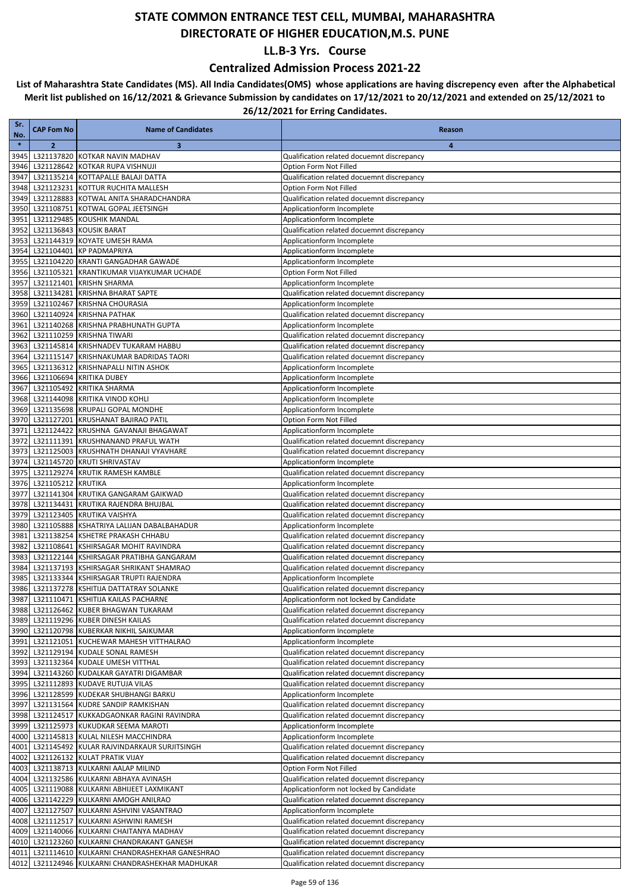# STATE COMMON ENTRANCE TEST CELL, MUMBAI, MAHARASHTRA

## DIRECTORATE OF HIGHER EDUCATION,M.S. PUNE

### LL.B-3 Yrs. Course

### Centralized Admission Process 2021-22

**List of Maharashtra State Candidates (MS). All India Candidates(OMS) whose applications are having discrepency even after the Alphabetical Merit list published on 16/12/2021 & Grievance Submission by candidates on 17/12/2021 to 20/12/2021 and extended on 25/12/2021 to 26/12/2021 for Erring Candidates.**

| Sr. No. | CAP Fom No | Name of Candidates | Reason |
|---|---|---|---|
| * | 2 | 3 | 4 |
| 3945 | L321137820 | KOTKAR NAVIN MADHAV | Qualification related docuemnt discrepancy |
| 3946 | L321128642 | KOTKAR RUPA VISHNUJI | Option Form Not Filled |
| 3947 | L321135214 | KOTTAPALLE BALAJI DATTA | Qualification related docuemnt discrepancy |
| 3948 | L321123231 | KOTTUR RUCHITA MALLESH | Option Form Not Filled |
| 3949 | L321128883 | KOTWAL ANITA SHARADCHANDRA | Qualification related docuemnt discrepancy |
| 3950 | L321108751 | KOTWAL GOPAL JEETSINGH | Applicationform Incomplete |
| 3951 | L321129485 | KOUSHIK MANDAL | Applicationform Incomplete |
| 3952 | L321136843 | KOUSIK BARAT | Qualification related docuemnt discrepancy |
| 3953 | L321144319 | KOYATE UMESH RAMA | Applicationform Incomplete |
| 3954 | L321104401 | KP PADMAPRIYA | Applicationform Incomplete |
| 3955 | L321104220 | KRANTI GANGADHAR GAWADE | Applicationform Incomplete |
| 3956 | L321105321 | KRANTIKUMAR VIJAYKUMAR UCHADE | Option Form Not Filled |
| 3957 | L321121401 | KRISHN SHARMA | Applicationform Incomplete |
| 3958 | L321134281 | KRISHNA BHARAT SAPTE | Qualification related docuemnt discrepancy |
| 3959 | L321102467 | KRISHNA CHOURASIA | Applicationform Incomplete |
| 3960 | L321140924 | KRISHNA PATHAK | Qualification related docuemnt discrepancy |
| 3961 | L321140268 | KRISHNA PRABHUNATH GUPTA | Applicationform Incomplete |
| 3962 | L321110259 | KRISHNA TIWARI | Qualification related docuemnt discrepancy |
| 3963 | L321145814 | KRISHNADEV TUKARAM HABBU | Qualification related docuemnt discrepancy |
| 3964 | L321115147 | KRISHNAKUMAR BADRIDAS TAORI | Qualification related docuemnt discrepancy |
| 3965 | L321136312 | KRISHNAPALLI NITIN ASHOK | Applicationform Incomplete |
| 3966 | L321106694 | KRITIKA DUBEY | Applicationform Incomplete |
| 3967 | L321105492 | KRITIKA SHARMA | Applicationform Incomplete |
| 3968 | L321144098 | KRITIKA VINOD KOHLI | Applicationform Incomplete |
| 3969 | L321135698 | KRUPALI GOPAL MONDHE | Applicationform Incomplete |
| 3970 | L321127201 | KRUSHANAT BAJIRAO PATIL | Option Form Not Filled |
| 3971 | L321124422 | KRUSHNA GAVANAJI BHAGAWAT | Applicationform Incomplete |
| 3972 | L321111391 | KRUSHNANAND PRAFUL WATH | Qualification related docuemnt discrepancy |
| 3973 | L321125003 | KRUSHNATH DHANAJI VYAVHARE | Qualification related docuemnt discrepancy |
| 3974 | L321145720 | KRUTI SHRIVASTAV | Applicationform Incomplete |
| 3975 | L321129274 | KRUTIK RAMESH KAMBLE | Qualification related docuemnt discrepancy |
| 3976 | L321105212 | KRUTIKA | Applicationform Incomplete |
| 3977 | L321141304 | KRUTIKA GANGARAM GAIKWAD | Qualification related docuemnt discrepancy |
| 3978 | L321134431 | KRUTIKA RAJENDRA BHUJBAL | Qualification related docuemnt discrepancy |
| 3979 | L321123405 | KRUTIKA VAISHYA | Qualification related docuemnt discrepancy |
| 3980 | L321105888 | KSHATRIYA LALIJAN DABALBAHADUR | Applicationform Incomplete |
| 3981 | L321138254 | KSHETRE PRAKASH CHHABU | Qualification related docuemnt discrepancy |
| 3982 | L321108641 | KSHIRSAGAR MOHIT RAVINDRA | Qualification related docuemnt discrepancy |
| 3983 | L321122144 | KSHIRSAGAR PRATIBHA GANGARAM | Qualification related docuemnt discrepancy |
| 3984 | L321137193 | KSHIRSAGAR SHRIKANT SHAMRAO | Qualification related docuemnt discrepancy |
| 3985 | L321133344 | KSHIRSAGAR TRUPTI RAJENDRA | Applicationform Incomplete |
| 3986 | L321137278 | KSHITIJA DATTATRAY SOLANKE | Qualification related docuemnt discrepancy |
| 3987 | L321110471 | KSHITIJA KAILAS PACHARNE | Applicationform not locked by Candidate |
| 3988 | L321126462 | KUBER BHAGWAN TUKARAM | Qualification related docuemnt discrepancy |
| 3989 | L321119296 | KUBER DINESH KAILAS | Qualification related docuemnt discrepancy |
| 3990 | L321120798 | KUBERKAR NIKHIL SAIKUMAR | Applicationform Incomplete |
| 3991 | L321121051 | KUCHEWAR MAHESH VITTHALRAO | Applicationform Incomplete |
| 3992 | L321129194 | KUDALE SONAL RAMESH | Qualification related docuemnt discrepancy |
| 3993 | L321132364 | KUDALE UMESH VITTHAL | Qualification related docuemnt discrepancy |
| 3994 | L321143260 | KUDALKAR GAYATRI DIGAMBAR | Qualification related docuemnt discrepancy |
| 3995 | L321112893 | KUDAVE RUTUJA VILAS | Qualification related docuemnt discrepancy |
| 3996 | L321128599 | KUDEKAR SHUBHANGI BARKU | Applicationform Incomplete |
| 3997 | L321131564 | KUDRE SANDIP RAMKISHAN | Qualification related docuemnt discrepancy |
| 3998 | L321124517 | KUKKADGAONKAR RAGINI RAVINDRA | Qualification related docuemnt discrepancy |
| 3999 | L321125973 | KUKUDKAR SEEMA MAROTI | Applicationform Incomplete |
| 4000 | L321145813 | KULAL NILESH MACCHINDRA | Applicationform Incomplete |
| 4001 | L321145492 | KULAR RAJVINDARKAUR SURJITSINGH | Qualification related docuemnt discrepancy |
| 4002 | L321126132 | KULAT PRATIK VIJAY | Qualification related docuemnt discrepancy |
| 4003 | L321138713 | KULKARNI AALAP MILIND | Option Form Not Filled |
| 4004 | L321132586 | KULKARNI ABHAYA AVINASH | Qualification related docuemnt discrepancy |
| 4005 | L321119088 | KULKARNI ABHIJEET LAXMIKANT | Applicationform not locked by Candidate |
| 4006 | L321142229 | KULKARNI AMOGH ANILRAO | Qualification related docuemnt discrepancy |
| 4007 | L321127507 | KULKARNI ASHVINI VASANTRAO | Applicationform Incomplete |
| 4008 | L321112517 | KULKARNI ASHWINI RAMESH | Qualification related docuemnt discrepancy |
| 4009 | L321140066 | KULKARNI CHAITANYA MADHAV | Qualification related docuemnt discrepancy |
| 4010 | L321123260 | KULKARNI CHANDRAKANT GANESH | Qualification related docuemnt discrepancy |
| 4011 | L321114610 | KULKARNI CHANDRASHEKHAR GANESHRAO | Qualification related docuemnt discrepancy |
| 4012 | L321124946 | KULKARNI CHANDRASHEKHAR MADHUKAR | Qualification related docuemnt discrepancy |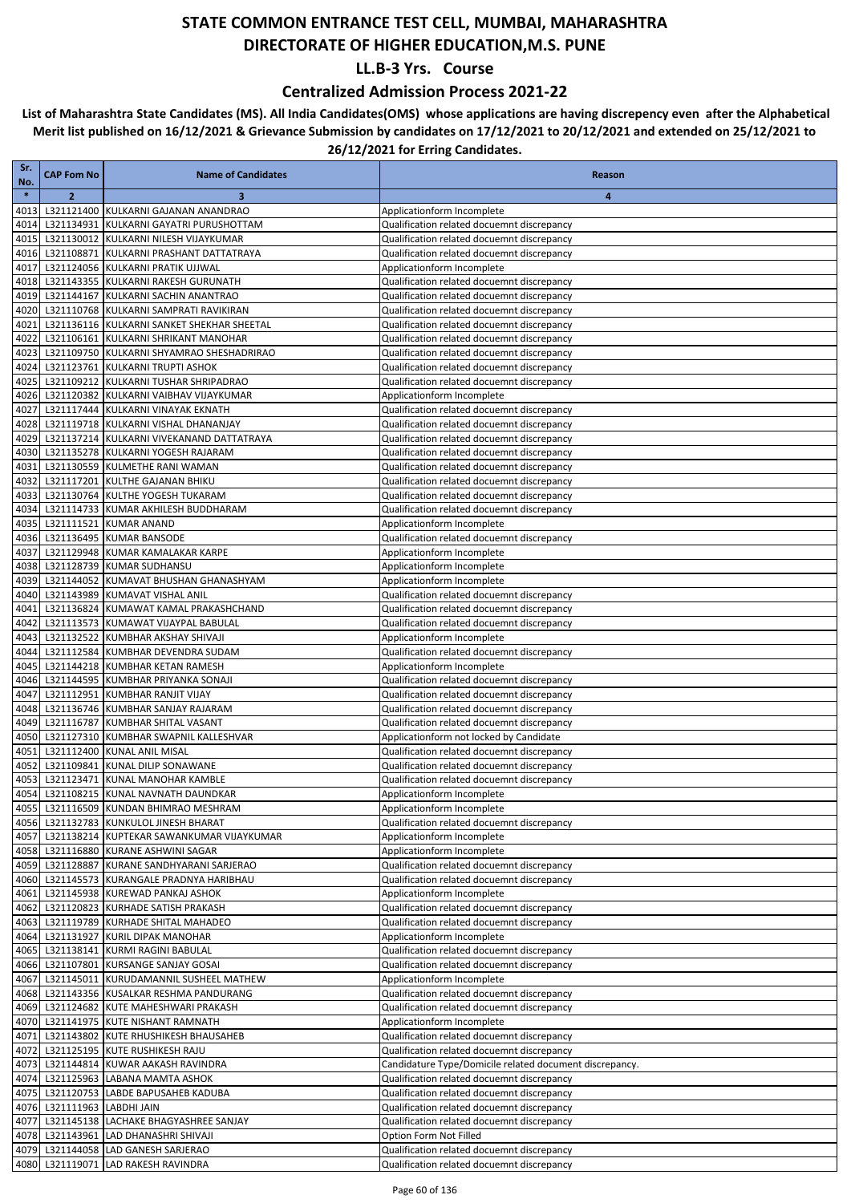# STATE COMMON ENTRANCE TEST CELL, MUMBAI, MAHARASHTRA

# DIRECTORATE OF HIGHER EDUCATION,M.S. PUNE

## LL.B-3 Yrs. Course

## Centralized Admission Process 2021-22

**List of Maharashtra State Candidates (MS). All India Candidates(OMS) whose applications are having discrepency even after the Alphabetical Merit list published on 16/12/2021 & Grievance Submission by candidates on 17/12/2021 to 20/12/2021 and extended on 25/12/2021 to 26/12/2021 for Erring Candidates.**

| Sr. No. | CAP Fom No | Name of Candidates | Reason |
|---|---|---|---|
| * | 2 | 3 | 4 |
| 4013 | L321121400 | KULKARNI GAJANAN ANANDRAO | Applicationform Incomplete |
| 4014 | L321134931 | KULKARNI GAYATRI PURUSHOTTAM | Qualification related docuemnt discrepancy |
| 4015 | L321130012 | KULKARNI NILESH VIJAYKUMAR | Qualification related docuemnt discrepancy |
| 4016 | L321108871 | KULKARNI PRASHANT DATTATRAYA | Qualification related docuemnt discrepancy |
| 4017 | L321124056 | KULKARNI PRATIK UJJWAL | Applicationform Incomplete |
| 4018 | L321143355 | KULKARNI RAKESH GURUNATH | Qualification related docuemnt discrepancy |
| 4019 | L321144167 | KULKARNI SACHIN ANANTRAO | Qualification related docuemnt discrepancy |
| 4020 | L321110768 | KULKARNI SAMPRATI RAVIKIRAN | Qualification related docuemnt discrepancy |
| 4021 | L321136116 | KULKARNI SANKET SHEKHAR SHEETAL | Qualification related docuemnt discrepancy |
| 4022 | L321106161 | KULKARNI SHRIKANT MANOHAR | Qualification related docuemnt discrepancy |
| 4023 | L321109750 | KULKARNI SHYAMRAO SHESHADRIRAO | Qualification related docuemnt discrepancy |
| 4024 | L321123761 | KULKARNI TRUPTI ASHOK | Qualification related docuemnt discrepancy |
| 4025 | L321109212 | KULKARNI TUSHAR SHRIPADRAO | Qualification related docuemnt discrepancy |
| 4026 | L321120382 | KULKARNI VAIBHAV VIJAYKUMAR | Applicationform Incomplete |
| 4027 | L321117444 | KULKARNI VINAYAK EKNATH | Qualification related docuemnt discrepancy |
| 4028 | L321119718 | KULKARNI VISHAL DHANANJAY | Qualification related docuemnt discrepancy |
| 4029 | L321137214 | KULKARNI VIVEKANAND DATTATRAYA | Qualification related docuemnt discrepancy |
| 4030 | L321135278 | KULKARNI YOGESH RAJARAM | Qualification related docuemnt discrepancy |
| 4031 | L321130559 | KULMETHE RANI WAMAN | Qualification related docuemnt discrepancy |
| 4032 | L321117201 | KULTHE GAJANAN BHIKU | Qualification related docuemnt discrepancy |
| 4033 | L321130764 | KULTHE YOGESH TUKARAM | Qualification related docuemnt discrepancy |
| 4034 | L321114733 | KUMAR AKHILESH BUDDHARAM | Qualification related docuemnt discrepancy |
| 4035 | L321111521 | KUMAR ANAND | Applicationform Incomplete |
| 4036 | L321136495 | KUMAR BANSODE | Qualification related docuemnt discrepancy |
| 4037 | L321129948 | KUMAR KAMALAKAR KARPE | Applicationform Incomplete |
| 4038 | L321128739 | KUMAR SUDHANSU | Applicationform Incomplete |
| 4039 | L321144052 | KUMAVAT BHUSHAN GHANASHYAM | Applicationform Incomplete |
| 4040 | L321143989 | KUMAVAT VISHAL ANIL | Qualification related docuemnt discrepancy |
| 4041 | L321136824 | KUMAWAT KAMAL PRAKASHCHAND | Qualification related docuemnt discrepancy |
| 4042 | L321113573 | KUMAWAT VIJAYPAL BABULAL | Qualification related docuemnt discrepancy |
| 4043 | L321132522 | KUMBHAR AKSHAY SHIVAJI | Applicationform Incomplete |
| 4044 | L321112584 | KUMBHAR DEVENDRA SUDAM | Qualification related docuemnt discrepancy |
| 4045 | L321144218 | KUMBHAR KETAN RAMESH | Applicationform Incomplete |
| 4046 | L321144595 | KUMBHAR PRIYANKA SONAJI | Qualification related docuemnt discrepancy |
| 4047 | L321112951 | KUMBHAR RANJIT VIJAY | Qualification related docuemnt discrepancy |
| 4048 | L321136746 | KUMBHAR SANJAY RAJARAM | Qualification related docuemnt discrepancy |
| 4049 | L321116787 | KUMBHAR SHITAL VASANT | Qualification related docuemnt discrepancy |
| 4050 | L321127310 | KUMBHAR SWAPNIL KALLESHVAR | Applicationform not locked by Candidate |
| 4051 | L321112400 | KUNAL ANIL MISAL | Qualification related docuemnt discrepancy |
| 4052 | L321109841 | KUNAL DILIP SONAWANE | Qualification related docuemnt discrepancy |
| 4053 | L321123471 | KUNAL MANOHAR KAMBLE | Qualification related docuemnt discrepancy |
| 4054 | L321108215 | KUNAL NAVNATH DAUNDKAR | Applicationform Incomplete |
| 4055 | L321116509 | KUNDAN BHIMRAO MESHRAM | Applicationform Incomplete |
| 4056 | L321132783 | KUNKULOL JINESH BHARAT | Qualification related docuemnt discrepancy |
| 4057 | L321138214 | KUPTEKAR SAWANKUMAR VIJAYKUMAR | Applicationform Incomplete |
| 4058 | L321116880 | KURANE ASHWINI SAGAR | Applicationform Incomplete |
| 4059 | L321128887 | KURANE SANDHYARANI SARJERAO | Qualification related docuemnt discrepancy |
| 4060 | L321145573 | KURANGALE PRADNYA HARIBHAU | Qualification related docuemnt discrepancy |
| 4061 | L321145938 | KUREWAD PANKAJ ASHOK | Applicationform Incomplete |
| 4062 | L321120823 | KURHADE SATISH PRAKASH | Qualification related docuemnt discrepancy |
| 4063 | L321119789 | KURHADE SHITAL MAHADEO | Qualification related docuemnt discrepancy |
| 4064 | L321131927 | KURIL DIPAK MANOHAR | Applicationform Incomplete |
| 4065 | L321138141 | KURMI RAGINI BABULAL | Qualification related docuemnt discrepancy |
| 4066 | L321107801 | KURSANGE SANJAY GOSAI | Qualification related docuemnt discrepancy |
| 4067 | L321145011 | KURUDAMANNIL SUSHEEL MATHEW | Applicationform Incomplete |
| 4068 | L321143356 | KUSALKAR RESHMA PANDURANG | Qualification related docuemnt discrepancy |
| 4069 | L321124682 | KUTE MAHESHWARI PRAKASH | Qualification related docuemnt discrepancy |
| 4070 | L321141975 | KUTE NISHANT RAMNATH | Applicationform Incomplete |
| 4071 | L321143802 | KUTE RHUSHIKESH BHAUSAHEB | Qualification related docuemnt discrepancy |
| 4072 | L321125195 | KUTE RUSHIKESH RAJU | Qualification related docuemnt discrepancy |
| 4073 | L321144814 | KUWAR AAKASH RAVINDRA | Candidature Type/Domicile related document discrepancy. |
| 4074 | L321125963 | LABANA MAMTA ASHOK | Qualification related docuemnt discrepancy |
| 4075 | L321120753 | LABDE BAPUSAHEB KADUBA | Qualification related docuemnt discrepancy |
| 4076 | L321111963 | LABDHI JAIN | Qualification related docuemnt discrepancy |
| 4077 | L321145138 | LACHAKE BHAGYASHREE SANJAY | Qualification related docuemnt discrepancy |
| 4078 | L321143961 | LAD DHANASHRI SHIVAJI | Option Form Not Filled |
| 4079 | L321144058 | LAD GANESH SARJERAO | Qualification related docuemnt discrepancy |
| 4080 | L321119071 | LAD RAKESH RAVINDRA | Qualification related docuemnt discrepancy |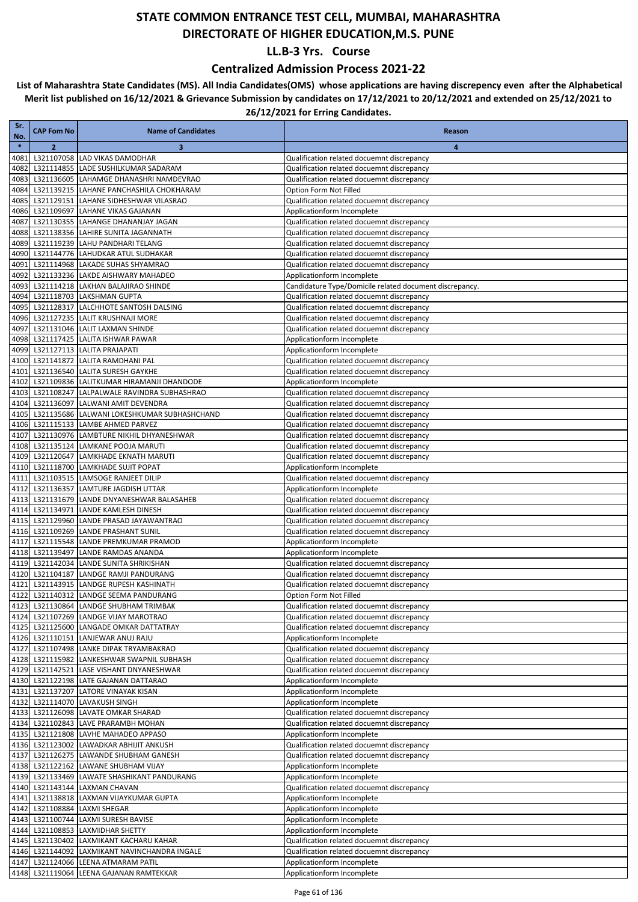# STATE COMMON ENTRANCE TEST CELL, MUMBAI, MAHARASHTRA

# DIRECTORATE OF HIGHER EDUCATION,M.S. PUNE

## LL.B-3 Yrs. Course

## Centralized Admission Process 2021-22

**List of Maharashtra State Candidates (MS). All India Candidates(OMS) whose applications are having discrepency even after the Alphabetical Merit list published on 16/12/2021 & Grievance Submission by candidates on 17/12/2021 to 20/12/2021 and extended on 25/12/2021 to 26/12/2021 for Erring Candidates.**

| Sr. No. | CAP Fom No | Name of Candidates | Reason |
|---|---|---|---|
| * | 2 | 3 | 4 |
| 4081 | L321107058 | LAD VIKAS DAMODHAR | Qualification related docuemnt discrepancy |
| 4082 | L321114855 | LADE SUSHILKUMAR SADARAM | Qualification related docuemnt discrepancy |
| 4083 | L321136605 | LAHAMGE DHANASHRI NAMDEVRAO | Qualification related docuemnt discrepancy |
| 4084 | L321139215 | LAHANE PANCHASHILA CHOKHARAM | Option Form Not Filled |
| 4085 | L321129151 | LAHANE SIDHESHWAR VILASRAO | Qualification related docuemnt discrepancy |
| 4086 | L321109697 | LAHANE VIKAS GAJANAN | Applicationform Incomplete |
| 4087 | L321130355 | LAHANGE DHANANJAY JAGAN | Qualification related docuemnt discrepancy |
| 4088 | L321138356 | LAHIRE SUNITA JAGANNATH | Qualification related docuemnt discrepancy |
| 4089 | L321119239 | LAHU PANDHARI TELANG | Qualification related docuemnt discrepancy |
| 4090 | L321144776 | LAHUDKAR ATUL SUDHAKAR | Qualification related docuemnt discrepancy |
| 4091 | L321114968 | LAKADE SUHAS SHYAMRAO | Qualification related docuemnt discrepancy |
| 4092 | L321133236 | LAKDE AISHWARY MAHADEO | Applicationform Incomplete |
| 4093 | L321114218 | LAKHAN BALAJIRAO SHINDE | Candidature Type/Domicile related document discrepancy. |
| 4094 | L321118703 | LAKSHMAN GUPTA | Qualification related docuemnt discrepancy |
| 4095 | L321128317 | LALCHHOTE SANTOSH DALSING | Qualification related docuemnt discrepancy |
| 4096 | L321127235 | LALIT KRUSHNAJI MORE | Qualification related docuemnt discrepancy |
| 4097 | L321131046 | LALIT LAXMAN SHINDE | Qualification related docuemnt discrepancy |
| 4098 | L321117425 | LALITA ISHWAR PAWAR | Applicationform Incomplete |
| 4099 | L321127113 | LALITA PRAJAPATI | Applicationform Incomplete |
| 4100 | L321141872 | LALITA RAMDHANI PAL | Qualification related docuemnt discrepancy |
| 4101 | L321136540 | LALITA SURESH GAYKHE | Qualification related docuemnt discrepancy |
| 4102 | L321109836 | LALITKUMAR HIRAMANJI DHANDODE | Applicationform Incomplete |
| 4103 | L321108247 | LALPALWALE RAVINDRA SUBHASHRAO | Qualification related docuemnt discrepancy |
| 4104 | L321136097 | LALWANI AMIT DEVENDRA | Qualification related docuemnt discrepancy |
| 4105 | L321135686 | LALWANI LOKESHKUMAR SUBHASHCHAND | Qualification related docuemnt discrepancy |
| 4106 | L321115133 | LAMBE AHMED PARVEZ | Qualification related docuemnt discrepancy |
| 4107 | L321130976 | LAMBTURE NIKHIL DHYANESHWAR | Qualification related docuemnt discrepancy |
| 4108 | L321135124 | LAMKANE POOJA MARUTI | Qualification related docuemnt discrepancy |
| 4109 | L321120647 | LAMKHADE EKNATH MARUTI | Qualification related docuemnt discrepancy |
| 4110 | L321118700 | LAMKHADE SUJIT POPAT | Applicationform Incomplete |
| 4111 | L321103515 | LAMSOGE RANJEET DILIP | Qualification related docuemnt discrepancy |
| 4112 | L321136357 | LAMTURE JAGDISH UTTAR | Applicationform Incomplete |
| 4113 | L321131679 | LANDE DNYANESHWAR BALASAHEB | Qualification related docuemnt discrepancy |
| 4114 | L321134971 | LANDE KAMLESH DINESH | Qualification related docuemnt discrepancy |
| 4115 | L321129960 | LANDE PRASAD JAYAWANTRAO | Qualification related docuemnt discrepancy |
| 4116 | L321109269 | LANDE PRASHANT SUNIL | Qualification related docuemnt discrepancy |
| 4117 | L321115548 | LANDE PREMKUMAR PRAMOD | Applicationform Incomplete |
| 4118 | L321139497 | LANDE RAMDAS ANANDA | Applicationform Incomplete |
| 4119 | L321142034 | LANDE SUNITA SHRIKISHAN | Qualification related docuemnt discrepancy |
| 4120 | L321104187 | LANDGE RAMJI PANDURANG | Qualification related docuemnt discrepancy |
| 4121 | L321143915 | LANDGE RUPESH KASHINATH | Qualification related docuemnt discrepancy |
| 4122 | L321140312 | LANDGE SEEMA PANDURANG | Option Form Not Filled |
| 4123 | L321130864 | LANDGE SHUBHAM TRIMBAK | Qualification related docuemnt discrepancy |
| 4124 | L321107269 | LANDGE VIJAY MAROTRAO | Qualification related docuemnt discrepancy |
| 4125 | L321125600 | LANGADE OMKAR DATTATRAY | Qualification related docuemnt discrepancy |
| 4126 | L321110151 | LANJEWAR ANUJ RAJU | Applicationform Incomplete |
| 4127 | L321107498 | LANKE DIPAK TRYAMBAKRAO | Qualification related docuemnt discrepancy |
| 4128 | L321115982 | LANKESHWAR SWAPNIL SUBHASH | Qualification related docuemnt discrepancy |
| 4129 | L321142521 | LASE VISHANT DNYANESHWAR | Qualification related docuemnt discrepancy |
| 4130 | L321122198 | LATE GAJANAN DATTARAO | Applicationform Incomplete |
| 4131 | L321137207 | LATORE VINAYAK KISAN | Applicationform Incomplete |
| 4132 | L321114070 | LAVAKUSH SINGH | Applicationform Incomplete |
| 4133 | L321126098 | LAVATE OMKAR SHARAD | Qualification related docuemnt discrepancy |
| 4134 | L321102843 | LAVE PRARAMBH MOHAN | Qualification related docuemnt discrepancy |
| 4135 | L321121808 | LAVHE MAHADEO APPASO | Applicationform Incomplete |
| 4136 | L321123002 | LAWADKAR ABHIJIT ANKUSH | Qualification related docuemnt discrepancy |
| 4137 | L321126275 | LAWANDE SHUBHAM GANESH | Qualification related docuemnt discrepancy |
| 4138 | L321122162 | LAWANE SHUBHAM VIJAY | Applicationform Incomplete |
| 4139 | L321133469 | LAWATE SHASHIKANT PANDURANG | Applicationform Incomplete |
| 4140 | L321143144 | LAXMAN CHAVAN | Qualification related docuemnt discrepancy |
| 4141 | L321138818 | LAXMAN VIJAYKUMAR GUPTA | Applicationform Incomplete |
| 4142 | L321108884 | LAXMI SHEGAR | Applicationform Incomplete |
| 4143 | L321100744 | LAXMI SURESH BAVISE | Applicationform Incomplete |
| 4144 | L321108853 | LAXMIDHAR SHETTY | Applicationform Incomplete |
| 4145 | L321130402 | LAXMIKANT KACHARU KAHAR | Qualification related docuemnt discrepancy |
| 4146 | L321144092 | LAXMIKANT NAVINCHANDRA INGALE | Qualification related docuemnt discrepancy |
| 4147 | L321124066 | LEENA ATMARAM PATIL | Applicationform Incomplete |
| 4148 | L321119064 | LEENA GAJANAN RAMTEKKAR | Applicationform Incomplete |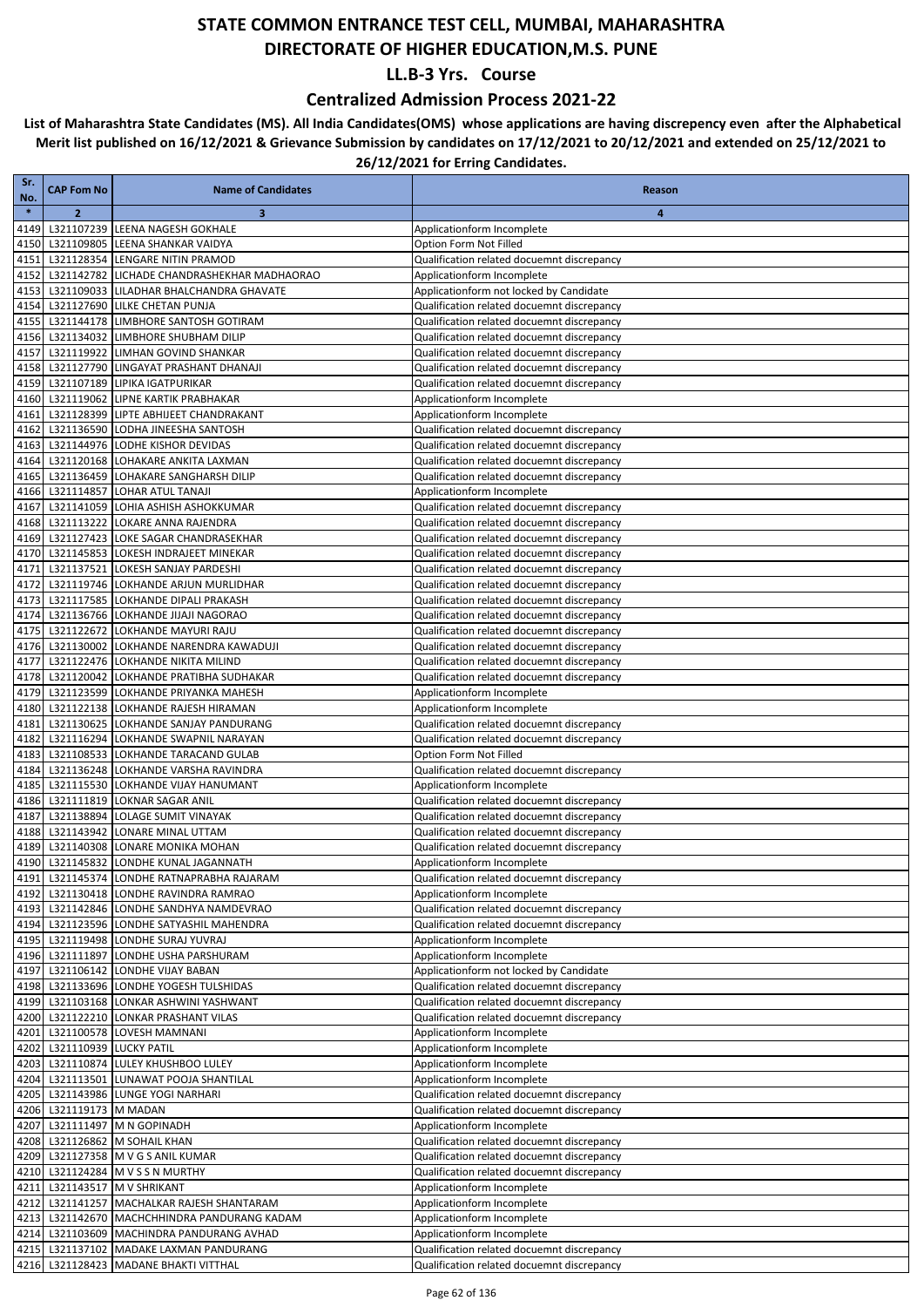# STATE COMMON ENTRANCE TEST CELL, MUMBAI, MAHARASHTRA
## DIRECTORATE OF HIGHER EDUCATION,M.S. PUNE
### LL.B-3 Yrs. Course
### Centralized Admission Process 2021-22

**List of Maharashtra State Candidates (MS). All India Candidates(OMS) whose applications are having discrepency even after the Alphabetical Merit list published on 16/12/2021 & Grievance Submission by candidates on 17/12/2021 to 20/12/2021 and extended on 25/12/2021 to 26/12/2021 for Erring Candidates.**

| Sr. No. | CAP Fom No | Name of Candidates | Reason |
|---|---|---|---|
| * | 2 | 3 | 4 |
| 4149 | L321107239 | LEENA NAGESH GOKHALE | Applicationform Incomplete |
| 4150 | L321109805 | LEENA SHANKAR VAIDYA | Option Form Not Filled |
| 4151 | L321128354 | LENGARE NITIN PRAMOD | Qualification related docuemnt discrepancy |
| 4152 | L321142782 | LICHADE CHANDRASHEKHAR MADHAORAO | Applicationform Incomplete |
| 4153 | L321109033 | LILADHAR BHALCHANDRA GHAVATE | Applicationform not locked by Candidate |
| 4154 | L321127690 | LILKE CHETAN PUNJA | Qualification related docuemnt discrepancy |
| 4155 | L321144178 | LIMBHORE SANTOSH GOTIRAM | Qualification related docuemnt discrepancy |
| 4156 | L321134032 | LIMBHORE SHUBHAM DILIP | Qualification related docuemnt discrepancy |
| 4157 | L321119922 | LIMHAN GOVIND SHANKAR | Qualification related docuemnt discrepancy |
| 4158 | L321127790 | LINGAYAT PRASHANT DHANAJI | Qualification related docuemnt discrepancy |
| 4159 | L321107189 | LIPIKA IGATPURIKAR | Qualification related docuemnt discrepancy |
| 4160 | L321119062 | LIPNE KARTIK PRABHAKAR | Applicationform Incomplete |
| 4161 | L321128399 | LIPTE ABHIJEET CHANDRAKANT | Applicationform Incomplete |
| 4162 | L321136590 | LODHA JINEESHA SANTOSH | Qualification related docuemnt discrepancy |
| 4163 | L321144976 | LODHE KISHOR DEVIDAS | Qualification related docuemnt discrepancy |
| 4164 | L321120168 | LOHAKARE ANKITA LAXMAN | Qualification related docuemnt discrepancy |
| 4165 | L321136459 | LOHAKARE SANGHARSH DILIP | Qualification related docuemnt discrepancy |
| 4166 | L321114857 | LOHAR ATUL TANAJI | Applicationform Incomplete |
| 4167 | L321141059 | LOHIA ASHISH ASHOKKUMAR | Qualification related docuemnt discrepancy |
| 4168 | L321113222 | LOKARE ANNA RAJENDRA | Qualification related docuemnt discrepancy |
| 4169 | L321127423 | LOKE SAGAR CHANDRASEKHAR | Qualification related docuemnt discrepancy |
| 4170 | L321145853 | LOKESH INDRAJEET MINEKAR | Qualification related docuemnt discrepancy |
| 4171 | L321137521 | LOKESH SANJAY PARDESHI | Qualification related docuemnt discrepancy |
| 4172 | L321119746 | LOKHANDE ARJUN MURLIDHAR | Qualification related docuemnt discrepancy |
| 4173 | L321117585 | LOKHANDE DIPALI PRAKASH | Qualification related docuemnt discrepancy |
| 4174 | L321136766 | LOKHANDE JIJAJI NAGORAO | Qualification related docuemnt discrepancy |
| 4175 | L321122672 | LOKHANDE MAYURI RAJU | Qualification related docuemnt discrepancy |
| 4176 | L321130002 | LOKHANDE NARENDRA KAWADUJI | Qualification related docuemnt discrepancy |
| 4177 | L321122476 | LOKHANDE NIKITA MILIND | Qualification related docuemnt discrepancy |
| 4178 | L321120042 | LOKHANDE PRATIBHA SUDHAKAR | Qualification related docuemnt discrepancy |
| 4179 | L321123599 | LOKHANDE PRIYANKA MAHESH | Applicationform Incomplete |
| 4180 | L321122138 | LOKHANDE RAJESH HIRAMAN | Applicationform Incomplete |
| 4181 | L321130625 | LOKHANDE SANJAY PANDURANG | Qualification related docuemnt discrepancy |
| 4182 | L321116294 | LOKHANDE SWAPNIL NARAYAN | Qualification related docuemnt discrepancy |
| 4183 | L321108533 | LOKHANDE TARACAND GULAB | Option Form Not Filled |
| 4184 | L321136248 | LOKHANDE VARSHA RAVINDRA | Qualification related docuemnt discrepancy |
| 4185 | L321115530 | LOKHANDE VIJAY HANUMANT | Applicationform Incomplete |
| 4186 | L321111819 | LOKNAR SAGAR ANIL | Qualification related docuemnt discrepancy |
| 4187 | L321138894 | LOLAGE SUMIT VINAYAK | Qualification related docuemnt discrepancy |
| 4188 | L321143942 | LONARE MINAL UTTAM | Qualification related docuemnt discrepancy |
| 4189 | L321140308 | LONARE MONIKA MOHAN | Qualification related docuemnt discrepancy |
| 4190 | L321145832 | LONDHE KUNAL JAGANNATH | Applicationform Incomplete |
| 4191 | L321145374 | LONDHE RATNAPRABHA RAJARAM | Qualification related docuemnt discrepancy |
| 4192 | L321130418 | LONDHE RAVINDRA RAMRAO | Applicationform Incomplete |
| 4193 | L321142846 | LONDHE SANDHYA NAMDEVRAO | Qualification related docuemnt discrepancy |
| 4194 | L321123596 | LONDHE SATYASHIL MAHENDRA | Qualification related docuemnt discrepancy |
| 4195 | L321119498 | LONDHE SURAJ YUVRAJ | Applicationform Incomplete |
| 4196 | L321111897 | LONDHE USHA PARSHURAM | Applicationform Incomplete |
| 4197 | L321106142 | LONDHE VIJAY BABAN | Applicationform not locked by Candidate |
| 4198 | L321133696 | LONDHE YOGESH TULSHIDAS | Qualification related docuemnt discrepancy |
| 4199 | L321103168 | LONKAR ASHWINI YASHWANT | Qualification related docuemnt discrepancy |
| 4200 | L321122210 | LONKAR PRASHANT VILAS | Qualification related docuemnt discrepancy |
| 4201 | L321100578 | LOVESH MAMNANI | Applicationform Incomplete |
| 4202 | L321110939 | LUCKY PATIL | Applicationform Incomplete |
| 4203 | L321110874 | LULEY KHUSHBOO LULEY | Applicationform Incomplete |
| 4204 | L321113501 | LUNAWAT POOJA SHANTILAL | Applicationform Incomplete |
| 4205 | L321143986 | LUNGE YOGI NARHARI | Qualification related docuemnt discrepancy |
| 4206 | L321119173 | M MADAN | Qualification related docuemnt discrepancy |
| 4207 | L321111497 | M N GOPINADH | Applicationform Incomplete |
| 4208 | L321126862 | M SOHAIL KHAN | Qualification related docuemnt discrepancy |
| 4209 | L321127358 | M V G S ANIL KUMAR | Qualification related docuemnt discrepancy |
| 4210 | L321124284 | M V S S N MURTHY | Qualification related docuemnt discrepancy |
| 4211 | L321143517 | M V SHRIKANT | Applicationform Incomplete |
| 4212 | L321141257 | MACHALKAR RAJESH SHANTARAM | Applicationform Incomplete |
| 4213 | L321142670 | MACHCHHINDRA PANDURANG KADAM | Applicationform Incomplete |
| 4214 | L321103609 | MACHINDRA PANDURANG AVHAD | Applicationform Incomplete |
| 4215 | L321137102 | MADAKE LAXMAN PANDURANG | Qualification related docuemnt discrepancy |
| 4216 | L321128423 | MADANE BHAKTI VITTHAL | Qualification related docuemnt discrepancy |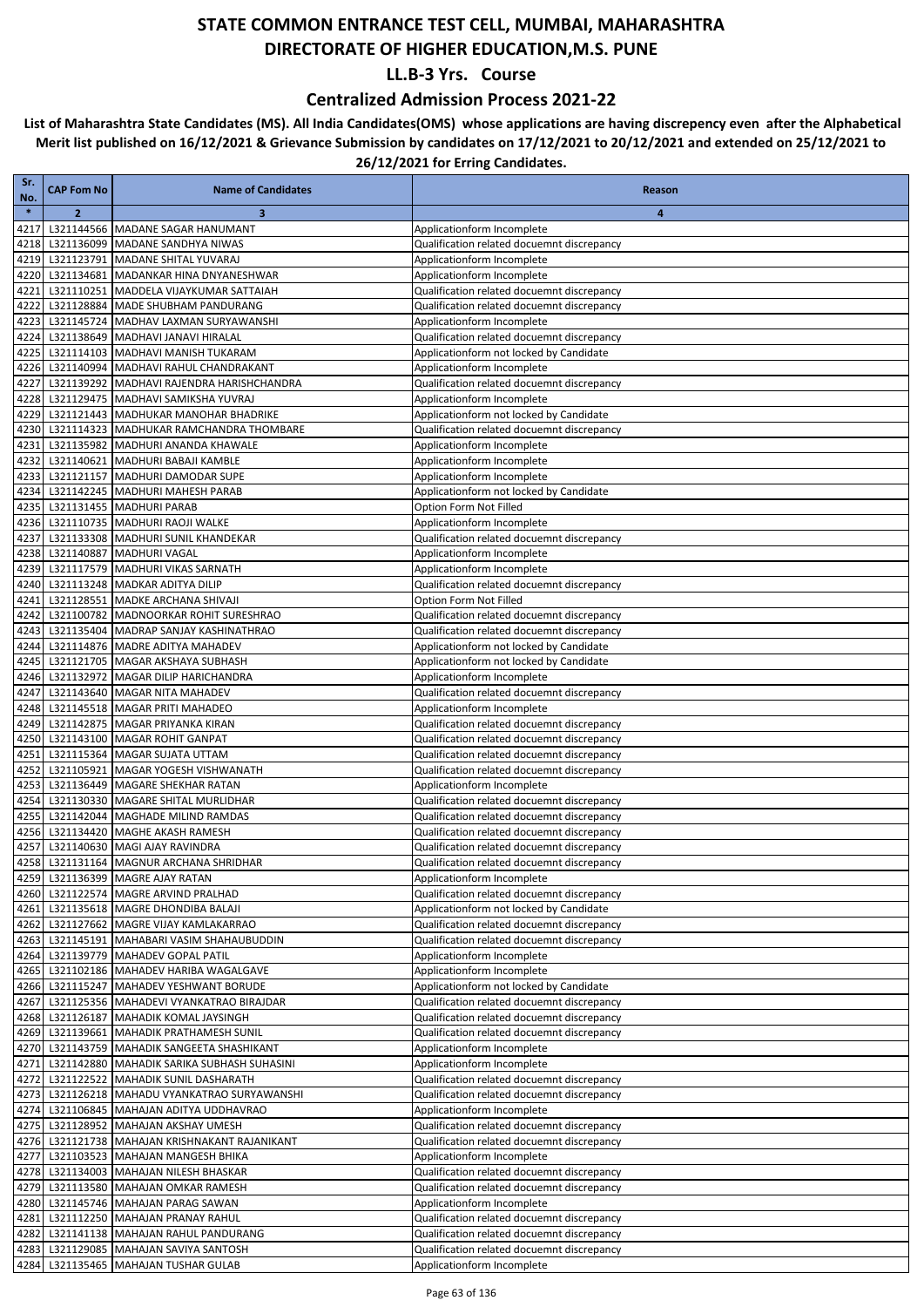# STATE COMMON ENTRANCE TEST CELL, MUMBAI, MAHARASHTRA

## DIRECTORATE OF HIGHER EDUCATION,M.S. PUNE

### LL.B-3 Yrs. Course

### Centralized Admission Process 2021-22

**List of Maharashtra State Candidates (MS). All India Candidates(OMS) whose applications are having discrepency even after the Alphabetical Merit list published on 16/12/2021 & Grievance Submission by candidates on 17/12/2021 to 20/12/2021 and extended on 25/12/2021 to 26/12/2021 for Erring Candidates.**

| Sr. No. | CAP Fom No | Name of Candidates | Reason |
|---|---|---|---|
| * | 2 | 3 | 4 |
| 4217 | L321144566 | MADANE SAGAR HANUMANT | Applicationform Incomplete |
| 4218 | L321136099 | MADANE SANDHYA NIWAS | Qualification related docuemnt discrepancy |
| 4219 | L321123791 | MADANE SHITAL YUVARAJ | Applicationform Incomplete |
| 4220 | L321134681 | MADANKAR HINA DNYANESHWAR | Applicationform Incomplete |
| 4221 | L321110251 | MADDELA VIJAYKUMAR SATTAIAH | Qualification related docuemnt discrepancy |
| 4222 | L321128884 | MADE SHUBHAM PANDURANG | Qualification related docuemnt discrepancy |
| 4223 | L321145724 | MADHAV LAXMAN SURYAWANSHI | Applicationform Incomplete |
| 4224 | L321138649 | MADHAVI JANAVI HIRALAL | Qualification related docuemnt discrepancy |
| 4225 | L321114103 | MADHAVI MANISH TUKARAM | Applicationform not locked by Candidate |
| 4226 | L321140994 | MADHAVI RAHUL CHANDRAKANT | Applicationform Incomplete |
| 4227 | L321139292 | MADHAVI RAJENDRA HARISHCHANDRA | Qualification related docuemnt discrepancy |
| 4228 | L321129475 | MADHAVI SAMIKSHA YUVRAJ | Applicationform Incomplete |
| 4229 | L321121443 | MADHUKAR MANOHAR BHADRIKE | Applicationform not locked by Candidate |
| 4230 | L321114323 | MADHUKAR RAMCHANDRA THOMBARE | Qualification related docuemnt discrepancy |
| 4231 | L321135982 | MADHURI ANANDA KHAWALE | Applicationform Incomplete |
| 4232 | L321140621 | MADHURI BABAJI KAMBLE | Applicationform Incomplete |
| 4233 | L321121157 | MADHURI DAMODAR SUPE | Applicationform Incomplete |
| 4234 | L321142245 | MADHURI MAHESH PARAB | Applicationform not locked by Candidate |
| 4235 | L321131455 | MADHURI PARAB | Option Form Not Filled |
| 4236 | L321110735 | MADHURI RAOJI WALKE | Applicationform Incomplete |
| 4237 | L321133308 | MADHURI SUNIL KHANDEKAR | Qualification related docuemnt discrepancy |
| 4238 | L321140887 | MADHURI VAGAL | Applicationform Incomplete |
| 4239 | L321117579 | MADHURI VIKAS SARNATH | Applicationform Incomplete |
| 4240 | L321113248 | MADKAR ADITYA DILIP | Qualification related docuemnt discrepancy |
| 4241 | L321128551 | MADKE ARCHANA SHIVAJI | Option Form Not Filled |
| 4242 | L321100782 | MADNOORKAR ROHIT SURESHRAO | Qualification related docuemnt discrepancy |
| 4243 | L321135404 | MADRAP SANJAY KASHINATHRAO | Qualification related docuemnt discrepancy |
| 4244 | L321114876 | MADRE ADITYA MAHADEV | Applicationform not locked by Candidate |
| 4245 | L321121705 | MAGAR AKSHAYA SUBHASH | Applicationform not locked by Candidate |
| 4246 | L321132972 | MAGAR DILIP HARICHANDRA | Applicationform Incomplete |
| 4247 | L321143640 | MAGAR NITA MAHADEV | Qualification related docuemnt discrepancy |
| 4248 | L321145518 | MAGAR PRITI MAHADEO | Applicationform Incomplete |
| 4249 | L321142875 | MAGAR PRIYANKA KIRAN | Qualification related docuemnt discrepancy |
| 4250 | L321143100 | MAGAR ROHIT GANPAT | Qualification related docuemnt discrepancy |
| 4251 | L321115364 | MAGAR SUJATA UTTAM | Qualification related docuemnt discrepancy |
| 4252 | L321105921 | MAGAR YOGESH VISHWANATH | Qualification related docuemnt discrepancy |
| 4253 | L321136449 | MAGARE SHEKHAR RATAN | Applicationform Incomplete |
| 4254 | L321130330 | MAGARE SHITAL MURLIDHAR | Qualification related docuemnt discrepancy |
| 4255 | L321142044 | MAGHADE MILIND RAMDAS | Qualification related docuemnt discrepancy |
| 4256 | L321134420 | MAGHE AKASH RAMESH | Qualification related docuemnt discrepancy |
| 4257 | L321140630 | MAGI AJAY RAVINDRA | Qualification related docuemnt discrepancy |
| 4258 | L321131164 | MAGNUR ARCHANA SHRIDHAR | Qualification related docuemnt discrepancy |
| 4259 | L321136399 | MAGRE AJAY RATAN | Applicationform Incomplete |
| 4260 | L321122574 | MAGRE ARVIND PRALHAD | Qualification related docuemnt discrepancy |
| 4261 | L321135618 | MAGRE DHONDIBA BALAJI | Applicationform not locked by Candidate |
| 4262 | L321127662 | MAGRE VIJAY KAMLAKARRAO | Qualification related docuemnt discrepancy |
| 4263 | L321145191 | MAHABARI VASIM SHAHAUBUDDIN | Qualification related docuemnt discrepancy |
| 4264 | L321139779 | MAHADEV GOPAL PATIL | Applicationform Incomplete |
| 4265 | L321102186 | MAHADEV HARIBA WAGALGAVE | Applicationform Incomplete |
| 4266 | L321115247 | MAHADEV YESHWANT BORUDE | Applicationform not locked by Candidate |
| 4267 | L321125356 | MAHADEVI VYANKATRAO BIRAJDAR | Qualification related docuemnt discrepancy |
| 4268 | L321126187 | MAHADIK KOMAL JAYSINGH | Qualification related docuemnt discrepancy |
| 4269 | L321139661 | MAHADIK PRATHAMESH SUNIL | Qualification related docuemnt discrepancy |
| 4270 | L321143759 | MAHADIK SANGEETA SHASHIKANT | Applicationform Incomplete |
| 4271 | L321142880 | MAHADIK SARIKA SUBHASH SUHASINI | Applicationform Incomplete |
| 4272 | L321122522 | MAHADIK SUNIL DASHARATH | Qualification related docuemnt discrepancy |
| 4273 | L321126218 | MAHADU VYANKATRAO SURYAWANSHI | Qualification related docuemnt discrepancy |
| 4274 | L321106845 | MAHAJAN ADITYA UDDHAVRAO | Applicationform Incomplete |
| 4275 | L321128952 | MAHAJAN AKSHAY UMESH | Qualification related docuemnt discrepancy |
| 4276 | L321121738 | MAHAJAN KRISHNAKANT RAJANIKANT | Qualification related docuemnt discrepancy |
| 4277 | L321103523 | MAHAJAN MANGESH BHIKA | Applicationform Incomplete |
| 4278 | L321134003 | MAHAJAN NILESH BHASKAR | Qualification related docuemnt discrepancy |
| 4279 | L321113580 | MAHAJAN OMKAR RAMESH | Qualification related docuemnt discrepancy |
| 4280 | L321145746 | MAHAJAN PARAG SAWAN | Applicationform Incomplete |
| 4281 | L321112250 | MAHAJAN PRANAY RAHUL | Qualification related docuemnt discrepancy |
| 4282 | L321141138 | MAHAJAN RAHUL PANDURANG | Qualification related docuemnt discrepancy |
| 4283 | L321129085 | MAHAJAN SAVIYA SANTOSH | Qualification related docuemnt discrepancy |
| 4284 | L321135465 | MAHAJAN TUSHAR GULAB | Applicationform Incomplete |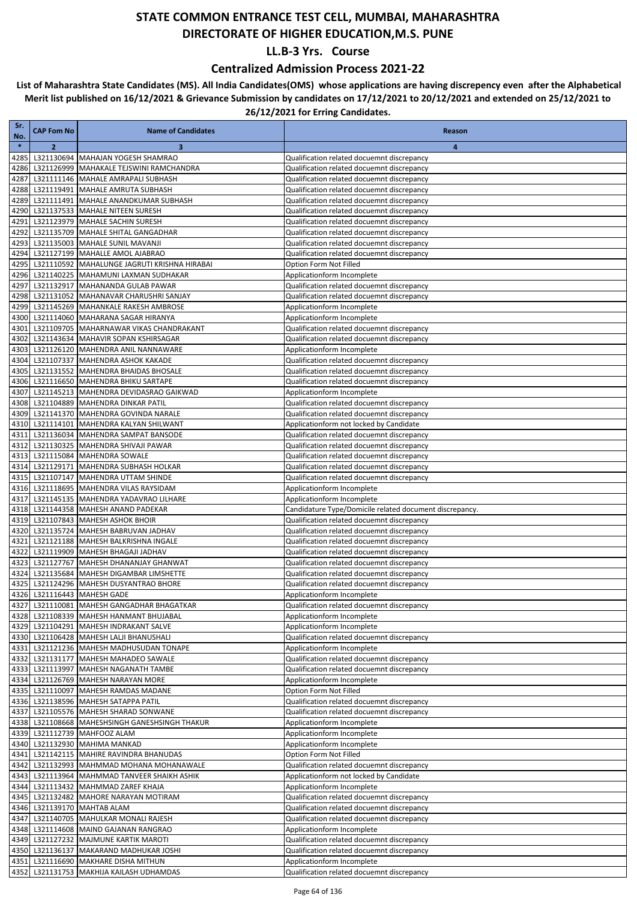# STATE COMMON ENTRANCE TEST CELL, MUMBAI, MAHARASHTRA

# DIRECTORATE OF HIGHER EDUCATION,M.S. PUNE

## LL.B-3 Yrs. Course

## Centralized Admission Process 2021-22

**List of Maharashtra State Candidates (MS). All India Candidates(OMS) whose applications are having discrepency even after the Alphabetical Merit list published on 16/12/2021 & Grievance Submission by candidates on 17/12/2021 to 20/12/2021 and extended on 25/12/2021 to 26/12/2021 for Erring Candidates.**

| Sr. No. | CAP Fom No | Name of Candidates | Reason |
|---|---|---|---|
| * | 2 | 3 | 4 |
| 4285 | L321130694 | MAHAJAN YOGESH SHAMRAO | Qualification related docuemnt discrepancy |
| 4286 | L321126999 | MAHAKALE TEJSWINI RAMCHANDRA | Qualification related docuemnt discrepancy |
| 4287 | L321111146 | MAHALE AMRAPALI SUBHASH | Qualification related docuemnt discrepancy |
| 4288 | L321119491 | MAHALE AMRUTA SUBHASH | Qualification related docuemnt discrepancy |
| 4289 | L321111491 | MAHALE ANANDKUMAR SUBHASH | Qualification related docuemnt discrepancy |
| 4290 | L321137533 | MAHALE NITEEN SURESH | Qualification related docuemnt discrepancy |
| 4291 | L321123979 | MAHALE SACHIN SURESH | Qualification related docuemnt discrepancy |
| 4292 | L321135709 | MAHALE SHITAL GANGADHAR | Qualification related docuemnt discrepancy |
| 4293 | L321135003 | MAHALE SUNIL MAVANJI | Qualification related docuemnt discrepancy |
| 4294 | L321127199 | MAHALLE AMOL AJABRAO | Qualification related docuemnt discrepancy |
| 4295 | L321110592 | MAHALUNGE JAGRUTI KRISHNA HIRABAI | Option Form Not Filled |
| 4296 | L321140225 | MAHAMUNI LAXMAN SUDHAKAR | Applicationform Incomplete |
| 4297 | L321132917 | MAHANANDA GULAB PAWAR | Qualification related docuemnt discrepancy |
| 4298 | L321131052 | MAHANAVAR CHARUSHRI SANJAY | Qualification related docuemnt discrepancy |
| 4299 | L321145269 | MAHANKALE RAKESH AMBROSE | Applicationform Incomplete |
| 4300 | L321114060 | MAHARANA SAGAR HIRANYA | Applicationform Incomplete |
| 4301 | L321109705 | MAHARNAWAR VIKAS CHANDRAKANT | Qualification related docuemnt discrepancy |
| 4302 | L321143634 | MAHAVIR SOPAN KSHIRSAGAR | Qualification related docuemnt discrepancy |
| 4303 | L321126120 | MAHENDRA ANIL NANNAWARE | Applicationform Incomplete |
| 4304 | L321107337 | MAHENDRA ASHOK KAKADE | Qualification related docuemnt discrepancy |
| 4305 | L321131552 | MAHENDRA BHAIDAS BHOSALE | Qualification related docuemnt discrepancy |
| 4306 | L321116650 | MAHENDRA BHIKU SARTAPE | Qualification related docuemnt discrepancy |
| 4307 | L321145213 | MAHENDRA DEVIDASRAO GAIKWAD | Applicationform Incomplete |
| 4308 | L321104889 | MAHENDRA DINKAR PATIL | Qualification related docuemnt discrepancy |
| 4309 | L321141370 | MAHENDRA GOVINDA NARALE | Qualification related docuemnt discrepancy |
| 4310 | L321114101 | MAHENDRA KALYAN SHILWANT | Applicationform not locked by Candidate |
| 4311 | L321136034 | MAHENDRA SAMPAT BANSODE | Qualification related docuemnt discrepancy |
| 4312 | L321130325 | MAHENDRA SHIVAJI PAWAR | Qualification related docuemnt discrepancy |
| 4313 | L321115084 | MAHENDRA SOWALE | Qualification related docuemnt discrepancy |
| 4314 | L321129171 | MAHENDRA SUBHASH HOLKAR | Qualification related docuemnt discrepancy |
| 4315 | L321107147 | MAHENDRA UTTAM SHINDE | Qualification related docuemnt discrepancy |
| 4316 | L321118695 | MAHENDRA VILAS RAYSIDAM | Applicationform Incomplete |
| 4317 | L321145135 | MAHENDRA YADAVRAO LILHARE | Applicationform Incomplete |
| 4318 | L321144358 | MAHESH ANAND PADEKAR | Candidature Type/Domicile related document discrepancy. |
| 4319 | L321107843 | MAHESH ASHOK BHOIR | Qualification related docuemnt discrepancy |
| 4320 | L321135724 | MAHESH BABRUVAN JADHAV | Qualification related docuemnt discrepancy |
| 4321 | L321121188 | MAHESH BALKRISHNA INGALE | Qualification related docuemnt discrepancy |
| 4322 | L321119909 | MAHESH BHAGAJI JADHAV | Qualification related docuemnt discrepancy |
| 4323 | L321127767 | MAHESH DHANANJAY GHANWAT | Qualification related docuemnt discrepancy |
| 4324 | L321135684 | MAHESH DIGAMBAR LIMSHETTE | Qualification related docuemnt discrepancy |
| 4325 | L321124296 | MAHESH DUSYANTRAO BHORE | Qualification related docuemnt discrepancy |
| 4326 | L321116443 | MAHESH GADE | Applicationform Incomplete |
| 4327 | L321110081 | MAHESH GANGADHAR BHAGATKAR | Qualification related docuemnt discrepancy |
| 4328 | L321108339 | MAHESH HANMANT BHUJABAL | Applicationform Incomplete |
| 4329 | L321104291 | MAHESH INDRAKANT SALVE | Applicationform Incomplete |
| 4330 | L321106428 | MAHESH LALJI BHANUSHALI | Qualification related docuemnt discrepancy |
| 4331 | L321121236 | MAHESH MADHUSUDAN TONAPE | Applicationform Incomplete |
| 4332 | L321131177 | MAHESH MAHADEO SAWALE | Qualification related docuemnt discrepancy |
| 4333 | L321113997 | MAHESH NAGANATH TAMBE | Qualification related docuemnt discrepancy |
| 4334 | L321126769 | MAHESH NARAYAN MORE | Applicationform Incomplete |
| 4335 | L321110097 | MAHESH RAMDAS MADANE | Option Form Not Filled |
| 4336 | L321138596 | MAHESH SATAPPA PATIL | Qualification related docuemnt discrepancy |
| 4337 | L321105576 | MAHESH SHARAD SONWANE | Qualification related docuemnt discrepancy |
| 4338 | L321108668 | MAHESHSINGH GANESHSINGH THAKUR | Applicationform Incomplete |
| 4339 | L321112739 | MAHFOOZ ALAM | Applicationform Incomplete |
| 4340 | L321132930 | MAHIMA MANKAD | Applicationform Incomplete |
| 4341 | L321142115 | MAHIRE RAVINDRA BHANUDAS | Option Form Not Filled |
| 4342 | L321132993 | MAHMMAD MOHANA MOHANAWALE | Qualification related docuemnt discrepancy |
| 4343 | L321113964 | MAHMMAD TANVEER SHAIKH ASHIK | Applicationform not locked by Candidate |
| 4344 | L321113432 | MAHMMAD ZAREF KHAJA | Applicationform Incomplete |
| 4345 | L321132482 | MAHORE NARAYAN MOTIRAM | Qualification related docuemnt discrepancy |
| 4346 | L321139170 | MAHTAB ALAM | Qualification related docuemnt discrepancy |
| 4347 | L321140705 | MAHULKAR MONALI RAJESH | Qualification related docuemnt discrepancy |
| 4348 | L321114608 | MAIND GAJANAN RANGRAO | Applicationform Incomplete |
| 4349 | L321127232 | MAJMUNE KARTIK MAROTI | Qualification related docuemnt discrepancy |
| 4350 | L321136137 | MAKARAND MADHUKAR JOSHI | Qualification related docuemnt discrepancy |
| 4351 | L321116690 | MAKHARE DISHA MITHUN | Applicationform Incomplete |
| 4352 | L321131753 | MAKHIJA KAILASH UDHAMDAS | Qualification related docuemnt discrepancy |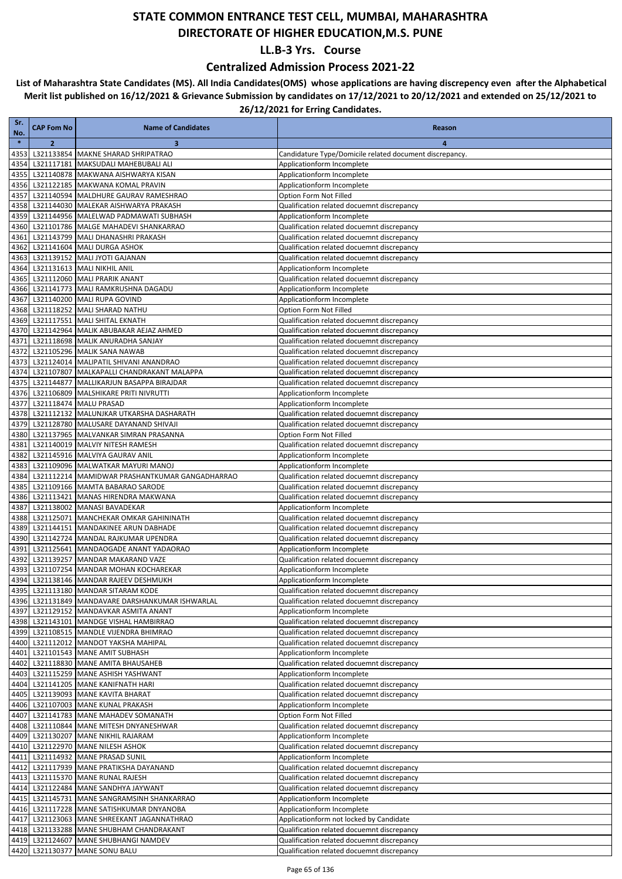# STATE COMMON ENTRANCE TEST CELL, MUMBAI, MAHARASHTRA

# DIRECTORATE OF HIGHER EDUCATION,M.S. PUNE

## LL.B-3 Yrs. Course

## Centralized Admission Process 2021-22

**List of Maharashtra State Candidates (MS). All India Candidates(OMS) whose applications are having discrepency even after the Alphabetical Merit list published on 16/12/2021 & Grievance Submission by candidates on 17/12/2021 to 20/12/2021 and extended on 25/12/2021 to 26/12/2021 for Erring Candidates.**

| Sr. No. | CAP Fom No | Name of Candidates | Reason |
|---|---|---|---|
| * | 2 | 3 | 4 |
| 4353 | L321133854 | MAKNE SHARAD SHRIPATRAO | Candidature Type/Domicile related document discrepancy. |
| 4354 | L321117181 | MAKSUDALI MAHEBUBALI ALI | Applicationform Incomplete |
| 4355 | L321140878 | MAKWANA AISHWARYA KISAN | Applicationform Incomplete |
| 4356 | L321122185 | MAKWANA KOMAL PRAVIN | Applicationform Incomplete |
| 4357 | L321140594 | MALDHURE GAURAV RAMESHRAO | Option Form Not Filled |
| 4358 | L321144030 | MALEKAR AISHWARYA PRAKASH | Qualification related docuemnt discrepancy |
| 4359 | L321144956 | MALELWAD PADMAWATI SUBHASH | Applicationform Incomplete |
| 4360 | L321101786 | MALGE MAHADEVI SHANKARRAO | Qualification related docuemnt discrepancy |
| 4361 | L321143799 | MALI DHANASHRI PRAKASH | Qualification related docuemnt discrepancy |
| 4362 | L321141604 | MALI DURGA ASHOK | Qualification related docuemnt discrepancy |
| 4363 | L321139152 | MALI JYOTI GAJANAN | Qualification related docuemnt discrepancy |
| 4364 | L321131613 | MALI NIKHIL ANIL | Applicationform Incomplete |
| 4365 | L321112060 | MALI PRARIK ANANT | Qualification related docuemnt discrepancy |
| 4366 | L321141773 | MALI RAMKRUSHNA DAGADU | Applicationform Incomplete |
| 4367 | L321140200 | MALI RUPA GOVIND | Applicationform Incomplete |
| 4368 | L321118252 | MALI SHARAD NATHU | Option Form Not Filled |
| 4369 | L321117551 | MALI SHITAL EKNATH | Qualification related docuemnt discrepancy |
| 4370 | L321142964 | MALIK ABUBAKAR AEJAZ AHMED | Qualification related docuemnt discrepancy |
| 4371 | L321118698 | MALIK ANURADHA SANJAY | Qualification related docuemnt discrepancy |
| 4372 | L321105296 | MALIK SANA NAWAB | Qualification related docuemnt discrepancy |
| 4373 | L321124014 | MALIPATIL SHIVANI ANANDRAO | Qualification related docuemnt discrepancy |
| 4374 | L321107807 | MALKAPALLI CHANDRAKANT MALAPPA | Qualification related docuemnt discrepancy |
| 4375 | L321144877 | MALLIKARJUN BASAPPA BIRAJDAR | Qualification related docuemnt discrepancy |
| 4376 | L321106809 | MALSHIKARE PRITI NIVRUTTI | Applicationform Incomplete |
| 4377 | L321118474 | MALU PRASAD | Applicationform Incomplete |
| 4378 | L321112132 | MALUNJKAR UTKARSHA DASHARATH | Qualification related docuemnt discrepancy |
| 4379 | L321128780 | MALUSARE DAYANAND SHIVAJI | Qualification related docuemnt discrepancy |
| 4380 | L321137965 | MALVANKAR SIMRAN PRASANNA | Option Form Not Filled |
| 4381 | L321140019 | MALVIY NITESH RAMESH | Qualification related docuemnt discrepancy |
| 4382 | L321145916 | MALVIYA GAURAV ANIL | Applicationform Incomplete |
| 4383 | L321109096 | MALWATKAR MAYURI MANOJ | Applicationform Incomplete |
| 4384 | L321112214 | MAMIDWAR PRASHANTKUMAR GANGADHARRAO | Qualification related docuemnt discrepancy |
| 4385 | L321109166 | MAMTA BABARAO SARODE | Qualification related docuemnt discrepancy |
| 4386 | L321113421 | MANAS HIRENDRA MAKWANA | Qualification related docuemnt discrepancy |
| 4387 | L321138002 | MANASI BAVADEKAR | Applicationform Incomplete |
| 4388 | L321125071 | MANCHEKAR OMKAR GAHININATH | Qualification related docuemnt discrepancy |
| 4389 | L321144151 | MANDAKINEE ARUN DABHADE | Qualification related docuemnt discrepancy |
| 4390 | L321142724 | MANDAL RAJKUMAR UPENDRA | Qualification related docuemnt discrepancy |
| 4391 | L321125641 | MANDAOGADE ANANT YADAORAO | Applicationform Incomplete |
| 4392 | L321139257 | MANDAR MAKARAND VAZE | Qualification related docuemnt discrepancy |
| 4393 | L321107254 | MANDAR MOHAN KOCHAREKAR | Applicationform Incomplete |
| 4394 | L321138146 | MANDAR RAJEEV DESHMUKH | Applicationform Incomplete |
| 4395 | L321113180 | MANDAR SITARAM KODE | Qualification related docuemnt discrepancy |
| 4396 | L321131849 | MANDAVARE DARSHANKUMAR ISHWARLAL | Qualification related docuemnt discrepancy |
| 4397 | L321129152 | MANDAVKAR ASMITA ANANT | Applicationform Incomplete |
| 4398 | L321143101 | MANDGE VISHAL HAMBIRRAO | Qualification related docuemnt discrepancy |
| 4399 | L321108515 | MANDLE VIJENDRA BHIMRAO | Qualification related docuemnt discrepancy |
| 4400 | L321112012 | MANDOT YAKSHA MAHIPAL | Qualification related docuemnt discrepancy |
| 4401 | L321101543 | MANE AMIT SUBHASH | Applicationform Incomplete |
| 4402 | L321118830 | MANE AMITA BHAUSAHEB | Qualification related docuemnt discrepancy |
| 4403 | L321115259 | MANE ASHISH YASHWANT | Applicationform Incomplete |
| 4404 | L321141205 | MANE KANIFNATH HARI | Qualification related docuemnt discrepancy |
| 4405 | L321139093 | MANE KAVITA BHARAT | Qualification related docuemnt discrepancy |
| 4406 | L321107003 | MANE KUNAL PRAKASH | Applicationform Incomplete |
| 4407 | L321141783 | MANE MAHADEV SOMANATH | Option Form Not Filled |
| 4408 | L321110844 | MANE MITESH DNYANESHWAR | Qualification related docuemnt discrepancy |
| 4409 | L321130207 | MANE NIKHIL RAJARAM | Applicationform Incomplete |
| 4410 | L321122970 | MANE NILESH ASHOK | Qualification related docuemnt discrepancy |
| 4411 | L321114932 | MANE PRASAD SUNIL | Applicationform Incomplete |
| 4412 | L321117939 | MANE PRATIKSHA DAYANAND | Qualification related docuemnt discrepancy |
| 4413 | L321115370 | MANE RUNAL RAJESH | Qualification related docuemnt discrepancy |
| 4414 | L321122484 | MANE SANDHYA JAYWANT | Qualification related docuemnt discrepancy |
| 4415 | L321145731 | MANE SANGRAMSINH SHANKARRAO | Applicationform Incomplete |
| 4416 | L321117228 | MANE SATISHKUMAR DNYANOBA | Applicationform Incomplete |
| 4417 | L321123063 | MANE SHREEKANT JAGANNATHRAO | Applicationform not locked by Candidate |
| 4418 | L321133288 | MANE SHUBHAM CHANDRAKANT | Qualification related docuemnt discrepancy |
| 4419 | L321124607 | MANE SHUBHANGI NAMDEV | Qualification related docuemnt discrepancy |
| 4420 | L321130377 | MANE SONU BALU | Qualification related docuemnt discrepancy |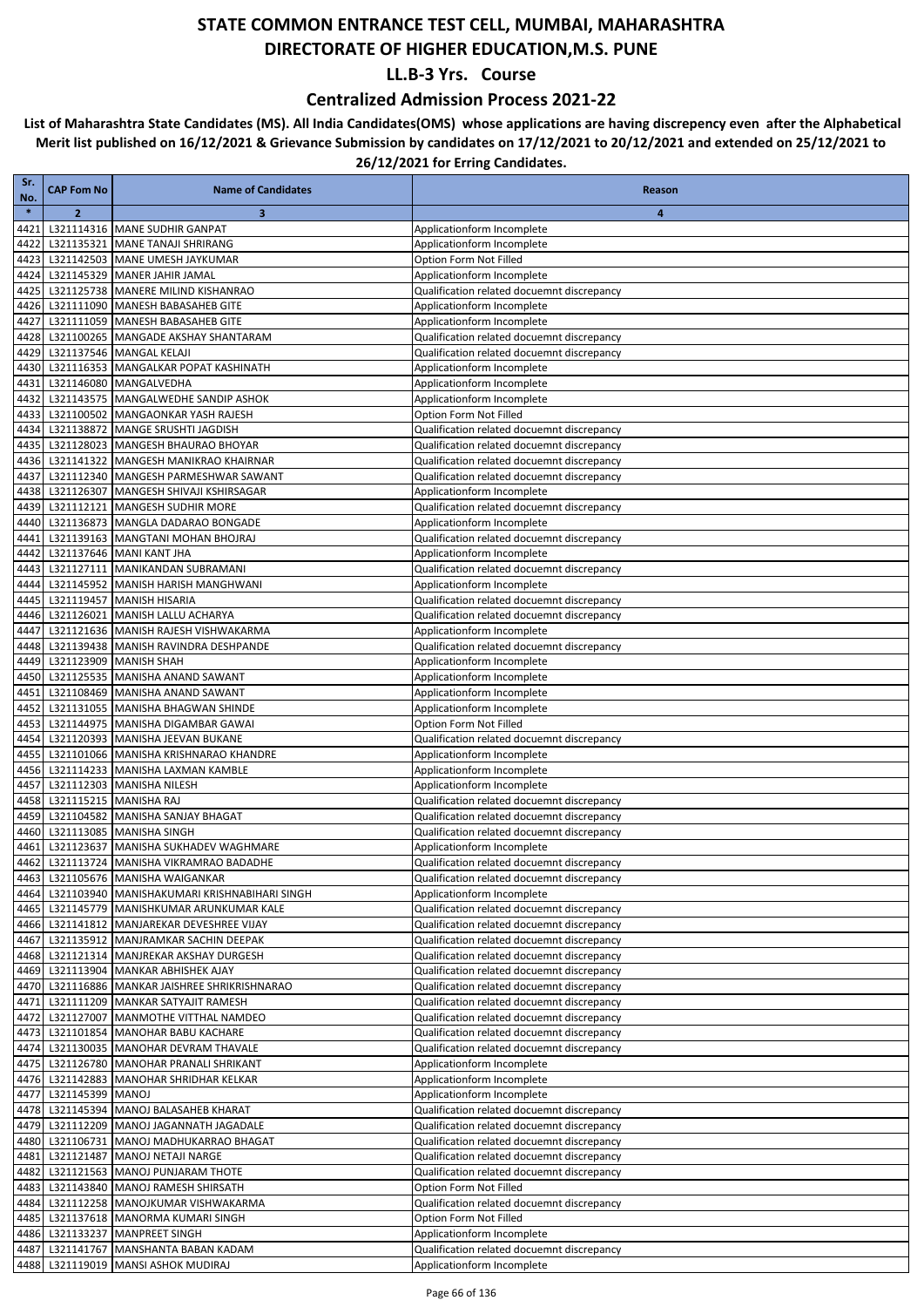# STATE COMMON ENTRANCE TEST CELL, MUMBAI, MAHARASHTRA

# DIRECTORATE OF HIGHER EDUCATION,M.S. PUNE

## LL.B-3 Yrs. Course

## Centralized Admission Process 2021-22

**List of Maharashtra State Candidates (MS). All India Candidates(OMS) whose applications are having discrepency even after the Alphabetical Merit list published on 16/12/2021 & Grievance Submission by candidates on 17/12/2021 to 20/12/2021 and extended on 25/12/2021 to 26/12/2021 for Erring Candidates.**

| Sr. No. | CAP Fom No | Name of Candidates | Reason |
|---|---|---|---|
| * | 2 | 3 | 4 |
| 4421 | L321114316 | MANE SUDHIR GANPAT | Applicationform Incomplete |
| 4422 | L321135321 | MANE TANAJI SHRIRANG | Applicationform Incomplete |
| 4423 | L321142503 | MANE UMESH JAYKUMAR | Option Form Not Filled |
| 4424 | L321145329 | MANER JAHIR JAMAL | Applicationform Incomplete |
| 4425 | L321125738 | MANERE MILIND KISHANRAO | Qualification related docuemnt discrepancy |
| 4426 | L321111090 | MANESH BABASAHEB GITE | Applicationform Incomplete |
| 4427 | L321111059 | MANESH BABASAHEB GITE | Applicationform Incomplete |
| 4428 | L321100265 | MANGADE AKSHAY SHANTARAM | Qualification related docuemnt discrepancy |
| 4429 | L321137546 | MANGAL KELAJI | Qualification related docuemnt discrepancy |
| 4430 | L321116353 | MANGALKAR POPAT KASHINATH | Applicationform Incomplete |
| 4431 | L321146080 | MANGALVEDHA | Applicationform Incomplete |
| 4432 | L321143575 | MANGALWEDHE SANDIP ASHOK | Applicationform Incomplete |
| 4433 | L321100502 | MANGAONKAR YASH RAJESH | Option Form Not Filled |
| 4434 | L321138872 | MANGE SRUSHTI JAGDISH | Qualification related docuemnt discrepancy |
| 4435 | L321128023 | MANGESH BHAURAO BHOYAR | Qualification related docuemnt discrepancy |
| 4436 | L321141322 | MANGESH MANIKRAO KHAIRNAR | Qualification related docuemnt discrepancy |
| 4437 | L321112340 | MANGESH PARMESHWAR SAWANT | Qualification related docuemnt discrepancy |
| 4438 | L321126307 | MANGESH SHIVAJI KSHIRSAGAR | Applicationform Incomplete |
| 4439 | L321112121 | MANGESH SUDHIR MORE | Qualification related docuemnt discrepancy |
| 4440 | L321136873 | MANGLA DADARAO BONGADE | Applicationform Incomplete |
| 4441 | L321139163 | MANGTANI MOHAN BHOJRAJ | Qualification related docuemnt discrepancy |
| 4442 | L321137646 | MANI KANT JHA | Applicationform Incomplete |
| 4443 | L321127111 | MANIKANDAN SUBRAMANI | Qualification related docuemnt discrepancy |
| 4444 | L321145952 | MANISH HARISH MANGHWANI | Applicationform Incomplete |
| 4445 | L321119457 | MANISH HISARIA | Qualification related docuemnt discrepancy |
| 4446 | L321126021 | MANISH LALLU ACHARYA | Qualification related docuemnt discrepancy |
| 4447 | L321121636 | MANISH RAJESH VISHWAKARMA | Applicationform Incomplete |
| 4448 | L321139438 | MANISH RAVINDRA DESHPANDE | Qualification related docuemnt discrepancy |
| 4449 | L321123909 | MANISH SHAH | Applicationform Incomplete |
| 4450 | L321125535 | MANISHA ANAND SAWANT | Applicationform Incomplete |
| 4451 | L321108469 | MANISHA ANAND SAWANT | Applicationform Incomplete |
| 4452 | L321131055 | MANISHA BHAGWAN SHINDE | Applicationform Incomplete |
| 4453 | L321144975 | MANISHA DIGAMBAR GAWAI | Option Form Not Filled |
| 4454 | L321120393 | MANISHA JEEVAN BUKANE | Qualification related docuemnt discrepancy |
| 4455 | L321101066 | MANISHA KRISHNARAO KHANDRE | Applicationform Incomplete |
| 4456 | L321114233 | MANISHA LAXMAN KAMBLE | Applicationform Incomplete |
| 4457 | L321112303 | MANISHA NILESH | Applicationform Incomplete |
| 4458 | L321115215 | MANISHA RAJ | Qualification related docuemnt discrepancy |
| 4459 | L321104582 | MANISHA SANJAY BHAGAT | Qualification related docuemnt discrepancy |
| 4460 | L321113085 | MANISHA SINGH | Qualification related docuemnt discrepancy |
| 4461 | L321123637 | MANISHA SUKHADEV WAGHMARE | Applicationform Incomplete |
| 4462 | L321113724 | MANISHA VIKRAMRAO BADADHE | Qualification related docuemnt discrepancy |
| 4463 | L321105676 | MANISHA WAIGANKAR | Qualification related docuemnt discrepancy |
| 4464 | L321103940 | MANISHAKUMARI KRISHNABIHARI SINGH | Applicationform Incomplete |
| 4465 | L321145779 | MANISHKUMAR ARUNKUMAR KALE | Qualification related docuemnt discrepancy |
| 4466 | L321141812 | MANJAREKAR DEVESHREE VIJAY | Qualification related docuemnt discrepancy |
| 4467 | L321135912 | MANJRAMKAR SACHIN DEEPAK | Qualification related docuemnt discrepancy |
| 4468 | L321121314 | MANJREKAR AKSHAY DURGESH | Qualification related docuemnt discrepancy |
| 4469 | L321113904 | MANKAR ABHISHEK AJAY | Qualification related docuemnt discrepancy |
| 4470 | L321116886 | MANKAR JAISHREE SHRIKRISHNARAO | Qualification related docuemnt discrepancy |
| 4471 | L321111209 | MANKAR SATYAJIT RAMESH | Qualification related docuemnt discrepancy |
| 4472 | L321127007 | MANMOTHE VITTHAL NAMDEO | Qualification related docuemnt discrepancy |
| 4473 | L321101854 | MANOHAR BABU KACHARE | Qualification related docuemnt discrepancy |
| 4474 | L321130035 | MANOHAR DEVRAM THAVALE | Qualification related docuemnt discrepancy |
| 4475 | L321126780 | MANOHAR PRANALI SHRIKANT | Applicationform Incomplete |
| 4476 | L321142883 | MANOHAR SHRIDHAR KELKAR | Applicationform Incomplete |
| 4477 | L321145399 | MANOJ | Applicationform Incomplete |
| 4478 | L321145394 | MANOJ BALASAHEB KHARAT | Qualification related docuemnt discrepancy |
| 4479 | L321112209 | MANOJ JAGANNATH JAGADALE | Qualification related docuemnt discrepancy |
| 4480 | L321106731 | MANOJ MADHUKARRAO BHAGAT | Qualification related docuemnt discrepancy |
| 4481 | L321121487 | MANOJ NETAJI NARGE | Qualification related docuemnt discrepancy |
| 4482 | L321121563 | MANOJ PUNJARAM THOTE | Qualification related docuemnt discrepancy |
| 4483 | L321143840 | MANOJ RAMESH SHIRSATH | Option Form Not Filled |
| 4484 | L321112258 | MANOJKUMAR VISHWAKARMA | Qualification related docuemnt discrepancy |
| 4485 | L321137618 | MANORMA KUMARI SINGH | Option Form Not Filled |
| 4486 | L321133237 | MANPREET SINGH | Applicationform Incomplete |
| 4487 | L321141767 | MANSHANTA BABAN KADAM | Qualification related docuemnt discrepancy |
| 4488 | L321119019 | MANSI ASHOK MUDIRAJ | Applicationform Incomplete |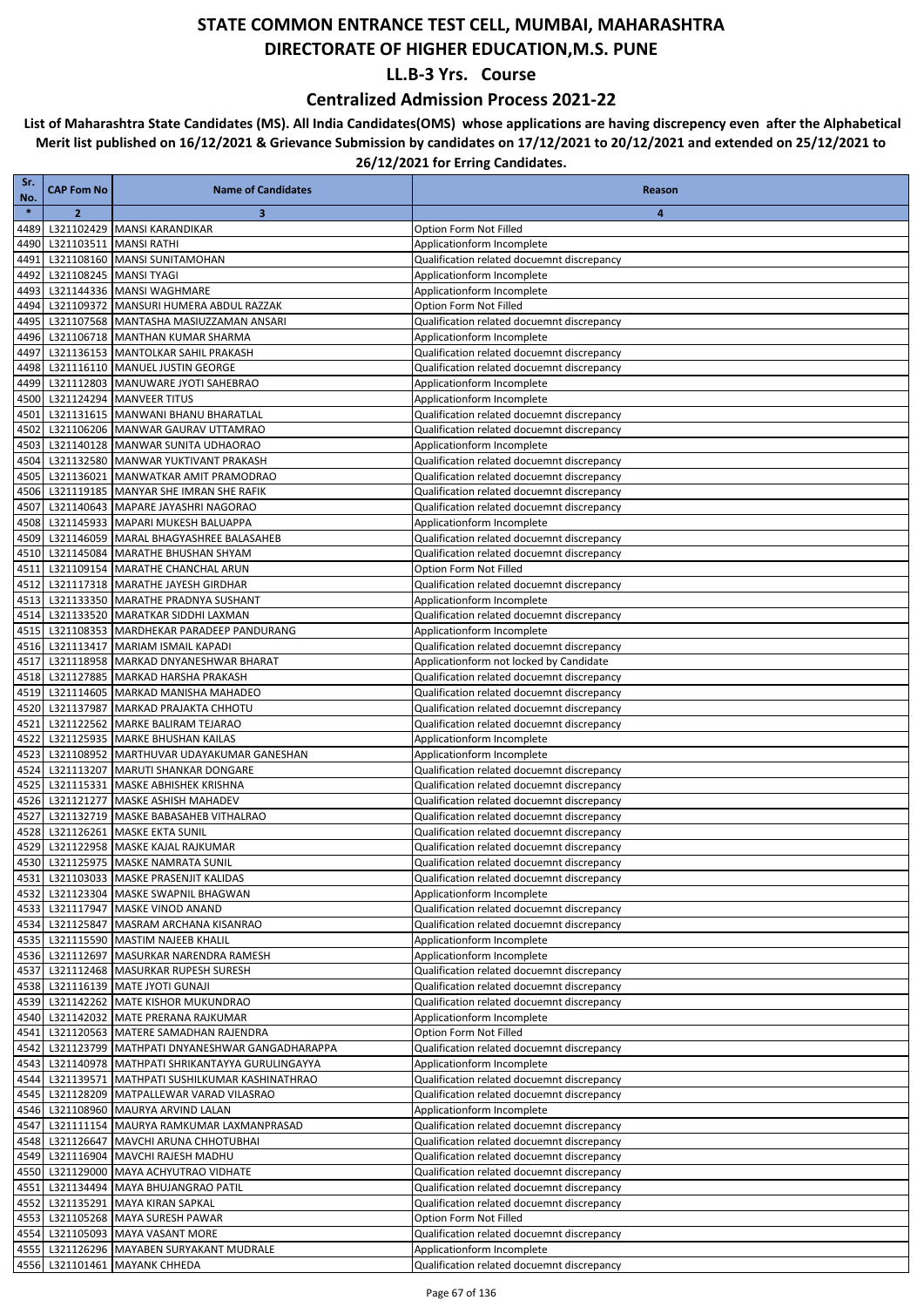# STATE COMMON ENTRANCE TEST CELL, MUMBAI, MAHARASHTRA

# DIRECTORATE OF HIGHER EDUCATION,M.S. PUNE

## LL.B-3 Yrs. Course

## Centralized Admission Process 2021-22

**List of Maharashtra State Candidates (MS). All India Candidates(OMS) whose applications are having discrepency even after the Alphabetical Merit list published on 16/12/2021 & Grievance Submission by candidates on 17/12/2021 to 20/12/2021 and extended on 25/12/2021 to 26/12/2021 for Erring Candidates.**

| Sr. No. | CAP Fom No | Name of Candidates | Reason |
|---|---|---|---|
| * | 2 | 3 | 4 |
| 4489 | L321102429 | MANSI KARANDIKAR | Option Form Not Filled |
| 4490 | L321103511 | MANSI RATHI | Applicationform Incomplete |
| 4491 | L321108160 | MANSI SUNITAMOHAN | Qualification related docuemnt discrepancy |
| 4492 | L321108245 | MANSI TYAGI | Applicationform Incomplete |
| 4493 | L321144336 | MANSI WAGHMARE | Applicationform Incomplete |
| 4494 | L321109372 | MANSURI HUMERA ABDUL RAZZAK | Option Form Not Filled |
| 4495 | L321107568 | MANTASHA MASIUZZAMAN ANSARI | Qualification related docuemnt discrepancy |
| 4496 | L321106718 | MANTHAN KUMAR SHARMA | Applicationform Incomplete |
| 4497 | L321136153 | MANTOLKAR SAHIL PRAKASH | Qualification related docuemnt discrepancy |
| 4498 | L321116110 | MANUEL JUSTIN GEORGE | Qualification related docuemnt discrepancy |
| 4499 | L321112803 | MANUWARE JYOTI SAHEBRAO | Applicationform Incomplete |
| 4500 | L321124294 | MANVEER TITUS | Applicationform Incomplete |
| 4501 | L321131615 | MANWANI BHANU BHARATLAL | Qualification related docuemnt discrepancy |
| 4502 | L321106206 | MANWAR GAURAV UTTAMRAO | Qualification related docuemnt discrepancy |
| 4503 | L321140128 | MANWAR SUNITA UDHAORAO | Applicationform Incomplete |
| 4504 | L321132580 | MANWAR YUKTIVANT PRAKASH | Qualification related docuemnt discrepancy |
| 4505 | L321136021 | MANWATKAR AMIT PRAMODRAO | Qualification related docuemnt discrepancy |
| 4506 | L321119185 | MANYAR SHE IMRAN SHE RAFIK | Qualification related docuemnt discrepancy |
| 4507 | L321140643 | MAPARE JAYASHRI NAGORAO | Qualification related docuemnt discrepancy |
| 4508 | L321145933 | MAPARI MUKESH BALUAPPA | Applicationform Incomplete |
| 4509 | L321146059 | MARAL BHAGYASHREE BALASAHEB | Qualification related docuemnt discrepancy |
| 4510 | L321145084 | MARATHE BHUSHAN SHYAM | Qualification related docuemnt discrepancy |
| 4511 | L321109154 | MARATHE CHANCHAL ARUN | Option Form Not Filled |
| 4512 | L321117318 | MARATHE JAYESH GIRDHAR | Qualification related docuemnt discrepancy |
| 4513 | L321133350 | MARATHE PRADNYA SUSHANT | Applicationform Incomplete |
| 4514 | L321133520 | MARATKAR SIDDHI LAXMAN | Qualification related docuemnt discrepancy |
| 4515 | L321108353 | MARDHEKAR PARADEEP PANDURANG | Applicationform Incomplete |
| 4516 | L321113417 | MARIAM ISMAIL KAPADI | Qualification related docuemnt discrepancy |
| 4517 | L321118958 | MARKAD DNYANESHWAR BHARAT | Applicationform not locked by Candidate |
| 4518 | L321127885 | MARKAD HARSHA PRAKASH | Qualification related docuemnt discrepancy |
| 4519 | L321114605 | MARKAD MANISHA MAHADEO | Qualification related docuemnt discrepancy |
| 4520 | L321137987 | MARKAD PRAJAKTA CHHOTU | Qualification related docuemnt discrepancy |
| 4521 | L321122562 | MARKE BALIRAM TEJARAO | Qualification related docuemnt discrepancy |
| 4522 | L321125935 | MARKE BHUSHAN KAILAS | Applicationform Incomplete |
| 4523 | L321108952 | MARTHUVAR UDAYAKUMAR GANESHAN | Applicationform Incomplete |
| 4524 | L321113207 | MARUTI SHANKAR DONGARE | Qualification related docuemnt discrepancy |
| 4525 | L321115331 | MASKE ABHISHEK KRISHNA | Qualification related docuemnt discrepancy |
| 4526 | L321121277 | MASKE ASHISH MAHADEV | Qualification related docuemnt discrepancy |
| 4527 | L321132719 | MASKE BABASAHEB VITHALRAO | Qualification related docuemnt discrepancy |
| 4528 | L321126261 | MASKE EKTA SUNIL | Qualification related docuemnt discrepancy |
| 4529 | L321122958 | MASKE KAJAL RAJKUMAR | Qualification related docuemnt discrepancy |
| 4530 | L321125975 | MASKE NAMRATA SUNIL | Qualification related docuemnt discrepancy |
| 4531 | L321103033 | MASKE PRASENJIT KALIDAS | Qualification related docuemnt discrepancy |
| 4532 | L321123304 | MASKE SWAPNIL BHAGWAN | Applicationform Incomplete |
| 4533 | L321117947 | MASKE VINOD ANAND | Qualification related docuemnt discrepancy |
| 4534 | L321125847 | MASRAM ARCHANA KISANRAO | Qualification related docuemnt discrepancy |
| 4535 | L321115590 | MASTIM NAJEEB KHALIL | Applicationform Incomplete |
| 4536 | L321112697 | MASURKAR NARENDRA RAMESH | Applicationform Incomplete |
| 4537 | L321112468 | MASURKAR RUPESH SURESH | Qualification related docuemnt discrepancy |
| 4538 | L321116139 | MATE JYOTI GUNAJI | Qualification related docuemnt discrepancy |
| 4539 | L321142262 | MATE KISHOR MUKUNDRAO | Qualification related docuemnt discrepancy |
| 4540 | L321142032 | MATE PRERANA RAJKUMAR | Applicationform Incomplete |
| 4541 | L321120563 | MATERE SAMADHAN RAJENDRA | Option Form Not Filled |
| 4542 | L321123799 | MATHPATI DNYANESHWAR GANGADHARAPPA | Qualification related docuemnt discrepancy |
| 4543 | L321140978 | MATHPATI SHRIKANTAYYA GURULINGAYYA | Applicationform Incomplete |
| 4544 | L321139571 | MATHPATI SUSHILKUMAR KASHINATHRAO | Qualification related docuemnt discrepancy |
| 4545 | L321128209 | MATPALLEWAR VARAD VILASRAO | Qualification related docuemnt discrepancy |
| 4546 | L321108960 | MAURYA ARVIND LALAN | Applicationform Incomplete |
| 4547 | L321111154 | MAURYA RAMKUMAR LAXMANPRASAD | Qualification related docuemnt discrepancy |
| 4548 | L321126647 | MAVCHI ARUNA CHHOTUBHAI | Qualification related docuemnt discrepancy |
| 4549 | L321116904 | MAVCHI RAJESH MADHU | Qualification related docuemnt discrepancy |
| 4550 | L321129000 | MAYA ACHYUTRAO VIDHATE | Qualification related docuemnt discrepancy |
| 4551 | L321134494 | MAYA BHUJANGRAO PATIL | Qualification related docuemnt discrepancy |
| 4552 | L321135291 | MAYA KIRAN SAPKAL | Qualification related docuemnt discrepancy |
| 4553 | L321105268 | MAYA SURESH PAWAR | Option Form Not Filled |
| 4554 | L321105093 | MAYA VASANT MORE | Qualification related docuemnt discrepancy |
| 4555 | L321126296 | MAYABEN SURYAKANT MUDRALE | Applicationform Incomplete |
| 4556 | L321101461 | MAYANK CHHEDA | Qualification related docuemnt discrepancy |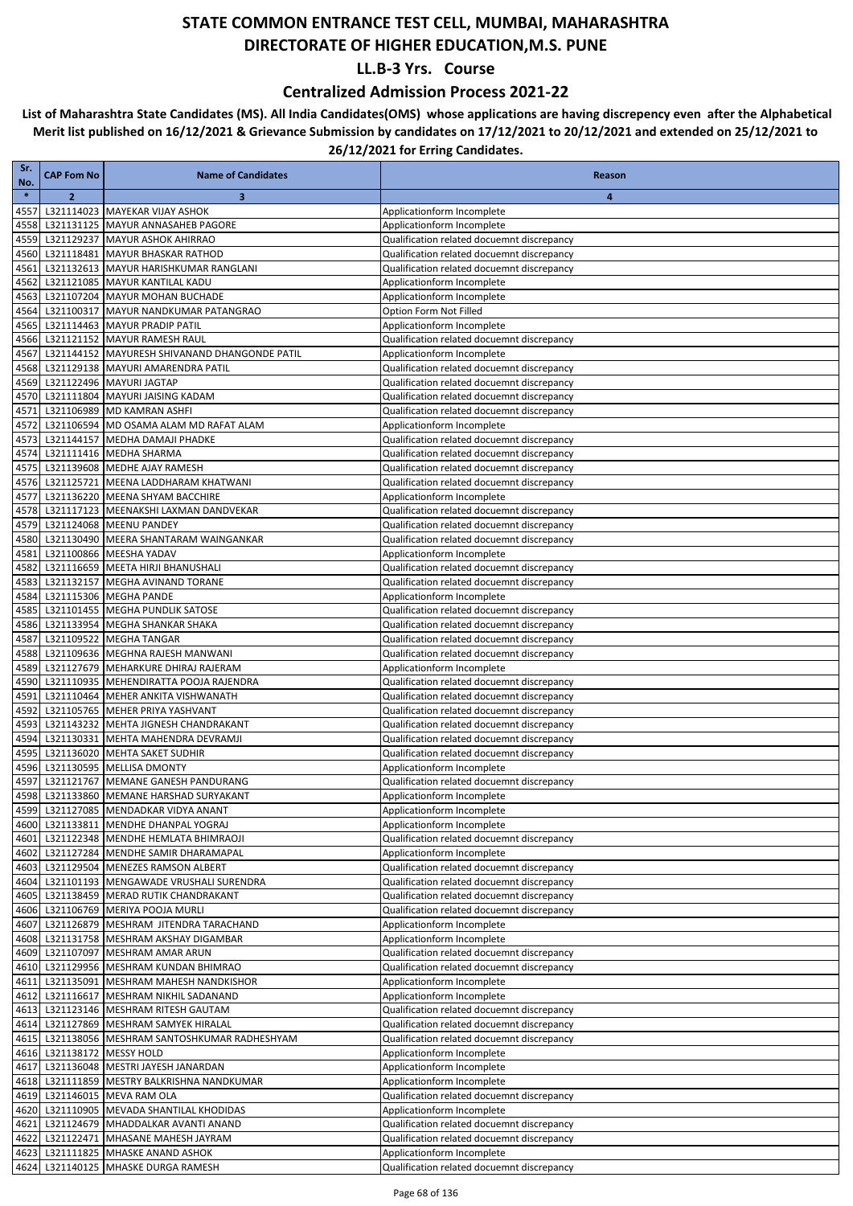# STATE COMMON ENTRANCE TEST CELL, MUMBAI, MAHARASHTRA

# DIRECTORATE OF HIGHER EDUCATION,M.S. PUNE

## LL.B-3 Yrs. Course

## Centralized Admission Process 2021-22

**List of Maharashtra State Candidates (MS). All India Candidates(OMS) whose applications are having discrepency even after the Alphabetical Merit list published on 16/12/2021 & Grievance Submission by candidates on 17/12/2021 to 20/12/2021 and extended on 25/12/2021 to 26/12/2021 for Erring Candidates.**

| Sr. No. | CAP Fom No | Name of Candidates | Reason |
|---|---|---|---|
| * | 2 | 3 | 4 |
| 4557 | L321114023 | MAYEKAR VIJAY ASHOK | Applicationform Incomplete |
| 4558 | L321131125 | MAYUR ANNASAHEB PAGORE | Applicationform Incomplete |
| 4559 | L321129237 | MAYUR ASHOK AHIRRAO | Qualification related docuemnt discrepancy |
| 4560 | L321118481 | MAYUR BHASKAR RATHOD | Qualification related docuemnt discrepancy |
| 4561 | L321132613 | MAYUR HARISHKUMAR RANGLANI | Qualification related docuemnt discrepancy |
| 4562 | L321121085 | MAYUR KANTILAL KADU | Applicationform Incomplete |
| 4563 | L321107204 | MAYUR MOHAN BUCHADE | Applicationform Incomplete |
| 4564 | L321100317 | MAYUR NANDKUMAR PATANGRAO | Option Form Not Filled |
| 4565 | L321114463 | MAYUR PRADIP PATIL | Applicationform Incomplete |
| 4566 | L321121152 | MAYUR RAMESH RAUL | Qualification related docuemnt discrepancy |
| 4567 | L321144152 | MAYURESH SHIVANAND DHANGONDE PATIL | Applicationform Incomplete |
| 4568 | L321129138 | MAYURI AMARENDRA PATIL | Qualification related docuemnt discrepancy |
| 4569 | L321122496 | MAYURI JAGTAP | Qualification related docuemnt discrepancy |
| 4570 | L321111804 | MAYURI JAISING KADAM | Qualification related docuemnt discrepancy |
| 4571 | L321106989 | MD KAMRAN ASHFI | Qualification related docuemnt discrepancy |
| 4572 | L321106594 | MD OSAMA ALAM MD RAFAT ALAM | Applicationform Incomplete |
| 4573 | L321144157 | MEDHA DAMAJI PHADKE | Qualification related docuemnt discrepancy |
| 4574 | L321111416 | MEDHA SHARMA | Qualification related docuemnt discrepancy |
| 4575 | L321139608 | MEDHE AJAY RAMESH | Qualification related docuemnt discrepancy |
| 4576 | L321125721 | MEENA LADDHARAM KHATWANI | Qualification related docuemnt discrepancy |
| 4577 | L321136220 | MEENA SHYAM BACCHIRE | Applicationform Incomplete |
| 4578 | L321117123 | MEENAKSHI LAXMAN DANDVEKAR | Qualification related docuemnt discrepancy |
| 4579 | L321124068 | MEENU PANDEY | Qualification related docuemnt discrepancy |
| 4580 | L321130490 | MEERA SHANTARAM WAINGANKAR | Qualification related docuemnt discrepancy |
| 4581 | L321100866 | MEESHA YADAV | Applicationform Incomplete |
| 4582 | L321116659 | MEETA HIRJI BHANUSHALI | Qualification related docuemnt discrepancy |
| 4583 | L321132157 | MEGHA AVINAND TORANE | Qualification related docuemnt discrepancy |
| 4584 | L321115306 | MEGHA PANDE | Applicationform Incomplete |
| 4585 | L321101455 | MEGHA PUNDLIK SATOSE | Qualification related docuemnt discrepancy |
| 4586 | L321133954 | MEGHA SHANKAR SHAKA | Qualification related docuemnt discrepancy |
| 4587 | L321109522 | MEGHA TANGAR | Qualification related docuemnt discrepancy |
| 4588 | L321109636 | MEGHNA RAJESH MANWANI | Qualification related docuemnt discrepancy |
| 4589 | L321127679 | MEHARKURE DHIRAJ RAJERAM | Applicationform Incomplete |
| 4590 | L321110935 | MEHENDIRATTA POOJA RAJENDRA | Qualification related docuemnt discrepancy |
| 4591 | L321110464 | MEHER ANKITA VISHWANATH | Qualification related docuemnt discrepancy |
| 4592 | L321105765 | MEHER PRIYA YASHVANT | Qualification related docuemnt discrepancy |
| 4593 | L321143232 | MEHTA JIGNESH CHANDRAKANT | Qualification related docuemnt discrepancy |
| 4594 | L321130331 | MEHTA MAHENDRA DEVRAMJI | Qualification related docuemnt discrepancy |
| 4595 | L321136020 | MEHTA SAKET SUDHIR | Qualification related docuemnt discrepancy |
| 4596 | L321130595 | MELLISA DMONTY | Applicationform Incomplete |
| 4597 | L321121767 | MEMANE GANESH PANDURANG | Qualification related docuemnt discrepancy |
| 4598 | L321133860 | MEMANE HARSHAD SURYAKANT | Applicationform Incomplete |
| 4599 | L321127085 | MENDADKAR VIDYA ANANT | Applicationform Incomplete |
| 4600 | L321133811 | MENDHE DHANPAL YOGRAJ | Applicationform Incomplete |
| 4601 | L321122348 | MENDHE HEMLATA BHIMRAOJI | Qualification related docuemnt discrepancy |
| 4602 | L321127284 | MENDHE SAMIR DHARAMAPAL | Applicationform Incomplete |
| 4603 | L321129504 | MENEZES RAMSON ALBERT | Qualification related docuemnt discrepancy |
| 4604 | L321101193 | MENGAWADE VRUSHALI SURENDRA | Qualification related docuemnt discrepancy |
| 4605 | L321138459 | MERAD RUTIK CHANDRAKANT | Qualification related docuemnt discrepancy |
| 4606 | L321106769 | MERIYA POOJA MURLI | Qualification related docuemnt discrepancy |
| 4607 | L321126879 | MESHRAM JITENDRA TARACHAND | Applicationform Incomplete |
| 4608 | L321131758 | MESHRAM AKSHAY DIGAMBAR | Applicationform Incomplete |
| 4609 | L321107097 | MESHRAM AMAR ARUN | Qualification related docuemnt discrepancy |
| 4610 | L321129956 | MESHRAM KUNDAN BHIMRAO | Qualification related docuemnt discrepancy |
| 4611 | L321135091 | MESHRAM MAHESH NANDKISHOR | Applicationform Incomplete |
| 4612 | L321116617 | MESHRAM NIKHIL SADANAND | Applicationform Incomplete |
| 4613 | L321123146 | MESHRAM RITESH GAUTAM | Qualification related docuemnt discrepancy |
| 4614 | L321127869 | MESHRAM SAMYEK HIRALAL | Qualification related docuemnt discrepancy |
| 4615 | L321138056 | MESHRAM SANTOSHKUMAR RADHESHYAM | Qualification related docuemnt discrepancy |
| 4616 | L321138172 | MESSY HOLD | Applicationform Incomplete |
| 4617 | L321136048 | MESTRI JAYESH JANARDAN | Applicationform Incomplete |
| 4618 | L321111859 | MESTRY BALKRISHNA NANDKUMAR | Applicationform Incomplete |
| 4619 | L321146015 | MEVA RAM OLA | Qualification related docuemnt discrepancy |
| 4620 | L321110905 | MEVADA SHANTILAL KHODIDAS | Applicationform Incomplete |
| 4621 | L321124679 | MHADDALKAR AVANTI ANAND | Qualification related docuemnt discrepancy |
| 4622 | L321122471 | MHASANE MAHESH JAYRAM | Qualification related docuemnt discrepancy |
| 4623 | L321111825 | MHASKE ANAND ASHOK | Applicationform Incomplete |
| 4624 | L321140125 | MHASKE DURGA RAMESH | Qualification related docuemnt discrepancy |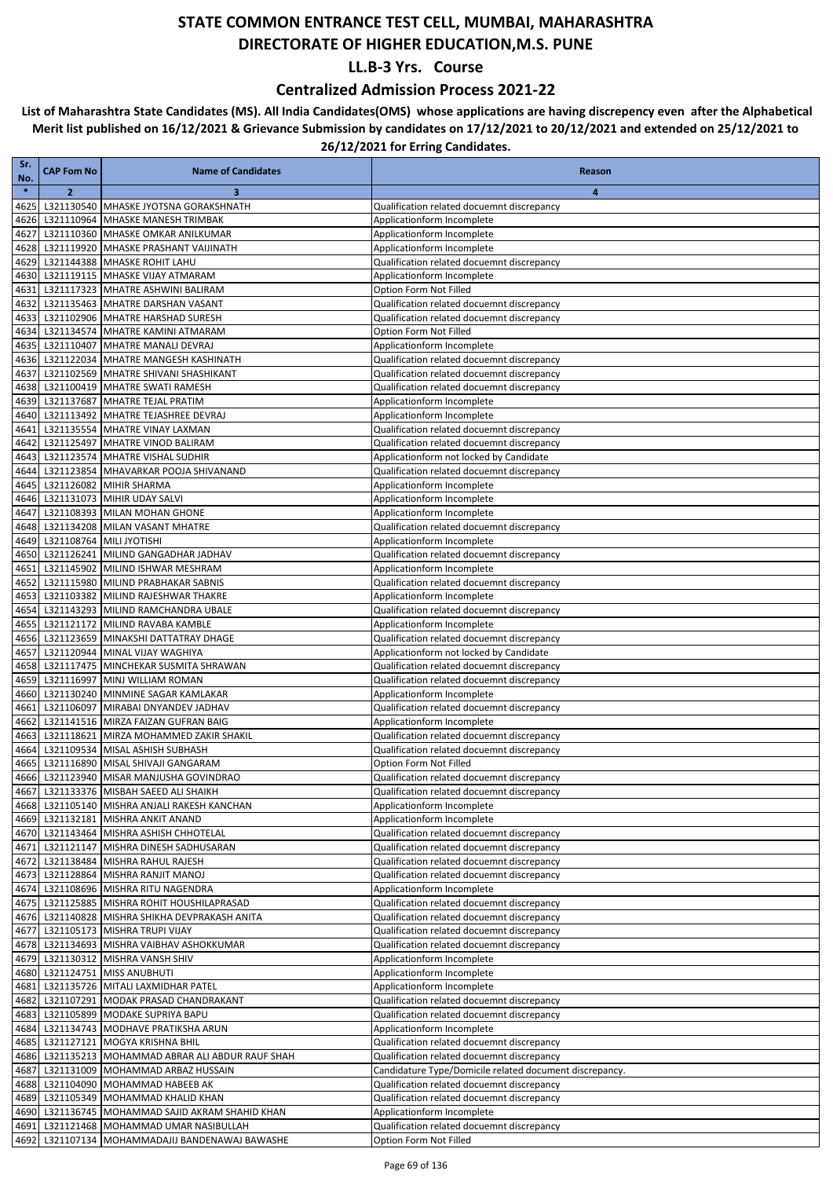# STATE COMMON ENTRANCE TEST CELL, MUMBAI, MAHARASHTRA
# DIRECTORATE OF HIGHER EDUCATION,M.S. PUNE
## LL.B-3 Yrs. Course
## Centralized Admission Process 2021-22

**List of Maharashtra State Candidates (MS). All India Candidates(OMS) whose applications are having discrepency even after the Alphabetical Merit list published on 16/12/2021 & Grievance Submission by candidates on 17/12/2021 to 20/12/2021 and extended on 25/12/2021 to 26/12/2021 for Erring Candidates.**

| Sr. No. | CAP Fom No | Name of Candidates | Reason |
|---|---|---|---|
| * | 2 | 3 | 4 |
| 4625 | L321130540 | MHASKE JYOTSNA GORAKSHNATH | Qualification related docuemnt discrepancy |
| 4626 | L321110964 | MHASKE MANESH TRIMBAK | Applicationform Incomplete |
| 4627 | L321110360 | MHASKE OMKAR ANILKUMAR | Applicationform Incomplete |
| 4628 | L321119920 | MHASKE PRASHANT VAIJINATH | Applicationform Incomplete |
| 4629 | L321144388 | MHASKE ROHIT LAHU | Qualification related docuemnt discrepancy |
| 4630 | L321119115 | MHASKE VIJAY ATMARAM | Applicationform Incomplete |
| 4631 | L321117323 | MHATRE ASHWINI BALIRAM | Option Form Not Filled |
| 4632 | L321135463 | MHATRE DARSHAN VASANT | Qualification related docuemnt discrepancy |
| 4633 | L321102906 | MHATRE HARSHAD SURESH | Qualification related docuemnt discrepancy |
| 4634 | L321134574 | MHATRE KAMINI ATMARAM | Option Form Not Filled |
| 4635 | L321110407 | MHATRE MANALI DEVRAJ | Applicationform Incomplete |
| 4636 | L321122034 | MHATRE MANGESH KASHINATH | Qualification related docuemnt discrepancy |
| 4637 | L321102569 | MHATRE SHIVANI SHASHIKANT | Qualification related docuemnt discrepancy |
| 4638 | L321100419 | MHATRE SWATI RAMESH | Qualification related docuemnt discrepancy |
| 4639 | L321137687 | MHATRE TEJAL PRATIM | Applicationform Incomplete |
| 4640 | L321113492 | MHATRE TEJASHREE DEVRAJ | Applicationform Incomplete |
| 4641 | L321135554 | MHATRE VINAY LAXMAN | Qualification related docuemnt discrepancy |
| 4642 | L321125497 | MHATRE VINOD BALIRAM | Qualification related docuemnt discrepancy |
| 4643 | L321123574 | MHATRE VISHAL SUDHIR | Applicationform not locked by Candidate |
| 4644 | L321123854 | MHAVARKAR POOJA SHIVANAND | Qualification related docuemnt discrepancy |
| 4645 | L321126082 | MIHIR SHARMA | Applicationform Incomplete |
| 4646 | L321131073 | MIHIR UDAY SALVI | Applicationform Incomplete |
| 4647 | L321108393 | MILAN MOHAN GHONE | Applicationform Incomplete |
| 4648 | L321134208 | MILAN VASANT MHATRE | Qualification related docuemnt discrepancy |
| 4649 | L321108764 | MILI JYOTISHI | Applicationform Incomplete |
| 4650 | L321126241 | MILIND GANGADHAR JADHAV | Qualification related docuemnt discrepancy |
| 4651 | L321145902 | MILIND ISHWAR MESHRAM | Applicationform Incomplete |
| 4652 | L321115980 | MILIND PRABHAKAR SABNIS | Qualification related docuemnt discrepancy |
| 4653 | L321103382 | MILIND RAJESHWAR THAKRE | Applicationform Incomplete |
| 4654 | L321143293 | MILIND RAMCHANDRA UBALE | Qualification related docuemnt discrepancy |
| 4655 | L321121172 | MILIND RAVABA KAMBLE | Applicationform Incomplete |
| 4656 | L321123659 | MINAKSHI DATTATRAY DHAGE | Qualification related docuemnt discrepancy |
| 4657 | L321120944 | MINAL VIJAY WAGHIYA | Applicationform not locked by Candidate |
| 4658 | L321117475 | MINCHEKAR SUSMITA SHRAWAN | Qualification related docuemnt discrepancy |
| 4659 | L321116997 | MINJ WILLIAM ROMAN | Qualification related docuemnt discrepancy |
| 4660 | L321130240 | MINMINE SAGAR KAMLAKAR | Applicationform Incomplete |
| 4661 | L321106097 | MIRABAI DNYANDEV JADHAV | Qualification related docuemnt discrepancy |
| 4662 | L321141516 | MIRZA FAIZAN GUFRAN BAIG | Applicationform Incomplete |
| 4663 | L321118621 | MIRZA MOHAMMED ZAKIR SHAKIL | Qualification related docuemnt discrepancy |
| 4664 | L321109534 | MISAL ASHISH SUBHASH | Qualification related docuemnt discrepancy |
| 4665 | L321116890 | MISAL SHIVAJI GANGARAM | Option Form Not Filled |
| 4666 | L321123940 | MISAR MANJUSHA GOVINDRAO | Qualification related docuemnt discrepancy |
| 4667 | L321133376 | MISBAH SAEED ALI SHAIKH | Qualification related docuemnt discrepancy |
| 4668 | L321105140 | MISHRA ANJALI RAKESH KANCHAN | Applicationform Incomplete |
| 4669 | L321132181 | MISHRA ANKIT ANAND | Applicationform Incomplete |
| 4670 | L321143464 | MISHRA ASHISH CHHOTELAL | Qualification related docuemnt discrepancy |
| 4671 | L321121147 | MISHRA DINESH SADHUSARAN | Qualification related docuemnt discrepancy |
| 4672 | L321138484 | MISHRA RAHUL RAJESH | Qualification related docuemnt discrepancy |
| 4673 | L321128864 | MISHRA RANJIT MANOJ | Qualification related docuemnt discrepancy |
| 4674 | L321108696 | MISHRA RITU NAGENDRA | Applicationform Incomplete |
| 4675 | L321125885 | MISHRA ROHIT HOUSHILAPRASAD | Qualification related docuemnt discrepancy |
| 4676 | L321140828 | MISHRA SHIKHA DEVPRAKASH ANITA | Qualification related docuemnt discrepancy |
| 4677 | L321105173 | MISHRA TRUPI VIJAY | Qualification related docuemnt discrepancy |
| 4678 | L321134693 | MISHRA VAIBHAV ASHOKKUMAR | Qualification related docuemnt discrepancy |
| 4679 | L321130312 | MISHRA VANSH SHIV | Applicationform Incomplete |
| 4680 | L321124751 | MISS ANUBHUTI | Applicationform Incomplete |
| 4681 | L321135726 | MITALI LAXMIDHAR PATEL | Applicationform Incomplete |
| 4682 | L321107291 | MODAK PRASAD CHANDRAKANT | Qualification related docuemnt discrepancy |
| 4683 | L321105899 | MODAKE SUPRIYA BAPU | Qualification related docuemnt discrepancy |
| 4684 | L321134743 | MODHAVE PRATIKSHA ARUN | Applicationform Incomplete |
| 4685 | L321127121 | MOGYA KRISHNA BHIL | Qualification related docuemnt discrepancy |
| 4686 | L321135213 | MOHAMMAD ABRAR ALI ABDUR RAUF SHAH | Qualification related docuemnt discrepancy |
| 4687 | L321131009 | MOHAMMAD ARBAZ HUSSAIN | Candidature Type/Domicile related document discrepancy. |
| 4688 | L321104090 | MOHAMMAD HABEEB AK | Qualification related docuemnt discrepancy |
| 4689 | L321105349 | MOHAMMAD KHALID KHAN | Qualification related docuemnt discrepancy |
| 4690 | L321136745 | MOHAMMAD SAJID AKRAM SHAHID KHAN | Applicationform Incomplete |
| 4691 | L321121468 | MOHAMMAD UMAR NASIBULLAH | Qualification related docuemnt discrepancy |
| 4692 | L321107134 | MOHAMMADAJIJ BANDENAWAJ BAWASHE | Option Form Not Filled |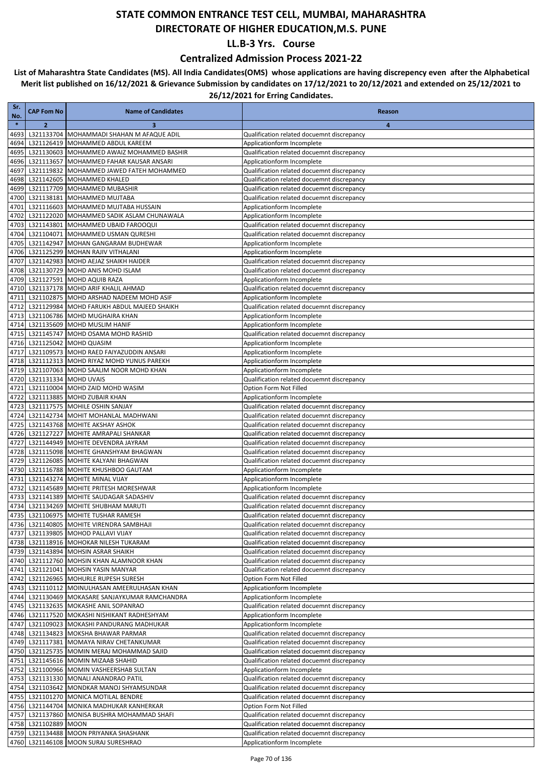# STATE COMMON ENTRANCE TEST CELL, MUMBAI, MAHARASHTRA

# DIRECTORATE OF HIGHER EDUCATION,M.S. PUNE

## LL.B-3 Yrs. Course

## Centralized Admission Process 2021-22

**List of Maharashtra State Candidates (MS). All India Candidates(OMS) whose applications are having discrepency even after the Alphabetical Merit list published on 16/12/2021 & Grievance Submission by candidates on 17/12/2021 to 20/12/2021 and extended on 25/12/2021 to 26/12/2021 for Erring Candidates.**

| Sr. No. | CAP Fom No | Name of Candidates | Reason |
|---|---|---|---|
| * | 2 | 3 | 4 |
| 4693 | L321133704 | MOHAMMADI SHAHAN M AFAQUE ADIL | Qualification related docuemnt discrepancy |
| 4694 | L321126419 | MOHAMMED ABDUL KAREEM | Applicationform Incomplete |
| 4695 | L321130603 | MOHAMMED AWAIZ MOHAMMED BASHIR | Qualification related docuemnt discrepancy |
| 4696 | L321113657 | MOHAMMED FAHAR KAUSAR ANSARI | Applicationform Incomplete |
| 4697 | L321119832 | MOHAMMED JAWED FATEH MOHAMMED | Qualification related docuemnt discrepancy |
| 4698 | L321142605 | MOHAMMED KHALED | Qualification related docuemnt discrepancy |
| 4699 | L321117709 | MOHAMMED MUBASHIR | Qualification related docuemnt discrepancy |
| 4700 | L321138181 | MOHAMMED MUJTABA | Qualification related docuemnt discrepancy |
| 4701 | L321116603 | MOHAMMED MUJTABA HUSSAIN | Applicationform Incomplete |
| 4702 | L321122020 | MOHAMMED SADIK ASLAM CHUNAWALA | Applicationform Incomplete |
| 4703 | L321143801 | MOHAMMED UBAID FAROOQUI | Qualification related docuemnt discrepancy |
| 4704 | L321104071 | MOHAMMED USMAN QURESHI | Qualification related docuemnt discrepancy |
| 4705 | L321142947 | MOHAN GANGARAM BUDHEWAR | Applicationform Incomplete |
| 4706 | L321125299 | MOHAN RAJIV VITHALANI | Applicationform Incomplete |
| 4707 | L321142983 | MOHD AEJAZ SHAIKH HAIDER | Qualification related docuemnt discrepancy |
| 4708 | L321130729 | MOHD ANIS MOHD ISLAM | Qualification related docuemnt discrepancy |
| 4709 | L321127591 | MOHD AQUIB RAZA | Applicationform Incomplete |
| 4710 | L321137178 | MOHD ARIF KHALIL AHMAD | Qualification related docuemnt discrepancy |
| 4711 | L321102875 | MOHD ARSHAD NADEEM MOHD ASIF | Applicationform Incomplete |
| 4712 | L321129984 | MOHD FARUKH ABDUL MAJEED SHAIKH | Qualification related docuemnt discrepancy |
| 4713 | L321106786 | MOHD MUGHAIRA KHAN | Applicationform Incomplete |
| 4714 | L321135609 | MOHD MUSLIM HANIF | Applicationform Incomplete |
| 4715 | L321145747 | MOHD OSAMA MOHD RASHID | Qualification related docuemnt discrepancy |
| 4716 | L321125042 | MOHD QUASIM | Applicationform Incomplete |
| 4717 | L321109573 | MOHD RAED FAIYAZUDDIN ANSARI | Applicationform Incomplete |
| 4718 | L321112313 | MOHD RIYAZ MOHD YUNUS PAREKH | Applicationform Incomplete |
| 4719 | L321107063 | MOHD SAALIM NOOR MOHD KHAN | Applicationform Incomplete |
| 4720 | L321131334 | MOHD UVAIS | Qualification related docuemnt discrepancy |
| 4721 | L321110004 | MOHD ZAID MOHD WASIM | Option Form Not Filled |
| 4722 | L321113885 | MOHD ZUBAIR KHAN | Applicationform Incomplete |
| 4723 | L321117575 | MOHILE OSHIN SANJAY | Qualification related docuemnt discrepancy |
| 4724 | L321142734 | MOHIT MOHANLAL MADHWANI | Qualification related docuemnt discrepancy |
| 4725 | L321143768 | MOHITE AKSHAY ASHOK | Qualification related docuemnt discrepancy |
| 4726 | L321127227 | MOHITE AMRAPALI SHANKAR | Qualification related docuemnt discrepancy |
| 4727 | L321144949 | MOHITE DEVENDRA JAYRAM | Qualification related docuemnt discrepancy |
| 4728 | L321115098 | MOHITE GHANSHYAM BHAGWAN | Qualification related docuemnt discrepancy |
| 4729 | L321126085 | MOHITE KALYANI BHAGWAN | Qualification related docuemnt discrepancy |
| 4730 | L321116788 | MOHITE KHUSHBOO GAUTAM | Applicationform Incomplete |
| 4731 | L321143274 | MOHITE MINAL VIJAY | Applicationform Incomplete |
| 4732 | L321145689 | MOHITE PRITESH MORESHWAR | Applicationform Incomplete |
| 4733 | L321141389 | MOHITE SAUDAGAR SADASHIV | Qualification related docuemnt discrepancy |
| 4734 | L321134269 | MOHITE SHUBHAM MARUTI | Qualification related docuemnt discrepancy |
| 4735 | L321106975 | MOHITE TUSHAR RAMESH | Qualification related docuemnt discrepancy |
| 4736 | L321140805 | MOHITE VIRENDRA SAMBHAJI | Qualification related docuemnt discrepancy |
| 4737 | L321139805 | MOHOD PALLAVI VIJAY | Qualification related docuemnt discrepancy |
| 4738 | L321118916 | MOHOKAR NILESH TUKARAM | Qualification related docuemnt discrepancy |
| 4739 | L321143894 | MOHSIN ASRAR SHAIKH | Qualification related docuemnt discrepancy |
| 4740 | L321112760 | MOHSIN KHAN ALAMNOOR KHAN | Qualification related docuemnt discrepancy |
| 4741 | L321121041 | MOHSIN YASIN MANYAR | Qualification related docuemnt discrepancy |
| 4742 | L321126965 | MOHURLE RUPESH SURESH | Option Form Not Filled |
| 4743 | L321110112 | MOINULHASAN AMEERULHASAN KHAN | Applicationform Incomplete |
| 4744 | L321130469 | MOKASARE SANJAYKUMAR RAMCHANDRA | Applicationform Incomplete |
| 4745 | L321132635 | MOKASHE ANIL SOPANRAO | Qualification related docuemnt discrepancy |
| 4746 | L321117520 | MOKASHI NISHIKANT RADHESHYAM | Applicationform Incomplete |
| 4747 | L321109023 | MOKASHI PANDURANG MADHUKAR | Applicationform Incomplete |
| 4748 | L321134823 | MOKSHA BHAWAR PARMAR | Qualification related docuemnt discrepancy |
| 4749 | L321117381 | MOMAYA NIRAV CHETANKUMAR | Qualification related docuemnt discrepancy |
| 4750 | L321125735 | MOMIN MERAJ MOHAMMAD SAJID | Qualification related docuemnt discrepancy |
| 4751 | L321145616 | MOMIN MIZAAB SHAHID | Qualification related docuemnt discrepancy |
| 4752 | L321100966 | MOMIN VASHEERSHAB SULTAN | Applicationform Incomplete |
| 4753 | L321131330 | MONALI ANANDRAO PATIL | Qualification related docuemnt discrepancy |
| 4754 | L321103642 | MONDKAR MANOJ SHYAMSUNDAR | Qualification related docuemnt discrepancy |
| 4755 | L321101270 | MONICA MOTILAL BENDRE | Qualification related docuemnt discrepancy |
| 4756 | L321144704 | MONIKA MADHUKAR KANHERKAR | Option Form Not Filled |
| 4757 | L321137860 | MONISA BUSHRA MOHAMMAD SHAFI | Qualification related docuemnt discrepancy |
| 4758 | L321102889 | MOON | Qualification related docuemnt discrepancy |
| 4759 | L321134488 | MOON PRIYANKA SHASHANK | Qualification related docuemnt discrepancy |
| 4760 | L321146108 | MOON SURAJ SURESHRAO | Applicationform Incomplete |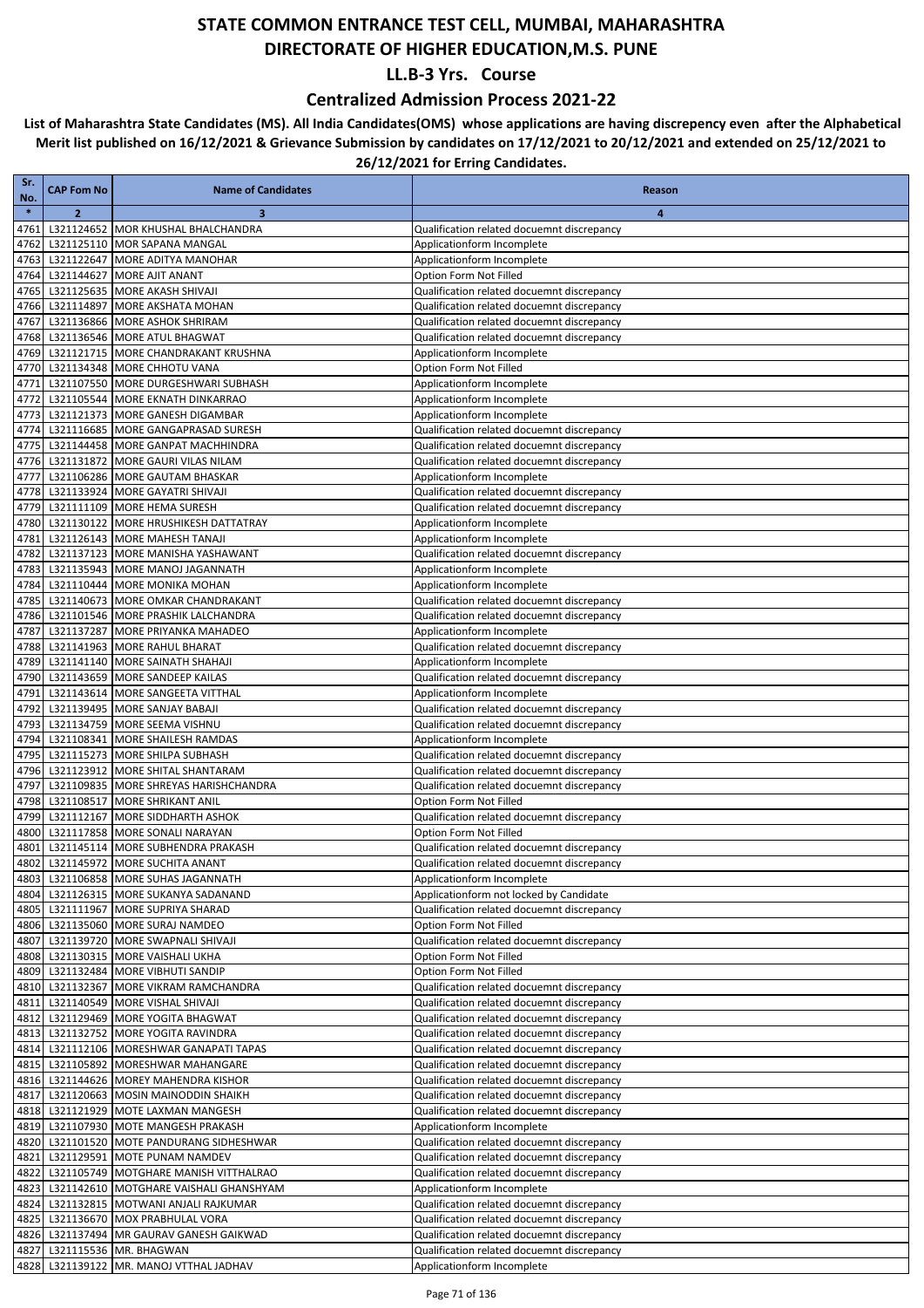# STATE COMMON ENTRANCE TEST CELL, MUMBAI, MAHARASHTRA

## DIRECTORATE OF HIGHER EDUCATION,M.S. PUNE

### LL.B-3 Yrs. Course

### Centralized Admission Process 2021-22

**List of Maharashtra State Candidates (MS). All India Candidates(OMS) whose applications are having discrepency even after the Alphabetical Merit list published on 16/12/2021 & Grievance Submission by candidates on 17/12/2021 to 20/12/2021 and extended on 25/12/2021 to 26/12/2021 for Erring Candidates.**

| Sr. No. | CAP Fom No | Name of Candidates | Reason |
|---|---|---|---|
| * | 2 | 3 | 4 |
| 4761 | L321124652 | MOR KHUSHAL BHALCHANDRA | Qualification related docuemnt discrepancy |
| 4762 | L321125110 | MOR SAPANA MANGAL | Applicationform Incomplete |
| 4763 | L321122647 | MORE ADITYA MANOHAR | Applicationform Incomplete |
| 4764 | L321144627 | MORE AJIT ANANT | Option Form Not Filled |
| 4765 | L321125635 | MORE AKASH SHIVAJI | Qualification related docuemnt discrepancy |
| 4766 | L321114897 | MORE AKSHATA MOHAN | Qualification related docuemnt discrepancy |
| 4767 | L321136866 | MORE ASHOK SHRIRAM | Qualification related docuemnt discrepancy |
| 4768 | L321136546 | MORE ATUL BHAGWAT | Qualification related docuemnt discrepancy |
| 4769 | L321121715 | MORE CHANDRAKANT KRUSHNA | Applicationform Incomplete |
| 4770 | L321134348 | MORE CHHOTU VANA | Option Form Not Filled |
| 4771 | L321107550 | MORE DURGESHWARI SUBHASH | Applicationform Incomplete |
| 4772 | L321105544 | MORE EKNATH DINKARRAO | Applicationform Incomplete |
| 4773 | L321121373 | MORE GANESH DIGAMBAR | Applicationform Incomplete |
| 4774 | L321116685 | MORE GANGAPRASAD SURESH | Qualification related docuemnt discrepancy |
| 4775 | L321144458 | MORE GANPAT MACHHINDRA | Qualification related docuemnt discrepancy |
| 4776 | L321131872 | MORE GAURI VILAS NILAM | Qualification related docuemnt discrepancy |
| 4777 | L321106286 | MORE GAUTAM BHASKAR | Applicationform Incomplete |
| 4778 | L321133924 | MORE GAYATRI SHIVAJI | Qualification related docuemnt discrepancy |
| 4779 | L321111109 | MORE HEMA SURESH | Qualification related docuemnt discrepancy |
| 4780 | L321130122 | MORE HRUSHIKESH DATTATRAY | Applicationform Incomplete |
| 4781 | L321126143 | MORE MAHESH TANAJI | Applicationform Incomplete |
| 4782 | L321137123 | MORE MANISHA YASHAWANT | Qualification related docuemnt discrepancy |
| 4783 | L321135943 | MORE MANOJ JAGANNATH | Applicationform Incomplete |
| 4784 | L321110444 | MORE MONIKA MOHAN | Applicationform Incomplete |
| 4785 | L321140673 | MORE OMKAR CHANDRAKANT | Qualification related docuemnt discrepancy |
| 4786 | L321101546 | MORE PRASHIK LALCHANDRA | Qualification related docuemnt discrepancy |
| 4787 | L321137287 | MORE PRIYANKA MAHADEO | Applicationform Incomplete |
| 4788 | L321141963 | MORE RAHUL BHARAT | Qualification related docuemnt discrepancy |
| 4789 | L321141140 | MORE SAINATH SHAHAJI | Applicationform Incomplete |
| 4790 | L321143659 | MORE SANDEEP KAILAS | Qualification related docuemnt discrepancy |
| 4791 | L321143614 | MORE SANGEETA VITTHAL | Applicationform Incomplete |
| 4792 | L321139495 | MORE SANJAY BABAJI | Qualification related docuemnt discrepancy |
| 4793 | L321134759 | MORE SEEMA VISHNU | Qualification related docuemnt discrepancy |
| 4794 | L321108341 | MORE SHAILESH RAMDAS | Applicationform Incomplete |
| 4795 | L321115273 | MORE SHILPA SUBHASH | Qualification related docuemnt discrepancy |
| 4796 | L321123912 | MORE SHITAL SHANTARAM | Qualification related docuemnt discrepancy |
| 4797 | L321109835 | MORE SHREYAS HARISHCHANDRA | Qualification related docuemnt discrepancy |
| 4798 | L321108517 | MORE SHRIKANT ANIL | Option Form Not Filled |
| 4799 | L321112167 | MORE SIDDHARTH ASHOK | Qualification related docuemnt discrepancy |
| 4800 | L321117858 | MORE SONALI NARAYAN | Option Form Not Filled |
| 4801 | L321145114 | MORE SUBHENDRA PRAKASH | Qualification related docuemnt discrepancy |
| 4802 | L321145972 | MORE SUCHITA ANANT | Qualification related docuemnt discrepancy |
| 4803 | L321106858 | MORE SUHAS JAGANNATH | Applicationform Incomplete |
| 4804 | L321126315 | MORE SUKANYA SADANAND | Applicationform not locked by Candidate |
| 4805 | L321111967 | MORE SUPRIYA SHARAD | Qualification related docuemnt discrepancy |
| 4806 | L321135060 | MORE SURAJ NAMDEO | Option Form Not Filled |
| 4807 | L321139720 | MORE SWAPNALI SHIVAJI | Qualification related docuemnt discrepancy |
| 4808 | L321130315 | MORE VAISHALI UKHA | Option Form Not Filled |
| 4809 | L321132484 | MORE VIBHUTI SANDIP | Option Form Not Filled |
| 4810 | L321132367 | MORE VIKRAM RAMCHANDRA | Qualification related docuemnt discrepancy |
| 4811 | L321140549 | MORE VISHAL SHIVAJI | Qualification related docuemnt discrepancy |
| 4812 | L321129469 | MORE YOGITA BHAGWAT | Qualification related docuemnt discrepancy |
| 4813 | L321132752 | MORE YOGITA RAVINDRA | Qualification related docuemnt discrepancy |
| 4814 | L321112106 | MORESHWAR GANAPATI TAPAS | Qualification related docuemnt discrepancy |
| 4815 | L321105892 | MORESHWAR MAHANGARE | Qualification related docuemnt discrepancy |
| 4816 | L321144626 | MOREY MAHENDRA KISHOR | Qualification related docuemnt discrepancy |
| 4817 | L321120663 | MOSIN MAINODDIN SHAIKH | Qualification related docuemnt discrepancy |
| 4818 | L321121929 | MOTE LAXMAN MANGESH | Qualification related docuemnt discrepancy |
| 4819 | L321107930 | MOTE MANGESH PRAKASH | Applicationform Incomplete |
| 4820 | L321101520 | MOTE PANDURANG SIDHESHWAR | Qualification related docuemnt discrepancy |
| 4821 | L321129591 | MOTE PUNAM NAMDEV | Qualification related docuemnt discrepancy |
| 4822 | L321105749 | MOTGHARE MANISH VITTHALRAO | Qualification related docuemnt discrepancy |
| 4823 | L321142610 | MOTGHARE VAISHALI GHANSHYAM | Applicationform Incomplete |
| 4824 | L321132815 | MOTWANI ANJALI RAJKUMAR | Qualification related docuemnt discrepancy |
| 4825 | L321136670 | MOX PRABHULAL VORA | Qualification related docuemnt discrepancy |
| 4826 | L321137494 | MR GAURAV GANESH GAIKWAD | Qualification related docuemnt discrepancy |
| 4827 | L321115536 | MR. BHAGWAN | Qualification related docuemnt discrepancy |
| 4828 | L321139122 | MR. MANOJ VTTHAL JADHAV | Applicationform Incomplete |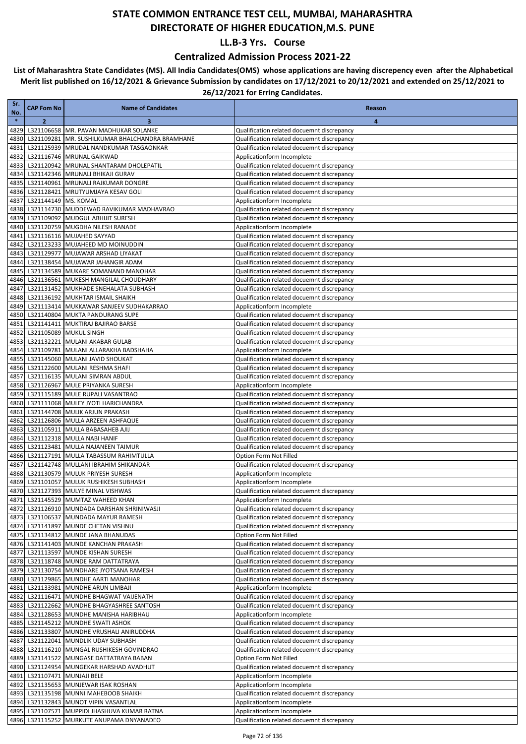# STATE COMMON ENTRANCE TEST CELL, MUMBAI, MAHARASHTRA

## DIRECTORATE OF HIGHER EDUCATION,M.S. PUNE

### LL.B-3 Yrs. Course

### Centralized Admission Process 2021-22

**List of Maharashtra State Candidates (MS). All India Candidates(OMS) whose applications are having discrepency even after the Alphabetical Merit list published on 16/12/2021 & Grievance Submission by candidates on 17/12/2021 to 20/12/2021 and extended on 25/12/2021 to 26/12/2021 for Erring Candidates.**

| Sr. No. | CAP Fom No | Name of Candidates | Reason |
|---|---|---|---|
| * | 2 | 3 | 4 |
| 4829 | L321106658 | MR. PAVAN MADHUKAR SOLANKE | Qualification related docuemnt discrepancy |
| 4830 | L321109281 | MR. SUSHILKUMAR BHALCHANDRA BRAMHANE | Qualification related docuemnt discrepancy |
| 4831 | L321125939 | MRUDAL NANDKUMAR TASGAONKAR | Qualification related docuemnt discrepancy |
| 4832 | L321116746 | MRUNAL GAIKWAD | Applicationform Incomplete |
| 4833 | L321120942 | MRUNAL SHANTARAM DHOLEPATIL | Qualification related docuemnt discrepancy |
| 4834 | L321142346 | MRUNALI BHIKAJI GURAV | Qualification related docuemnt discrepancy |
| 4835 | L321140961 | MRUNALI RAJKUMAR DONGRE | Qualification related docuemnt discrepancy |
| 4836 | L321128421 | MRUTYUMJAYA KESAV GOLI | Qualification related docuemnt discrepancy |
| 4837 | L321144149 | MS. KOMAL | Applicationform Incomplete |
| 4838 | L321114730 | MUDDEWAD RAVIKUMAR MADHAVRAO | Qualification related docuemnt discrepancy |
| 4839 | L321109092 | MUDGUL ABHIJIT SURESH | Qualification related docuemnt discrepancy |
| 4840 | L321120759 | MUGDHA NILESH RANADE | Applicationform Incomplete |
| 4841 | L321116116 | MUJAHED SAYYAD | Qualification related docuemnt discrepancy |
| 4842 | L321123233 | MUJAHEED MD MOINUDDIN | Qualification related docuemnt discrepancy |
| 4843 | L321129977 | MUJAWAR ARSHAD LIYAKAT | Qualification related docuemnt discrepancy |
| 4844 | L321138454 | MUJAWAR JAHANGIR ADAM | Qualification related docuemnt discrepancy |
| 4845 | L321134589 | MUKARE SOMANAND MANOHAR | Qualification related docuemnt discrepancy |
| 4846 | L321136561 | MUKESH MANGILAL CHOUDHARY | Qualification related docuemnt discrepancy |
| 4847 | L321131452 | MUKHADE SNEHALATA SUBHASH | Qualification related docuemnt discrepancy |
| 4848 | L321136192 | MUKHTAR ISMAIL SHAIKH | Qualification related docuemnt discrepancy |
| 4849 | L321113414 | MUKKAWAR SANJEEV SUDHAKARRAO | Applicationform Incomplete |
| 4850 | L321140804 | MUKTA PANDURANG SUPE | Qualification related docuemnt discrepancy |
| 4851 | L321141411 | MUKTIRAJ BAJIRAO BARSE | Qualification related docuemnt discrepancy |
| 4852 | L321105089 | MUKUL SINGH | Qualification related docuemnt discrepancy |
| 4853 | L321132221 | MULANI AKABAR GULAB | Qualification related docuemnt discrepancy |
| 4854 | L321109781 | MULANI ALLARAKHA BADSHAHA | Applicationform Incomplete |
| 4855 | L321145060 | MULANI JAVID SHOUKAT | Qualification related docuemnt discrepancy |
| 4856 | L321122600 | MULANI RESHMA SHAFI | Qualification related docuemnt discrepancy |
| 4857 | L321116135 | MULANI SIMRAN ABDUL | Qualification related docuemnt discrepancy |
| 4858 | L321126967 | MULE PRIYANKA SURESH | Applicationform Incomplete |
| 4859 | L321115189 | MULE RUPALI VASANTRAO | Qualification related docuemnt discrepancy |
| 4860 | L321111068 | MULEY JYOTI HARICHANDRA | Qualification related docuemnt discrepancy |
| 4861 | L321144708 | MULIK ARJUN PRAKASH | Qualification related docuemnt discrepancy |
| 4862 | L321126806 | MULLA ARZEEN ASHFAQUE | Qualification related docuemnt discrepancy |
| 4863 | L321105911 | MULLA BABASAHEB AJIJ | Qualification related docuemnt discrepancy |
| 4864 | L321112318 | MULLA NABI HANIF | Qualification related docuemnt discrepancy |
| 4865 | L321123481 | MULLA NAJANEEN TAIMUR | Qualification related docuemnt discrepancy |
| 4866 | L321127191 | MULLA TABASSUM RAHIMTULLA | Option Form Not Filled |
| 4867 | L321142748 | MULLANI IBRAHIM SHIKANDAR | Qualification related docuemnt discrepancy |
| 4868 | L321130579 | MULUK PRIYESH SURESH | Applicationform Incomplete |
| 4869 | L321101057 | MULUK RUSHIKESH SUBHASH | Applicationform Incomplete |
| 4870 | L321127393 | MULYE MINAL VISHWAS | Qualification related docuemnt discrepancy |
| 4871 | L321145529 | MUMTAZ WAHEED KHAN | Applicationform Incomplete |
| 4872 | L321126910 | MUNDADA DARSHAN SHRINIWASJI | Qualification related docuemnt discrepancy |
| 4873 | L321106537 | MUNDADA MAYUR RAMESH | Qualification related docuemnt discrepancy |
| 4874 | L321141897 | MUNDE CHETAN VISHNU | Qualification related docuemnt discrepancy |
| 4875 | L321134812 | MUNDE JANA BHANUDAS | Option Form Not Filled |
| 4876 | L321141403 | MUNDE KANCHAN PRAKASH | Qualification related docuemnt discrepancy |
| 4877 | L321113597 | MUNDE KISHAN SURESH | Qualification related docuemnt discrepancy |
| 4878 | L321118748 | MUNDE RAM DATTATRAYA | Qualification related docuemnt discrepancy |
| 4879 | L321130754 | MUNDHARE JYOTSANA RAMESH | Qualification related docuemnt discrepancy |
| 4880 | L321129865 | MUNDHE AARTI MANOHAR | Qualification related docuemnt discrepancy |
| 4881 | L321133981 | MUNDHE ARUN LIMBAJI | Applicationform Incomplete |
| 4882 | L321116471 | MUNDHE BHAGWAT VAIJENATH | Qualification related docuemnt discrepancy |
| 4883 | L321122662 | MUNDHE BHAGYASHREE SANTOSH | Qualification related docuemnt discrepancy |
| 4884 | L321128653 | MUNDHE MANISHA HARIBHAU | Applicationform Incomplete |
| 4885 | L321145212 | MUNDHE SWATI ASHOK | Qualification related docuemnt discrepancy |
| 4886 | L321133807 | MUNDHE VRUSHALI ANIRUDDHA | Qualification related docuemnt discrepancy |
| 4887 | L321122041 | MUNDLIK UDAY SUBHASH | Qualification related docuemnt discrepancy |
| 4888 | L321116210 | MUNGAL RUSHIKESH GOVINDRAO | Qualification related docuemnt discrepancy |
| 4889 | L321141522 | MUNGASE DATTATRAYA BABAN | Option Form Not Filled |
| 4890 | L321124954 | MUNGEKAR HARSHAD AVADHUT | Qualification related docuemnt discrepancy |
| 4891 | L321107471 | MUNJAJI BELE | Applicationform Incomplete |
| 4892 | L321135653 | MUNJEWAR ISAK ROSHAN | Applicationform Incomplete |
| 4893 | L321135198 | MUNNI MAHEBOOB SHAIKH | Qualification related docuemnt discrepancy |
| 4894 | L321132843 | MUNOT VIPIN VASANTLAL | Applicationform Incomplete |
| 4895 | L321107571 | MUPPIDI JHASHUVA KUMAR RATNA | Applicationform Incomplete |
| 4896 | L321115252 | MURKUTE ANUPAMA DNYANADEO | Qualification related docuemnt discrepancy |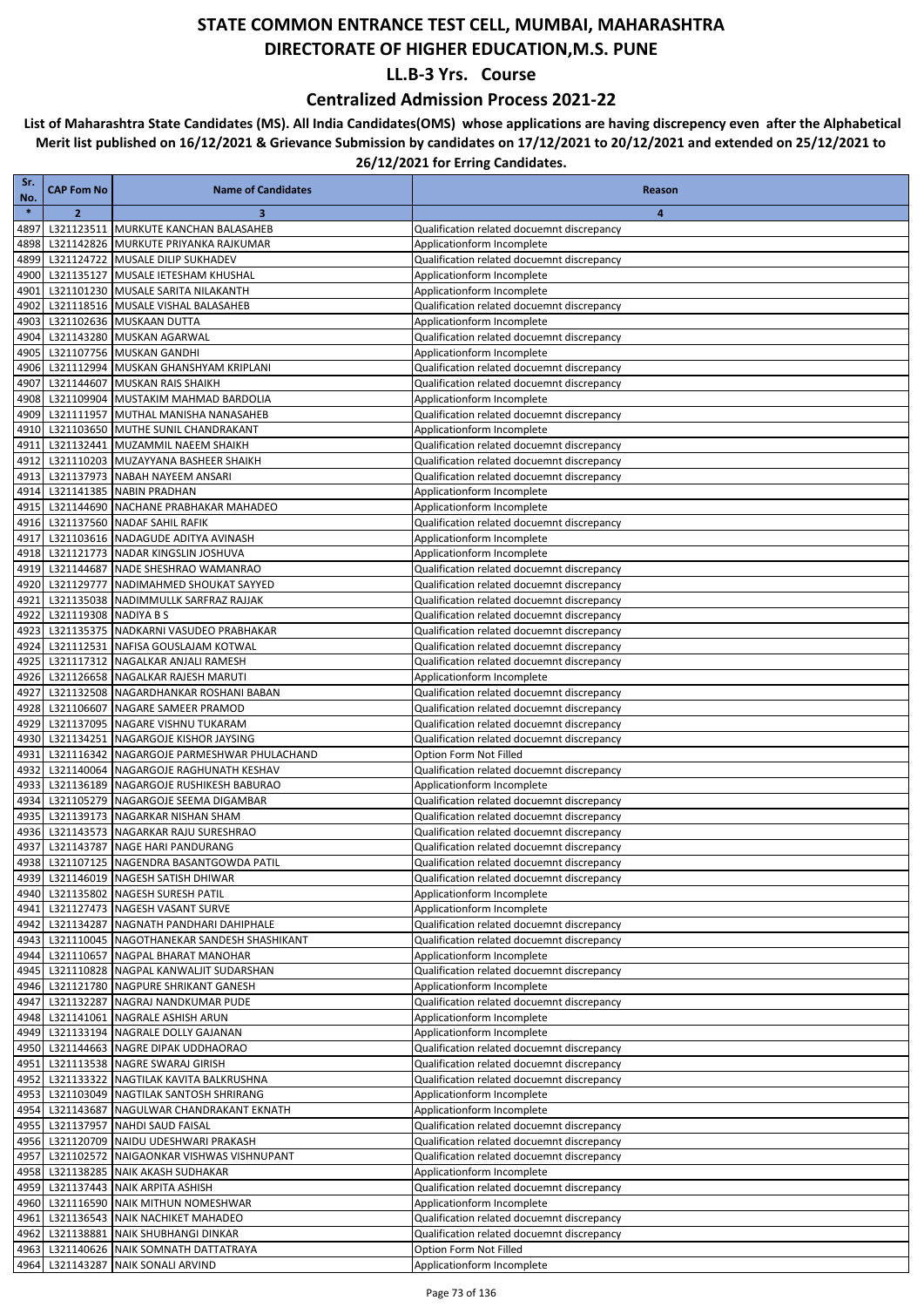# STATE COMMON ENTRANCE TEST CELL, MUMBAI, MAHARASHTRA

# DIRECTORATE OF HIGHER EDUCATION,M.S. PUNE

## LL.B-3 Yrs. Course

## Centralized Admission Process 2021-22

**List of Maharashtra State Candidates (MS). All India Candidates(OMS) whose applications are having discrepency even after the Alphabetical Merit list published on 16/12/2021 & Grievance Submission by candidates on 17/12/2021 to 20/12/2021 and extended on 25/12/2021 to 26/12/2021 for Erring Candidates.**

| Sr. No. | CAP Fom No | Name of Candidates | Reason |
|---|---|---|---|
| * | 2 | 3 | 4 |
| 4897 | L321123511 | MURKUTE KANCHAN BALASAHEB | Qualification related docuemnt discrepancy |
| 4898 | L321142826 | MURKUTE PRIYANKA RAJKUMAR | Applicationform Incomplete |
| 4899 | L321124722 | MUSALE DILIP SUKHADEV | Qualification related docuemnt discrepancy |
| 4900 | L321135127 | MUSALE IETESHAM KHUSHAL | Applicationform Incomplete |
| 4901 | L321101230 | MUSALE SARITA NILAKANTH | Applicationform Incomplete |
| 4902 | L321118516 | MUSALE VISHAL BALASAHEB | Qualification related docuemnt discrepancy |
| 4903 | L321102636 | MUSKAAN DUTTA | Applicationform Incomplete |
| 4904 | L321143280 | MUSKAN AGARWAL | Qualification related docuemnt discrepancy |
| 4905 | L321107756 | MUSKAN GANDHI | Applicationform Incomplete |
| 4906 | L321112994 | MUSKAN GHANSHYAM KRIPLANI | Qualification related docuemnt discrepancy |
| 4907 | L321144607 | MUSKAN RAIS SHAIKH | Qualification related docuemnt discrepancy |
| 4908 | L321109904 | MUSTAKIM MAHMAD BARDOLIA | Applicationform Incomplete |
| 4909 | L321111957 | MUTHAL MANISHA NANASAHEB | Qualification related docuemnt discrepancy |
| 4910 | L321103650 | MUTHE SUNIL CHANDRAKANT | Applicationform Incomplete |
| 4911 | L321132441 | MUZAMMIL NAEEM SHAIKH | Qualification related docuemnt discrepancy |
| 4912 | L321110203 | MUZAYYANA BASHEER SHAIKH | Qualification related docuemnt discrepancy |
| 4913 | L321137973 | NABAH NAYEEM ANSARI | Qualification related docuemnt discrepancy |
| 4914 | L321141385 | NABIN PRADHAN | Applicationform Incomplete |
| 4915 | L321144690 | NACHANE PRABHAKAR MAHADEO | Applicationform Incomplete |
| 4916 | L321137560 | NADAF SAHIL RAFIK | Qualification related docuemnt discrepancy |
| 4917 | L321103616 | NADAGUDE ADITYA AVINASH | Applicationform Incomplete |
| 4918 | L321121773 | NADAR KINGSLIN JOSHUVA | Applicationform Incomplete |
| 4919 | L321144687 | NADE SHESHRAO WAMANRAO | Qualification related docuemnt discrepancy |
| 4920 | L321129777 | NADIMAHMED SHOUKAT SAYYED | Qualification related docuemnt discrepancy |
| 4921 | L321135038 | NADIMMULLK SARFRAZ RAJJAK | Qualification related docuemnt discrepancy |
| 4922 | L321119308 | NADIYA B S | Qualification related docuemnt discrepancy |
| 4923 | L321135375 | NADKARNI VASUDEO PRABHAKAR | Qualification related docuemnt discrepancy |
| 4924 | L321112531 | NAFISA GOUSLAJAM KOTWAL | Qualification related docuemnt discrepancy |
| 4925 | L321117312 | NAGALKAR ANJALI RAMESH | Qualification related docuemnt discrepancy |
| 4926 | L321126658 | NAGALKAR RAJESH MARUTI | Applicationform Incomplete |
| 4927 | L321132508 | NAGARDHANKAR ROSHANI BABAN | Qualification related docuemnt discrepancy |
| 4928 | L321106607 | NAGARE SAMEER PRAMOD | Qualification related docuemnt discrepancy |
| 4929 | L321137095 | NAGARE VISHNU TUKARAM | Qualification related docuemnt discrepancy |
| 4930 | L321134251 | NAGARGOJE KISHOR JAYSING | Qualification related docuemnt discrepancy |
| 4931 | L321116342 | NAGARGOJE PARMESHWAR PHULACHAND | Option Form Not Filled |
| 4932 | L321140064 | NAGARGOJE RAGHUNATH KESHAV | Qualification related docuemnt discrepancy |
| 4933 | L321136189 | NAGARGOJE RUSHIKESH BABURAO | Applicationform Incomplete |
| 4934 | L321105279 | NAGARGOJE SEEMA DIGAMBAR | Qualification related docuemnt discrepancy |
| 4935 | L321139173 | NAGARKAR NISHAN SHAM | Qualification related docuemnt discrepancy |
| 4936 | L321143573 | NAGARKAR RAJU SURESHRAO | Qualification related docuemnt discrepancy |
| 4937 | L321143787 | NAGE HARI PANDURANG | Qualification related docuemnt discrepancy |
| 4938 | L321107125 | NAGENDRA BASANTGOWDA PATIL | Qualification related docuemnt discrepancy |
| 4939 | L321146019 | NAGESH SATISH DHIWAR | Qualification related docuemnt discrepancy |
| 4940 | L321135802 | NAGESH SURESH PATIL | Applicationform Incomplete |
| 4941 | L321127473 | NAGESH VASANT SURVE | Applicationform Incomplete |
| 4942 | L321134287 | NAGNATH PANDHARI DAHIPHALE | Qualification related docuemnt discrepancy |
| 4943 | L321110045 | NAGOTHANEKAR SANDESH SHASHIKANT | Qualification related docuemnt discrepancy |
| 4944 | L321110657 | NAGPAL BHARAT MANOHAR | Applicationform Incomplete |
| 4945 | L321110828 | NAGPAL KANWALJIT SUDARSHAN | Qualification related docuemnt discrepancy |
| 4946 | L321121780 | NAGPURE SHRIKANT GANESH | Applicationform Incomplete |
| 4947 | L321132287 | NAGRAJ NANDKUMAR PUDE | Qualification related docuemnt discrepancy |
| 4948 | L321141061 | NAGRALE ASHISH ARUN | Applicationform Incomplete |
| 4949 | L321133194 | NAGRALE DOLLY GAJANAN | Applicationform Incomplete |
| 4950 | L321144663 | NAGRE DIPAK UDDHAORAO | Qualification related docuemnt discrepancy |
| 4951 | L321113538 | NAGRE SWARAJ GIRISH | Qualification related docuemnt discrepancy |
| 4952 | L321133322 | NAGTILAK KAVITA BALKRUSHNA | Qualification related docuemnt discrepancy |
| 4953 | L321103049 | NAGTILAK SANTOSH SHRIRANG | Applicationform Incomplete |
| 4954 | L321143687 | NAGULWAR CHANDRAKANT EKNATH | Applicationform Incomplete |
| 4955 | L321137957 | NAHDI SAUD FAISAL | Qualification related docuemnt discrepancy |
| 4956 | L321120709 | NAIDU UDESHWARI PRAKASH | Qualification related docuemnt discrepancy |
| 4957 | L321102572 | NAIGAONKAR VISHWAS VISHNUPANT | Qualification related docuemnt discrepancy |
| 4958 | L321138285 | NAIK AKASH SUDHAKAR | Applicationform Incomplete |
| 4959 | L321137443 | NAIK ARPITA ASHISH | Qualification related docuemnt discrepancy |
| 4960 | L321116590 | NAIK MITHUN NOMESHWAR | Applicationform Incomplete |
| 4961 | L321136543 | NAIK NACHIKET MAHADEO | Qualification related docuemnt discrepancy |
| 4962 | L321138881 | NAIK SHUBHANGI DINKAR | Qualification related docuemnt discrepancy |
| 4963 | L321140626 | NAIK SOMNATH DATTATRAYA | Option Form Not Filled |
| 4964 | L321143287 | NAIK SONALI ARVIND | Applicationform Incomplete |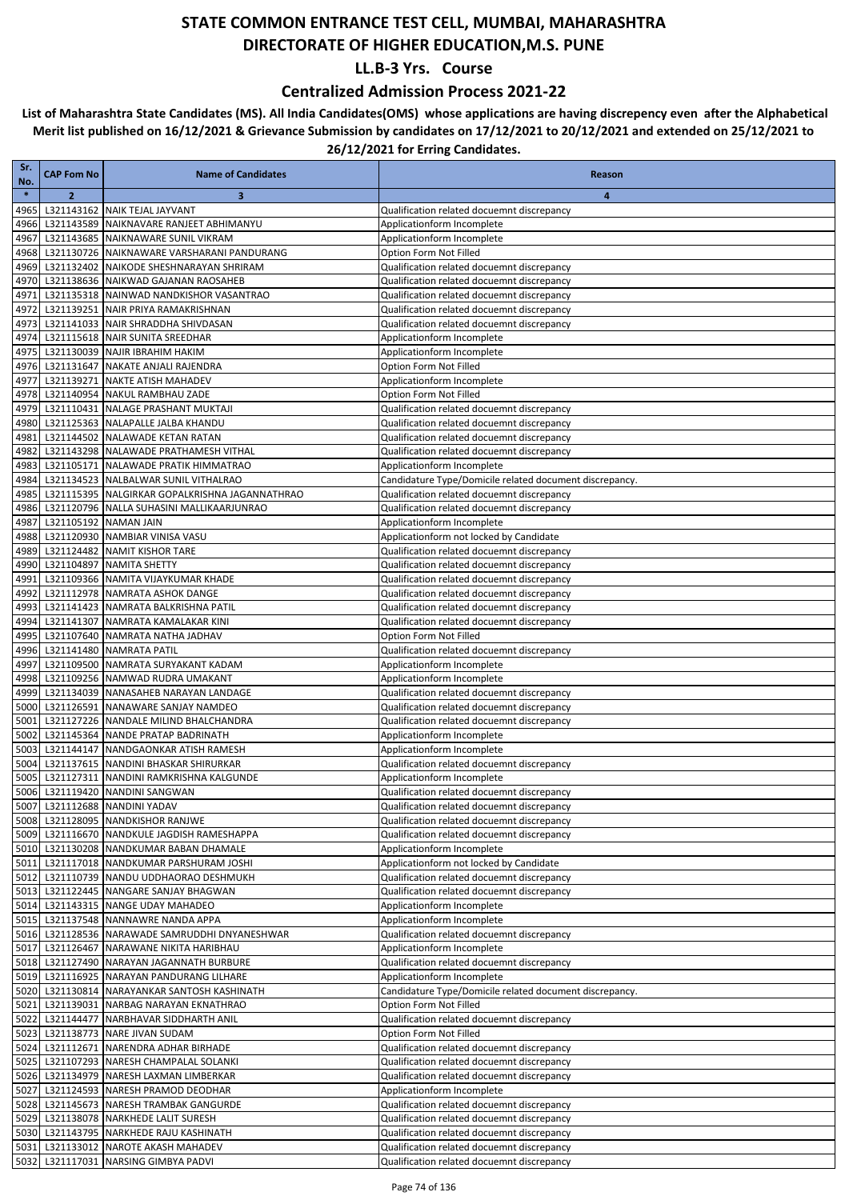# STATE COMMON ENTRANCE TEST CELL, MUMBAI, MAHARASHTRA

# DIRECTORATE OF HIGHER EDUCATION,M.S. PUNE

## LL.B-3 Yrs. Course

## Centralized Admission Process 2021-22

**List of Maharashtra State Candidates (MS). All India Candidates(OMS) whose applications are having discrepency even after the Alphabetical Merit list published on 16/12/2021 & Grievance Submission by candidates on 17/12/2021 to 20/12/2021 and extended on 25/12/2021 to 26/12/2021 for Erring Candidates.**

| Sr. No. | CAP Fom No | Name of Candidates | Reason |
|---|---|---|---|
| * | 2 | 3 | 4 |
| 4965 | L321143162 | NAIK TEJAL JAYVANT | Qualification related docuemnt discrepancy |
| 4966 | L321143589 | NAIKNAVARE RANJEET ABHIMANYU | Applicationform Incomplete |
| 4967 | L321143685 | NAIKNAWARE SUNIL VIKRAM | Applicationform Incomplete |
| 4968 | L321130726 | NAIKNAWARE VARSHARANI PANDURANG | Option Form Not Filled |
| 4969 | L321132402 | NAIKODE SHESHNARAYAN SHRIRAM | Qualification related docuemnt discrepancy |
| 4970 | L321138636 | NAIKWAD GAJANAN RAOSAHEB | Qualification related docuemnt discrepancy |
| 4971 | L321135318 | NAINWAD NANDKISHOR VASANTRAO | Qualification related docuemnt discrepancy |
| 4972 | L321139251 | NAIR PRIYA RAMAKRISHNAN | Qualification related docuemnt discrepancy |
| 4973 | L321141033 | NAIR SHRADDHA SHIVDASAN | Qualification related docuemnt discrepancy |
| 4974 | L321115618 | NAIR SUNITA SREEDHAR | Applicationform Incomplete |
| 4975 | L321130039 | NAJIR IBRAHIM HAKIM | Applicationform Incomplete |
| 4976 | L321131647 | NAKATE ANJALI RAJENDRA | Option Form Not Filled |
| 4977 | L321139271 | NAKTE ATISH MAHADEV | Applicationform Incomplete |
| 4978 | L321140954 | NAKUL RAMBHAU ZADE | Option Form Not Filled |
| 4979 | L321110431 | NALAGE PRASHANT MUKTAJI | Qualification related docuemnt discrepancy |
| 4980 | L321125363 | NALAPALLE JALBA KHANDU | Qualification related docuemnt discrepancy |
| 4981 | L321144502 | NALAWADE KETAN RATAN | Qualification related docuemnt discrepancy |
| 4982 | L321143298 | NALAWADE PRATHAMESH VITHAL | Qualification related docuemnt discrepancy |
| 4983 | L321105171 | NALAWADE PRATIK HIMMATRAO | Applicationform Incomplete |
| 4984 | L321134523 | NALBALWAR SUNIL VITHALRAO | Candidature Type/Domicile related document discrepancy. |
| 4985 | L321115395 | NALGIRKAR GOPALKRISHNA JAGANNATHRAO | Qualification related docuemnt discrepancy |
| 4986 | L321120796 | NALLA SUHASINI MALLIKAARJUNRAO | Qualification related docuemnt discrepancy |
| 4987 | L321105192 | NAMAN JAIN | Applicationform Incomplete |
| 4988 | L321120930 | NAMBIAR VINISA VASU | Applicationform not locked by Candidate |
| 4989 | L321124482 | NAMIT KISHOR TARE | Qualification related docuemnt discrepancy |
| 4990 | L321104897 | NAMITA SHETTY | Qualification related docuemnt discrepancy |
| 4991 | L321109366 | NAMITA VIJAYKUMAR KHADE | Qualification related docuemnt discrepancy |
| 4992 | L321112978 | NAMRATA ASHOK DANGE | Qualification related docuemnt discrepancy |
| 4993 | L321141423 | NAMRATA BALKRISHNA PATIL | Qualification related docuemnt discrepancy |
| 4994 | L321141307 | NAMRATA KAMALAKAR KINI | Qualification related docuemnt discrepancy |
| 4995 | L321107640 | NAMRATA NATHA JADHAV | Option Form Not Filled |
| 4996 | L321141480 | NAMRATA PATIL | Qualification related docuemnt discrepancy |
| 4997 | L321109500 | NAMRATA SURYAKANT KADAM | Applicationform Incomplete |
| 4998 | L321109256 | NAMWAD RUDRA UMAKANT | Applicationform Incomplete |
| 4999 | L321134039 | NANASAHEB NARAYAN LANDAGE | Qualification related docuemnt discrepancy |
| 5000 | L321126591 | NANAWARE SANJAY NAMDEO | Qualification related docuemnt discrepancy |
| 5001 | L321127226 | NANDALE MILIND BHALCHANDRA | Qualification related docuemnt discrepancy |
| 5002 | L321145364 | NANDE PRATAP BADRINATH | Applicationform Incomplete |
| 5003 | L321144147 | NANDGAONKAR ATISH RAMESH | Applicationform Incomplete |
| 5004 | L321137615 | NANDINI BHASKAR SHIRURKAR | Qualification related docuemnt discrepancy |
| 5005 | L321127311 | NANDINI RAMKRISHNA KALGUNDE | Applicationform Incomplete |
| 5006 | L321119420 | NANDINI SANGWAN | Qualification related docuemnt discrepancy |
| 5007 | L321112688 | NANDINI YADAV | Qualification related docuemnt discrepancy |
| 5008 | L321128095 | NANDKISHOR RANJWE | Qualification related docuemnt discrepancy |
| 5009 | L321116670 | NANDKULE JAGDISH RAMESHAPPA | Qualification related docuemnt discrepancy |
| 5010 | L321130208 | NANDKUMAR BABAN DHAMALE | Applicationform Incomplete |
| 5011 | L321117018 | NANDKUMAR PARSHURAM JOSHI | Applicationform not locked by Candidate |
| 5012 | L321110739 | NANDU UDDHAORAO DESHMUKH | Qualification related docuemnt discrepancy |
| 5013 | L321122445 | NANGARE SANJAY BHAGWAN | Qualification related docuemnt discrepancy |
| 5014 | L321143315 | NANGE UDAY MAHADEO | Applicationform Incomplete |
| 5015 | L321137548 | NANNAWRE NANDA APPA | Applicationform Incomplete |
| 5016 | L321128536 | NARAWADE SAMRUDDHI DNYANESHWAR | Qualification related docuemnt discrepancy |
| 5017 | L321126467 | NARAWANE NIKITA HARIBHAU | Applicationform Incomplete |
| 5018 | L321127490 | NARAYAN JAGANNATH BURBURE | Qualification related docuemnt discrepancy |
| 5019 | L321116925 | NARAYAN PANDURANG LILHARE | Applicationform Incomplete |
| 5020 | L321130814 | NARAYANKAR SANTOSH KASHINATH | Candidature Type/Domicile related document discrepancy. |
| 5021 | L321139031 | NARBAG NARAYAN EKNATHRAO | Option Form Not Filled |
| 5022 | L321144477 | NARBHAVAR SIDDHARTH ANIL | Qualification related docuemnt discrepancy |
| 5023 | L321138773 | NARE JIVAN SUDAM | Option Form Not Filled |
| 5024 | L321112671 | NARENDRA ADHAR BIRHADE | Qualification related docuemnt discrepancy |
| 5025 | L321107293 | NARESH CHAMPALAL SOLANKI | Qualification related docuemnt discrepancy |
| 5026 | L321134979 | NARESH LAXMAN LIMBERKAR | Qualification related docuemnt discrepancy |
| 5027 | L321124593 | NARESH PRAMOD DEODHAR | Applicationform Incomplete |
| 5028 | L321145673 | NARESH TRAMBAK GANGURDE | Qualification related docuemnt discrepancy |
| 5029 | L321138078 | NARKHEDE LALIT SURESH | Qualification related docuemnt discrepancy |
| 5030 | L321143795 | NARKHEDE RAJU KASHINATH | Qualification related docuemnt discrepancy |
| 5031 | L321133012 | NAROTE AKASH MAHADEV | Qualification related docuemnt discrepancy |
| 5032 | L321117031 | NARSING GIMBYA PADVI | Qualification related docuemnt discrepancy |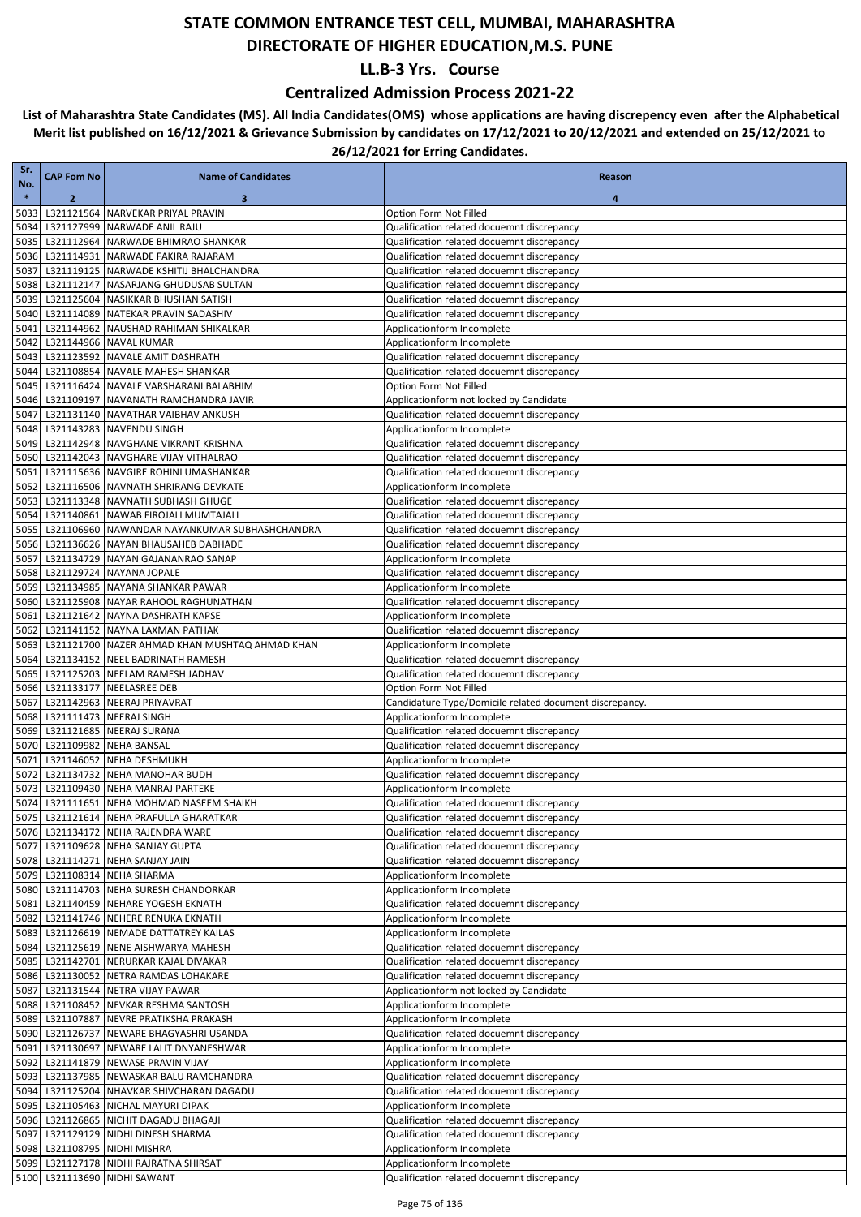# STATE COMMON ENTRANCE TEST CELL, MUMBAI, MAHARASHTRA

# DIRECTORATE OF HIGHER EDUCATION,M.S. PUNE

## LL.B-3 Yrs. Course

## Centralized Admission Process 2021-22

**List of Maharashtra State Candidates (MS). All India Candidates(OMS) whose applications are having discrepency even after the Alphabetical Merit list published on 16/12/2021 & Grievance Submission by candidates on 17/12/2021 to 20/12/2021 and extended on 25/12/2021 to 26/12/2021 for Erring Candidates.**

| Sr. No. | CAP Fom No | Name of Candidates | Reason |
|---|---|---|---|
| * | 2 | 3 | 4 |
| 5033 | L321121564 | NARVEKAR PRIYAL PRAVIN | Option Form Not Filled |
| 5034 | L321127999 | NARWADE ANIL RAJU | Qualification related docuemnt discrepancy |
| 5035 | L321112964 | NARWADE BHIMRAO SHANKAR | Qualification related docuemnt discrepancy |
| 5036 | L321114931 | NARWADE FAKIRA RAJARAM | Qualification related docuemnt discrepancy |
| 5037 | L321119125 | NARWADE KSHITIJ BHALCHANDRA | Qualification related docuemnt discrepancy |
| 5038 | L321112147 | NASARJANG GHUDUSAB SULTAN | Qualification related docuemnt discrepancy |
| 5039 | L321125604 | NASIKKAR BHUSHAN SATISH | Qualification related docuemnt discrepancy |
| 5040 | L321114089 | NATEKAR PRAVIN SADASHIV | Qualification related docuemnt discrepancy |
| 5041 | L321144962 | NAUSHAD RAHIMAN SHIKALKAR | Applicationform Incomplete |
| 5042 | L321144966 | NAVAL KUMAR | Applicationform Incomplete |
| 5043 | L321123592 | NAVALE AMIT DASHRATH | Qualification related docuemnt discrepancy |
| 5044 | L321108854 | NAVALE MAHESH SHANKAR | Qualification related docuemnt discrepancy |
| 5045 | L321116424 | NAVALE VARSHARANI BALABHIM | Option Form Not Filled |
| 5046 | L321109197 | NAVANATH RAMCHANDRA JAVIR | Applicationform not locked by Candidate |
| 5047 | L321131140 | NAVATHAR VAIBHAV ANKUSH | Qualification related docuemnt discrepancy |
| 5048 | L321143283 | NAVENDU SINGH | Applicationform Incomplete |
| 5049 | L321142948 | NAVGHANE VIKRANT KRISHNA | Qualification related docuemnt discrepancy |
| 5050 | L321142043 | NAVGHARE VIJAY VITHALRAO | Qualification related docuemnt discrepancy |
| 5051 | L321115636 | NAVGIRE ROHINI UMASHANKAR | Qualification related docuemnt discrepancy |
| 5052 | L321116506 | NAVNATH SHRIRANG DEVKATE | Applicationform Incomplete |
| 5053 | L321113348 | NAVNATH SUBHASH GHUGE | Qualification related docuemnt discrepancy |
| 5054 | L321140861 | NAWAB FIROJALI MUMTAJALI | Qualification related docuemnt discrepancy |
| 5055 | L321106960 | NAWANDAR NAYANKUMAR SUBHASHCHANDRA | Qualification related docuemnt discrepancy |
| 5056 | L321136626 | NAYAN BHAUSAHEB DABHADE | Qualification related docuemnt discrepancy |
| 5057 | L321134729 | NAYAN GAJANANRAO SANAP | Applicationform Incomplete |
| 5058 | L321129724 | NAYANA JOPALE | Qualification related docuemnt discrepancy |
| 5059 | L321134985 | NAYANA SHANKAR PAWAR | Applicationform Incomplete |
| 5060 | L321125908 | NAYAR RAHOOL RAGHUNATHAN | Qualification related docuemnt discrepancy |
| 5061 | L321121642 | NAYNA DASHRATH KAPSE | Applicationform Incomplete |
| 5062 | L321141152 | NAYNA LAXMAN PATHAK | Qualification related docuemnt discrepancy |
| 5063 | L321121700 | NAZER AHMAD KHAN MUSHTAQ AHMAD KHAN | Applicationform Incomplete |
| 5064 | L321134152 | NEEL BADRINATH RAMESH | Qualification related docuemnt discrepancy |
| 5065 | L321125203 | NEELAM RAMESH JADHAV | Qualification related docuemnt discrepancy |
| 5066 | L321133177 | NEELASREE DEB | Option Form Not Filled |
| 5067 | L321142963 | NEERAJ PRIYAVRAT | Candidature Type/Domicile related document discrepancy. |
| 5068 | L321111473 | NEERAJ SINGH | Applicationform Incomplete |
| 5069 | L321121685 | NEERAJ SURANA | Qualification related docuemnt discrepancy |
| 5070 | L321109982 | NEHA BANSAL | Qualification related docuemnt discrepancy |
| 5071 | L321146052 | NEHA DESHMUKH | Applicationform Incomplete |
| 5072 | L321134732 | NEHA MANOHAR BUDH | Qualification related docuemnt discrepancy |
| 5073 | L321109430 | NEHA MANRAJ PARTEKE | Applicationform Incomplete |
| 5074 | L321111651 | NEHA MOHMAD NASEEM SHAIKH | Qualification related docuemnt discrepancy |
| 5075 | L321121614 | NEHA PRAFULLA GHARATKAR | Qualification related docuemnt discrepancy |
| 5076 | L321134172 | NEHA RAJENDRA WARE | Qualification related docuemnt discrepancy |
| 5077 | L321109628 | NEHA SANJAY GUPTA | Qualification related docuemnt discrepancy |
| 5078 | L321114271 | NEHA SANJAY JAIN | Qualification related docuemnt discrepancy |
| 5079 | L321108314 | NEHA SHARMA | Applicationform Incomplete |
| 5080 | L321114703 | NEHA SURESH CHANDORKAR | Applicationform Incomplete |
| 5081 | L321140459 | NEHARE YOGESH EKNATH | Qualification related docuemnt discrepancy |
| 5082 | L321141746 | NEHERE RENUKA EKNATH | Applicationform Incomplete |
| 5083 | L321126619 | NEMADE DATTATREY KAILAS | Applicationform Incomplete |
| 5084 | L321125619 | NENE AISHWARYA MAHESH | Qualification related docuemnt discrepancy |
| 5085 | L321142701 | NERURKAR KAJAL DIVAKAR | Qualification related docuemnt discrepancy |
| 5086 | L321130052 | NETRA RAMDAS LOHAKARE | Qualification related docuemnt discrepancy |
| 5087 | L321131544 | NETRA VIJAY PAWAR | Applicationform not locked by Candidate |
| 5088 | L321108452 | NEVKAR RESHMA SANTOSH | Applicationform Incomplete |
| 5089 | L321107887 | NEVRE PRATIKSHA PRAKASH | Applicationform Incomplete |
| 5090 | L321126737 | NEWARE BHAGYASHRI USANDA | Qualification related docuemnt discrepancy |
| 5091 | L321130697 | NEWARE LALIT DNYANESHWAR | Applicationform Incomplete |
| 5092 | L321141879 | NEWASE PRAVIN VIJAY | Applicationform Incomplete |
| 5093 | L321137985 | NEWASKAR BALU RAMCHANDRA | Qualification related docuemnt discrepancy |
| 5094 | L321125204 | NHAVKAR SHIVCHARAN DAGADU | Qualification related docuemnt discrepancy |
| 5095 | L321105463 | NICHAL MAYURI DIPAK | Applicationform Incomplete |
| 5096 | L321126865 | NICHIT DAGADU BHAGAJI | Qualification related docuemnt discrepancy |
| 5097 | L321129129 | NIDHI DINESH SHARMA | Qualification related docuemnt discrepancy |
| 5098 | L321108795 | NIDHI MISHRA | Applicationform Incomplete |
| 5099 | L321127178 | NIDHI RAJRATNA SHIRSAT | Applicationform Incomplete |
| 5100 | L321113690 | NIDHI SAWANT | Qualification related docuemnt discrepancy |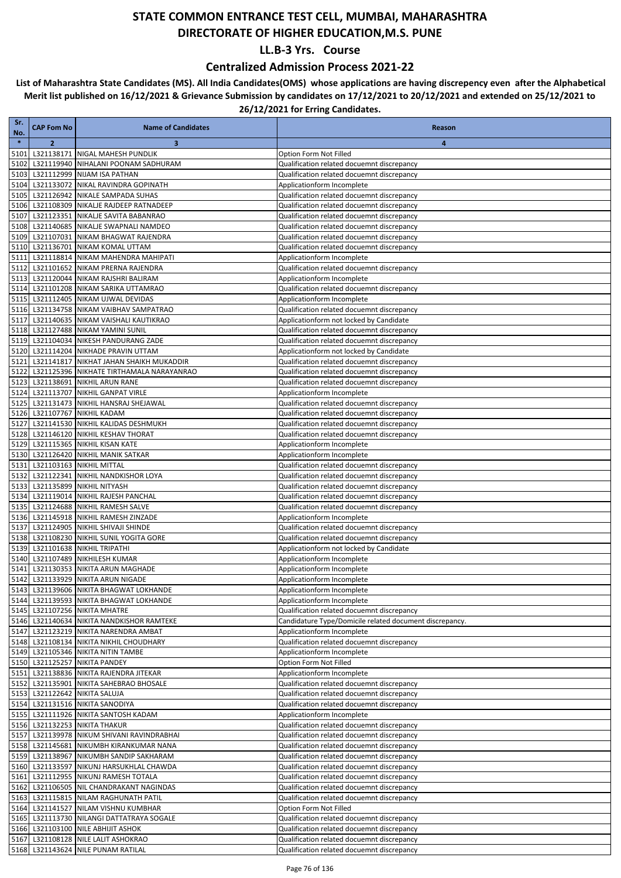# STATE COMMON ENTRANCE TEST CELL, MUMBAI, MAHARASHTRA

# DIRECTORATE OF HIGHER EDUCATION,M.S. PUNE

## LL.B-3 Yrs. Course

## Centralized Admission Process 2021-22

**List of Maharashtra State Candidates (MS). All India Candidates(OMS) whose applications are having discrepency even after the Alphabetical Merit list published on 16/12/2021 & Grievance Submission by candidates on 17/12/2021 to 20/12/2021 and extended on 25/12/2021 to 26/12/2021 for Erring Candidates.**

| Sr. No. | CAP Fom No | Name of Candidates | Reason |
|---|---|---|---|
| * | 2 | 3 | 4 |
| 5101 | L321138171 | NIGAL MAHESH PUNDLIK | Option Form Not Filled |
| 5102 | L321119940 | NIHALANI POONAM SADHURAM | Qualification related docuemnt discrepancy |
| 5103 | L321112999 | NIJAM ISA PATHAN | Qualification related docuemnt discrepancy |
| 5104 | L321133072 | NIKAL RAVINDRA GOPINATH | Applicationform Incomplete |
| 5105 | L321126942 | NIKALE SAMPADA SUHAS | Qualification related docuemnt discrepancy |
| 5106 | L321108309 | NIKALJE RAJDEEP RATNADEEP | Qualification related docuemnt discrepancy |
| 5107 | L321123351 | NIKALJE SAVITA BABANRAO | Qualification related docuemnt discrepancy |
| 5108 | L321140685 | NIKALJE SWAPNALI NAMDEO | Qualification related docuemnt discrepancy |
| 5109 | L321107031 | NIKAM BHAGWAT RAJENDRA | Qualification related docuemnt discrepancy |
| 5110 | L321136701 | NIKAM KOMAL UTTAM | Qualification related docuemnt discrepancy |
| 5111 | L321118814 | NIKAM MAHENDRA MAHIPATI | Applicationform Incomplete |
| 5112 | L321101652 | NIKAM PRERNA RAJENDRA | Qualification related docuemnt discrepancy |
| 5113 | L321120044 | NIKAM RAJSHRI BALIRAM | Applicationform Incomplete |
| 5114 | L321101208 | NIKAM SARIKA UTTAMRAO | Qualification related docuemnt discrepancy |
| 5115 | L321112405 | NIKAM UJWAL DEVIDAS | Applicationform Incomplete |
| 5116 | L321134758 | NIKAM VAIBHAV SAMPATRAO | Qualification related docuemnt discrepancy |
| 5117 | L321140635 | NIKAM VAISHALI KAUTIKRAO | Applicationform not locked by Candidate |
| 5118 | L321127488 | NIKAM YAMINI SUNIL | Qualification related docuemnt discrepancy |
| 5119 | L321104034 | NIKESH PANDURANG ZADE | Qualification related docuemnt discrepancy |
| 5120 | L321114204 | NIKHADE PRAVIN UTTAM | Applicationform not locked by Candidate |
| 5121 | L321141817 | NIKHAT JAHAN SHAIKH MUKADDIR | Qualification related docuemnt discrepancy |
| 5122 | L321125396 | NIKHATE TIRTHAMALA NARAYANRAO | Qualification related docuemnt discrepancy |
| 5123 | L321138691 | NIKHIL ARUN RANE | Qualification related docuemnt discrepancy |
| 5124 | L321113707 | NIKHIL GANPAT VIRLE | Applicationform Incomplete |
| 5125 | L321131473 | NIKHIL HANSRAJ SHEJAWAL | Qualification related docuemnt discrepancy |
| 5126 | L321107767 | NIKHIL KADAM | Qualification related docuemnt discrepancy |
| 5127 | L321141530 | NIKHIL KALIDAS DESHMUKH | Qualification related docuemnt discrepancy |
| 5128 | L321146120 | NIKHIL KESHAV THORAT | Qualification related docuemnt discrepancy |
| 5129 | L321115365 | NIKHIL KISAN KATE | Applicationform Incomplete |
| 5130 | L321126420 | NIKHIL MANIK SATKAR | Applicationform Incomplete |
| 5131 | L321103163 | NIKHIL MITTAL | Qualification related docuemnt discrepancy |
| 5132 | L321122341 | NIKHIL NANDKISHOR LOYA | Qualification related docuemnt discrepancy |
| 5133 | L321135899 | NIKHIL NITYASH | Qualification related docuemnt discrepancy |
| 5134 | L321119014 | NIKHIL RAJESH PANCHAL | Qualification related docuemnt discrepancy |
| 5135 | L321124688 | NIKHIL RAMESH SALVE | Qualification related docuemnt discrepancy |
| 5136 | L321145918 | NIKHIL RAMESH ZINZADE | Applicationform Incomplete |
| 5137 | L321124905 | NIKHIL SHIVAJI SHINDE | Qualification related docuemnt discrepancy |
| 5138 | L321108230 | NIKHIL SUNIL YOGITA GORE | Qualification related docuemnt discrepancy |
| 5139 | L321101638 | NIKHIL TRIPATHI | Applicationform not locked by Candidate |
| 5140 | L321107489 | NIKHILESH KUMAR | Applicationform Incomplete |
| 5141 | L321130353 | NIKITA ARUN MAGHADE | Applicationform Incomplete |
| 5142 | L321133929 | NIKITA ARUN NIGADE | Applicationform Incomplete |
| 5143 | L321139606 | NIKITA BHAGWAT LOKHANDE | Applicationform Incomplete |
| 5144 | L321139593 | NIKITA BHAGWAT LOKHANDE | Applicationform Incomplete |
| 5145 | L321107256 | NIKITA MHATRE | Qualification related docuemnt discrepancy |
| 5146 | L321140634 | NIKITA NANDKISHOR RAMTEKE | Candidature Type/Domicile related document discrepancy. |
| 5147 | L321123219 | NIKITA NARENDRA AMBAT | Applicationform Incomplete |
| 5148 | L321108134 | NIKITA NIKHIL CHOUDHARY | Qualification related docuemnt discrepancy |
| 5149 | L321105346 | NIKITA NITIN TAMBE | Applicationform Incomplete |
| 5150 | L321125257 | NIKITA PANDEY | Option Form Not Filled |
| 5151 | L321138836 | NIKITA RAJENDRA JITEKAR | Applicationform Incomplete |
| 5152 | L321135901 | NIKITA SAHEBRAO BHOSALE | Qualification related docuemnt discrepancy |
| 5153 | L321122642 | NIKITA SALUJA | Qualification related docuemnt discrepancy |
| 5154 | L321131516 | NIKITA SANODIYA | Qualification related docuemnt discrepancy |
| 5155 | L321111926 | NIKITA SANTOSH KADAM | Applicationform Incomplete |
| 5156 | L321132253 | NIKITA THAKUR | Qualification related docuemnt discrepancy |
| 5157 | L321139978 | NIKUM SHIVANI RAVINDRABHAI | Qualification related docuemnt discrepancy |
| 5158 | L321145681 | NIKUMBH KIRANKUMAR NANA | Qualification related docuemnt discrepancy |
| 5159 | L321138967 | NIKUMBH SANDIP SAKHARAM | Qualification related docuemnt discrepancy |
| 5160 | L321133597 | NIKUNJ HARSUKHLAL CHAWDA | Qualification related docuemnt discrepancy |
| 5161 | L321112955 | NIKUNJ RAMESH TOTALA | Qualification related docuemnt discrepancy |
| 5162 | L321106505 | NIL CHANDRAKANT NAGINDAS | Qualification related docuemnt discrepancy |
| 5163 | L321115815 | NILAM RAGHUNATH PATIL | Qualification related docuemnt discrepancy |
| 5164 | L321141527 | NILAM VISHNU KUMBHAR | Option Form Not Filled |
| 5165 | L321113730 | NILANGI DATTATRAYA SOGALE | Qualification related docuemnt discrepancy |
| 5166 | L321103100 | NILE ABHIJIT ASHOK | Qualification related docuemnt discrepancy |
| 5167 | L321108128 | NILE LALIT ASHOKRAO | Qualification related docuemnt discrepancy |
| 5168 | L321143624 | NILE PUNAM RATILAL | Qualification related docuemnt discrepancy |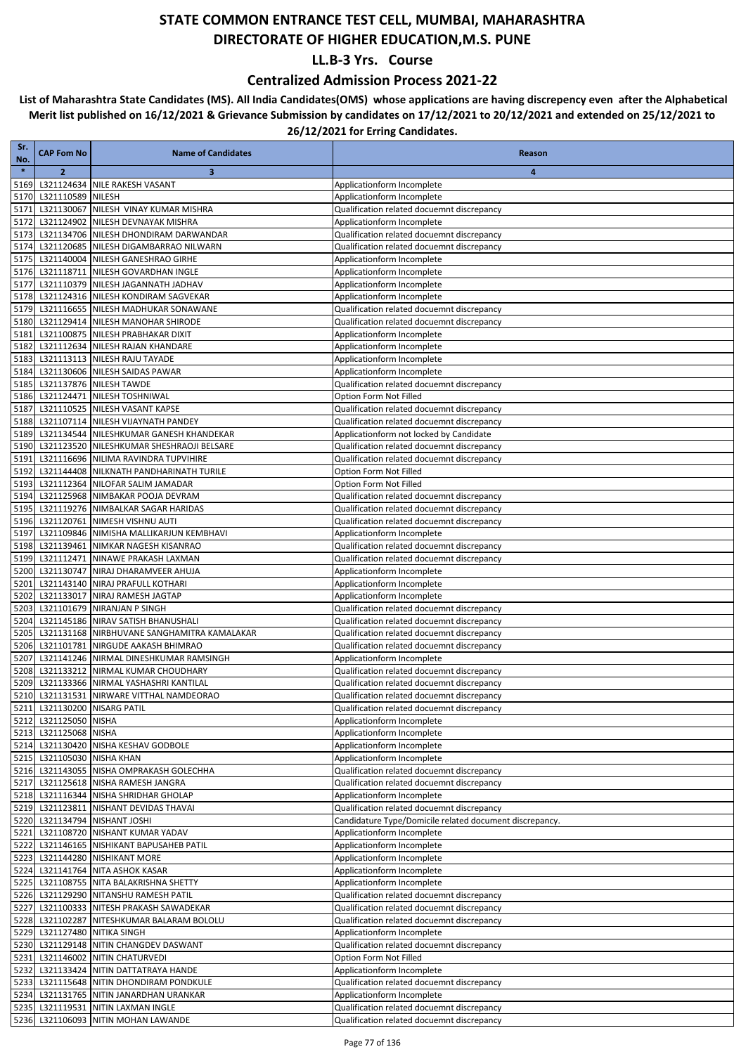# STATE COMMON ENTRANCE TEST CELL, MUMBAI, MAHARASHTRA

# DIRECTORATE OF HIGHER EDUCATION,M.S. PUNE

## LL.B-3 Yrs. Course

## Centralized Admission Process 2021-22

**List of Maharashtra State Candidates (MS). All India Candidates(OMS) whose applications are having discrepency even after the Alphabetical Merit list published on 16/12/2021 & Grievance Submission by candidates on 17/12/2021 to 20/12/2021 and extended on 25/12/2021 to 26/12/2021 for Erring Candidates.**

| Sr. No. | CAP Fom No | Name of Candidates | Reason |
|---|---|---|---|
| * | 2 | 3 | 4 |
| 5169 | L321124634 | NILE RAKESH VASANT | Applicationform Incomplete |
| 5170 | L321110589 | NILESH | Applicationform Incomplete |
| 5171 | L321130067 | NILESH VINAY KUMAR MISHRA | Qualification related docuemnt discrepancy |
| 5172 | L321124902 | NILESH DEVNAYAK MISHRA | Applicationform Incomplete |
| 5173 | L321134706 | NILESH DHONDIRAM DARWANDAR | Qualification related docuemnt discrepancy |
| 5174 | L321120685 | NILESH DIGAMBARRAO NILWARN | Qualification related docuemnt discrepancy |
| 5175 | L321140004 | NILESH GANESHRAO GIRHE | Applicationform Incomplete |
| 5176 | L321118711 | NILESH GOVARDHAN INGLE | Applicationform Incomplete |
| 5177 | L321110379 | NILESH JAGANNATH JADHAV | Applicationform Incomplete |
| 5178 | L321124316 | NILESH KONDIRAM SAGVEKAR | Applicationform Incomplete |
| 5179 | L321116655 | NILESH MADHUKAR SONAWANE | Qualification related docuemnt discrepancy |
| 5180 | L321129414 | NILESH MANOHAR SHIRODE | Qualification related docuemnt discrepancy |
| 5181 | L321100875 | NILESH PRABHAKAR DIXIT | Applicationform Incomplete |
| 5182 | L321112634 | NILESH RAJAN KHANDARE | Applicationform Incomplete |
| 5183 | L321113113 | NILESH RAJU TAYADE | Applicationform Incomplete |
| 5184 | L321130606 | NILESH SAIDAS PAWAR | Applicationform Incomplete |
| 5185 | L321137876 | NILESH TAWDE | Qualification related docuemnt discrepancy |
| 5186 | L321124471 | NILESH TOSHNIWAL | Option Form Not Filled |
| 5187 | L321110525 | NILESH VASANT KAPSE | Qualification related docuemnt discrepancy |
| 5188 | L321107114 | NILESH VIJAYNATH PANDEY | Qualification related docuemnt discrepancy |
| 5189 | L321134544 | NILESHKUMAR GANESH KHANDEKAR | Applicationform not locked by Candidate |
| 5190 | L321123520 | NILESHKUMAR SHESHRAOJI BELSARE | Qualification related docuemnt discrepancy |
| 5191 | L321116696 | NILIMA RAVINDRA TUPVIHIRE | Qualification related docuemnt discrepancy |
| 5192 | L321144408 | NILKNATH PANDHARINATH TURILE | Option Form Not Filled |
| 5193 | L321112364 | NILOFAR SALIM JAMADAR | Option Form Not Filled |
| 5194 | L321125968 | NIMBAKAR POOJA DEVRAM | Qualification related docuemnt discrepancy |
| 5195 | L321119276 | NIMBALKAR SAGAR HARIDAS | Qualification related docuemnt discrepancy |
| 5196 | L321120761 | NIMESH VISHNU AUTI | Qualification related docuemnt discrepancy |
| 5197 | L321109846 | NIMISHA MALLIKARJUN KEMBHAVI | Applicationform Incomplete |
| 5198 | L321139461 | NIMKAR NAGESH KISANRAO | Qualification related docuemnt discrepancy |
| 5199 | L321112471 | NINAWE PRAKASH LAXMAN | Qualification related docuemnt discrepancy |
| 5200 | L321130747 | NIRAJ DHARAMVEER AHUJA | Applicationform Incomplete |
| 5201 | L321143140 | NIRAJ PRAFULL KOTHARI | Applicationform Incomplete |
| 5202 | L321133017 | NIRAJ RAMESH JAGTAP | Applicationform Incomplete |
| 5203 | L321101679 | NIRANJAN P SINGH | Qualification related docuemnt discrepancy |
| 5204 | L321145186 | NIRAV SATISH BHANUSHALI | Qualification related docuemnt discrepancy |
| 5205 | L321131168 | NIRBHUVANE SANGHAMITRA KAMALAKAR | Qualification related docuemnt discrepancy |
| 5206 | L321101781 | NIRGUDE AAKASH BHIMRAO | Qualification related docuemnt discrepancy |
| 5207 | L321141246 | NIRMAL DINESHKUMAR RAMSINGH | Applicationform Incomplete |
| 5208 | L321133212 | NIRMAL KUMAR CHOUDHARY | Qualification related docuemnt discrepancy |
| 5209 | L321133366 | NIRMAL YASHASHRI KANTILAL | Qualification related docuemnt discrepancy |
| 5210 | L321131531 | NIRWARE VITTHAL NAMDEORAO | Qualification related docuemnt discrepancy |
| 5211 | L321130200 | NISARG PATIL | Qualification related docuemnt discrepancy |
| 5212 | L321125050 | NISHA | Applicationform Incomplete |
| 5213 | L321125068 | NISHA | Applicationform Incomplete |
| 5214 | L321130420 | NISHA KESHAV GODBOLE | Applicationform Incomplete |
| 5215 | L321105030 | NISHA KHAN | Applicationform Incomplete |
| 5216 | L321143055 | NISHA OMPRAKASH GOLECHHA | Qualification related docuemnt discrepancy |
| 5217 | L321125618 | NISHA RAMESH JANGRA | Qualification related docuemnt discrepancy |
| 5218 | L321116344 | NISHA SHRIDHAR GHOLAP | Applicationform Incomplete |
| 5219 | L321123811 | NISHANT DEVIDAS THAVAI | Qualification related docuemnt discrepancy |
| 5220 | L321134794 | NISHANT JOSHI | Candidature Type/Domicile related document discrepancy. |
| 5221 | L321108720 | NISHANT KUMAR YADAV | Applicationform Incomplete |
| 5222 | L321146165 | NISHIKANT BAPUSAHEB PATIL | Applicationform Incomplete |
| 5223 | L321144280 | NISHIKANT MORE | Applicationform Incomplete |
| 5224 | L321141764 | NITA ASHOK KASAR | Applicationform Incomplete |
| 5225 | L321108755 | NITA BALAKRISHNA SHETTY | Applicationform Incomplete |
| 5226 | L321129290 | NITANSHU RAMESH PATIL | Qualification related docuemnt discrepancy |
| 5227 | L321100333 | NITESH PRAKASH SAWADEKAR | Qualification related docuemnt discrepancy |
| 5228 | L321102287 | NITESHKUMAR BALARAM BOLOLU | Qualification related docuemnt discrepancy |
| 5229 | L321127480 | NITIKA SINGH | Applicationform Incomplete |
| 5230 | L321129148 | NITIN CHANGDEV DASWANT | Qualification related docuemnt discrepancy |
| 5231 | L321146002 | NITIN CHATURVEDI | Option Form Not Filled |
| 5232 | L321133424 | NITIN DATTATRAYA HANDE | Applicationform Incomplete |
| 5233 | L321115648 | NITIN DHONDIRAM PONDKULE | Qualification related docuemnt discrepancy |
| 5234 | L321131765 | NITIN JANARDHAN URANKAR | Applicationform Incomplete |
| 5235 | L321119531 | NITIN LAXMAN INGLE | Qualification related docuemnt discrepancy |
| 5236 | L321106093 | NITIN MOHAN LAWANDE | Qualification related docuemnt discrepancy |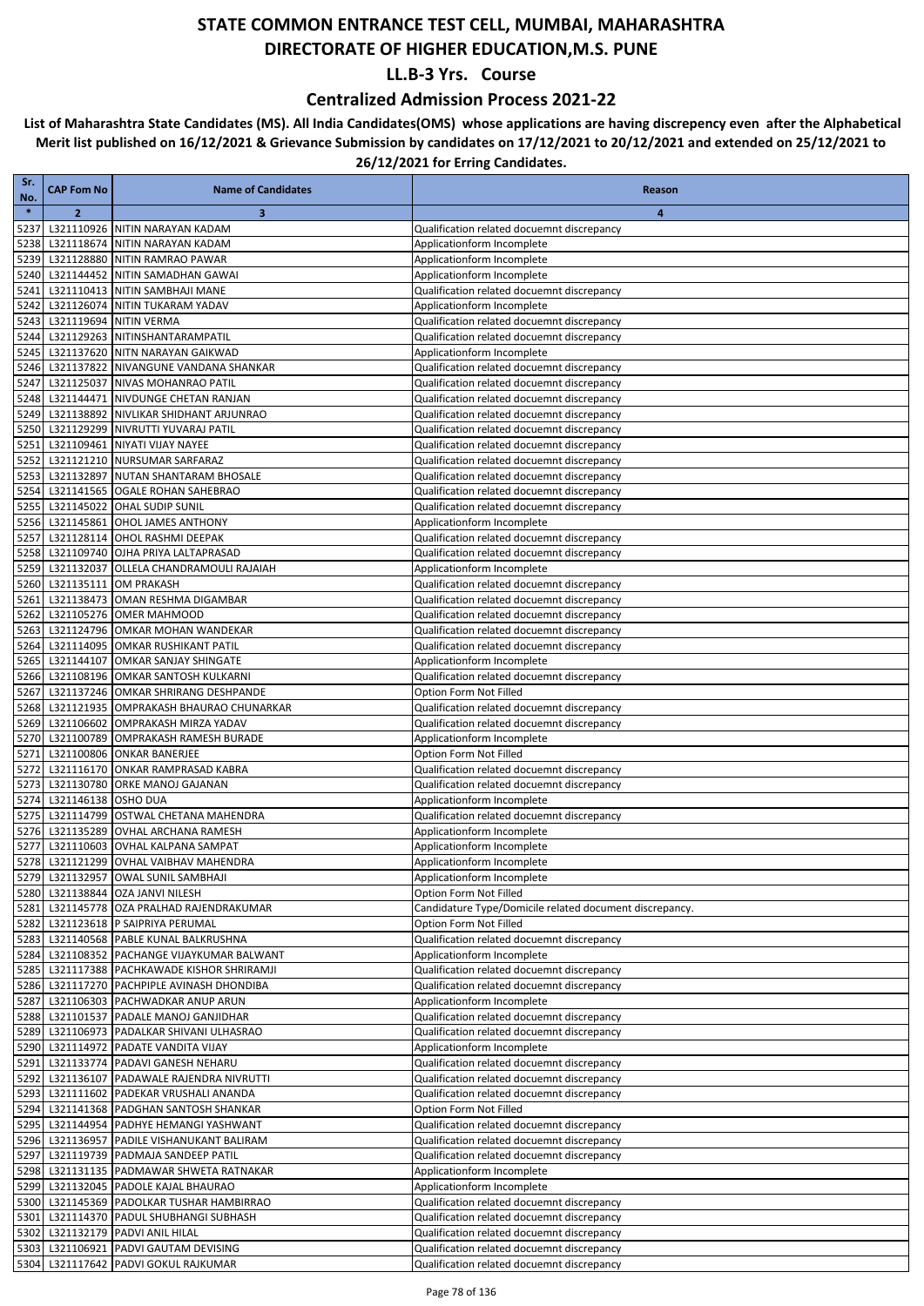# STATE COMMON ENTRANCE TEST CELL, MUMBAI, MAHARASHTRA

## DIRECTORATE OF HIGHER EDUCATION,M.S. PUNE

### LL.B-3 Yrs. Course

### Centralized Admission Process 2021-22

**List of Maharashtra State Candidates (MS). All India Candidates(OMS) whose applications are having discrepency even after the Alphabetical Merit list published on 16/12/2021 & Grievance Submission by candidates on 17/12/2021 to 20/12/2021 and extended on 25/12/2021 to 26/12/2021 for Erring Candidates.**

| Sr. No. | CAP Fom No | Name of Candidates | Reason |
|---|---|---|---|
| * | 2 | 3 | 4 |
| 5237 | L321110926 | NITIN NARAYAN KADAM | Qualification related docuemnt discrepancy |
| 5238 | L321118674 | NITIN NARAYAN KADAM | Applicationform Incomplete |
| 5239 | L321128880 | NITIN RAMRAO PAWAR | Applicationform Incomplete |
| 5240 | L321144452 | NITIN SAMADHAN GAWAI | Applicationform Incomplete |
| 5241 | L321110413 | NITIN SAMBHAJI MANE | Qualification related docuemnt discrepancy |
| 5242 | L321126074 | NITIN TUKARAM YADAV | Applicationform Incomplete |
| 5243 | L321119694 | NITIN VERMA | Qualification related docuemnt discrepancy |
| 5244 | L321129263 | NITINSHANTARAMPATIL | Qualification related docuemnt discrepancy |
| 5245 | L321137620 | NITN NARAYAN GAIKWAD | Applicationform Incomplete |
| 5246 | L321137822 | NIVANGUNE VANDANA SHANKAR | Qualification related docuemnt discrepancy |
| 5247 | L321125037 | NIVAS MOHANRAO PATIL | Qualification related docuemnt discrepancy |
| 5248 | L321144471 | NIVDUNGE CHETAN RANJAN | Qualification related docuemnt discrepancy |
| 5249 | L321138892 | NIVLIKAR SHIDHANT ARJUNRAO | Qualification related docuemnt discrepancy |
| 5250 | L321129299 | NIVRUTTI YUVARAJ PATIL | Qualification related docuemnt discrepancy |
| 5251 | L321109461 | NIYATI VIJAY NAYEE | Qualification related docuemnt discrepancy |
| 5252 | L321121210 | NURSUMAR SARFARAZ | Qualification related docuemnt discrepancy |
| 5253 | L321132897 | NUTAN SHANTARAM BHOSALE | Qualification related docuemnt discrepancy |
| 5254 | L321141565 | OGALE ROHAN SAHEBRAO | Qualification related docuemnt discrepancy |
| 5255 | L321145022 | OHAL SUDIP SUNIL | Qualification related docuemnt discrepancy |
| 5256 | L321145861 | OHOL JAMES ANTHONY | Applicationform Incomplete |
| 5257 | L321128114 | OHOL RASHMI DEEPAK | Qualification related docuemnt discrepancy |
| 5258 | L321109740 | OJHA PRIYA LALTAPRASAD | Qualification related docuemnt discrepancy |
| 5259 | L321132037 | OLLELA CHANDRAMOULI RAJAIAH | Applicationform Incomplete |
| 5260 | L321135111 | OM PRAKASH | Qualification related docuemnt discrepancy |
| 5261 | L321138473 | OMAN RESHMA DIGAMBAR | Qualification related docuemnt discrepancy |
| 5262 | L321105276 | OMER MAHMOOD | Qualification related docuemnt discrepancy |
| 5263 | L321124796 | OMKAR MOHAN WANDEKAR | Qualification related docuemnt discrepancy |
| 5264 | L321114095 | OMKAR RUSHIKANT PATIL | Qualification related docuemnt discrepancy |
| 5265 | L321144107 | OMKAR SANJAY SHINGATE | Applicationform Incomplete |
| 5266 | L321108196 | OMKAR SANTOSH KULKARNI | Qualification related docuemnt discrepancy |
| 5267 | L321137246 | OMKAR SHRIRANG DESHPANDE | Option Form Not Filled |
| 5268 | L321121935 | OMPRAKASH BHAURAO CHUNARKAR | Qualification related docuemnt discrepancy |
| 5269 | L321106602 | OMPRAKASH MIRZA YADAV | Qualification related docuemnt discrepancy |
| 5270 | L321100789 | OMPRAKASH RAMESH BURADE | Applicationform Incomplete |
| 5271 | L321100806 | ONKAR BANERJEE | Option Form Not Filled |
| 5272 | L321116170 | ONKAR RAMPRASAD KABRA | Qualification related docuemnt discrepancy |
| 5273 | L321130780 | ORKE MANOJ GAJANAN | Qualification related docuemnt discrepancy |
| 5274 | L321146138 | OSHO DUA | Applicationform Incomplete |
| 5275 | L321114799 | OSTWAL CHETANA MAHENDRA | Qualification related docuemnt discrepancy |
| 5276 | L321135289 | OVHAL ARCHANA RAMESH | Applicationform Incomplete |
| 5277 | L321110603 | OVHAL KALPANA SAMPAT | Applicationform Incomplete |
| 5278 | L321121299 | OVHAL VAIBHAV MAHENDRA | Applicationform Incomplete |
| 5279 | L321132957 | OWAL SUNIL SAMBHAJI | Applicationform Incomplete |
| 5280 | L321138844 | OZA JANVI NILESH | Option Form Not Filled |
| 5281 | L321145778 | OZA PRALHAD RAJENDRAKUMAR | Candidature Type/Domicile related document discrepancy. |
| 5282 | L321123618 | P SAIPRIYA PERUMAL | Option Form Not Filled |
| 5283 | L321140568 | PABLE KUNAL BALKRUSHNA | Qualification related docuemnt discrepancy |
| 5284 | L321108352 | PACHANGE VIJAYKUMAR BALWANT | Applicationform Incomplete |
| 5285 | L321117388 | PACHKAWADE KISHOR SHRIRAMJI | Qualification related docuemnt discrepancy |
| 5286 | L321117270 | PACHPIPLE AVINASH DHONDIBA | Qualification related docuemnt discrepancy |
| 5287 | L321106303 | PACHWADKAR ANUP ARUN | Applicationform Incomplete |
| 5288 | L321101537 | PADALE MANOJ GANJIDHAR | Qualification related docuemnt discrepancy |
| 5289 | L321106973 | PADALKAR SHIVANI ULHASRAO | Qualification related docuemnt discrepancy |
| 5290 | L321114972 | PADATE VANDITA VIJAY | Applicationform Incomplete |
| 5291 | L321133774 | PADAVI GANESH NEHARU | Qualification related docuemnt discrepancy |
| 5292 | L321136107 | PADAWALE RAJENDRA NIVRUTTI | Qualification related docuemnt discrepancy |
| 5293 | L321111602 | PADEKAR VRUSHALI ANANDA | Qualification related docuemnt discrepancy |
| 5294 | L321141368 | PADGHAN SANTOSH SHANKAR | Option Form Not Filled |
| 5295 | L321144954 | PADHYE HEMANGI YASHWANT | Qualification related docuemnt discrepancy |
| 5296 | L321136957 | PADILE VISHANUKANT BALIRAM | Qualification related docuemnt discrepancy |
| 5297 | L321119739 | PADMAJA SANDEEP PATIL | Qualification related docuemnt discrepancy |
| 5298 | L321131135 | PADMAWAR SHWETA RATNAKAR | Applicationform Incomplete |
| 5299 | L321132045 | PADOLE KAJAL BHAURAO | Applicationform Incomplete |
| 5300 | L321145369 | PADOLKAR TUSHAR HAMBIRRAO | Qualification related docuemnt discrepancy |
| 5301 | L321114370 | PADUL SHUBHANGI SUBHASH | Qualification related docuemnt discrepancy |
| 5302 | L321132179 | PADVI ANIL HILAL | Qualification related docuemnt discrepancy |
| 5303 | L321106921 | PADVI GAUTAM DEVISING | Qualification related docuemnt discrepancy |
| 5304 | L321117642 | PADVI GOKUL RAJKUMAR | Qualification related docuemnt discrepancy |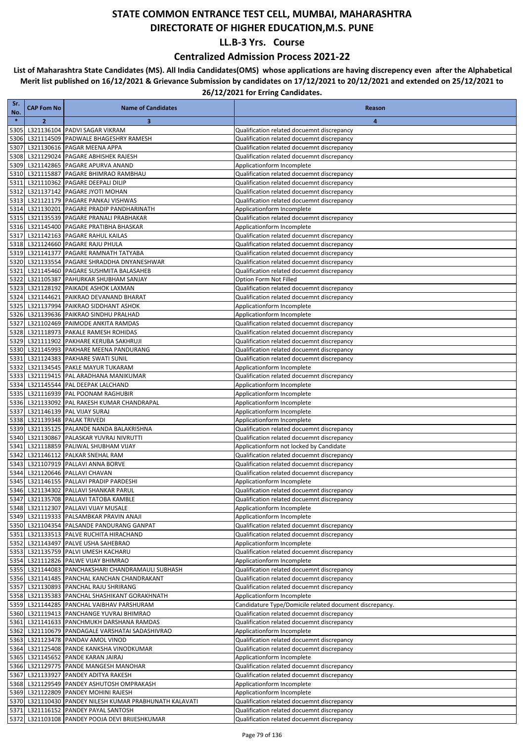# STATE COMMON ENTRANCE TEST CELL, MUMBAI, MAHARASHTRA
# DIRECTORATE OF HIGHER EDUCATION,M.S. PUNE
## LL.B-3 Yrs. Course
## Centralized Admission Process 2021-22

**List of Maharashtra State Candidates (MS). All India Candidates(OMS) whose applications are having discrepency even after the Alphabetical Merit list published on 16/12/2021 & Grievance Submission by candidates on 17/12/2021 to 20/12/2021 and extended on 25/12/2021 to 26/12/2021 for Erring Candidates.**

| Sr. No. | CAP Fom No | Name of Candidates | Reason |
|---|---|---|---|
| * | 2 | 3 | 4 |
| 5305 | L321136104 | PADVI SAGAR VIKRAM | Qualification related docuemnt discrepancy |
| 5306 | L321114509 | PADWALE BHAGESHRY RAMESH | Qualification related docuemnt discrepancy |
| 5307 | L321130616 | PAGAR MEENA APPA | Qualification related docuemnt discrepancy |
| 5308 | L321129024 | PAGARE ABHISHEK RAJESH | Qualification related docuemnt discrepancy |
| 5309 | L321142865 | PAGARE APURVA ANAND | Applicationform Incomplete |
| 5310 | L321115887 | PAGARE BHIMRAO RAMBHAU | Qualification related docuemnt discrepancy |
| 5311 | L321110362 | PAGARE DEEPALI DILIP | Qualification related docuemnt discrepancy |
| 5312 | L321137142 | PAGARE JYOTI MOHAN | Qualification related docuemnt discrepancy |
| 5313 | L321121179 | PAGARE PANKAJ VISHWAS | Qualification related docuemnt discrepancy |
| 5314 | L321130201 | PAGARE PRADIP PANDHARINATH | Applicationform Incomplete |
| 5315 | L321135539 | PAGARE PRANALI PRABHAKAR | Qualification related docuemnt discrepancy |
| 5316 | L321145400 | PAGARE PRATIBHA BHASKAR | Applicationform Incomplete |
| 5317 | L321142163 | PAGARE RAHUL KAILAS | Qualification related docuemnt discrepancy |
| 5318 | L321124660 | PAGARE RAJU PHULA | Qualification related docuemnt discrepancy |
| 5319 | L321141377 | PAGARE RAMNATH TATYABA | Qualification related docuemnt discrepancy |
| 5320 | L321133554 | PAGARE SHRADDHA DNYANESHWAR | Qualification related docuemnt discrepancy |
| 5321 | L321145460 | PAGARE SUSHMITA BALASAHEB | Qualification related docuemnt discrepancy |
| 5322 | L321105387 | PAHURKAR SHUBHAM SANJAY | Option Form Not Filled |
| 5323 | L321128192 | PAIKADE ASHOK LAXMAN | Qualification related docuemnt discrepancy |
| 5324 | L321144621 | PAIKRAO DEVANAND BHARAT | Qualification related docuemnt discrepancy |
| 5325 | L321137994 | PAIKRAO SIDDHANT ASHOK | Applicationform Incomplete |
| 5326 | L321139636 | PAIKRAO SINDHU PRALHAD | Applicationform Incomplete |
| 5327 | L321102469 | PAIMODE ANKITA RAMDAS | Qualification related docuemnt discrepancy |
| 5328 | L321118973 | PAKALE RAMESH ROHIDAS | Qualification related docuemnt discrepancy |
| 5329 | L321111902 | PAKHARE KERUBA SAKHRUJI | Qualification related docuemnt discrepancy |
| 5330 | L321145993 | PAKHARE MEENA PANDURANG | Qualification related docuemnt discrepancy |
| 5331 | L321124383 | PAKHARE SWATI SUNIL | Qualification related docuemnt discrepancy |
| 5332 | L321134545 | PAKLE MAYUR TUKARAM | Applicationform Incomplete |
| 5333 | L321119415 | PAL ARADHANA MANIKUMAR | Qualification related docuemnt discrepancy |
| 5334 | L321145544 | PAL DEEPAK LALCHAND | Applicationform Incomplete |
| 5335 | L321116939 | PAL POONAM RAGHUBIR | Applicationform Incomplete |
| 5336 | L321133092 | PAL RAKESH KUMAR CHANDRAPAL | Applicationform Incomplete |
| 5337 | L321146139 | PAL VIJAY SURAJ | Applicationform Incomplete |
| 5338 | L321139348 | PALAK TRIVEDI | Applicationform Incomplete |
| 5339 | L321135125 | PALANDE NANDA BALAKRISHNA | Qualification related docuemnt discrepancy |
| 5340 | L321130867 | PALASKAR YUVRAJ NIVRUTTI | Qualification related docuemnt discrepancy |
| 5341 | L321118859 | PALIWAL SHUBHAM VIJAY | Applicationform not locked by Candidate |
| 5342 | L321146112 | PALKAR SNEHAL RAM | Qualification related docuemnt discrepancy |
| 5343 | L321107919 | PALLAVI ANNA BORVE | Qualification related docuemnt discrepancy |
| 5344 | L321120646 | PALLAVI CHAVAN | Qualification related docuemnt discrepancy |
| 5345 | L321146155 | PALLAVI PRADIP PARDESHI | Applicationform Incomplete |
| 5346 | L321134302 | PALLAVI SHANKAR PARUL | Qualification related docuemnt discrepancy |
| 5347 | L321135708 | PALLAVI TATOBA KAMBLE | Qualification related docuemnt discrepancy |
| 5348 | L321112307 | PALLAVI VIJAY MUSALE | Applicationform Incomplete |
| 5349 | L321119333 | PALSAMBKAR PRAVIN ANAJI | Applicationform Incomplete |
| 5350 | L321104354 | PALSANDE PANDURANG GANPAT | Qualification related docuemnt discrepancy |
| 5351 | L321133513 | PALVE RUCHITA HIRACHAND | Qualification related docuemnt discrepancy |
| 5352 | L321143497 | PALVE USHA SAHEBRAO | Applicationform Incomplete |
| 5353 | L321135759 | PALVI UMESH KACHARU | Qualification related docuemnt discrepancy |
| 5354 | L321112826 | PALWE VIJAY BHIMRAO | Applicationform Incomplete |
| 5355 | L321144083 | PANCHAKSHARI CHANDRAMAULI SUBHASH | Qualification related docuemnt discrepancy |
| 5356 | L321141485 | PANCHAL KANCHAN CHANDRAKANT | Qualification related docuemnt discrepancy |
| 5357 | L321130893 | PANCHAL RAJU SHRIRANG | Qualification related docuemnt discrepancy |
| 5358 | L321135383 | PANCHAL SHASHIKANT GORAKHNATH | Applicationform Incomplete |
| 5359 | L321144285 | PANCHAL VAIBHAV PARSHURAM | Candidature Type/Domicile related document discrepancy. |
| 5360 | L321119413 | PANCHANGE YUVRAJ BHIMRAO | Qualification related docuemnt discrepancy |
| 5361 | L321141633 | PANCHMUKH DARSHANA RAMDAS | Qualification related docuemnt discrepancy |
| 5362 | L321110679 | PANDAGALE VARSHATAI SADASHIVRAO | Applicationform Incomplete |
| 5363 | L321123478 | PANDAV AMOL VINOD | Qualification related docuemnt discrepancy |
| 5364 | L321125408 | PANDE KANKSHA VINODKUMAR | Qualification related docuemnt discrepancy |
| 5365 | L321145652 | PANDE KARAN JAIRAJ | Applicationform Incomplete |
| 5366 | L321129775 | PANDE MANGESH MANOHAR | Qualification related docuemnt discrepancy |
| 5367 | L321133927 | PANDEY ADITYA RAKESH | Qualification related docuemnt discrepancy |
| 5368 | L321129549 | PANDEY ASHUTOSH OMPRAKASH | Applicationform Incomplete |
| 5369 | L321122809 | PANDEY MOHINI RAJESH | Applicationform Incomplete |
| 5370 | L321110430 | PANDEY NILESH KUMAR PRABHUNATH KALAVATI | Qualification related docuemnt discrepancy |
| 5371 | L321116152 | PANDEY PAYAL SANTOSH | Qualification related docuemnt discrepancy |
| 5372 | L321103108 | PANDEY POOJA DEVI BRIJESHKUMAR | Qualification related docuemnt discrepancy |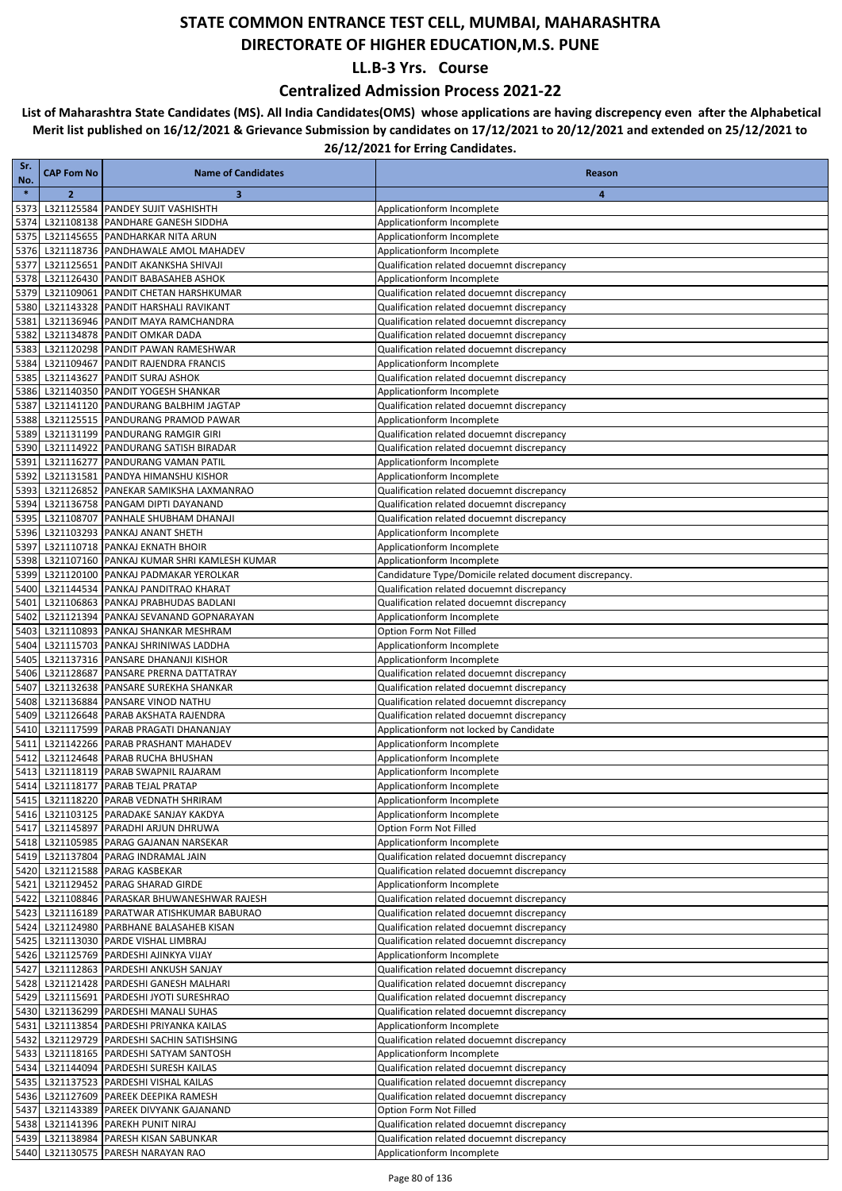# STATE COMMON ENTRANCE TEST CELL, MUMBAI, MAHARASHTRA

# DIRECTORATE OF HIGHER EDUCATION,M.S. PUNE

## LL.B-3 Yrs. Course

## Centralized Admission Process 2021-22

**List of Maharashtra State Candidates (MS). All India Candidates(OMS) whose applications are having discrepency even after the Alphabetical Merit list published on 16/12/2021 & Grievance Submission by candidates on 17/12/2021 to 20/12/2021 and extended on 25/12/2021 to 26/12/2021 for Erring Candidates.**

| Sr. No. | CAP Fom No | Name of Candidates | Reason |
|---|---|---|---|
| * | 2 | 3 | 4 |
| 5373 | L321125584 | PANDEY SUJIT VASHISHTH | Applicationform Incomplete |
| 5374 | L321108138 | PANDHARE GANESH SIDDHA | Applicationform Incomplete |
| 5375 | L321145655 | PANDHARKAR NITA ARUN | Applicationform Incomplete |
| 5376 | L321118736 | PANDHAWALE AMOL MAHADEV | Applicationform Incomplete |
| 5377 | L321125651 | PANDIT AKANKSHA SHIVAJI | Qualification related docuemnt discrepancy |
| 5378 | L321126430 | PANDIT BABASAHEB ASHOK | Applicationform Incomplete |
| 5379 | L321109061 | PANDIT CHETAN HARSHKUMAR | Qualification related docuemnt discrepancy |
| 5380 | L321143328 | PANDIT HARSHALI RAVIKANT | Qualification related docuemnt discrepancy |
| 5381 | L321136946 | PANDIT MAYA RAMCHANDRA | Qualification related docuemnt discrepancy |
| 5382 | L321134878 | PANDIT OMKAR DADA | Qualification related docuemnt discrepancy |
| 5383 | L321120298 | PANDIT PAWAN RAMESHWAR | Qualification related docuemnt discrepancy |
| 5384 | L321109467 | PANDIT RAJENDRA FRANCIS | Applicationform Incomplete |
| 5385 | L321143627 | PANDIT SURAJ ASHOK | Qualification related docuemnt discrepancy |
| 5386 | L321140350 | PANDIT YOGESH SHANKAR | Applicationform Incomplete |
| 5387 | L321141120 | PANDURANG BALBHIM JAGTAP | Qualification related docuemnt discrepancy |
| 5388 | L321125515 | PANDURANG PRAMOD PAWAR | Applicationform Incomplete |
| 5389 | L321131199 | PANDURANG RAMGIR GIRI | Qualification related docuemnt discrepancy |
| 5390 | L321114922 | PANDURANG SATISH BIRADAR | Qualification related docuemnt discrepancy |
| 5391 | L321116277 | PANDURANG VAMAN PATIL | Applicationform Incomplete |
| 5392 | L321131581 | PANDYA HIMANSHU KISHOR | Applicationform Incomplete |
| 5393 | L321126852 | PANEKAR SAMIKSHA LAXMANRAO | Qualification related docuemnt discrepancy |
| 5394 | L321136758 | PANGAM DIPTI DAYANAND | Qualification related docuemnt discrepancy |
| 5395 | L321108707 | PANHALE SHUBHAM DHANAJI | Qualification related docuemnt discrepancy |
| 5396 | L321103293 | PANKAJ ANANT SHETH | Applicationform Incomplete |
| 5397 | L321110718 | PANKAJ EKNATH BHOIR | Applicationform Incomplete |
| 5398 | L321107160 | PANKAJ KUMAR SHRI KAMLESH KUMAR | Applicationform Incomplete |
| 5399 | L321120100 | PANKAJ PADMAKAR YEROLKAR | Candidature Type/Domicile related document discrepancy. |
| 5400 | L321144534 | PANKAJ PANDITRAO KHARAT | Qualification related docuemnt discrepancy |
| 5401 | L321106863 | PANKAJ PRABHUDAS BADLANI | Qualification related docuemnt discrepancy |
| 5402 | L321121394 | PANKAJ SEVANAND GOPNARAYAN | Applicationform Incomplete |
| 5403 | L321110893 | PANKAJ SHANKAR MESHRAM | Option Form Not Filled |
| 5404 | L321115703 | PANKAJ SHRINIWAS LADDHA | Applicationform Incomplete |
| 5405 | L321137316 | PANSARE DHANANJI KISHOR | Applicationform Incomplete |
| 5406 | L321128687 | PANSARE PRERNA DATTATRAY | Qualification related docuemnt discrepancy |
| 5407 | L321132638 | PANSARE SUREKHA SHANKAR | Qualification related docuemnt discrepancy |
| 5408 | L321136884 | PANSARE VINOD NATHU | Qualification related docuemnt discrepancy |
| 5409 | L321126648 | PARAB AKSHATA RAJENDRA | Qualification related docuemnt discrepancy |
| 5410 | L321117599 | PARAB PRAGATI DHANANJAY | Applicationform not locked by Candidate |
| 5411 | L321142266 | PARAB PRASHANT MAHADEV | Applicationform Incomplete |
| 5412 | L321124648 | PARAB RUCHA BHUSHAN | Applicationform Incomplete |
| 5413 | L321118119 | PARAB SWAPNIL RAJARAM | Applicationform Incomplete |
| 5414 | L321118177 | PARAB TEJAL PRATAP | Applicationform Incomplete |
| 5415 | L321118220 | PARAB VEDNATH SHRIRAM | Applicationform Incomplete |
| 5416 | L321103125 | PARADAKE SANJAY KAKDYA | Applicationform Incomplete |
| 5417 | L321145897 | PARADHI ARJUN DHRUWA | Option Form Not Filled |
| 5418 | L321105985 | PARAG GAJANAN NARSEKAR | Applicationform Incomplete |
| 5419 | L321137804 | PARAG INDRAMAL JAIN | Qualification related docuemnt discrepancy |
| 5420 | L321121588 | PARAG KASBEKAR | Qualification related docuemnt discrepancy |
| 5421 | L321129452 | PARAG SHARAD GIRDE | Applicationform Incomplete |
| 5422 | L321108846 | PARASKAR BHUWANESHWAR RAJESH | Qualification related docuemnt discrepancy |
| 5423 | L321116189 | PARATWAR ATISHKUMAR BABURAO | Qualification related docuemnt discrepancy |
| 5424 | L321124980 | PARBHANE BALASAHEB KISAN | Qualification related docuemnt discrepancy |
| 5425 | L321113030 | PARDE VISHAL LIMBRAJ | Qualification related docuemnt discrepancy |
| 5426 | L321125769 | PARDESHI AJINKYA VIJAY | Applicationform Incomplete |
| 5427 | L321112863 | PARDESHI ANKUSH SANJAY | Qualification related docuemnt discrepancy |
| 5428 | L321121428 | PARDESHI GANESH MALHARI | Qualification related docuemnt discrepancy |
| 5429 | L321115691 | PARDESHI JYOTI SURESHRAO | Qualification related docuemnt discrepancy |
| 5430 | L321136299 | PARDESHI MANALI SUHAS | Qualification related docuemnt discrepancy |
| 5431 | L321113854 | PARDESHI PRIYANKA KAILAS | Applicationform Incomplete |
| 5432 | L321129729 | PARDESHI SACHIN SATISHSING | Qualification related docuemnt discrepancy |
| 5433 | L321118165 | PARDESHI SATYAM SANTOSH | Applicationform Incomplete |
| 5434 | L321144094 | PARDESHI SURESH KAILAS | Qualification related docuemnt discrepancy |
| 5435 | L321137523 | PARDESHI VISHAL KAILAS | Qualification related docuemnt discrepancy |
| 5436 | L321127609 | PAREEK DEEPIKA RAMESH | Qualification related docuemnt discrepancy |
| 5437 | L321143389 | PAREEK DIVYANK GAJANAND | Option Form Not Filled |
| 5438 | L321141396 | PAREKH PUNIT NIRAJ | Qualification related docuemnt discrepancy |
| 5439 | L321138984 | PARESH KISAN SABUNKAR | Qualification related docuemnt discrepancy |
| 5440 | L321130575 | PARESH NARAYAN RAO | Applicationform Incomplete |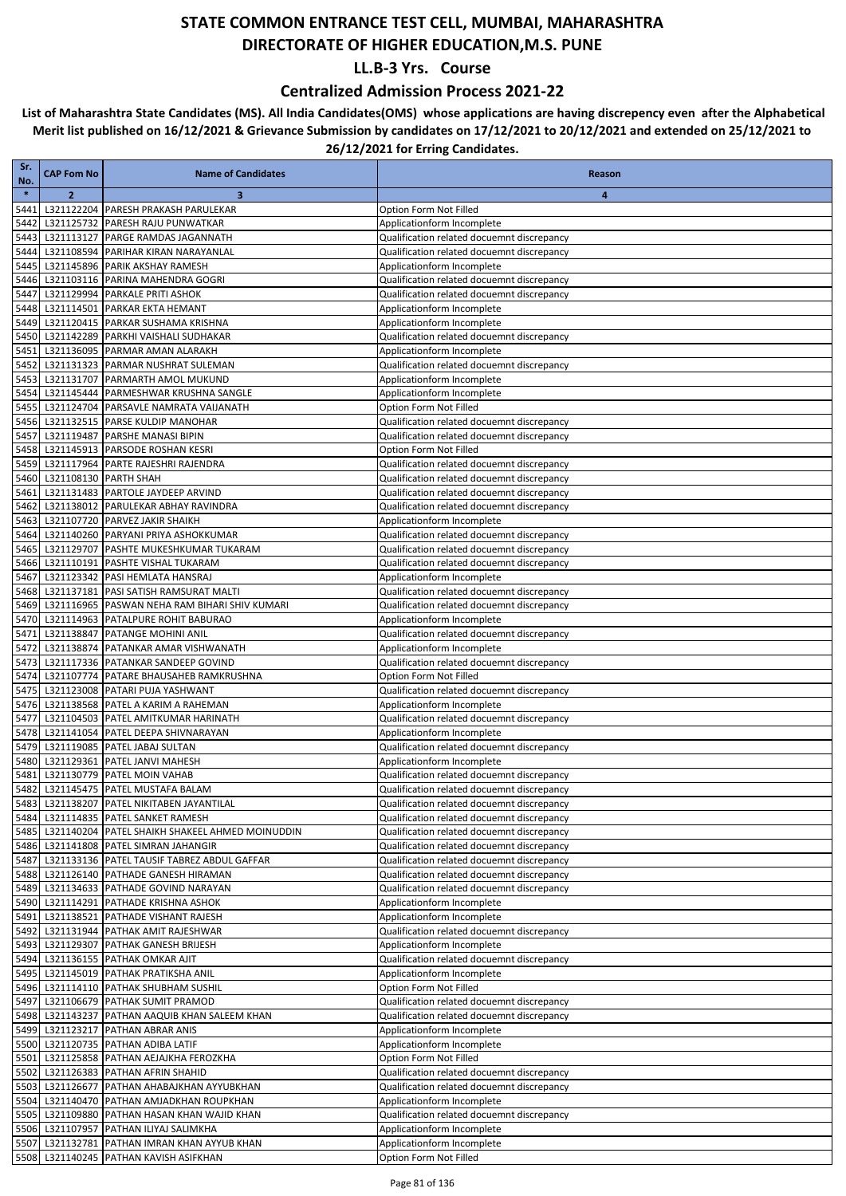# STATE COMMON ENTRANCE TEST CELL, MUMBAI, MAHARASHTRA
## DIRECTORATE OF HIGHER EDUCATION,M.S. PUNE
### LL.B-3 Yrs. Course
### Centralized Admission Process 2021-22

**List of Maharashtra State Candidates (MS). All India Candidates(OMS) whose applications are having discrepency even after the Alphabetical Merit list published on 16/12/2021 & Grievance Submission by candidates on 17/12/2021 to 20/12/2021 and extended on 25/12/2021 to 26/12/2021 for Erring Candidates.**

| Sr. No. | CAP Fom No | Name of Candidates | Reason |
|---|---|---|---|
| * | 2 | 3 | 4 |
| 5441 | L321122204 | PARESH PRAKASH PARULEKAR | Option Form Not Filled |
| 5442 | L321125732 | PARESH RAJU PUNWATKAR | Applicationform Incomplete |
| 5443 | L321113127 | PARGE RAMDAS JAGANNATH | Qualification related docuemnt discrepancy |
| 5444 | L321108594 | PARIHAR KIRAN NARAYANLAL | Qualification related docuemnt discrepancy |
| 5445 | L321145896 | PARIK AKSHAY RAMESH | Applicationform Incomplete |
| 5446 | L321103116 | PARINA MAHENDRA GOGRI | Qualification related docuemnt discrepancy |
| 5447 | L321129994 | PARKALE PRITI ASHOK | Qualification related docuemnt discrepancy |
| 5448 | L321114501 | PARKAR EKTA HEMANT | Applicationform Incomplete |
| 5449 | L321120415 | PARKAR SUSHAMA KRISHNA | Applicationform Incomplete |
| 5450 | L321142289 | PARKHI VAISHALI SUDHAKAR | Qualification related docuemnt discrepancy |
| 5451 | L321136095 | PARMAR AMAN ALARAKH | Applicationform Incomplete |
| 5452 | L321131323 | PARMAR NUSHRAT SULEMAN | Qualification related docuemnt discrepancy |
| 5453 | L321131707 | PARMARTH AMOL MUKUND | Applicationform Incomplete |
| 5454 | L321145444 | PARMESHWAR KRUSHNA SANGLE | Applicationform Incomplete |
| 5455 | L321124704 | PARSAVLE NAMRATA VAIJANATH | Option Form Not Filled |
| 5456 | L321132515 | PARSE KULDIP MANOHAR | Qualification related docuemnt discrepancy |
| 5457 | L321119487 | PARSHE MANASI BIPIN | Qualification related docuemnt discrepancy |
| 5458 | L321145913 | PARSODE ROSHAN KESRI | Option Form Not Filled |
| 5459 | L321117964 | PARTE RAJESHRI RAJENDRA | Qualification related docuemnt discrepancy |
| 5460 | L321108130 | PARTH SHAH | Qualification related docuemnt discrepancy |
| 5461 | L321131483 | PARTOLE JAYDEEP ARVIND | Qualification related docuemnt discrepancy |
| 5462 | L321138012 | PARULEKAR ABHAY RAVINDRA | Qualification related docuemnt discrepancy |
| 5463 | L321107720 | PARVEZ JAKIR SHAIKH | Applicationform Incomplete |
| 5464 | L321140260 | PARYANI PRIYA ASHOKKUMAR | Qualification related docuemnt discrepancy |
| 5465 | L321129707 | PASHTE MUKESHKUMAR TUKARAM | Qualification related docuemnt discrepancy |
| 5466 | L321110191 | PASHTE VISHAL TUKARAM | Qualification related docuemnt discrepancy |
| 5467 | L321123342 | PASI HEMLATA HANSRAJ | Applicationform Incomplete |
| 5468 | L321137181 | PASI SATISH RAMSURAT MALTI | Qualification related docuemnt discrepancy |
| 5469 | L321116965 | PASWAN NEHA RAM BIHARI SHIV KUMARI | Qualification related docuemnt discrepancy |
| 5470 | L321114963 | PATALPURE ROHIT BABURAO | Applicationform Incomplete |
| 5471 | L321138847 | PATANGE MOHINI ANIL | Qualification related docuemnt discrepancy |
| 5472 | L321138874 | PATANKAR AMAR VISHWANATH | Applicationform Incomplete |
| 5473 | L321117336 | PATANKAR SANDEEP GOVIND | Qualification related docuemnt discrepancy |
| 5474 | L321107774 | PATARE BHAUSAHEB RAMKRUSHNA | Option Form Not Filled |
| 5475 | L321123008 | PATARI PUJA YASHWANT | Qualification related docuemnt discrepancy |
| 5476 | L321138568 | PATEL A KARIM A RAHEMAN | Applicationform Incomplete |
| 5477 | L321104503 | PATEL AMITKUMAR HARINATH | Qualification related docuemnt discrepancy |
| 5478 | L321141054 | PATEL DEEPA SHIVNARAYAN | Applicationform Incomplete |
| 5479 | L321119085 | PATEL JABAJ SULTAN | Qualification related docuemnt discrepancy |
| 5480 | L321129361 | PATEL JANVI MAHESH | Applicationform Incomplete |
| 5481 | L321130779 | PATEL MOIN VAHAB | Qualification related docuemnt discrepancy |
| 5482 | L321145475 | PATEL MUSTAFA BALAM | Qualification related docuemnt discrepancy |
| 5483 | L321138207 | PATEL NIKITABEN JAYANTILAL | Qualification related docuemnt discrepancy |
| 5484 | L321114835 | PATEL SANKET RAMESH | Qualification related docuemnt discrepancy |
| 5485 | L321140204 | PATEL SHAIKH SHAKEEL AHMED MOINUDDIN | Qualification related docuemnt discrepancy |
| 5486 | L321141808 | PATEL SIMRAN JAHANGIR | Qualification related docuemnt discrepancy |
| 5487 | L321133136 | PATEL TAUSIF TABREZ ABDUL GAFFAR | Qualification related docuemnt discrepancy |
| 5488 | L321126140 | PATHADE GANESH HIRAMAN | Qualification related docuemnt discrepancy |
| 5489 | L321134633 | PATHADE GOVIND NARAYAN | Qualification related docuemnt discrepancy |
| 5490 | L321114291 | PATHADE KRISHNA ASHOK | Applicationform Incomplete |
| 5491 | L321138521 | PATHADE VISHANT RAJESH | Applicationform Incomplete |
| 5492 | L321131944 | PATHAK AMIT RAJESHWAR | Qualification related docuemnt discrepancy |
| 5493 | L321129307 | PATHAK GANESH BRIJESH | Applicationform Incomplete |
| 5494 | L321136155 | PATHAK OMKAR AJIT | Qualification related docuemnt discrepancy |
| 5495 | L321145019 | PATHAK PRATIKSHA ANIL | Applicationform Incomplete |
| 5496 | L321114110 | PATHAK SHUBHAM SUSHIL | Option Form Not Filled |
| 5497 | L321106679 | PATHAK SUMIT PRAMOD | Qualification related docuemnt discrepancy |
| 5498 | L321143237 | PATHAN AAQUIB KHAN SALEEM KHAN | Qualification related docuemnt discrepancy |
| 5499 | L321123217 | PATHAN ABRAR ANIS | Applicationform Incomplete |
| 5500 | L321120735 | PATHAN ADIBA LATIF | Applicationform Incomplete |
| 5501 | L321125858 | PATHAN AEJAJKHA FEROZKHA | Option Form Not Filled |
| 5502 | L321126383 | PATHAN AFRIN SHAHID | Qualification related docuemnt discrepancy |
| 5503 | L321126677 | PATHAN AHABAJKHAN AYYUBKHAN | Qualification related docuemnt discrepancy |
| 5504 | L321140470 | PATHAN AMJADKHAN ROUPKHAN | Applicationform Incomplete |
| 5505 | L321109880 | PATHAN HASAN KHAN WAJID KHAN | Qualification related docuemnt discrepancy |
| 5506 | L321107957 | PATHAN ILIYAJ SALIMKHA | Applicationform Incomplete |
| 5507 | L321132781 | PATHAN IMRAN KHAN AYYUB KHAN | Applicationform Incomplete |
| 5508 | L321140245 | PATHAN KAVISH ASIFKHAN | Option Form Not Filled |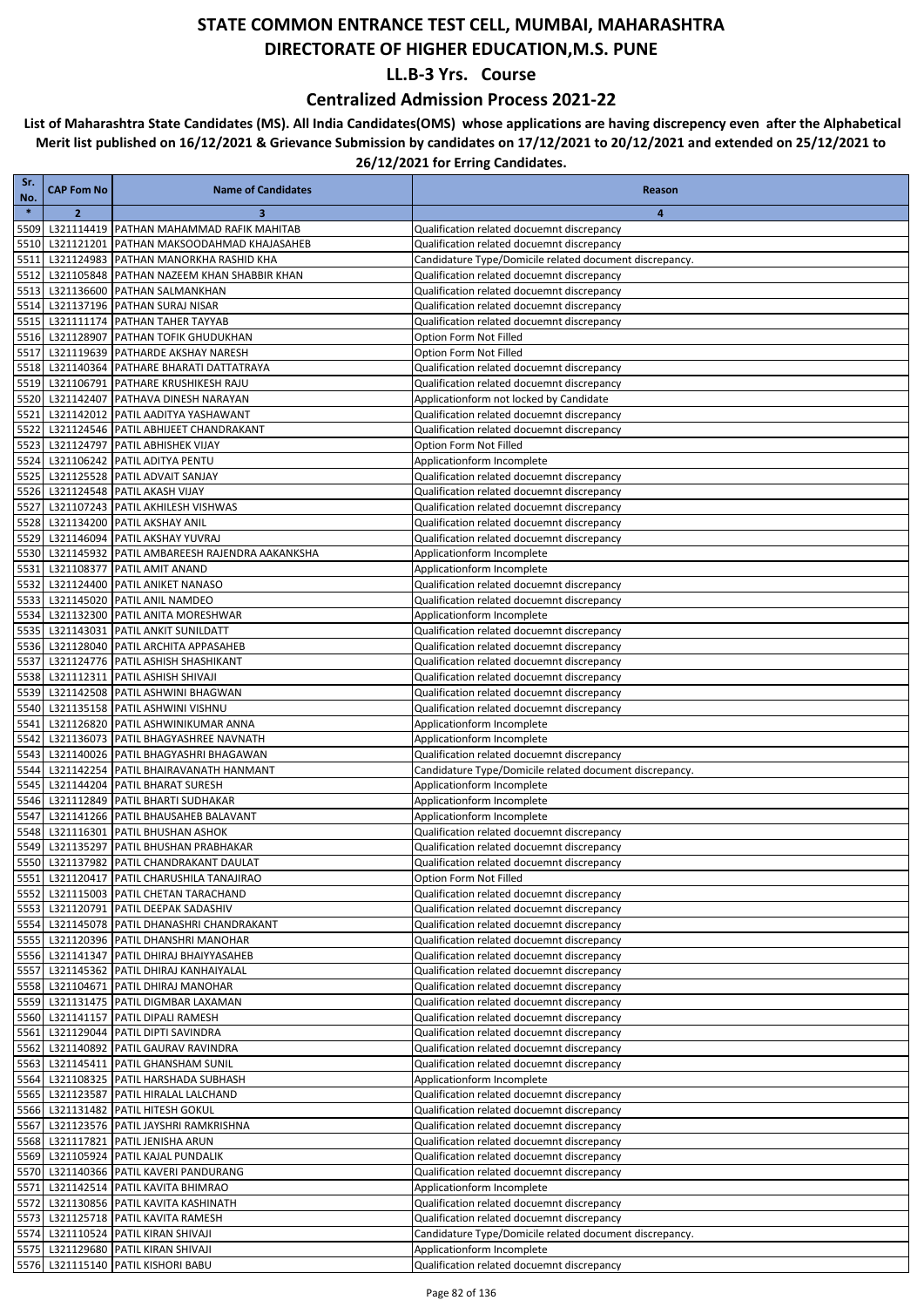# STATE COMMON ENTRANCE TEST CELL, MUMBAI, MAHARASHTRA

# DIRECTORATE OF HIGHER EDUCATION,M.S. PUNE

## LL.B-3 Yrs. Course

## Centralized Admission Process 2021-22

**List of Maharashtra State Candidates (MS). All India Candidates(OMS) whose applications are having discrepency even after the Alphabetical Merit list published on 16/12/2021 & Grievance Submission by candidates on 17/12/2021 to 20/12/2021 and extended on 25/12/2021 to 26/12/2021 for Erring Candidates.**

| Sr. No. | CAP Fom No | Name of Candidates | Reason |
|---|---|---|---|
| * | 2 | 3 | 4 |
| 5509 | L321114419 | PATHAN MAHAMMAD RAFIK MAHITAB | Qualification related docuemnt discrepancy |
| 5510 | L321121201 | PATHAN MAKSOODAHMAD KHAJASAHEB | Qualification related docuemnt discrepancy |
| 5511 | L321124983 | PATHAN MANORKHA RASHID KHA | Candidature Type/Domicile related document discrepancy. |
| 5512 | L321105848 | PATHAN NAZEEM KHAN SHABBIR KHAN | Qualification related docuemnt discrepancy |
| 5513 | L321136600 | PATHAN SALMANKHAN | Qualification related docuemnt discrepancy |
| 5514 | L321137196 | PATHAN SURAJ NISAR | Qualification related docuemnt discrepancy |
| 5515 | L321111174 | PATHAN TAHER TAYYAB | Qualification related docuemnt discrepancy |
| 5516 | L321128907 | PATHAN TOFIK GHUDUKHAN | Option Form Not Filled |
| 5517 | L321119639 | PATHARDE AKSHAY NARESH | Option Form Not Filled |
| 5518 | L321140364 | PATHARE BHARATI DATTATRAYA | Qualification related docuemnt discrepancy |
| 5519 | L321106791 | PATHARE KRUSHIKESH RAJU | Qualification related docuemnt discrepancy |
| 5520 | L321142407 | PATHAVA DINESH NARAYAN | Applicationform not locked by Candidate |
| 5521 | L321142012 | PATIL AADITYA YASHAWANT | Qualification related docuemnt discrepancy |
| 5522 | L321124546 | PATIL ABHIJEET CHANDRAKANT | Qualification related docuemnt discrepancy |
| 5523 | L321124797 | PATIL ABHISHEK VIJAY | Option Form Not Filled |
| 5524 | L321106242 | PATIL ADITYA PENTU | Applicationform Incomplete |
| 5525 | L321125528 | PATIL ADVAIT SANJAY | Qualification related docuemnt discrepancy |
| 5526 | L321124548 | PATIL AKASH VIJAY | Qualification related docuemnt discrepancy |
| 5527 | L321107243 | PATIL AKHILESH VISHWAS | Qualification related docuemnt discrepancy |
| 5528 | L321134200 | PATIL AKSHAY ANIL | Qualification related docuemnt discrepancy |
| 5529 | L321146094 | PATIL AKSHAY YUVRAJ | Qualification related docuemnt discrepancy |
| 5530 | L321145932 | PATIL AMBAREESH RAJENDRA AAKANKSHA | Applicationform Incomplete |
| 5531 | L321108377 | PATIL AMIT ANAND | Applicationform Incomplete |
| 5532 | L321124400 | PATIL ANIKET NANASO | Qualification related docuemnt discrepancy |
| 5533 | L321145020 | PATIL ANIL NAMDEO | Qualification related docuemnt discrepancy |
| 5534 | L321132300 | PATIL ANITA MORESHWAR | Applicationform Incomplete |
| 5535 | L321143031 | PATIL ANKIT SUNILDATT | Qualification related docuemnt discrepancy |
| 5536 | L321128040 | PATIL ARCHITA APPASAHEB | Qualification related docuemnt discrepancy |
| 5537 | L321124776 | PATIL ASHISH SHASHIKANT | Qualification related docuemnt discrepancy |
| 5538 | L321112311 | PATIL ASHISH SHIVAJI | Qualification related docuemnt discrepancy |
| 5539 | L321142508 | PATIL ASHWINI BHAGWAN | Qualification related docuemnt discrepancy |
| 5540 | L321135158 | PATIL ASHWINI VISHNU | Qualification related docuemnt discrepancy |
| 5541 | L321126820 | PATIL ASHWINIKUMAR ANNA | Applicationform Incomplete |
| 5542 | L321136073 | PATIL BHAGYASHREE NAVNATH | Applicationform Incomplete |
| 5543 | L321140026 | PATIL BHAGYASHRI BHAGAWAN | Qualification related docuemnt discrepancy |
| 5544 | L321142254 | PATIL BHAIRAVANATH HANMANT | Candidature Type/Domicile related document discrepancy. |
| 5545 | L321144204 | PATIL BHARAT SURESH | Applicationform Incomplete |
| 5546 | L321112849 | PATIL BHARTI SUDHAKAR | Applicationform Incomplete |
| 5547 | L321141266 | PATIL BHAUSAHEB BALAVANT | Applicationform Incomplete |
| 5548 | L321116301 | PATIL BHUSHAN ASHOK | Qualification related docuemnt discrepancy |
| 5549 | L321135297 | PATIL BHUSHAN PRABHAKAR | Qualification related docuemnt discrepancy |
| 5550 | L321137982 | PATIL CHANDRAKANT DAULAT | Qualification related docuemnt discrepancy |
| 5551 | L321120417 | PATIL CHARUSHILA TANAJIRAO | Option Form Not Filled |
| 5552 | L321115003 | PATIL CHETAN TARACHAND | Qualification related docuemnt discrepancy |
| 5553 | L321120791 | PATIL DEEPAK SADASHIV | Qualification related docuemnt discrepancy |
| 5554 | L321145078 | PATIL DHANASHRI CHANDRAKANT | Qualification related docuemnt discrepancy |
| 5555 | L321120396 | PATIL DHANSHRI MANOHAR | Qualification related docuemnt discrepancy |
| 5556 | L321141347 | PATIL DHIRAJ BHAIYYASAHEB | Qualification related docuemnt discrepancy |
| 5557 | L321145362 | PATIL DHIRAJ KANHAIYALAL | Qualification related docuemnt discrepancy |
| 5558 | L321104671 | PATIL DHIRAJ MANOHAR | Qualification related docuemnt discrepancy |
| 5559 | L321131475 | PATIL DIGMBAR LAXAMAN | Qualification related docuemnt discrepancy |
| 5560 | L321141157 | PATIL DIPALI RAMESH | Qualification related docuemnt discrepancy |
| 5561 | L321129044 | PATIL DIPTI SAVINDRA | Qualification related docuemnt discrepancy |
| 5562 | L321140892 | PATIL GAURAV RAVINDRA | Qualification related docuemnt discrepancy |
| 5563 | L321145411 | PATIL GHANSHAM SUNIL | Qualification related docuemnt discrepancy |
| 5564 | L321108325 | PATIL HARSHADA SUBHASH | Applicationform Incomplete |
| 5565 | L321123587 | PATIL HIRALAL LALCHAND | Qualification related docuemnt discrepancy |
| 5566 | L321131482 | PATIL HITESH GOKUL | Qualification related docuemnt discrepancy |
| 5567 | L321123576 | PATIL JAYSHRI RAMKRISHNA | Qualification related docuemnt discrepancy |
| 5568 | L321117821 | PATIL JENISHA ARUN | Qualification related docuemnt discrepancy |
| 5569 | L321105924 | PATIL KAJAL PUNDALIK | Qualification related docuemnt discrepancy |
| 5570 | L321140366 | PATIL KAVERI PANDURANG | Qualification related docuemnt discrepancy |
| 5571 | L321142514 | PATIL KAVITA BHIMRAO | Applicationform Incomplete |
| 5572 | L321130856 | PATIL KAVITA KASHINATH | Qualification related docuemnt discrepancy |
| 5573 | L321125718 | PATIL KAVITA RAMESH | Qualification related docuemnt discrepancy |
| 5574 | L321110524 | PATIL KIRAN SHIVAJI | Candidature Type/Domicile related document discrepancy. |
| 5575 | L321129680 | PATIL KIRAN SHIVAJI | Applicationform Incomplete |
| 5576 | L321115140 | PATIL KISHORI BABU | Qualification related docuemnt discrepancy |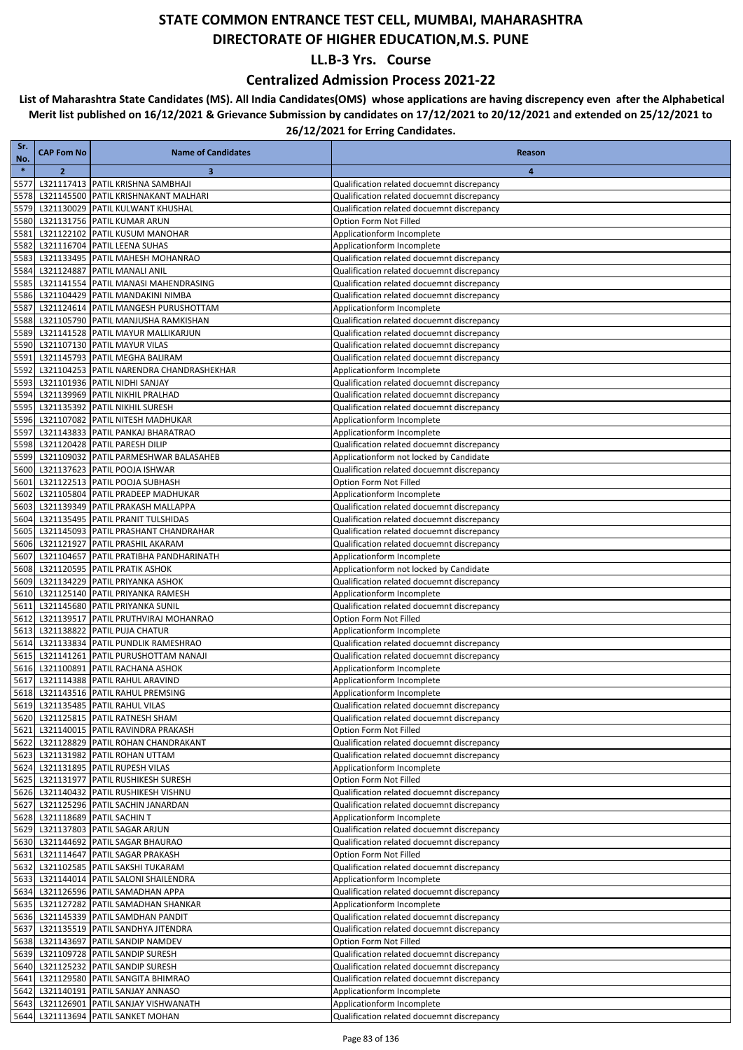# STATE COMMON ENTRANCE TEST CELL, MUMBAI, MAHARASHTRA

## DIRECTORATE OF HIGHER EDUCATION,M.S. PUNE

### LL.B-3 Yrs. Course

### Centralized Admission Process 2021-22

**List of Maharashtra State Candidates (MS). All India Candidates(OMS) whose applications are having discrepency even after the Alphabetical Merit list published on 16/12/2021 & Grievance Submission by candidates on 17/12/2021 to 20/12/2021 and extended on 25/12/2021 to 26/12/2021 for Erring Candidates.**

| Sr. No. | CAP Fom No | Name of Candidates | Reason |
|---|---|---|---|
| * | 2 | 3 | 4 |
| 5577 | L321117413 | PATIL KRISHNA SAMBHAJI | Qualification related docuemnt discrepancy |
| 5578 | L321145500 | PATIL KRISHNAKANT MALHARI | Qualification related docuemnt discrepancy |
| 5579 | L321130029 | PATIL KULWANT KHUSHAL | Qualification related docuemnt discrepancy |
| 5580 | L321131756 | PATIL KUMAR ARUN | Option Form Not Filled |
| 5581 | L321122102 | PATIL KUSUM MANOHAR | Applicationform Incomplete |
| 5582 | L321116704 | PATIL LEENA SUHAS | Applicationform Incomplete |
| 5583 | L321133495 | PATIL MAHESH MOHANRAO | Qualification related docuemnt discrepancy |
| 5584 | L321124887 | PATIL MANALI ANIL | Qualification related docuemnt discrepancy |
| 5585 | L321141554 | PATIL MANASI MAHENDRASING | Qualification related docuemnt discrepancy |
| 5586 | L321104429 | PATIL MANDAKINI NIMBA | Qualification related docuemnt discrepancy |
| 5587 | L321124614 | PATIL MANGESH PURUSHOTTAM | Applicationform Incomplete |
| 5588 | L321105790 | PATIL MANJUSHA RAMKISHAN | Qualification related docuemnt discrepancy |
| 5589 | L321141528 | PATIL MAYUR MALLIKARJUN | Qualification related docuemnt discrepancy |
| 5590 | L321107130 | PATIL MAYUR VILAS | Qualification related docuemnt discrepancy |
| 5591 | L321145793 | PATIL MEGHA BALIRAM | Qualification related docuemnt discrepancy |
| 5592 | L321104253 | PATIL NARENDRA CHANDRASHEKHAR | Applicationform Incomplete |
| 5593 | L321101936 | PATIL NIDHI SANJAY | Qualification related docuemnt discrepancy |
| 5594 | L321139969 | PATIL NIKHIL PRALHAD | Qualification related docuemnt discrepancy |
| 5595 | L321135392 | PATIL NIKHIL SURESH | Qualification related docuemnt discrepancy |
| 5596 | L321107082 | PATIL NITESH MADHUKAR | Applicationform Incomplete |
| 5597 | L321143833 | PATIL PANKAJ BHARATRAO | Applicationform Incomplete |
| 5598 | L321120428 | PATIL PARESH DILIP | Qualification related docuemnt discrepancy |
| 5599 | L321109032 | PATIL PARMESHWAR BALASAHEB | Applicationform not locked by Candidate |
| 5600 | L321137623 | PATIL POOJA ISHWAR | Qualification related docuemnt discrepancy |
| 5601 | L321122513 | PATIL POOJA SUBHASH | Option Form Not Filled |
| 5602 | L321105804 | PATIL PRADEEP MADHUKAR | Applicationform Incomplete |
| 5603 | L321139349 | PATIL PRAKASH MALLAPPA | Qualification related docuemnt discrepancy |
| 5604 | L321135495 | PATIL PRANIT TULSHIDAS | Qualification related docuemnt discrepancy |
| 5605 | L321145093 | PATIL PRASHANT CHANDRAHAR | Qualification related docuemnt discrepancy |
| 5606 | L321121927 | PATIL PRASHIL AKARAM | Qualification related docuemnt discrepancy |
| 5607 | L321104657 | PATIL PRATIBHA PANDHARINATH | Applicationform Incomplete |
| 5608 | L321120595 | PATIL PRATIK ASHOK | Applicationform not locked by Candidate |
| 5609 | L321134229 | PATIL PRIYANKA ASHOK | Qualification related docuemnt discrepancy |
| 5610 | L321125140 | PATIL PRIYANKA RAMESH | Applicationform Incomplete |
| 5611 | L321145680 | PATIL PRIYANKA SUNIL | Qualification related docuemnt discrepancy |
| 5612 | L321139517 | PATIL PRUTHVIRAJ MOHANRAO | Option Form Not Filled |
| 5613 | L321138822 | PATIL PUJA CHATUR | Applicationform Incomplete |
| 5614 | L321133834 | PATIL PUNDLIK RAMESHRAO | Qualification related docuemnt discrepancy |
| 5615 | L321141261 | PATIL PURUSHOTTAM NANAJI | Qualification related docuemnt discrepancy |
| 5616 | L321100891 | PATIL RACHANA ASHOK | Applicationform Incomplete |
| 5617 | L321114388 | PATIL RAHUL ARAVIND | Applicationform Incomplete |
| 5618 | L321143516 | PATIL RAHUL PREMSING | Applicationform Incomplete |
| 5619 | L321135485 | PATIL RAHUL VILAS | Qualification related docuemnt discrepancy |
| 5620 | L321125815 | PATIL RATNESH SHAM | Qualification related docuemnt discrepancy |
| 5621 | L321140015 | PATIL RAVINDRA PRAKASH | Option Form Not Filled |
| 5622 | L321128829 | PATIL ROHAN CHANDRAKANT | Qualification related docuemnt discrepancy |
| 5623 | L321131982 | PATIL ROHAN UTTAM | Qualification related docuemnt discrepancy |
| 5624 | L321131895 | PATIL RUPESH VILAS | Applicationform Incomplete |
| 5625 | L321131977 | PATIL RUSHIKESH SURESH | Option Form Not Filled |
| 5626 | L321140432 | PATIL RUSHIKESH VISHNU | Qualification related docuemnt discrepancy |
| 5627 | L321125296 | PATIL SACHIN JANARDAN | Qualification related docuemnt discrepancy |
| 5628 | L321118689 | PATIL SACHIN T | Applicationform Incomplete |
| 5629 | L321137803 | PATIL SAGAR ARJUN | Qualification related docuemnt discrepancy |
| 5630 | L321144692 | PATIL SAGAR BHAURAO | Qualification related docuemnt discrepancy |
| 5631 | L321114647 | PATIL SAGAR PRAKASH | Option Form Not Filled |
| 5632 | L321102585 | PATIL SAKSHI TUKARAM | Qualification related docuemnt discrepancy |
| 5633 | L321144014 | PATIL SALONI SHAILENDRA | Applicationform Incomplete |
| 5634 | L321126596 | PATIL SAMADHAN APPA | Qualification related docuemnt discrepancy |
| 5635 | L321127282 | PATIL SAMADHAN SHANKAR | Applicationform Incomplete |
| 5636 | L321145339 | PATIL SAMDHAN PANDIT | Qualification related docuemnt discrepancy |
| 5637 | L321135519 | PATIL SANDHYA JITENDRA | Qualification related docuemnt discrepancy |
| 5638 | L321143697 | PATIL SANDIP NAMDEV | Option Form Not Filled |
| 5639 | L321109728 | PATIL SANDIP SURESH | Qualification related docuemnt discrepancy |
| 5640 | L321125232 | PATIL SANDIP SURESH | Qualification related docuemnt discrepancy |
| 5641 | L321129580 | PATIL SANGITA BHIMRAO | Qualification related docuemnt discrepancy |
| 5642 | L321140191 | PATIL SANJAY ANNASO | Applicationform Incomplete |
| 5643 | L321126901 | PATIL SANJAY VISHWANATH | Applicationform Incomplete |
| 5644 | L321113694 | PATIL SANKET MOHAN | Qualification related docuemnt discrepancy |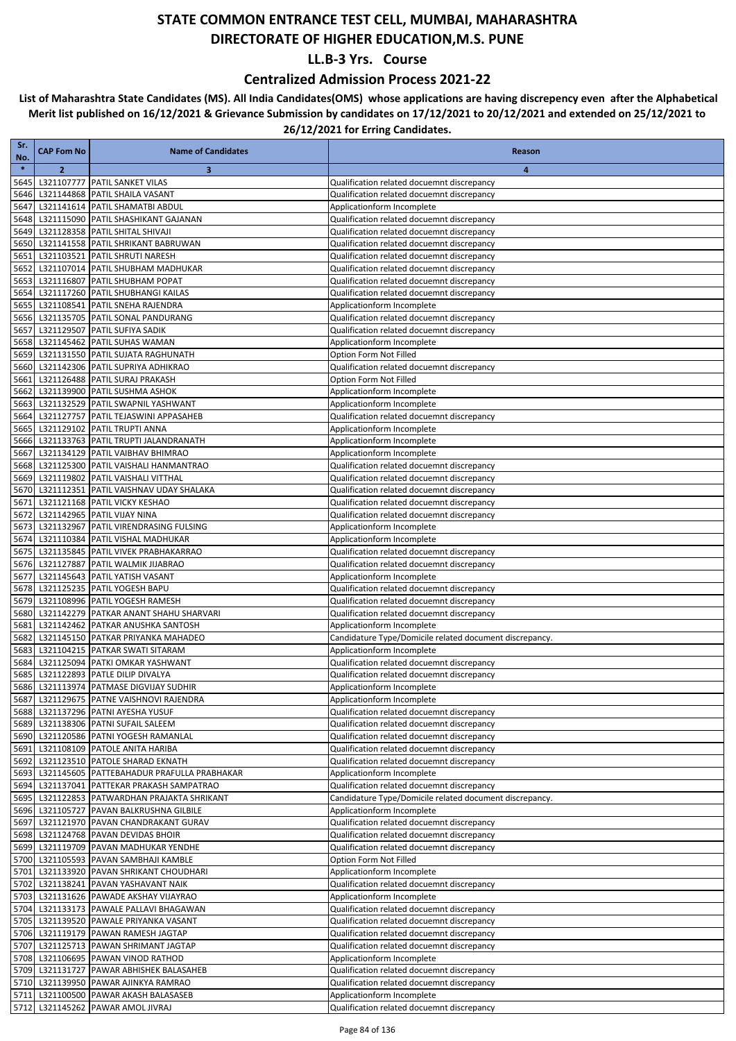# STATE COMMON ENTRANCE TEST CELL, MUMBAI, MAHARASHTRA

# DIRECTORATE OF HIGHER EDUCATION,M.S. PUNE

## LL.B-3 Yrs. Course

## Centralized Admission Process 2021-22

**List of Maharashtra State Candidates (MS). All India Candidates(OMS) whose applications are having discrepency even after the Alphabetical Merit list published on 16/12/2021 & Grievance Submission by candidates on 17/12/2021 to 20/12/2021 and extended on 25/12/2021 to 26/12/2021 for Erring Candidates.**

| Sr. No. | CAP Fom No | Name of Candidates | Reason |
|---|---|---|---|
| * | 2 | 3 | 4 |
| 5645 | L321107777 | PATIL SANKET VILAS | Qualification related docuemnt discrepancy |
| 5646 | L321144868 | PATIL SHAILA VASANT | Qualification related docuemnt discrepancy |
| 5647 | L321141614 | PATIL SHAMATBI ABDUL | Applicationform Incomplete |
| 5648 | L321115090 | PATIL SHASHIKANT GAJANAN | Qualification related docuemnt discrepancy |
| 5649 | L321128358 | PATIL SHITAL SHIVAJI | Qualification related docuemnt discrepancy |
| 5650 | L321141558 | PATIL SHRIKANT BABRUWAN | Qualification related docuemnt discrepancy |
| 5651 | L321103521 | PATIL SHRUTI NARESH | Qualification related docuemnt discrepancy |
| 5652 | L321107014 | PATIL SHUBHAM MADHUKAR | Qualification related docuemnt discrepancy |
| 5653 | L321116807 | PATIL SHUBHAM POPAT | Qualification related docuemnt discrepancy |
| 5654 | L321117260 | PATIL SHUBHANGI KAILAS | Qualification related docuemnt discrepancy |
| 5655 | L321108541 | PATIL SNEHA RAJENDRA | Applicationform Incomplete |
| 5656 | L321135705 | PATIL SONAL PANDURANG | Qualification related docuemnt discrepancy |
| 5657 | L321129507 | PATIL SUFIYA SADIK | Qualification related docuemnt discrepancy |
| 5658 | L321145462 | PATIL SUHAS WAMAN | Applicationform Incomplete |
| 5659 | L321131550 | PATIL SUJATA RAGHUNATH | Option Form Not Filled |
| 5660 | L321142306 | PATIL SUPRIYA ADHIKRAO | Qualification related docuemnt discrepancy |
| 5661 | L321126488 | PATIL SURAJ PRAKASH | Option Form Not Filled |
| 5662 | L321139900 | PATIL SUSHMA ASHOK | Applicationform Incomplete |
| 5663 | L321132529 | PATIL SWAPNIL YASHWANT | Applicationform Incomplete |
| 5664 | L321127757 | PATIL TEJASWINI APPASAHEB | Qualification related docuemnt discrepancy |
| 5665 | L321129102 | PATIL TRUPTI ANNA | Applicationform Incomplete |
| 5666 | L321133763 | PATIL TRUPTI JALANDRANATH | Applicationform Incomplete |
| 5667 | L321134129 | PATIL VAIBHAV BHIMRAO | Applicationform Incomplete |
| 5668 | L321125300 | PATIL VAISHALI HANMANTRAO | Qualification related docuemnt discrepancy |
| 5669 | L321119802 | PATIL VAISHALI VITTHAL | Qualification related docuemnt discrepancy |
| 5670 | L321112351 | PATIL VAISHNAV UDAY SHALAKA | Qualification related docuemnt discrepancy |
| 5671 | L321121168 | PATIL VICKY KESHAO | Qualification related docuemnt discrepancy |
| 5672 | L321142965 | PATIL VIJAY NINA | Qualification related docuemnt discrepancy |
| 5673 | L321132967 | PATIL VIRENDRASING FULSING | Applicationform Incomplete |
| 5674 | L321110384 | PATIL VISHAL MADHUKAR | Applicationform Incomplete |
| 5675 | L321135845 | PATIL VIVEK PRABHAKARRAO | Qualification related docuemnt discrepancy |
| 5676 | L321127887 | PATIL WALMIK JIJABRAO | Qualification related docuemnt discrepancy |
| 5677 | L321145643 | PATIL YATISH VASANT | Applicationform Incomplete |
| 5678 | L321125235 | PATIL YOGESH BAPU | Qualification related docuemnt discrepancy |
| 5679 | L321108996 | PATIL YOGESH RAMESH | Qualification related docuemnt discrepancy |
| 5680 | L321142279 | PATKAR ANANT SHAHU SHARVARI | Qualification related docuemnt discrepancy |
| 5681 | L321142462 | PATKAR ANUSHKA SANTOSH | Applicationform Incomplete |
| 5682 | L321145150 | PATKAR PRIYANKA MAHADEO | Candidature Type/Domicile related document discrepancy. |
| 5683 | L321104215 | PATKAR SWATI SITARAM | Applicationform Incomplete |
| 5684 | L321125094 | PATKI OMKAR YASHWANT | Qualification related docuemnt discrepancy |
| 5685 | L321122893 | PATLE DILIP DIVALYA | Qualification related docuemnt discrepancy |
| 5686 | L321113974 | PATMASE DIGVIJAY SUDHIR | Applicationform Incomplete |
| 5687 | L321129675 | PATNE VAISHNOVI RAJENDRA | Applicationform Incomplete |
| 5688 | L321137296 | PATNI AYESHA YUSUF | Qualification related docuemnt discrepancy |
| 5689 | L321138306 | PATNI SUFAIL SALEEM | Qualification related docuemnt discrepancy |
| 5690 | L321120586 | PATNI YOGESH RAMANLAL | Qualification related docuemnt discrepancy |
| 5691 | L321108109 | PATOLE ANITA HARIBA | Qualification related docuemnt discrepancy |
| 5692 | L321123510 | PATOLE SHARAD EKNATH | Qualification related docuemnt discrepancy |
| 5693 | L321145605 | PATTEBAHADUR PRAFULLA PRABHAKAR | Applicationform Incomplete |
| 5694 | L321137041 | PATTEKAR PRAKASH SAMPATRAO | Qualification related docuemnt discrepancy |
| 5695 | L321122853 | PATWARDHAN PRAJAKTA SHRIKANT | Candidature Type/Domicile related document discrepancy. |
| 5696 | L321105727 | PAVAN BALKRUSHNA GILBILE | Applicationform Incomplete |
| 5697 | L321121970 | PAVAN CHANDRAKANT GURAV | Qualification related docuemnt discrepancy |
| 5698 | L321124768 | PAVAN DEVIDAS BHOIR | Qualification related docuemnt discrepancy |
| 5699 | L321119709 | PAVAN MADHUKAR YENDHE | Qualification related docuemnt discrepancy |
| 5700 | L321105593 | PAVAN SAMBHAJI KAMBLE | Option Form Not Filled |
| 5701 | L321133920 | PAVAN SHRIKANT CHOUDHARI | Applicationform Incomplete |
| 5702 | L321138241 | PAVAN YASHAVANT NAIK | Qualification related docuemnt discrepancy |
| 5703 | L321131626 | PAWADE AKSHAY VIJAYRAO | Applicationform Incomplete |
| 5704 | L321133173 | PAWALE PALLAVI BHAGAWAN | Qualification related docuemnt discrepancy |
| 5705 | L321139520 | PAWALE PRIYANKA VASANT | Qualification related docuemnt discrepancy |
| 5706 | L321119179 | PAWAN RAMESH JAGTAP | Qualification related docuemnt discrepancy |
| 5707 | L321125713 | PAWAN SHRIMANT JAGTAP | Qualification related docuemnt discrepancy |
| 5708 | L321106695 | PAWAN VINOD RATHOD | Applicationform Incomplete |
| 5709 | L321131727 | PAWAR ABHISHEK BALASAHEB | Qualification related docuemnt discrepancy |
| 5710 | L321139950 | PAWAR AJINKYA RAMRAO | Qualification related docuemnt discrepancy |
| 5711 | L321100500 | PAWAR AKASH BALASASEB | Applicationform Incomplete |
| 5712 | L321145262 | PAWAR AMOL JIVRAJ | Qualification related docuemnt discrepancy |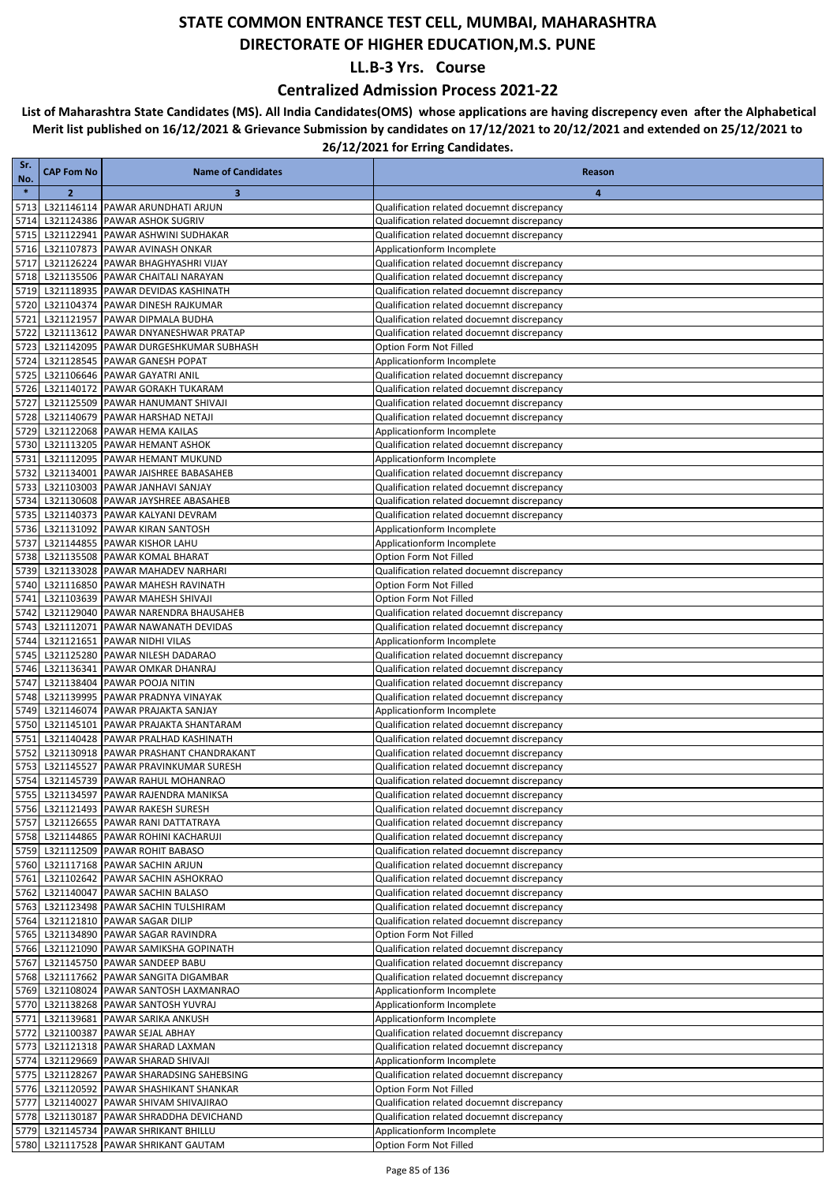# STATE COMMON ENTRANCE TEST CELL, MUMBAI, MAHARASHTRA

## DIRECTORATE OF HIGHER EDUCATION,M.S. PUNE

### LL.B-3 Yrs. Course

### Centralized Admission Process 2021-22

**List of Maharashtra State Candidates (MS). All India Candidates(OMS) whose applications are having discrepency even after the Alphabetical Merit list published on 16/12/2021 & Grievance Submission by candidates on 17/12/2021 to 20/12/2021 and extended on 25/12/2021 to 26/12/2021 for Erring Candidates.**

| Sr. No. | CAP Fom No | Name of Candidates | Reason |
|---|---|---|---|
| * | 2 | 3 | 4 |
| 5713 | L321146114 | PAWAR ARUNDHATI ARJUN | Qualification related docuemnt discrepancy |
| 5714 | L321124386 | PAWAR ASHOK SUGRIV | Qualification related docuemnt discrepancy |
| 5715 | L321122941 | PAWAR ASHWINI SUDHAKAR | Qualification related docuemnt discrepancy |
| 5716 | L321107873 | PAWAR AVINASH ONKAR | Applicationform Incomplete |
| 5717 | L321126224 | PAWAR BHAGHYASHRI VIJAY | Qualification related docuemnt discrepancy |
| 5718 | L321135506 | PAWAR CHAITALI NARAYAN | Qualification related docuemnt discrepancy |
| 5719 | L321118935 | PAWAR DEVIDAS KASHINATH | Qualification related docuemnt discrepancy |
| 5720 | L321104374 | PAWAR DINESH RAJKUMAR | Qualification related docuemnt discrepancy |
| 5721 | L321121957 | PAWAR DIPMALA BUDHA | Qualification related docuemnt discrepancy |
| 5722 | L321113612 | PAWAR DNYANESHWAR PRATAP | Qualification related docuemnt discrepancy |
| 5723 | L321142095 | PAWAR DURGESHKUMAR SUBHASH | Option Form Not Filled |
| 5724 | L321128545 | PAWAR GANESH POPAT | Applicationform Incomplete |
| 5725 | L321106646 | PAWAR GAYATRI ANIL | Qualification related docuemnt discrepancy |
| 5726 | L321140172 | PAWAR GORAKH TUKARAM | Qualification related docuemnt discrepancy |
| 5727 | L321125509 | PAWAR HANUMANT SHIVAJI | Qualification related docuemnt discrepancy |
| 5728 | L321140679 | PAWAR HARSHAD NETAJI | Qualification related docuemnt discrepancy |
| 5729 | L321122068 | PAWAR HEMA KAILAS | Applicationform Incomplete |
| 5730 | L321113205 | PAWAR HEMANT ASHOK | Qualification related docuemnt discrepancy |
| 5731 | L321112095 | PAWAR HEMANT MUKUND | Applicationform Incomplete |
| 5732 | L321134001 | PAWAR JAISHREE BABASAHEB | Qualification related docuemnt discrepancy |
| 5733 | L321103003 | PAWAR JANHAVI SANJAY | Qualification related docuemnt discrepancy |
| 5734 | L321130608 | PAWAR JAYSHREE ABASAHEB | Qualification related docuemnt discrepancy |
| 5735 | L321140373 | PAWAR KALYANI DEVRAM | Qualification related docuemnt discrepancy |
| 5736 | L321131092 | PAWAR KIRAN SANTOSH | Applicationform Incomplete |
| 5737 | L321144855 | PAWAR KISHOR LAHU | Applicationform Incomplete |
| 5738 | L321135508 | PAWAR KOMAL BHARAT | Option Form Not Filled |
| 5739 | L321133028 | PAWAR MAHADEV NARHARI | Qualification related docuemnt discrepancy |
| 5740 | L321116850 | PAWAR MAHESH RAVINATH | Option Form Not Filled |
| 5741 | L321103639 | PAWAR MAHESH SHIVAJI | Option Form Not Filled |
| 5742 | L321129040 | PAWAR NARENDRA BHAUSAHEB | Qualification related docuemnt discrepancy |
| 5743 | L321112071 | PAWAR NAWANATH DEVIDAS | Qualification related docuemnt discrepancy |
| 5744 | L321121651 | PAWAR NIDHI VILAS | Applicationform Incomplete |
| 5745 | L321125280 | PAWAR NILESH DADARAO | Qualification related docuemnt discrepancy |
| 5746 | L321136341 | PAWAR OMKAR DHANRAJ | Qualification related docuemnt discrepancy |
| 5747 | L321138404 | PAWAR POOJA NITIN | Qualification related docuemnt discrepancy |
| 5748 | L321139995 | PAWAR PRADNYA VINAYAK | Qualification related docuemnt discrepancy |
| 5749 | L321146074 | PAWAR PRAJAKTA SANJAY | Applicationform Incomplete |
| 5750 | L321145101 | PAWAR PRAJAKTA SHANTARAM | Qualification related docuemnt discrepancy |
| 5751 | L321140428 | PAWAR PRALHAD KASHINATH | Qualification related docuemnt discrepancy |
| 5752 | L321130918 | PAWAR PRASHANT CHANDRAKANT | Qualification related docuemnt discrepancy |
| 5753 | L321145527 | PAWAR PRAVINKUMAR SURESH | Qualification related docuemnt discrepancy |
| 5754 | L321145739 | PAWAR RAHUL MOHANRAO | Qualification related docuemnt discrepancy |
| 5755 | L321134597 | PAWAR RAJENDRA MANIKSA | Qualification related docuemnt discrepancy |
| 5756 | L321121493 | PAWAR RAKESH SURESH | Qualification related docuemnt discrepancy |
| 5757 | L321126655 | PAWAR RANI DATTATRAYA | Qualification related docuemnt discrepancy |
| 5758 | L321144865 | PAWAR ROHINI KACHARUJI | Qualification related docuemnt discrepancy |
| 5759 | L321112509 | PAWAR ROHIT BABASO | Qualification related docuemnt discrepancy |
| 5760 | L321117168 | PAWAR SACHIN ARJUN | Qualification related docuemnt discrepancy |
| 5761 | L321102642 | PAWAR SACHIN ASHOKRAO | Qualification related docuemnt discrepancy |
| 5762 | L321140047 | PAWAR SACHIN BALASO | Qualification related docuemnt discrepancy |
| 5763 | L321123498 | PAWAR SACHIN TULSHIRAM | Qualification related docuemnt discrepancy |
| 5764 | L321121810 | PAWAR SAGAR DILIP | Qualification related docuemnt discrepancy |
| 5765 | L321134890 | PAWAR SAGAR RAVINDRA | Option Form Not Filled |
| 5766 | L321121090 | PAWAR SAMIKSHA GOPINATH | Qualification related docuemnt discrepancy |
| 5767 | L321145750 | PAWAR SANDEEP BABU | Qualification related docuemnt discrepancy |
| 5768 | L321117662 | PAWAR SANGITA DIGAMBAR | Qualification related docuemnt discrepancy |
| 5769 | L321108024 | PAWAR SANTOSH LAXMANRAO | Applicationform Incomplete |
| 5770 | L321138268 | PAWAR SANTOSH YUVRAJ | Applicationform Incomplete |
| 5771 | L321139681 | PAWAR SARIKA ANKUSH | Applicationform Incomplete |
| 5772 | L321100387 | PAWAR SEJAL ABHAY | Qualification related docuemnt discrepancy |
| 5773 | L321121318 | PAWAR SHARAD LAXMAN | Qualification related docuemnt discrepancy |
| 5774 | L321129669 | PAWAR SHARAD SHIVAJI | Applicationform Incomplete |
| 5775 | L321128267 | PAWAR SHARADSING SAHEBSING | Qualification related docuemnt discrepancy |
| 5776 | L321120592 | PAWAR SHASHIKANT SHANKAR | Option Form Not Filled |
| 5777 | L321140027 | PAWAR SHIVAM SHIVAJIRAO | Qualification related docuemnt discrepancy |
| 5778 | L321130187 | PAWAR SHRADDHA DEVICHAND | Qualification related docuemnt discrepancy |
| 5779 | L321145734 | PAWAR SHRIKANT BHILLU | Applicationform Incomplete |
| 5780 | L321117528 | PAWAR SHRIKANT GAUTAM | Option Form Not Filled |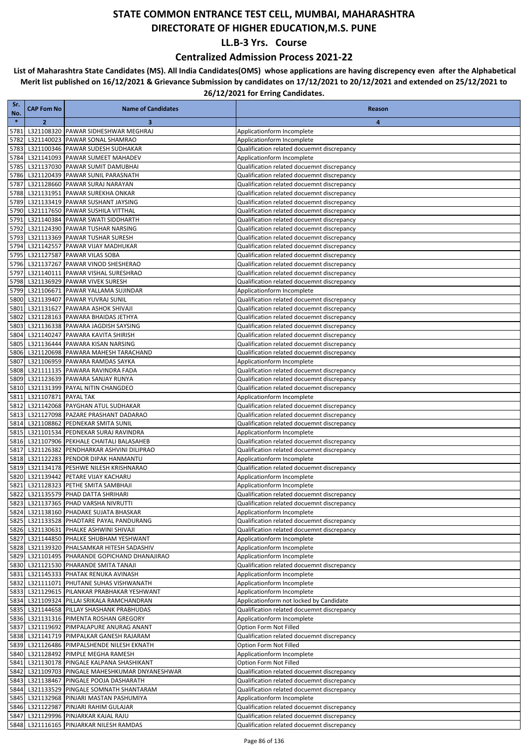# STATE COMMON ENTRANCE TEST CELL, MUMBAI, MAHARASHTRA

## DIRECTORATE OF HIGHER EDUCATION,M.S. PUNE

### LL.B-3 Yrs. Course

### Centralized Admission Process 2021-22

**List of Maharashtra State Candidates (MS). All India Candidates(OMS) whose applications are having discrepency even after the Alphabetical Merit list published on 16/12/2021 & Grievance Submission by candidates on 17/12/2021 to 20/12/2021 and extended on 25/12/2021 to 26/12/2021 for Erring Candidates.**

| Sr. No. | CAP Fom No | Name of Candidates | Reason |
|---|---|---|---|
| * | 2 | 3 | 4 |
| 5781 | L321108320 | PAWAR SIDHESHWAR MEGHRAJ | Applicationform Incomplete |
| 5782 | L321140023 | PAWAR SONAL SHAMRAO | Applicationform Incomplete |
| 5783 | L321100346 | PAWAR SUDESH SUDHAKAR | Qualification related docuemnt discrepancy |
| 5784 | L321141093 | PAWAR SUMEET MAHADEV | Applicationform Incomplete |
| 5785 | L321137030 | PAWAR SUMIT DAMUBHAI | Qualification related docuemnt discrepancy |
| 5786 | L321120439 | PAWAR SUNIL PARASNATH | Qualification related docuemnt discrepancy |
| 5787 | L321128660 | PAWAR SURAJ NARAYAN | Qualification related docuemnt discrepancy |
| 5788 | L321131951 | PAWAR SUREKHA ONKAR | Qualification related docuemnt discrepancy |
| 5789 | L321133419 | PAWAR SUSHANT JAYSING | Qualification related docuemnt discrepancy |
| 5790 | L321117650 | PAWAR SUSHILA VITTHAL | Qualification related docuemnt discrepancy |
| 5791 | L321140384 | PAWAR SWATI SIDDHARTH | Qualification related docuemnt discrepancy |
| 5792 | L321124390 | PAWAR TUSHAR NARSING | Qualification related docuemnt discrepancy |
| 5793 | L321113369 | PAWAR TUSHAR SURESH | Qualification related docuemnt discrepancy |
| 5794 | L321142557 | PAWAR VIJAY MADHUKAR | Qualification related docuemnt discrepancy |
| 5795 | L321127587 | PAWAR VILAS SOBA | Qualification related docuemnt discrepancy |
| 5796 | L321137267 | PAWAR VINOD SHESHERAO | Qualification related docuemnt discrepancy |
| 5797 | L321140111 | PAWAR VISHAL SURESHRAO | Qualification related docuemnt discrepancy |
| 5798 | L321136929 | PAWAR VIVEK SURESH | Qualification related docuemnt discrepancy |
| 5799 | L321106671 | PAWAR YALLAMA SUJINDAR | Applicationform Incomplete |
| 5800 | L321139407 | PAWAR YUVRAJ SUNIL | Qualification related docuemnt discrepancy |
| 5801 | L321131627 | PAWARA ASHOK SHIVAJI | Qualification related docuemnt discrepancy |
| 5802 | L321128163 | PAWARA BHAIDAS JETHYA | Qualification related docuemnt discrepancy |
| 5803 | L321136338 | PAWARA JAGDISH SAYSING | Qualification related docuemnt discrepancy |
| 5804 | L321140247 | PAWARA KAVITA SHIRISH | Qualification related docuemnt discrepancy |
| 5805 | L321136444 | PAWARA KISAN NARSING | Qualification related docuemnt discrepancy |
| 5806 | L321120698 | PAWARA MAHESH TARACHAND | Qualification related docuemnt discrepancy |
| 5807 | L321106959 | PAWARA RAMDAS SAYKA | Applicationform Incomplete |
| 5808 | L321111135 | PAWARA RAVINDRA FADA | Qualification related docuemnt discrepancy |
| 5809 | L321123639 | PAWARA SANJAY RUNYA | Qualification related docuemnt discrepancy |
| 5810 | L321131399 | PAYAL NITIN CHANGDEO | Qualification related docuemnt discrepancy |
| 5811 | L321107871 | PAYAL TAK | Applicationform Incomplete |
| 5812 | L321142068 | PAYGHAN ATUL SUDHAKAR | Qualification related docuemnt discrepancy |
| 5813 | L321127098 | PAZARE PRASHANT DADARAO | Qualification related docuemnt discrepancy |
| 5814 | L321108862 | PEDNEKAR SMITA SUNIL | Qualification related docuemnt discrepancy |
| 5815 | L321101534 | PEDNEKAR SURAJ RAVINDRA | Applicationform Incomplete |
| 5816 | L321107906 | PEKHALE CHAITALI BALASAHEB | Qualification related docuemnt discrepancy |
| 5817 | L321126382 | PENDHARKAR ASHVINI DILIPRAO | Qualification related docuemnt discrepancy |
| 5818 | L321122283 | PENDOR DIPAK HANMANTU | Applicationform Incomplete |
| 5819 | L321134178 | PESHWE NILESH KRISHNARAO | Qualification related docuemnt discrepancy |
| 5820 | L321139442 | PETARE VIJAY KACHARU | Applicationform Incomplete |
| 5821 | L321128323 | PETHE SMITA SAMBHAJI | Applicationform Incomplete |
| 5822 | L321135579 | PHAD DATTA SHRIHARI | Qualification related docuemnt discrepancy |
| 5823 | L321137365 | PHAD VARSHA NIVRUTTI | Qualification related docuemnt discrepancy |
| 5824 | L321138160 | PHADAKE SUJATA BHASKAR | Applicationform Incomplete |
| 5825 | L321133528 | PHADTARE PAYAL PANDURANG | Qualification related docuemnt discrepancy |
| 5826 | L321130631 | PHALKE ASHWINI SHIVAJI | Qualification related docuemnt discrepancy |
| 5827 | L321144850 | PHALKE SHUBHAM YESHWANT | Applicationform Incomplete |
| 5828 | L321139320 | PHALSAMKAR HITESH SADASHIV | Applicationform Incomplete |
| 5829 | L321101495 | PHARANDE GOPICHAND DHANAJIRAO | Applicationform Incomplete |
| 5830 | L321121530 | PHARANDE SMITA TANAJI | Qualification related docuemnt discrepancy |
| 5831 | L321145333 | PHATAK RENUKA AVINASH | Applicationform Incomplete |
| 5832 | L321111071 | PHUTANE SUHAS VISHWANATH | Applicationform Incomplete |
| 5833 | L321129615 | PILANKAR PRABHAKAR YESHWANT | Applicationform Incomplete |
| 5834 | L321109324 | PILLAI SRIKALA RAMCHANDRAN | Applicationform not locked by Candidate |
| 5835 | L321144658 | PILLAY SHASHANK PRABHUDAS | Qualification related docuemnt discrepancy |
| 5836 | L321131316 | PIMENTA ROSHAN GREGORY | Applicationform Incomplete |
| 5837 | L321119692 | PIMPALAPURE ANURAG ANANT | Option Form Not Filled |
| 5838 | L321141719 | PIMPALKAR GANESH RAJARAM | Qualification related docuemnt discrepancy |
| 5839 | L321126486 | PIMPALSHENDE NILESH EKNATH | Option Form Not Filled |
| 5840 | L321128492 | PIMPLE MEGHA RAMESH | Applicationform Incomplete |
| 5841 | L321130178 | PINGALE KALPANA SHASHIKANT | Option Form Not Filled |
| 5842 | L321109703 | PINGALE MAHESHKUMAR DNYANESHWAR | Qualification related docuemnt discrepancy |
| 5843 | L321138467 | PINGALE POOJA DASHARATH | Qualification related docuemnt discrepancy |
| 5844 | L321133529 | PINGALE SOMNATH SHANTARAM | Qualification related docuemnt discrepancy |
| 5845 | L321132968 | PINJARI MASTAN PASHUMIYA | Applicationform Incomplete |
| 5846 | L321122987 | PINJARI RAHIM GULAJAR | Qualification related docuemnt discrepancy |
| 5847 | L321129996 | PINJARKAR KAJAL RAJU | Qualification related docuemnt discrepancy |
| 5848 | L321116165 | PINJARKAR NILESH RAMDAS | Qualification related docuemnt discrepancy |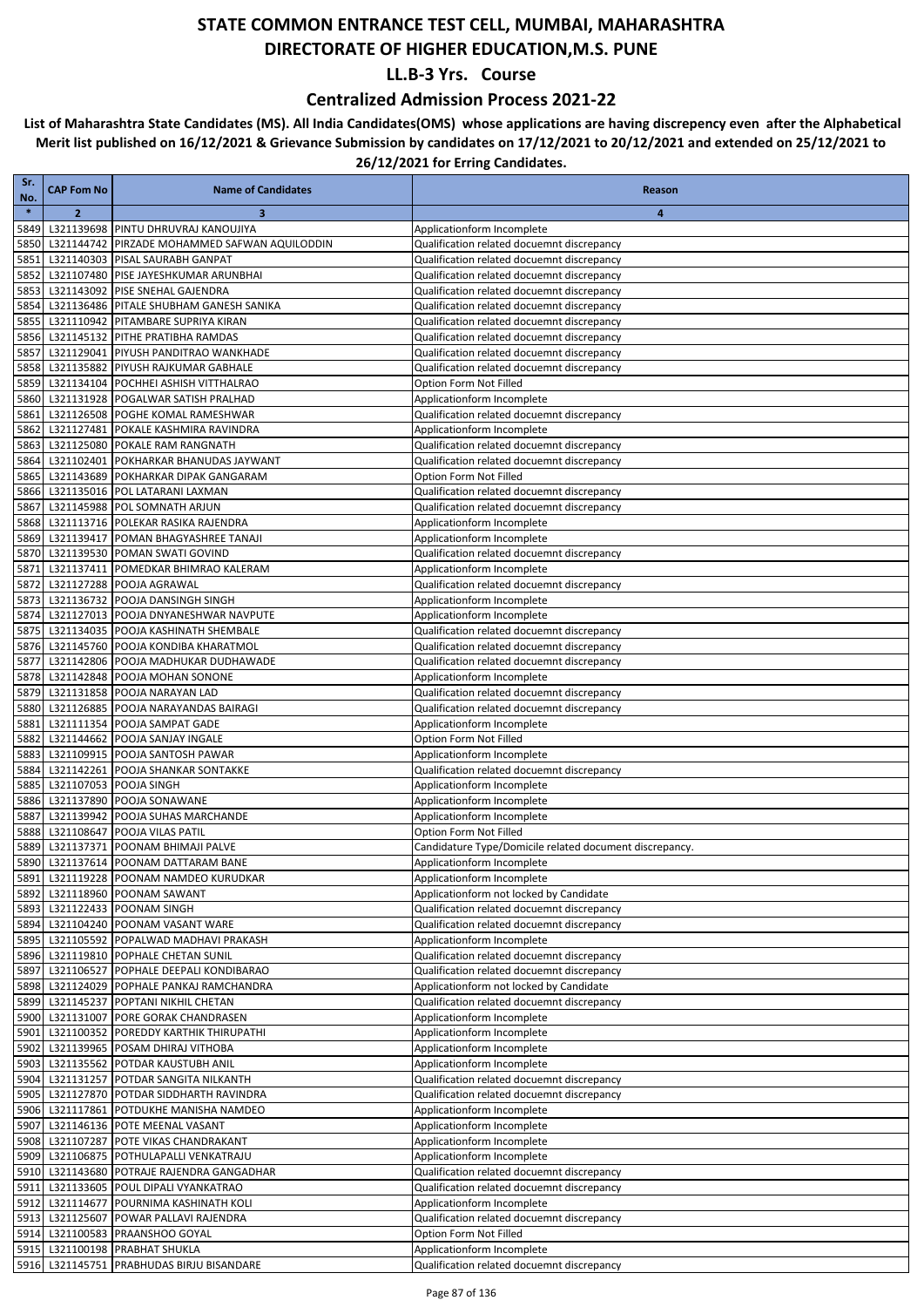# STATE COMMON ENTRANCE TEST CELL, MUMBAI, MAHARASHTRA

## DIRECTORATE OF HIGHER EDUCATION,M.S. PUNE

### LL.B-3 Yrs. Course

### Centralized Admission Process 2021-22

**List of Maharashtra State Candidates (MS). All India Candidates(OMS) whose applications are having discrepency even after the Alphabetical Merit list published on 16/12/2021 & Grievance Submission by candidates on 17/12/2021 to 20/12/2021 and extended on 25/12/2021 to 26/12/2021 for Erring Candidates.**

| Sr. No. | CAP Fom No | Name of Candidates | Reason |
|---|---|---|---|
| * | 2 | 3 | 4 |
| 5849 | L321139698 | PINTU DHRUVRAJ KANOUJIYA | Applicationform Incomplete |
| 5850 | L321144742 | PIRZADE MOHAMMED SAFWAN AQUILODDIN | Qualification related docuemnt discrepancy |
| 5851 | L321140303 | PISAL SAURABH GANPAT | Qualification related docuemnt discrepancy |
| 5852 | L321107480 | PISE JAYESHKUMAR ARUNBHAI | Qualification related docuemnt discrepancy |
| 5853 | L321143092 | PISE SNEHAL GAJENDRA | Qualification related docuemnt discrepancy |
| 5854 | L321136486 | PITALE SHUBHAM GANESH SANIKA | Qualification related docuemnt discrepancy |
| 5855 | L321110942 | PITAMBARE SUPRIYA KIRAN | Qualification related docuemnt discrepancy |
| 5856 | L321145132 | PITHE PRATIBHA RAMDAS | Qualification related docuemnt discrepancy |
| 5857 | L321129041 | PIYUSH PANDITRAO WANKHADE | Qualification related docuemnt discrepancy |
| 5858 | L321135882 | PIYUSH RAJKUMAR GABHALE | Qualification related docuemnt discrepancy |
| 5859 | L321134104 | POCHHEI ASHISH VITTHALRAO | Option Form Not Filled |
| 5860 | L321131928 | POGALWAR SATISH PRALHAD | Applicationform Incomplete |
| 5861 | L321126508 | POGHE KOMAL RAMESHWAR | Qualification related docuemnt discrepancy |
| 5862 | L321127481 | POKALE KASHMIRA RAVINDRA | Applicationform Incomplete |
| 5863 | L321125080 | POKALE RAM RANGNATH | Qualification related docuemnt discrepancy |
| 5864 | L321102401 | POKHARKAR BHANUDAS JAYWANT | Qualification related docuemnt discrepancy |
| 5865 | L321143689 | POKHARKAR DIPAK GANGARAM | Option Form Not Filled |
| 5866 | L321135016 | POL LATARANI LAXMAN | Qualification related docuemnt discrepancy |
| 5867 | L321145988 | POL SOMNATH ARJUN | Qualification related docuemnt discrepancy |
| 5868 | L321113716 | POLEKAR RASIKA RAJENDRA | Applicationform Incomplete |
| 5869 | L321139417 | POMAN BHAGYASHREE TANAJI | Applicationform Incomplete |
| 5870 | L321139530 | POMAN SWATI GOVIND | Qualification related docuemnt discrepancy |
| 5871 | L321137411 | POMEDKAR BHIMRAO KALERAM | Applicationform Incomplete |
| 5872 | L321127288 | POOJA AGRAWAL | Qualification related docuemnt discrepancy |
| 5873 | L321136732 | POOJA DANSINGH SINGH | Applicationform Incomplete |
| 5874 | L321127013 | POOJA DNYANESHWAR NAVPUTE | Applicationform Incomplete |
| 5875 | L321134035 | POOJA KASHINATH SHEMBALE | Qualification related docuemnt discrepancy |
| 5876 | L321145760 | POOJA KONDIBA KHARATMOL | Qualification related docuemnt discrepancy |
| 5877 | L321142806 | POOJA MADHUKAR DUDHAWADE | Qualification related docuemnt discrepancy |
| 5878 | L321142848 | POOJA MOHAN SONONE | Applicationform Incomplete |
| 5879 | L321131858 | POOJA NARAYAN LAD | Qualification related docuemnt discrepancy |
| 5880 | L321126885 | POOJA NARAYANDAS BAIRAGI | Qualification related docuemnt discrepancy |
| 5881 | L321111354 | POOJA SAMPAT GADE | Applicationform Incomplete |
| 5882 | L321144662 | POOJA SANJAY INGALE | Option Form Not Filled |
| 5883 | L321109915 | POOJA SANTOSH PAWAR | Applicationform Incomplete |
| 5884 | L321142261 | POOJA SHANKAR SONTAKKE | Qualification related docuemnt discrepancy |
| 5885 | L321107053 | POOJA SINGH | Applicationform Incomplete |
| 5886 | L321137890 | POOJA SONAWANE | Applicationform Incomplete |
| 5887 | L321139942 | POOJA SUHAS MARCHANDE | Applicationform Incomplete |
| 5888 | L321108647 | POOJA VILAS PATIL | Option Form Not Filled |
| 5889 | L321137371 | POONAM BHIMAJI PALVE | Candidature Type/Domicile related document discrepancy. |
| 5890 | L321137614 | POONAM DATTARAM BANE | Applicationform Incomplete |
| 5891 | L321119228 | POONAM NAMDEO KURUDKAR | Applicationform Incomplete |
| 5892 | L321118960 | POONAM SAWANT | Applicationform not locked by Candidate |
| 5893 | L321122433 | POONAM SINGH | Qualification related docuemnt discrepancy |
| 5894 | L321104240 | POONAM VASANT WARE | Qualification related docuemnt discrepancy |
| 5895 | L321105592 | POPALWAD MADHAVI PRAKASH | Applicationform Incomplete |
| 5896 | L321119810 | POPHALE CHETAN SUNIL | Qualification related docuemnt discrepancy |
| 5897 | L321106527 | POPHALE DEEPALI KONDIBARAO | Qualification related docuemnt discrepancy |
| 5898 | L321124029 | POPHALE PANKAJ RAMCHANDRA | Applicationform not locked by Candidate |
| 5899 | L321145237 | POPTANI NIKHIL CHETAN | Qualification related docuemnt discrepancy |
| 5900 | L321131007 | PORE GORAK CHANDRASEN | Applicationform Incomplete |
| 5901 | L321100352 | POREDDY KARTHIK THIRUPATHI | Applicationform Incomplete |
| 5902 | L321139965 | POSAM DHIRAJ VITHOBA | Applicationform Incomplete |
| 5903 | L321135562 | POTDAR KAUSTUBH ANIL | Applicationform Incomplete |
| 5904 | L321131257 | POTDAR SANGITA NILKANTH | Qualification related docuemnt discrepancy |
| 5905 | L321127870 | POTDAR SIDDHARTH RAVINDRA | Qualification related docuemnt discrepancy |
| 5906 | L321117861 | POTDUKHE MANISHA NAMDEO | Applicationform Incomplete |
| 5907 | L321146136 | POTE MEENAL VASANT | Applicationform Incomplete |
| 5908 | L321107287 | POTE VIKAS CHANDRAKANT | Applicationform Incomplete |
| 5909 | L321106875 | POTHULAPALLI VENKATRAJU | Applicationform Incomplete |
| 5910 | L321143680 | POTRAJE RAJENDRA GANGADHAR | Qualification related docuemnt discrepancy |
| 5911 | L321133605 | POUL DIPALI VYANKATRAO | Qualification related docuemnt discrepancy |
| 5912 | L321114677 | POURNIMA KASHINATH KOLI | Applicationform Incomplete |
| 5913 | L321125607 | POWAR PALLAVI RAJENDRA | Qualification related docuemnt discrepancy |
| 5914 | L321100583 | PRAANSHOO GOYAL | Option Form Not Filled |
| 5915 | L321100198 | PRABHAT SHUKLA | Applicationform Incomplete |
| 5916 | L321145751 | PRABHUDAS BIRJU BISANDARE | Qualification related docuemnt discrepancy |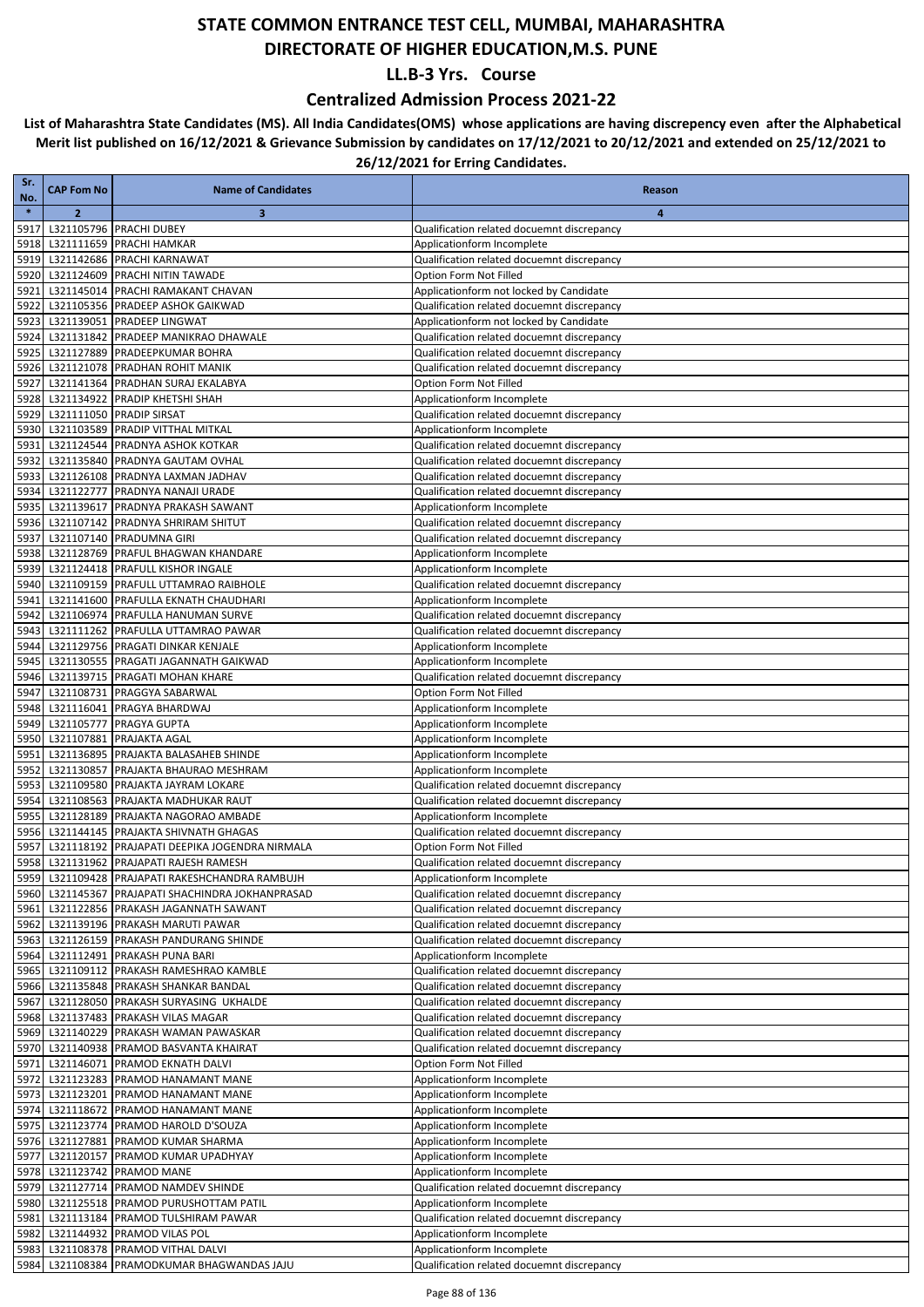# STATE COMMON ENTRANCE TEST CELL, MUMBAI, MAHARASHTRA

## DIRECTORATE OF HIGHER EDUCATION,M.S. PUNE

### LL.B-3 Yrs. Course

### Centralized Admission Process 2021-22

**List of Maharashtra State Candidates (MS). All India Candidates(OMS) whose applications are having discrepency even after the Alphabetical Merit list published on 16/12/2021 & Grievance Submission by candidates on 17/12/2021 to 20/12/2021 and extended on 25/12/2021 to 26/12/2021 for Erring Candidates.**

| Sr. No. | CAP Fom No | Name of Candidates | Reason |
|---|---|---|---|
| * | 2 | 3 | 4 |
| 5917 | L321105796 | PRACHI DUBEY | Qualification related docuemnt discrepancy |
| 5918 | L321111659 | PRACHI HAMKAR | Applicationform Incomplete |
| 5919 | L321142686 | PRACHI KARNAWAT | Qualification related docuemnt discrepancy |
| 5920 | L321124609 | PRACHI NITIN TAWADE | Option Form Not Filled |
| 5921 | L321145014 | PRACHI RAMAKANT CHAVAN | Applicationform not locked by Candidate |
| 5922 | L321105356 | PRADEEP ASHOK GAIKWAD | Qualification related docuemnt discrepancy |
| 5923 | L321139051 | PRADEEP LINGWAT | Applicationform not locked by Candidate |
| 5924 | L321131842 | PRADEEP MANIKRAO DHAWALE | Qualification related docuemnt discrepancy |
| 5925 | L321127889 | PRADEEPKUMAR BOHRA | Qualification related docuemnt discrepancy |
| 5926 | L321121078 | PRADHAN ROHIT MANIK | Qualification related docuemnt discrepancy |
| 5927 | L321141364 | PRADHAN SURAJ EKALABYA | Option Form Not Filled |
| 5928 | L321134922 | PRADIP KHETSHI SHAH | Applicationform Incomplete |
| 5929 | L321111050 | PRADIP SIRSAT | Qualification related docuemnt discrepancy |
| 5930 | L321103589 | PRADIP VITTHAL MITKAL | Applicationform Incomplete |
| 5931 | L321124544 | PRADNYA ASHOK KOTKAR | Qualification related docuemnt discrepancy |
| 5932 | L321135840 | PRADNYA GAUTAM OVHAL | Qualification related docuemnt discrepancy |
| 5933 | L321126108 | PRADNYA LAXMAN JADHAV | Qualification related docuemnt discrepancy |
| 5934 | L321122777 | PRADNYA NANAJI URADE | Qualification related docuemnt discrepancy |
| 5935 | L321139617 | PRADNYA PRAKASH SAWANT | Applicationform Incomplete |
| 5936 | L321107142 | PRADNYA SHRIRAM SHITUT | Qualification related docuemnt discrepancy |
| 5937 | L321107140 | PRADUMNA GIRI | Qualification related docuemnt discrepancy |
| 5938 | L321128769 | PRAFUL BHAGWAN KHANDARE | Applicationform Incomplete |
| 5939 | L321124418 | PRAFULL KISHOR INGALE | Applicationform Incomplete |
| 5940 | L321109159 | PRAFULL UTTAMRAO RAIBHOLE | Qualification related docuemnt discrepancy |
| 5941 | L321141600 | PRAFULLA EKNATH CHAUDHARI | Applicationform Incomplete |
| 5942 | L321106974 | PRAFULLA HANUMAN SURVE | Qualification related docuemnt discrepancy |
| 5943 | L321111262 | PRAFULLA UTTAMRAO PAWAR | Qualification related docuemnt discrepancy |
| 5944 | L321129756 | PRAGATI DINKAR KENJALE | Applicationform Incomplete |
| 5945 | L321130555 | PRAGATI JAGANNATH GAIKWAD | Applicationform Incomplete |
| 5946 | L321139715 | PRAGATI MOHAN KHARE | Qualification related docuemnt discrepancy |
| 5947 | L321108731 | PRAGGYA SABARWAL | Option Form Not Filled |
| 5948 | L321116041 | PRAGYA BHARDWAJ | Applicationform Incomplete |
| 5949 | L321105777 | PRAGYA GUPTA | Applicationform Incomplete |
| 5950 | L321107881 | PRAJAKTA AGAL | Applicationform Incomplete |
| 5951 | L321136895 | PRAJAKTA BALASAHEB SHINDE | Applicationform Incomplete |
| 5952 | L321130857 | PRAJAKTA BHAURAO MESHRAM | Applicationform Incomplete |
| 5953 | L321109580 | PRAJAKTA JAYRAM LOKARE | Qualification related docuemnt discrepancy |
| 5954 | L321108563 | PRAJAKTA MADHUKAR RAUT | Qualification related docuemnt discrepancy |
| 5955 | L321128189 | PRAJAKTA NAGORAO AMBADE | Applicationform Incomplete |
| 5956 | L321144145 | PRAJAKTA SHIVNATH GHAGAS | Qualification related docuemnt discrepancy |
| 5957 | L321118192 | PRAJAPATI DEEPIKA JOGENDRA NIRMALA | Option Form Not Filled |
| 5958 | L321131962 | PRAJAPATI RAJESH RAMESH | Qualification related docuemnt discrepancy |
| 5959 | L321109428 | PRAJAPATI RAKESHCHANDRA RAMBUJH | Applicationform Incomplete |
| 5960 | L321145367 | PRAJAPATI SHACHINDRA JOKHANPRASAD | Qualification related docuemnt discrepancy |
| 5961 | L321122856 | PRAKASH JAGANNATH SAWANT | Qualification related docuemnt discrepancy |
| 5962 | L321139196 | PRAKASH MARUTI PAWAR | Qualification related docuemnt discrepancy |
| 5963 | L321126159 | PRAKASH PANDURANG SHINDE | Qualification related docuemnt discrepancy |
| 5964 | L321112491 | PRAKASH PUNA BARI | Applicationform Incomplete |
| 5965 | L321109112 | PRAKASH RAMESHRAO KAMBLE | Qualification related docuemnt discrepancy |
| 5966 | L321135848 | PRAKASH SHANKAR BANDAL | Qualification related docuemnt discrepancy |
| 5967 | L321128050 | PRAKASH SURYASING UKHALDE | Qualification related docuemnt discrepancy |
| 5968 | L321137483 | PRAKASH VILAS MAGAR | Qualification related docuemnt discrepancy |
| 5969 | L321140229 | PRAKASH WAMAN PAWASKAR | Qualification related docuemnt discrepancy |
| 5970 | L321140938 | PRAMOD BASVANTA KHAIRAT | Qualification related docuemnt discrepancy |
| 5971 | L321146071 | PRAMOD EKNATH DALVI | Option Form Not Filled |
| 5972 | L321123283 | PRAMOD HANAMANT MANE | Applicationform Incomplete |
| 5973 | L321123201 | PRAMOD HANAMANT MANE | Applicationform Incomplete |
| 5974 | L321118672 | PRAMOD HANAMANT MANE | Applicationform Incomplete |
| 5975 | L321123774 | PRAMOD HAROLD D'SOUZA | Applicationform Incomplete |
| 5976 | L321127881 | PRAMOD KUMAR SHARMA | Applicationform Incomplete |
| 5977 | L321120157 | PRAMOD KUMAR UPADHYAY | Applicationform Incomplete |
| 5978 | L321123742 | PRAMOD MANE | Applicationform Incomplete |
| 5979 | L321127714 | PRAMOD NAMDEV SHINDE | Qualification related docuemnt discrepancy |
| 5980 | L321125518 | PRAMOD PURUSHOTTAM PATIL | Applicationform Incomplete |
| 5981 | L321113184 | PRAMOD TULSHIRAM PAWAR | Qualification related docuemnt discrepancy |
| 5982 | L321144932 | PRAMOD VILAS POL | Applicationform Incomplete |
| 5983 | L321108378 | PRAMOD VITHAL DALVI | Applicationform Incomplete |
| 5984 | L321108384 | PRAMODKUMAR BHAGWANDAS JAJU | Qualification related docuemnt discrepancy |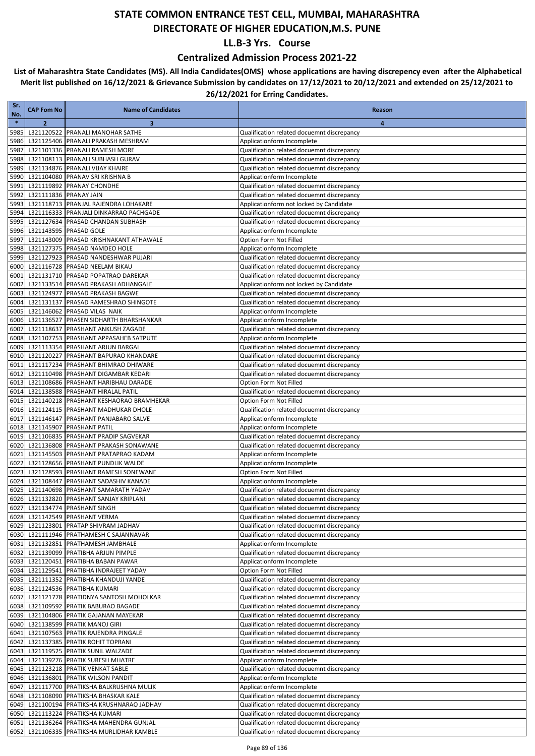# STATE COMMON ENTRANCE TEST CELL, MUMBAI, MAHARASHTRA

# DIRECTORATE OF HIGHER EDUCATION,M.S. PUNE

## LL.B-3 Yrs. Course

## Centralized Admission Process 2021-22

**List of Maharashtra State Candidates (MS). All India Candidates(OMS) whose applications are having discrepency even after the Alphabetical Merit list published on 16/12/2021 & Grievance Submission by candidates on 17/12/2021 to 20/12/2021 and extended on 25/12/2021 to 26/12/2021 for Erring Candidates.**

| Sr. No. | CAP Fom No | Name of Candidates | Reason |
|---|---|---|---|
| * | 2 | 3 | 4 |
| 5985 | L321120522 | PRANALI MANOHAR SATHE | Qualification related docuemnt discrepancy |
| 5986 | L321125406 | PRANALI PRAKASH MESHRAM | Applicationform Incomplete |
| 5987 | L321101336 | PRANALI RAMESH MORE | Qualification related docuemnt discrepancy |
| 5988 | L321108113 | PRANALI SUBHASH GURAV | Qualification related docuemnt discrepancy |
| 5989 | L321134876 | PRANALI VIJAY KHAIRE | Qualification related docuemnt discrepancy |
| 5990 | L321104080 | PRANAV SRI KRISHNA B | Applicationform Incomplete |
| 5991 | L321119892 | PRANAY CHONDHE | Qualification related docuemnt discrepancy |
| 5992 | L321111836 | PRANAY JAIN | Qualification related docuemnt discrepancy |
| 5993 | L321118713 | PRANJAL RAJENDRA LOHAKARE | Applicationform not locked by Candidate |
| 5994 | L321116333 | PRANJALI DINKARRAO PACHGADE | Qualification related docuemnt discrepancy |
| 5995 | L321127634 | PRASAD CHANDAN SUBHASH | Qualification related docuemnt discrepancy |
| 5996 | L321143595 | PRASAD GOLE | Applicationform Incomplete |
| 5997 | L321143009 | PRASAD KRISHNAKANT ATHAWALE | Option Form Not Filled |
| 5998 | L321127375 | PRASAD NAMDEO HOLE | Applicationform Incomplete |
| 5999 | L321127923 | PRASAD NANDESHWAR PUJARI | Qualification related docuemnt discrepancy |
| 6000 | L321116728 | PRASAD NEELAM BIKAU | Qualification related docuemnt discrepancy |
| 6001 | L321131710 | PRASAD POPATRAO DAREKAR | Qualification related docuemnt discrepancy |
| 6002 | L321133514 | PRASAD PRAKASH ADHANGALE | Applicationform not locked by Candidate |
| 6003 | L321124977 | PRASAD PRAKASH BAGWE | Qualification related docuemnt discrepancy |
| 6004 | L321131137 | PRASAD RAMESHRAO SHINGOTE | Qualification related docuemnt discrepancy |
| 6005 | L321146062 | PRASAD VILAS NAIK | Applicationform Incomplete |
| 6006 | L321136527 | PRASEN SIDHARTH BHARSHANKAR | Applicationform Incomplete |
| 6007 | L321118637 | PRASHANT ANKUSH ZAGADE | Qualification related docuemnt discrepancy |
| 6008 | L321107753 | PRASHANT APPASAHEB SATPUTE | Applicationform Incomplete |
| 6009 | L321113354 | PRASHANT ARJUN BARGAL | Qualification related docuemnt discrepancy |
| 6010 | L321120227 | PRASHANT BAPURAO KHANDARE | Qualification related docuemnt discrepancy |
| 6011 | L321117234 | PRASHANT BHIMRAO DHIWARE | Qualification related docuemnt discrepancy |
| 6012 | L321110498 | PRASHANT DIGAMBAR KEDARI | Qualification related docuemnt discrepancy |
| 6013 | L321108686 | PRASHANT HARIBHAU DARADE | Option Form Not Filled |
| 6014 | L321138588 | PRASHANT HIRALAL PATIL | Qualification related docuemnt discrepancy |
| 6015 | L321140218 | PRASHANT KESHAORAO BRAMHEKAR | Option Form Not Filled |
| 6016 | L321124115 | PRASHANT MADHUKAR DHOLE | Qualification related docuemnt discrepancy |
| 6017 | L321146147 | PRASHANT PANJABARO SALVE | Applicationform Incomplete |
| 6018 | L321145907 | PRASHANT PATIL | Applicationform Incomplete |
| 6019 | L321106835 | PRASHANT PRADIP SAGVEKAR | Qualification related docuemnt discrepancy |
| 6020 | L321136808 | PRASHANT PRAKASH SONAWANE | Qualification related docuemnt discrepancy |
| 6021 | L321145503 | PRASHANT PRATAPRAO KADAM | Applicationform Incomplete |
| 6022 | L321128656 | PRASHANT PUNDLIK WALDE | Applicationform Incomplete |
| 6023 | L321128593 | PRASHANT RAMESH SONEWANE | Option Form Not Filled |
| 6024 | L321108447 | PRASHANT SADASHIV KANADE | Applicationform Incomplete |
| 6025 | L321140698 | PRASHANT SAMARATH YADAV | Qualification related docuemnt discrepancy |
| 6026 | L321132820 | PRASHANT SANJAY KRIPLANI | Qualification related docuemnt discrepancy |
| 6027 | L321134774 | PRASHANT SINGH | Qualification related docuemnt discrepancy |
| 6028 | L321142549 | PRASHANT VERMA | Qualification related docuemnt discrepancy |
| 6029 | L321123801 | PRATAP SHIVRAM JADHAV | Qualification related docuemnt discrepancy |
| 6030 | L321111946 | PRATHAMESH C SAJANNAVAR | Qualification related docuemnt discrepancy |
| 6031 | L321132851 | PRATHAMESH JAMBHALE | Applicationform Incomplete |
| 6032 | L321139099 | PRATIBHA ARJUN PIMPLE | Qualification related docuemnt discrepancy |
| 6033 | L321120451 | PRATIBHA BABAN PAWAR | Applicationform Incomplete |
| 6034 | L321129541 | PRATIBHA INDRAJEET YADAV | Option Form Not Filled |
| 6035 | L321111352 | PRATIBHA KHANDUJI YANDE | Qualification related docuemnt discrepancy |
| 6036 | L321124536 | PRATIBHA KUMARI | Qualification related docuemnt discrepancy |
| 6037 | L321121778 | PRATIDNYA SANTOSH MOHOLKAR | Qualification related docuemnt discrepancy |
| 6038 | L321109592 | PRATIK BABURAO BAGADE | Qualification related docuemnt discrepancy |
| 6039 | L321104806 | PRATIK GAJANAN MAYEKAR | Qualification related docuemnt discrepancy |
| 6040 | L321138599 | PRATIK MANOJ GIRI | Qualification related docuemnt discrepancy |
| 6041 | L321107563 | PRATIK RAJENDRA PINGALE | Qualification related docuemnt discrepancy |
| 6042 | L321137385 | PRATIK ROHIT TOPRANI | Qualification related docuemnt discrepancy |
| 6043 | L321119525 | PRATIK SUNIL WALZADE | Qualification related docuemnt discrepancy |
| 6044 | L321139276 | PRATIK SURESH MHATRE | Applicationform Incomplete |
| 6045 | L321123218 | PRATIK VENKAT SABLE | Qualification related docuemnt discrepancy |
| 6046 | L321136801 | PRATIK WILSON PANDIT | Applicationform Incomplete |
| 6047 | L321117700 | PRATIKSHA BALKRUSHNA MULIK | Applicationform Incomplete |
| 6048 | L321108090 | PRATIKSHA BHASKAR KALE | Qualification related docuemnt discrepancy |
| 6049 | L321100194 | PRATIKSHA KRUSHNARAO JADHAV | Qualification related docuemnt discrepancy |
| 6050 | L321113224 | PRATIKSHA KUMARI | Qualification related docuemnt discrepancy |
| 6051 | L321136264 | PRATIKSHA MAHENDRA GUNJAL | Qualification related docuemnt discrepancy |
| 6052 | L321106335 | PRATIKSHA MURLIDHAR KAMBLE | Qualification related docuemnt discrepancy |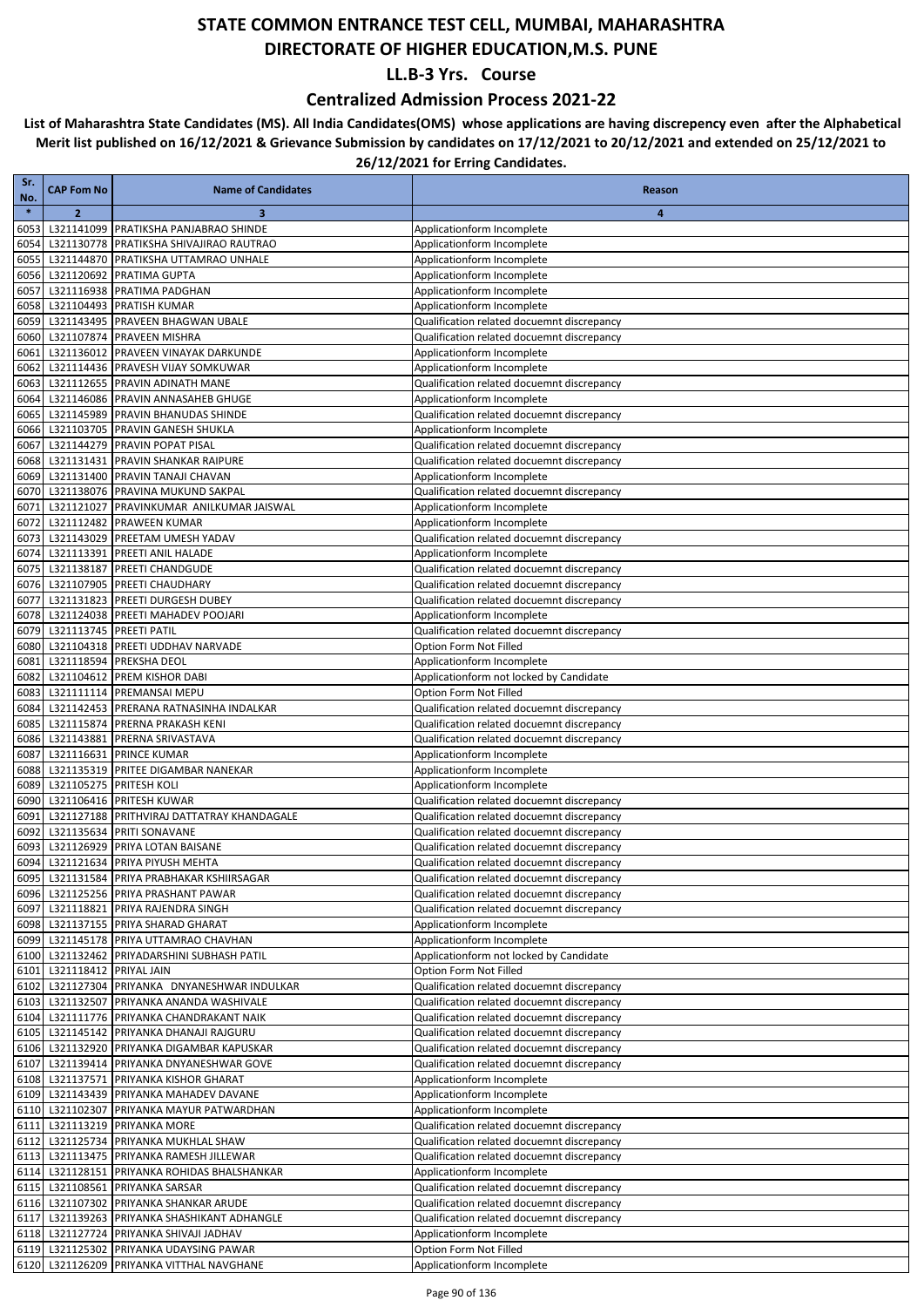# STATE COMMON ENTRANCE TEST CELL, MUMBAI, MAHARASHTRA

# DIRECTORATE OF HIGHER EDUCATION,M.S. PUNE

## LL.B-3 Yrs. Course

## Centralized Admission Process 2021-22

**List of Maharashtra State Candidates (MS). All India Candidates(OMS) whose applications are having discrepency even after the Alphabetical Merit list published on 16/12/2021 & Grievance Submission by candidates on 17/12/2021 to 20/12/2021 and extended on 25/12/2021 to 26/12/2021 for Erring Candidates.**

| Sr. No. | CAP Fom No | Name of Candidates | Reason |
|---|---|---|---|
| * | 2 | 3 | 4 |
| 6053 | L321141099 | PRATIKSHA PANJABRAO SHINDE | Applicationform Incomplete |
| 6054 | L321130778 | PRATIKSHA SHIVAJIRAO RAUTRAO | Applicationform Incomplete |
| 6055 | L321144870 | PRATIKSHA UTTAMRAO UNHALE | Applicationform Incomplete |
| 6056 | L321120692 | PRATIMA GUPTA | Applicationform Incomplete |
| 6057 | L321116938 | PRATIMA PADGHAN | Applicationform Incomplete |
| 6058 | L321104493 | PRATISH KUMAR | Applicationform Incomplete |
| 6059 | L321143495 | PRAVEEN BHAGWAN UBALE | Qualification related docuemnt discrepancy |
| 6060 | L321107874 | PRAVEEN MISHRA | Qualification related docuemnt discrepancy |
| 6061 | L321136012 | PRAVEEN VINAYAK DARKUNDE | Applicationform Incomplete |
| 6062 | L321114436 | PRAVESH VIJAY SOMKUWAR | Applicationform Incomplete |
| 6063 | L321112655 | PRAVIN ADINATH MANE | Qualification related docuemnt discrepancy |
| 6064 | L321146086 | PRAVIN ANNASAHEB GHUGE | Applicationform Incomplete |
| 6065 | L321145989 | PRAVIN BHANUDAS SHINDE | Qualification related docuemnt discrepancy |
| 6066 | L321103705 | PRAVIN GANESH SHUKLA | Applicationform Incomplete |
| 6067 | L321144279 | PRAVIN POPAT PISAL | Qualification related docuemnt discrepancy |
| 6068 | L321131431 | PRAVIN SHANKAR RAIPURE | Qualification related docuemnt discrepancy |
| 6069 | L321131400 | PRAVIN TANAJI CHAVAN | Applicationform Incomplete |
| 6070 | L321138076 | PRAVINA MUKUND SAKPAL | Qualification related docuemnt discrepancy |
| 6071 | L321121027 | PRAVINKUMAR ANILKUMAR JAISWAL | Applicationform Incomplete |
| 6072 | L321112482 | PRAWEEN KUMAR | Applicationform Incomplete |
| 6073 | L321143029 | PREETAM UMESH YADAV | Qualification related docuemnt discrepancy |
| 6074 | L321113391 | PREETI ANIL HALADE | Applicationform Incomplete |
| 6075 | L321138187 | PREETI CHANDGUDE | Qualification related docuemnt discrepancy |
| 6076 | L321107905 | PREETI CHAUDHARY | Qualification related docuemnt discrepancy |
| 6077 | L321131823 | PREETI DURGESH DUBEY | Qualification related docuemnt discrepancy |
| 6078 | L321124038 | PREETI MAHADEV POOJARI | Applicationform Incomplete |
| 6079 | L321113745 | PREETI PATIL | Qualification related docuemnt discrepancy |
| 6080 | L321104318 | PREETI UDDHAV NARVADE | Option Form Not Filled |
| 6081 | L321118594 | PREKSHA DEOL | Applicationform Incomplete |
| 6082 | L321104612 | PREM KISHOR DABI | Applicationform not locked by Candidate |
| 6083 | L321111114 | PREMANSAI MEPU | Option Form Not Filled |
| 6084 | L321142453 | PRERANA RATNASINHA INDALKAR | Qualification related docuemnt discrepancy |
| 6085 | L321115874 | PRERNA PRAKASH KENI | Qualification related docuemnt discrepancy |
| 6086 | L321143881 | PRERNA SRIVASTAVA | Qualification related docuemnt discrepancy |
| 6087 | L321116631 | PRINCE KUMAR | Applicationform Incomplete |
| 6088 | L321135319 | PRITEE DIGAMBAR NANEKAR | Applicationform Incomplete |
| 6089 | L321105275 | PRITESH KOLI | Applicationform Incomplete |
| 6090 | L321106416 | PRITESH KUWAR | Qualification related docuemnt discrepancy |
| 6091 | L321127188 | PRITHVIRAJ DATTATRAY KHANDAGALE | Qualification related docuemnt discrepancy |
| 6092 | L321135634 | PRITI SONAVANE | Qualification related docuemnt discrepancy |
| 6093 | L321126929 | PRIYA LOTAN BAISANE | Qualification related docuemnt discrepancy |
| 6094 | L321121634 | PRIYA PIYUSH MEHTA | Qualification related docuemnt discrepancy |
| 6095 | L321131584 | PRIYA PRABHAKAR KSHIIRSAGAR | Qualification related docuemnt discrepancy |
| 6096 | L321125256 | PRIYA PRASHANT PAWAR | Qualification related docuemnt discrepancy |
| 6097 | L321118821 | PRIYA RAJENDRA SINGH | Qualification related docuemnt discrepancy |
| 6098 | L321137155 | PRIYA SHARAD GHARAT | Applicationform Incomplete |
| 6099 | L321145178 | PRIYA UTTAMRAO CHAVHAN | Applicationform Incomplete |
| 6100 | L321132462 | PRIYADARSHINI SUBHASH PATIL | Applicationform not locked by Candidate |
| 6101 | L321118412 | PRIYAL JAIN | Option Form Not Filled |
| 6102 | L321127304 | PRIYANKA DNYANESHWAR INDULKAR | Qualification related docuemnt discrepancy |
| 6103 | L321132507 | PRIYANKA ANANDA WASHIVALE | Qualification related docuemnt discrepancy |
| 6104 | L321111776 | PRIYANKA CHANDRAKANT NAIK | Qualification related docuemnt discrepancy |
| 6105 | L321145142 | PRIYANKA DHANAJI RAJGURU | Qualification related docuemnt discrepancy |
| 6106 | L321132920 | PRIYANKA DIGAMBAR KAPUSKAR | Qualification related docuemnt discrepancy |
| 6107 | L321139414 | PRIYANKA DNYANESHWAR GOVE | Qualification related docuemnt discrepancy |
| 6108 | L321137571 | PRIYANKA KISHOR GHARAT | Applicationform Incomplete |
| 6109 | L321143439 | PRIYANKA MAHADEV DAVANE | Applicationform Incomplete |
| 6110 | L321102307 | PRIYANKA MAYUR PATWARDHAN | Applicationform Incomplete |
| 6111 | L321113219 | PRIYANKA MORE | Qualification related docuemnt discrepancy |
| 6112 | L321125734 | PRIYANKA MUKHLAL SHAW | Qualification related docuemnt discrepancy |
| 6113 | L321113475 | PRIYANKA RAMESH JILLEWAR | Qualification related docuemnt discrepancy |
| 6114 | L321128151 | PRIYANKA ROHIDAS BHALSHANKAR | Applicationform Incomplete |
| 6115 | L321108561 | PRIYANKA SARSAR | Qualification related docuemnt discrepancy |
| 6116 | L321107302 | PRIYANKA SHANKAR ARUDE | Qualification related docuemnt discrepancy |
| 6117 | L321139263 | PRIYANKA SHASHIKANT ADHANGLE | Qualification related docuemnt discrepancy |
| 6118 | L321127724 | PRIYANKA SHIVAJI JADHAV | Applicationform Incomplete |
| 6119 | L321125302 | PRIYANKA UDAYSING PAWAR | Option Form Not Filled |
| 6120 | L321126209 | PRIYANKA VITTHAL NAVGHANE | Applicationform Incomplete |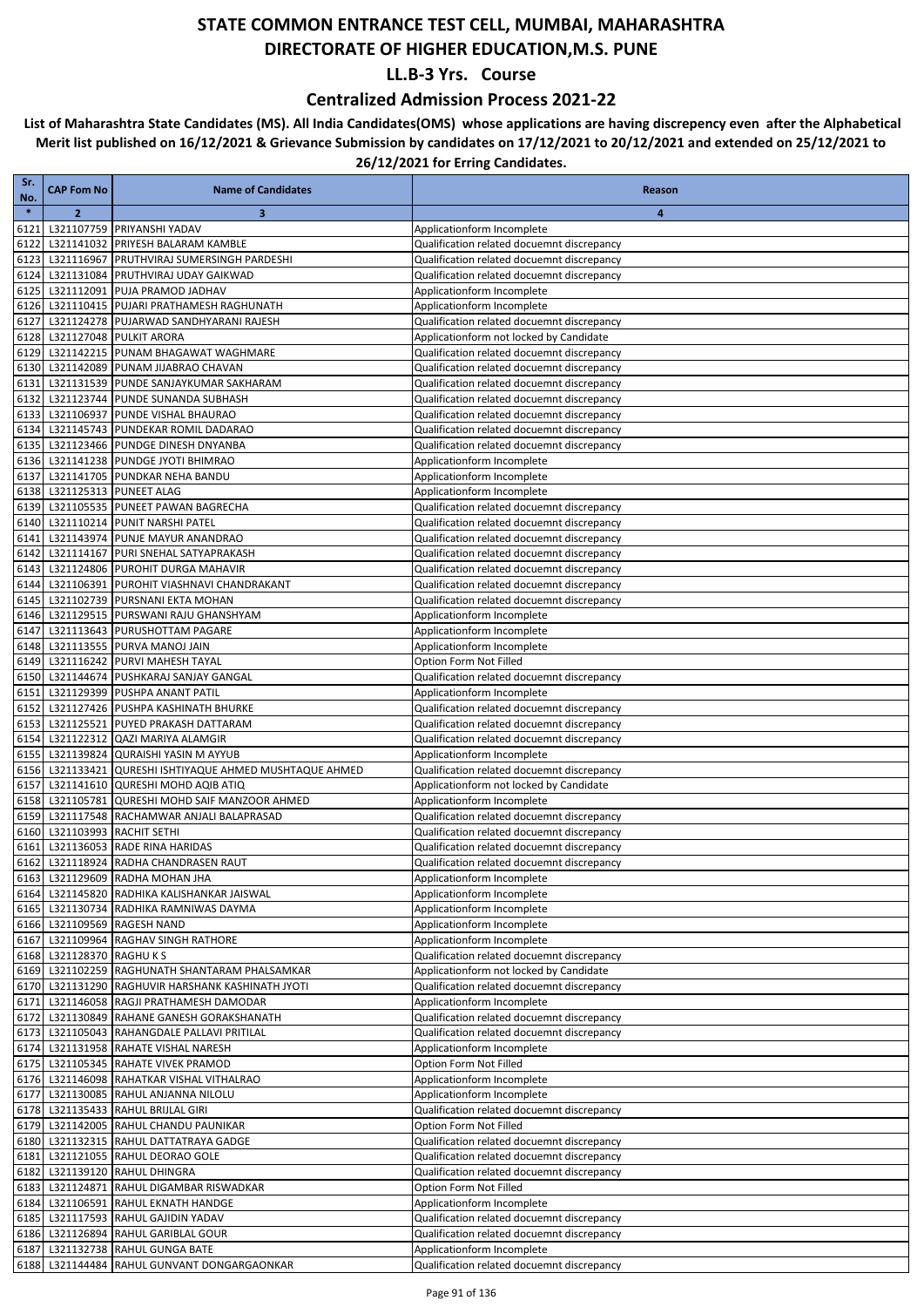# STATE COMMON ENTRANCE TEST CELL, MUMBAI, MAHARASHTRA

## DIRECTORATE OF HIGHER EDUCATION,M.S. PUNE

### LL.B-3 Yrs. Course

### Centralized Admission Process 2021-22

**List of Maharashtra State Candidates (MS). All India Candidates(OMS) whose applications are having discrepency even after the Alphabetical Merit list published on 16/12/2021 & Grievance Submission by candidates on 17/12/2021 to 20/12/2021 and extended on 25/12/2021 to 26/12/2021 for Erring Candidates.**

| Sr. No. | CAP Fom No | Name of Candidates | Reason |
|---|---|---|---|
| * | 2 | 3 | 4 |
| 6121 | L321107759 | PRIYANSHI YADAV | Applicationform Incomplete |
| 6122 | L321141032 | PRIYESH BALARAM KAMBLE | Qualification related docuemnt discrepancy |
| 6123 | L321116967 | PRUTHVIRAJ SUMERSINGH PARDESHI | Qualification related docuemnt discrepancy |
| 6124 | L321131084 | PRUTHVIRAJ UDAY GAIKWAD | Qualification related docuemnt discrepancy |
| 6125 | L321112091 | PUJA PRAMOD JADHAV | Applicationform Incomplete |
| 6126 | L321110415 | PUJARI PRATHAMESH RAGHUNATH | Applicationform Incomplete |
| 6127 | L321124278 | PUJARWAD SANDHYARANI RAJESH | Qualification related docuemnt discrepancy |
| 6128 | L321127048 | PULKIT ARORA | Applicationform not locked by Candidate |
| 6129 | L321142215 | PUNAM BHAGAWAT WAGHMARE | Qualification related docuemnt discrepancy |
| 6130 | L321142089 | PUNAM JIJABRAO CHAVAN | Qualification related docuemnt discrepancy |
| 6131 | L321131539 | PUNDE SANJAYKUMAR SAKHARAM | Qualification related docuemnt discrepancy |
| 6132 | L321123744 | PUNDE SUNANDA SUBHASH | Qualification related docuemnt discrepancy |
| 6133 | L321106937 | PUNDE VISHAL BHAURAO | Qualification related docuemnt discrepancy |
| 6134 | L321145743 | PUNDEKAR ROMIL DADARAO | Qualification related docuemnt discrepancy |
| 6135 | L321123466 | PUNDGE DINESH DNYANBA | Qualification related docuemnt discrepancy |
| 6136 | L321141238 | PUNDGE JYOTI BHIMRAO | Applicationform Incomplete |
| 6137 | L321141705 | PUNDKAR NEHA BANDU | Applicationform Incomplete |
| 6138 | L321125313 | PUNEET ALAG | Applicationform Incomplete |
| 6139 | L321105535 | PUNEET PAWAN BAGRECHA | Qualification related docuemnt discrepancy |
| 6140 | L321110214 | PUNIT NARSHI PATEL | Qualification related docuemnt discrepancy |
| 6141 | L321143974 | PUNJE MAYUR ANANDRAO | Qualification related docuemnt discrepancy |
| 6142 | L321114167 | PURI SNEHAL SATYAPRAKASH | Qualification related docuemnt discrepancy |
| 6143 | L321124806 | PUROHIT DURGA MAHAVIR | Qualification related docuemnt discrepancy |
| 6144 | L321106391 | PUROHIT VIASHNAVI CHANDRAKANT | Qualification related docuemnt discrepancy |
| 6145 | L321102739 | PURSNANI EKTA MOHAN | Qualification related docuemnt discrepancy |
| 6146 | L321129515 | PURSWANI RAJU GHANSHYAM | Applicationform Incomplete |
| 6147 | L321113643 | PURUSHOTTAM PAGARE | Applicationform Incomplete |
| 6148 | L321113555 | PURVA MANOJ JAIN | Applicationform Incomplete |
| 6149 | L321116242 | PURVI MAHESH TAYAL | Option Form Not Filled |
| 6150 | L321144674 | PUSHKARAJ SANJAY GANGAL | Qualification related docuemnt discrepancy |
| 6151 | L321129399 | PUSHPA ANANT PATIL | Applicationform Incomplete |
| 6152 | L321127426 | PUSHPA KASHINATH BHURKE | Qualification related docuemnt discrepancy |
| 6153 | L321125521 | PUYED PRAKASH DATTARAM | Qualification related docuemnt discrepancy |
| 6154 | L321122312 | QAZI MARIYA ALAMGIR | Qualification related docuemnt discrepancy |
| 6155 | L321139824 | QURAISHI YASIN M AYYUB | Applicationform Incomplete |
| 6156 | L321133421 | QURESHI ISHTIYAQUE AHMED MUSHTAQUE AHMED | Qualification related docuemnt discrepancy |
| 6157 | L321141610 | QURESHI MOHD AQIB ATIQ | Applicationform not locked by Candidate |
| 6158 | L321105781 | QURESHI MOHD SAIF MANZOOR AHMED | Applicationform Incomplete |
| 6159 | L321117548 | RACHAMWAR ANJALI BALAPRASAD | Qualification related docuemnt discrepancy |
| 6160 | L321103993 | RACHIT SETHI | Qualification related docuemnt discrepancy |
| 6161 | L321136053 | RADE RINA HARIDAS | Qualification related docuemnt discrepancy |
| 6162 | L321118924 | RADHA CHANDRASEN RAUT | Qualification related docuemnt discrepancy |
| 6163 | L321129609 | RADHA MOHAN JHA | Applicationform Incomplete |
| 6164 | L321145820 | RADHIKA KALISHANKAR JAISWAL | Applicationform Incomplete |
| 6165 | L321130734 | RADHIKA RAMNIWAS DAYMA | Applicationform Incomplete |
| 6166 | L321109569 | RAGESH NAND | Applicationform Incomplete |
| 6167 | L321109964 | RAGHAV SINGH RATHORE | Applicationform Incomplete |
| 6168 | L321128370 | RAGHU K S | Qualification related docuemnt discrepancy |
| 6169 | L321102259 | RAGHUNATH SHANTARAM PHALSAMKAR | Applicationform not locked by Candidate |
| 6170 | L321131290 | RAGHUVIR HARSHANK KASHINATH JYOTI | Qualification related docuemnt discrepancy |
| 6171 | L321146058 | RAGJI PRATHAMESH DAMODAR | Applicationform Incomplete |
| 6172 | L321130849 | RAHANE GANESH GORAKSHANATH | Qualification related docuemnt discrepancy |
| 6173 | L321105043 | RAHANGDALE PALLAVI PRITILAL | Qualification related docuemnt discrepancy |
| 6174 | L321131958 | RAHATE VISHAL NARESH | Applicationform Incomplete |
| 6175 | L321105345 | RAHATE VIVEK PRAMOD | Option Form Not Filled |
| 6176 | L321146098 | RAHATKAR VISHAL VITHALRAO | Applicationform Incomplete |
| 6177 | L321130085 | RAHUL ANJANNA NILOLU | Applicationform Incomplete |
| 6178 | L321135433 | RAHUL BRIJLAL GIRI | Qualification related docuemnt discrepancy |
| 6179 | L321142005 | RAHUL CHANDU PAUNIKAR | Option Form Not Filled |
| 6180 | L321132315 | RAHUL DATTATRAYA GADGE | Qualification related docuemnt discrepancy |
| 6181 | L321121055 | RAHUL DEORAO GOLE | Qualification related docuemnt discrepancy |
| 6182 | L321139120 | RAHUL DHINGRA | Qualification related docuemnt discrepancy |
| 6183 | L321124871 | RAHUL DIGAMBAR RISWADKAR | Option Form Not Filled |
| 6184 | L321106591 | RAHUL EKNATH HANDGE | Applicationform Incomplete |
| 6185 | L321117593 | RAHUL GAJIDIN YADAV | Qualification related docuemnt discrepancy |
| 6186 | L321126894 | RAHUL GARIBLAL GOUR | Qualification related docuemnt discrepancy |
| 6187 | L321132738 | RAHUL GUNGA BATE | Applicationform Incomplete |
| 6188 | L321144484 | RAHUL GUNVANT DONGARGAONKAR | Qualification related docuemnt discrepancy |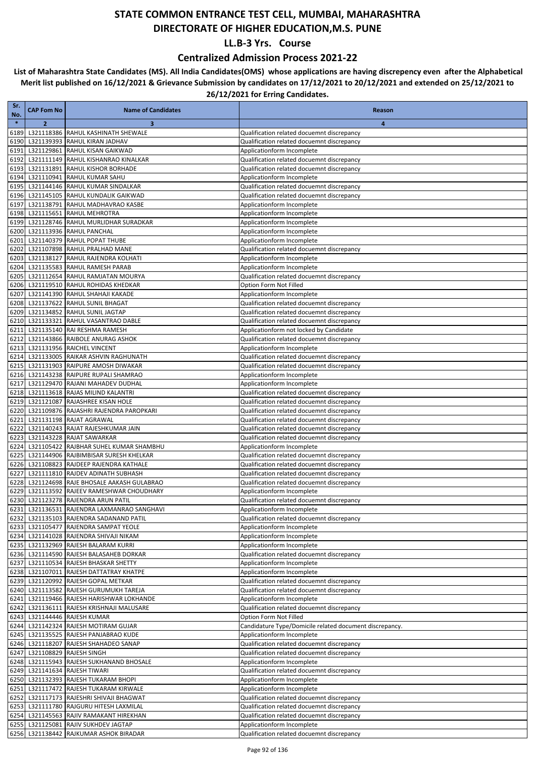# STATE COMMON ENTRANCE TEST CELL, MUMBAI, MAHARASHTRA

# DIRECTORATE OF HIGHER EDUCATION,M.S. PUNE

## LL.B-3 Yrs. Course

## Centralized Admission Process 2021-22

**List of Maharashtra State Candidates (MS). All India Candidates(OMS) whose applications are having discrepency even after the Alphabetical Merit list published on 16/12/2021 & Grievance Submission by candidates on 17/12/2021 to 20/12/2021 and extended on 25/12/2021 to 26/12/2021 for Erring Candidates.**

| Sr. No. | CAP Fom No | Name of Candidates | Reason |
|---|---|---|---|
| * | 2 | 3 | 4 |
| 6189 | L321118386 | RAHUL KASHINATH SHEWALE | Qualification related docuemnt discrepancy |
| 6190 | L321139393 | RAHUL KIRAN JADHAV | Qualification related docuemnt discrepancy |
| 6191 | L321129861 | RAHUL KISAN GAIKWAD | Applicationform Incomplete |
| 6192 | L321111149 | RAHUL KISHANRAO KINALKAR | Qualification related docuemnt discrepancy |
| 6193 | L321131891 | RAHUL KISHOR BORHADE | Qualification related docuemnt discrepancy |
| 6194 | L321110941 | RAHUL KUMAR SAHU | Applicationform Incomplete |
| 6195 | L321144146 | RAHUL KUMAR SINDALKAR | Qualification related docuemnt discrepancy |
| 6196 | L321145105 | RAHUL KUNDALIK GAIKWAD | Qualification related docuemnt discrepancy |
| 6197 | L321138791 | RAHUL MADHAVRAO KASBE | Applicationform Incomplete |
| 6198 | L321115651 | RAHUL MEHROTRA | Applicationform Incomplete |
| 6199 | L321128746 | RAHUL MURLIDHAR SURADKAR | Applicationform Incomplete |
| 6200 | L321113936 | RAHUL PANCHAL | Applicationform Incomplete |
| 6201 | L321140379 | RAHUL POPAT THUBE | Applicationform Incomplete |
| 6202 | L321107898 | RAHUL PRALHAD MANE | Qualification related docuemnt discrepancy |
| 6203 | L321138127 | RAHUL RAJENDRA KOLHATI | Applicationform Incomplete |
| 6204 | L321135583 | RAHUL RAMESH PARAB | Applicationform Incomplete |
| 6205 | L321112654 | RAHUL RAMJATAN MOURYA | Qualification related docuemnt discrepancy |
| 6206 | L321119510 | RAHUL ROHIDAS KHEDKAR | Option Form Not Filled |
| 6207 | L321141390 | RAHUL SHAHAJI KAKADE | Applicationform Incomplete |
| 6208 | L321137622 | RAHUL SUNIL BHAGAT | Qualification related docuemnt discrepancy |
| 6209 | L321134852 | RAHUL SUNIL JAGTAP | Qualification related docuemnt discrepancy |
| 6210 | L321133321 | RAHUL VASANTRAO DABLE | Qualification related docuemnt discrepancy |
| 6211 | L321135140 | RAI RESHMA RAMESH | Applicationform not locked by Candidate |
| 6212 | L321143866 | RAIBOLE ANURAG ASHOK | Qualification related docuemnt discrepancy |
| 6213 | L321131956 | RAICHEL VINCENT | Applicationform Incomplete |
| 6214 | L321133005 | RAIKAR ASHVIN RAGHUNATH | Qualification related docuemnt discrepancy |
| 6215 | L321131903 | RAIPURE AMOSH DIWAKAR | Qualification related docuemnt discrepancy |
| 6216 | L321143238 | RAIPURE RUPALI SHAMRAO | Applicationform Incomplete |
| 6217 | L321129470 | RAJANI MAHADEV DUDHAL | Applicationform Incomplete |
| 6218 | L321113618 | RAJAS MILIND KALANTRI | Qualification related docuemnt discrepancy |
| 6219 | L321121087 | RAJASHREE KISAN HOLE | Qualification related docuemnt discrepancy |
| 6220 | L321109876 | RAJASHRI RAJENDRA PAROPKARI | Qualification related docuemnt discrepancy |
| 6221 | L321131198 | RAJAT AGRAWAL | Qualification related docuemnt discrepancy |
| 6222 | L321140243 | RAJAT RAJESHKUMAR JAIN | Qualification related docuemnt discrepancy |
| 6223 | L321143228 | RAJAT SAWARKAR | Qualification related docuemnt discrepancy |
| 6224 | L321105422 | RAJBHAR SUHEL KUMAR SHAMBHU | Applicationform Incomplete |
| 6225 | L321144906 | RAJBIMBISAR SURESH KHELKAR | Qualification related docuemnt discrepancy |
| 6226 | L321108823 | RAJDEEP RAJENDRA KATHALE | Qualification related docuemnt discrepancy |
| 6227 | L321111810 | RAJDEV ADINATH SUBHASH | Qualification related docuemnt discrepancy |
| 6228 | L321124698 | RAJE BHOSALE AAKASH GULABRAO | Qualification related docuemnt discrepancy |
| 6229 | L321113592 | RAJEEV RAMESHWAR CHOUDHARY | Applicationform Incomplete |
| 6230 | L321123278 | RAJENDRA ARUN PATIL | Qualification related docuemnt discrepancy |
| 6231 | L321136531 | RAJENDRA LAXMANRAO SANGHAVI | Applicationform Incomplete |
| 6232 | L321135103 | RAJENDRA SADANAND PATIL | Qualification related docuemnt discrepancy |
| 6233 | L321105477 | RAJENDRA SAMPAT YEOLE | Applicationform Incomplete |
| 6234 | L321141028 | RAJENDRA SHIVAJI NIKAM | Applicationform Incomplete |
| 6235 | L321132969 | RAJESH BALARAM KURRI | Applicationform Incomplete |
| 6236 | L321114590 | RAJESH BALASAHEB DORKAR | Qualification related docuemnt discrepancy |
| 6237 | L321110534 | RAJESH BHASKAR SHETTY | Applicationform Incomplete |
| 6238 | L321107011 | RAJESH DATTATRAY KHATPE | Applicationform Incomplete |
| 6239 | L321120992 | RAJESH GOPAL METKAR | Qualification related docuemnt discrepancy |
| 6240 | L321113582 | RAJESH GURUMUKH TAREJA | Qualification related docuemnt discrepancy |
| 6241 | L321119466 | RAJESH HARISHWAR LOKHANDE | Applicationform Incomplete |
| 6242 | L321136111 | RAJESH KRISHNAJI MALUSARE | Qualification related docuemnt discrepancy |
| 6243 | L321144446 | RAJESH KUMAR | Option Form Not Filled |
| 6244 | L321142324 | RAJESH MOTIRAM GUJAR | Candidature Type/Domicile related document discrepancy. |
| 6245 | L321135525 | RAJESH PANJABRAO KUDE | Applicationform Incomplete |
| 6246 | L321118207 | RAJESH SHAHADEO SANAP | Qualification related docuemnt discrepancy |
| 6247 | L321108829 | RAJESH SINGH | Qualification related docuemnt discrepancy |
| 6248 | L321115943 | RAJESH SUKHANAND BHOSALE | Applicationform Incomplete |
| 6249 | L321141634 | RAJESH TIWARI | Qualification related docuemnt discrepancy |
| 6250 | L321132393 | RAJESH TUKARAM BHOPI | Applicationform Incomplete |
| 6251 | L321117472 | RAJESH TUKARAM KIRWALE | Applicationform Incomplete |
| 6252 | L321117173 | RAJESHRI SHIVAJI BHAGWAT | Qualification related docuemnt discrepancy |
| 6253 | L321111780 | RAJGURU HITESH LAXMILAL | Qualification related docuemnt discrepancy |
| 6254 | L321145563 | RAJIV RAMAKANT HIREKHAN | Qualification related docuemnt discrepancy |
| 6255 | L321125081 | RAJIV SUKHDEV JAGTAP | Applicationform Incomplete |
| 6256 | L321138442 | RAJKUMAR ASHOK BIRADAR | Qualification related docuemnt discrepancy |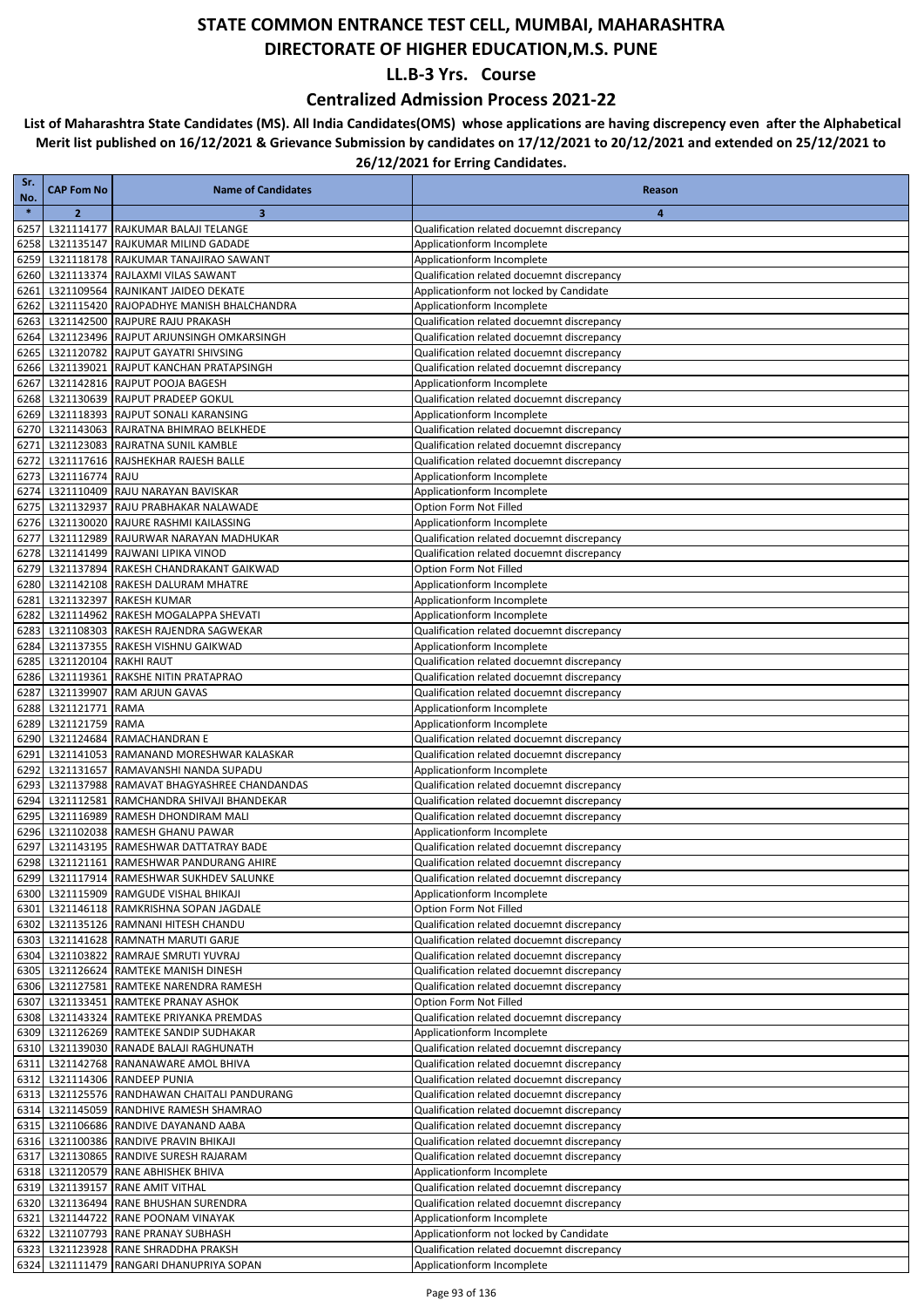# STATE COMMON ENTRANCE TEST CELL, MUMBAI, MAHARASHTRA

## DIRECTORATE OF HIGHER EDUCATION,M.S. PUNE

### LL.B-3 Yrs. Course

### Centralized Admission Process 2021-22

**List of Maharashtra State Candidates (MS). All India Candidates(OMS) whose applications are having discrepency even after the Alphabetical Merit list published on 16/12/2021 & Grievance Submission by candidates on 17/12/2021 to 20/12/2021 and extended on 25/12/2021 to 26/12/2021 for Erring Candidates.**

| Sr. No. | CAP Fom No | Name of Candidates | Reason |
|---|---|---|---|
| * | 2 | 3 | 4 |
| 6257 | L321114177 | RAJKUMAR BALAJI TELANGE | Qualification related docuemnt discrepancy |
| 6258 | L321135147 | RAJKUMAR MILIND GADADE | Applicationform Incomplete |
| 6259 | L321118178 | RAJKUMAR TANAJIRAO SAWANT | Applicationform Incomplete |
| 6260 | L321113374 | RAJLAXMI VILAS SAWANT | Qualification related docuemnt discrepancy |
| 6261 | L321109564 | RAJNIKANT JAIDEO DEKATE | Applicationform not locked by Candidate |
| 6262 | L321115420 | RAJOPADHYE MANISH BHALCHANDRA | Applicationform Incomplete |
| 6263 | L321142500 | RAJPURE RAJU PRAKASH | Qualification related docuemnt discrepancy |
| 6264 | L321123496 | RAJPUT ARJUNSINGH OMKARSINGH | Qualification related docuemnt discrepancy |
| 6265 | L321120782 | RAJPUT GAYATRI SHIVSING | Qualification related docuemnt discrepancy |
| 6266 | L321139021 | RAJPUT KANCHAN PRATAPSINGH | Qualification related docuemnt discrepancy |
| 6267 | L321142816 | RAJPUT POOJA BAGESH | Applicationform Incomplete |
| 6268 | L321130639 | RAJPUT PRADEEP GOKUL | Qualification related docuemnt discrepancy |
| 6269 | L321118393 | RAJPUT SONALI KARANSING | Applicationform Incomplete |
| 6270 | L321143063 | RAJRATNA BHIMRAO BELKHEDE | Qualification related docuemnt discrepancy |
| 6271 | L321123083 | RAJRATNA SUNIL KAMBLE | Qualification related docuemnt discrepancy |
| 6272 | L321117616 | RAJSHEKHAR RAJESH BALLE | Qualification related docuemnt discrepancy |
| 6273 | L321116774 | RAJU | Applicationform Incomplete |
| 6274 | L321110409 | RAJU NARAYAN BAVISKAR | Applicationform Incomplete |
| 6275 | L321132937 | RAJU PRABHAKAR NALAWADE | Option Form Not Filled |
| 6276 | L321130020 | RAJURE RASHMI KAILASSING | Applicationform Incomplete |
| 6277 | L321112989 | RAJURWAR NARAYAN MADHUKAR | Qualification related docuemnt discrepancy |
| 6278 | L321141499 | RAJWANI LIPIKA VINOD | Qualification related docuemnt discrepancy |
| 6279 | L321137894 | RAKESH CHANDRAKANT GAIKWAD | Option Form Not Filled |
| 6280 | L321142108 | RAKESH DALURAM MHATRE | Applicationform Incomplete |
| 6281 | L321132397 | RAKESH KUMAR | Applicationform Incomplete |
| 6282 | L321114962 | RAKESH MOGALAPPA SHEVATI | Applicationform Incomplete |
| 6283 | L321108303 | RAKESH RAJENDRA SAGWEKAR | Qualification related docuemnt discrepancy |
| 6284 | L321137355 | RAKESH VISHNU GAIKWAD | Applicationform Incomplete |
| 6285 | L321120104 | RAKHI RAUT | Qualification related docuemnt discrepancy |
| 6286 | L321119361 | RAKSHE NITIN PRATAPRAO | Qualification related docuemnt discrepancy |
| 6287 | L321139907 | RAM ARJUN GAVAS | Qualification related docuemnt discrepancy |
| 6288 | L321121771 | RAMA | Applicationform Incomplete |
| 6289 | L321121759 | RAMA | Applicationform Incomplete |
| 6290 | L321124684 | RAMACHANDRAN E | Qualification related docuemnt discrepancy |
| 6291 | L321141053 | RAMANAND MORESHWAR KALASKAR | Qualification related docuemnt discrepancy |
| 6292 | L321131657 | RAMAVANSHI NANDA SUPADU | Applicationform Incomplete |
| 6293 | L321137988 | RAMAVAT BHAGYASHREE CHANDANDAS | Qualification related docuemnt discrepancy |
| 6294 | L321112581 | RAMCHANDRA SHIVAJI BHANDEKAR | Qualification related docuemnt discrepancy |
| 6295 | L321116989 | RAMESH DHONDIRAM MALI | Qualification related docuemnt discrepancy |
| 6296 | L321102038 | RAMESH GHANU PAWAR | Applicationform Incomplete |
| 6297 | L321143195 | RAMESHWAR DATTATRAY BADE | Qualification related docuemnt discrepancy |
| 6298 | L321121161 | RAMESHWAR PANDURANG AHIRE | Qualification related docuemnt discrepancy |
| 6299 | L321117914 | RAMESHWAR SUKHDEV SALUNKE | Qualification related docuemnt discrepancy |
| 6300 | L321115909 | RAMGUDE VISHAL BHIKAJI | Applicationform Incomplete |
| 6301 | L321146118 | RAMKRISHNA SOPAN JAGDALE | Option Form Not Filled |
| 6302 | L321135126 | RAMNANI HITESH CHANDU | Qualification related docuemnt discrepancy |
| 6303 | L321141628 | RAMNATH MARUTI GARJE | Qualification related docuemnt discrepancy |
| 6304 | L321103822 | RAMRAJE SMRUTI YUVRAJ | Qualification related docuemnt discrepancy |
| 6305 | L321126624 | RAMTEKE MANISH DINESH | Qualification related docuemnt discrepancy |
| 6306 | L321127581 | RAMTEKE NARENDRA RAMESH | Qualification related docuemnt discrepancy |
| 6307 | L321133451 | RAMTEKE PRANAY ASHOK | Option Form Not Filled |
| 6308 | L321143324 | RAMTEKE PRIYANKA PREMDAS | Qualification related docuemnt discrepancy |
| 6309 | L321126269 | RAMTEKE SANDIP SUDHAKAR | Applicationform Incomplete |
| 6310 | L321139030 | RANADE BALAJI RAGHUNATH | Qualification related docuemnt discrepancy |
| 6311 | L321142768 | RANANAWARE AMOL BHIVA | Qualification related docuemnt discrepancy |
| 6312 | L321114306 | RANDEEP PUNIA | Qualification related docuemnt discrepancy |
| 6313 | L321125576 | RANDHAWAN CHAITALI PANDURANG | Qualification related docuemnt discrepancy |
| 6314 | L321145059 | RANDHIVE RAMESH SHAMRAO | Qualification related docuemnt discrepancy |
| 6315 | L321106686 | RANDIVE DAYANAND AABA | Qualification related docuemnt discrepancy |
| 6316 | L321100386 | RANDIVE PRAVIN BHIKAJI | Qualification related docuemnt discrepancy |
| 6317 | L321130865 | RANDIVE SURESH RAJARAM | Qualification related docuemnt discrepancy |
| 6318 | L321120579 | RANE ABHISHEK BHIVA | Applicationform Incomplete |
| 6319 | L321139157 | RANE AMIT VITHAL | Qualification related docuemnt discrepancy |
| 6320 | L321136494 | RANE BHUSHAN SURENDRA | Qualification related docuemnt discrepancy |
| 6321 | L321144722 | RANE POONAM VINAYAK | Applicationform Incomplete |
| 6322 | L321107793 | RANE PRANAY SUBHASH | Applicationform not locked by Candidate |
| 6323 | L321123928 | RANE SHRADDHA PRAKSH | Qualification related docuemnt discrepancy |
| 6324 | L321111479 | RANGARI DHANUPRIYA SOPAN | Applicationform Incomplete |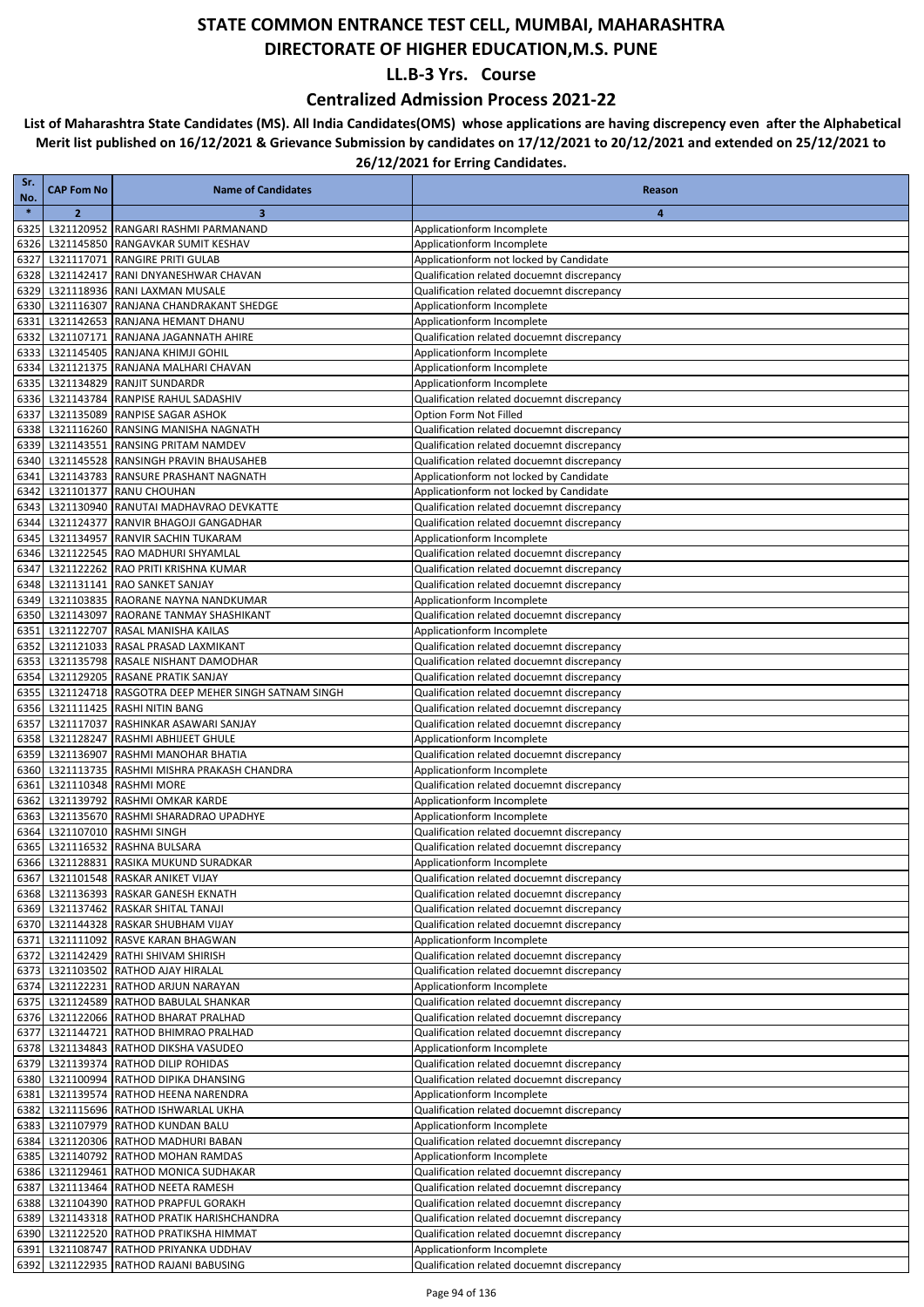# STATE COMMON ENTRANCE TEST CELL, MUMBAI, MAHARASHTRA

# DIRECTORATE OF HIGHER EDUCATION,M.S. PUNE

## LL.B-3 Yrs. Course

## Centralized Admission Process 2021-22

**List of Maharashtra State Candidates (MS). All India Candidates(OMS) whose applications are having discrepency even after the Alphabetical Merit list published on 16/12/2021 & Grievance Submission by candidates on 17/12/2021 to 20/12/2021 and extended on 25/12/2021 to 26/12/2021 for Erring Candidates.**

| Sr. No. | CAP Fom No | Name of Candidates | Reason |
|---|---|---|---|
| * | 2 | 3 | 4 |
| 6325 | L321120952 | RANGARI RASHMI PARMANAND | Applicationform Incomplete |
| 6326 | L321145850 | RANGAVKAR SUMIT KESHAV | Applicationform Incomplete |
| 6327 | L321117071 | RANGIRE PRITI GULAB | Applicationform not locked by Candidate |
| 6328 | L321142417 | RANI DNYANESHWAR CHAVAN | Qualification related docuemnt discrepancy |
| 6329 | L321118936 | RANI LAXMAN MUSALE | Qualification related docuemnt discrepancy |
| 6330 | L321116307 | RANJANA CHANDRAKANT SHEDGE | Applicationform Incomplete |
| 6331 | L321142653 | RANJANA HEMANT DHANU | Applicationform Incomplete |
| 6332 | L321107171 | RANJANA JAGANNATH AHIRE | Qualification related docuemnt discrepancy |
| 6333 | L321145405 | RANJANA KHIMJI GOHIL | Applicationform Incomplete |
| 6334 | L321121375 | RANJANA MALHARI CHAVAN | Applicationform Incomplete |
| 6335 | L321134829 | RANJIT SUNDARDR | Applicationform Incomplete |
| 6336 | L321143784 | RANPISE RAHUL SADASHIV | Qualification related docuemnt discrepancy |
| 6337 | L321135089 | RANPISE SAGAR ASHOK | Option Form Not Filled |
| 6338 | L321116260 | RANSING MANISHA NAGNATH | Qualification related docuemnt discrepancy |
| 6339 | L321143551 | RANSING PRITAM NAMDEV | Qualification related docuemnt discrepancy |
| 6340 | L321145528 | RANSINGH PRAVIN BHAUSAHEB | Qualification related docuemnt discrepancy |
| 6341 | L321143783 | RANSURE PRASHANT NAGNATH | Applicationform not locked by Candidate |
| 6342 | L321101377 | RANU CHOUHAN | Applicationform not locked by Candidate |
| 6343 | L321130940 | RANUTAI MADHAVRAO DEVKATTE | Qualification related docuemnt discrepancy |
| 6344 | L321124377 | RANVIR BHAGOJI GANGADHAR | Qualification related docuemnt discrepancy |
| 6345 | L321134957 | RANVIR SACHIN TUKARAM | Applicationform Incomplete |
| 6346 | L321122545 | RAO MADHURI SHYAMLAL | Qualification related docuemnt discrepancy |
| 6347 | L321122262 | RAO PRITI KRISHNA KUMAR | Qualification related docuemnt discrepancy |
| 6348 | L321131141 | RAO SANKET SANJAY | Qualification related docuemnt discrepancy |
| 6349 | L321103835 | RAORANE NAYNA NANDKUMAR | Applicationform Incomplete |
| 6350 | L321143097 | RAORANE TANMAY SHASHIKANT | Qualification related docuemnt discrepancy |
| 6351 | L321122707 | RASAL MANISHA KAILAS | Applicationform Incomplete |
| 6352 | L321121033 | RASAL PRASAD LAXMIKANT | Qualification related docuemnt discrepancy |
| 6353 | L321135798 | RASALE NISHANT DAMODHAR | Qualification related docuemnt discrepancy |
| 6354 | L321129205 | RASANE PRATIK SANJAY | Qualification related docuemnt discrepancy |
| 6355 | L321124718 | RASGOTRA DEEP MEHER SINGH SATNAM SINGH | Qualification related docuemnt discrepancy |
| 6356 | L321111425 | RASHI NITIN BANG | Qualification related docuemnt discrepancy |
| 6357 | L321117037 | RASHINKAR ASAWARI SANJAY | Qualification related docuemnt discrepancy |
| 6358 | L321128247 | RASHMI ABHIJEET GHULE | Applicationform Incomplete |
| 6359 | L321136907 | RASHMI MANOHAR BHATIA | Qualification related docuemnt discrepancy |
| 6360 | L321113735 | RASHMI MISHRA PRAKASH CHANDRA | Applicationform Incomplete |
| 6361 | L321110348 | RASHMI MORE | Qualification related docuemnt discrepancy |
| 6362 | L321139792 | RASHMI OMKAR KARDE | Applicationform Incomplete |
| 6363 | L321135670 | RASHMI SHARADRAO UPADHYE | Applicationform Incomplete |
| 6364 | L321107010 | RASHMI SINGH | Qualification related docuemnt discrepancy |
| 6365 | L321116532 | RASHNA BULSARA | Qualification related docuemnt discrepancy |
| 6366 | L321128831 | RASIKA MUKUND SURADKAR | Applicationform Incomplete |
| 6367 | L321101548 | RASKAR ANIKET VIJAY | Qualification related docuemnt discrepancy |
| 6368 | L321136393 | RASKAR GANESH EKNATH | Qualification related docuemnt discrepancy |
| 6369 | L321137462 | RASKAR SHITAL TANAJI | Qualification related docuemnt discrepancy |
| 6370 | L321144328 | RASKAR SHUBHAM VIJAY | Qualification related docuemnt discrepancy |
| 6371 | L321111092 | RASVE KARAN BHAGWAN | Applicationform Incomplete |
| 6372 | L321142429 | RATHI SHIVAM SHIRISH | Qualification related docuemnt discrepancy |
| 6373 | L321103502 | RATHOD AJAY HIRALAL | Qualification related docuemnt discrepancy |
| 6374 | L321122231 | RATHOD ARJUN NARAYAN | Applicationform Incomplete |
| 6375 | L321124589 | RATHOD BABULAL SHANKAR | Qualification related docuemnt discrepancy |
| 6376 | L321122066 | RATHOD BHARAT PRALHAD | Qualification related docuemnt discrepancy |
| 6377 | L321144721 | RATHOD BHIMRAO PRALHAD | Qualification related docuemnt discrepancy |
| 6378 | L321134843 | RATHOD DIKSHA VASUDEO | Applicationform Incomplete |
| 6379 | L321139374 | RATHOD DILIP ROHIDAS | Qualification related docuemnt discrepancy |
| 6380 | L321100994 | RATHOD DIPIKA DHANSING | Qualification related docuemnt discrepancy |
| 6381 | L321139574 | RATHOD HEENA NARENDRA | Applicationform Incomplete |
| 6382 | L321115696 | RATHOD ISHWARLAL UKHA | Qualification related docuemnt discrepancy |
| 6383 | L321107979 | RATHOD KUNDAN BALU | Applicationform Incomplete |
| 6384 | L321120306 | RATHOD MADHURI BABAN | Qualification related docuemnt discrepancy |
| 6385 | L321140792 | RATHOD MOHAN RAMDAS | Applicationform Incomplete |
| 6386 | L321129461 | RATHOD MONICA SUDHAKAR | Qualification related docuemnt discrepancy |
| 6387 | L321113464 | RATHOD NEETA RAMESH | Qualification related docuemnt discrepancy |
| 6388 | L321104390 | RATHOD PRAPFUL GORAKH | Qualification related docuemnt discrepancy |
| 6389 | L321143318 | RATHOD PRATIK HARISHCHANDRA | Qualification related docuemnt discrepancy |
| 6390 | L321122520 | RATHOD PRATIKSHA HIMMAT | Qualification related docuemnt discrepancy |
| 6391 | L321108747 | RATHOD PRIYANKA UDDHAV | Applicationform Incomplete |
| 6392 | L321122935 | RATHOD RAJANI BABUSING | Qualification related docuemnt discrepancy |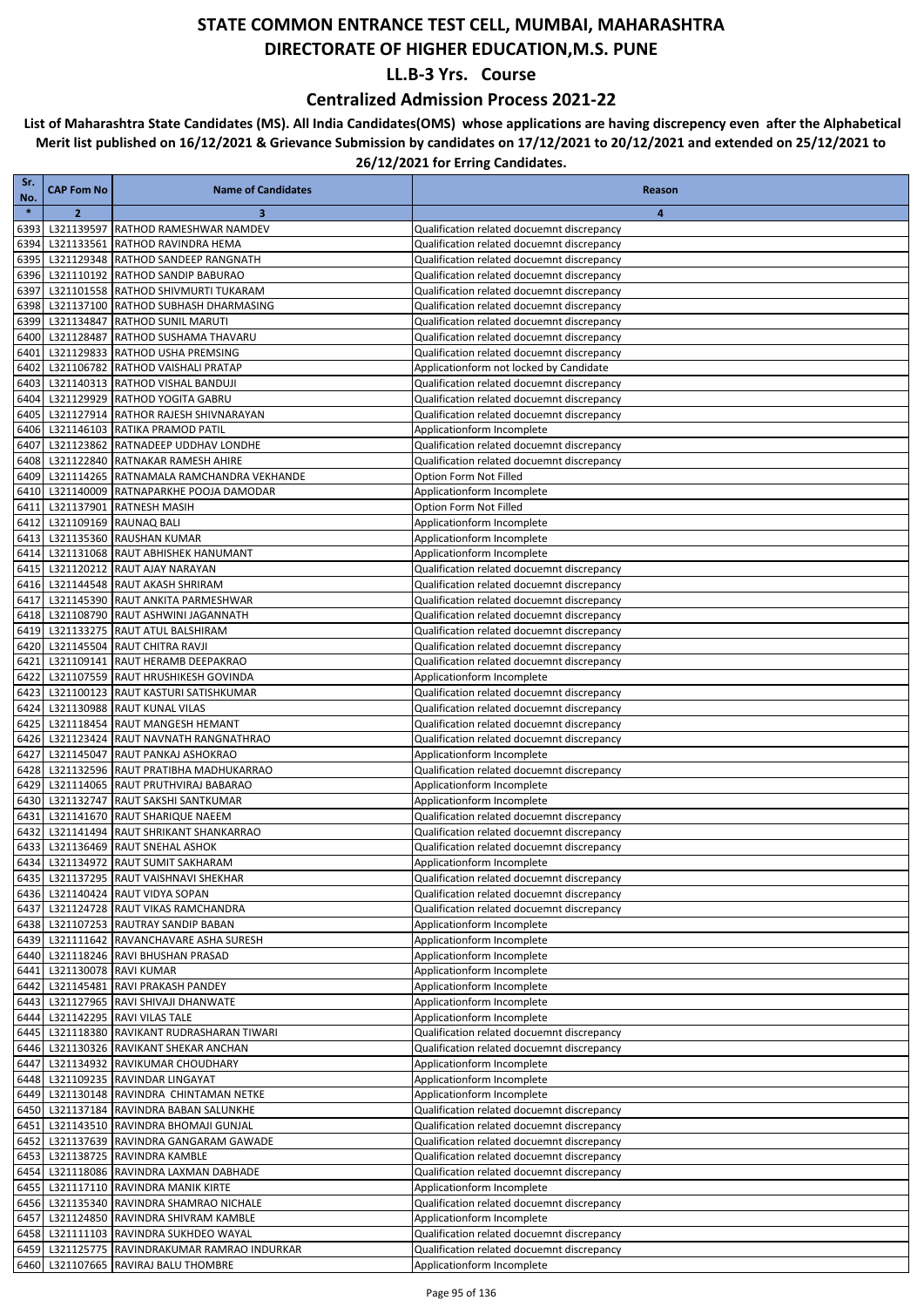# STATE COMMON ENTRANCE TEST CELL, MUMBAI, MAHARASHTRA

# DIRECTORATE OF HIGHER EDUCATION,M.S. PUNE

## LL.B-3 Yrs. Course

## Centralized Admission Process 2021-22

**List of Maharashtra State Candidates (MS). All India Candidates(OMS) whose applications are having discrepency even after the Alphabetical Merit list published on 16/12/2021 & Grievance Submission by candidates on 17/12/2021 to 20/12/2021 and extended on 25/12/2021 to 26/12/2021 for Erring Candidates.**

| Sr. No. | CAP Fom No | Name of Candidates | Reason |
|---|---|---|---|
| * | 2 | 3 | 4 |
| 6393 | L321139597 | RATHOD RAMESHWAR NAMDEV | Qualification related docuemnt discrepancy |
| 6394 | L321133561 | RATHOD RAVINDRA HEMA | Qualification related docuemnt discrepancy |
| 6395 | L321129348 | RATHOD SANDEEP RANGNATH | Qualification related docuemnt discrepancy |
| 6396 | L321110192 | RATHOD SANDIP BABURAO | Qualification related docuemnt discrepancy |
| 6397 | L321101558 | RATHOD SHIVMURTI TUKARAM | Qualification related docuemnt discrepancy |
| 6398 | L321137100 | RATHOD SUBHASH DHARMASING | Qualification related docuemnt discrepancy |
| 6399 | L321134847 | RATHOD SUNIL MARUTI | Qualification related docuemnt discrepancy |
| 6400 | L321128487 | RATHOD SUSHAMA THAVARU | Qualification related docuemnt discrepancy |
| 6401 | L321129833 | RATHOD USHA PREMSING | Qualification related docuemnt discrepancy |
| 6402 | L321106782 | RATHOD VAISHALI PRATAP | Applicationform not locked by Candidate |
| 6403 | L321140313 | RATHOD VISHAL BANDUJI | Qualification related docuemnt discrepancy |
| 6404 | L321129929 | RATHOD YOGITA GABRU | Qualification related docuemnt discrepancy |
| 6405 | L321127914 | RATHOR RAJESH SHIVNARAYAN | Qualification related docuemnt discrepancy |
| 6406 | L321146103 | RATIKA PRAMOD PATIL | Applicationform Incomplete |
| 6407 | L321123862 | RATNADEEP UDDHAV LONDHE | Qualification related docuemnt discrepancy |
| 6408 | L321122840 | RATNAKAR RAMESH AHIRE | Qualification related docuemnt discrepancy |
| 6409 | L321114265 | RATNAMALA RAMCHANDRA VEKHANDE | Option Form Not Filled |
| 6410 | L321140009 | RATNAPARKHE POOJA DAMODAR | Applicationform Incomplete |
| 6411 | L321137901 | RATNESH MASIH | Option Form Not Filled |
| 6412 | L321109169 | RAUNAQ BALI | Applicationform Incomplete |
| 6413 | L321135360 | RAUSHAN KUMAR | Applicationform Incomplete |
| 6414 | L321131068 | RAUT ABHISHEK HANUMANT | Applicationform Incomplete |
| 6415 | L321120212 | RAUT AJAY NARAYAN | Qualification related docuemnt discrepancy |
| 6416 | L321144548 | RAUT AKASH SHRIRAM | Qualification related docuemnt discrepancy |
| 6417 | L321145390 | RAUT ANKITA PARMESHWAR | Qualification related docuemnt discrepancy |
| 6418 | L321108790 | RAUT ASHWINI JAGANNATH | Qualification related docuemnt discrepancy |
| 6419 | L321133275 | RAUT ATUL BALSHIRAM | Qualification related docuemnt discrepancy |
| 6420 | L321145504 | RAUT CHITRA RAVJI | Qualification related docuemnt discrepancy |
| 6421 | L321109141 | RAUT HERAMB DEEPAKRAO | Qualification related docuemnt discrepancy |
| 6422 | L321107559 | RAUT HRUSHIKESH GOVINDA | Applicationform Incomplete |
| 6423 | L321100123 | RAUT KASTURI SATISHKUMAR | Qualification related docuemnt discrepancy |
| 6424 | L321130988 | RAUT KUNAL VILAS | Qualification related docuemnt discrepancy |
| 6425 | L321118454 | RAUT MANGESH HEMANT | Qualification related docuemnt discrepancy |
| 6426 | L321123424 | RAUT NAVNATH RANGNATHRAO | Qualification related docuemnt discrepancy |
| 6427 | L321145047 | RAUT PANKAJ ASHOKRAO | Applicationform Incomplete |
| 6428 | L321132596 | RAUT PRATIBHA MADHUKARRAO | Qualification related docuemnt discrepancy |
| 6429 | L321114065 | RAUT PRUTHVIRAJ BABARAO | Applicationform Incomplete |
| 6430 | L321132747 | RAUT SAKSHI SANTKUMAR | Applicationform Incomplete |
| 6431 | L321141670 | RAUT SHARIQUE NAEEM | Qualification related docuemnt discrepancy |
| 6432 | L321141494 | RAUT SHRIKANT SHANKARRAO | Qualification related docuemnt discrepancy |
| 6433 | L321136469 | RAUT SNEHAL ASHOK | Qualification related docuemnt discrepancy |
| 6434 | L321134972 | RAUT SUMIT SAKHARAM | Applicationform Incomplete |
| 6435 | L321137295 | RAUT VAISHNAVI SHEKHAR | Qualification related docuemnt discrepancy |
| 6436 | L321140424 | RAUT VIDYA SOPAN | Qualification related docuemnt discrepancy |
| 6437 | L321124728 | RAUT VIKAS RAMCHANDRA | Qualification related docuemnt discrepancy |
| 6438 | L321107253 | RAUTRAY SANDIP BABAN | Applicationform Incomplete |
| 6439 | L321111642 | RAVANCHAVARE ASHA SURESH | Applicationform Incomplete |
| 6440 | L321118246 | RAVI BHUSHAN PRASAD | Applicationform Incomplete |
| 6441 | L321130078 | RAVI KUMAR | Applicationform Incomplete |
| 6442 | L321145481 | RAVI PRAKASH PANDEY | Applicationform Incomplete |
| 6443 | L321127965 | RAVI SHIVAJI DHANWATE | Applicationform Incomplete |
| 6444 | L321142295 | RAVI VILAS TALE | Applicationform Incomplete |
| 6445 | L321118380 | RAVIKANT RUDRASHARAN TIWARI | Qualification related docuemnt discrepancy |
| 6446 | L321130326 | RAVIKANT SHEKAR ANCHAN | Qualification related docuemnt discrepancy |
| 6447 | L321134932 | RAVIKUMAR CHOUDHARY | Applicationform Incomplete |
| 6448 | L321109235 | RAVINDAR LINGAYAT | Applicationform Incomplete |
| 6449 | L321130148 | RAVINDRA CHINTAMAN NETKE | Applicationform Incomplete |
| 6450 | L321137184 | RAVINDRA BABAN SALUNKHE | Qualification related docuemnt discrepancy |
| 6451 | L321143510 | RAVINDRA BHOMAJI GUNJAL | Qualification related docuemnt discrepancy |
| 6452 | L321137639 | RAVINDRA GANGARAM GAWADE | Qualification related docuemnt discrepancy |
| 6453 | L321138725 | RAVINDRA KAMBLE | Qualification related docuemnt discrepancy |
| 6454 | L321118086 | RAVINDRA LAXMAN DABHADE | Qualification related docuemnt discrepancy |
| 6455 | L321117110 | RAVINDRA MANIK KIRTE | Applicationform Incomplete |
| 6456 | L321135340 | RAVINDRA SHAMRAO NICHALE | Qualification related docuemnt discrepancy |
| 6457 | L321124850 | RAVINDRA SHIVRAM KAMBLE | Applicationform Incomplete |
| 6458 | L321111103 | RAVINDRA SUKHDEO WAYAL | Qualification related docuemnt discrepancy |
| 6459 | L321125775 | RAVINDRAKUMAR RAMRAO INDURKAR | Qualification related docuemnt discrepancy |
| 6460 | L321107665 | RAVIRAJ BALU THOMBRE | Applicationform Incomplete |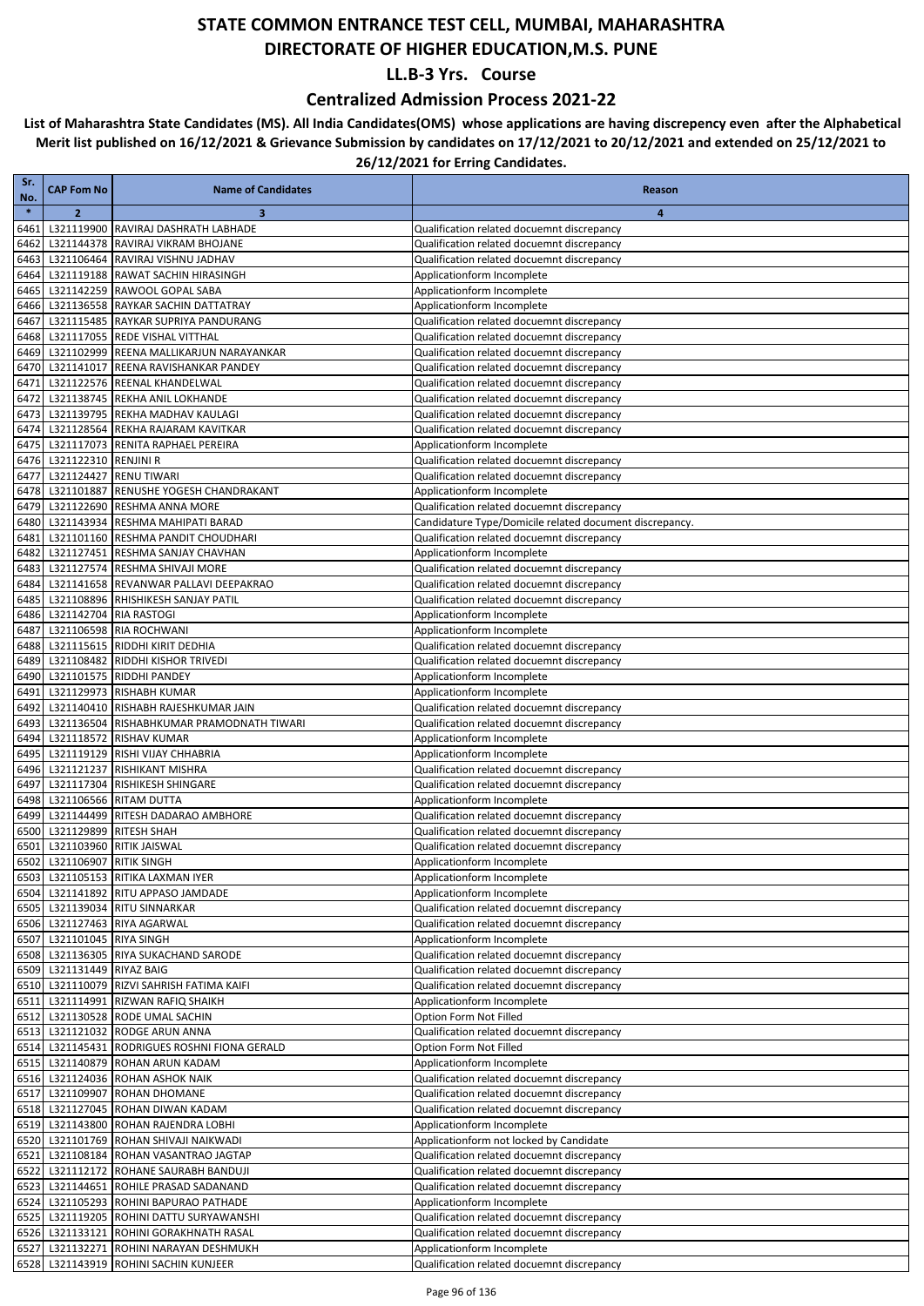# STATE COMMON ENTRANCE TEST CELL, MUMBAI, MAHARASHTRA

# DIRECTORATE OF HIGHER EDUCATION,M.S. PUNE

## LL.B-3 Yrs. Course

## Centralized Admission Process 2021-22

**List of Maharashtra State Candidates (MS). All India Candidates(OMS) whose applications are having discrepency even after the Alphabetical Merit list published on 16/12/2021 & Grievance Submission by candidates on 17/12/2021 to 20/12/2021 and extended on 25/12/2021 to 26/12/2021 for Erring Candidates.**

| Sr. No. | CAP Fom No | Name of Candidates | Reason |
|---|---|---|---|
| * | 2 | 3 | 4 |
| 6461 | L321119900 | RAVIRAJ DASHRATH LABHADE | Qualification related docuemnt discrepancy |
| 6462 | L321144378 | RAVIRAJ VIKRAM BHOJANE | Qualification related docuemnt discrepancy |
| 6463 | L321106464 | RAVIRAJ VISHNU JADHAV | Qualification related docuemnt discrepancy |
| 6464 | L321119188 | RAWAT SACHIN HIRASINGH | Applicationform Incomplete |
| 6465 | L321142259 | RAWOOL GOPAL SABA | Applicationform Incomplete |
| 6466 | L321136558 | RAYKAR SACHIN DATTATRAY | Applicationform Incomplete |
| 6467 | L321115485 | RAYKAR SUPRIYA PANDURANG | Qualification related docuemnt discrepancy |
| 6468 | L321117055 | REDE VISHAL VITTHAL | Qualification related docuemnt discrepancy |
| 6469 | L321102999 | REENA MALLIKARJUN NARAYANKAR | Qualification related docuemnt discrepancy |
| 6470 | L321141017 | REENA RAVISHANKAR PANDEY | Qualification related docuemnt discrepancy |
| 6471 | L321122576 | REENAL KHANDELWAL | Qualification related docuemnt discrepancy |
| 6472 | L321138745 | REKHA ANIL LOKHANDE | Qualification related docuemnt discrepancy |
| 6473 | L321139795 | REKHA MADHAV KAULAGI | Qualification related docuemnt discrepancy |
| 6474 | L321128564 | REKHA RAJARAM KAVITKAR | Qualification related docuemnt discrepancy |
| 6475 | L321117073 | RENITA RAPHAEL PEREIRA | Applicationform Incomplete |
| 6476 | L321122310 | RENJINI R | Qualification related docuemnt discrepancy |
| 6477 | L321124427 | RENU TIWARI | Qualification related docuemnt discrepancy |
| 6478 | L321101887 | RENUSHE YOGESH CHANDRAKANT | Applicationform Incomplete |
| 6479 | L321122690 | RESHMA ANNA MORE | Qualification related docuemnt discrepancy |
| 6480 | L321143934 | RESHMA MAHIPATI BARAD | Candidature Type/Domicile related document discrepancy. |
| 6481 | L321101160 | RESHMA PANDIT CHOUDHARI | Qualification related docuemnt discrepancy |
| 6482 | L321127451 | RESHMA SANJAY CHAVHAN | Applicationform Incomplete |
| 6483 | L321127574 | RESHMA SHIVAJI MORE | Qualification related docuemnt discrepancy |
| 6484 | L321141658 | REVANWAR PALLAVI DEEPAKRAO | Qualification related docuemnt discrepancy |
| 6485 | L321108896 | RHISHIKESH SANJAY PATIL | Qualification related docuemnt discrepancy |
| 6486 | L321142704 | RIA RASTOGI | Applicationform Incomplete |
| 6487 | L321106598 | RIA ROCHWANI | Applicationform Incomplete |
| 6488 | L321115615 | RIDDHI KIRIT DEDHIA | Qualification related docuemnt discrepancy |
| 6489 | L321108482 | RIDDHI KISHOR TRIVEDI | Qualification related docuemnt discrepancy |
| 6490 | L321101575 | RIDDHI PANDEY | Applicationform Incomplete |
| 6491 | L321129973 | RISHABH KUMAR | Applicationform Incomplete |
| 6492 | L321140410 | RISHABH RAJESHKUMAR JAIN | Qualification related docuemnt discrepancy |
| 6493 | L321136504 | RISHABHKUMAR PRAMODNATH TIWARI | Qualification related docuemnt discrepancy |
| 6494 | L321118572 | RISHAV KUMAR | Applicationform Incomplete |
| 6495 | L321119129 | RISHI VIJAY CHHABRIA | Applicationform Incomplete |
| 6496 | L321121237 | RISHIKANT MISHRA | Qualification related docuemnt discrepancy |
| 6497 | L321117304 | RISHIKESH SHINGARE | Qualification related docuemnt discrepancy |
| 6498 | L321106566 | RITAM DUTTA | Applicationform Incomplete |
| 6499 | L321144499 | RITESH DADARAO AMBHORE | Qualification related docuemnt discrepancy |
| 6500 | L321129899 | RITESH SHAH | Qualification related docuemnt discrepancy |
| 6501 | L321103960 | RITIK JAISWAL | Qualification related docuemnt discrepancy |
| 6502 | L321106907 | RITIK SINGH | Applicationform Incomplete |
| 6503 | L321105153 | RITIKA LAXMAN IYER | Applicationform Incomplete |
| 6504 | L321141892 | RITU APPASO JAMDADE | Applicationform Incomplete |
| 6505 | L321139034 | RITU SINNARKAR | Qualification related docuemnt discrepancy |
| 6506 | L321127463 | RIYA AGARWAL | Qualification related docuemnt discrepancy |
| 6507 | L321101045 | RIYA SINGH | Applicationform Incomplete |
| 6508 | L321136305 | RIYA SUKACHAND SARODE | Qualification related docuemnt discrepancy |
| 6509 | L321131449 | RIYAZ BAIG | Qualification related docuemnt discrepancy |
| 6510 | L321110079 | RIZVI SAHRISH FATIMA KAIFI | Qualification related docuemnt discrepancy |
| 6511 | L321114991 | RIZWAN RAFIQ SHAIKH | Applicationform Incomplete |
| 6512 | L321130528 | RODE UMAL SACHIN | Option Form Not Filled |
| 6513 | L321121032 | RODGE ARUN ANNA | Qualification related docuemnt discrepancy |
| 6514 | L321145431 | RODRIGUES ROSHNI FIONA GERALD | Option Form Not Filled |
| 6515 | L321140879 | ROHAN ARUN KADAM | Applicationform Incomplete |
| 6516 | L321124036 | ROHAN ASHOK NAIK | Qualification related docuemnt discrepancy |
| 6517 | L321109907 | ROHAN DHOMANE | Qualification related docuemnt discrepancy |
| 6518 | L321127045 | ROHAN DIWAN KADAM | Qualification related docuemnt discrepancy |
| 6519 | L321143800 | ROHAN RAJENDRA LOBHI | Applicationform Incomplete |
| 6520 | L321101769 | ROHAN SHIVAJI NAIKWADI | Applicationform not locked by Candidate |
| 6521 | L321108184 | ROHAN VASANTRAO JAGTAP | Qualification related docuemnt discrepancy |
| 6522 | L321112172 | ROHANE SAURABH BANDUJI | Qualification related docuemnt discrepancy |
| 6523 | L321144651 | ROHILE PRASAD SADANAND | Qualification related docuemnt discrepancy |
| 6524 | L321105293 | ROHINI BAPURAO PATHADE | Applicationform Incomplete |
| 6525 | L321119205 | ROHINI DATTU SURYAWANSHI | Qualification related docuemnt discrepancy |
| 6526 | L321133121 | ROHINI GORAKHNATH RASAL | Qualification related docuemnt discrepancy |
| 6527 | L321132271 | ROHINI NARAYAN DESHMUKH | Applicationform Incomplete |
| 6528 | L321143919 | ROHINI SACHIN KUNJEER | Qualification related docuemnt discrepancy |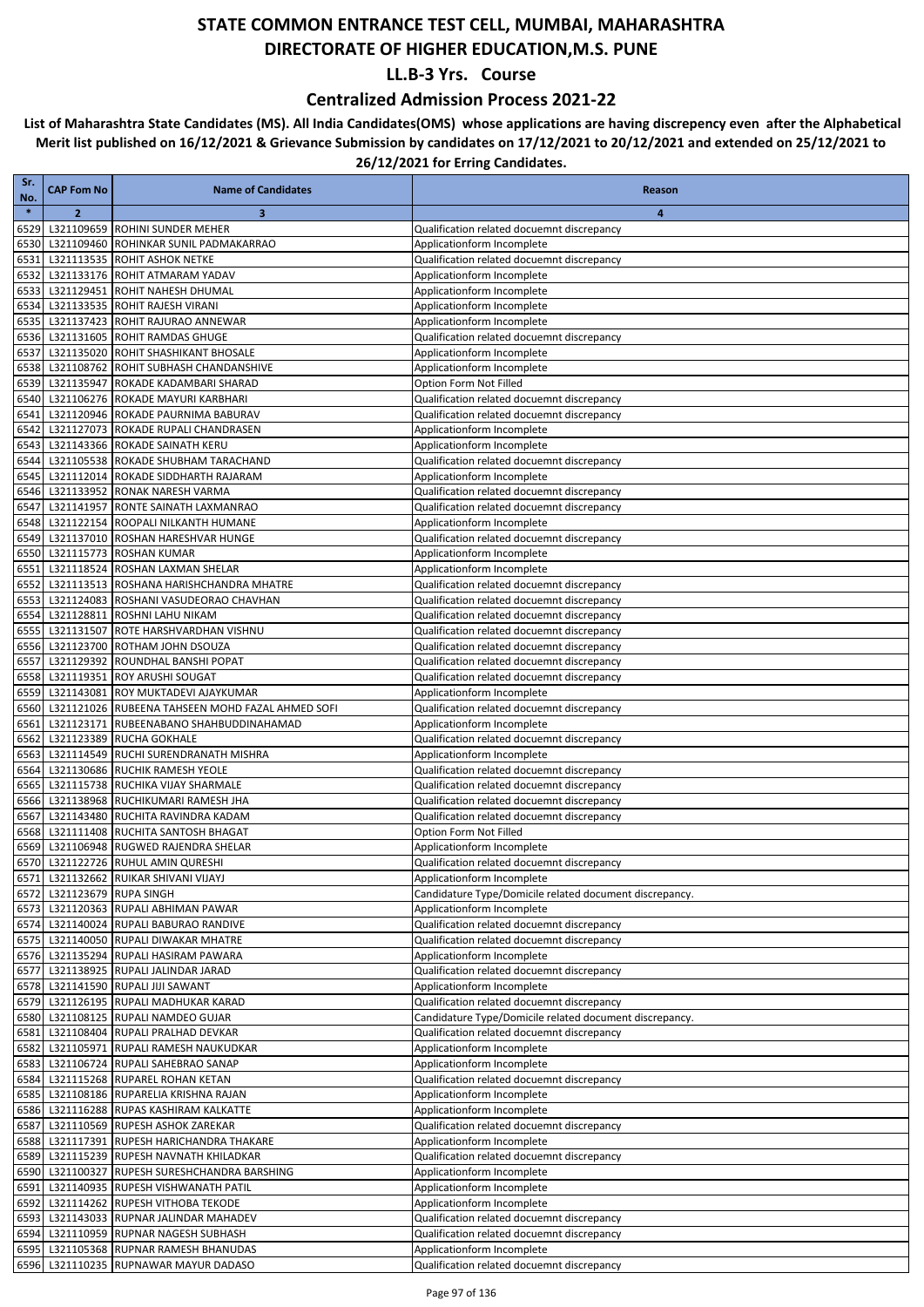# STATE COMMON ENTRANCE TEST CELL, MUMBAI, MAHARASHTRA

# DIRECTORATE OF HIGHER EDUCATION,M.S. PUNE

## LL.B-3 Yrs. Course

## Centralized Admission Process 2021-22

**List of Maharashtra State Candidates (MS). All India Candidates(OMS) whose applications are having discrepency even after the Alphabetical Merit list published on 16/12/2021 & Grievance Submission by candidates on 17/12/2021 to 20/12/2021 and extended on 25/12/2021 to 26/12/2021 for Erring Candidates.**

| Sr. No. | CAP Fom No | Name of Candidates | Reason |
|---|---|---|---|
| * | 2 | 3 | 4 |
| 6529 | L321109659 | ROHINI SUNDER MEHER | Qualification related docuemnt discrepancy |
| 6530 | L321109460 | ROHINKAR SUNIL PADMAKARRAO | Applicationform Incomplete |
| 6531 | L321113535 | ROHIT ASHOK NETKE | Qualification related docuemnt discrepancy |
| 6532 | L321133176 | ROHIT ATMARAM YADAV | Applicationform Incomplete |
| 6533 | L321129451 | ROHIT NAHESH DHUMAL | Applicationform Incomplete |
| 6534 | L321133535 | ROHIT RAJESH VIRANI | Applicationform Incomplete |
| 6535 | L321137423 | ROHIT RAJURAO ANNEWAR | Applicationform Incomplete |
| 6536 | L321131605 | ROHIT RAMDAS GHUGE | Qualification related docuemnt discrepancy |
| 6537 | L321135020 | ROHIT SHASHIKANT BHOSALE | Applicationform Incomplete |
| 6538 | L321108762 | ROHIT SUBHASH CHANDANSHIVE | Applicationform Incomplete |
| 6539 | L321135947 | ROKADE KADAMBARI SHARAD | Option Form Not Filled |
| 6540 | L321106276 | ROKADE MAYURI KARBHARI | Qualification related docuemnt discrepancy |
| 6541 | L321120946 | ROKADE PAURNIMA BABURAV | Qualification related docuemnt discrepancy |
| 6542 | L321127073 | ROKADE RUPALI CHANDRASEN | Applicationform Incomplete |
| 6543 | L321143366 | ROKADE SAINATH KERU | Applicationform Incomplete |
| 6544 | L321105538 | ROKADE SHUBHAM TARACHAND | Qualification related docuemnt discrepancy |
| 6545 | L321112014 | ROKADE SIDDHARTH RAJARAM | Applicationform Incomplete |
| 6546 | L321133952 | RONAK NARESH VARMA | Qualification related docuemnt discrepancy |
| 6547 | L321141957 | RONTE SAINATH LAXMANRAO | Qualification related docuemnt discrepancy |
| 6548 | L321122154 | ROOPALI NILKANTH HUMANE | Applicationform Incomplete |
| 6549 | L321137010 | ROSHAN HARESHVAR HUNGE | Qualification related docuemnt discrepancy |
| 6550 | L321115773 | ROSHAN KUMAR | Applicationform Incomplete |
| 6551 | L321118524 | ROSHAN LAXMAN SHELAR | Applicationform Incomplete |
| 6552 | L321113513 | ROSHANA HARISHCHANDRA MHATRE | Qualification related docuemnt discrepancy |
| 6553 | L321124083 | ROSHANI VASUDEORAO CHAVHAN | Qualification related docuemnt discrepancy |
| 6554 | L321128811 | ROSHNI LAHU NIKAM | Qualification related docuemnt discrepancy |
| 6555 | L321131507 | ROTE HARSHVARDHAN VISHNU | Qualification related docuemnt discrepancy |
| 6556 | L321123700 | ROTHAM JOHN DSOUZA | Qualification related docuemnt discrepancy |
| 6557 | L321129392 | ROUNDHAL BANSHI POPAT | Qualification related docuemnt discrepancy |
| 6558 | L321119351 | ROY ARUSHI SOUGAT | Qualification related docuemnt discrepancy |
| 6559 | L321143081 | ROY MUKTADEVI AJAYKUMAR | Applicationform Incomplete |
| 6560 | L321121026 | RUBEENA TAHSEEN MOHD FAZAL AHMED SOFI | Qualification related docuemnt discrepancy |
| 6561 | L321123171 | RUBEENABANO SHAHBUDDINAHAMAD | Applicationform Incomplete |
| 6562 | L321123389 | RUCHA GOKHALE | Qualification related docuemnt discrepancy |
| 6563 | L321114549 | RUCHI SURENDRANATH MISHRA | Applicationform Incomplete |
| 6564 | L321130686 | RUCHIK RAMESH YEOLE | Qualification related docuemnt discrepancy |
| 6565 | L321115738 | RUCHIKA VIJAY SHARMALE | Qualification related docuemnt discrepancy |
| 6566 | L321138968 | RUCHIKUMARI RAMESH JHA | Qualification related docuemnt discrepancy |
| 6567 | L321143480 | RUCHITA RAVINDRA KADAM | Qualification related docuemnt discrepancy |
| 6568 | L321111408 | RUCHITA SANTOSH BHAGAT | Option Form Not Filled |
| 6569 | L321106948 | RUGWED RAJENDRA SHELAR | Applicationform Incomplete |
| 6570 | L321122726 | RUHUL AMIN QURESHI | Qualification related docuemnt discrepancy |
| 6571 | L321132662 | RUIKAR SHIVANI VIJAYJ | Applicationform Incomplete |
| 6572 | L321123679 | RUPA SINGH | Candidature Type/Domicile related document discrepancy. |
| 6573 | L321120363 | RUPALI ABHIMAN PAWAR | Applicationform Incomplete |
| 6574 | L321140024 | RUPALI BABURAO RANDIVE | Qualification related docuemnt discrepancy |
| 6575 | L321140050 | RUPALI DIWAKAR MHATRE | Qualification related docuemnt discrepancy |
| 6576 | L321135294 | RUPALI HASIRAM PAWARA | Applicationform Incomplete |
| 6577 | L321138925 | RUPALI JALINDAR JARAD | Qualification related docuemnt discrepancy |
| 6578 | L321141590 | RUPALI JIJI SAWANT | Applicationform Incomplete |
| 6579 | L321126195 | RUPALI MADHUKAR KARAD | Qualification related docuemnt discrepancy |
| 6580 | L321108125 | RUPALI NAMDEO GUJAR | Candidature Type/Domicile related document discrepancy. |
| 6581 | L321108404 | RUPALI PRALHAD DEVKAR | Qualification related docuemnt discrepancy |
| 6582 | L321105971 | RUPALI RAMESH NAUKUDKAR | Applicationform Incomplete |
| 6583 | L321106724 | RUPALI SAHEBRAO SANAP | Applicationform Incomplete |
| 6584 | L321115268 | RUPAREL ROHAN KETAN | Qualification related docuemnt discrepancy |
| 6585 | L321108186 | RUPARELIA KRISHNA RAJAN | Applicationform Incomplete |
| 6586 | L321116288 | RUPAS KASHIRAM KALKATTE | Applicationform Incomplete |
| 6587 | L321110569 | RUPESH ASHOK ZAREKAR | Qualification related docuemnt discrepancy |
| 6588 | L321117391 | RUPESH HARICHANDRA THAKARE | Applicationform Incomplete |
| 6589 | L321115239 | RUPESH NAVNATH KHILADKAR | Qualification related docuemnt discrepancy |
| 6590 | L321100327 | RUPESH SURESHCHANDRA BARSHING | Applicationform Incomplete |
| 6591 | L321140935 | RUPESH VISHWANATH PATIL | Applicationform Incomplete |
| 6592 | L321114262 | RUPESH VITHOBA TEKODE | Applicationform Incomplete |
| 6593 | L321143033 | RUPNAR JALINDAR MAHADEV | Qualification related docuemnt discrepancy |
| 6594 | L321110959 | RUPNAR NAGESH SUBHASH | Qualification related docuemnt discrepancy |
| 6595 | L321105368 | RUPNAR RAMESH BHANUDAS | Applicationform Incomplete |
| 6596 | L321110235 | RUPNAWAR MAYUR DADASO | Qualification related docuemnt discrepancy |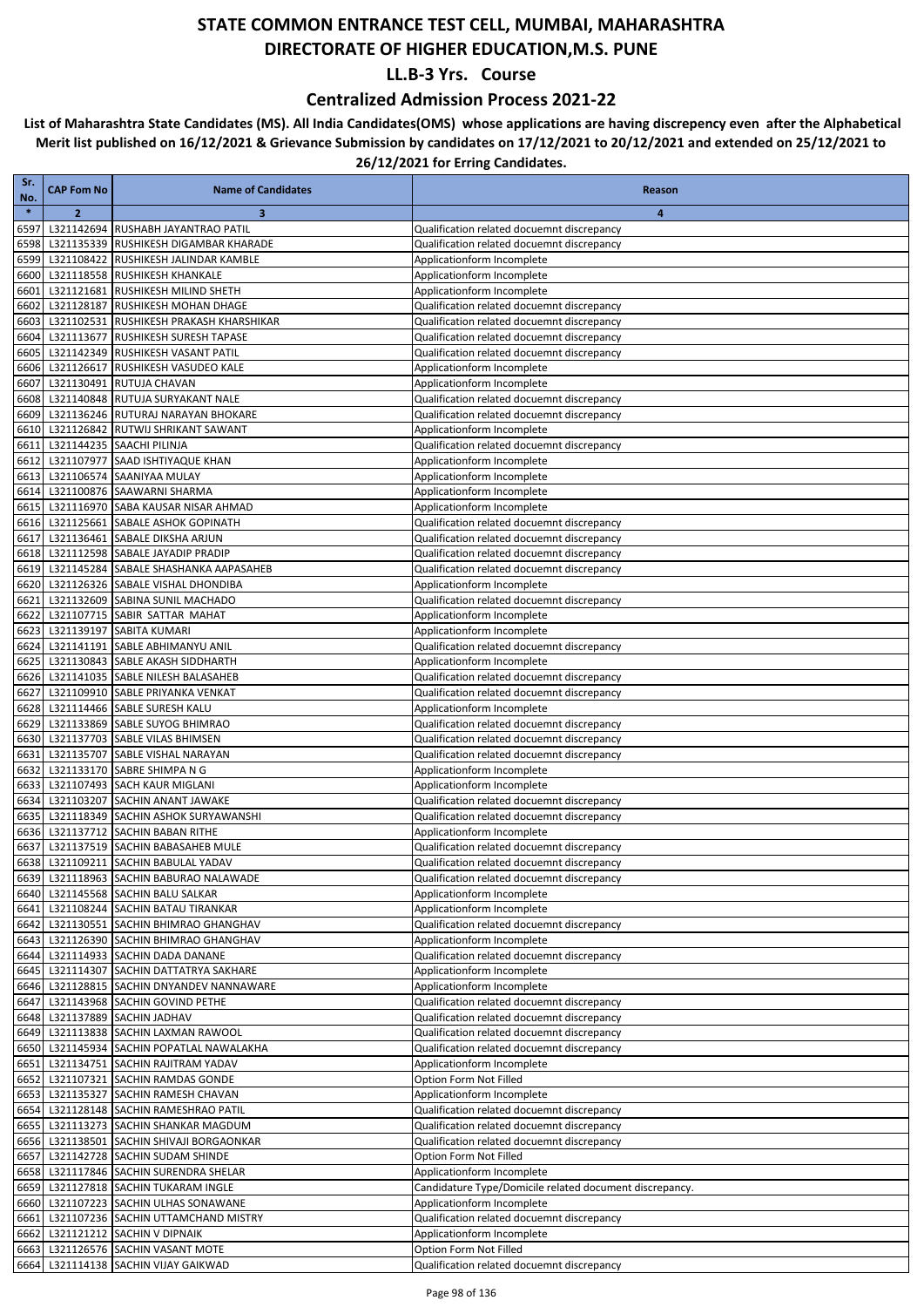# STATE COMMON ENTRANCE TEST CELL, MUMBAI, MAHARASHTRA

# DIRECTORATE OF HIGHER EDUCATION,M.S. PUNE

## LL.B-3 Yrs. Course

## Centralized Admission Process 2021-22

**List of Maharashtra State Candidates (MS). All India Candidates(OMS) whose applications are having discrepency even after the Alphabetical Merit list published on 16/12/2021 & Grievance Submission by candidates on 17/12/2021 to 20/12/2021 and extended on 25/12/2021 to 26/12/2021 for Erring Candidates.**

| Sr. No. | CAP Fom No | Name of Candidates | Reason |
|---|---|---|---|
| * | 2 | 3 | 4 |
| 6597 | L321142694 | RUSHABH JAYANTRAO PATIL | Qualification related docuemnt discrepancy |
| 6598 | L321135339 | RUSHIKESH DIGAMBAR KHARADE | Qualification related docuemnt discrepancy |
| 6599 | L321108422 | RUSHIKESH JALINDAR KAMBLE | Applicationform Incomplete |
| 6600 | L321118558 | RUSHIKESH KHANKALE | Applicationform Incomplete |
| 6601 | L321121681 | RUSHIKESH MILIND SHETH | Applicationform Incomplete |
| 6602 | L321128187 | RUSHIKESH MOHAN DHAGE | Qualification related docuemnt discrepancy |
| 6603 | L321102531 | RUSHIKESH PRAKASH KHARSHIKAR | Qualification related docuemnt discrepancy |
| 6604 | L321113677 | RUSHIKESH SURESH TAPASE | Qualification related docuemnt discrepancy |
| 6605 | L321142349 | RUSHIKESH VASANT PATIL | Qualification related docuemnt discrepancy |
| 6606 | L321126617 | RUSHIKESH VASUDEO KALE | Applicationform Incomplete |
| 6607 | L321130491 | RUTUJA CHAVAN | Applicationform Incomplete |
| 6608 | L321140848 | RUTUJA SURYAKANT NALE | Qualification related docuemnt discrepancy |
| 6609 | L321136246 | RUTURAJ NARAYAN BHOKARE | Qualification related docuemnt discrepancy |
| 6610 | L321126842 | RUTWIJ SHRIKANT SAWANT | Applicationform Incomplete |
| 6611 | L321144235 | SAACHI PILINJA | Qualification related docuemnt discrepancy |
| 6612 | L321107977 | SAAD ISHTIYAQUE KHAN | Applicationform Incomplete |
| 6613 | L321106574 | SAANIYAA MULAY | Applicationform Incomplete |
| 6614 | L321100876 | SAAWARNI SHARMA | Applicationform Incomplete |
| 6615 | L321116970 | SABA KAUSAR NISAR AHMAD | Applicationform Incomplete |
| 6616 | L321125661 | SABALE ASHOK GOPINATH | Qualification related docuemnt discrepancy |
| 6617 | L321136461 | SABALE DIKSHA ARJUN | Qualification related docuemnt discrepancy |
| 6618 | L321112598 | SABALE JAYADIP PRADIP | Qualification related docuemnt discrepancy |
| 6619 | L321145284 | SABALE SHASHANKA AAPASAHEB | Qualification related docuemnt discrepancy |
| 6620 | L321126326 | SABALE VISHAL DHONDIBA | Applicationform Incomplete |
| 6621 | L321132609 | SABINA SUNIL MACHADO | Qualification related docuemnt discrepancy |
| 6622 | L321107715 | SABIR SATTAR MAHAT | Applicationform Incomplete |
| 6623 | L321139197 | SABITA KUMARI | Applicationform Incomplete |
| 6624 | L321141191 | SABLE ABHIMANYU ANIL | Qualification related docuemnt discrepancy |
| 6625 | L321130843 | SABLE AKASH SIDDHARTH | Applicationform Incomplete |
| 6626 | L321141035 | SABLE NILESH BALASAHEB | Qualification related docuemnt discrepancy |
| 6627 | L321109910 | SABLE PRIYANKA VENKAT | Qualification related docuemnt discrepancy |
| 6628 | L321114466 | SABLE SURESH KALU | Applicationform Incomplete |
| 6629 | L321133869 | SABLE SUYOG BHIMRAO | Qualification related docuemnt discrepancy |
| 6630 | L321137703 | SABLE VILAS BHIMSEN | Qualification related docuemnt discrepancy |
| 6631 | L321135707 | SABLE VISHAL NARAYAN | Qualification related docuemnt discrepancy |
| 6632 | L321133170 | SABRE SHIMPA N G | Applicationform Incomplete |
| 6633 | L321107493 | SACH KAUR MIGLANI | Applicationform Incomplete |
| 6634 | L321103207 | SACHIN ANANT JAWAKE | Qualification related docuemnt discrepancy |
| 6635 | L321118349 | SACHIN ASHOK SURYAWANSHI | Qualification related docuemnt discrepancy |
| 6636 | L321137712 | SACHIN BABAN RITHE | Applicationform Incomplete |
| 6637 | L321137519 | SACHIN BABASAHEB MULE | Qualification related docuemnt discrepancy |
| 6638 | L321109211 | SACHIN BABULAL YADAV | Qualification related docuemnt discrepancy |
| 6639 | L321118963 | SACHIN BABURAO NALAWADE | Qualification related docuemnt discrepancy |
| 6640 | L321145568 | SACHIN BALU SALKAR | Applicationform Incomplete |
| 6641 | L321108244 | SACHIN BATAU TIRANKAR | Applicationform Incomplete |
| 6642 | L321130551 | SACHIN BHIMRAO GHANGHAV | Qualification related docuemnt discrepancy |
| 6643 | L321126390 | SACHIN BHIMRAO GHANGHAV | Applicationform Incomplete |
| 6644 | L321114933 | SACHIN DADA DANANE | Qualification related docuemnt discrepancy |
| 6645 | L321114307 | SACHIN DATTATRYA SAKHARE | Applicationform Incomplete |
| 6646 | L321128815 | SACHIN DNYANDEV NANNAWARE | Applicationform Incomplete |
| 6647 | L321143968 | SACHIN GOVIND PETHE | Qualification related docuemnt discrepancy |
| 6648 | L321137889 | SACHIN JADHAV | Qualification related docuemnt discrepancy |
| 6649 | L321113838 | SACHIN LAXMAN RAWOOL | Qualification related docuemnt discrepancy |
| 6650 | L321145934 | SACHIN POPATLAL NAWALAKHA | Qualification related docuemnt discrepancy |
| 6651 | L321134751 | SACHIN RAJITRAM YADAV | Applicationform Incomplete |
| 6652 | L321107321 | SACHIN RAMDAS GONDE | Option Form Not Filled |
| 6653 | L321135327 | SACHIN RAMESH CHAVAN | Applicationform Incomplete |
| 6654 | L321128148 | SACHIN RAMESHRAO PATIL | Qualification related docuemnt discrepancy |
| 6655 | L321113273 | SACHIN SHANKAR MAGDUM | Qualification related docuemnt discrepancy |
| 6656 | L321138501 | SACHIN SHIVAJI BORGAONKAR | Qualification related docuemnt discrepancy |
| 6657 | L321142728 | SACHIN SUDAM SHINDE | Option Form Not Filled |
| 6658 | L321117846 | SACHIN SURENDRA SHELAR | Applicationform Incomplete |
| 6659 | L321127818 | SACHIN TUKARAM INGLE | Candidature Type/Domicile related document discrepancy. |
| 6660 | L321107223 | SACHIN ULHAS SONAWANE | Applicationform Incomplete |
| 6661 | L321107236 | SACHIN UTTAMCHAND MISTRY | Qualification related docuemnt discrepancy |
| 6662 | L321121212 | SACHIN V DIPNAIK | Applicationform Incomplete |
| 6663 | L321126576 | SACHIN VASANT MOTE | Option Form Not Filled |
| 6664 | L321114138 | SACHIN VIJAY GAIKWAD | Qualification related docuemnt discrepancy |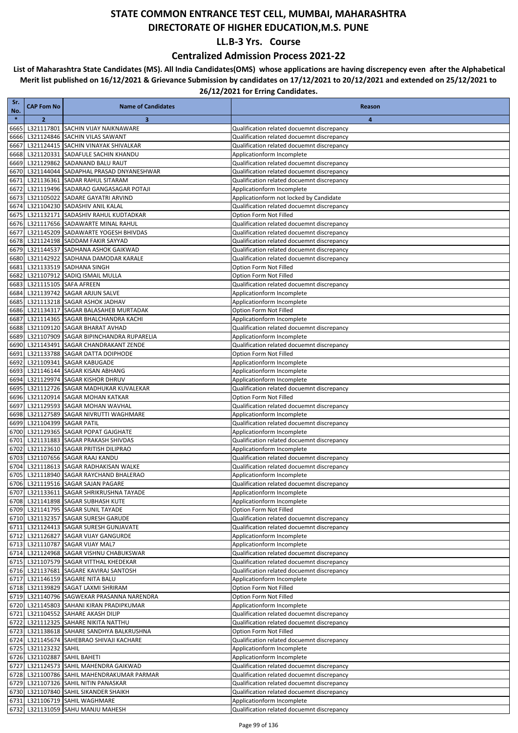# STATE COMMON ENTRANCE TEST CELL, MUMBAI, MAHARASHTRA

## DIRECTORATE OF HIGHER EDUCATION,M.S. PUNE

### LL.B-3 Yrs. Course

### Centralized Admission Process 2021-22

**List of Maharashtra State Candidates (MS). All India Candidates(OMS) whose applications are having discrepency even after the Alphabetical Merit list published on 16/12/2021 & Grievance Submission by candidates on 17/12/2021 to 20/12/2021 and extended on 25/12/2021 to 26/12/2021 for Erring Candidates.**

| Sr. No. | CAP Fom No | Name of Candidates | Reason |
|---|---|---|---|
| * | 2 | 3 | 4 |
| 6665 | L321117801 | SACHIN VIJAY NAIKNAWARE | Qualification related docuemnt discrepancy |
| 6666 | L321124846 | SACHIN VILAS SAWANT | Qualification related docuemnt discrepancy |
| 6667 | L321124415 | SACHIN VINAYAK SHIVALKAR | Qualification related docuemnt discrepancy |
| 6668 | L321120331 | SADAFULE SACHIN KHANDU | Applicationform Incomplete |
| 6669 | L321129862 | SADANAND BALU RAUT | Qualification related docuemnt discrepancy |
| 6670 | L321144044 | SADAPHAL PRASAD DNYANESHWAR | Qualification related docuemnt discrepancy |
| 6671 | L321136361 | SADAR RAHUL SITARAM | Qualification related docuemnt discrepancy |
| 6672 | L321119496 | SADARAO GANGASAGAR POTAJI | Applicationform Incomplete |
| 6673 | L321105022 | SADARE GAYATRI ARVIND | Applicationform not locked by Candidate |
| 6674 | L321104230 | SADASHIV ANIL KALAL | Qualification related docuemnt discrepancy |
| 6675 | L321132171 | SADASHIV RAHUL KUDTADKAR | Option Form Not Filled |
| 6676 | L321117656 | SADAWARTE MINAL RAHUL | Qualification related docuemnt discrepancy |
| 6677 | L321145209 | SADAWARTE YOGESH BHIVDAS | Qualification related docuemnt discrepancy |
| 6678 | L321124198 | SADDAM FAKIR SAYYAD | Qualification related docuemnt discrepancy |
| 6679 | L321144537 | SADHANA ASHOK GAIKWAD | Qualification related docuemnt discrepancy |
| 6680 | L321142922 | SADHANA DAMODAR KARALE | Qualification related docuemnt discrepancy |
| 6681 | L321133519 | SADHANA SINGH | Option Form Not Filled |
| 6682 | L321107912 | SADIQ ISMAIL MULLA | Option Form Not Filled |
| 6683 | L321115105 | SAFA AFREEN | Qualification related docuemnt discrepancy |
| 6684 | L321139742 | SAGAR ARJUN SALVE | Applicationform Incomplete |
| 6685 | L321113218 | SAGAR ASHOK JADHAV | Applicationform Incomplete |
| 6686 | L321134317 | SAGAR BALASAHEB MURTADAK | Option Form Not Filled |
| 6687 | L321114365 | SAGAR BHALCHANDRA KACHI | Applicationform Incomplete |
| 6688 | L321109120 | SAGAR BHARAT AVHAD | Qualification related docuemnt discrepancy |
| 6689 | L321107909 | SAGAR BIPINCHANDRA RUPARELIA | Applicationform Incomplete |
| 6690 | L321143491 | SAGAR CHANDRAKANT ZENDE | Qualification related docuemnt discrepancy |
| 6691 | L321133788 | SAGAR DATTA DOIPHODE | Option Form Not Filled |
| 6692 | L321109341 | SAGAR KABUGADE | Applicationform Incomplete |
| 6693 | L321146144 | SAGAR KISAN ABHANG | Applicationform Incomplete |
| 6694 | L321129974 | SAGAR KISHOR DHRUV | Applicationform Incomplete |
| 6695 | L321112726 | SAGAR MADHUKAR KUVALEKAR | Qualification related docuemnt discrepancy |
| 6696 | L321120914 | SAGAR MOHAN KATKAR | Option Form Not Filled |
| 6697 | L321129593 | SAGAR MOHAN WAVHAL | Qualification related docuemnt discrepancy |
| 6698 | L321127589 | SAGAR NIVRUTTI WAGHMARE | Applicationform Incomplete |
| 6699 | L321104399 | SAGAR PATIL | Qualification related docuemnt discrepancy |
| 6700 | L321129365 | SAGAR POPAT GAJGHATE | Applicationform Incomplete |
| 6701 | L321131883 | SAGAR PRAKASH SHIVDAS | Qualification related docuemnt discrepancy |
| 6702 | L321123610 | SAGAR PRITISH DILIPRAO | Applicationform Incomplete |
| 6703 | L321107656 | SAGAR RAAJ KANDU | Qualification related docuemnt discrepancy |
| 6704 | L321118613 | SAGAR RADHAKISAN WALKE | Qualification related docuemnt discrepancy |
| 6705 | L321118940 | SAGAR RAYCHAND BHALERAO | Applicationform Incomplete |
| 6706 | L321119516 | SAGAR SAJAN PAGARE | Qualification related docuemnt discrepancy |
| 6707 | L321133611 | SAGAR SHRIKRUSHNA TAYADE | Applicationform Incomplete |
| 6708 | L321141898 | SAGAR SUBHASH KUTE | Applicationform Incomplete |
| 6709 | L321141795 | SAGAR SUNIL TAYADE | Option Form Not Filled |
| 6710 | L321132357 | SAGAR SURESH GARUDE | Qualification related docuemnt discrepancy |
| 6711 | L321124413 | SAGAR SURESH GUNJAVATE | Qualification related docuemnt discrepancy |
| 6712 | L321126827 | SAGAR VIJAY GANGURDE | Applicationform Incomplete |
| 6713 | L321110787 | SAGAR VIJAY MAL7 | Applicationform Incomplete |
| 6714 | L321124968 | SAGAR VISHNU CHABUKSWAR | Qualification related docuemnt discrepancy |
| 6715 | L321107579 | SAGAR VITTHAL KHEDEKAR | Qualification related docuemnt discrepancy |
| 6716 | L321137681 | SAGARE KAVIRAJ SANTOSH | Qualification related docuemnt discrepancy |
| 6717 | L321146159 | SAGARE NITA BALU | Applicationform Incomplete |
| 6718 | L321139829 | SAGAT LAXMI SHRIRAM | Option Form Not Filled |
| 6719 | L321140796 | SAGWEKAR PRASANNA NARENDRA | Option Form Not Filled |
| 6720 | L321145803 | SAHANI KIRAN PRADIPKUMAR | Applicationform Incomplete |
| 6721 | L321104552 | SAHARE AKASH DILIP | Qualification related docuemnt discrepancy |
| 6722 | L321112325 | SAHARE NIKITA NATTHU | Qualification related docuemnt discrepancy |
| 6723 | L321138618 | SAHARE SANDHYA BALKRUSHNA | Option Form Not Filled |
| 6724 | L321145674 | SAHEBRAO SHIVAJI KACHARE | Qualification related docuemnt discrepancy |
| 6725 | L321123232 | SAHIL | Applicationform Incomplete |
| 6726 | L321102887 | SAHIL BAHETI | Applicationform Incomplete |
| 6727 | L321124573 | SAHIL MAHENDRA GAIKWAD | Qualification related docuemnt discrepancy |
| 6728 | L321100786 | SAHIL MAHENDRAKUMAR PARMAR | Qualification related docuemnt discrepancy |
| 6729 | L321107326 | SAHIL NITIN PANASKAR | Qualification related docuemnt discrepancy |
| 6730 | L321107840 | SAHIL SIKANDER SHAIKH | Qualification related docuemnt discrepancy |
| 6731 | L321106719 | SAHIL WAGHMARE | Applicationform Incomplete |
| 6732 | L321131059 | SAHU MANJU MAHESH | Qualification related docuemnt discrepancy |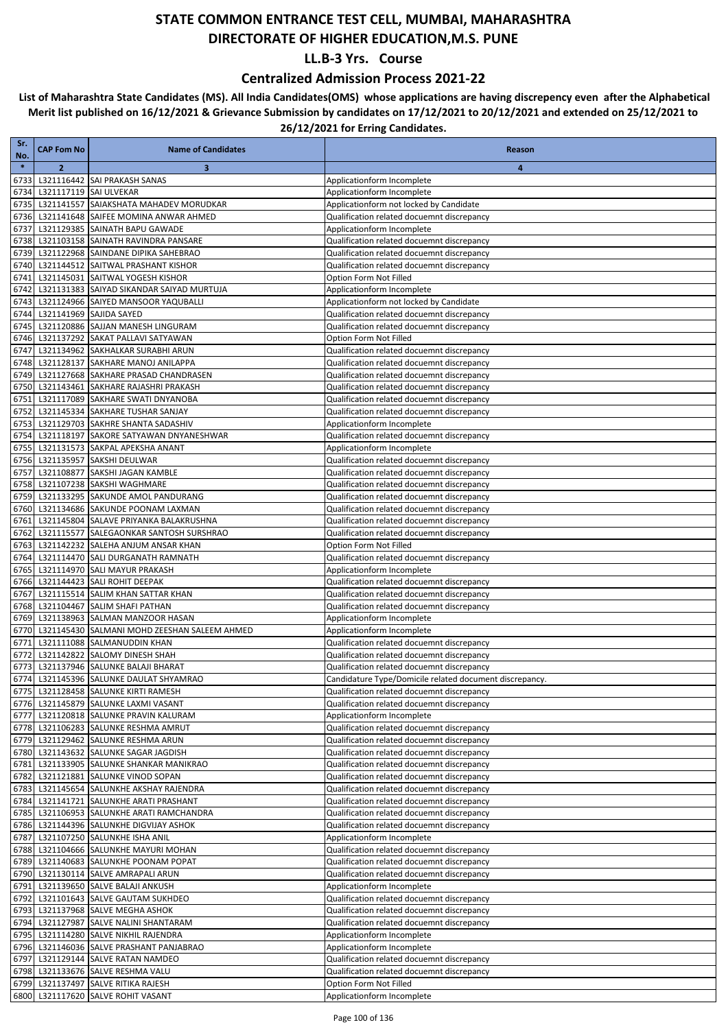# STATE COMMON ENTRANCE TEST CELL, MUMBAI, MAHARASHTRA

# DIRECTORATE OF HIGHER EDUCATION,M.S. PUNE

## LL.B-3 Yrs. Course

## Centralized Admission Process 2021-22

**List of Maharashtra State Candidates (MS). All India Candidates(OMS) whose applications are having discrepency even after the Alphabetical Merit list published on 16/12/2021 & Grievance Submission by candidates on 17/12/2021 to 20/12/2021 and extended on 25/12/2021 to 26/12/2021 for Erring Candidates.**

| Sr. No. | CAP Fom No | Name of Candidates | Reason |
|---|---|---|---|
| * | 2 | 3 | 4 |
| 6733 | L321116442 | SAI PRAKASH SANAS | Applicationform Incomplete |
| 6734 | L321117119 | SAI ULVEKAR | Applicationform Incomplete |
| 6735 | L321141557 | SAIAKSHATA MAHADEV MORUDKAR | Applicationform not locked by Candidate |
| 6736 | L321141648 | SAIFEE MOMINA ANWAR AHMED | Qualification related docuemnt discrepancy |
| 6737 | L321129385 | SAINATH BAPU GAWADE | Applicationform Incomplete |
| 6738 | L321103158 | SAINATH RAVINDRA PANSARE | Qualification related docuemnt discrepancy |
| 6739 | L321122968 | SAINDANE DIPIKA SAHEBRAO | Qualification related docuemnt discrepancy |
| 6740 | L321144512 | SAITWAL PRASHANT KISHOR | Qualification related docuemnt discrepancy |
| 6741 | L321145031 | SAITWAL YOGESH KISHOR | Option Form Not Filled |
| 6742 | L321131383 | SAIYAD SIKANDAR SAIYAD MURTUJA | Applicationform Incomplete |
| 6743 | L321124966 | SAIYED MANSOOR YAQUBALLI | Applicationform not locked by Candidate |
| 6744 | L321141969 | SAJIDA SAYED | Qualification related docuemnt discrepancy |
| 6745 | L321120886 | SAJJAN MANESH LINGURAM | Qualification related docuemnt discrepancy |
| 6746 | L321137292 | SAKAT PALLAVI SATYAWAN | Option Form Not Filled |
| 6747 | L321134962 | SAKHALKAR SURABHI ARUN | Qualification related docuemnt discrepancy |
| 6748 | L321128137 | SAKHARE MANOJ ANILAPPA | Qualification related docuemnt discrepancy |
| 6749 | L321127668 | SAKHARE PRASAD CHANDRASEN | Qualification related docuemnt discrepancy |
| 6750 | L321143461 | SAKHARE RAJASHRI PRAKASH | Qualification related docuemnt discrepancy |
| 6751 | L321117089 | SAKHARE SWATI DNYANOBA | Qualification related docuemnt discrepancy |
| 6752 | L321145334 | SAKHARE TUSHAR SANJAY | Qualification related docuemnt discrepancy |
| 6753 | L321129703 | SAKHRE SHANTA SADASHIV | Applicationform Incomplete |
| 6754 | L321118197 | SAKORE SATYAWAN DNYANESHWAR | Qualification related docuemnt discrepancy |
| 6755 | L321131573 | SAKPAL APEKSHA ANANT | Applicationform Incomplete |
| 6756 | L321135957 | SAKSHI DEULWAR | Qualification related docuemnt discrepancy |
| 6757 | L321108877 | SAKSHI JAGAN KAMBLE | Qualification related docuemnt discrepancy |
| 6758 | L321107238 | SAKSHI WAGHMARE | Qualification related docuemnt discrepancy |
| 6759 | L321133295 | SAKUNDE AMOL PANDURANG | Qualification related docuemnt discrepancy |
| 6760 | L321134686 | SAKUNDE POONAM LAXMAN | Qualification related docuemnt discrepancy |
| 6761 | L321145804 | SALAVE PRIYANKA BALAKRUSHNA | Qualification related docuemnt discrepancy |
| 6762 | L321115577 | SALEGAONKAR SANTOSH SURSHRAO | Qualification related docuemnt discrepancy |
| 6763 | L321142232 | SALEHA ANJUM ANSAR KHAN | Option Form Not Filled |
| 6764 | L321114470 | SALI DURGANATH RAMNATH | Qualification related docuemnt discrepancy |
| 6765 | L321114970 | SALI MAYUR PRAKASH | Applicationform Incomplete |
| 6766 | L321144423 | SALI ROHIT DEEPAK | Qualification related docuemnt discrepancy |
| 6767 | L321115514 | SALIM KHAN SATTAR KHAN | Qualification related docuemnt discrepancy |
| 6768 | L321104467 | SALIM SHAFI PATHAN | Qualification related docuemnt discrepancy |
| 6769 | L321138963 | SALMAN MANZOOR HASAN | Applicationform Incomplete |
| 6770 | L321145430 | SALMANI MOHD ZEESHAN SALEEM AHMED | Applicationform Incomplete |
| 6771 | L321111088 | SALMANUDDIN KHAN | Qualification related docuemnt discrepancy |
| 6772 | L321142822 | SALOMY DINESH SHAH | Qualification related docuemnt discrepancy |
| 6773 | L321137946 | SALUNKE BALAJI BHARAT | Qualification related docuemnt discrepancy |
| 6774 | L321145396 | SALUNKE DAULAT SHYAMRAO | Candidature Type/Domicile related document discrepancy. |
| 6775 | L321128458 | SALUNKE KIRTI RAMESH | Qualification related docuemnt discrepancy |
| 6776 | L321145879 | SALUNKE LAXMI VASANT | Qualification related docuemnt discrepancy |
| 6777 | L321120818 | SALUNKE PRAVIN KALURAM | Applicationform Incomplete |
| 6778 | L321106283 | SALUNKE RESHMA AMRUT | Qualification related docuemnt discrepancy |
| 6779 | L321129462 | SALUNKE RESHMA ARUN | Qualification related docuemnt discrepancy |
| 6780 | L321143632 | SALUNKE SAGAR JAGDISH | Qualification related docuemnt discrepancy |
| 6781 | L321133905 | SALUNKE SHANKAR MANIKRAO | Qualification related docuemnt discrepancy |
| 6782 | L321121881 | SALUNKE VINOD SOPAN | Qualification related docuemnt discrepancy |
| 6783 | L321145654 | SALUNKHE AKSHAY RAJENDRA | Qualification related docuemnt discrepancy |
| 6784 | L321141721 | SALUNKHE ARATI PRASHANT | Qualification related docuemnt discrepancy |
| 6785 | L321106953 | SALUNKHE ARATI RAMCHANDRA | Qualification related docuemnt discrepancy |
| 6786 | L321144396 | SALUNKHE DIGVIJAY ASHOK | Qualification related docuemnt discrepancy |
| 6787 | L321107250 | SALUNKHE ISHA ANIL | Applicationform Incomplete |
| 6788 | L321104666 | SALUNKHE MAYURI MOHAN | Qualification related docuemnt discrepancy |
| 6789 | L321140683 | SALUNKHE POONAM POPAT | Qualification related docuemnt discrepancy |
| 6790 | L321130114 | SALVE AMRAPALI ARUN | Qualification related docuemnt discrepancy |
| 6791 | L321139650 | SALVE BALAJI ANKUSH | Applicationform Incomplete |
| 6792 | L321101643 | SALVE GAUTAM SUKHDEO | Qualification related docuemnt discrepancy |
| 6793 | L321137968 | SALVE MEGHA ASHOK | Qualification related docuemnt discrepancy |
| 6794 | L321127987 | SALVE NALINI SHANTARAM | Qualification related docuemnt discrepancy |
| 6795 | L321114280 | SALVE NIKHIL RAJENDRA | Applicationform Incomplete |
| 6796 | L321146036 | SALVE PRASHANT PANJABRAO | Applicationform Incomplete |
| 6797 | L321129144 | SALVE RATAN NAMDEO | Qualification related docuemnt discrepancy |
| 6798 | L321133676 | SALVE RESHMA VALU | Qualification related docuemnt discrepancy |
| 6799 | L321137497 | SALVE RITIKA RAJESH | Option Form Not Filled |
| 6800 | L321117620 | SALVE ROHIT VASANT | Applicationform Incomplete |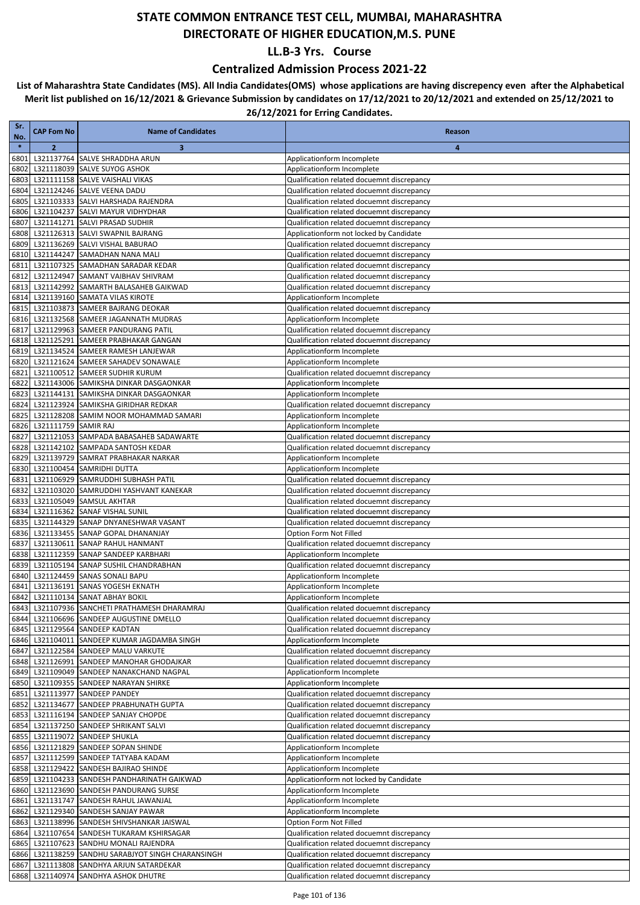# STATE COMMON ENTRANCE TEST CELL, MUMBAI, MAHARASHTRA
# DIRECTORATE OF HIGHER EDUCATION,M.S. PUNE
## LL.B-3 Yrs. Course
## Centralized Admission Process 2021-22

**List of Maharashtra State Candidates (MS). All India Candidates(OMS) whose applications are having discrepency even after the Alphabetical Merit list published on 16/12/2021 & Grievance Submission by candidates on 17/12/2021 to 20/12/2021 and extended on 25/12/2021 to 26/12/2021 for Erring Candidates.**

| Sr. No. | CAP Fom No | Name of Candidates | Reason |
|---|---|---|---|
| * | 2 | 3 | 4 |
| 6801 | L321137764 | SALVE SHRADDHA ARUN | Applicationform Incomplete |
| 6802 | L321118039 | SALVE SUYOG ASHOK | Applicationform Incomplete |
| 6803 | L321111158 | SALVE VAISHALI VIKAS | Qualification related docuemnt discrepancy |
| 6804 | L321124246 | SALVE VEENA DADU | Qualification related docuemnt discrepancy |
| 6805 | L321103333 | SALVI HARSHADA RAJENDRA | Qualification related docuemnt discrepancy |
| 6806 | L321104237 | SALVI MAYUR VIDHYDHAR | Qualification related docuemnt discrepancy |
| 6807 | L321141271 | SALVI PRASAD SUDHIR | Qualification related docuemnt discrepancy |
| 6808 | L321126313 | SALVI SWAPNIL BAJRANG | Applicationform not locked by Candidate |
| 6809 | L321136269 | SALVI VISHAL BABURAO | Qualification related docuemnt discrepancy |
| 6810 | L321144247 | SAMADHAN NANA MALI | Qualification related docuemnt discrepancy |
| 6811 | L321107325 | SAMADHAN SARADAR KEDAR | Qualification related docuemnt discrepancy |
| 6812 | L321124947 | SAMANT VAIBHAV SHIVRAM | Qualification related docuemnt discrepancy |
| 6813 | L321142992 | SAMARTH BALASAHEB GAIKWAD | Qualification related docuemnt discrepancy |
| 6814 | L321139160 | SAMATA VILAS KIROTE | Applicationform Incomplete |
| 6815 | L321103873 | SAMEER BAJRANG DEOKAR | Qualification related docuemnt discrepancy |
| 6816 | L321132568 | SAMEER JAGANNATH MUDRAS | Applicationform Incomplete |
| 6817 | L321129963 | SAMEER PANDURANG PATIL | Qualification related docuemnt discrepancy |
| 6818 | L321125291 | SAMEER PRABHAKAR GANGAN | Qualification related docuemnt discrepancy |
| 6819 | L321134524 | SAMEER RAMESH LANJEWAR | Applicationform Incomplete |
| 6820 | L321121624 | SAMEER SAHADEV SONAWALE | Applicationform Incomplete |
| 6821 | L321100512 | SAMEER SUDHIR KURUM | Qualification related docuemnt discrepancy |
| 6822 | L321143006 | SAMIKSHA DINKAR DASGAONKAR | Applicationform Incomplete |
| 6823 | L321144131 | SAMIKSHA DINKAR DASGAONKAR | Applicationform Incomplete |
| 6824 | L321123924 | SAMIKSHA GIRIDHAR REDKAR | Qualification related docuemnt discrepancy |
| 6825 | L321128208 | SAMIM NOOR MOHAMMAD SAMARI | Applicationform Incomplete |
| 6826 | L321111759 | SAMIR RAJ | Applicationform Incomplete |
| 6827 | L321121053 | SAMPADA BABASAHEB SADAWARTE | Qualification related docuemnt discrepancy |
| 6828 | L321142102 | SAMPADA SANTOSH KEDAR | Qualification related docuemnt discrepancy |
| 6829 | L321139729 | SAMRAT PRABHAKAR NARKAR | Applicationform Incomplete |
| 6830 | L321100454 | SAMRIDHI DUTTA | Applicationform Incomplete |
| 6831 | L321106929 | SAMRUDDHI SUBHASH PATIL | Qualification related docuemnt discrepancy |
| 6832 | L321103020 | SAMRUDDHI YASHVANT KANEKAR | Qualification related docuemnt discrepancy |
| 6833 | L321105049 | SAMSUL AKHTAR | Qualification related docuemnt discrepancy |
| 6834 | L321116362 | SANAF VISHAL SUNIL | Qualification related docuemnt discrepancy |
| 6835 | L321144329 | SANAP DNYANESHWAR VASANT | Qualification related docuemnt discrepancy |
| 6836 | L321133455 | SANAP GOPAL DHANANJAY | Option Form Not Filled |
| 6837 | L321130611 | SANAP RAHUL HANMANT | Qualification related docuemnt discrepancy |
| 6838 | L321112359 | SANAP SANDEEP KARBHARI | Applicationform Incomplete |
| 6839 | L321105194 | SANAP SUSHIL CHANDRABHAN | Qualification related docuemnt discrepancy |
| 6840 | L321124459 | SANAS SONALI BAPU | Applicationform Incomplete |
| 6841 | L321136191 | SANAS YOGESH EKNATH | Applicationform Incomplete |
| 6842 | L321110134 | SANAT ABHAY BOKIL | Applicationform Incomplete |
| 6843 | L321107936 | SANCHETI PRATHAMESH DHARAMRAJ | Qualification related docuemnt discrepancy |
| 6844 | L321106696 | SANDEEP AUGUSTINE DMELLO | Qualification related docuemnt discrepancy |
| 6845 | L321129564 | SANDEEP KADTAN | Qualification related docuemnt discrepancy |
| 6846 | L321104011 | SANDEEP KUMAR JAGDAMBA SINGH | Applicationform Incomplete |
| 6847 | L321122584 | SANDEEP MALU VARKUTE | Qualification related docuemnt discrepancy |
| 6848 | L321126991 | SANDEEP MANOHAR GHODAJKAR | Qualification related docuemnt discrepancy |
| 6849 | L321109049 | SANDEEP NANAKCHAND NAGPAL | Applicationform Incomplete |
| 6850 | L321109355 | SANDEEP NARAYAN SHIRKE | Applicationform Incomplete |
| 6851 | L321113977 | SANDEEP PANDEY | Qualification related docuemnt discrepancy |
| 6852 | L321134677 | SANDEEP PRABHUNATH GUPTA | Qualification related docuemnt discrepancy |
| 6853 | L321116194 | SANDEEP SANJAY CHOPDE | Qualification related docuemnt discrepancy |
| 6854 | L321137250 | SANDEEP SHRIKANT SALVI | Qualification related docuemnt discrepancy |
| 6855 | L321119072 | SANDEEP SHUKLA | Qualification related docuemnt discrepancy |
| 6856 | L321121829 | SANDEEP SOPAN SHINDE | Applicationform Incomplete |
| 6857 | L321112599 | SANDEEP TATYABA KADAM | Applicationform Incomplete |
| 6858 | L321129422 | SANDESH BAJIRAO SHINDE | Applicationform Incomplete |
| 6859 | L321104233 | SANDESH PANDHARINATH GAIKWAD | Applicationform not locked by Candidate |
| 6860 | L321123690 | SANDESH PANDURANG SURSE | Applicationform Incomplete |
| 6861 | L321131747 | SANDESH RAHUL JAWANJAL | Applicationform Incomplete |
| 6862 | L321129340 | SANDESH SANJAY PAWAR | Applicationform Incomplete |
| 6863 | L321138996 | SANDESH SHIVSHANKAR JAISWAL | Option Form Not Filled |
| 6864 | L321107654 | SANDESH TUKARAM KSHIRSAGAR | Qualification related docuemnt discrepancy |
| 6865 | L321107623 | SANDHU MONALI RAJENDRA | Qualification related docuemnt discrepancy |
| 6866 | L321138259 | SANDHU SARABJYOT SINGH CHARANSINGH | Qualification related docuemnt discrepancy |
| 6867 | L321113808 | SANDHYA ARJUN SATARDEKAR | Qualification related docuemnt discrepancy |
| 6868 | L321140974 | SANDHYA ASHOK DHUTRE | Qualification related docuemnt discrepancy |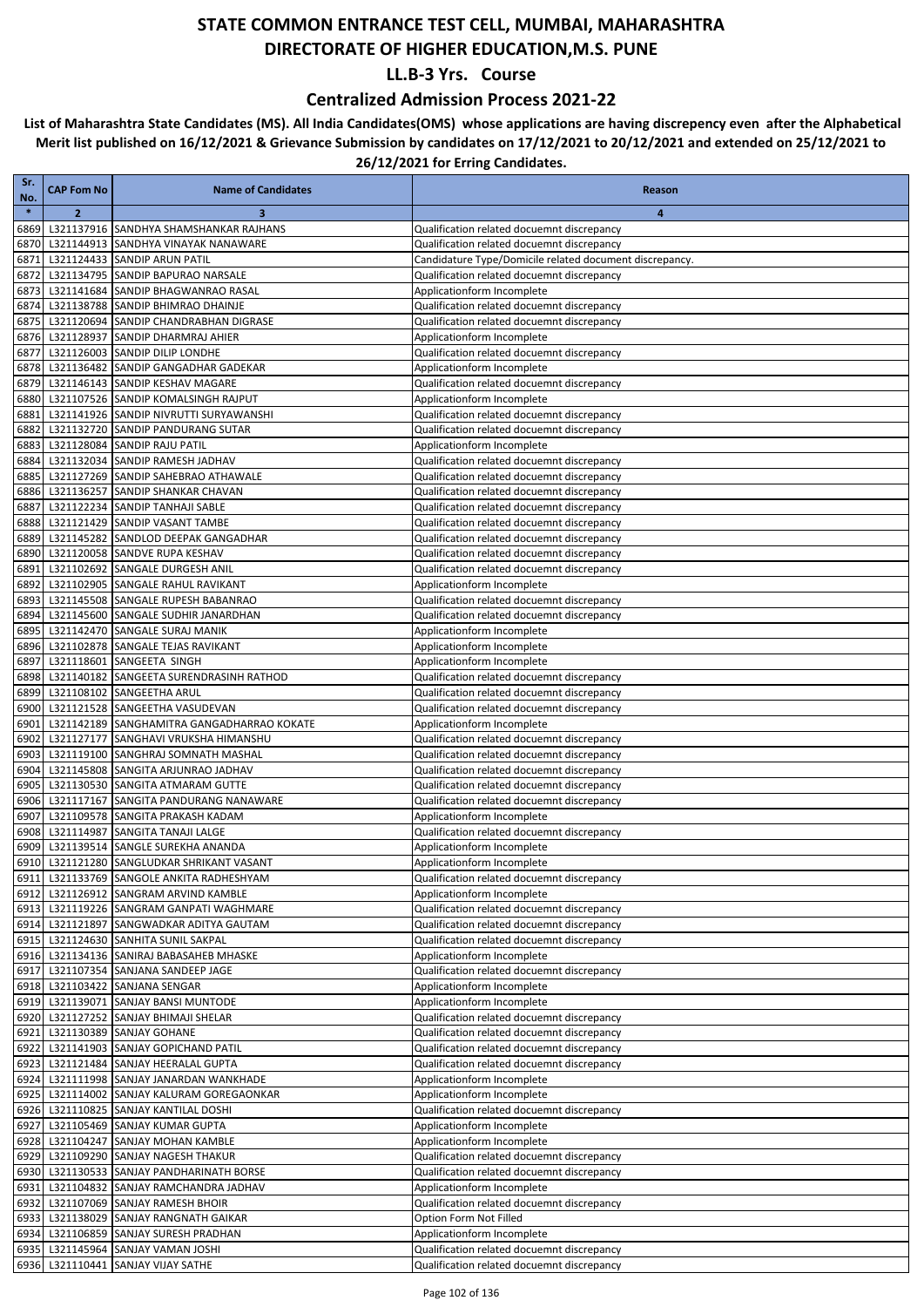# STATE COMMON ENTRANCE TEST CELL, MUMBAI, MAHARASHTRA

## DIRECTORATE OF HIGHER EDUCATION,M.S. PUNE

### LL.B-3 Yrs. Course

### Centralized Admission Process 2021-22

**List of Maharashtra State Candidates (MS). All India Candidates(OMS) whose applications are having discrepency even after the Alphabetical Merit list published on 16/12/2021 & Grievance Submission by candidates on 17/12/2021 to 20/12/2021 and extended on 25/12/2021 to 26/12/2021 for Erring Candidates.**

| Sr. No. | CAP Fom No | Name of Candidates | Reason |
|---|---|---|---|
| * | 2 | 3 | 4 |
| 6869 | L321137916 | SANDHYA SHAMSHANKAR RAJHANS | Qualification related docuemnt discrepancy |
| 6870 | L321144913 | SANDHYA VINAYAK NANAWARE | Qualification related docuemnt discrepancy |
| 6871 | L321124433 | SANDIP ARUN PATIL | Candidature Type/Domicile related document discrepancy. |
| 6872 | L321134795 | SANDIP BAPURAO NARSALE | Qualification related docuemnt discrepancy |
| 6873 | L321141684 | SANDIP BHAGWANRAO RASAL | Applicationform Incomplete |
| 6874 | L321138788 | SANDIP BHIMRAO DHAINJE | Qualification related docuemnt discrepancy |
| 6875 | L321120694 | SANDIP CHANDRABHAN DIGRASE | Qualification related docuemnt discrepancy |
| 6876 | L321128937 | SANDIP DHARMRAJ AHIER | Applicationform Incomplete |
| 6877 | L321126003 | SANDIP DILIP LONDHE | Qualification related docuemnt discrepancy |
| 6878 | L321136482 | SANDIP GANGADHAR GADEKAR | Applicationform Incomplete |
| 6879 | L321146143 | SANDIP KESHAV MAGARE | Qualification related docuemnt discrepancy |
| 6880 | L321107526 | SANDIP KOMALSINGH RAJPUT | Applicationform Incomplete |
| 6881 | L321141926 | SANDIP NIVRUTTI SURYAWANSHI | Qualification related docuemnt discrepancy |
| 6882 | L321132720 | SANDIP PANDURANG SUTAR | Qualification related docuemnt discrepancy |
| 6883 | L321128084 | SANDIP RAJU PATIL | Applicationform Incomplete |
| 6884 | L321132034 | SANDIP RAMESH JADHAV | Qualification related docuemnt discrepancy |
| 6885 | L321127269 | SANDIP SAHEBRAO ATHAWALE | Qualification related docuemnt discrepancy |
| 6886 | L321136257 | SANDIP SHANKAR CHAVAN | Qualification related docuemnt discrepancy |
| 6887 | L321122234 | SANDIP TANHAJI SABLE | Qualification related docuemnt discrepancy |
| 6888 | L321121429 | SANDIP VASANT TAMBE | Qualification related docuemnt discrepancy |
| 6889 | L321145282 | SANDLOD DEEPAK GANGADHAR | Qualification related docuemnt discrepancy |
| 6890 | L321120058 | SANDVE RUPA KESHAV | Qualification related docuemnt discrepancy |
| 6891 | L321102692 | SANGALE DURGESH ANIL | Qualification related docuemnt discrepancy |
| 6892 | L321102905 | SANGALE RAHUL RAVIKANT | Applicationform Incomplete |
| 6893 | L321145508 | SANGALE RUPESH BABANRAO | Qualification related docuemnt discrepancy |
| 6894 | L321145600 | SANGALE SUDHIR JANARDHAN | Qualification related docuemnt discrepancy |
| 6895 | L321142470 | SANGALE SURAJ MANIK | Applicationform Incomplete |
| 6896 | L321102878 | SANGALE TEJAS RAVIKANT | Applicationform Incomplete |
| 6897 | L321118601 | SANGEETA SINGH | Applicationform Incomplete |
| 6898 | L321140182 | SANGEETA SURENDRASINH RATHOD | Qualification related docuemnt discrepancy |
| 6899 | L321108102 | SANGEETHA ARUL | Qualification related docuemnt discrepancy |
| 6900 | L321121528 | SANGEETHA VASUDEVAN | Qualification related docuemnt discrepancy |
| 6901 | L321142189 | SANGHAMITRA GANGADHARRAO KOKATE | Applicationform Incomplete |
| 6902 | L321127177 | SANGHAVI VRUKSHA HIMANSHU | Qualification related docuemnt discrepancy |
| 6903 | L321119100 | SANGHRAJ SOMNATH MASHAL | Qualification related docuemnt discrepancy |
| 6904 | L321145808 | SANGITA ARJUNRAO JADHAV | Qualification related docuemnt discrepancy |
| 6905 | L321130530 | SANGITA ATMARAM GUTTE | Qualification related docuemnt discrepancy |
| 6906 | L321117167 | SANGITA PANDURANG NANAWARE | Qualification related docuemnt discrepancy |
| 6907 | L321109578 | SANGITA PRAKASH KADAM | Applicationform Incomplete |
| 6908 | L321114987 | SANGITA TANAJI LALGE | Qualification related docuemnt discrepancy |
| 6909 | L321139514 | SANGLE SUREKHA ANANDA | Applicationform Incomplete |
| 6910 | L321121280 | SANGLUDKAR SHRIKANT VASANT | Applicationform Incomplete |
| 6911 | L321133769 | SANGOLE ANKITA RADHESHYAM | Qualification related docuemnt discrepancy |
| 6912 | L321126912 | SANGRAM ARVIND KAMBLE | Applicationform Incomplete |
| 6913 | L321119226 | SANGRAM GANPATI WAGHMARE | Qualification related docuemnt discrepancy |
| 6914 | L321121897 | SANGWADKAR ADITYA GAUTAM | Qualification related docuemnt discrepancy |
| 6915 | L321124630 | SANHITA SUNIL SAKPAL | Qualification related docuemnt discrepancy |
| 6916 | L321134136 | SANIRAJ BABASAHEB MHASKE | Applicationform Incomplete |
| 6917 | L321107354 | SANJANA SANDEEP JAGE | Qualification related docuemnt discrepancy |
| 6918 | L321103422 | SANJANA SENGAR | Applicationform Incomplete |
| 6919 | L321139071 | SANJAY BANSI MUNTODE | Applicationform Incomplete |
| 6920 | L321127252 | SANJAY BHIMAJI SHELAR | Qualification related docuemnt discrepancy |
| 6921 | L321130389 | SANJAY GOHANE | Qualification related docuemnt discrepancy |
| 6922 | L321141903 | SANJAY GOPICHAND PATIL | Qualification related docuemnt discrepancy |
| 6923 | L321121484 | SANJAY HEERALAL GUPTA | Qualification related docuemnt discrepancy |
| 6924 | L321111998 | SANJAY JANARDAN WANKHADE | Applicationform Incomplete |
| 6925 | L321114002 | SANJAY KALURAM GOREGAONKAR | Applicationform Incomplete |
| 6926 | L321110825 | SANJAY KANTILAL DOSHI | Qualification related docuemnt discrepancy |
| 6927 | L321105469 | SANJAY KUMAR GUPTA | Applicationform Incomplete |
| 6928 | L321104247 | SANJAY MOHAN KAMBLE | Applicationform Incomplete |
| 6929 | L321109290 | SANJAY NAGESH THAKUR | Qualification related docuemnt discrepancy |
| 6930 | L321130533 | SANJAY PANDHARINATH BORSE | Qualification related docuemnt discrepancy |
| 6931 | L321104832 | SANJAY RAMCHANDRA JADHAV | Applicationform Incomplete |
| 6932 | L321107069 | SANJAY RAMESH BHOIR | Qualification related docuemnt discrepancy |
| 6933 | L321138029 | SANJAY RANGNATH GAIKAR | Option Form Not Filled |
| 6934 | L321106859 | SANJAY SURESH PRADHAN | Applicationform Incomplete |
| 6935 | L321145964 | SANJAY VAMAN JOSHI | Qualification related docuemnt discrepancy |
| 6936 | L321110441 | SANJAY VIJAY SATHE | Qualification related docuemnt discrepancy |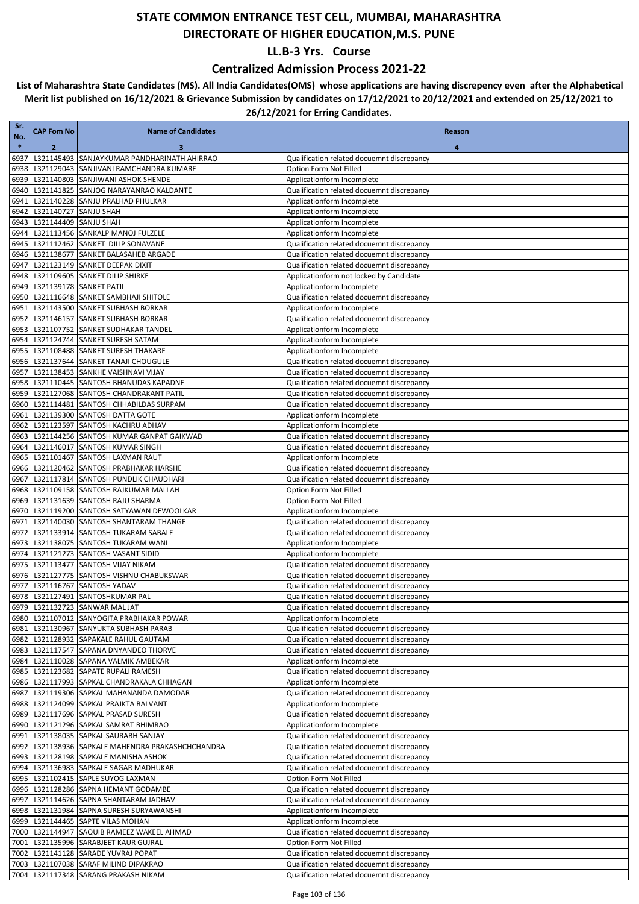# STATE COMMON ENTRANCE TEST CELL, MUMBAI, MAHARASHTRA
# DIRECTORATE OF HIGHER EDUCATION,M.S. PUNE
## LL.B-3 Yrs. Course
## Centralized Admission Process 2021-22

**List of Maharashtra State Candidates (MS). All India Candidates(OMS) whose applications are having discrepency even after the Alphabetical Merit list published on 16/12/2021 & Grievance Submission by candidates on 17/12/2021 to 20/12/2021 and extended on 25/12/2021 to 26/12/2021 for Erring Candidates.**

| Sr. No. | CAP Fom No | Name of Candidates | Reason |
|---|---|---|---|
| * | 2 | 3 | 4 |
| 6937 | L321145493 | SANJAYKUMAR PANDHARINATH AHIRRAO | Qualification related docuemnt discrepancy |
| 6938 | L321129043 | SANJIVANI RAMCHANDRA KUMARE | Option Form Not Filled |
| 6939 | L321140803 | SANJIWANI ASHOK SHENDE | Applicationform Incomplete |
| 6940 | L321141825 | SANJOG NARAYANRAO KALDANTE | Qualification related docuemnt discrepancy |
| 6941 | L321140228 | SANJU PRALHAD PHULKAR | Applicationform Incomplete |
| 6942 | L321140727 | SANJU SHAH | Applicationform Incomplete |
| 6943 | L321144409 | SANJU SHAH | Applicationform Incomplete |
| 6944 | L321113456 | SANKALP MANOJ FULZELE | Applicationform Incomplete |
| 6945 | L321112462 | SANKET DILIP SONAVANE | Qualification related docuemnt discrepancy |
| 6946 | L321138677 | SANKET BALASAHEB ARGADE | Qualification related docuemnt discrepancy |
| 6947 | L321123149 | SANKET DEEPAK DIXIT | Qualification related docuemnt discrepancy |
| 6948 | L321109605 | SANKET DILIP SHIRKE | Applicationform not locked by Candidate |
| 6949 | L321139178 | SANKET PATIL | Applicationform Incomplete |
| 6950 | L321116648 | SANKET SAMBHAJI SHITOLE | Qualification related docuemnt discrepancy |
| 6951 | L321143500 | SANKET SUBHASH BORKAR | Applicationform Incomplete |
| 6952 | L321146157 | SANKET SUBHASH BORKAR | Qualification related docuemnt discrepancy |
| 6953 | L321107752 | SANKET SUDHAKAR TANDEL | Applicationform Incomplete |
| 6954 | L321124744 | SANKET SURESH SATAM | Applicationform Incomplete |
| 6955 | L321108488 | SANKET SURESH THAKARE | Applicationform Incomplete |
| 6956 | L321137644 | SANKET TANAJI CHOUGULE | Qualification related docuemnt discrepancy |
| 6957 | L321138453 | SANKHE VAISHNAVI VIJAY | Qualification related docuemnt discrepancy |
| 6958 | L321110445 | SANTOSH BHANUDAS KAPADNE | Qualification related docuemnt discrepancy |
| 6959 | L321127068 | SANTOSH CHANDRAKANT PATIL | Qualification related docuemnt discrepancy |
| 6960 | L321114481 | SANTOSH CHHABILDAS SURPAM | Qualification related docuemnt discrepancy |
| 6961 | L321139300 | SANTOSH DATTA GOTE | Applicationform Incomplete |
| 6962 | L321123597 | SANTOSH KACHRU ADHAV | Applicationform Incomplete |
| 6963 | L321144256 | SANTOSH KUMAR GANPAT GAIKWAD | Qualification related docuemnt discrepancy |
| 6964 | L321146017 | SANTOSH KUMAR SINGH | Qualification related docuemnt discrepancy |
| 6965 | L321101467 | SANTOSH LAXMAN RAUT | Applicationform Incomplete |
| 6966 | L321120462 | SANTOSH PRABHAKAR HARSHE | Qualification related docuemnt discrepancy |
| 6967 | L321117814 | SANTOSH PUNDLIK CHAUDHARI | Qualification related docuemnt discrepancy |
| 6968 | L321109158 | SANTOSH RAJKUMAR MALLAH | Option Form Not Filled |
| 6969 | L321131639 | SANTOSH RAJU SHARMA | Option Form Not Filled |
| 6970 | L321119200 | SANTOSH SATYAWAN DEWOOLKAR | Applicationform Incomplete |
| 6971 | L321140030 | SANTOSH SHANTARAM THANGE | Qualification related docuemnt discrepancy |
| 6972 | L321133914 | SANTOSH TUKARAM SABALE | Qualification related docuemnt discrepancy |
| 6973 | L321138075 | SANTOSH TUKARAM WANI | Applicationform Incomplete |
| 6974 | L321121273 | SANTOSH VASANT SIDID | Applicationform Incomplete |
| 6975 | L321113477 | SANTOSH VIJAY NIKAM | Qualification related docuemnt discrepancy |
| 6976 | L321127775 | SANTOSH VISHNU CHABUKSWAR | Qualification related docuemnt discrepancy |
| 6977 | L321116767 | SANTOSH YADAV | Qualification related docuemnt discrepancy |
| 6978 | L321127491 | SANTOSHKUMAR PAL | Qualification related docuemnt discrepancy |
| 6979 | L321132723 | SANWAR MAL JAT | Qualification related docuemnt discrepancy |
| 6980 | L321107012 | SANYOGITA PRABHAKAR POWAR | Applicationform Incomplete |
| 6981 | L321130967 | SANYUKTA SUBHASH PARAB | Qualification related docuemnt discrepancy |
| 6982 | L321128932 | SAPAKALE RAHUL GAUTAM | Qualification related docuemnt discrepancy |
| 6983 | L321117547 | SAPANA DNYANDEO THORVE | Qualification related docuemnt discrepancy |
| 6984 | L321110028 | SAPANA VALMIK AMBEKAR | Applicationform Incomplete |
| 6985 | L321123682 | SAPATE RUPALI RAMESH | Qualification related docuemnt discrepancy |
| 6986 | L321117993 | SAPKAL CHANDRAKALA CHHAGAN | Applicationform Incomplete |
| 6987 | L321119306 | SAPKAL MAHANANDA DAMODAR | Qualification related docuemnt discrepancy |
| 6988 | L321124099 | SAPKAL PRAJKTA BALVANT | Applicationform Incomplete |
| 6989 | L321117696 | SAPKAL PRASAD SURESH | Qualification related docuemnt discrepancy |
| 6990 | L321121296 | SAPKAL SAMRAT BHIMRAO | Applicationform Incomplete |
| 6991 | L321138035 | SAPKAL SAURABH SANJAY | Qualification related docuemnt discrepancy |
| 6992 | L321138936 | SAPKALE MAHENDRA PRAKASHCHCHANDRA | Qualification related docuemnt discrepancy |
| 6993 | L321128198 | SAPKALE MANISHA ASHOK | Qualification related docuemnt discrepancy |
| 6994 | L321136983 | SAPKALE SAGAR MADHUKAR | Qualification related docuemnt discrepancy |
| 6995 | L321102415 | SAPLE SUYOG LAXMAN | Option Form Not Filled |
| 6996 | L321128286 | SAPNA HEMANT GODAMBE | Qualification related docuemnt discrepancy |
| 6997 | L321114626 | SAPNA SHANTARAM JADHAV | Qualification related docuemnt discrepancy |
| 6998 | L321131984 | SAPNA SURESH SURYAWANSHI | Applicationform Incomplete |
| 6999 | L321144465 | SAPTE VILAS MOHAN | Applicationform Incomplete |
| 7000 | L321144947 | SAQUIB RAMEEZ WAKEEL AHMAD | Qualification related docuemnt discrepancy |
| 7001 | L321135996 | SARABJEET KAUR GUJRAL | Option Form Not Filled |
| 7002 | L321141128 | SARADE YUVRAJ POPAT | Qualification related docuemnt discrepancy |
| 7003 | L321107038 | SARAF MILIND DIPAKRAO | Qualification related docuemnt discrepancy |
| 7004 | L321117348 | SARANG PRAKASH NIKAM | Qualification related docuemnt discrepancy |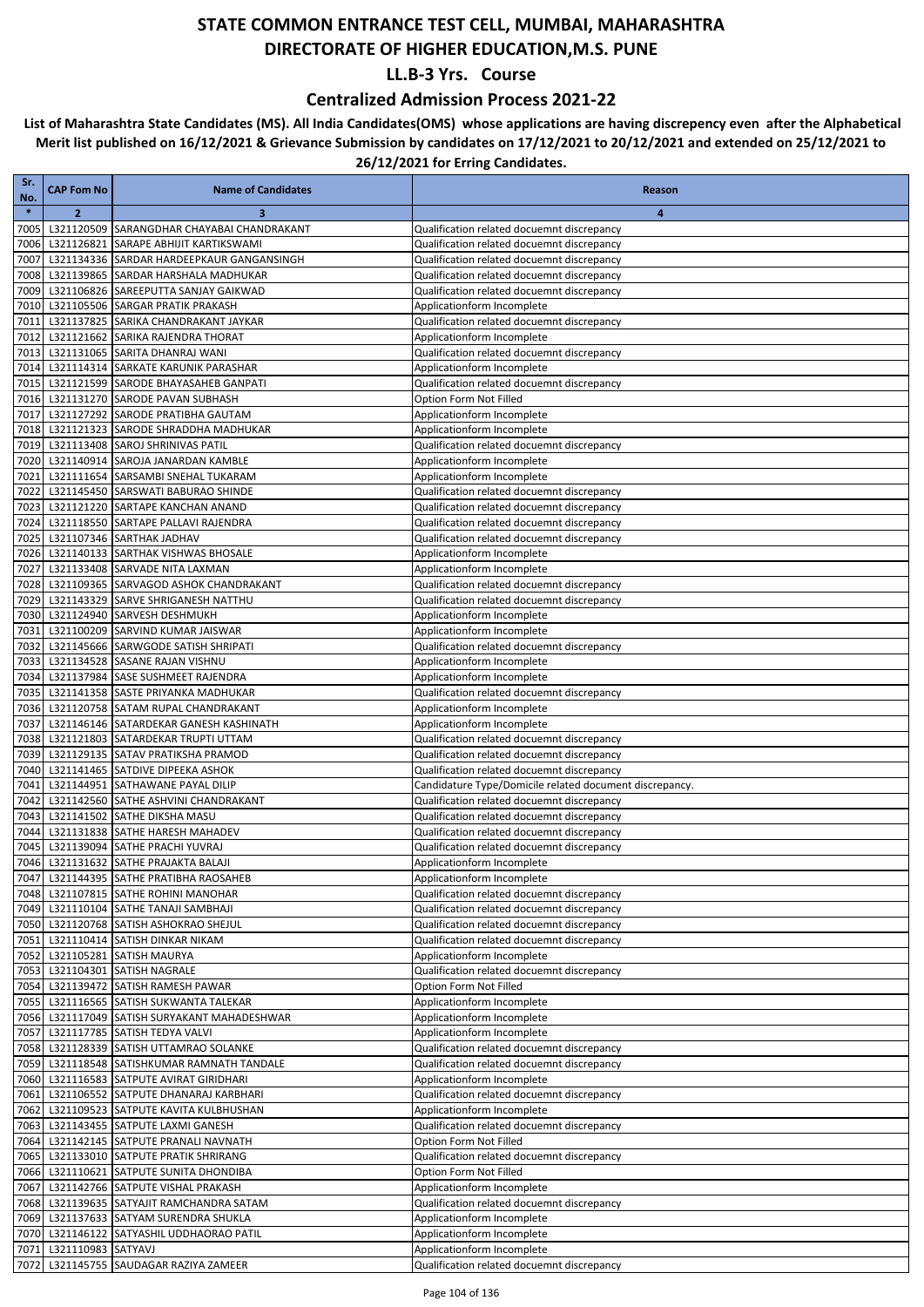# STATE COMMON ENTRANCE TEST CELL, MUMBAI, MAHARASHTRA

# DIRECTORATE OF HIGHER EDUCATION,M.S. PUNE

## LL.B-3 Yrs. Course

## Centralized Admission Process 2021-22

**List of Maharashtra State Candidates (MS). All India Candidates(OMS) whose applications are having discrepency even after the Alphabetical Merit list published on 16/12/2021 & Grievance Submission by candidates on 17/12/2021 to 20/12/2021 and extended on 25/12/2021 to 26/12/2021 for Erring Candidates.**

| Sr. No. | CAP Fom No | Name of Candidates | Reason |
|---|---|---|---|
| * | 2 | 3 | 4 |
| 7005 | L321120509 | SARANGDHAR CHAYABAI CHANDRAKANT | Qualification related docuemnt discrepancy |
| 7006 | L321126821 | SARAPE ABHIJIT KARTIKSWAMI | Qualification related docuemnt discrepancy |
| 7007 | L321134336 | SARDAR HARDEEPKAUR GANGANSINGH | Qualification related docuemnt discrepancy |
| 7008 | L321139865 | SARDAR HARSHALA MADHUKAR | Qualification related docuemnt discrepancy |
| 7009 | L321106826 | SAREEPUTTA SANJAY GAIKWAD | Qualification related docuemnt discrepancy |
| 7010 | L321105506 | SARGAR PRATIK PRAKASH | Applicationform Incomplete |
| 7011 | L321137825 | SARIKA CHANDRAKANT JAYKAR | Qualification related docuemnt discrepancy |
| 7012 | L321121662 | SARIKA RAJENDRA THORAT | Applicationform Incomplete |
| 7013 | L321131065 | SARITA DHANRAJ WANI | Qualification related docuemnt discrepancy |
| 7014 | L321114314 | SARKATE KARUNIK PARASHAR | Applicationform Incomplete |
| 7015 | L321121599 | SARODE BHAYASAHEB GANPATI | Qualification related docuemnt discrepancy |
| 7016 | L321131270 | SARODE PAVAN SUBHASH | Option Form Not Filled |
| 7017 | L321127292 | SARODE PRATIBHA GAUTAM | Applicationform Incomplete |
| 7018 | L321121323 | SARODE SHRADDHA MADHUKAR | Applicationform Incomplete |
| 7019 | L321113408 | SAROJ SHRINIVAS PATIL | Qualification related docuemnt discrepancy |
| 7020 | L321140914 | SAROJA JANARDAN KAMBLE | Applicationform Incomplete |
| 7021 | L321111654 | SARSAMBI SNEHAL TUKARAM | Applicationform Incomplete |
| 7022 | L321145450 | SARSWATI BABURAO SHINDE | Qualification related docuemnt discrepancy |
| 7023 | L321121220 | SARTAPE KANCHAN ANAND | Qualification related docuemnt discrepancy |
| 7024 | L321118550 | SARTAPE PALLAVI RAJENDRA | Qualification related docuemnt discrepancy |
| 7025 | L321107346 | SARTHAK JADHAV | Qualification related docuemnt discrepancy |
| 7026 | L321140133 | SARTHAK VISHWAS BHOSALE | Applicationform Incomplete |
| 7027 | L321133408 | SARVADE NITA LAXMAN | Applicationform Incomplete |
| 7028 | L321109365 | SARVAGOD ASHOK CHANDRAKANT | Qualification related docuemnt discrepancy |
| 7029 | L321143329 | SARVE SHRIGANESH NATTHU | Qualification related docuemnt discrepancy |
| 7030 | L321124940 | SARVESH DESHMUKH | Applicationform Incomplete |
| 7031 | L321100209 | SARVIND KUMAR JAISWAR | Applicationform Incomplete |
| 7032 | L321145666 | SARWGODE SATISH SHRIPATI | Qualification related docuemnt discrepancy |
| 7033 | L321134528 | SASANE RAJAN VISHNU | Applicationform Incomplete |
| 7034 | L321137984 | SASE SUSHMEET RAJENDRA | Applicationform Incomplete |
| 7035 | L321141358 | SASTE PRIYANKA MADHUKAR | Qualification related docuemnt discrepancy |
| 7036 | L321120758 | SATAM RUPAL CHANDRAKANT | Applicationform Incomplete |
| 7037 | L321146146 | SATARDEKAR GANESH KASHINATH | Applicationform Incomplete |
| 7038 | L321121803 | SATARDEKAR TRUPTI UTTAM | Qualification related docuemnt discrepancy |
| 7039 | L321129135 | SATAV PRATIKSHA PRAMOD | Qualification related docuemnt discrepancy |
| 7040 | L321141465 | SATDIVE DIPEEKA ASHOK | Qualification related docuemnt discrepancy |
| 7041 | L321144951 | SATHAWANE PAYAL DILIP | Candidature Type/Domicile related document discrepancy. |
| 7042 | L321142560 | SATHE ASHVINI CHANDRAKANT | Qualification related docuemnt discrepancy |
| 7043 | L321141502 | SATHE DIKSHA MASU | Qualification related docuemnt discrepancy |
| 7044 | L321131838 | SATHE HARESH MAHADEV | Qualification related docuemnt discrepancy |
| 7045 | L321139094 | SATHE PRACHI YUVRAJ | Qualification related docuemnt discrepancy |
| 7046 | L321131632 | SATHE PRAJAKTA BALAJI | Applicationform Incomplete |
| 7047 | L321144395 | SATHE PRATIBHA RAOSAHEB | Applicationform Incomplete |
| 7048 | L321107815 | SATHE ROHINI MANOHAR | Qualification related docuemnt discrepancy |
| 7049 | L321110104 | SATHE TANAJI SAMBHAJI | Qualification related docuemnt discrepancy |
| 7050 | L321120768 | SATISH ASHOKRAO SHEJUL | Qualification related docuemnt discrepancy |
| 7051 | L321110414 | SATISH DINKAR NIKAM | Qualification related docuemnt discrepancy |
| 7052 | L321105281 | SATISH MAURYA | Applicationform Incomplete |
| 7053 | L321104301 | SATISH NAGRALE | Qualification related docuemnt discrepancy |
| 7054 | L321139472 | SATISH RAMESH PAWAR | Option Form Not Filled |
| 7055 | L321116565 | SATISH SUKWANTA TALEKAR | Applicationform Incomplete |
| 7056 | L321117049 | SATISH SURYAKANT MAHADESHWAR | Applicationform Incomplete |
| 7057 | L321117785 | SATISH TEDYA VALVI | Applicationform Incomplete |
| 7058 | L321128339 | SATISH UTTAMRAO SOLANKE | Qualification related docuemnt discrepancy |
| 7059 | L321118548 | SATISHKUMAR RAMNATH TANDALE | Qualification related docuemnt discrepancy |
| 7060 | L321116583 | SATPUTE AVIRAT GIRIDHARI | Applicationform Incomplete |
| 7061 | L321106552 | SATPUTE DHANARAJ KARBHARI | Qualification related docuemnt discrepancy |
| 7062 | L321109523 | SATPUTE KAVITA KULBHUSHAN | Applicationform Incomplete |
| 7063 | L321143455 | SATPUTE LAXMI GANESH | Qualification related docuemnt discrepancy |
| 7064 | L321142145 | SATPUTE PRANALI NAVNATH | Option Form Not Filled |
| 7065 | L321133010 | SATPUTE PRATIK SHRIRANG | Qualification related docuemnt discrepancy |
| 7066 | L321110621 | SATPUTE SUNITA DHONDIBA | Option Form Not Filled |
| 7067 | L321142766 | SATPUTE VISHAL PRAKASH | Applicationform Incomplete |
| 7068 | L321139635 | SATYAJIT RAMCHANDRA SATAM | Qualification related docuemnt discrepancy |
| 7069 | L321137633 | SATYAM SURENDRA SHUKLA | Applicationform Incomplete |
| 7070 | L321146122 | SATYASHIL UDDHAORAO PATIL | Applicationform Incomplete |
| 7071 | L321110983 | SATYAVJ | Applicationform Incomplete |
| 7072 | L321145755 | SAUDAGAR RAZIYA ZAMEER | Qualification related docuemnt discrepancy |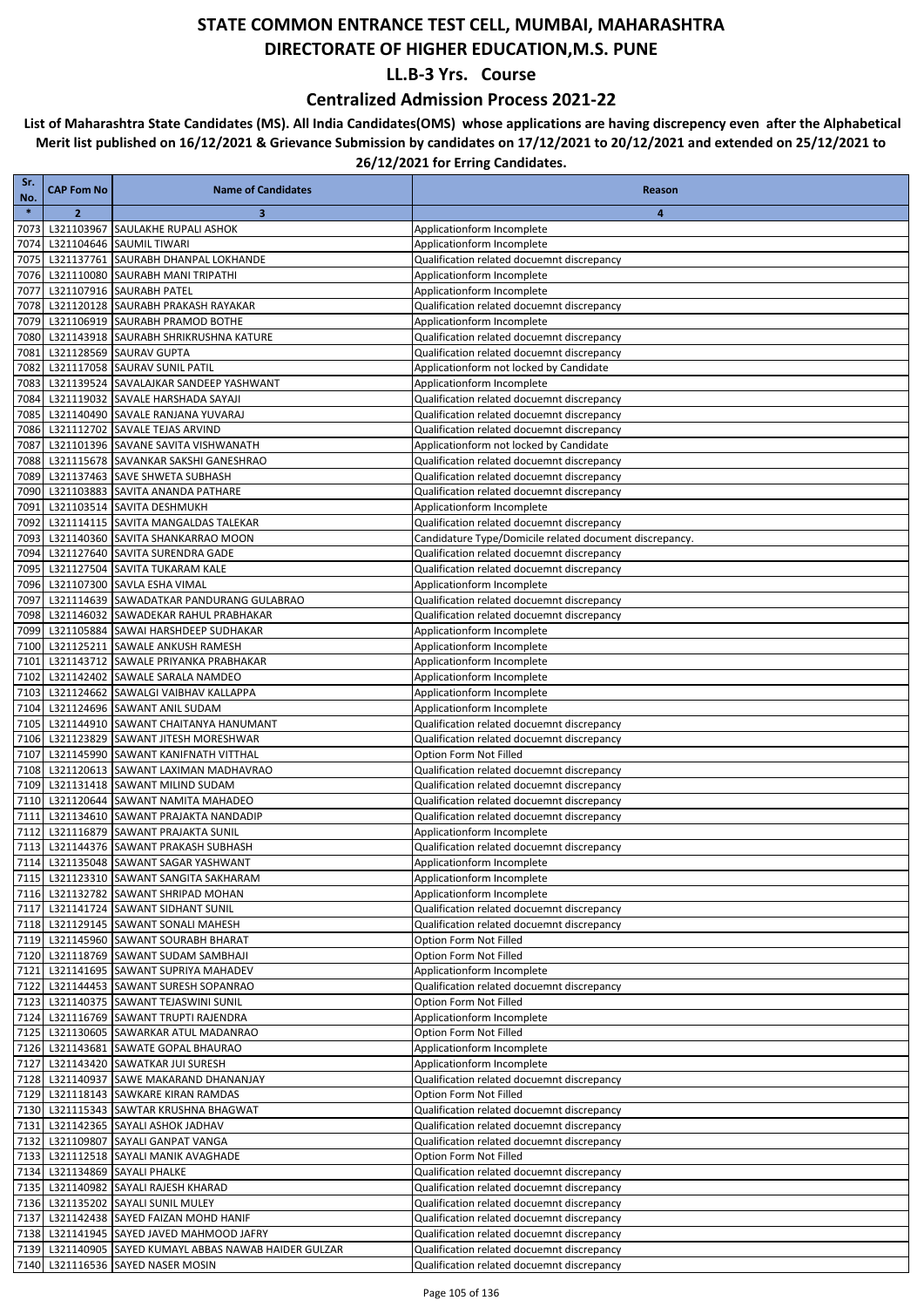# STATE COMMON ENTRANCE TEST CELL, MUMBAI, MAHARASHTRA

# DIRECTORATE OF HIGHER EDUCATION,M.S. PUNE

## LL.B-3 Yrs. Course

## Centralized Admission Process 2021-22

**List of Maharashtra State Candidates (MS). All India Candidates(OMS) whose applications are having discrepency even after the Alphabetical Merit list published on 16/12/2021 & Grievance Submission by candidates on 17/12/2021 to 20/12/2021 and extended on 25/12/2021 to 26/12/2021 for Erring Candidates.**

| Sr. No. | CAP Fom No | Name of Candidates | Reason |
|---|---|---|---|
| * | 2 | 3 | 4 |
| 7073 | L321103967 | SAULAKHE RUPALI ASHOK | Applicationform Incomplete |
| 7074 | L321104646 | SAUMIL TIWARI | Applicationform Incomplete |
| 7075 | L321137761 | SAURABH DHANPAL LOKHANDE | Qualification related docuemnt discrepancy |
| 7076 | L321110080 | SAURABH MANI TRIPATHI | Applicationform Incomplete |
| 7077 | L321107916 | SAURABH PATEL | Applicationform Incomplete |
| 7078 | L321120128 | SAURABH PRAKASH RAYAKAR | Qualification related docuemnt discrepancy |
| 7079 | L321106919 | SAURABH PRAMOD BOTHE | Applicationform Incomplete |
| 7080 | L321143918 | SAURABH SHRIKRUSHNA KATURE | Qualification related docuemnt discrepancy |
| 7081 | L321128569 | SAURAV GUPTA | Qualification related docuemnt discrepancy |
| 7082 | L321117058 | SAURAV SUNIL PATIL | Applicationform not locked by Candidate |
| 7083 | L321139524 | SAVALAJKAR SANDEEP YASHWANT | Applicationform Incomplete |
| 7084 | L321119032 | SAVALE HARSHADA SAYAJI | Qualification related docuemnt discrepancy |
| 7085 | L321140490 | SAVALE RANJANA YUVARAJ | Qualification related docuemnt discrepancy |
| 7086 | L321112702 | SAVALE TEJAS ARVIND | Qualification related docuemnt discrepancy |
| 7087 | L321101396 | SAVANE SAVITA VISHWANATH | Applicationform not locked by Candidate |
| 7088 | L321115678 | SAVANKAR SAKSHI GANESHRAO | Qualification related docuemnt discrepancy |
| 7089 | L321137463 | SAVE SHWETA SUBHASH | Qualification related docuemnt discrepancy |
| 7090 | L321103883 | SAVITA ANANDA PATHARE | Qualification related docuemnt discrepancy |
| 7091 | L321103514 | SAVITA DESHMUKH | Applicationform Incomplete |
| 7092 | L321114115 | SAVITA MANGALDAS TALEKAR | Qualification related docuemnt discrepancy |
| 7093 | L321140360 | SAVITA SHANKARRAO MOON | Candidature Type/Domicile related document discrepancy. |
| 7094 | L321127640 | SAVITA SURENDRA GADE | Qualification related docuemnt discrepancy |
| 7095 | L321127504 | SAVITA TUKARAM KALE | Qualification related docuemnt discrepancy |
| 7096 | L321107300 | SAVLA ESHA VIMAL | Applicationform Incomplete |
| 7097 | L321114639 | SAWADATKAR PANDURANG GULABRAO | Qualification related docuemnt discrepancy |
| 7098 | L321146032 | SAWADEKAR RAHUL PRABHAKAR | Qualification related docuemnt discrepancy |
| 7099 | L321105884 | SAWAI HARSHDEEP SUDHAKAR | Applicationform Incomplete |
| 7100 | L321125211 | SAWALE ANKUSH RAMESH | Applicationform Incomplete |
| 7101 | L321143712 | SAWALE PRIYANKA PRABHAKAR | Applicationform Incomplete |
| 7102 | L321142402 | SAWALE SARALA NAMDEO | Applicationform Incomplete |
| 7103 | L321124662 | SAWALGI VAIBHAV KALLAPPA | Applicationform Incomplete |
| 7104 | L321124696 | SAWANT ANIL SUDAM | Applicationform Incomplete |
| 7105 | L321144910 | SAWANT CHAITANYA HANUMANT | Qualification related docuemnt discrepancy |
| 7106 | L321123829 | SAWANT JITESH MORESHWAR | Qualification related docuemnt discrepancy |
| 7107 | L321145990 | SAWANT KANIFNATH VITTHAL | Option Form Not Filled |
| 7108 | L321120613 | SAWANT LAXIMAN MADHAVRAO | Qualification related docuemnt discrepancy |
| 7109 | L321131418 | SAWANT MILIND SUDAM | Qualification related docuemnt discrepancy |
| 7110 | L321120644 | SAWANT NAMITA MAHADEO | Qualification related docuemnt discrepancy |
| 7111 | L321134610 | SAWANT PRAJAKTA NANDADIP | Qualification related docuemnt discrepancy |
| 7112 | L321116879 | SAWANT PRAJAKTA SUNIL | Applicationform Incomplete |
| 7113 | L321144376 | SAWANT PRAKASH SUBHASH | Qualification related docuemnt discrepancy |
| 7114 | L321135048 | SAWANT SAGAR YASHWANT | Applicationform Incomplete |
| 7115 | L321123310 | SAWANT SANGITA SAKHARAM | Applicationform Incomplete |
| 7116 | L321132782 | SAWANT SHRIPAD MOHAN | Applicationform Incomplete |
| 7117 | L321141724 | SAWANT SIDHANT SUNIL | Qualification related docuemnt discrepancy |
| 7118 | L321129145 | SAWANT SONALI MAHESH | Qualification related docuemnt discrepancy |
| 7119 | L321145960 | SAWANT SOURABH BHARAT | Option Form Not Filled |
| 7120 | L321118769 | SAWANT SUDAM SAMBHAJI | Option Form Not Filled |
| 7121 | L321141695 | SAWANT SUPRIYA MAHADEV | Applicationform Incomplete |
| 7122 | L321144453 | SAWANT SURESH SOPANRAO | Qualification related docuemnt discrepancy |
| 7123 | L321140375 | SAWANT TEJASWINI SUNIL | Option Form Not Filled |
| 7124 | L321116769 | SAWANT TRUPTI RAJENDRA | Applicationform Incomplete |
| 7125 | L321130605 | SAWARKAR ATUL MADANRAO | Option Form Not Filled |
| 7126 | L321143681 | SAWATE GOPAL BHAURAO | Applicationform Incomplete |
| 7127 | L321143420 | SAWATKAR JUI SURESH | Applicationform Incomplete |
| 7128 | L321140937 | SAWE MAKARAND DHANANJAY | Qualification related docuemnt discrepancy |
| 7129 | L321118143 | SAWKARE KIRAN RAMDAS | Option Form Not Filled |
| 7130 | L321115343 | SAWTAR KRUSHNA BHAGWAT | Qualification related docuemnt discrepancy |
| 7131 | L321142365 | SAYALI ASHOK JADHAV | Qualification related docuemnt discrepancy |
| 7132 | L321109807 | SAYALI GANPAT VANGA | Qualification related docuemnt discrepancy |
| 7133 | L321112518 | SAYALI MANIK AVAGHADE | Option Form Not Filled |
| 7134 | L321134869 | SAYALI PHALKE | Qualification related docuemnt discrepancy |
| 7135 | L321140982 | SAYALI RAJESH KHARAD | Qualification related docuemnt discrepancy |
| 7136 | L321135202 | SAYALI SUNIL MULEY | Qualification related docuemnt discrepancy |
| 7137 | L321142438 | SAYED FAIZAN MOHD HANIF | Qualification related docuemnt discrepancy |
| 7138 | L321141945 | SAYED JAVED MAHMOOD JAFRY | Qualification related docuemnt discrepancy |
| 7139 | L321140905 | SAYED KUMAYL ABBAS NAWAB HAIDER GULZAR | Qualification related docuemnt discrepancy |
| 7140 | L321116536 | SAYED NASER MOSIN | Qualification related docuemnt discrepancy |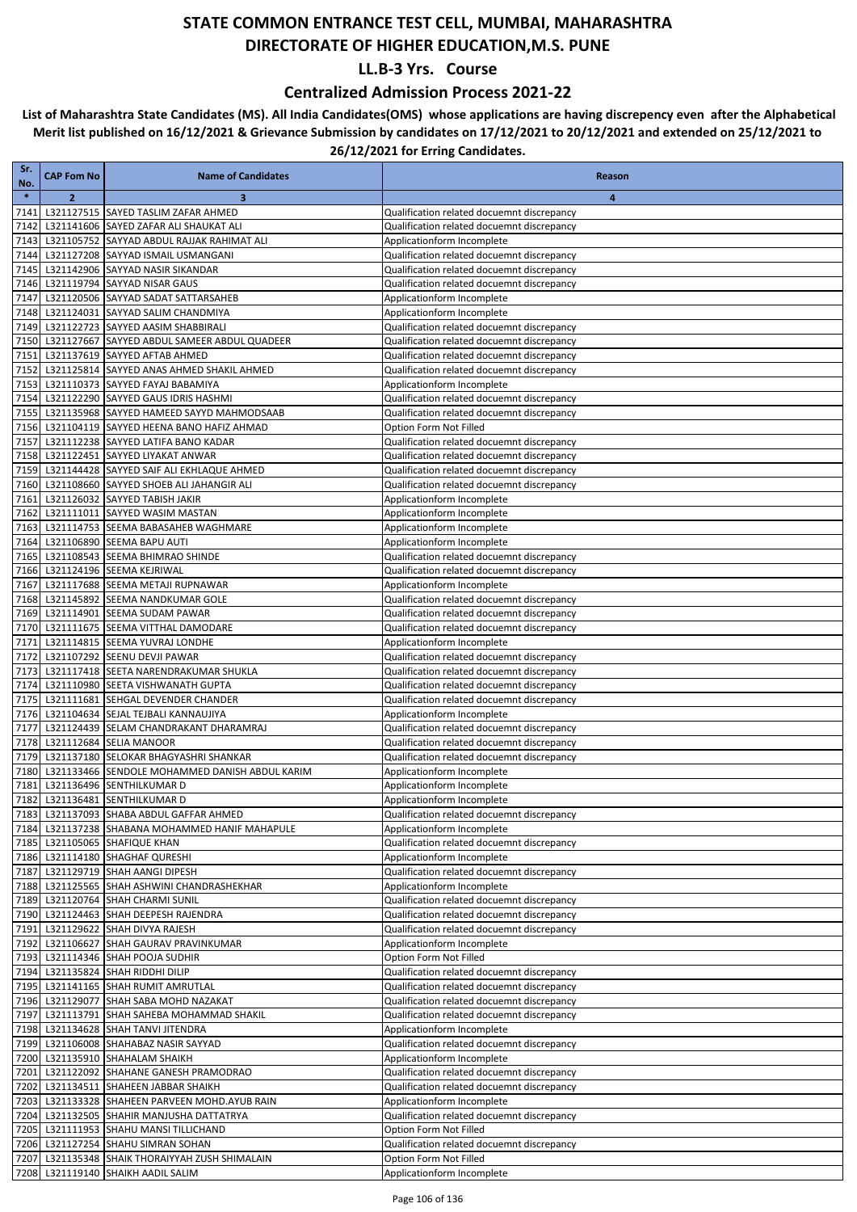# STATE COMMON ENTRANCE TEST CELL, MUMBAI, MAHARASHTRA

# DIRECTORATE OF HIGHER EDUCATION,M.S. PUNE

## LL.B-3 Yrs. Course

## Centralized Admission Process 2021-22

**List of Maharashtra State Candidates (MS). All India Candidates(OMS) whose applications are having discrepency even after the Alphabetical Merit list published on 16/12/2021 & Grievance Submission by candidates on 17/12/2021 to 20/12/2021 and extended on 25/12/2021 to 26/12/2021 for Erring Candidates.**

| Sr. No. | CAP Fom No | Name of Candidates | Reason |
|---|---|---|---|
| * | 2 | 3 | 4 |
| 7141 | L321127515 | SAYED TASLIM ZAFAR AHMED | Qualification related docuemnt discrepancy |
| 7142 | L321141606 | SAYED ZAFAR ALI SHAUKAT ALI | Qualification related docuemnt discrepancy |
| 7143 | L321105752 | SAYYAD ABDUL RAJJAK RAHIMAT ALI | Applicationform Incomplete |
| 7144 | L321127208 | SAYYAD ISMAIL USMANGANI | Qualification related docuemnt discrepancy |
| 7145 | L321142906 | SAYYAD NASIR SIKANDAR | Qualification related docuemnt discrepancy |
| 7146 | L321119794 | SAYYAD NISAR GAUS | Qualification related docuemnt discrepancy |
| 7147 | L321120506 | SAYYAD SADAT SATTARSAHEB | Applicationform Incomplete |
| 7148 | L321124031 | SAYYAD SALIM CHANDMIYA | Applicationform Incomplete |
| 7149 | L321122723 | SAYYED AASIM SHABBIRALI | Qualification related docuemnt discrepancy |
| 7150 | L321127667 | SAYYED ABDUL SAMEER ABDUL QUADEER | Qualification related docuemnt discrepancy |
| 7151 | L321137619 | SAYYED AFTAB AHMED | Qualification related docuemnt discrepancy |
| 7152 | L321125814 | SAYYED ANAS AHMED SHAKIL AHMED | Qualification related docuemnt discrepancy |
| 7153 | L321110373 | SAYYED FAYAJ BABAMIYA | Applicationform Incomplete |
| 7154 | L321122290 | SAYYED GAUS IDRIS HASHMI | Qualification related docuemnt discrepancy |
| 7155 | L321135968 | SAYYED HAMEED SAYYD MAHMODSAAB | Qualification related docuemnt discrepancy |
| 7156 | L321104119 | SAYYED HEENA BANO HAFIZ AHMAD | Option Form Not Filled |
| 7157 | L321112238 | SAYYED LATIFA BANO KADAR | Qualification related docuemnt discrepancy |
| 7158 | L321122451 | SAYYED LIYAKAT ANWAR | Qualification related docuemnt discrepancy |
| 7159 | L321144428 | SAYYED SAIF ALI EKHLAQUE AHMED | Qualification related docuemnt discrepancy |
| 7160 | L321108660 | SAYYED SHOEB ALI JAHANGIR ALI | Qualification related docuemnt discrepancy |
| 7161 | L321126032 | SAYYED TABISH JAKIR | Applicationform Incomplete |
| 7162 | L321111011 | SAYYED WASIM MASTAN | Applicationform Incomplete |
| 7163 | L321114753 | SEEMA BABASAHEB WAGHMARE | Applicationform Incomplete |
| 7164 | L321106890 | SEEMA BAPU AUTI | Applicationform Incomplete |
| 7165 | L321108543 | SEEMA BHIMRAO SHINDE | Qualification related docuemnt discrepancy |
| 7166 | L321124196 | SEEMA KEJRIWAL | Qualification related docuemnt discrepancy |
| 7167 | L321117688 | SEEMA METAJI RUPNAWAR | Applicationform Incomplete |
| 7168 | L321145892 | SEEMA NANDKUMAR GOLE | Qualification related docuemnt discrepancy |
| 7169 | L321114901 | SEEMA SUDAM PAWAR | Qualification related docuemnt discrepancy |
| 7170 | L321111675 | SEEMA VITTHAL DAMODARE | Qualification related docuemnt discrepancy |
| 7171 | L321114815 | SEEMA YUVRAJ LONDHE | Applicationform Incomplete |
| 7172 | L321107292 | SEENU DEVJI PAWAR | Qualification related docuemnt discrepancy |
| 7173 | L321117418 | SEETA NARENDRAKUMAR SHUKLA | Qualification related docuemnt discrepancy |
| 7174 | L321110980 | SEETA VISHWANATH GUPTA | Qualification related docuemnt discrepancy |
| 7175 | L321111681 | SEHGAL DEVENDER CHANDER | Qualification related docuemnt discrepancy |
| 7176 | L321104634 | SEJAL TEJBALI KANNAUJIYA | Applicationform Incomplete |
| 7177 | L321124439 | SELAM CHANDRAKANT DHARAMRAJ | Qualification related docuemnt discrepancy |
| 7178 | L321112684 | SELIA MANOOR | Qualification related docuemnt discrepancy |
| 7179 | L321137180 | SELOKAR BHAGYASHRI SHANKAR | Qualification related docuemnt discrepancy |
| 7180 | L321133466 | SENDOLE MOHAMMED DANISH ABDUL KARIM | Applicationform Incomplete |
| 7181 | L321136496 | SENTHILKUMAR D | Applicationform Incomplete |
| 7182 | L321136481 | SENTHILKUMAR D | Applicationform Incomplete |
| 7183 | L321137093 | SHABA ABDUL GAFFAR AHMED | Qualification related docuemnt discrepancy |
| 7184 | L321137238 | SHABANA MOHAMMED HANIF MAHAPULE | Applicationform Incomplete |
| 7185 | L321105065 | SHAFIQUE KHAN | Qualification related docuemnt discrepancy |
| 7186 | L321114180 | SHAGHAF QURESHI | Applicationform Incomplete |
| 7187 | L321129719 | SHAH AANGI DIPESH | Qualification related docuemnt discrepancy |
| 7188 | L321125565 | SHAH ASHWINI CHANDRASHEKHAR | Applicationform Incomplete |
| 7189 | L321120764 | SHAH CHARMI SUNIL | Qualification related docuemnt discrepancy |
| 7190 | L321124463 | SHAH DEEPESH RAJENDRA | Qualification related docuemnt discrepancy |
| 7191 | L321129622 | SHAH DIVYA RAJESH | Qualification related docuemnt discrepancy |
| 7192 | L321106627 | SHAH GAURAV PRAVINKUMAR | Applicationform Incomplete |
| 7193 | L321114346 | SHAH POOJA SUDHIR | Option Form Not Filled |
| 7194 | L321135824 | SHAH RIDDHI DILIP | Qualification related docuemnt discrepancy |
| 7195 | L321141165 | SHAH RUMIT AMRUTLAL | Qualification related docuemnt discrepancy |
| 7196 | L321129077 | SHAH SABA MOHD NAZAKAT | Qualification related docuemnt discrepancy |
| 7197 | L321113791 | SHAH SAHEBA MOHAMMAD SHAKIL | Qualification related docuemnt discrepancy |
| 7198 | L321134628 | SHAH TANVI JITENDRA | Applicationform Incomplete |
| 7199 | L321106008 | SHAHABAZ NASIR SAYYAD | Qualification related docuemnt discrepancy |
| 7200 | L321135910 | SHAHALAM SHAIKH | Applicationform Incomplete |
| 7201 | L321122092 | SHAHANE GANESH PRAMODRAO | Qualification related docuemnt discrepancy |
| 7202 | L321134511 | SHAHEEN JABBAR SHAIKH | Qualification related docuemnt discrepancy |
| 7203 | L321133328 | SHAHEEN PARVEEN MOHD.AYUB RAIN | Applicationform Incomplete |
| 7204 | L321132505 | SHAHIR MANJUSHA DATTATRYA | Qualification related docuemnt discrepancy |
| 7205 | L321111953 | SHAHU MANSI TILLICHAND | Option Form Not Filled |
| 7206 | L321127254 | SHAHU SIMRAN SOHAN | Qualification related docuemnt discrepancy |
| 7207 | L321135348 | SHAIK THORAIYYAH ZUSH SHIMALAIN | Option Form Not Filled |
| 7208 | L321119140 | SHAIKH AADIL SALIM | Applicationform Incomplete |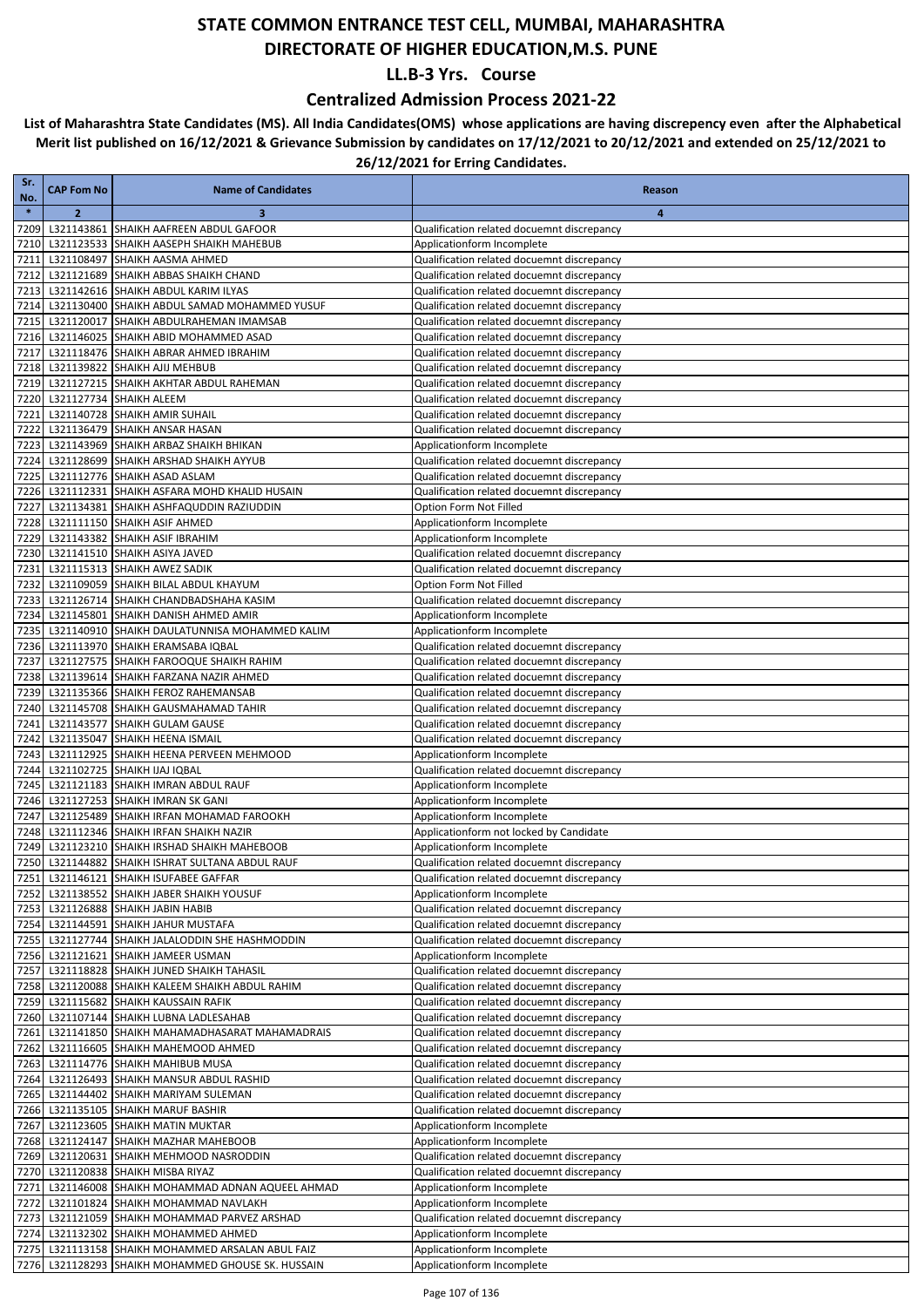# STATE COMMON ENTRANCE TEST CELL, MUMBAI, MAHARASHTRA

## DIRECTORATE OF HIGHER EDUCATION,M.S. PUNE

### LL.B-3 Yrs. Course

### Centralized Admission Process 2021-22

**List of Maharashtra State Candidates (MS). All India Candidates(OMS) whose applications are having discrepency even after the Alphabetical Merit list published on 16/12/2021 & Grievance Submission by candidates on 17/12/2021 to 20/12/2021 and extended on 25/12/2021 to 26/12/2021 for Erring Candidates.**

| Sr. No. | CAP Fom No | Name of Candidates | Reason |
|---|---|---|---|
| * | 2 | 3 | 4 |
| 7209 | L321143861 | SHAIKH AAFREEN ABDUL GAFOOR | Qualification related docuemnt discrepancy |
| 7210 | L321123533 | SHAIKH AASEPH SHAIKH MAHEBUB | Applicationform Incomplete |
| 7211 | L321108497 | SHAIKH AASMA AHMED | Qualification related docuemnt discrepancy |
| 7212 | L321121689 | SHAIKH ABBAS SHAIKH CHAND | Qualification related docuemnt discrepancy |
| 7213 | L321142616 | SHAIKH ABDUL KARIM ILYAS | Qualification related docuemnt discrepancy |
| 7214 | L321130400 | SHAIKH ABDUL SAMAD MOHAMMED YUSUF | Qualification related docuemnt discrepancy |
| 7215 | L321120017 | SHAIKH ABDULRAHEMAN IMAMSAB | Qualification related docuemnt discrepancy |
| 7216 | L321146025 | SHAIKH ABID MOHAMMED ASAD | Qualification related docuemnt discrepancy |
| 7217 | L321118476 | SHAIKH ABRAR AHMED IBRAHIM | Qualification related docuemnt discrepancy |
| 7218 | L321139822 | SHAIKH AIJ MEHBUB | Qualification related docuemnt discrepancy |
| 7219 | L321127215 | SHAIKH AKHTAR ABDUL RAHEMAN | Qualification related docuemnt discrepancy |
| 7220 | L321127734 | SHAIKH ALEEM | Qualification related docuemnt discrepancy |
| 7221 | L321140728 | SHAIKH AMIR SUHAIL | Qualification related docuemnt discrepancy |
| 7222 | L321136479 | SHAIKH ANSAR HASAN | Qualification related docuemnt discrepancy |
| 7223 | L321143969 | SHAIKH ARBAZ SHAIKH BHIKAN | Applicationform Incomplete |
| 7224 | L321128699 | SHAIKH ARSHAD SHAIKH AYYUB | Qualification related docuemnt discrepancy |
| 7225 | L321112776 | SHAIKH ASAD ASLAM | Qualification related docuemnt discrepancy |
| 7226 | L321112331 | SHAIKH ASFARA MOHD KHALID HUSAIN | Qualification related docuemnt discrepancy |
| 7227 | L321134381 | SHAIKH ASHFAQUDDIN RAZIUDDIN | Option Form Not Filled |
| 7228 | L321111150 | SHAIKH ASIF AHMED | Applicationform Incomplete |
| 7229 | L321143382 | SHAIKH ASIF IBRAHIM | Applicationform Incomplete |
| 7230 | L321141510 | SHAIKH ASIYA JAVED | Qualification related docuemnt discrepancy |
| 7231 | L321115313 | SHAIKH AWEZ SADIK | Qualification related docuemnt discrepancy |
| 7232 | L321109059 | SHAIKH BILAL ABDUL KHAYUM | Option Form Not Filled |
| 7233 | L321126714 | SHAIKH CHANDBADSHAHA KASIM | Qualification related docuemnt discrepancy |
| 7234 | L321145801 | SHAIKH DANISH AHMED AMIR | Applicationform Incomplete |
| 7235 | L321140910 | SHAIKH DAULATUNNISA MOHAMMED KALIM | Applicationform Incomplete |
| 7236 | L321113970 | SHAIKH ERAMSABA IQBAL | Qualification related docuemnt discrepancy |
| 7237 | L321127575 | SHAIKH FAROOQUE SHAIKH RAHIM | Qualification related docuemnt discrepancy |
| 7238 | L321139614 | SHAIKH FARZANA NAZIR AHMED | Qualification related docuemnt discrepancy |
| 7239 | L321135366 | SHAIKH FEROZ RAHEMANSAB | Qualification related docuemnt discrepancy |
| 7240 | L321145708 | SHAIKH GAUSMAHAMAD TAHIR | Qualification related docuemnt discrepancy |
| 7241 | L321143577 | SHAIKH GULAM GAUSE | Qualification related docuemnt discrepancy |
| 7242 | L321135047 | SHAIKH HEENA ISMAIL | Qualification related docuemnt discrepancy |
| 7243 | L321112925 | SHAIKH HEENA PERVEEN MEHMOOD | Applicationform Incomplete |
| 7244 | L321102725 | SHAIKH IJAJ IQBAL | Qualification related docuemnt discrepancy |
| 7245 | L321121183 | SHAIKH IMRAN ABDUL RAUF | Applicationform Incomplete |
| 7246 | L321127253 | SHAIKH IMRAN SK GANI | Applicationform Incomplete |
| 7247 | L321125489 | SHAIKH IRFAN MOHAMAD FAROOKH | Applicationform Incomplete |
| 7248 | L321112346 | SHAIKH IRFAN SHAIKH NAZIR | Applicationform not locked by Candidate |
| 7249 | L321123210 | SHAIKH IRSHAD SHAIKH MAHEBOOB | Applicationform Incomplete |
| 7250 | L321144882 | SHAIKH ISHRAT SULTANA ABDUL RAUF | Qualification related docuemnt discrepancy |
| 7251 | L321146121 | SHAIKH ISUFABEE GAFFAR | Qualification related docuemnt discrepancy |
| 7252 | L321138552 | SHAIKH JABER SHAIKH YOUSUF | Applicationform Incomplete |
| 7253 | L321126888 | SHAIKH JABIN HABIB | Qualification related docuemnt discrepancy |
| 7254 | L321144591 | SHAIKH JAHUR MUSTAFA | Qualification related docuemnt discrepancy |
| 7255 | L321127744 | SHAIKH JALALODDIN SHE HASHMODDIN | Qualification related docuemnt discrepancy |
| 7256 | L321121621 | SHAIKH JAMEER USMAN | Applicationform Incomplete |
| 7257 | L321118828 | SHAIKH JUNED SHAIKH TAHASIL | Qualification related docuemnt discrepancy |
| 7258 | L321120088 | SHAIKH KALEEM SHAIKH ABDUL RAHIM | Qualification related docuemnt discrepancy |
| 7259 | L321115682 | SHAIKH KAUSSAIN RAFIK | Qualification related docuemnt discrepancy |
| 7260 | L321107144 | SHAIKH LUBNA LADLESAHAB | Qualification related docuemnt discrepancy |
| 7261 | L321141850 | SHAIKH MAHAMADHASARAT MAHAMADRAIS | Qualification related docuemnt discrepancy |
| 7262 | L321116605 | SHAIKH MAHEMOOD AHMED | Qualification related docuemnt discrepancy |
| 7263 | L321114776 | SHAIKH MAHIBUB MUSA | Qualification related docuemnt discrepancy |
| 7264 | L321126493 | SHAIKH MANSUR ABDUL RASHID | Qualification related docuemnt discrepancy |
| 7265 | L321144402 | SHAIKH MARIYAM SULEMAN | Qualification related docuemnt discrepancy |
| 7266 | L321135105 | SHAIKH MARUF BASHIR | Qualification related docuemnt discrepancy |
| 7267 | L321123605 | SHAIKH MATIN MUKTAR | Applicationform Incomplete |
| 7268 | L321124147 | SHAIKH MAZHAR MAHEBOOB | Applicationform Incomplete |
| 7269 | L321120631 | SHAIKH MEHMOOD NASRODDIN | Qualification related docuemnt discrepancy |
| 7270 | L321120838 | SHAIKH MISBA RIYAZ | Qualification related docuemnt discrepancy |
| 7271 | L321146008 | SHAIKH MOHAMMAD ADNAN AQUEEL AHMAD | Applicationform Incomplete |
| 7272 | L321101824 | SHAIKH MOHAMMAD NAVLAKH | Applicationform Incomplete |
| 7273 | L321121059 | SHAIKH MOHAMMAD PARVEZ ARSHAD | Qualification related docuemnt discrepancy |
| 7274 | L321132302 | SHAIKH MOHAMMED AHMED | Applicationform Incomplete |
| 7275 | L321113158 | SHAIKH MOHAMMED ARSALAN ABUL FAIZ | Applicationform Incomplete |
| 7276 | L321128293 | SHAIKH MOHAMMED GHOUSE SK. HUSSAIN | Applicationform Incomplete |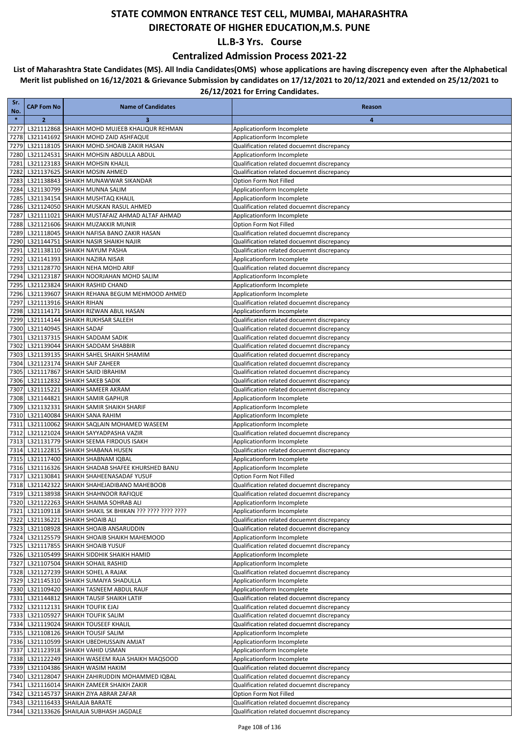# STATE COMMON ENTRANCE TEST CELL, MUMBAI, MAHARASHTRA

# DIRECTORATE OF HIGHER EDUCATION,M.S. PUNE

## LL.B-3 Yrs. Course

## Centralized Admission Process 2021-22

**List of Maharashtra State Candidates (MS). All India Candidates(OMS) whose applications are having discrepency even after the Alphabetical Merit list published on 16/12/2021 & Grievance Submission by candidates on 17/12/2021 to 20/12/2021 and extended on 25/12/2021 to 26/12/2021 for Erring Candidates.**

| Sr. No. | CAP Fom No | Name of Candidates | Reason |
|---|---|---|---|
| * | 2 | 3 | 4 |
| 7277 | L321112868 | SHAIKH MOHD MUJEEB KHALIQUR REHMAN | Applicationform Incomplete |
| 7278 | L321141692 | SHAIKH MOHD ZAID ASHFAQUE | Applicationform Incomplete |
| 7279 | L321118105 | SHAIKH MOHD.SHOAIB ZAKIR HASAN | Qualification related docuemnt discrepancy |
| 7280 | L321124531 | SHAIKH MOHSIN ABDULLA ABDUL | Applicationform Incomplete |
| 7281 | L321123183 | SHAIKH MOHSIN KHALIL | Qualification related docuemnt discrepancy |
| 7282 | L321137625 | SHAIKH MOSIN AHMED | Qualification related docuemnt discrepancy |
| 7283 | L321138843 | SHAIKH MUNAWWAR SIKANDAR | Option Form Not Filled |
| 7284 | L321130799 | SHAIKH MUNNA SALIM | Applicationform Incomplete |
| 7285 | L321134154 | SHAIKH MUSHTAQ KHALIL | Applicationform Incomplete |
| 7286 | L321124050 | SHAIKH MUSKAN RASUL AHMED | Qualification related docuemnt discrepancy |
| 7287 | L321111021 | SHAIKH MUSTAFAIZ AHMAD ALTAF AHMAD | Applicationform Incomplete |
| 7288 | L321121606 | SHAIKH MUZAKKIR MUNIR | Option Form Not Filled |
| 7289 | L321118045 | SHAIKH NAFISA BANO ZAKIR HASAN | Qualification related docuemnt discrepancy |
| 7290 | L321144751 | SHAIKH NASIR SHAIKH NAJIR | Qualification related docuemnt discrepancy |
| 7291 | L321138110 | SHAIKH NAYUM PASHA | Qualification related docuemnt discrepancy |
| 7292 | L321141393 | SHAIKH NAZIRA NISAR | Applicationform Incomplete |
| 7293 | L321128770 | SHAIKH NEHA MOHD ARIF | Qualification related docuemnt discrepancy |
| 7294 | L321123187 | SHAIKH NOORJAHAN MOHD SALIM | Applicationform Incomplete |
| 7295 | L321123824 | SHAIKH RASHID CHAND | Applicationform Incomplete |
| 7296 | L321139607 | SHAIKH REHANA BEGUM MEHMOOD AHMED | Applicationform Incomplete |
| 7297 | L321113916 | SHAIKH RIHAN | Qualification related docuemnt discrepancy |
| 7298 | L321114171 | SHAIKH RIZWAN ABUL HASAN | Applicationform Incomplete |
| 7299 | L321114144 | SHAIKH RUKHSAR SALEEH | Qualification related docuemnt discrepancy |
| 7300 | L321140945 | SHAIKH SADAF | Qualification related docuemnt discrepancy |
| 7301 | L321137315 | SHAIKH SADDAM SADIK | Qualification related docuemnt discrepancy |
| 7302 | L321139044 | SHAIKH SADDAM SHABBIR | Qualification related docuemnt discrepancy |
| 7303 | L321139135 | SHAIKH SAHEL SHAIKH SHAMIM | Qualification related docuemnt discrepancy |
| 7304 | L321123174 | SHAIKH SAIF ZAHEER | Qualification related docuemnt discrepancy |
| 7305 | L321117867 | SHAIKH SAJID IBRAHIM | Qualification related docuemnt discrepancy |
| 7306 | L321112832 | SHAIKH SAKEB SADIK | Qualification related docuemnt discrepancy |
| 7307 | L321115221 | SHAIKH SAMEER AKRAM | Qualification related docuemnt discrepancy |
| 7308 | L321144821 | SHAIKH SAMIR GAPHUR | Applicationform Incomplete |
| 7309 | L321132331 | SHAIKH SAMIR SHAIKH SHARIF | Applicationform Incomplete |
| 7310 | L321140084 | SHAIKH SANA RAHIM | Applicationform Incomplete |
| 7311 | L321110062 | SHAIKH SAQLAIN MOHAMED WASEEM | Applicationform Incomplete |
| 7312 | L321121024 | SHAIKH SAYYADPASHA VAZIR | Qualification related docuemnt discrepancy |
| 7313 | L321131779 | SHAIKH SEEMA FIRDOUS ISAKH | Applicationform Incomplete |
| 7314 | L321122815 | SHAIKH SHABANA HUSEN | Qualification related docuemnt discrepancy |
| 7315 | L321117400 | SHAIKH SHABNAM IQBAL | Applicationform Incomplete |
| 7316 | L321116326 | SHAIKH SHADAB SHAFEE KHURSHED BANU | Applicationform Incomplete |
| 7317 | L321130841 | SHAIKH SHAHEENASADAF YUSUF | Option Form Not Filled |
| 7318 | L321142322 | SHAIKH SHAHEJADIBANO MAHEBOOB | Qualification related docuemnt discrepancy |
| 7319 | L321138938 | SHAIKH SHAHNOOR RAFIQUE | Qualification related docuemnt discrepancy |
| 7320 | L321122263 | SHAIKH SHAIMA SOHRAB ALI | Applicationform Incomplete |
| 7321 | L321109118 | SHAIKH SHAKIL SK BHIKAN ??? ???? ???? ???? | Applicationform Incomplete |
| 7322 | L321136221 | SHAIKH SHOAIB ALI | Qualification related docuemnt discrepancy |
| 7323 | L321108928 | SHAIKH SHOAIB ANSARUDDIN | Qualification related docuemnt discrepancy |
| 7324 | L321125579 | SHAIKH SHOAIB SHAIKH MAHEMOOD | Applicationform Incomplete |
| 7325 | L321117855 | SHAIKH SHOAIB YUSUF | Qualification related docuemnt discrepancy |
| 7326 | L321105499 | SHAIKH SIDDHIK SHAIKH HAMID | Applicationform Incomplete |
| 7327 | L321107504 | SHAIKH SOHAIL RASHID | Applicationform Incomplete |
| 7328 | L321127239 | SHAIKH SOHEL A RAJAK | Qualification related docuemnt discrepancy |
| 7329 | L321145310 | SHAIKH SUMAIYA SHADULLA | Applicationform Incomplete |
| 7330 | L321109420 | SHAIKH TASNEEM ABDUL RAUF | Applicationform Incomplete |
| 7331 | L321144812 | SHAIKH TAUSIF SHAIKH LATIF | Qualification related docuemnt discrepancy |
| 7332 | L321112131 | SHAIKH TOUFIK EJAJ | Qualification related docuemnt discrepancy |
| 7333 | L321105927 | SHAIKH TOUFIK SALIM | Qualification related docuemnt discrepancy |
| 7334 | L321119024 | SHAIKH TOUSEEF KHALIL | Qualification related docuemnt discrepancy |
| 7335 | L321108126 | SHAIKH TOUSIF SALIM | Applicationform Incomplete |
| 7336 | L321110599 | SHAIKH UBEDHUSSAIN AMJAT | Applicationform Incomplete |
| 7337 | L321123918 | SHAIKH VAHID USMAN | Applicationform Incomplete |
| 7338 | L321122249 | SHAIKH WASEEM RAJA SHAIKH MAQSOOD | Applicationform Incomplete |
| 7339 | L321104386 | SHAIKH WASIM HAKIM | Qualification related docuemnt discrepancy |
| 7340 | L321128047 | SHAIKH ZAHIRUDDIN MOHAMMED IQBAL | Qualification related docuemnt discrepancy |
| 7341 | L321116014 | SHAIKH ZAMEER SHAIKH ZAKIR | Qualification related docuemnt discrepancy |
| 7342 | L321145737 | SHAIKH ZIYA ABRAR ZAFAR | Option Form Not Filled |
| 7343 | L321116433 | SHAILAJA BARATE | Qualification related docuemnt discrepancy |
| 7344 | L321133626 | SHAILAJA SUBHASH JAGDALE | Qualification related docuemnt discrepancy |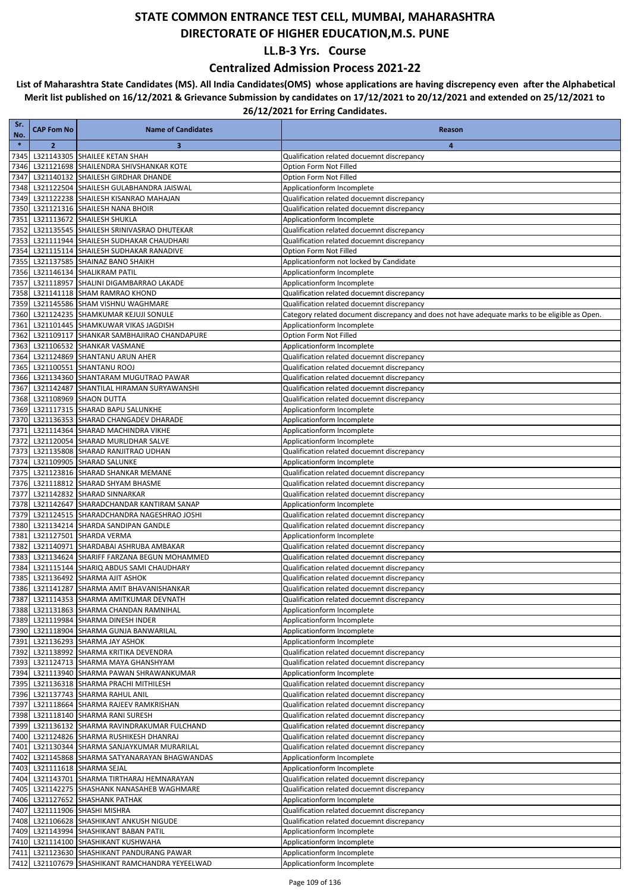# STATE COMMON ENTRANCE TEST CELL, MUMBAI, MAHARASHTRA

## DIRECTORATE OF HIGHER EDUCATION,M.S. PUNE

### LL.B-3 Yrs. Course

### Centralized Admission Process 2021-22

**List of Maharashtra State Candidates (MS). All India Candidates(OMS) whose applications are having discrepency even after the Alphabetical Merit list published on 16/12/2021 & Grievance Submission by candidates on 17/12/2021 to 20/12/2021 and extended on 25/12/2021 to 26/12/2021 for Erring Candidates.**

| Sr. No. | CAP Fom No | Name of Candidates | Reason |
|---|---|---|---|
| * | 2 | 3 | 4 |
| 7345 | L321143305 | SHAILEE KETAN SHAH | Qualification related docuemnt discrepancy |
| 7346 | L321121698 | SHAILENDRA SHIVSHANKAR KOTE | Option Form Not Filled |
| 7347 | L321140132 | SHAILESH GIRDHAR DHANDE | Option Form Not Filled |
| 7348 | L321122504 | SHAILESH GULABHANDRA JAISWAL | Applicationform Incomplete |
| 7349 | L321122238 | SHAILESH KISANRAO MAHAJAN | Qualification related docuemnt discrepancy |
| 7350 | L321121316 | SHAILESH NANA BHOIR | Qualification related docuemnt discrepancy |
| 7351 | L321113672 | SHAILESH SHUKLA | Applicationform Incomplete |
| 7352 | L321135545 | SHAILESH SRINIVASRAO DHUTEKAR | Qualification related docuemnt discrepancy |
| 7353 | L321111944 | SHAILESH SUDHAKAR CHAUDHARI | Qualification related docuemnt discrepancy |
| 7354 | L321115114 | SHAILESH SUDHAKAR RANADIVE | Option Form Not Filled |
| 7355 | L321137585 | SHAINAZ BANO SHAIKH | Applicationform not locked by Candidate |
| 7356 | L321146134 | SHALIKRAM PATIL | Applicationform Incomplete |
| 7357 | L321118957 | SHALINI DIGAMBARRAO LAKADE | Applicationform Incomplete |
| 7358 | L321141118 | SHAM RAMRAO KHOND | Qualification related docuemnt discrepancy |
| 7359 | L321145586 | SHAM VISHNU WAGHMARE | Qualification related docuemnt discrepancy |
| 7360 | L321124235 | SHAMKUMAR KEJUJI SONULE | Category related document discrepancy and does not have adequate marks to be eligible as Open. |
| 7361 | L321101445 | SHAMKUWAR VIKAS JAGDISH | Applicationform Incomplete |
| 7362 | L321109117 | SHANKAR SAMBHAJIRAO CHANDAPURE | Option Form Not Filled |
| 7363 | L321106532 | SHANKAR VASMANE | Applicationform Incomplete |
| 7364 | L321124869 | SHANTANU ARUN AHER | Qualification related docuemnt discrepancy |
| 7365 | L321100551 | SHANTANU ROOJ | Qualification related docuemnt discrepancy |
| 7366 | L321134360 | SHANTARAM MUGUTRAO PAWAR | Qualification related docuemnt discrepancy |
| 7367 | L321142487 | SHANTILAL HIRAMAN SURYAWANSHI | Qualification related docuemnt discrepancy |
| 7368 | L321108969 | SHAON DUTTA | Qualification related docuemnt discrepancy |
| 7369 | L321117315 | SHARAD BAPU SALUNKHE | Applicationform Incomplete |
| 7370 | L321136353 | SHARAD CHANGADEV DHARADE | Applicationform Incomplete |
| 7371 | L321114364 | SHARAD MACHINDRA VIKHE | Applicationform Incomplete |
| 7372 | L321120054 | SHARAD MURLIDHAR SALVE | Applicationform Incomplete |
| 7373 | L321135808 | SHARAD RANJITRAO UDHAN | Qualification related docuemnt discrepancy |
| 7374 | L321109905 | SHARAD SALUNKE | Applicationform Incomplete |
| 7375 | L321123816 | SHARAD SHANKAR MEMANE | Qualification related docuemnt discrepancy |
| 7376 | L321118812 | SHARAD SHYAM BHASME | Qualification related docuemnt discrepancy |
| 7377 | L321142832 | SHARAD SINNARKAR | Qualification related docuemnt discrepancy |
| 7378 | L321142647 | SHARADCHANDAR KANTIRAM SANAP | Applicationform Incomplete |
| 7379 | L321124515 | SHARADCHANDRA NAGESHRAO JOSHI | Qualification related docuemnt discrepancy |
| 7380 | L321134214 | SHARDA SANDIPAN GANDLE | Qualification related docuemnt discrepancy |
| 7381 | L321127501 | SHARDA VERMA | Applicationform Incomplete |
| 7382 | L321140971 | SHARDABAI ASHRUBA AMBAKAR | Qualification related docuemnt discrepancy |
| 7383 | L321134624 | SHARIFF FARZANA BEGUN MOHAMMED | Qualification related docuemnt discrepancy |
| 7384 | L321115144 | SHARIQ ABDUS SAMI CHAUDHARY | Qualification related docuemnt discrepancy |
| 7385 | L321136492 | SHARMA AJIT ASHOK | Qualification related docuemnt discrepancy |
| 7386 | L321141287 | SHARMA AMIT BHAVANISHANKAR | Qualification related docuemnt discrepancy |
| 7387 | L321114353 | SHARMA AMITKUMAR DEVNATH | Qualification related docuemnt discrepancy |
| 7388 | L321131863 | SHARMA CHANDAN RAMNIHAL | Applicationform Incomplete |
| 7389 | L321119984 | SHARMA DINESH INDER | Applicationform Incomplete |
| 7390 | L321118904 | SHARMA GUNJA BANWARILAL | Applicationform Incomplete |
| 7391 | L321136293 | SHARMA JAY ASHOK | Applicationform Incomplete |
| 7392 | L321138992 | SHARMA KRITIKA DEVENDRA | Qualification related docuemnt discrepancy |
| 7393 | L321124713 | SHARMA MAYA GHANSHYAM | Qualification related docuemnt discrepancy |
| 7394 | L321113940 | SHARMA PAWAN SHRAWANKUMAR | Applicationform Incomplete |
| 7395 | L321136318 | SHARMA PRACHI MITHILESH | Qualification related docuemnt discrepancy |
| 7396 | L321137743 | SHARMA RAHUL ANIL | Qualification related docuemnt discrepancy |
| 7397 | L321118664 | SHARMA RAJEEV RAMKRISHAN | Qualification related docuemnt discrepancy |
| 7398 | L321118140 | SHARMA RANI SURESH | Qualification related docuemnt discrepancy |
| 7399 | L321136132 | SHARMA RAVINDRAKUMAR FULCHAND | Qualification related docuemnt discrepancy |
| 7400 | L321124826 | SHARMA RUSHIKESH DHANRAJ | Qualification related docuemnt discrepancy |
| 7401 | L321130344 | SHARMA SANJAYKUMAR MURARILAL | Qualification related docuemnt discrepancy |
| 7402 | L321145868 | SHARMA SATYANARAYAN BHAGWANDAS | Applicationform Incomplete |
| 7403 | L321111618 | SHARMA SEJAL | Applicationform Incomplete |
| 7404 | L321143701 | SHARMA TIRTHARAJ HEMNARAYAN | Qualification related docuemnt discrepancy |
| 7405 | L321142275 | SHASHANK NANASAHEB WAGHMARE | Qualification related docuemnt discrepancy |
| 7406 | L321127652 | SHASHANK PATHAK | Applicationform Incomplete |
| 7407 | L321111906 | SHASHI MISHRA | Qualification related docuemnt discrepancy |
| 7408 | L321106628 | SHASHIKANT ANKUSH NIGUDE | Qualification related docuemnt discrepancy |
| 7409 | L321143994 | SHASHIKANT BABAN PATIL | Applicationform Incomplete |
| 7410 | L321114100 | SHASHIKANT KUSHWAHA | Applicationform Incomplete |
| 7411 | L321123630 | SHASHIKANT PANDURANG PAWAR | Applicationform Incomplete |
| 7412 | L321107679 | SHASHIKANT RAMCHANDRA YEYEELWAD | Applicationform Incomplete |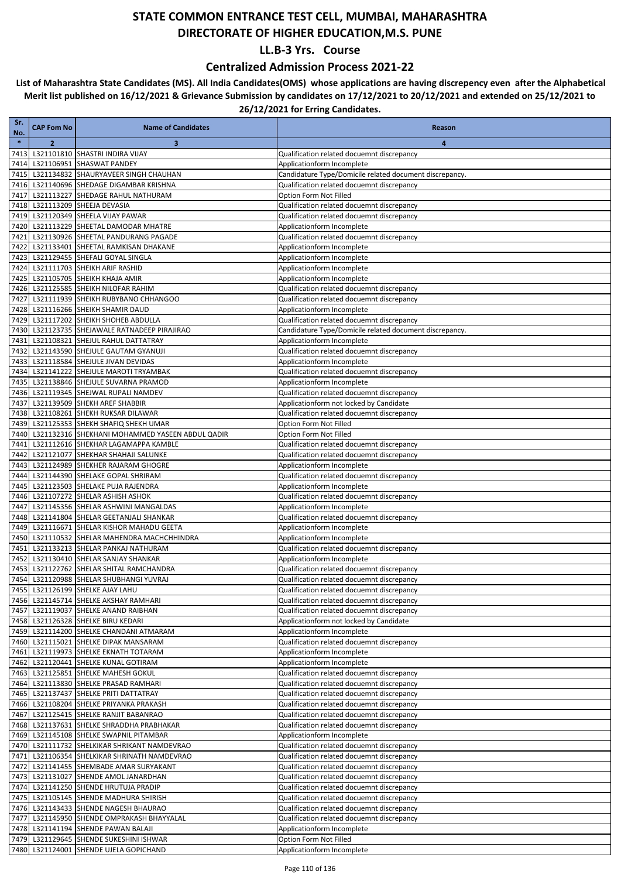# STATE COMMON ENTRANCE TEST CELL, MUMBAI, MAHARASHTRA
# DIRECTORATE OF HIGHER EDUCATION,M.S. PUNE
## LL.B-3 Yrs. Course
## Centralized Admission Process 2021-22

**List of Maharashtra State Candidates (MS). All India Candidates(OMS) whose applications are having discrepency even after the Alphabetical Merit list published on 16/12/2021 & Grievance Submission by candidates on 17/12/2021 to 20/12/2021 and extended on 25/12/2021 to 26/12/2021 for Erring Candidates.**

| Sr. No. | CAP Fom No | Name of Candidates | Reason |
|---|---|---|---|
| * | 2 | 3 | 4 |
| 7413 | L321101810 | SHASTRI INDIRA VIJAY | Qualification related docuemnt discrepancy |
| 7414 | L321106951 | SHASWAT PANDEY | Applicationform Incomplete |
| 7415 | L321134832 | SHAURYAVEER SINGH CHAUHAN | Candidature Type/Domicile related document discrepancy. |
| 7416 | L321140696 | SHEDAGE DIGAMBAR KRISHNA | Qualification related docuemnt discrepancy |
| 7417 | L321113227 | SHEDAGE RAHUL NATHURAM | Option Form Not Filled |
| 7418 | L321113209 | SHEEJA DEVASIA | Qualification related docuemnt discrepancy |
| 7419 | L321120349 | SHEELA VIJAY PAWAR | Qualification related docuemnt discrepancy |
| 7420 | L321113229 | SHEETAL DAMODAR MHATRE | Applicationform Incomplete |
| 7421 | L321130926 | SHEETAL PANDURANG PAGADE | Qualification related docuemnt discrepancy |
| 7422 | L321133401 | SHEETAL RAMKISAN DHAKANE | Applicationform Incomplete |
| 7423 | L321129455 | SHEFALI GOYAL SINGLA | Applicationform Incomplete |
| 7424 | L321111703 | SHEIKH ARIF RASHID | Applicationform Incomplete |
| 7425 | L321105705 | SHEIKH KHAJA AMIR | Applicationform Incomplete |
| 7426 | L321125585 | SHEIKH NILOFAR RAHIM | Qualification related docuemnt discrepancy |
| 7427 | L321111939 | SHEIKH RUBYBANO CHHANGOO | Qualification related docuemnt discrepancy |
| 7428 | L321116266 | SHEIKH SHAMIR DAUD | Applicationform Incomplete |
| 7429 | L321117202 | SHEIKH SHOHEB ABDULLA | Qualification related docuemnt discrepancy |
| 7430 | L321123735 | SHEJAWALE RATNADEEP PIRAJIRAO | Candidature Type/Domicile related document discrepancy. |
| 7431 | L321108321 | SHEJUL RAHUL DATTATRAY | Applicationform Incomplete |
| 7432 | L321143590 | SHEJULE GAUTAM GYANUJI | Qualification related docuemnt discrepancy |
| 7433 | L321118584 | SHEJULE JIVAN DEVIDAS | Applicationform Incomplete |
| 7434 | L321141222 | SHEJULE MAROTI TRYAMBAK | Qualification related docuemnt discrepancy |
| 7435 | L321138846 | SHEJULE SUVARNA PRAMOD | Applicationform Incomplete |
| 7436 | L321119345 | SHEJWAL RUPALI NAMDEV | Qualification related docuemnt discrepancy |
| 7437 | L321139509 | SHEKH AREF SHABBIR | Applicationform not locked by Candidate |
| 7438 | L321108261 | SHEKH RUKSAR DILAWAR | Qualification related docuemnt discrepancy |
| 7439 | L321125353 | SHEKH SHAFIQ SHEKH UMAR | Option Form Not Filled |
| 7440 | L321132316 | SHEKHANI MOHAMMED YASEEN ABDUL QADIR | Option Form Not Filled |
| 7441 | L321112616 | SHEKHAR LAGAMAPPA KAMBLE | Qualification related docuemnt discrepancy |
| 7442 | L321121077 | SHEKHAR SHAHAJI SALUNKE | Qualification related docuemnt discrepancy |
| 7443 | L321124989 | SHEKHER RAJARAM GHOGRE | Applicationform Incomplete |
| 7444 | L321144390 | SHELAKE GOPAL SHRIRAM | Qualification related docuemnt discrepancy |
| 7445 | L321123503 | SHELAKE PUJA RAJENDRA | Applicationform Incomplete |
| 7446 | L321107272 | SHELAR ASHISH ASHOK | Qualification related docuemnt discrepancy |
| 7447 | L321145356 | SHELAR ASHWINI MANGALDAS | Applicationform Incomplete |
| 7448 | L321141804 | SHELAR GEETANJALI SHANKAR | Qualification related docuemnt discrepancy |
| 7449 | L321116671 | SHELAR KISHOR MAHADU GEETA | Applicationform Incomplete |
| 7450 | L321110532 | SHELAR MAHENDRA MACHCHHINDRA | Applicationform Incomplete |
| 7451 | L321133213 | SHELAR PANKAJ NATHURAM | Qualification related docuemnt discrepancy |
| 7452 | L321130410 | SHELAR SANJAY SHANKAR | Applicationform Incomplete |
| 7453 | L321122762 | SHELAR SHITAL RAMCHANDRA | Qualification related docuemnt discrepancy |
| 7454 | L321120988 | SHELAR SHUBHANGI YUVRAJ | Qualification related docuemnt discrepancy |
| 7455 | L321126199 | SHELKE AJAY LAHU | Qualification related docuemnt discrepancy |
| 7456 | L321145714 | SHELKE AKSHAY RAMHARI | Qualification related docuemnt discrepancy |
| 7457 | L321119037 | SHELKE ANAND RAIBHAN | Qualification related docuemnt discrepancy |
| 7458 | L321126328 | SHELKE BIRU KEDARI | Applicationform not locked by Candidate |
| 7459 | L321114200 | SHELKE CHANDANI ATMARAM | Applicationform Incomplete |
| 7460 | L321115021 | SHELKE DIPAK MANSARAM | Qualification related docuemnt discrepancy |
| 7461 | L321119973 | SHELKE EKNATH TOTARAM | Applicationform Incomplete |
| 7462 | L321120441 | SHELKE KUNAL GOTIRAM | Applicationform Incomplete |
| 7463 | L321125851 | SHELKE MAHESH GOKUL | Qualification related docuemnt discrepancy |
| 7464 | L321113830 | SHELKE PRASAD RAMHARI | Qualification related docuemnt discrepancy |
| 7465 | L321137437 | SHELKE PRITI DATTATRAY | Qualification related docuemnt discrepancy |
| 7466 | L321108204 | SHELKE PRIYANKA PRAKASH | Qualification related docuemnt discrepancy |
| 7467 | L321125415 | SHELKE RANJIT BABANRAO | Qualification related docuemnt discrepancy |
| 7468 | L321137631 | SHELKE SHRADDHA PRABHAKAR | Qualification related docuemnt discrepancy |
| 7469 | L321145108 | SHELKE SWAPNIL PITAMBAR | Applicationform Incomplete |
| 7470 | L321111732 | SHELKIKAR SHRIKANT NAMDEVRAO | Qualification related docuemnt discrepancy |
| 7471 | L321106354 | SHELKIKAR SHRINATH NAMDEVRAO | Qualification related docuemnt discrepancy |
| 7472 | L321141455 | SHEMBADE AMAR SURYAKANT | Qualification related docuemnt discrepancy |
| 7473 | L321131027 | SHENDE AMOL JANARDHAN | Qualification related docuemnt discrepancy |
| 7474 | L321141250 | SHENDE HRUTUJA PRADIP | Qualification related docuemnt discrepancy |
| 7475 | L321105145 | SHENDE MADHURA SHIRISH | Qualification related docuemnt discrepancy |
| 7476 | L321143433 | SHENDE NAGESH BHAURAO | Qualification related docuemnt discrepancy |
| 7477 | L321145950 | SHENDE OMPRAKASH BHAYYALAL | Qualification related docuemnt discrepancy |
| 7478 | L321141194 | SHENDE PAWAN BALAJI | Applicationform Incomplete |
| 7479 | L321129645 | SHENDE SUKESHINI ISHWAR | Option Form Not Filled |
| 7480 | L321124001 | SHENDE UJELA GOPICHAND | Applicationform Incomplete |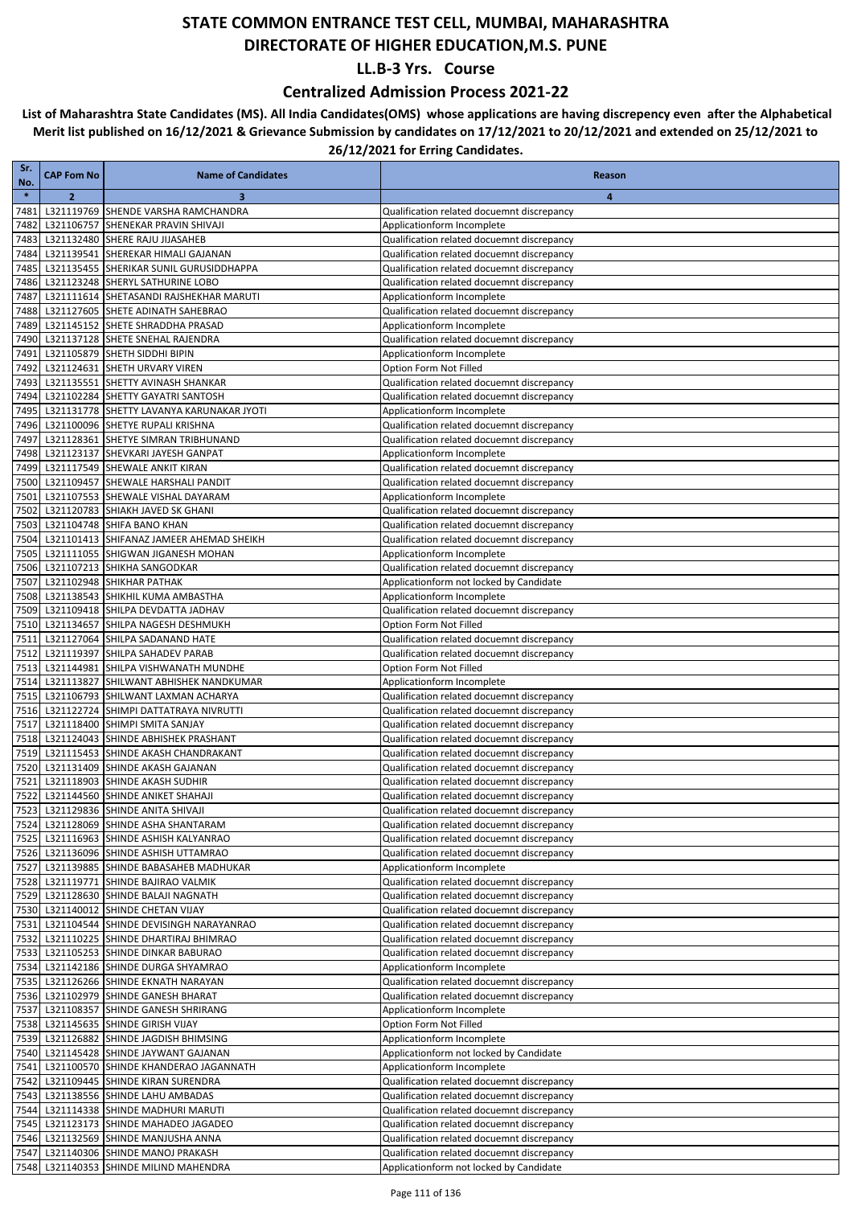# STATE COMMON ENTRANCE TEST CELL, MUMBAI, MAHARASHTRA

# DIRECTORATE OF HIGHER EDUCATION,M.S. PUNE

## LL.B-3 Yrs. Course

## Centralized Admission Process 2021-22

**List of Maharashtra State Candidates (MS). All India Candidates(OMS) whose applications are having discrepency even after the Alphabetical Merit list published on 16/12/2021 & Grievance Submission by candidates on 17/12/2021 to 20/12/2021 and extended on 25/12/2021 to 26/12/2021 for Erring Candidates.**

| Sr. No. | CAP Fom No | Name of Candidates | Reason |
|---|---|---|---|
| * | 2 | 3 | 4 |
| 7481 | L321119769 | SHENDE VARSHA RAMCHANDRA | Qualification related docuemnt discrepancy |
| 7482 | L321106757 | SHENEKAR PRAVIN SHIVAJI | Applicationform Incomplete |
| 7483 | L321132480 | SHERE RAJU JIJASAHEB | Qualification related docuemnt discrepancy |
| 7484 | L321139541 | SHEREKAR HIMALI GAJANAN | Qualification related docuemnt discrepancy |
| 7485 | L321135455 | SHERIKAR SUNIL GURUSIDDHAPPA | Qualification related docuemnt discrepancy |
| 7486 | L321123248 | SHERYL SATHURINE LOBO | Qualification related docuemnt discrepancy |
| 7487 | L321111614 | SHETASANDI RAJSHEKHAR MARUTI | Applicationform Incomplete |
| 7488 | L321127605 | SHETE ADINATH SAHEBRAO | Qualification related docuemnt discrepancy |
| 7489 | L321145152 | SHETE SHRADDHA PRASAD | Applicationform Incomplete |
| 7490 | L321137128 | SHETE SNEHAL RAJENDRA | Qualification related docuemnt discrepancy |
| 7491 | L321105879 | SHETH SIDDHI BIPIN | Applicationform Incomplete |
| 7492 | L321124631 | SHETH URVARY VIREN | Option Form Not Filled |
| 7493 | L321135551 | SHETTY AVINASH SHANKAR | Qualification related docuemnt discrepancy |
| 7494 | L321102284 | SHETTY GAYATRI SANTOSH | Qualification related docuemnt discrepancy |
| 7495 | L321131778 | SHETTY LAVANYA KARUNAKAR JYOTI | Applicationform Incomplete |
| 7496 | L321100096 | SHETYE RUPALI KRISHNA | Qualification related docuemnt discrepancy |
| 7497 | L321128361 | SHETYE SIMRAN TRIBHUNAND | Qualification related docuemnt discrepancy |
| 7498 | L321123137 | SHEVKARI JAYESH GANPAT | Applicationform Incomplete |
| 7499 | L321117549 | SHEWALE ANKIT KIRAN | Qualification related docuemnt discrepancy |
| 7500 | L321109457 | SHEWALE HARSHALI PANDIT | Qualification related docuemnt discrepancy |
| 7501 | L321107553 | SHEWALE VISHAL DAYARAM | Applicationform Incomplete |
| 7502 | L321120783 | SHIAKH JAVED SK GHANI | Qualification related docuemnt discrepancy |
| 7503 | L321104748 | SHIFA BANO KHAN | Qualification related docuemnt discrepancy |
| 7504 | L321101413 | SHIFANAZ JAMEER AHEMAD SHEIKH | Qualification related docuemnt discrepancy |
| 7505 | L321111055 | SHIGWAN JIGANESH MOHAN | Applicationform Incomplete |
| 7506 | L321107213 | SHIKHA SANGODKAR | Qualification related docuemnt discrepancy |
| 7507 | L321102948 | SHIKHAR PATHAK | Applicationform not locked by Candidate |
| 7508 | L321138543 | SHIKHIL KUMA AMBASTHA | Applicationform Incomplete |
| 7509 | L321109418 | SHILPA DEVDATTA JADHAV | Qualification related docuemnt discrepancy |
| 7510 | L321134657 | SHILPA NAGESH DESHMUKH | Option Form Not Filled |
| 7511 | L321127064 | SHILPA SADANAND HATE | Qualification related docuemnt discrepancy |
| 7512 | L321119397 | SHILPA SAHADEV PARAB | Qualification related docuemnt discrepancy |
| 7513 | L321144981 | SHILPA VISHWANATH MUNDHE | Option Form Not Filled |
| 7514 | L321113827 | SHILWANT ABHISHEK NANDKUMAR | Applicationform Incomplete |
| 7515 | L321106793 | SHILWANT LAXMAN ACHARYA | Qualification related docuemnt discrepancy |
| 7516 | L321122724 | SHIMPI DATTATRAYA NIVRUTTI | Qualification related docuemnt discrepancy |
| 7517 | L321118400 | SHIMPI SMITA SANJAY | Qualification related docuemnt discrepancy |
| 7518 | L321124043 | SHINDE ABHISHEK PRASHANT | Qualification related docuemnt discrepancy |
| 7519 | L321115453 | SHINDE AKASH CHANDRAKANT | Qualification related docuemnt discrepancy |
| 7520 | L321131409 | SHINDE AKASH GAJANAN | Qualification related docuemnt discrepancy |
| 7521 | L321118903 | SHINDE AKASH SUDHIR | Qualification related docuemnt discrepancy |
| 7522 | L321144560 | SHINDE ANIKET SHAHAJI | Qualification related docuemnt discrepancy |
| 7523 | L321129836 | SHINDE ANITA SHIVAJI | Qualification related docuemnt discrepancy |
| 7524 | L321128069 | SHINDE ASHA SHANTARAM | Qualification related docuemnt discrepancy |
| 7525 | L321116963 | SHINDE ASHISH KALYANRAO | Qualification related docuemnt discrepancy |
| 7526 | L321136096 | SHINDE ASHISH UTTAMRAO | Qualification related docuemnt discrepancy |
| 7527 | L321139885 | SHINDE BABASAHEB MADHUKAR | Applicationform Incomplete |
| 7528 | L321119771 | SHINDE BAJIRAO VALMIK | Qualification related docuemnt discrepancy |
| 7529 | L321128630 | SHINDE BALAJI NAGNATH | Qualification related docuemnt discrepancy |
| 7530 | L321140012 | SHINDE CHETAN VIJAY | Qualification related docuemnt discrepancy |
| 7531 | L321104544 | SHINDE DEVISINGH NARAYANRAO | Qualification related docuemnt discrepancy |
| 7532 | L321110225 | SHINDE DHARTIRAJ BHIMRAO | Qualification related docuemnt discrepancy |
| 7533 | L321105253 | SHINDE DINKAR BABURAO | Qualification related docuemnt discrepancy |
| 7534 | L321142186 | SHINDE DURGA SHYAMRAO | Applicationform Incomplete |
| 7535 | L321126266 | SHINDE EKNATH NARAYAN | Qualification related docuemnt discrepancy |
| 7536 | L321102979 | SHINDE GANESH BHARAT | Qualification related docuemnt discrepancy |
| 7537 | L321108357 | SHINDE GANESH SHRIRANG | Applicationform Incomplete |
| 7538 | L321145635 | SHINDE GIRISH VIJAY | Option Form Not Filled |
| 7539 | L321126882 | SHINDE JAGDISH BHIMSING | Applicationform Incomplete |
| 7540 | L321145428 | SHINDE JAYWANT GAJANAN | Applicationform not locked by Candidate |
| 7541 | L321100570 | SHINDE KHANDERAO JAGANNATH | Applicationform Incomplete |
| 7542 | L321109445 | SHINDE KIRAN SURENDRA | Qualification related docuemnt discrepancy |
| 7543 | L321138556 | SHINDE LAHU AMBADAS | Qualification related docuemnt discrepancy |
| 7544 | L321114338 | SHINDE MADHURI MARUTI | Qualification related docuemnt discrepancy |
| 7545 | L321123173 | SHINDE MAHADEO JAGADEO | Qualification related docuemnt discrepancy |
| 7546 | L321132569 | SHINDE MANJUSHA ANNA | Qualification related docuemnt discrepancy |
| 7547 | L321140306 | SHINDE MANOJ PRAKASH | Qualification related docuemnt discrepancy |
| 7548 | L321140353 | SHINDE MILIND MAHENDRA | Applicationform not locked by Candidate |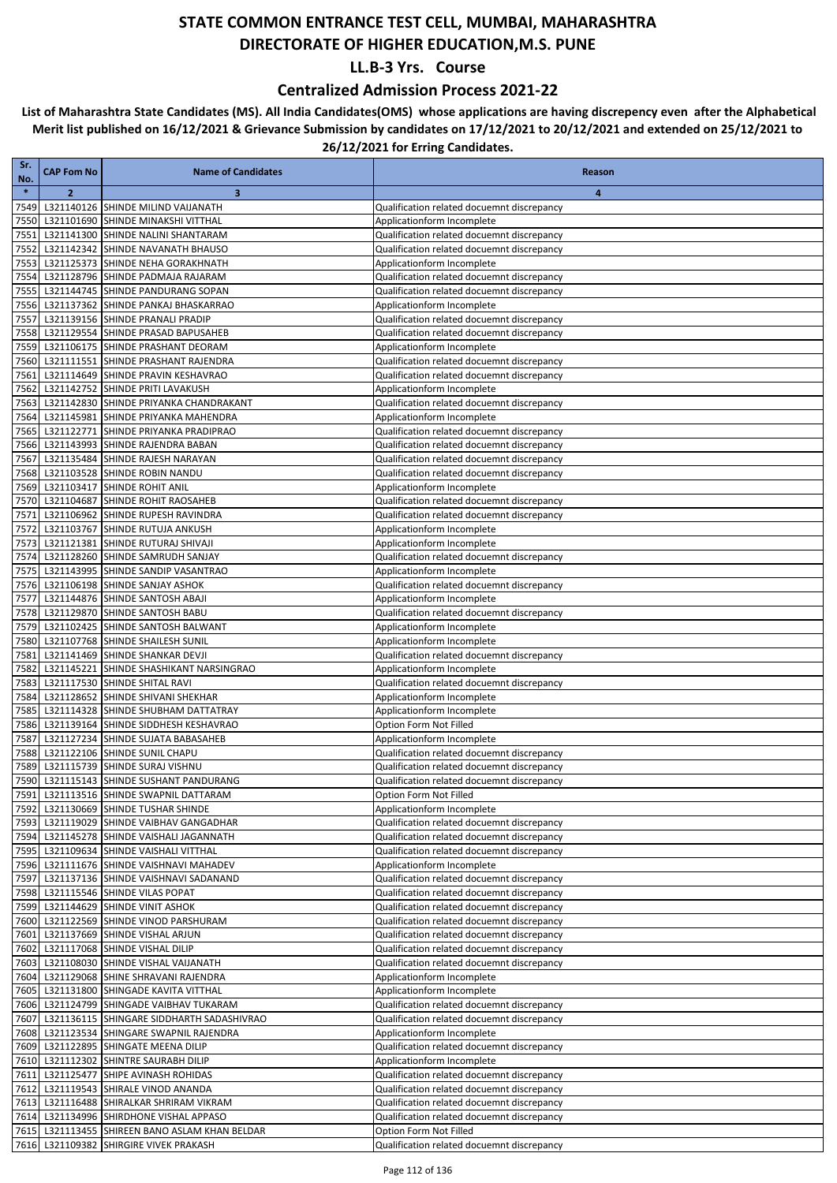# STATE COMMON ENTRANCE TEST CELL, MUMBAI, MAHARASHTRA

## DIRECTORATE OF HIGHER EDUCATION,M.S. PUNE

### LL.B-3 Yrs. Course

### Centralized Admission Process 2021-22

**List of Maharashtra State Candidates (MS). All India Candidates(OMS) whose applications are having discrepency even after the Alphabetical Merit list published on 16/12/2021 & Grievance Submission by candidates on 17/12/2021 to 20/12/2021 and extended on 25/12/2021 to 26/12/2021 for Erring Candidates.**

| Sr. No. | CAP Fom No | Name of Candidates | Reason |
|---|---|---|---|
| * | 2 | 3 | 4 |
| 7549 | L321140126 | SHINDE MILIND VAIJANATH | Qualification related docuemnt discrepancy |
| 7550 | L321101690 | SHINDE MINAKSHI VITTHAL | Applicationform Incomplete |
| 7551 | L321141300 | SHINDE NALINI SHANTARAM | Qualification related docuemnt discrepancy |
| 7552 | L321142342 | SHINDE NAVANATH BHAUSO | Qualification related docuemnt discrepancy |
| 7553 | L321125373 | SHINDE NEHA GORAKHNATH | Applicationform Incomplete |
| 7554 | L321128796 | SHINDE PADMAJA RAJARAM | Qualification related docuemnt discrepancy |
| 7555 | L321144745 | SHINDE PANDURANG SOPAN | Qualification related docuemnt discrepancy |
| 7556 | L321137362 | SHINDE PANKAJ BHASKARRAO | Applicationform Incomplete |
| 7557 | L321139156 | SHINDE PRANALI PRADIP | Qualification related docuemnt discrepancy |
| 7558 | L321129554 | SHINDE PRASAD BAPUSAHEB | Qualification related docuemnt discrepancy |
| 7559 | L321106175 | SHINDE PRASHANT DEORAM | Applicationform Incomplete |
| 7560 | L321111551 | SHINDE PRASHANT RAJENDRA | Qualification related docuemnt discrepancy |
| 7561 | L321114649 | SHINDE PRAVIN KESHAVRAO | Qualification related docuemnt discrepancy |
| 7562 | L321142752 | SHINDE PRITI LAVAKUSH | Applicationform Incomplete |
| 7563 | L321142830 | SHINDE PRIYANKA CHANDRAKANT | Qualification related docuemnt discrepancy |
| 7564 | L321145981 | SHINDE PRIYANKA MAHENDRA | Applicationform Incomplete |
| 7565 | L321122771 | SHINDE PRIYANKA PRADIPRAO | Qualification related docuemnt discrepancy |
| 7566 | L321143993 | SHINDE RAJENDRA BABAN | Qualification related docuemnt discrepancy |
| 7567 | L321135484 | SHINDE RAJESH NARAYAN | Qualification related docuemnt discrepancy |
| 7568 | L321103528 | SHINDE ROBIN NANDU | Qualification related docuemnt discrepancy |
| 7569 | L321103417 | SHINDE ROHIT ANIL | Applicationform Incomplete |
| 7570 | L321104687 | SHINDE ROHIT RAOSAHEB | Qualification related docuemnt discrepancy |
| 7571 | L321106962 | SHINDE RUPESH RAVINDRA | Qualification related docuemnt discrepancy |
| 7572 | L321103767 | SHINDE RUTUJA ANKUSH | Applicationform Incomplete |
| 7573 | L321121381 | SHINDE RUTURAJ SHIVAJI | Applicationform Incomplete |
| 7574 | L321128260 | SHINDE SAMRUDH SANJAY | Qualification related docuemnt discrepancy |
| 7575 | L321143995 | SHINDE SANDIP VASANTRAO | Applicationform Incomplete |
| 7576 | L321106198 | SHINDE SANJAY ASHOK | Qualification related docuemnt discrepancy |
| 7577 | L321144876 | SHINDE SANTOSH ABAJI | Applicationform Incomplete |
| 7578 | L321129870 | SHINDE SANTOSH BABU | Qualification related docuemnt discrepancy |
| 7579 | L321102425 | SHINDE SANTOSH BALWANT | Applicationform Incomplete |
| 7580 | L321107768 | SHINDE SHAILESH SUNIL | Applicationform Incomplete |
| 7581 | L321141469 | SHINDE SHANKAR DEVJI | Qualification related docuemnt discrepancy |
| 7582 | L321145221 | SHINDE SHASHIKANT NARSINGRAO | Applicationform Incomplete |
| 7583 | L321117530 | SHINDE SHITAL RAVI | Qualification related docuemnt discrepancy |
| 7584 | L321128652 | SHINDE SHIVANI SHEKHAR | Applicationform Incomplete |
| 7585 | L321114328 | SHINDE SHUBHAM DATTATRAY | Applicationform Incomplete |
| 7586 | L321139164 | SHINDE SIDDHESH KESHAVRAO | Option Form Not Filled |
| 7587 | L321127234 | SHINDE SUJATA BABASAHEB | Applicationform Incomplete |
| 7588 | L321122106 | SHINDE SUNIL CHAPU | Qualification related docuemnt discrepancy |
| 7589 | L321115739 | SHINDE SURAJ VISHNU | Qualification related docuemnt discrepancy |
| 7590 | L321115143 | SHINDE SUSHANT PANDURANG | Qualification related docuemnt discrepancy |
| 7591 | L321113516 | SHINDE SWAPNIL DATTARAM | Option Form Not Filled |
| 7592 | L321130669 | SHINDE TUSHAR SHINDE | Applicationform Incomplete |
| 7593 | L321119029 | SHINDE VAIBHAV GANGADHAR | Qualification related docuemnt discrepancy |
| 7594 | L321145278 | SHINDE VAISHALI JAGANNATH | Qualification related docuemnt discrepancy |
| 7595 | L321109634 | SHINDE VAISHALI VITTHAL | Qualification related docuemnt discrepancy |
| 7596 | L321111676 | SHINDE VAISHNAVI MAHADEV | Applicationform Incomplete |
| 7597 | L321137136 | SHINDE VAISHNAVI SADANAND | Qualification related docuemnt discrepancy |
| 7598 | L321115546 | SHINDE VILAS POPAT | Qualification related docuemnt discrepancy |
| 7599 | L321144629 | SHINDE VINIT ASHOK | Qualification related docuemnt discrepancy |
| 7600 | L321122569 | SHINDE VINOD PARSHURAM | Qualification related docuemnt discrepancy |
| 7601 | L321137669 | SHINDE VISHAL ARJUN | Qualification related docuemnt discrepancy |
| 7602 | L321117068 | SHINDE VISHAL DILIP | Qualification related docuemnt discrepancy |
| 7603 | L321108030 | SHINDE VISHAL VAIJANATH | Qualification related docuemnt discrepancy |
| 7604 | L321129068 | SHINE SHRAVANI RAJENDRA | Applicationform Incomplete |
| 7605 | L321131800 | SHINGADE KAVITA VITTHAL | Applicationform Incomplete |
| 7606 | L321124799 | SHINGADE VAIBHAV TUKARAM | Qualification related docuemnt discrepancy |
| 7607 | L321136115 | SHINGARE SIDDHARTH SADASHIVRAO | Qualification related docuemnt discrepancy |
| 7608 | L321123534 | SHINGARE SWAPNIL RAJENDRA | Applicationform Incomplete |
| 7609 | L321122895 | SHINGATE MEENA DILIP | Qualification related docuemnt discrepancy |
| 7610 | L321112302 | SHINTRE SAURABH DILIP | Applicationform Incomplete |
| 7611 | L321125477 | SHIPE AVINASH ROHIDAS | Qualification related docuemnt discrepancy |
| 7612 | L321119543 | SHIRALE VINOD ANANDA | Qualification related docuemnt discrepancy |
| 7613 | L321116488 | SHIRALKAR SHRIRAM VIKRAM | Qualification related docuemnt discrepancy |
| 7614 | L321134996 | SHIRDHONE VISHAL APPASO | Qualification related docuemnt discrepancy |
| 7615 | L321113455 | SHIREEN BANO ASLAM KHAN BELDAR | Option Form Not Filled |
| 7616 | L321109382 | SHIRGIRE VIVEK PRAKASH | Qualification related docuemnt discrepancy |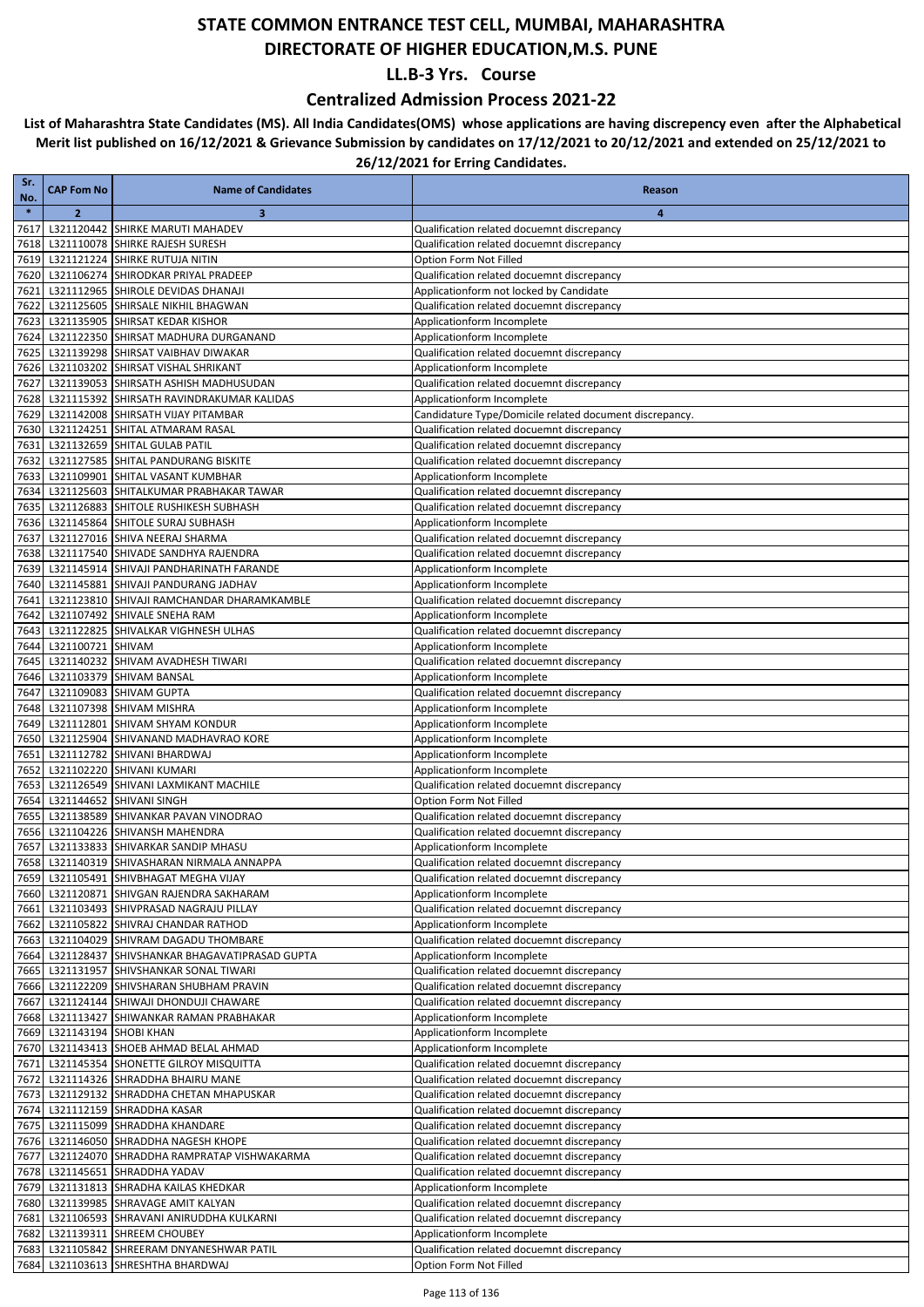# STATE COMMON ENTRANCE TEST CELL, MUMBAI, MAHARASHTRA

# DIRECTORATE OF HIGHER EDUCATION,M.S. PUNE

## LL.B-3 Yrs. Course

## Centralized Admission Process 2021-22

**List of Maharashtra State Candidates (MS). All India Candidates(OMS) whose applications are having discrepency even after the Alphabetical Merit list published on 16/12/2021 & Grievance Submission by candidates on 17/12/2021 to 20/12/2021 and extended on 25/12/2021 to 26/12/2021 for Erring Candidates.**

| Sr. No. | CAP Fom No | Name of Candidates | Reason |
|---|---|---|---|
| * | 2 | 3 | 4 |
| 7617 | L321120442 | SHIRKE MARUTI MAHADEV | Qualification related docuemnt discrepancy |
| 7618 | L321110078 | SHIRKE RAJESH SURESH | Qualification related docuemnt discrepancy |
| 7619 | L321121224 | SHIRKE RUTUJA NITIN | Option Form Not Filled |
| 7620 | L321106274 | SHIRODKAR PRIYAL PRADEEP | Qualification related docuemnt discrepancy |
| 7621 | L321112965 | SHIROLE DEVIDAS DHANAJI | Applicationform not locked by Candidate |
| 7622 | L321125605 | SHIRSALE NIKHIL BHAGWAN | Qualification related docuemnt discrepancy |
| 7623 | L321135905 | SHIRSAT KEDAR KISHOR | Applicationform Incomplete |
| 7624 | L321122350 | SHIRSAT MADHURA DURGANAND | Applicationform Incomplete |
| 7625 | L321139298 | SHIRSAT VAIBHAV DIWAKAR | Qualification related docuemnt discrepancy |
| 7626 | L321103202 | SHIRSAT VISHAL SHRIKANT | Applicationform Incomplete |
| 7627 | L321139053 | SHIRSATH ASHISH MADHUSUDAN | Qualification related docuemnt discrepancy |
| 7628 | L321115392 | SHIRSATH RAVINDRAKUMAR KALIDAS | Applicationform Incomplete |
| 7629 | L321142008 | SHIRSATH VIJAY PITAMBAR | Candidature Type/Domicile related document discrepancy. |
| 7630 | L321124251 | SHITAL ATMARAM RASAL | Qualification related docuemnt discrepancy |
| 7631 | L321132659 | SHITAL GULAB PATIL | Qualification related docuemnt discrepancy |
| 7632 | L321127585 | SHITAL PANDURANG BISKITE | Qualification related docuemnt discrepancy |
| 7633 | L321109901 | SHITAL VASANT KUMBHAR | Applicationform Incomplete |
| 7634 | L321125603 | SHITALKUMAR PRABHAKAR TAWAR | Qualification related docuemnt discrepancy |
| 7635 | L321126883 | SHITOLE RUSHIKESH SUBHASH | Qualification related docuemnt discrepancy |
| 7636 | L321145864 | SHITOLE SURAJ SUBHASH | Applicationform Incomplete |
| 7637 | L321127016 | SHIVA NEERAJ SHARMA | Qualification related docuemnt discrepancy |
| 7638 | L321117540 | SHIVADE SANDHYA RAJENDRA | Qualification related docuemnt discrepancy |
| 7639 | L321145914 | SHIVAJI PANDHARINATH FARANDE | Applicationform Incomplete |
| 7640 | L321145881 | SHIVAJI PANDURANG JADHAV | Applicationform Incomplete |
| 7641 | L321123810 | SHIVAJI RAMCHANDAR DHARAMKAMBLE | Qualification related docuemnt discrepancy |
| 7642 | L321107492 | SHIVALE SNEHA RAM | Applicationform Incomplete |
| 7643 | L321122825 | SHIVALKAR VIGHNESH ULHAS | Qualification related docuemnt discrepancy |
| 7644 | L321100721 | SHIVAM | Applicationform Incomplete |
| 7645 | L321140232 | SHIVAM AVADHESH TIWARI | Qualification related docuemnt discrepancy |
| 7646 | L321103379 | SHIVAM BANSAL | Applicationform Incomplete |
| 7647 | L321109083 | SHIVAM GUPTA | Qualification related docuemnt discrepancy |
| 7648 | L321107398 | SHIVAM MISHRA | Applicationform Incomplete |
| 7649 | L321112801 | SHIVAM SHYAM KONDUR | Applicationform Incomplete |
| 7650 | L321125904 | SHIVANAND MADHAVRAO KORE | Applicationform Incomplete |
| 7651 | L321112782 | SHIVANI BHARDWAJ | Applicationform Incomplete |
| 7652 | L321102220 | SHIVANI KUMARI | Applicationform Incomplete |
| 7653 | L321126549 | SHIVANI LAXMIKANT MACHILE | Qualification related docuemnt discrepancy |
| 7654 | L321144652 | SHIVANI SINGH | Option Form Not Filled |
| 7655 | L321138589 | SHIVANKAR PAVAN VINODRAO | Qualification related docuemnt discrepancy |
| 7656 | L321104226 | SHIVANSH MAHENDRA | Qualification related docuemnt discrepancy |
| 7657 | L321133833 | SHIVARKAR SANDIP MHASU | Applicationform Incomplete |
| 7658 | L321140319 | SHIVASHARAN NIRMALA ANNAPPA | Qualification related docuemnt discrepancy |
| 7659 | L321105491 | SHIVBHAGAT MEGHA VIJAY | Qualification related docuemnt discrepancy |
| 7660 | L321120871 | SHIVGAN RAJENDRA SAKHARAM | Applicationform Incomplete |
| 7661 | L321103493 | SHIVPRASAD NAGRAJU PILLAY | Qualification related docuemnt discrepancy |
| 7662 | L321105822 | SHIVRAJ CHANDAR RATHOD | Applicationform Incomplete |
| 7663 | L321104029 | SHIVRAM DAGADU THOMBARE | Qualification related docuemnt discrepancy |
| 7664 | L321128437 | SHIVSHANKAR BHAGAVATIPRASAD GUPTA | Applicationform Incomplete |
| 7665 | L321131957 | SHIVSHANKAR SONAL TIWARI | Qualification related docuemnt discrepancy |
| 7666 | L321122209 | SHIVSHARAN SHUBHAM PRAVIN | Qualification related docuemnt discrepancy |
| 7667 | L321124144 | SHIWAJI DHONDUJI CHAWARE | Qualification related docuemnt discrepancy |
| 7668 | L321113427 | SHIWANKAR RAMAN PRABHAKAR | Applicationform Incomplete |
| 7669 | L321143194 | SHOBI KHAN | Applicationform Incomplete |
| 7670 | L321143413 | SHOEB AHMAD BELAL AHMAD | Applicationform Incomplete |
| 7671 | L321145354 | SHONETTE GILROY MISQUITTA | Qualification related docuemnt discrepancy |
| 7672 | L321114326 | SHRADDHA BHAIRU MANE | Qualification related docuemnt discrepancy |
| 7673 | L321129132 | SHRADDHA CHETAN MHAPUSKAR | Qualification related docuemnt discrepancy |
| 7674 | L321112159 | SHRADDHA KASAR | Qualification related docuemnt discrepancy |
| 7675 | L321115099 | SHRADDHA KHANDARE | Qualification related docuemnt discrepancy |
| 7676 | L321146050 | SHRADDHA NAGESH KHOPE | Qualification related docuemnt discrepancy |
| 7677 | L321124070 | SHRADDHA RAMPRATAP VISHWAKARMA | Qualification related docuemnt discrepancy |
| 7678 | L321145651 | SHRADDHA YADAV | Qualification related docuemnt discrepancy |
| 7679 | L321131813 | SHRADHA KAILAS KHEDKAR | Applicationform Incomplete |
| 7680 | L321139985 | SHRAVAGE AMIT KALYAN | Qualification related docuemnt discrepancy |
| 7681 | L321106593 | SHRAVANI ANIRUDDHA KULKARNI | Qualification related docuemnt discrepancy |
| 7682 | L321139311 | SHREEM CHOUBEY | Applicationform Incomplete |
| 7683 | L321105842 | SHREERAM DNYANESHWAR PATIL | Qualification related docuemnt discrepancy |
| 7684 | L321103613 | SHRESHTHA BHARDWAJ | Option Form Not Filled |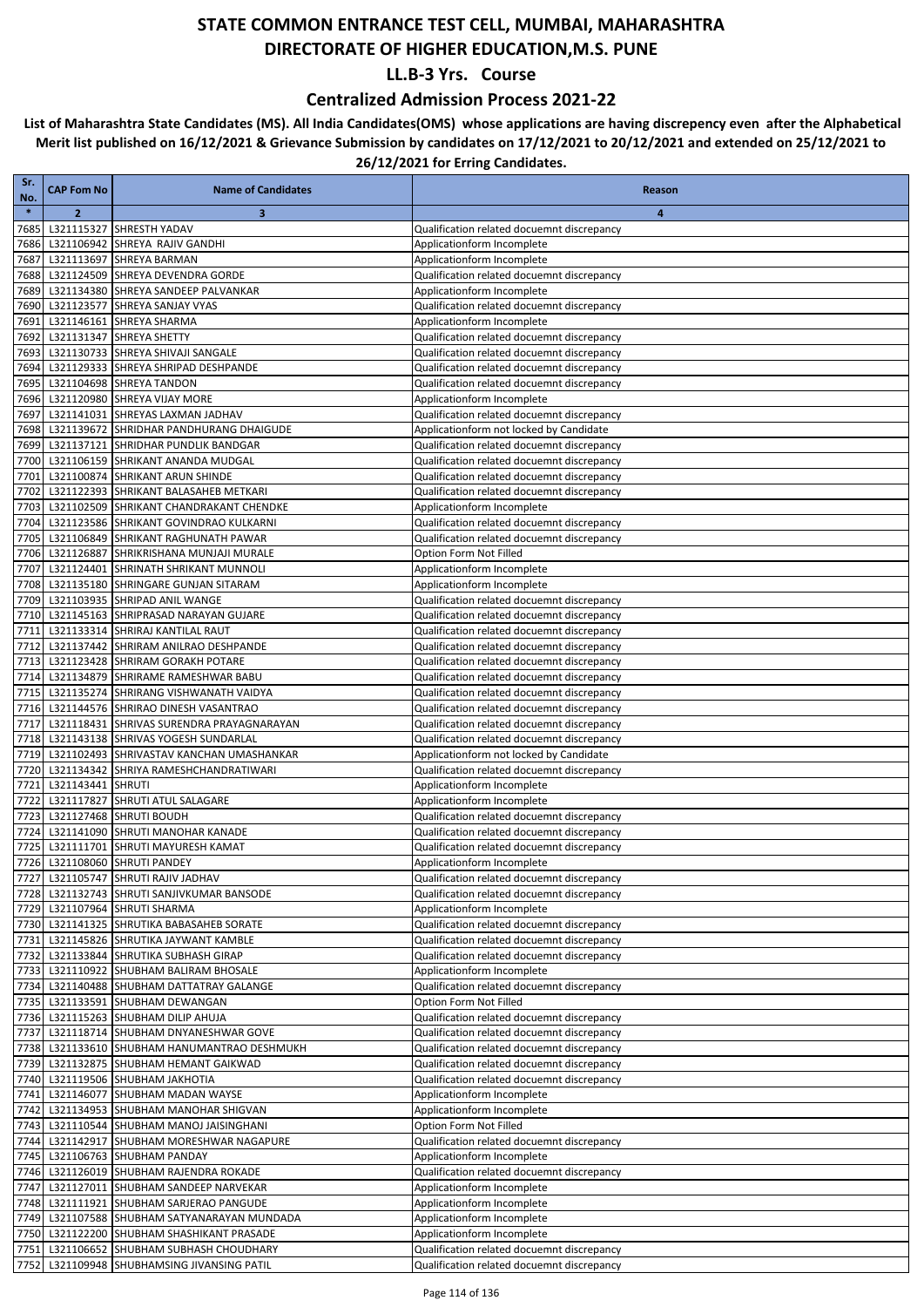# STATE COMMON ENTRANCE TEST CELL, MUMBAI, MAHARASHTRA

# DIRECTORATE OF HIGHER EDUCATION,M.S. PUNE

## LL.B-3 Yrs. Course

## Centralized Admission Process 2021-22

**List of Maharashtra State Candidates (MS). All India Candidates(OMS) whose applications are having discrepency even after the Alphabetical Merit list published on 16/12/2021 & Grievance Submission by candidates on 17/12/2021 to 20/12/2021 and extended on 25/12/2021 to 26/12/2021 for Erring Candidates.**

| Sr. No. | CAP Fom No | Name of Candidates | Reason |
|---|---|---|---|
| * | 2 | 3 | 4 |
| 7685 | L321115327 | SHRESTH YADAV | Qualification related docuemnt discrepancy |
| 7686 | L321106942 | SHREYA RAJIV GANDHI | Applicationform Incomplete |
| 7687 | L321113697 | SHREYA BARMAN | Applicationform Incomplete |
| 7688 | L321124509 | SHREYA DEVENDRA GORDE | Qualification related docuemnt discrepancy |
| 7689 | L321134380 | SHREYA SANDEEP PALVANKAR | Applicationform Incomplete |
| 7690 | L321123577 | SHREYA SANJAY VYAS | Qualification related docuemnt discrepancy |
| 7691 | L321146161 | SHREYA SHARMA | Applicationform Incomplete |
| 7692 | L321131347 | SHREYA SHETTY | Qualification related docuemnt discrepancy |
| 7693 | L321130733 | SHREYA SHIVAJI SANGALE | Qualification related docuemnt discrepancy |
| 7694 | L321129333 | SHREYA SHRIPAD DESHPANDE | Qualification related docuemnt discrepancy |
| 7695 | L321104698 | SHREYA TANDON | Qualification related docuemnt discrepancy |
| 7696 | L321120980 | SHREYA VIJAY MORE | Applicationform Incomplete |
| 7697 | L321141031 | SHREYAS LAXMAN JADHAV | Qualification related docuemnt discrepancy |
| 7698 | L321139672 | SHRIDHAR PANDHURANG DHAIGUDE | Applicationform not locked by Candidate |
| 7699 | L321137121 | SHRIDHAR PUNDLIK BANDGAR | Qualification related docuemnt discrepancy |
| 7700 | L321106159 | SHRIKANT ANANDA MUDGAL | Qualification related docuemnt discrepancy |
| 7701 | L321100874 | SHRIKANT ARUN SHINDE | Qualification related docuemnt discrepancy |
| 7702 | L321122393 | SHRIKANT BALASAHEB METKARI | Qualification related docuemnt discrepancy |
| 7703 | L321102509 | SHRIKANT CHANDRAKANT CHENDKE | Applicationform Incomplete |
| 7704 | L321123586 | SHRIKANT GOVINDRAO KULKARNI | Qualification related docuemnt discrepancy |
| 7705 | L321106849 | SHRIKANT RAGHUNATH PAWAR | Qualification related docuemnt discrepancy |
| 7706 | L321126887 | SHRIKRISHANA MUNJAJI MURALE | Option Form Not Filled |
| 7707 | L321124401 | SHRINATH SHRIKANT MUNNOLI | Applicationform Incomplete |
| 7708 | L321135180 | SHRINGARE GUNJAN SITARAM | Applicationform Incomplete |
| 7709 | L321103935 | SHRIPAD ANIL WANGE | Qualification related docuemnt discrepancy |
| 7710 | L321145163 | SHRIPRASAD NARAYAN GUJARE | Qualification related docuemnt discrepancy |
| 7711 | L321133314 | SHRIRAJ KANTILAL RAUT | Qualification related docuemnt discrepancy |
| 7712 | L321137442 | SHRIRAM ANILRAO DESHPANDE | Qualification related docuemnt discrepancy |
| 7713 | L321123428 | SHRIRAM GORAKH POTARE | Qualification related docuemnt discrepancy |
| 7714 | L321134879 | SHRIRAME RAMESHWAR BABU | Qualification related docuemnt discrepancy |
| 7715 | L321135274 | SHRIRANG VISHWANATH VAIDYA | Qualification related docuemnt discrepancy |
| 7716 | L321144576 | SHRIRAO DINESH VASANTRAO | Qualification related docuemnt discrepancy |
| 7717 | L321118431 | SHRIVAS SURENDRA PRAYAGNARAYAN | Qualification related docuemnt discrepancy |
| 7718 | L321143138 | SHRIVAS YOGESH SUNDARLAL | Qualification related docuemnt discrepancy |
| 7719 | L321102493 | SHRIVASTAV KANCHAN UMASHANKAR | Applicationform not locked by Candidate |
| 7720 | L321134342 | SHRIYA RAMESHCHANDRATIWARI | Qualification related docuemnt discrepancy |
| 7721 | L321143441 | SHRUTI | Applicationform Incomplete |
| 7722 | L321117827 | SHRUTI ATUL SALAGARE | Applicationform Incomplete |
| 7723 | L321127468 | SHRUTI BOUDH | Qualification related docuemnt discrepancy |
| 7724 | L321141090 | SHRUTI MANOHAR KANADE | Qualification related docuemnt discrepancy |
| 7725 | L321111701 | SHRUTI MAYURESH KAMAT | Qualification related docuemnt discrepancy |
| 7726 | L321108060 | SHRUTI PANDEY | Applicationform Incomplete |
| 7727 | L321105747 | SHRUTI RAJIV JADHAV | Qualification related docuemnt discrepancy |
| 7728 | L321132743 | SHRUTI SANJIVKUMAR BANSODE | Qualification related docuemnt discrepancy |
| 7729 | L321107964 | SHRUTI SHARMA | Applicationform Incomplete |
| 7730 | L321141325 | SHRUTIKA BABASAHEB SORATE | Qualification related docuemnt discrepancy |
| 7731 | L321145826 | SHRUTIKA JAYWANT KAMBLE | Qualification related docuemnt discrepancy |
| 7732 | L321133844 | SHRUTIKA SUBHASH GIRAP | Qualification related docuemnt discrepancy |
| 7733 | L321110922 | SHUBHAM BALIRAM BHOSALE | Applicationform Incomplete |
| 7734 | L321140488 | SHUBHAM DATTATRAY GALANGE | Qualification related docuemnt discrepancy |
| 7735 | L321133591 | SHUBHAM DEWANGAN | Option Form Not Filled |
| 7736 | L321115263 | SHUBHAM DILIP AHUJA | Qualification related docuemnt discrepancy |
| 7737 | L321118714 | SHUBHAM DNYANESHWAR GOVE | Qualification related docuemnt discrepancy |
| 7738 | L321133610 | SHUBHAM HANUMANTRAO DESHMUKH | Qualification related docuemnt discrepancy |
| 7739 | L321132875 | SHUBHAM HEMANT GAIKWAD | Qualification related docuemnt discrepancy |
| 7740 | L321119506 | SHUBHAM JAKHOTIA | Qualification related docuemnt discrepancy |
| 7741 | L321146077 | SHUBHAM MADAN WAYSE | Applicationform Incomplete |
| 7742 | L321134953 | SHUBHAM MANOHAR SHIGVAN | Applicationform Incomplete |
| 7743 | L321110544 | SHUBHAM MANOJ JAISINGHANI | Option Form Not Filled |
| 7744 | L321142917 | SHUBHAM MORESHWAR NAGAPURE | Qualification related docuemnt discrepancy |
| 7745 | L321106763 | SHUBHAM PANDAY | Applicationform Incomplete |
| 7746 | L321126019 | SHUBHAM RAJENDRA ROKADE | Qualification related docuemnt discrepancy |
| 7747 | L321127011 | SHUBHAM SANDEEP NARVEKAR | Applicationform Incomplete |
| 7748 | L321111921 | SHUBHAM SARJERAO PANGUDE | Applicationform Incomplete |
| 7749 | L321107588 | SHUBHAM SATYANARAYAN MUNDADA | Applicationform Incomplete |
| 7750 | L321122200 | SHUBHAM SHASHIKANT PRASADE | Applicationform Incomplete |
| 7751 | L321106652 | SHUBHAM SUBHASH CHOUDHARY | Qualification related docuemnt discrepancy |
| 7752 | L321109948 | SHUBHAMSING JIVANSING PATIL | Qualification related docuemnt discrepancy |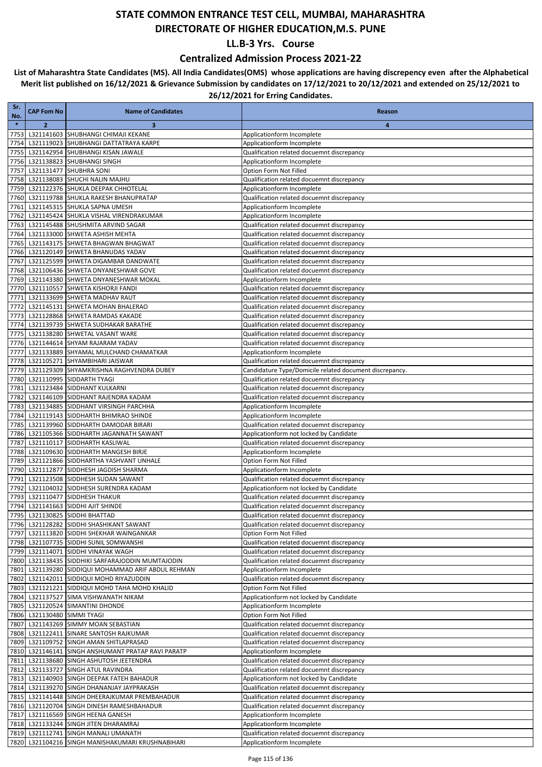# STATE COMMON ENTRANCE TEST CELL, MUMBAI, MAHARASHTRA

## DIRECTORATE OF HIGHER EDUCATION,M.S. PUNE

### LL.B-3 Yrs. Course

### Centralized Admission Process 2021-22

**List of Maharashtra State Candidates (MS). All India Candidates(OMS) whose applications are having discrepency even after the Alphabetical Merit list published on 16/12/2021 & Grievance Submission by candidates on 17/12/2021 to 20/12/2021 and extended on 25/12/2021 to 26/12/2021 for Erring Candidates.**

| Sr. No. | CAP Fom No | Name of Candidates | Reason |
|---|---|---|---|
| * | 2 | 3 | 4 |
| 7753 | L321141603 | SHUBHANGI CHIMAJI KEKANE | Applicationform Incomplete |
| 7754 | L321119023 | SHUBHANGI DATTATRAYA KARPE | Applicationform Incomplete |
| 7755 | L321142954 | SHUBHANGI KISAN JAWALE | Qualification related docuemnt discrepancy |
| 7756 | L321138823 | SHUBHANGI SINGH | Applicationform Incomplete |
| 7757 | L321131477 | SHUBHRA SONI | Option Form Not Filled |
| 7758 | L321138083 | SHUCHI NALIN MAJHU | Qualification related docuemnt discrepancy |
| 7759 | L321122376 | SHUKLA DEEPAK CHHOTELAL | Applicationform Incomplete |
| 7760 | L321119788 | SHUKLA RAKESH BHANUPRATAP | Qualification related docuemnt discrepancy |
| 7761 | L321145315 | SHUKLA SAPNA UMESH | Applicationform Incomplete |
| 7762 | L321145424 | SHUKLA VISHAL VIRENDRAKUMAR | Applicationform Incomplete |
| 7763 | L321145488 | SHUSHMITA ARVIND SAGAR | Qualification related docuemnt discrepancy |
| 7764 | L321133000 | SHWETA ASHISH MEHTA | Qualification related docuemnt discrepancy |
| 7765 | L321143175 | SHWETA BHAGWAN BHAGWAT | Qualification related docuemnt discrepancy |
| 7766 | L321120149 | SHWETA BHANUDAS YADAV | Qualification related docuemnt discrepancy |
| 7767 | L321125599 | SHWETA DIGAMBAR DANDWATE | Qualification related docuemnt discrepancy |
| 7768 | L321106436 | SHWETA DNYANESHWAR GOVE | Qualification related docuemnt discrepancy |
| 7769 | L321143380 | SHWETA DNYANESHWAR MOKAL | Applicationform Incomplete |
| 7770 | L321110557 | SHWETA KISHORJI FANDI | Qualification related docuemnt discrepancy |
| 7771 | L321133699 | SHWETA MADHAV RAUT | Qualification related docuemnt discrepancy |
| 7772 | L321145131 | SHWETA MOHAN BHALERAO | Qualification related docuemnt discrepancy |
| 7773 | L321128868 | SHWETA RAMDAS KAKADE | Qualification related docuemnt discrepancy |
| 7774 | L321139739 | SHWETA SUDHAKAR BARATHE | Qualification related docuemnt discrepancy |
| 7775 | L321138280 | SHWETAL VASANT WARE | Qualification related docuemnt discrepancy |
| 7776 | L321144614 | SHYAM RAJARAM YADAV | Qualification related docuemnt discrepancy |
| 7777 | L321133889 | SHYAMAL MULCHAND CHAMATKAR | Applicationform Incomplete |
| 7778 | L321105271 | SHYAMBIHARI JAISWAR | Qualification related docuemnt discrepancy |
| 7779 | L321129309 | SHYAMKRISHNA RAGHVENDRA DUBEY | Candidature Type/Domicile related document discrepancy. |
| 7780 | L321110995 | SIDDARTH TYAGI | Qualification related docuemnt discrepancy |
| 7781 | L321123484 | SIDDHANT KULKARNI | Qualification related docuemnt discrepancy |
| 7782 | L321146109 | SIDDHANT RAJENDRA KADAM | Qualification related docuemnt discrepancy |
| 7783 | L321134885 | SIDDHANT VIRSINGH PARCHHA | Applicationform Incomplete |
| 7784 | L321119143 | SIDDHARTH BHIMRAO SHINDE | Applicationform Incomplete |
| 7785 | L321139960 | SIDDHARTH DAMODAR BIRARI | Qualification related docuemnt discrepancy |
| 7786 | L321105366 | SIDDHARTH JAGANNATH SAWANT | Applicationform not locked by Candidate |
| 7787 | L321110117 | SIDDHARTH KASLIWAL | Qualification related docuemnt discrepancy |
| 7788 | L321109630 | SIDDHARTH MANGESH BIRJE | Applicationform Incomplete |
| 7789 | L321121866 | SIDDHARTHA YASHVANT UNHALE | Option Form Not Filled |
| 7790 | L321112877 | SIDDHESH JAGDISH SHARMA | Applicationform Incomplete |
| 7791 | L321123508 | SIDDHESH SUDAN SAWANT | Qualification related docuemnt discrepancy |
| 7792 | L321104032 | SIDDHESH SURENDRA KADAM | Applicationform not locked by Candidate |
| 7793 | L321110477 | SIDDHESH THAKUR | Qualification related docuemnt discrepancy |
| 7794 | L321141663 | SIDDHI AJIT SHINDE | Qualification related docuemnt discrepancy |
| 7795 | L321130825 | SIDDHI BHATTAD | Qualification related docuemnt discrepancy |
| 7796 | L321128282 | SIDDHI SHASHIKANT SAWANT | Qualification related docuemnt discrepancy |
| 7797 | L321113820 | SIDDHI SHEKHAR WAINGANKAR | Option Form Not Filled |
| 7798 | L321107735 | SIDDHI SUNIL SOMWANSHI | Qualification related docuemnt discrepancy |
| 7799 | L321114071 | SIDDHI VINAYAK WAGH | Qualification related docuemnt discrepancy |
| 7800 | L321138435 | SIDDHIKI SARFARAJODDIN MUMTAJODIN | Qualification related docuemnt discrepancy |
| 7801 | L321139280 | SIDDIQUI MOHAMMAD ARIF ABDUL REHMAN | Applicationform Incomplete |
| 7802 | L321142011 | SIDDIQUI MOHD RIYAZUDDIN | Qualification related docuemnt discrepancy |
| 7803 | L321121221 | SIDDIQUI MOHD TAHA MOHD KHALID | Option Form Not Filled |
| 7804 | L321137527 | SIMA VISHWANATH NIKAM | Applicationform not locked by Candidate |
| 7805 | L321120524 | SIMANTINI DHONDE | Applicationform Incomplete |
| 7806 | L321130480 | SIMMI TYAGI | Option Form Not Filled |
| 7807 | L321143269 | SIMMY MOAN SEBASTIAN | Qualification related docuemnt discrepancy |
| 7808 | L321122411 | SINARE SANTOSH RAJKUMAR | Qualification related docuemnt discrepancy |
| 7809 | L321109752 | SINGH AMAN SHITLAPRASAD | Qualification related docuemnt discrepancy |
| 7810 | L321146141 | SINGH ANSHUMANT PRATAP RAVI PARATP | Applicationform Incomplete |
| 7811 | L321138680 | SINGH ASHUTOSH JEETENDRA | Qualification related docuemnt discrepancy |
| 7812 | L321133727 | SINGH ATUL RAVINDRA | Qualification related docuemnt discrepancy |
| 7813 | L321140903 | SINGH DEEPAK FATEH BAHADUR | Applicationform not locked by Candidate |
| 7814 | L321139270 | SINGH DHANANJAY JAYPRAKASH | Qualification related docuemnt discrepancy |
| 7815 | L321141448 | SINGH DHEERAJKUMAR PREMBAHADUR | Qualification related docuemnt discrepancy |
| 7816 | L321120704 | SINGH DINESH RAMESHBAHADUR | Qualification related docuemnt discrepancy |
| 7817 | L321116569 | SINGH HEENA GANESH | Applicationform Incomplete |
| 7818 | L321133244 | SINGH JITEN DHARAMRAJ | Applicationform Incomplete |
| 7819 | L321112741 | SINGH MANALI UMANATH | Qualification related docuemnt discrepancy |
| 7820 | L321104216 | SINGH MANISHAKUMARI KRUSHNABIHARI | Applicationform Incomplete |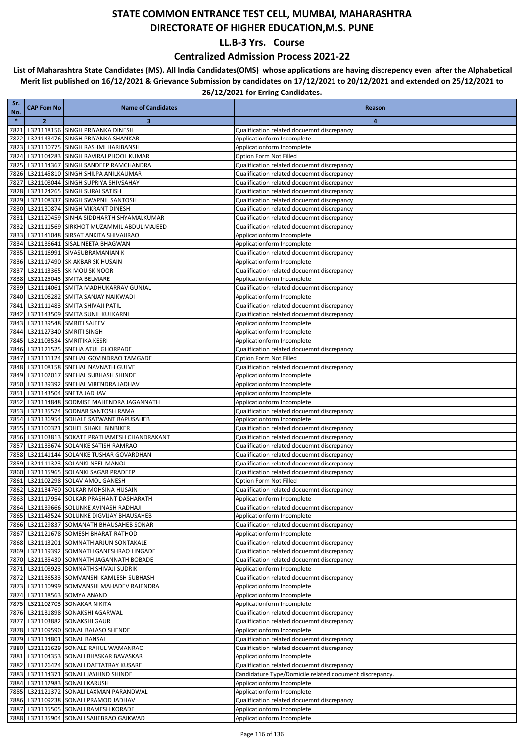# STATE COMMON ENTRANCE TEST CELL, MUMBAI, MAHARASHTRA

# DIRECTORATE OF HIGHER EDUCATION,M.S. PUNE

## LL.B-3 Yrs. Course

## Centralized Admission Process 2021-22

**List of Maharashtra State Candidates (MS). All India Candidates(OMS) whose applications are having discrepency even after the Alphabetical Merit list published on 16/12/2021 & Grievance Submission by candidates on 17/12/2021 to 20/12/2021 and extended on 25/12/2021 to 26/12/2021 for Erring Candidates.**

| Sr. No. | CAP Fom No | Name of Candidates | Reason |
|---|---|---|---|
| * | 2 | 3 | 4 |
| 7821 | L321118156 | SINGH PRIYANKA DINESH | Qualification related docuemnt discrepancy |
| 7822 | L321143476 | SINGH PRIYANKA SHANKAR | Applicationform Incomplete |
| 7823 | L321110775 | SINGH RASHMI HARIBANSH | Applicationform Incomplete |
| 7824 | L321104283 | SINGH RAVIRAJ PHOOL KUMAR | Option Form Not Filled |
| 7825 | L321114367 | SINGH SANDEEP RAMCHANDRA | Qualification related docuemnt discrepancy |
| 7826 | L321145810 | SINGH SHILPA ANILKAUMAR | Qualification related docuemnt discrepancy |
| 7827 | L321108044 | SINGH SUPRIYA SHIVSAHAY | Qualification related docuemnt discrepancy |
| 7828 | L321124265 | SINGH SURAJ SATISH | Qualification related docuemnt discrepancy |
| 7829 | L321108337 | SINGH SWAPNIL SANTOSH | Qualification related docuemnt discrepancy |
| 7830 | L321130874 | SINGH VIKRANT DINESH | Qualification related docuemnt discrepancy |
| 7831 | L321120459 | SINHA SIDDHARTH SHYAMALKUMAR | Qualification related docuemnt discrepancy |
| 7832 | L321111569 | SIRKHOT MUZAMMIL ABDUL MAJEED | Qualification related docuemnt discrepancy |
| 7833 | L321141048 | SIRSAT ANKITA SHIVAJIRAO | Applicationform Incomplete |
| 7834 | L321136641 | SISAL NEETA BHAGWAN | Applicationform Incomplete |
| 7835 | L321116991 | SIVASUBRAMANIAN K | Qualification related docuemnt discrepancy |
| 7836 | L321117490 | SK AKBAR SK HUSAIN | Applicationform Incomplete |
| 7837 | L321113365 | SK MOIJ SK NOOR | Qualification related docuemnt discrepancy |
| 7838 | L321125045 | SMITA BELMARE | Applicationform Incomplete |
| 7839 | L321114061 | SMITA MADHUKARRAV GUNJAL | Qualification related docuemnt discrepancy |
| 7840 | L321106282 | SMITA SANJAY NAIKWADI | Applicationform Incomplete |
| 7841 | L321111483 | SMITA SHIVAJI PATIL | Qualification related docuemnt discrepancy |
| 7842 | L321143509 | SMITA SUNIL KULKARNI | Qualification related docuemnt discrepancy |
| 7843 | L321139548 | SMRITI SAJEEV | Applicationform Incomplete |
| 7844 | L321127340 | SMRITI SINGH | Applicationform Incomplete |
| 7845 | L321103534 | SMRITIKA KESRI | Applicationform Incomplete |
| 7846 | L321121525 | SNEHA ATUL GHORPADE | Qualification related docuemnt discrepancy |
| 7847 | L321111124 | SNEHAL GOVINDRAO TAMGADE | Option Form Not Filled |
| 7848 | L321108158 | SNEHAL NAVNATH GULVE | Qualification related docuemnt discrepancy |
| 7849 | L321102017 | SNEHAL SUBHASH SHINDE | Applicationform Incomplete |
| 7850 | L321139392 | SNEHAL VIRENDRA JADHAV | Applicationform Incomplete |
| 7851 | L321143504 | SNETA JADHAV | Applicationform Incomplete |
| 7852 | L321114848 | SODMISE MAHENDRA JAGANNATH | Applicationform Incomplete |
| 7853 | L321135574 | SODNAR SANTOSH RAMA | Qualification related docuemnt discrepancy |
| 7854 | L321136954 | SOHALE SATWANT BAPUSAHEB | Applicationform Incomplete |
| 7855 | L321100321 | SOHEL SHAKIL BINBIKER | Qualification related docuemnt discrepancy |
| 7856 | L321103813 | SOKATE PRATHAMESH CHANDRAKANT | Qualification related docuemnt discrepancy |
| 7857 | L321138674 | SOLANKE SATISH RAMRAO | Qualification related docuemnt discrepancy |
| 7858 | L321141144 | SOLANKE TUSHAR GOVARDHAN | Qualification related docuemnt discrepancy |
| 7859 | L321111323 | SOLANKI NEEL MANOJ | Qualification related docuemnt discrepancy |
| 7860 | L321115965 | SOLANKI SAGAR PRADEEP | Qualification related docuemnt discrepancy |
| 7861 | L321102298 | SOLAV AMOL GANESH | Option Form Not Filled |
| 7862 | L321134760 | SOLKAR MOHSINA HUSAIN | Qualification related docuemnt discrepancy |
| 7863 | L321117954 | SOLKAR PRASHANT DASHARATH | Applicationform Incomplete |
| 7864 | L321139666 | SOLUNKE AVINASH RADHAJI | Qualification related docuemnt discrepancy |
| 7865 | L321143524 | SOLUNKE DIGVIJAY BHAUSAHEB | Applicationform Incomplete |
| 7866 | L321129837 | SOMANATH BHAUSAHEB SONAR | Qualification related docuemnt discrepancy |
| 7867 | L321121678 | SOMESH BHARAT RATHOD | Applicationform Incomplete |
| 7868 | L321113201 | SOMNATH ARJUN SONTAKALE | Qualification related docuemnt discrepancy |
| 7869 | L321119392 | SOMNATH GANESHRAO LINGADE | Qualification related docuemnt discrepancy |
| 7870 | L321135430 | SOMNATH JAGANNATH BOBADE | Qualification related docuemnt discrepancy |
| 7871 | L321108923 | SOMNATH SHIVAJI SUDRIK | Applicationform Incomplete |
| 7872 | L321136533 | SOMVANSHI KAMLESH SUBHASH | Qualification related docuemnt discrepancy |
| 7873 | L321110999 | SOMVANSHI MAHADEV RAJENDRA | Applicationform Incomplete |
| 7874 | L321118563 | SOMYA ANAND | Applicationform Incomplete |
| 7875 | L321102703 | SONAKAR NIKITA | Applicationform Incomplete |
| 7876 | L321131898 | SONAKSHI AGARWAL | Qualification related docuemnt discrepancy |
| 7877 | L321103882 | SONAKSHI GAUR | Qualification related docuemnt discrepancy |
| 7878 | L321109590 | SONAL BALASO SHENDE | Applicationform Incomplete |
| 7879 | L321114801 | SONAL BANSAL | Qualification related docuemnt discrepancy |
| 7880 | L321131629 | SONALE RAHUL WAMANRAO | Qualification related docuemnt discrepancy |
| 7881 | L321104353 | SONALI BHASKAR BAVASKAR | Applicationform Incomplete |
| 7882 | L321126424 | SONALI DATTATRAY KUSARE | Qualification related docuemnt discrepancy |
| 7883 | L321114371 | SONALI JAYHIND SHINDE | Candidature Type/Domicile related document discrepancy. |
| 7884 | L321112983 | SONALI KARUSH | Applicationform Incomplete |
| 7885 | L321121372 | SONALI LAXMAN PARANDWAL | Applicationform Incomplete |
| 7886 | L321109238 | SONALI PRAMOD JADHAV | Qualification related docuemnt discrepancy |
| 7887 | L321115505 | SONALI RAMESH KORADE | Applicationform Incomplete |
| 7888 | L321135904 | SONALI SAHEBRAO GAIKWAD | Applicationform Incomplete |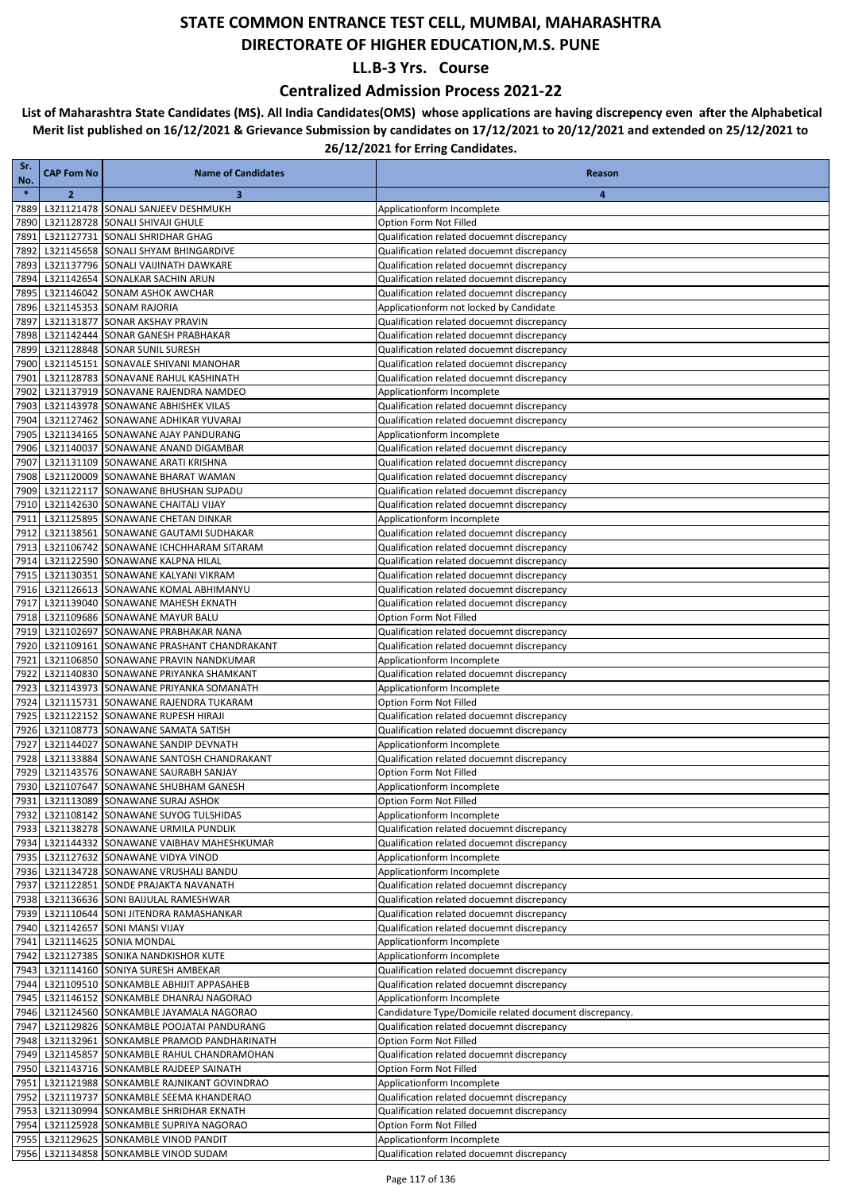# STATE COMMON ENTRANCE TEST CELL, MUMBAI, MAHARASHTRA

## DIRECTORATE OF HIGHER EDUCATION,M.S. PUNE

### LL.B-3 Yrs. Course

### Centralized Admission Process 2021-22

**List of Maharashtra State Candidates (MS). All India Candidates(OMS) whose applications are having discrepency even after the Alphabetical Merit list published on 16/12/2021 & Grievance Submission by candidates on 17/12/2021 to 20/12/2021 and extended on 25/12/2021 to 26/12/2021 for Erring Candidates.**

| Sr. No. | CAP Fom No | Name of Candidates | Reason |
|---|---|---|---|
| * | 2 | 3 | 4 |
| 7889 | L321121478 | SONALI SANJEEV DESHMUKH | Applicationform Incomplete |
| 7890 | L321128728 | SONALI SHIVAJI GHULE | Option Form Not Filled |
| 7891 | L321127731 | SONALI SHRIDHAR GHAG | Qualification related docuemnt discrepancy |
| 7892 | L321145658 | SONALI SHYAM BHINGARDIVE | Qualification related docuemnt discrepancy |
| 7893 | L321137796 | SONALI VAIJINATH DAWKARE | Qualification related docuemnt discrepancy |
| 7894 | L321142654 | SONALKAR SACHIN ARUN | Qualification related docuemnt discrepancy |
| 7895 | L321146042 | SONAM ASHOK AWCHAR | Qualification related docuemnt discrepancy |
| 7896 | L321145353 | SONAM RAJORIA | Applicationform not locked by Candidate |
| 7897 | L321131877 | SONAR AKSHAY PRAVIN | Qualification related docuemnt discrepancy |
| 7898 | L321142444 | SONAR GANESH PRABHAKAR | Qualification related docuemnt discrepancy |
| 7899 | L321128848 | SONAR SUNIL SURESH | Qualification related docuemnt discrepancy |
| 7900 | L321145151 | SONAVALE SHIVANI MANOHAR | Qualification related docuemnt discrepancy |
| 7901 | L321128783 | SONAVANE RAHUL KASHINATH | Qualification related docuemnt discrepancy |
| 7902 | L321137919 | SONAVANE RAJENDRA NAMDEO | Applicationform Incomplete |
| 7903 | L321143978 | SONAWANE ABHISHEK VILAS | Qualification related docuemnt discrepancy |
| 7904 | L321127462 | SONAWANE ADHIKAR YUVARAJ | Qualification related docuemnt discrepancy |
| 7905 | L321134165 | SONAWANE AJAY PANDURANG | Applicationform Incomplete |
| 7906 | L321140037 | SONAWANE ANAND DIGAMBAR | Qualification related docuemnt discrepancy |
| 7907 | L321131109 | SONAWANE ARATI KRISHNA | Qualification related docuemnt discrepancy |
| 7908 | L321120009 | SONAWANE BHARAT WAMAN | Qualification related docuemnt discrepancy |
| 7909 | L321122117 | SONAWANE BHUSHAN SUPADU | Qualification related docuemnt discrepancy |
| 7910 | L321142630 | SONAWANE CHAITALI VIJAY | Qualification related docuemnt discrepancy |
| 7911 | L321125895 | SONAWANE CHETAN DINKAR | Applicationform Incomplete |
| 7912 | L321138561 | SONAWANE GAUTAMI SUDHAKAR | Qualification related docuemnt discrepancy |
| 7913 | L321106742 | SONAWANE ICHCHHARAM SITARAM | Qualification related docuemnt discrepancy |
| 7914 | L321122590 | SONAWANE KALPNA HILAL | Qualification related docuemnt discrepancy |
| 7915 | L321130351 | SONAWANE KALYANI VIKRAM | Qualification related docuemnt discrepancy |
| 7916 | L321126613 | SONAWANE KOMAL ABHIMANYU | Qualification related docuemnt discrepancy |
| 7917 | L321139040 | SONAWANE MAHESH EKNATH | Qualification related docuemnt discrepancy |
| 7918 | L321109686 | SONAWANE MAYUR BALU | Option Form Not Filled |
| 7919 | L321102697 | SONAWANE PRABHAKAR NANA | Qualification related docuemnt discrepancy |
| 7920 | L321109161 | SONAWANE PRASHANT CHANDRAKANT | Qualification related docuemnt discrepancy |
| 7921 | L321106850 | SONAWANE PRAVIN NANDKUMAR | Applicationform Incomplete |
| 7922 | L321140830 | SONAWANE PRIYANKA SHAMKANT | Qualification related docuemnt discrepancy |
| 7923 | L321143973 | SONAWANE PRIYANKA SOMANATH | Applicationform Incomplete |
| 7924 | L321115731 | SONAWANE RAJENDRA TUKARAM | Option Form Not Filled |
| 7925 | L321122152 | SONAWANE RUPESH HIRAJI | Qualification related docuemnt discrepancy |
| 7926 | L321108773 | SONAWANE SAMATA SATISH | Qualification related docuemnt discrepancy |
| 7927 | L321144027 | SONAWANE SANDIP DEVNATH | Applicationform Incomplete |
| 7928 | L321133884 | SONAWANE SANTOSH CHANDRAKANT | Qualification related docuemnt discrepancy |
| 7929 | L321143576 | SONAWANE SAURABH SANJAY | Option Form Not Filled |
| 7930 | L321107647 | SONAWANE SHUBHAM GANESH | Applicationform Incomplete |
| 7931 | L321113089 | SONAWANE SURAJ ASHOK | Option Form Not Filled |
| 7932 | L321108142 | SONAWANE SUYOG TULSHIDAS | Applicationform Incomplete |
| 7933 | L321138278 | SONAWANE URMILA PUNDLIK | Qualification related docuemnt discrepancy |
| 7934 | L321144332 | SONAWANE VAIBHAV MAHESHKUMAR | Qualification related docuemnt discrepancy |
| 7935 | L321127632 | SONAWANE VIDYA VINOD | Applicationform Incomplete |
| 7936 | L321134728 | SONAWANE VRUSHALI BANDU | Applicationform Incomplete |
| 7937 | L321122851 | SONDE PRAJAKTA NAVANATH | Qualification related docuemnt discrepancy |
| 7938 | L321136636 | SONI BAIJULAL RAMESHWAR | Qualification related docuemnt discrepancy |
| 7939 | L321110644 | SONI JITENDRA RAMASHANKAR | Qualification related docuemnt discrepancy |
| 7940 | L321142657 | SONI MANSI VIJAY | Qualification related docuemnt discrepancy |
| 7941 | L321114625 | SONIA MONDAL | Applicationform Incomplete |
| 7942 | L321127385 | SONIKA NANDKISHOR KUTE | Applicationform Incomplete |
| 7943 | L321114160 | SONIYA SURESH AMBEKAR | Qualification related docuemnt discrepancy |
| 7944 | L321109510 | SONKAMBLE ABHIJIT APPASAHEB | Qualification related docuemnt discrepancy |
| 7945 | L321146152 | SONKAMBLE DHANRAJ NAGORAO | Applicationform Incomplete |
| 7946 | L321124560 | SONKAMBLE JAYAMALA NAGORAO | Candidature Type/Domicile related document discrepancy. |
| 7947 | L321129826 | SONKAMBLE POOJATAI PANDURANG | Qualification related docuemnt discrepancy |
| 7948 | L321132961 | SONKAMBLE PRAMOD PANDHARINATH | Option Form Not Filled |
| 7949 | L321145857 | SONKAMBLE RAHUL CHANDRAMOHAN | Qualification related docuemnt discrepancy |
| 7950 | L321143716 | SONKAMBLE RAJDEEP SAINATH | Option Form Not Filled |
| 7951 | L321121988 | SONKAMBLE RAJNIKANT GOVINDRAO | Applicationform Incomplete |
| 7952 | L321119737 | SONKAMBLE SEEMA KHANDERAO | Qualification related docuemnt discrepancy |
| 7953 | L321130994 | SONKAMBLE SHRIDHAR EKNATH | Qualification related docuemnt discrepancy |
| 7954 | L321125928 | SONKAMBLE SUPRIYA NAGORAO | Option Form Not Filled |
| 7955 | L321129625 | SONKAMBLE VINOD PANDIT | Applicationform Incomplete |
| 7956 | L321134858 | SONKAMBLE VINOD SUDAM | Qualification related docuemnt discrepancy |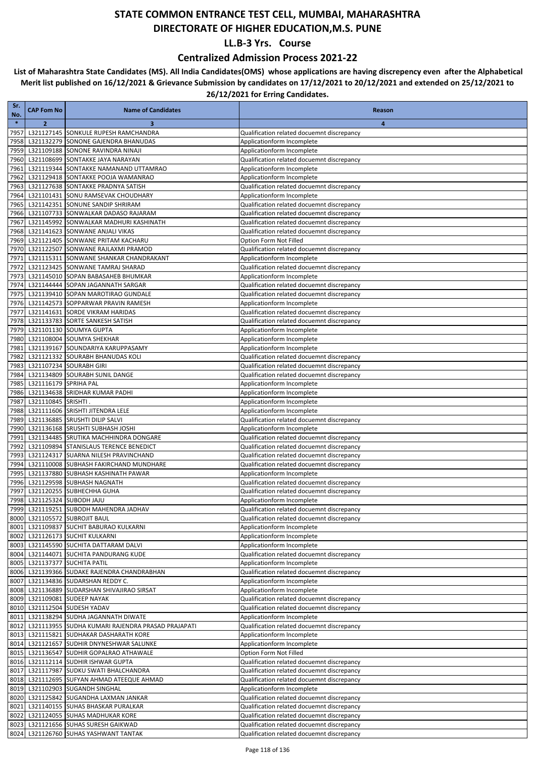# STATE COMMON ENTRANCE TEST CELL, MUMBAI, MAHARASHTRA

## DIRECTORATE OF HIGHER EDUCATION,M.S. PUNE

### LL.B-3 Yrs. Course

### Centralized Admission Process 2021-22

**List of Maharashtra State Candidates (MS). All India Candidates(OMS) whose applications are having discrepency even after the Alphabetical Merit list published on 16/12/2021 & Grievance Submission by candidates on 17/12/2021 to 20/12/2021 and extended on 25/12/2021 to 26/12/2021 for Erring Candidates.**

| Sr. No. | CAP Fom No | Name of Candidates | Reason |
|---|---|---|---|
| * | 2 | 3 | 4 |
| 7957 | L321127145 | SONKULE RUPESH RAMCHANDRA | Qualification related docuemnt discrepancy |
| 7958 | L321132279 | SONONE GAJENDRA BHANUDAS | Applicationform Incomplete |
| 7959 | L321109188 | SONONE RAVINDRA NINAJI | Applicationform Incomplete |
| 7960 | L321108699 | SONTAKKE JAYA NARAYAN | Qualification related docuemnt discrepancy |
| 7961 | L321119344 | SONTAKKE NAMANAND UTTAMRAO | Applicationform Incomplete |
| 7962 | L321129418 | SONTAKKE POOJA WAMANRAO | Applicationform Incomplete |
| 7963 | L321127638 | SONTAKKE PRADNYA SATISH | Qualification related docuemnt discrepancy |
| 7964 | L321101431 | SONU RAMSEVAK CHOUDHARY | Applicationform Incomplete |
| 7965 | L321142351 | SONUNE SANDIP SHRIRAM | Qualification related docuemnt discrepancy |
| 7966 | L321107733 | SONWALKAR DADASO RAJARAM | Qualification related docuemnt discrepancy |
| 7967 | L321145992 | SONWALKAR MADHURI KASHINATH | Qualification related docuemnt discrepancy |
| 7968 | L321141623 | SONWANE ANJALI VIKAS | Qualification related docuemnt discrepancy |
| 7969 | L321121405 | SONWANE PRITAM KACHARU | Option Form Not Filled |
| 7970 | L321122507 | SONWANE RAJLAXMI PRAMOD | Qualification related docuemnt discrepancy |
| 7971 | L321115311 | SONWANE SHANKAR CHANDRAKANT | Applicationform Incomplete |
| 7972 | L321123425 | SONWANE TAMRAJ SHARAD | Qualification related docuemnt discrepancy |
| 7973 | L321145010 | SOPAN BABASAHEB BHUMKAR | Applicationform Incomplete |
| 7974 | L321144444 | SOPAN JAGANNATH SARGAR | Qualification related docuemnt discrepancy |
| 7975 | L321139410 | SOPAN MAROTIRAO GUNDALE | Qualification related docuemnt discrepancy |
| 7976 | L321142573 | SOPPARWAR PRAVIN RAMESH | Applicationform Incomplete |
| 7977 | L321141631 | SORDE VIKRAM HARIDAS | Qualification related docuemnt discrepancy |
| 7978 | L321133783 | SORTE SANKESH SATISH | Qualification related docuemnt discrepancy |
| 7979 | L321101130 | SOUMYA GUPTA | Applicationform Incomplete |
| 7980 | L321108004 | SOUMYA SHEKHAR | Applicationform Incomplete |
| 7981 | L321139167 | SOUNDARIYA KARUPPASAMY | Applicationform Incomplete |
| 7982 | L321121332 | SOURABH BHANUDAS KOLI | Qualification related docuemnt discrepancy |
| 7983 | L321107234 | SOURABH GIRI | Qualification related docuemnt discrepancy |
| 7984 | L321134809 | SOURABH SUNIL DANGE | Qualification related docuemnt discrepancy |
| 7985 | L321116179 | SPRIHA PAL | Applicationform Incomplete |
| 7986 | L321134638 | SRIDHAR KUMAR PADHI | Applicationform Incomplete |
| 7987 | L321110845 | SRISHTI . | Applicationform Incomplete |
| 7988 | L321111606 | SRISHTI JITENDRA LELE | Applicationform Incomplete |
| 7989 | L321136885 | SRUSHTI DILIP SALVI | Qualification related docuemnt discrepancy |
| 7990 | L321136168 | SRUSHTI SUBHASH JOSHI | Applicationform Incomplete |
| 7991 | L321134485 | SRUTIKA MACHHINDRA DONGARE | Qualification related docuemnt discrepancy |
| 7992 | L321109894 | STANISLAUS TERENCE BENEDICT | Qualification related docuemnt discrepancy |
| 7993 | L321124317 | SUARNA NILESH PRAVINCHAND | Qualification related docuemnt discrepancy |
| 7994 | L321110008 | SUBHASH FAKIRCHAND MUNDHARE | Qualification related docuemnt discrepancy |
| 7995 | L321137880 | SUBHASH KASHINATH PAWAR | Applicationform Incomplete |
| 7996 | L321129598 | SUBHASH NAGNATH | Qualification related docuemnt discrepancy |
| 7997 | L321120255 | SUBHECHHA GUHA | Qualification related docuemnt discrepancy |
| 7998 | L321125324 | SUBODH JAJU | Applicationform Incomplete |
| 7999 | L321119251 | SUBODH MAHENDRA JADHAV | Qualification related docuemnt discrepancy |
| 8000 | L321105572 | SUBROJIT BAUL | Qualification related docuemnt discrepancy |
| 8001 | L321109837 | SUCHIT BABURAO KULKARNI | Applicationform Incomplete |
| 8002 | L321126173 | SUCHIT KULKARNI | Applicationform Incomplete |
| 8003 | L321145590 | SUCHITA DATTARAM DALVI | Applicationform Incomplete |
| 8004 | L321144071 | SUCHITA PANDURANG KUDE | Qualification related docuemnt discrepancy |
| 8005 | L321137377 | SUCHITA PATIL | Applicationform Incomplete |
| 8006 | L321139366 | SUDAKE RAJENDRA CHANDRABHAN | Qualification related docuemnt discrepancy |
| 8007 | L321134836 | SUDARSHAN REDDY C. | Applicationform Incomplete |
| 8008 | L321136889 | SUDARSHAN SHIVAJIRAO SIRSAT | Applicationform Incomplete |
| 8009 | L321109081 | SUDEEP NAYAK | Qualification related docuemnt discrepancy |
| 8010 | L321112504 | SUDESH YADAV | Qualification related docuemnt discrepancy |
| 8011 | L321138294 | SUDHA JAGANNATH DIWATE | Applicationform Incomplete |
| 8012 | L321113955 | SUDHA KUMARI RAJENDRA PRASAD PRAJAPATI | Qualification related docuemnt discrepancy |
| 8013 | L321115821 | SUDHAKAR DASHARATH KORE | Applicationform Incomplete |
| 8014 | L321121657 | SUDHIR DNYNESHWAR SALUNKE | Applicationform Incomplete |
| 8015 | L321136547 | SUDHIR GOPALRAO ATHAWALE | Option Form Not Filled |
| 8016 | L321112114 | SUDHIR ISHWAR GUPTA | Qualification related docuemnt discrepancy |
| 8017 | L321117987 | SUDKU SWATI BHALCHANDRA | Qualification related docuemnt discrepancy |
| 8018 | L321112695 | SUFYAN AHMAD ATEEQUE AHMAD | Qualification related docuemnt discrepancy |
| 8019 | L321102903 | SUGANDH SINGHAL | Applicationform Incomplete |
| 8020 | L321125842 | SUGANDHA LAXMAN JANKAR | Qualification related docuemnt discrepancy |
| 8021 | L321140155 | SUHAS BHASKAR PURALKAR | Qualification related docuemnt discrepancy |
| 8022 | L321124055 | SUHAS MADHUKAR KORE | Qualification related docuemnt discrepancy |
| 8023 | L321121656 | SUHAS SURESH GAIKWAD | Qualification related docuemnt discrepancy |
| 8024 | L321126760 | SUHAS YASHWANT TANTAK | Qualification related docuemnt discrepancy |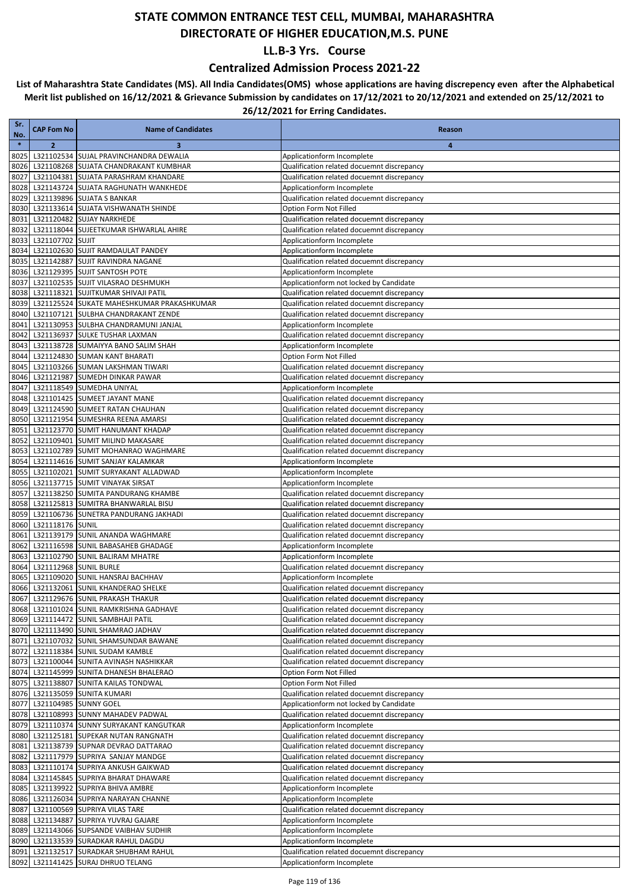# STATE COMMON ENTRANCE TEST CELL, MUMBAI, MAHARASHTRA

## DIRECTORATE OF HIGHER EDUCATION,M.S. PUNE

### LL.B-3 Yrs. Course

### Centralized Admission Process 2021-22

**List of Maharashtra State Candidates (MS). All India Candidates(OMS) whose applications are having discrepency even after the Alphabetical Merit list published on 16/12/2021 & Grievance Submission by candidates on 17/12/2021 to 20/12/2021 and extended on 25/12/2021 to 26/12/2021 for Erring Candidates.**

| Sr. No. | CAP Fom No | Name of Candidates | Reason |
|---|---|---|---|
| * | 2 | 3 | 4 |
| 8025 | L321102534 | SUJAL PRAVINCHANDRA DEWALIA | Applicationform Incomplete |
| 8026 | L321108268 | SUJATA CHANDRAKANT KUMBHAR | Qualification related docuemnt discrepancy |
| 8027 | L321104381 | SUJATA PARASHRAM KHANDARE | Qualification related docuemnt discrepancy |
| 8028 | L321143724 | SUJATA RAGHUNATH WANKHEDE | Applicationform Incomplete |
| 8029 | L321139896 | SUJATA S BANKAR | Qualification related docuemnt discrepancy |
| 8030 | L321133614 | SUJATA VISHWANATH SHINDE | Option Form Not Filled |
| 8031 | L321120482 | SUJAY NARKHEDE | Qualification related docuemnt discrepancy |
| 8032 | L321118044 | SUJEETKUMAR ISHWARLAL AHIRE | Qualification related docuemnt discrepancy |
| 8033 | L321107702 | SUJIT | Applicationform Incomplete |
| 8034 | L321102630 | SUJIT RAMDAULAT PANDEY | Applicationform Incomplete |
| 8035 | L321142887 | SUJIT RAVINDRA NAGANE | Qualification related docuemnt discrepancy |
| 8036 | L321129395 | SUJIT SANTOSH POTE | Applicationform Incomplete |
| 8037 | L321102535 | SUJIT VILASRAO DESHMUKH | Applicationform not locked by Candidate |
| 8038 | L321118321 | SUJITKUMAR SHIVAJI PATIL | Qualification related docuemnt discrepancy |
| 8039 | L321125524 | SUKATE MAHESHKUMAR PRAKASHKUMAR | Qualification related docuemnt discrepancy |
| 8040 | L321107121 | SULBHA CHANDRAKANT ZENDE | Qualification related docuemnt discrepancy |
| 8041 | L321130953 | SULBHA CHANDRAMUNI JANJAL | Applicationform Incomplete |
| 8042 | L321136937 | SULKE TUSHAR LAXMAN | Qualification related docuemnt discrepancy |
| 8043 | L321138728 | SUMAIYYA BANO SALIM SHAH | Applicationform Incomplete |
| 8044 | L321124830 | SUMAN KANT BHARATI | Option Form Not Filled |
| 8045 | L321103266 | SUMAN LAKSHMAN TIWARI | Qualification related docuemnt discrepancy |
| 8046 | L321121987 | SUMEDH DINKAR PAWAR | Qualification related docuemnt discrepancy |
| 8047 | L321118549 | SUMEDHA UNIYAL | Applicationform Incomplete |
| 8048 | L321101425 | SUMEET JAYANT MANE | Qualification related docuemnt discrepancy |
| 8049 | L321124590 | SUMEET RATAN CHAUHAN | Qualification related docuemnt discrepancy |
| 8050 | L321121954 | SUMESHRA REENA AMARSI | Qualification related docuemnt discrepancy |
| 8051 | L321123770 | SUMIT HANUMANT KHADAP | Qualification related docuemnt discrepancy |
| 8052 | L321109401 | SUMIT MILIND MAKASARE | Qualification related docuemnt discrepancy |
| 8053 | L321102789 | SUMIT MOHANRAO WAGHMARE | Qualification related docuemnt discrepancy |
| 8054 | L321114616 | SUMIT SANJAY KALAMKAR | Applicationform Incomplete |
| 8055 | L321102021 | SUMIT SURYAKANT ALLADWAD | Applicationform Incomplete |
| 8056 | L321137715 | SUMIT VINAYAK SIRSAT | Applicationform Incomplete |
| 8057 | L321138250 | SUMITA PANDURANG KHAMBE | Qualification related docuemnt discrepancy |
| 8058 | L321125813 | SUMITRA BHANWARLAL BISU | Qualification related docuemnt discrepancy |
| 8059 | L321106736 | SUNETRA PANDURANG JAKHADI | Qualification related docuemnt discrepancy |
| 8060 | L321118176 | SUNIL | Qualification related docuemnt discrepancy |
| 8061 | L321139179 | SUNIL ANANDA WAGHMARE | Qualification related docuemnt discrepancy |
| 8062 | L321116598 | SUNIL BABASAHEB GHADAGE | Applicationform Incomplete |
| 8063 | L321102790 | SUNIL BALIRAM MHATRE | Applicationform Incomplete |
| 8064 | L321112968 | SUNIL BURLE | Qualification related docuemnt discrepancy |
| 8065 | L321109020 | SUNIL HANSRAJ BACHHAV | Applicationform Incomplete |
| 8066 | L321132061 | SUNIL KHANDERAO SHELKE | Qualification related docuemnt discrepancy |
| 8067 | L321129676 | SUNIL PRAKASH THAKUR | Qualification related docuemnt discrepancy |
| 8068 | L321101024 | SUNIL RAMKRISHNA GADHAVE | Qualification related docuemnt discrepancy |
| 8069 | L321114472 | SUNIL SAMBHAJI PATIL | Qualification related docuemnt discrepancy |
| 8070 | L321113490 | SUNIL SHAMRAO JADHAV | Qualification related docuemnt discrepancy |
| 8071 | L321107032 | SUNIL SHAMSUNDAR BAWANE | Qualification related docuemnt discrepancy |
| 8072 | L321118384 | SUNIL SUDAM KAMBLE | Qualification related docuemnt discrepancy |
| 8073 | L321100044 | SUNITA AVINASH NASHIKKAR | Qualification related docuemnt discrepancy |
| 8074 | L321145999 | SUNITA DHANESH BHALERAO | Option Form Not Filled |
| 8075 | L321138807 | SUNITA KAILAS TONDWAL | Option Form Not Filled |
| 8076 | L321135059 | SUNITA KUMARI | Qualification related docuemnt discrepancy |
| 8077 | L321104985 | SUNNY GOEL | Applicationform not locked by Candidate |
| 8078 | L321108993 | SUNNY MAHADEV PADWAL | Qualification related docuemnt discrepancy |
| 8079 | L321110374 | SUNNY SURYAKANT KANGUTKAR | Applicationform Incomplete |
| 8080 | L321125181 | SUPEKAR NUTAN RANGNATH | Qualification related docuemnt discrepancy |
| 8081 | L321138739 | SUPNAR DEVRAO DATTARAO | Qualification related docuemnt discrepancy |
| 8082 | L321117979 | SUPRIYA SANJAY MANDGE | Qualification related docuemnt discrepancy |
| 8083 | L321110174 | SUPRIYA ANKUSH GAIKWAD | Qualification related docuemnt discrepancy |
| 8084 | L321145845 | SUPRIYA BHARAT DHAWARE | Qualification related docuemnt discrepancy |
| 8085 | L321139922 | SUPRIYA BHIVA AMBRE | Applicationform Incomplete |
| 8086 | L321126034 | SUPRIYA NARAYAN CHANNE | Applicationform Incomplete |
| 8087 | L321100569 | SUPRIYA VILAS TARE | Qualification related docuemnt discrepancy |
| 8088 | L321134887 | SUPRIYA YUVRAJ GAJARE | Applicationform Incomplete |
| 8089 | L321143066 | SUPSANDE VAIBHAV SUDHIR | Applicationform Incomplete |
| 8090 | L321133539 | SURADKAR RAHUL DAGDU | Applicationform Incomplete |
| 8091 | L321132517 | SURADKAR SHUBHAM RAHUL | Qualification related docuemnt discrepancy |
| 8092 | L321141425 | SURAJ DHRUO TELANG | Applicationform Incomplete |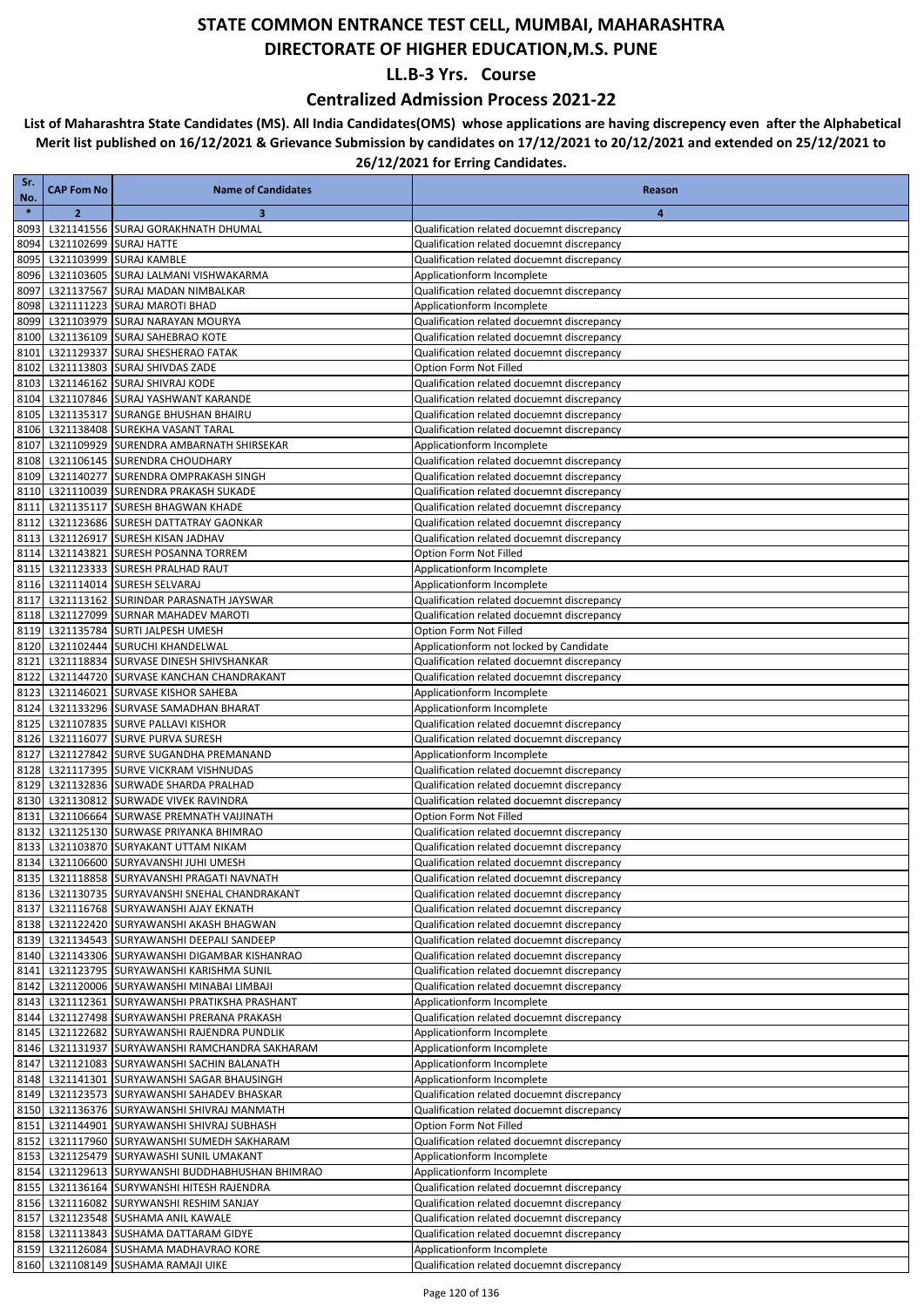# STATE COMMON ENTRANCE TEST CELL, MUMBAI, MAHARASHTRA

## DIRECTORATE OF HIGHER EDUCATION,M.S. PUNE

### LL.B-3 Yrs. Course

### Centralized Admission Process 2021-22

**List of Maharashtra State Candidates (MS). All India Candidates(OMS) whose applications are having discrepency even after the Alphabetical Merit list published on 16/12/2021 & Grievance Submission by candidates on 17/12/2021 to 20/12/2021 and extended on 25/12/2021 to 26/12/2021 for Erring Candidates.**

| Sr. No. | CAP Fom No | Name of Candidates | Reason |
|---|---|---|---|
| * | 2 | 3 | 4 |
| 8093 | L321141556 | SURAJ GORAKHNATH DHUMAL | Qualification related docuemnt discrepancy |
| 8094 | L321102699 | SURAJ HATTE | Qualification related docuemnt discrepancy |
| 8095 | L321103999 | SURAJ KAMBLE | Qualification related docuemnt discrepancy |
| 8096 | L321103605 | SURAJ LALMANI VISHWAKARMA | Applicationform Incomplete |
| 8097 | L321137567 | SURAJ MADAN NIMBALKAR | Qualification related docuemnt discrepancy |
| 8098 | L321111223 | SURAJ MAROTI BHAD | Applicationform Incomplete |
| 8099 | L321103979 | SURAJ NARAYAN MOURYA | Qualification related docuemnt discrepancy |
| 8100 | L321136109 | SURAJ SAHEBRAO KOTE | Qualification related docuemnt discrepancy |
| 8101 | L321129337 | SURAJ SHESHERAO FATAK | Qualification related docuemnt discrepancy |
| 8102 | L321113803 | SURAJ SHIVDAS ZADE | Option Form Not Filled |
| 8103 | L321146162 | SURAJ SHIVRAJ KODE | Qualification related docuemnt discrepancy |
| 8104 | L321107846 | SURAJ YASHWANT KARANDE | Qualification related docuemnt discrepancy |
| 8105 | L321135317 | SURANGE BHUSHAN BHAIRU | Qualification related docuemnt discrepancy |
| 8106 | L321138408 | SUREKHA VASANT TARAL | Qualification related docuemnt discrepancy |
| 8107 | L321109929 | SURENDRA AMBARNATH SHIRSEKAR | Applicationform Incomplete |
| 8108 | L321106145 | SURENDRA CHOUDHARY | Qualification related docuemnt discrepancy |
| 8109 | L321140277 | SURENDRA OMPRAKASH SINGH | Qualification related docuemnt discrepancy |
| 8110 | L321110039 | SURENDRA PRAKASH SUKADE | Qualification related docuemnt discrepancy |
| 8111 | L321135117 | SURESH BHAGWAN KHADE | Qualification related docuemnt discrepancy |
| 8112 | L321123686 | SURESH DATTATRAY GAONKAR | Qualification related docuemnt discrepancy |
| 8113 | L321126917 | SURESH KISAN JADHAV | Qualification related docuemnt discrepancy |
| 8114 | L321143821 | SURESH POSANNA TORREM | Option Form Not Filled |
| 8115 | L321123333 | SURESH PRALHAD RAUT | Applicationform Incomplete |
| 8116 | L321114014 | SURESH SELVARAJ | Applicationform Incomplete |
| 8117 | L321113162 | SURINDAR PARASNATH JAYSWAR | Qualification related docuemnt discrepancy |
| 8118 | L321127099 | SURNAR MAHADEV MAROTI | Qualification related docuemnt discrepancy |
| 8119 | L321135784 | SURTI JALPESH UMESH | Option Form Not Filled |
| 8120 | L321102444 | SURUCHI KHANDELWAL | Applicationform not locked by Candidate |
| 8121 | L321118834 | SURVASE DINESH SHIVSHANKAR | Qualification related docuemnt discrepancy |
| 8122 | L321144720 | SURVASE KANCHAN CHANDRAKANT | Qualification related docuemnt discrepancy |
| 8123 | L321146021 | SURVASE KISHOR SAHEBA | Applicationform Incomplete |
| 8124 | L321133296 | SURVASE SAMADHAN BHARAT | Applicationform Incomplete |
| 8125 | L321107835 | SURVE PALLAVI KISHOR | Qualification related docuemnt discrepancy |
| 8126 | L321116077 | SURVE PURVA SURESH | Qualification related docuemnt discrepancy |
| 8127 | L321127842 | SURVE SUGANDHA PREMANAND | Applicationform Incomplete |
| 8128 | L321117395 | SURVE VICKRAM VISHNUDAS | Qualification related docuemnt discrepancy |
| 8129 | L321132836 | SURWADE SHARDA PRALHAD | Qualification related docuemnt discrepancy |
| 8130 | L321130812 | SURWADE VIVEK RAVINDRA | Qualification related docuemnt discrepancy |
| 8131 | L321106664 | SURWASE PREMNATH VAIJINATH | Option Form Not Filled |
| 8132 | L321125130 | SURWASE PRIYANKA BHIMRAO | Qualification related docuemnt discrepancy |
| 8133 | L321103870 | SURYAKANT UTTAM NIKAM | Qualification related docuemnt discrepancy |
| 8134 | L321106600 | SURYAVANSHI JUHI UMESH | Qualification related docuemnt discrepancy |
| 8135 | L321118858 | SURYAVANSHI PRAGATI NAVNATH | Qualification related docuemnt discrepancy |
| 8136 | L321130735 | SURYAVANSHI SNEHAL CHANDRAKANT | Qualification related docuemnt discrepancy |
| 8137 | L321116768 | SURYAWANSHI AJAY EKNATH | Qualification related docuemnt discrepancy |
| 8138 | L321122420 | SURYAWANSHI AKASH BHAGWAN | Qualification related docuemnt discrepancy |
| 8139 | L321134543 | SURYAWANSHI DEEPALI SANDEEP | Qualification related docuemnt discrepancy |
| 8140 | L321143306 | SURYAWANSHI DIGAMBAR KISHANRAO | Qualification related docuemnt discrepancy |
| 8141 | L321123795 | SURYAWANSHI KARISHMA SUNIL | Qualification related docuemnt discrepancy |
| 8142 | L321120006 | SURYAWANSHI MINABAI LIMBAJI | Qualification related docuemnt discrepancy |
| 8143 | L321112361 | SURYAWANSHI PRATIKSHA PRASHANT | Applicationform Incomplete |
| 8144 | L321127498 | SURYAWANSHI PRERANA PRAKASH | Qualification related docuemnt discrepancy |
| 8145 | L321122682 | SURYAWANSHI RAJENDRA PUNDLIK | Applicationform Incomplete |
| 8146 | L321131937 | SURYAWANSHI RAMCHANDRA SAKHARAM | Applicationform Incomplete |
| 8147 | L321121083 | SURYAWANSHI SACHIN BALANATH | Applicationform Incomplete |
| 8148 | L321141301 | SURYAWANSHI SAGAR BHAUSINGH | Applicationform Incomplete |
| 8149 | L321123573 | SURYAWANSHI SAHADEV BHASKAR | Qualification related docuemnt discrepancy |
| 8150 | L321136376 | SURYAWANSHI SHIVRAJ MANMATH | Qualification related docuemnt discrepancy |
| 8151 | L321144901 | SURYAWANSHI SHIVRAJ SUBHASH | Option Form Not Filled |
| 8152 | L321117960 | SURYAWANSHI SUMEDH SAKHARAM | Qualification related docuemnt discrepancy |
| 8153 | L321125479 | SURYAWASHI SUNIL UMAKANT | Applicationform Incomplete |
| 8154 | L321129613 | SURYWANSHI BUDDHABHUSHAN BHIMRAO | Applicationform Incomplete |
| 8155 | L321136164 | SURYWANSHI HITESH RAJENDRA | Qualification related docuemnt discrepancy |
| 8156 | L321116082 | SURYWANSHI RESHIM SANJAY | Qualification related docuemnt discrepancy |
| 8157 | L321123548 | SUSHAMA ANIL KAWALE | Qualification related docuemnt discrepancy |
| 8158 | L321113843 | SUSHAMA DATTARAM GIDYE | Qualification related docuemnt discrepancy |
| 8159 | L321126084 | SUSHAMA MADHAVRAO KORE | Applicationform Incomplete |
| 8160 | L321108149 | SUSHAMA RAMAJI UIKE | Qualification related docuemnt discrepancy |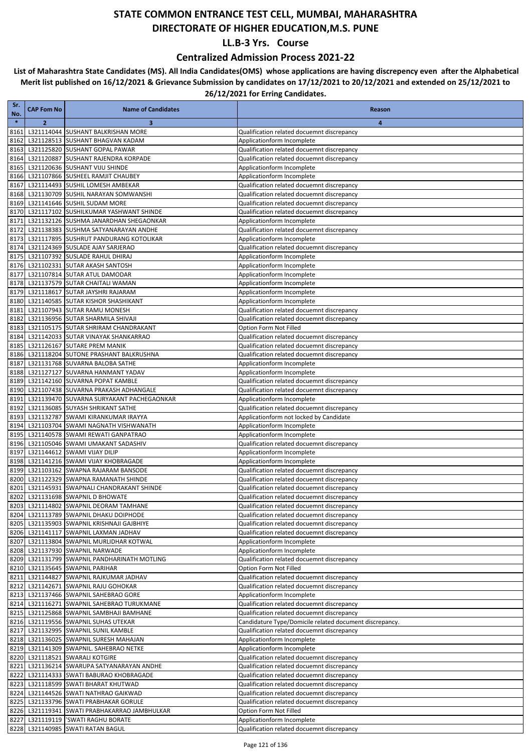# STATE COMMON ENTRANCE TEST CELL, MUMBAI, MAHARASHTRA

# DIRECTORATE OF HIGHER EDUCATION,M.S. PUNE

## LL.B-3 Yrs. Course

## Centralized Admission Process 2021-22

**List of Maharashtra State Candidates (MS). All India Candidates(OMS) whose applications are having discrepency even after the Alphabetical Merit list published on 16/12/2021 & Grievance Submission by candidates on 17/12/2021 to 20/12/2021 and extended on 25/12/2021 to 26/12/2021 for Erring Candidates.**

| Sr. No. | CAP Fom No | Name of Candidates | Reason |
|---|---|---|---|
| * | 2 | 3 | 4 |
| 8161 | L321114044 | SUSHANT BALKRISHAN MORE | Qualification related docuemnt discrepancy |
| 8162 | L321128513 | SUSHANT BHAGVAN KADAM | Applicationform Incomplete |
| 8163 | L321125820 | SUSHANT GOPAL PAWAR | Qualification related docuemnt discrepancy |
| 8164 | L321120887 | SUSHANT RAJENDRA KORPADE | Qualification related docuemnt discrepancy |
| 8165 | L321120636 | SUSHANT VIJU SHINDE | Applicationform Incomplete |
| 8166 | L321107866 | SUSHEEL RAMJIT CHAUBEY | Applicationform Incomplete |
| 8167 | L321114493 | SUSHIL LOMESH AMBEKAR | Qualification related docuemnt discrepancy |
| 8168 | L321130709 | SUSHIL NARAYAN SOMWANSHI | Qualification related docuemnt discrepancy |
| 8169 | L321141646 | SUSHIL SUDAM MORE | Qualification related docuemnt discrepancy |
| 8170 | L321117102 | SUSHILKUMAR YASHWANT SHINDE | Qualification related docuemnt discrepancy |
| 8171 | L321132126 | SUSHMA JANARDHAN SHEGAONKAR | Applicationform Incomplete |
| 8172 | L321138383 | SUSHMA SATYANARAYAN ANDHE | Qualification related docuemnt discrepancy |
| 8173 | L321117895 | SUSHRUT PANDURANG KOTOLIKAR | Applicationform Incomplete |
| 8174 | L321124369 | SUSLADE AJAY SARJERAO | Qualification related docuemnt discrepancy |
| 8175 | L321107392 | SUSLADE RAHUL DHIRAJ | Applicationform Incomplete |
| 8176 | L321102331 | SUTAR AKASH SANTOSH | Applicationform Incomplete |
| 8177 | L321107814 | SUTAR ATUL DAMODAR | Applicationform Incomplete |
| 8178 | L321137579 | SUTAR CHAITALI WAMAN | Applicationform Incomplete |
| 8179 | L321118617 | SUTAR JAYSHRI RAJARAM | Applicationform Incomplete |
| 8180 | L321140585 | SUTAR KISHOR SHASHIKANT | Applicationform Incomplete |
| 8181 | L321107943 | SUTAR RAMU MONESH | Qualification related docuemnt discrepancy |
| 8182 | L321136956 | SUTAR SHARMILA SHIVAJI | Qualification related docuemnt discrepancy |
| 8183 | L321105175 | SUTAR SHRIRAM CHANDRAKANT | Option Form Not Filled |
| 8184 | L321142033 | SUTAR VINAYAK SHANKARRAO | Qualification related docuemnt discrepancy |
| 8185 | L321126167 | SUTARE PREM MANIK | Qualification related docuemnt discrepancy |
| 8186 | L321118204 | SUTONE PRASHANT BALKRUSHNA | Qualification related docuemnt discrepancy |
| 8187 | L321131768 | SUVARNA BALOBA SATHE | Applicationform Incomplete |
| 8188 | L321127127 | SUVARNA HANMANT YADAV | Applicationform Incomplete |
| 8189 | L321142160 | SUVARNA POPAT KAMBLE | Qualification related docuemnt discrepancy |
| 8190 | L321107438 | SUVARNA PRAKASH ADHANGALE | Qualification related docuemnt discrepancy |
| 8191 | L321139470 | SUVARNA SURYAKANT PACHEGAONKAR | Applicationform Incomplete |
| 8192 | L321136085 | SUYASH SHRIKANT SATHE | Qualification related docuemnt discrepancy |
| 8193 | L321132787 | SWAMI KIRANKUMAR IRAYYA | Applicationform not locked by Candidate |
| 8194 | L321103704 | SWAMI NAGNATH VISHWANATH | Applicationform Incomplete |
| 8195 | L321140578 | SWAMI REWATI GANPATRAO | Applicationform Incomplete |
| 8196 | L321105046 | SWAMI UMAKANT SADASHIV | Qualification related docuemnt discrepancy |
| 8197 | L321144612 | SWAMI VIJAY DILIP | Applicationform Incomplete |
| 8198 | L321141216 | SWAMI VIJAY KHOBRAGADE | Applicationform Incomplete |
| 8199 | L321103162 | SWAPNA RAJARAM BANSODE | Qualification related docuemnt discrepancy |
| 8200 | L321122329 | SWAPNA RAMANATH SHINDE | Qualification related docuemnt discrepancy |
| 8201 | L321145931 | SWAPNALI CHANDRAKANT SHINDE | Qualification related docuemnt discrepancy |
| 8202 | L321131698 | SWAPNIL D BHOWATE | Qualification related docuemnt discrepancy |
| 8203 | L321114802 | SWAPNIL DEORAM TAMHANE | Qualification related docuemnt discrepancy |
| 8204 | L321113789 | SWAPNIL DHAKU DOIPHODE | Qualification related docuemnt discrepancy |
| 8205 | L321135903 | SWAPNIL KRISHNAJI GAJBHIYE | Qualification related docuemnt discrepancy |
| 8206 | L321141117 | SWAPNIL LAXMAN JADHAV | Qualification related docuemnt discrepancy |
| 8207 | L321113804 | SWAPNIL MURLIDHAR KOTWAL | Applicationform Incomplete |
| 8208 | L321137930 | SWAPNIL NARWADE | Applicationform Incomplete |
| 8209 | L321131799 | SWAPNIL PANDHARINATH MOTLING | Qualification related docuemnt discrepancy |
| 8210 | L321135645 | SWAPNIL PARIHAR | Option Form Not Filled |
| 8211 | L321144827 | SWAPNIL RAJKUMAR JADHAV | Qualification related docuemnt discrepancy |
| 8212 | L321142671 | SWAPNIL RAJU GOHOKAR | Qualification related docuemnt discrepancy |
| 8213 | L321137466 | SWAPNIL SAHEBRAO GORE | Applicationform Incomplete |
| 8214 | L321116271 | SWAPNIL SAHEBRAO TURUKMANE | Qualification related docuemnt discrepancy |
| 8215 | L321125868 | SWAPNIL SAMBHAJI BAMHANE | Qualification related docuemnt discrepancy |
| 8216 | L321119556 | SWAPNIL SUHAS UTEKAR | Candidature Type/Domicile related document discrepancy. |
| 8217 | L321132995 | SWAPNIL SUNIL KAMBLE | Qualification related docuemnt discrepancy |
| 8218 | L321136025 | SWAPNIL SURESH MAHAJAN | Applicationform Incomplete |
| 8219 | L321141309 | SWAPNIL. SAHEBRAO NETKE | Applicationform Incomplete |
| 8220 | L321118521 | SWARALI KOTGIRE | Qualification related docuemnt discrepancy |
| 8221 | L321136214 | SWARUPA SATYANARAYAN ANDHE | Qualification related docuemnt discrepancy |
| 8222 | L321114333 | SWATI BABURAO KHOBRAGADE | Qualification related docuemnt discrepancy |
| 8223 | L321118599 | SWATI BHARAT KHUTWAD | Qualification related docuemnt discrepancy |
| 8224 | L321144526 | SWATI NATHRAO GAIKWAD | Qualification related docuemnt discrepancy |
| 8225 | L321133796 | SWATI PRABHAKAR GORULE | Qualification related docuemnt discrepancy |
| 8226 | L321119341 | SWATI PRABHAKARRAO JAMBHULKAR | Option Form Not Filled |
| 8227 | L321119119 | 'SWATI RAGHU BORATE | Applicationform Incomplete |
| 8228 | L321140985 | SWATI RATAN BAGUL | Qualification related docuemnt discrepancy |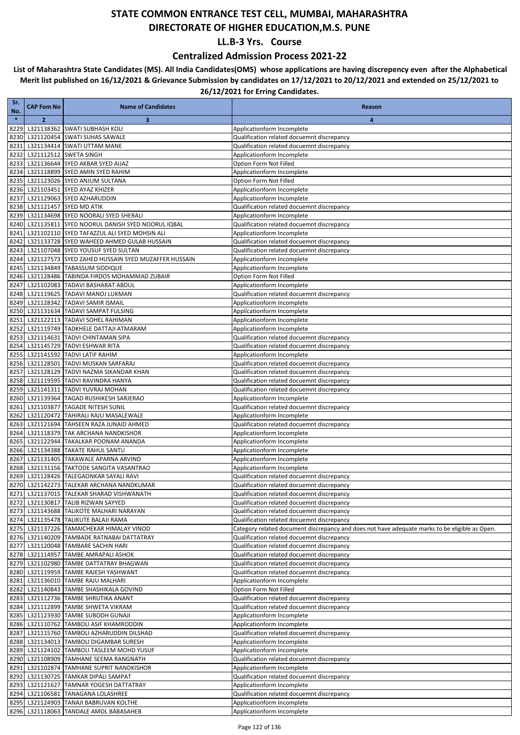# STATE COMMON ENTRANCE TEST CELL, MUMBAI, MAHARASHTRA
# DIRECTORATE OF HIGHER EDUCATION,M.S. PUNE
## LL.B-3 Yrs. Course
## Centralized Admission Process 2021-22

**List of Maharashtra State Candidates (MS). All India Candidates(OMS) whose applications are having discrepency even after the Alphabetical Merit list published on 16/12/2021 & Grievance Submission by candidates on 17/12/2021 to 20/12/2021 and extended on 25/12/2021 to 26/12/2021 for Erring Candidates.**

| Sr. No. | CAP Fom No | Name of Candidates | Reason |
|---|---|---|---|
| * | 2 | 3 | 4 |
| 8229 | L321138362 | SWATI SUBHASH KOLI | Applicationform Incomplete |
| 8230 | L321120454 | SWATI SUHAS SAWALE | Qualification related docuemnt discrepancy |
| 8231 | L321134414 | SWATI UTTAM MANE | Qualification related docuemnt discrepancy |
| 8232 | L321112512 | SWETA SINGH | Applicationform Incomplete |
| 8233 | L321136644 | SYED AKBAR SYED AIJAZ | Option Form Not Filled |
| 8234 | L321118899 | SYED AMIN SYED RAHIM | Applicationform Incomplete |
| 8235 | L321123026 | SYED ANJUM SULTANA | Option Form Not Filled |
| 8236 | L321103451 | SYED AYAZ KHIZER | Applicationform Incomplete |
| 8237 | L321129063 | SYED AZHARUDDIN | Applicationform Incomplete |
| 8238 | L321121457 | SYED MD ATIK | Qualification related docuemnt discrepancy |
| 8239 | L321134698 | SYED NOORALI SYED SHERALI | Applicationform Incomplete |
| 8240 | L321135811 | SYED NOORUL DANISH SYED NOORUL IQBAL | Qualification related docuemnt discrepancy |
| 8241 | L321102110 | SYED TAFAZZUL ALI SYED MOHSIN ALI | Applicationform Incomplete |
| 8242 | L321133728 | SYED WAHEED AHMED GULAB HUSSAIN | Qualification related docuemnt discrepancy |
| 8243 | L321107048 | SYED YOUSUF SYED SULTAN | Qualification related docuemnt discrepancy |
| 8244 | L321127573 | SYED ZAHED HUSSAIN SYED MUZAFFER HUSSAIN | Applicationform Incomplete |
| 8245 | L321134849 | TABASSUM SIDDIQUE | Applicationform Incomplete |
| 8246 | L321128486 | TABINDA FIRDOS MOHAMMAD ZUBAIR | Option Form Not Filled |
| 8247 | L321102083 | TADAVI BASHARAT ABDUL | Applicationform Incomplete |
| 8248 | L321119625 | TADAVI MANOJ LUKMAN | Qualification related docuemnt discrepancy |
| 8249 | L321128342 | TADAVI SAMIR ISMAIL | Applicationform Incomplete |
| 8250 | L321131634 | TADAVI SAMPAT FULSING | Applicationform Incomplete |
| 8251 | L321122113 | TADAVI SOHEL RAHIMAN | Applicationform Incomplete |
| 8252 | L321119749 | TADKHELE DATTAJI ATMARAM | Applicationform Incomplete |
| 8253 | L321114631 | TADVI CHINTAMAN SIPA | Qualification related docuemnt discrepancy |
| 8254 | L321145729 | TADVI ESHWAR RITA | Qualification related docuemnt discrepancy |
| 8255 | L321141592 | TADVI LATIF RAHIM | Applicationform Incomplete |
| 8256 | L321128501 | TADVI MUSKAN SARFARAJ | Qualification related docuemnt discrepancy |
| 8257 | L321128129 | TADVI NAZMA SIKANDAR KHAN | Qualification related docuemnt discrepancy |
| 8258 | L321119595 | TADVI RAVINDRA HANYA | Qualification related docuemnt discrepancy |
| 8259 | L321141311 | TADVI YUVRAJ MOHAN | Qualification related docuemnt discrepancy |
| 8260 | L321139364 | TAGAD RUSHIKESH SARJERAO | Applicationform Incomplete |
| 8261 | L321103877 | TAGADE NITESH SUNIL | Qualification related docuemnt discrepancy |
| 8262 | L321120472 | TAHIRALI RAJU MASALEWALE | Applicationform Incomplete |
| 8263 | L321121694 | TAHSEEN RAZA JUNAID AHMED | Qualification related docuemnt discrepancy |
| 8264 | L321118379 | TAK ARCHANA NANDKISHOR | Applicationform Incomplete |
| 8265 | L321122944 | TAKALKAR POONAM ANANDA | Applicationform Incomplete |
| 8266 | L321134388 | TAKATE RAHUL SANTU | Applicationform Incomplete |
| 8267 | L321131405 | TAKAWALE APARNA ARVIND | Applicationform Incomplete |
| 8268 | L321131156 | TAKTODE SANGITA VASANTRAO | Applicationform Incomplete |
| 8269 | L321128426 | TALEGAONKAR SAYALI RAVI | Qualification related docuemnt discrepancy |
| 8270 | L321142273 | TALEKAR ARCHANA NANDKUMAR | Qualification related docuemnt discrepancy |
| 8271 | L321137015 | TALEKAR SHARAD VISHWANATH | Qualification related docuemnt discrepancy |
| 8272 | L321130817 | TALIB RIZWAN SAYYED | Qualification related docuemnt discrepancy |
| 8273 | L321143688 | TALIKOTE MALHARI NARAYAN | Qualification related docuemnt discrepancy |
| 8274 | L321135478 | TALIKUTE BALAJI RAMA | Qualification related docuemnt discrepancy |
| 8275 | L321137226 | TAMAICHEKAR HIMALAY VINOD | Category related document discrepancy and does not have adequate marks to be eligible as Open. |
| 8276 | L321140209 | TAMBADE RATNABAI DATTATRAY | Qualification related docuemnt discrepancy |
| 8277 | L321120048 | TAMBARE SACHIN HARI | Qualification related docuemnt discrepancy |
| 8278 | L321114957 | TAMBE AMRAPALI ASHOK | Qualification related docuemnt discrepancy |
| 8279 | L321102980 | TAMBE DATTATRAY BHAGWAN | Qualification related docuemnt discrepancy |
| 8280 | L321119959 | TAMBE RAJESH YASHWANT | Qualification related docuemnt discrepancy |
| 8281 | L321136010 | TAMBE RAJU MALHARI | Applicationform Incomplete |
| 8282 | L321140843 | TAMBE SHASHIKALA GOVIND | Option Form Not Filled |
| 8283 | L321112736 | TAMBE SHRUTIKA ANANT | Qualification related docuemnt discrepancy |
| 8284 | L321112899 | TAMBE SHWETA VIKRAM | Qualification related docuemnt discrepancy |
| 8285 | L321123930 | TAMBE SUBODH GUNAJI | Applicationform Incomplete |
| 8286 | L321110762 | TAMBOLI ASIF KHAMRODDIN | Applicationform Incomplete |
| 8287 | L321115760 | TAMBOLI AZHARUDDIN DILSHAD | Qualification related docuemnt discrepancy |
| 8288 | L321134013 | TAMBOLI DIGAMBAR SURESH | Applicationform Incomplete |
| 8289 | L321124102 | TAMBOLI TASLEEM MOHD YUSUF | Applicationform Incomplete |
| 8290 | L321108909 | TAMHANE SEEMA RANGNATH | Qualification related docuemnt discrepancy |
| 8291 | L321102874 | TAMHANE SUPRIT NANDKISHOR | Applicationform Incomplete |
| 8292 | L321130725 | TAMKAR DIPALI SAMPAT | Qualification related docuemnt discrepancy |
| 8293 | L321121627 | TAMNAR YOGESH DATTATRAY | Applicationform Incomplete |
| 8294 | L321106581 | TANAGANA LOLASHREE | Qualification related docuemnt discrepancy |
| 8295 | L321124903 | TANAJI BABRUVAN KOLTHE | Applicationform Incomplete |
| 8296 | L321118063 | TANDALE AMOL BABASAHEB | Applicationform Incomplete |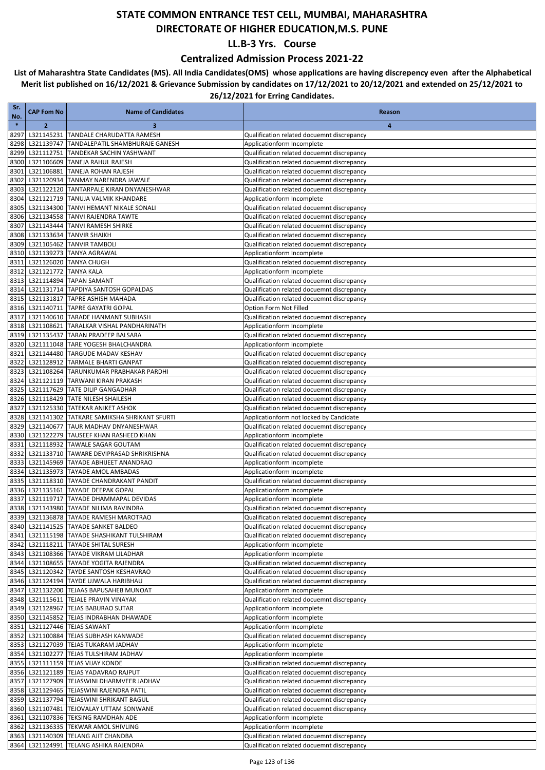# STATE COMMON ENTRANCE TEST CELL, MUMBAI, MAHARASHTRA

# DIRECTORATE OF HIGHER EDUCATION,M.S. PUNE

## LL.B-3 Yrs. Course

## Centralized Admission Process 2021-22

**List of Maharashtra State Candidates (MS). All India Candidates(OMS) whose applications are having discrepency even after the Alphabetical Merit list published on 16/12/2021 & Grievance Submission by candidates on 17/12/2021 to 20/12/2021 and extended on 25/12/2021 to 26/12/2021 for Erring Candidates.**

| Sr. No. | CAP Fom No | Name of Candidates | Reason |
|---|---|---|---|
| * | 2 | 3 | 4 |
| 8297 | L321145231 | TANDALE CHARUDATTA RAMESH | Qualification related docuemnt discrepancy |
| 8298 | L321139747 | TANDALEPATIL SHAMBHURAJE GANESH | Applicationform Incomplete |
| 8299 | L321112751 | TANDEKAR SACHIN YASHWANT | Qualification related docuemnt discrepancy |
| 8300 | L321106609 | TANEJA RAHUL RAJESH | Qualification related docuemnt discrepancy |
| 8301 | L321106881 | TANEJA ROHAN RAJESH | Qualification related docuemnt discrepancy |
| 8302 | L321120934 | TANMAY NARENDRA JAWALE | Qualification related docuemnt discrepancy |
| 8303 | L321122120 | TANTARPALE KIRAN DNYANESHWAR | Qualification related docuemnt discrepancy |
| 8304 | L321121719 | TANUJA VALMIK KHANDARE | Applicationform Incomplete |
| 8305 | L321134300 | TANVI HEMANT NIKALE SONALI | Qualification related docuemnt discrepancy |
| 8306 | L321134558 | TANVI RAJENDRA TAWTE | Qualification related docuemnt discrepancy |
| 8307 | L321143444 | TANVI RAMESH SHIRKE | Qualification related docuemnt discrepancy |
| 8308 | L321133634 | TANVIR SHAIKH | Qualification related docuemnt discrepancy |
| 8309 | L321105462 | TANVIR TAMBOLI | Qualification related docuemnt discrepancy |
| 8310 | L321139273 | TANYA AGRAWAL | Applicationform Incomplete |
| 8311 | L321126020 | TANYA CHUGH | Qualification related docuemnt discrepancy |
| 8312 | L321121772 | TANYA KALA | Applicationform Incomplete |
| 8313 | L321114894 | TAPAN SAMANT | Qualification related docuemnt discrepancy |
| 8314 | L321131714 | TAPDIYA SANTOSH GOPALDAS | Qualification related docuemnt discrepancy |
| 8315 | L321131817 | TAPRE ASHISH MAHADA | Qualification related docuemnt discrepancy |
| 8316 | L321140711 | TAPRE GAYATRI GOPAL | Option Form Not Filled |
| 8317 | L321140610 | TARADE HANMANT SUBHASH | Qualification related docuemnt discrepancy |
| 8318 | L321108621 | TARALKAR VISHAL PANDHARINATH | Applicationform Incomplete |
| 8319 | L321135437 | TARAN PRADEEP BALSARA | Qualification related docuemnt discrepancy |
| 8320 | L321111048 | TARE YOGESH BHALCHANDRA | Applicationform Incomplete |
| 8321 | L321144480 | TARGUDE MADAV KESHAV | Qualification related docuemnt discrepancy |
| 8322 | L321128912 | TARMALE BHARTI GANPAT | Qualification related docuemnt discrepancy |
| 8323 | L321108264 | TARUNKUMAR PRABHAKAR PARDHI | Qualification related docuemnt discrepancy |
| 8324 | L321121119 | TARWANI KIRAN PRAKASH | Qualification related docuemnt discrepancy |
| 8325 | L321117629 | TATE DILIP GANGADHAR | Qualification related docuemnt discrepancy |
| 8326 | L321118429 | TATE NILESH SHAILESH | Qualification related docuemnt discrepancy |
| 8327 | L321125330 | TATEKAR ANIKET ASHOK | Qualification related docuemnt discrepancy |
| 8328 | L321141302 | TATKARE SAMIKSHA SHRIKANT SFURTI | Applicationform not locked by Candidate |
| 8329 | L321140677 | TAUR MADHAV DNYANESHWAR | Qualification related docuemnt discrepancy |
| 8330 | L321122279 | TAUSEEF KHAN RASHEED KHAN | Applicationform Incomplete |
| 8331 | L321118932 | TAWALE SAGAR GOUTAM | Qualification related docuemnt discrepancy |
| 8332 | L321133710 | TAWARE DEVIPRASAD SHRIKRISHNA | Qualification related docuemnt discrepancy |
| 8333 | L321145969 | TAYADE ABHIJEET ANANDRAO | Applicationform Incomplete |
| 8334 | L321135973 | TAYADE AMOL AMBADAS | Applicationform Incomplete |
| 8335 | L321118310 | TAYADE CHANDRAKANT PANDIT | Qualification related docuemnt discrepancy |
| 8336 | L321135161 | TAYADE DEEPAK GOPAL | Applicationform Incomplete |
| 8337 | L321119717 | TAYADE DHAMMAPAL DEVIDAS | Applicationform Incomplete |
| 8338 | L321143980 | TAYADE NILIMA RAVINDRA | Qualification related docuemnt discrepancy |
| 8339 | L321136878 | TAYADE RAMESH MAROTRAO | Qualification related docuemnt discrepancy |
| 8340 | L321141525 | TAYADE SANKET BALDEO | Qualification related docuemnt discrepancy |
| 8341 | L321115198 | TAYADE SHASHIKANT TULSHIRAM | Qualification related docuemnt discrepancy |
| 8342 | L321118211 | TAYADE SHITAL SURESH | Applicationform Incomplete |
| 8343 | L321108366 | TAYADE VIKRAM LILADHAR | Applicationform Incomplete |
| 8344 | L321108655 | TAYADE YOGITA RAJENDRA | Qualification related docuemnt discrepancy |
| 8345 | L321120342 | TAYDE SANTOSH KESHAVRAO | Qualification related docuemnt discrepancy |
| 8346 | L321124194 | TAYDE UJWALA HARIBHAU | Qualification related docuemnt discrepancy |
| 8347 | L321132200 | TEJAAS BAPUSAHEB MUNOAT | Applicationform Incomplete |
| 8348 | L321115611 | TEJALE PRAVIN VINAYAK | Qualification related docuemnt discrepancy |
| 8349 | L321128967 | TEJAS BABURAO SUTAR | Applicationform Incomplete |
| 8350 | L321145852 | TEJAS INDRABHAN DHAWADE | Applicationform Incomplete |
| 8351 | L321127446 | TEJAS SAWANT | Applicationform Incomplete |
| 8352 | L321100884 | TEJAS SUBHASH KANWADE | Qualification related docuemnt discrepancy |
| 8353 | L321127039 | TEJAS TUKARAM JADHAV | Applicationform Incomplete |
| 8354 | L321102277 | TEJAS TULSHIRAM JADHAV | Applicationform Incomplete |
| 8355 | L321111159 | TEJAS VIJAY KONDE | Qualification related docuemnt discrepancy |
| 8356 | L321121189 | TEJAS YADAVRAO RAJPUT | Qualification related docuemnt discrepancy |
| 8357 | L321127909 | TEJASWINI DHARMVEER JADHAV | Qualification related docuemnt discrepancy |
| 8358 | L321129465 | TEJASWINI RAJENDRA PATIL | Qualification related docuemnt discrepancy |
| 8359 | L321137794 | TEJASWINI SHRIKANT BAGUL | Qualification related docuemnt discrepancy |
| 8360 | L321107481 | TEJOVALAY UTTAM SONWANE | Qualification related docuemnt discrepancy |
| 8361 | L321107836 | TEKSING RAMDHAN ADE | Applicationform Incomplete |
| 8362 | L321136335 | TEKWAR AMOL SHIVLING | Applicationform Incomplete |
| 8363 | L321140309 | TELANG AJIT CHANDBA | Qualification related docuemnt discrepancy |
| 8364 | L321124991 | TELANG ASHIKA RAJENDRA | Qualification related docuemnt discrepancy |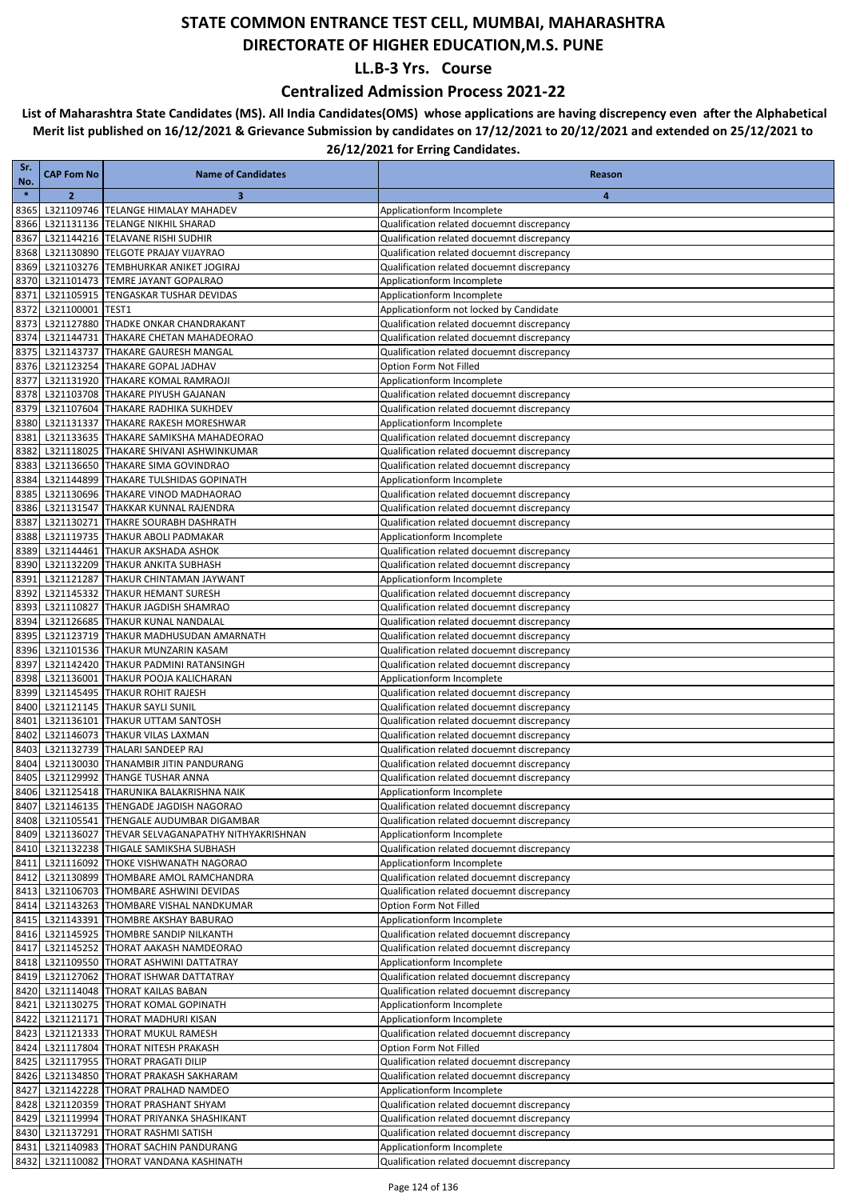# STATE COMMON ENTRANCE TEST CELL, MUMBAI, MAHARASHTRA

## DIRECTORATE OF HIGHER EDUCATION,M.S. PUNE

### LL.B-3 Yrs. Course

### Centralized Admission Process 2021-22

**List of Maharashtra State Candidates (MS). All India Candidates(OMS) whose applications are having discrepency even after the Alphabetical Merit list published on 16/12/2021 & Grievance Submission by candidates on 17/12/2021 to 20/12/2021 and extended on 25/12/2021 to 26/12/2021 for Erring Candidates.**

| Sr. No. | CAP Fom No | Name of Candidates | Reason |
|---|---|---|---|
| * | 2 | 3 | 4 |
| 8365 | L321109746 | TELANGE HIMALAY MAHADEV | Applicationform Incomplete |
| 8366 | L321131136 | TELANGE NIKHIL SHARAD | Qualification related docuemnt discrepancy |
| 8367 | L321144216 | TELAVANE RISHI SUDHIR | Qualification related docuemnt discrepancy |
| 8368 | L321130890 | TELGOTE PRAJAY VIJAYRAO | Qualification related docuemnt discrepancy |
| 8369 | L321103276 | TEMBHURKAR ANIKET JOGIRAJ | Qualification related docuemnt discrepancy |
| 8370 | L321101473 | TEMRE JAYANT GOPALRAO | Applicationform Incomplete |
| 8371 | L321105915 | TENGASKAR TUSHAR DEVIDAS | Applicationform Incomplete |
| 8372 | L321100001 | TEST1 | Applicationform not locked by Candidate |
| 8373 | L321127880 | THADKE ONKAR CHANDRAKANT | Qualification related docuemnt discrepancy |
| 8374 | L321144731 | THAKARE CHETAN MAHADEORAO | Qualification related docuemnt discrepancy |
| 8375 | L321143737 | THAKARE GAURESH MANGAL | Qualification related docuemnt discrepancy |
| 8376 | L321123254 | THAKARE GOPAL JADHAV | Option Form Not Filled |
| 8377 | L321131920 | THAKARE KOMAL RAMRAOJI | Applicationform Incomplete |
| 8378 | L321103708 | THAKARE PIYUSH GAJANAN | Qualification related docuemnt discrepancy |
| 8379 | L321107604 | THAKARE RADHIKA SUKHDEV | Qualification related docuemnt discrepancy |
| 8380 | L321131337 | THAKARE RAKESH MORESHWAR | Applicationform Incomplete |
| 8381 | L321133635 | THAKARE SAMIKSHA MAHADEORAO | Qualification related docuemnt discrepancy |
| 8382 | L321118025 | THAKARE SHIVANI ASHWINKUMAR | Qualification related docuemnt discrepancy |
| 8383 | L321136650 | THAKARE SIMA GOVINDRAO | Qualification related docuemnt discrepancy |
| 8384 | L321144899 | THAKARE TULSHIDAS GOPINATH | Applicationform Incomplete |
| 8385 | L321130696 | THAKARE VINOD MADHAORAO | Qualification related docuemnt discrepancy |
| 8386 | L321131547 | THAKKAR KUNNAL RAJENDRA | Qualification related docuemnt discrepancy |
| 8387 | L321130271 | THAKRE SOURABH DASHRATH | Qualification related docuemnt discrepancy |
| 8388 | L321119735 | THAKUR ABOLI PADMAKAR | Applicationform Incomplete |
| 8389 | L321144461 | THAKUR AKSHADA ASHOK | Qualification related docuemnt discrepancy |
| 8390 | L321132209 | THAKUR ANKITA SUBHASH | Qualification related docuemnt discrepancy |
| 8391 | L321121287 | THAKUR CHINTAMAN JAYWANT | Applicationform Incomplete |
| 8392 | L321145332 | THAKUR HEMANT SURESH | Qualification related docuemnt discrepancy |
| 8393 | L321110827 | THAKUR JAGDISH SHAMRAO | Qualification related docuemnt discrepancy |
| 8394 | L321126685 | THAKUR KUNAL NANDALAL | Qualification related docuemnt discrepancy |
| 8395 | L321123719 | THAKUR MADHUSUDAN AMARNATH | Qualification related docuemnt discrepancy |
| 8396 | L321101536 | THAKUR MUNZARIN KASAM | Qualification related docuemnt discrepancy |
| 8397 | L321142420 | THAKUR PADMINI RATANSINGH | Qualification related docuemnt discrepancy |
| 8398 | L321136001 | THAKUR POOJA KALICHARAN | Applicationform Incomplete |
| 8399 | L321145495 | THAKUR ROHIT RAJESH | Qualification related docuemnt discrepancy |
| 8400 | L321121145 | THAKUR SAYLI SUNIL | Qualification related docuemnt discrepancy |
| 8401 | L321136101 | THAKUR UTTAM SANTOSH | Qualification related docuemnt discrepancy |
| 8402 | L321146073 | THAKUR VILAS LAXMAN | Qualification related docuemnt discrepancy |
| 8403 | L321132739 | THALARI SANDEEP RAJ | Qualification related docuemnt discrepancy |
| 8404 | L321130030 | THANAMBIR JITIN PANDURANG | Qualification related docuemnt discrepancy |
| 8405 | L321129992 | THANGE TUSHAR ANNA | Qualification related docuemnt discrepancy |
| 8406 | L321125418 | THARUNIKA BALAKRISHNA NAIK | Applicationform Incomplete |
| 8407 | L321146135 | THENGADE JAGDISH NAGORAO | Qualification related docuemnt discrepancy |
| 8408 | L321105541 | THENGALE AUDUMBAR DIGAMBAR | Qualification related docuemnt discrepancy |
| 8409 | L321136027 | THEVAR SELVAGANAPATHY NITHYAKRISHNAN | Applicationform Incomplete |
| 8410 | L321132238 | THIGALE SAMIKSHA SUBHASH | Qualification related docuemnt discrepancy |
| 8411 | L321116092 | THOKE VISHWANATH NAGORAO | Applicationform Incomplete |
| 8412 | L321130899 | THOMBARE AMOL RAMCHANDRA | Qualification related docuemnt discrepancy |
| 8413 | L321106703 | THOMBARE ASHWINI DEVIDAS | Qualification related docuemnt discrepancy |
| 8414 | L321143263 | THOMBARE VISHAL NANDKUMAR | Option Form Not Filled |
| 8415 | L321143391 | THOMBRE AKSHAY BABURAO | Applicationform Incomplete |
| 8416 | L321145925 | THOMBRE SANDIP NILKANTH | Qualification related docuemnt discrepancy |
| 8417 | L321145252 | THORAT AAKASH NAMDEORAO | Qualification related docuemnt discrepancy |
| 8418 | L321109550 | THORAT ASHWINI DATTATRAY | Applicationform Incomplete |
| 8419 | L321127062 | THORAT ISHWAR DATTATRAY | Qualification related docuemnt discrepancy |
| 8420 | L321114048 | THORAT KAILAS BABAN | Qualification related docuemnt discrepancy |
| 8421 | L321130275 | THORAT KOMAL GOPINATH | Applicationform Incomplete |
| 8422 | L321121171 | THORAT MADHURI KISAN | Applicationform Incomplete |
| 8423 | L321121333 | THORAT MUKUL RAMESH | Qualification related docuemnt discrepancy |
| 8424 | L321117804 | THORAT NITESH PRAKASH | Option Form Not Filled |
| 8425 | L321117955 | THORAT PRAGATI DILIP | Qualification related docuemnt discrepancy |
| 8426 | L321134850 | THORAT PRAKASH SAKHARAM | Qualification related docuemnt discrepancy |
| 8427 | L321142228 | THORAT PRALHAD NAMDEO | Applicationform Incomplete |
| 8428 | L321120359 | THORAT PRASHANT SHYAM | Qualification related docuemnt discrepancy |
| 8429 | L321119994 | THORAT PRIYANKA SHASHIKANT | Qualification related docuemnt discrepancy |
| 8430 | L321137291 | THORAT RASHMI SATISH | Qualification related docuemnt discrepancy |
| 8431 | L321140983 | THORAT SACHIN PANDURANG | Applicationform Incomplete |
| 8432 | L321110082 | THORAT VANDANA KASHINATH | Qualification related docuemnt discrepancy |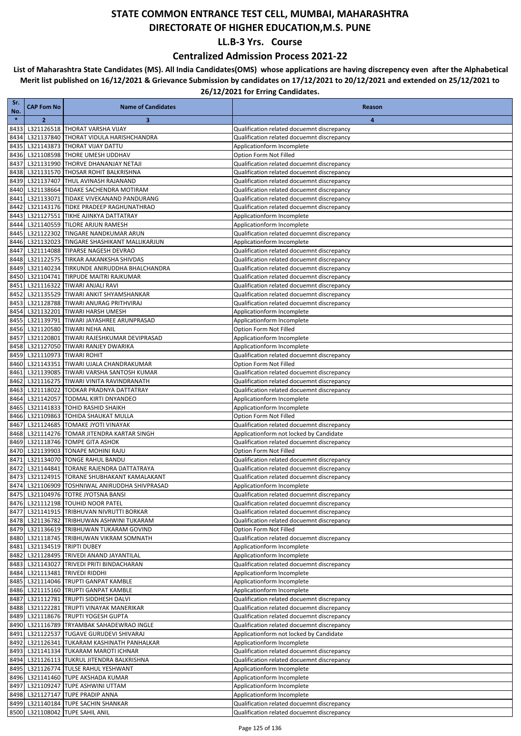# STATE COMMON ENTRANCE TEST CELL, MUMBAI, MAHARASHTRA

# DIRECTORATE OF HIGHER EDUCATION,M.S. PUNE

## LL.B-3 Yrs. Course

## Centralized Admission Process 2021-22

**List of Maharashtra State Candidates (MS). All India Candidates(OMS) whose applications are having discrepency even after the Alphabetical Merit list published on 16/12/2021 & Grievance Submission by candidates on 17/12/2021 to 20/12/2021 and extended on 25/12/2021 to 26/12/2021 for Erring Candidates.**

| Sr. No. | CAP Fom No | Name of Candidates | Reason |
|---|---|---|---|
| * | 2 | 3 | 4 |
| 8433 | L321126518 | THORAT VARSHA VIJAY | Qualification related docuemnt discrepancy |
| 8434 | L321137840 | THORAT VIDULA HARISHCHANDRA | Qualification related docuemnt discrepancy |
| 8435 | L321143873 | THORAT VIJAY DATTU | Applicationform Incomplete |
| 8436 | L321108598 | THORE UMESH UDDHAV | Option Form Not Filled |
| 8437 | L321131990 | THORVE DHANANJAY NETAJI | Qualification related docuemnt discrepancy |
| 8438 | L321131570 | THOSAR ROHIT BALKRISHNA | Qualification related docuemnt discrepancy |
| 8439 | L321137407 | THUL AVINASH RAJANAND | Qualification related docuemnt discrepancy |
| 8440 | L321138664 | TIDAKE SACHENDRA MOTIRAM | Qualification related docuemnt discrepancy |
| 8441 | L321133071 | TIDAKE VIVEKANAND PANDURANG | Qualification related docuemnt discrepancy |
| 8442 | L321143176 | TIDKE PRADEEP RAGHUNATHRAO | Qualification related docuemnt discrepancy |
| 8443 | L321127551 | TIKHE AJINKYA DATTATRAY | Applicationform Incomplete |
| 8444 | L321140559 | TILORE ARJUN RAMESH | Applicationform Incomplete |
| 8445 | L321122302 | TINGARE NANDKUMAR ARUN | Qualification related docuemnt discrepancy |
| 8446 | L321132023 | TINGARE SHASHIKANT MALLIKARJUN | Applicationform Incomplete |
| 8447 | L321114088 | TIPARSE NAGESH DEVRAO | Qualification related docuemnt discrepancy |
| 8448 | L321122575 | TIRKAR AAKANKSHA SHIVDAS | Qualification related docuemnt discrepancy |
| 8449 | L321140234 | TIRKUNDE ANIRUDDHA BHALCHANDRA | Qualification related docuemnt discrepancy |
| 8450 | L321104741 | TIRPUDE MAITRI RAJKUMAR | Qualification related docuemnt discrepancy |
| 8451 | L321116322 | TIWARI ANJALI RAVI | Qualification related docuemnt discrepancy |
| 8452 | L321135529 | TIWARI ANKIT SHYAMSHANKAR | Qualification related docuemnt discrepancy |
| 8453 | L321128788 | TIWARI ANURAG PRITHVIRAJ | Qualification related docuemnt discrepancy |
| 8454 | L321132201 | TIWARI HARSH UMESH | Applicationform Incomplete |
| 8455 | L321139791 | TIWARI JAYASHREE ARUNPRASAD | Applicationform Incomplete |
| 8456 | L321120580 | TIWARI NEHA ANIL | Option Form Not Filled |
| 8457 | L321120801 | TIWARI RAJESHKUMAR DEVIPRASAD | Applicationform Incomplete |
| 8458 | L321127050 | TIWARI RANJEY DWARIKA | Applicationform Incomplete |
| 8459 | L321110973 | TIWARI ROHIT | Qualification related docuemnt discrepancy |
| 8460 | L321143351 | TIWARI UJALA CHANDRAKUMAR | Option Form Not Filled |
| 8461 | L321139085 | TIWARI VARSHA SANTOSH KUMAR | Qualification related docuemnt discrepancy |
| 8462 | L321116275 | TIWARI VINITA RAVINDRANATH | Qualification related docuemnt discrepancy |
| 8463 | L321118022 | TODKAR PRADNYA DATTATRAY | Qualification related docuemnt discrepancy |
| 8464 | L321142057 | TODMAL KIRTI DNYANDEO | Applicationform Incomplete |
| 8465 | L321141833 | TOHID RASHID SHAIKH | Applicationform Incomplete |
| 8466 | L321109863 | TOHIDA SHAUKAT MULLA | Option Form Not Filled |
| 8467 | L321124685 | TOMAKE JYOTI VINAYAK | Qualification related docuemnt discrepancy |
| 8468 | L321114276 | TOMAR JITENDRA KARTAR SINGH | Applicationform not locked by Candidate |
| 8469 | L321118746 | TOMPE GITA ASHOK | Qualification related docuemnt discrepancy |
| 8470 | L321139903 | TONAPE MOHINI RAJU | Option Form Not Filled |
| 8471 | L321134070 | TONGE RAHUL BANDU | Qualification related docuemnt discrepancy |
| 8472 | L321144841 | TORANE RAJENDRA DATTATRAYA | Qualification related docuemnt discrepancy |
| 8473 | L321124915 | TORANE SHUBHAKANT KAMALAKANT | Qualification related docuemnt discrepancy |
| 8474 | L321106909 | TOSHNIWAL ANIRUDDHA SHIVPRASAD | Applicationform Incomplete |
| 8475 | L321104976 | TOTRE JYOTSNA BANSI | Qualification related docuemnt discrepancy |
| 8476 | L321112198 | TOUHID NOOR PATEL | Qualification related docuemnt discrepancy |
| 8477 | L321141915 | TRIBHUVAN NIVRUTTI BORKAR | Qualification related docuemnt discrepancy |
| 8478 | L321136782 | TRIBHUWAN ASHWINI TUKARAM | Qualification related docuemnt discrepancy |
| 8479 | L321136619 | TRIBHUWAN TUKARAM GOVIND | Option Form Not Filled |
| 8480 | L321118745 | TRIBHUWAN VIKRAM SOMNATH | Qualification related docuemnt discrepancy |
| 8481 | L321134519 | TRIPTI DUBEY | Applicationform Incomplete |
| 8482 | L321128495 | TRIVEDI ANAND JAYANTILAL | Applicationform Incomplete |
| 8483 | L321143027 | TRIVEDI PRITI BINDACHARAN | Qualification related docuemnt discrepancy |
| 8484 | L321113481 | TRIVEDI RIDDHI | Applicationform Incomplete |
| 8485 | L321114046 | TRUPTI GANPAT KAMBLE | Applicationform Incomplete |
| 8486 | L321115160 | TRUPTI GANPAT KAMBLE | Applicationform Incomplete |
| 8487 | L321112781 | TRUPTI SIDDHESH DALVI | Qualification related docuemnt discrepancy |
| 8488 | L321122281 | TRUPTI VINAYAK MANERIKAR | Qualification related docuemnt discrepancy |
| 8489 | L321118676 | TRUPTI YOGESH GUPTA | Qualification related docuemnt discrepancy |
| 8490 | L321116789 | TRYAMBAK SAHADEWRAO INGLE | Qualification related docuemnt discrepancy |
| 8491 | L321122537 | TUGAVE GURUDEVI SHIVARAJ | Applicationform not locked by Candidate |
| 8492 | L321126341 | TUKARAM KASHINATH PANHALKAR | Applicationform Incomplete |
| 8493 | L321141334 | TUKARAM MAROTI ICHNAR | Qualification related docuemnt discrepancy |
| 8494 | L321126113 | TUKRUL JITENDRA BALKRISHNA | Qualification related docuemnt discrepancy |
| 8495 | L321126774 | TULSE RAHUL YESHWANT | Applicationform Incomplete |
| 8496 | L321141460 | TUPE AKSHADA KUMAR | Applicationform Incomplete |
| 8497 | L321109247 | TUPE ASHWINI UTTAM | Applicationform Incomplete |
| 8498 | L321127147 | TUPE PRADIP ANNA | Applicationform Incomplete |
| 8499 | L321140184 | TUPE SACHIN SHANKAR | Qualification related docuemnt discrepancy |
| 8500 | L321108042 | TUPE SAHIL ANIL | Qualification related docuemnt discrepancy |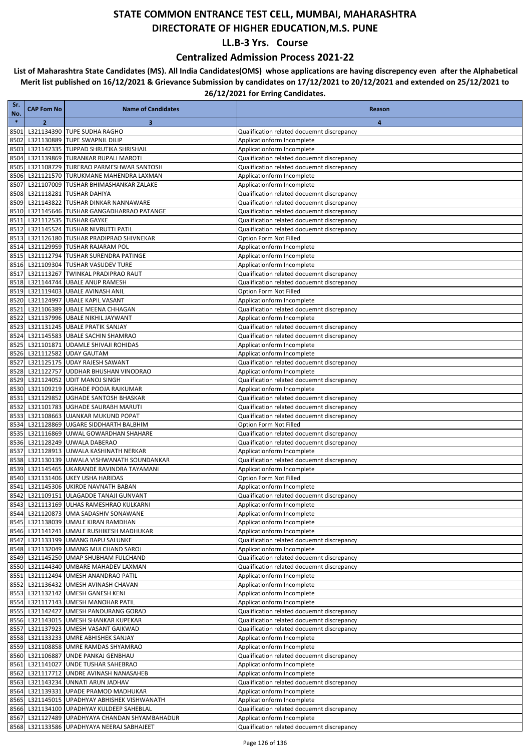# STATE COMMON ENTRANCE TEST CELL, MUMBAI, MAHARASHTRA

# DIRECTORATE OF HIGHER EDUCATION,M.S. PUNE

## LL.B-3 Yrs. Course

## Centralized Admission Process 2021-22

**List of Maharashtra State Candidates (MS). All India Candidates(OMS) whose applications are having discrepency even after the Alphabetical Merit list published on 16/12/2021 & Grievance Submission by candidates on 17/12/2021 to 20/12/2021 and extended on 25/12/2021 to 26/12/2021 for Erring Candidates.**

| Sr. No. | CAP Fom No | Name of Candidates | Reason |
|---|---|---|---|
| * | 2 | 3 | 4 |
| 8501 | L321134390 | TUPE SUDHA RAGHO | Qualification related docuemnt discrepancy |
| 8502 | L321130889 | TUPE SWAPNIL DILIP | Applicationform Incomplete |
| 8503 | L321142335 | TUPPAD SHRUTIKA SHRISHAIL | Applicationform Incomplete |
| 8504 | L321139869 | TURANKAR RUPALI MAROTI | Qualification related docuemnt discrepancy |
| 8505 | L321108729 | TURERAO PARMESHWAR SANTOSH | Qualification related docuemnt discrepancy |
| 8506 | L321121570 | TURUKMANE MAHENDRA LAXMAN | Applicationform Incomplete |
| 8507 | L321107009 | TUSHAR BHIMASHANKAR ZALAKE | Applicationform Incomplete |
| 8508 | L321118281 | TUSHAR DAHIYA | Qualification related docuemnt discrepancy |
| 8509 | L321143822 | TUSHAR DINKAR NANNAWARE | Qualification related docuemnt discrepancy |
| 8510 | L321145646 | TUSHAR GANGADHARRAO PATANGE | Qualification related docuemnt discrepancy |
| 8511 | L321112535 | TUSHAR GAYKE | Qualification related docuemnt discrepancy |
| 8512 | L321145524 | TUSHAR NIVRUTTI PATIL | Qualification related docuemnt discrepancy |
| 8513 | L321126180 | TUSHAR PRADIPRAO SHIVNEKAR | Option Form Not Filled |
| 8514 | L321129959 | TUSHAR RAJARAM POL | Applicationform Incomplete |
| 8515 | L321112794 | TUSHAR SURENDRA PATINGE | Applicationform Incomplete |
| 8516 | L321109304 | TUSHAR VASUDEV TURE | Applicationform Incomplete |
| 8517 | L321113267 | TWINKAL PRADIPRAO RAUT | Qualification related docuemnt discrepancy |
| 8518 | L321144744 | UBALE ANUP RAMESH | Qualification related docuemnt discrepancy |
| 8519 | L321119403 | UBALE AVINASH ANIL | Option Form Not Filled |
| 8520 | L321124997 | UBALE KAPIL VASANT | Applicationform Incomplete |
| 8521 | L321106389 | UBALE MEENA CHHAGAN | Qualification related docuemnt discrepancy |
| 8522 | L321137996 | UBALE NIKHIL JAYWANT | Applicationform Incomplete |
| 8523 | L321131245 | UBALE PRATIK SANJAY | Qualification related docuemnt discrepancy |
| 8524 | L321145583 | UBALE SACHIN SHAMRAO | Qualification related docuemnt discrepancy |
| 8525 | L321101871 | UDAMLE SHIVAJI ROHIDAS | Applicationform Incomplete |
| 8526 | L321112582 | UDAY GAUTAM | Applicationform Incomplete |
| 8527 | L321125175 | UDAY RAJESH SAWANT | Qualification related docuemnt discrepancy |
| 8528 | L321122757 | UDDHAR BHUSHAN VINODRAO | Applicationform Incomplete |
| 8529 | L321124052 | UDIT MANOJ SINGH | Qualification related docuemnt discrepancy |
| 8530 | L321109219 | UGHADE POOJA RAJKUMAR | Applicationform Incomplete |
| 8531 | L321129852 | UGHADE SANTOSH BHASKAR | Qualification related docuemnt discrepancy |
| 8532 | L321101783 | UGHADE SAURABH MARUTI | Qualification related docuemnt discrepancy |
| 8533 | L321108663 | UJANKAR MUKUND POPAT | Qualification related docuemnt discrepancy |
| 8534 | L321128869 | UJGARE SIDDHARTH BALBHIM | Option Form Not Filled |
| 8535 | L321116869 | UJWAL GOWARDHAN SHAHARE | Qualification related docuemnt discrepancy |
| 8536 | L321128249 | UJWALA DABERAO | Qualification related docuemnt discrepancy |
| 8537 | L321128913 | UJWALA KASHINATH NERKAR | Applicationform Incomplete |
| 8538 | L321130139 | UJWALA VISHWANATH SOUNDANKAR | Qualification related docuemnt discrepancy |
| 8539 | L321145465 | UKARANDE RAVINDRA TAYAMANI | Applicationform Incomplete |
| 8540 | L321131406 | UKEY USHA HARIDAS | Option Form Not Filled |
| 8541 | L321145306 | UKIRDE NAVNATH BABAN | Applicationform Incomplete |
| 8542 | L321109151 | ULAGADDE TANAJI GUNVANT | Qualification related docuemnt discrepancy |
| 8543 | L321113169 | ULHAS RAMESHRAO KULKARNI | Applicationform Incomplete |
| 8544 | L321120873 | UMA SADASHIV SONAWANE | Applicationform Incomplete |
| 8545 | L321138039 | UMALE KIRAN RAMDHAN | Applicationform Incomplete |
| 8546 | L321141241 | UMALE RUSHIKESH MADHUKAR | Applicationform Incomplete |
| 8547 | L321133199 | UMANG BAPU SALUNKE | Qualification related docuemnt discrepancy |
| 8548 | L321132049 | UMANG MULCHAND SAROJ | Applicationform Incomplete |
| 8549 | L321145250 | UMAP SHUBHAM FULCHAND | Qualification related docuemnt discrepancy |
| 8550 | L321144340 | UMBARE MAHADEV LAXMAN | Qualification related docuemnt discrepancy |
| 8551 | L321112494 | UMESH ANANDRAO PATIL | Applicationform Incomplete |
| 8552 | L321136432 | UMESH AVINASH CHAVAN | Applicationform Incomplete |
| 8553 | L321132142 | UMESH GANESH KENI | Applicationform Incomplete |
| 8554 | L321117143 | UMESH MANOHAR PATIL | Applicationform Incomplete |
| 8555 | L321142427 | UMESH PANDURANG GORAD | Qualification related docuemnt discrepancy |
| 8556 | L321143015 | UMESH SHANKAR KUPEKAR | Qualification related docuemnt discrepancy |
| 8557 | L321137923 | UMESH VASANT GAIKWAD | Qualification related docuemnt discrepancy |
| 8558 | L321133233 | UMRE ABHISHEK SANJAY | Applicationform Incomplete |
| 8559 | L321108858 | UMRE RAMDAS SHYAMRAO | Applicationform Incomplete |
| 8560 | L321106887 | UNDE PANKAJ GENBHAU | Qualification related docuemnt discrepancy |
| 8561 | L321141027 | UNDE TUSHAR SAHEBRAO | Applicationform Incomplete |
| 8562 | L321117712 | UNDRE AVINASH NANASAHEB | Applicationform Incomplete |
| 8563 | L321143234 | UNNATI ARUN JADHAV | Qualification related docuemnt discrepancy |
| 8564 | L321139331 | UPADE PRAMOD MADHUKAR | Applicationform Incomplete |
| 8565 | L321145015 | UPADHYAY ABHISHEK VISHWANATH | Applicationform Incomplete |
| 8566 | L321134100 | UPADHYAY KULDEEP SAHEBLAL | Qualification related docuemnt discrepancy |
| 8567 | L321127489 | UPADHYAYA CHANDAN SHYAMBAHADUR | Applicationform Incomplete |
| 8568 | L321133586 | UPADHYAYA NEERAJ SABHAJEET | Qualification related docuemnt discrepancy |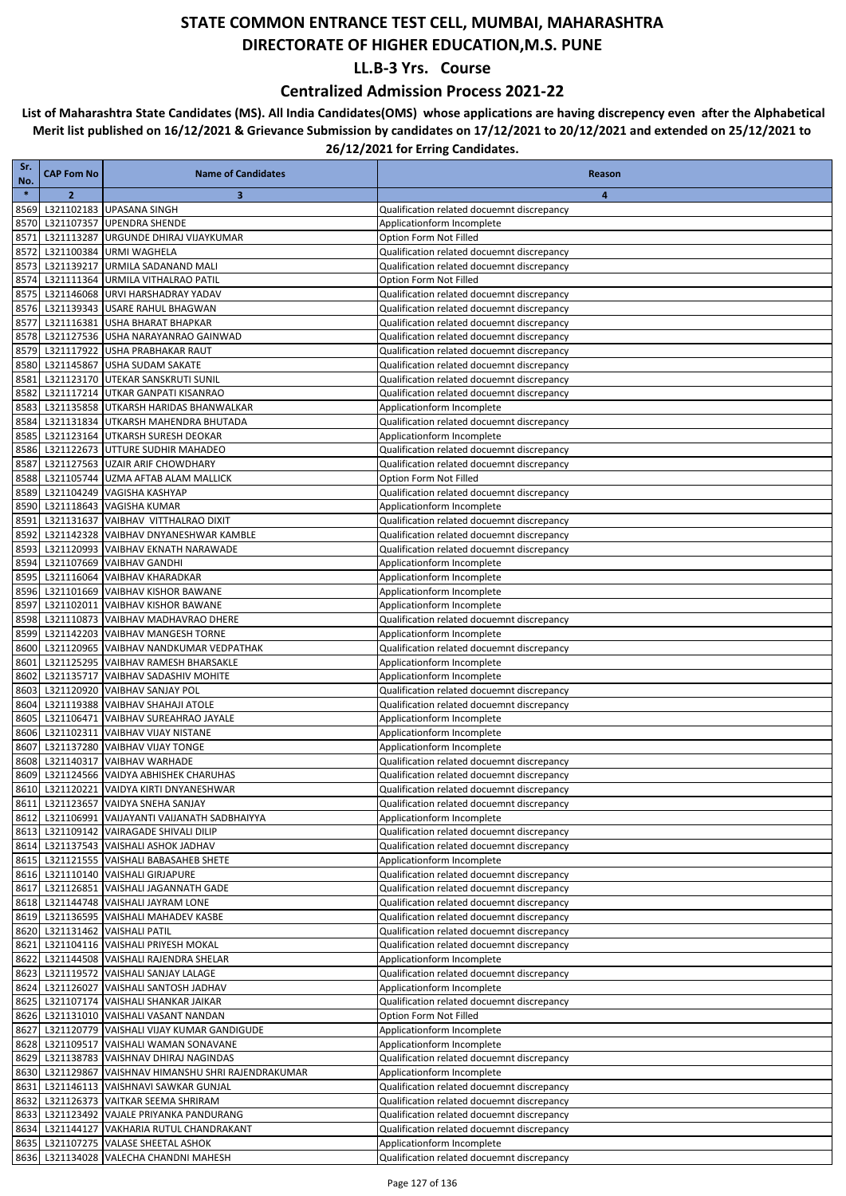# STATE COMMON ENTRANCE TEST CELL, MUMBAI, MAHARASHTRA

# DIRECTORATE OF HIGHER EDUCATION,M.S. PUNE

## LL.B-3 Yrs. Course

## Centralized Admission Process 2021-22

**List of Maharashtra State Candidates (MS). All India Candidates(OMS) whose applications are having discrepency even after the Alphabetical Merit list published on 16/12/2021 & Grievance Submission by candidates on 17/12/2021 to 20/12/2021 and extended on 25/12/2021 to 26/12/2021 for Erring Candidates.**

| Sr. No. | CAP Fom No | Name of Candidates | Reason |
|---|---|---|---|
| * | 2 | 3 | 4 |
| 8569 | L321102183 | UPASANA SINGH | Qualification related docuemnt discrepancy |
| 8570 | L321107357 | UPENDRA SHENDE | Applicationform Incomplete |
| 8571 | L321113287 | URGUNDE DHIRAJ VIJAYKUMAR | Option Form Not Filled |
| 8572 | L321100384 | URMI WAGHELA | Qualification related docuemnt discrepancy |
| 8573 | L321139217 | URMILA SADANAND MALI | Qualification related docuemnt discrepancy |
| 8574 | L321111364 | URMILA VITHALRAO PATIL | Option Form Not Filled |
| 8575 | L321146068 | URVI HARSHADRAY YADAV | Qualification related docuemnt discrepancy |
| 8576 | L321139343 | USARE RAHUL BHAGWAN | Qualification related docuemnt discrepancy |
| 8577 | L321116381 | USHA BHARAT BHAPKAR | Qualification related docuemnt discrepancy |
| 8578 | L321127536 | USHA NARAYANRAO GAINWAD | Qualification related docuemnt discrepancy |
| 8579 | L321117922 | USHA PRABHAKAR RAUT | Qualification related docuemnt discrepancy |
| 8580 | L321145867 | USHA SUDAM SAKATE | Qualification related docuemnt discrepancy |
| 8581 | L321123170 | UTEKAR SANSKRUTI SUNIL | Qualification related docuemnt discrepancy |
| 8582 | L321117214 | UTKAR GANPATI KISANRAO | Qualification related docuemnt discrepancy |
| 8583 | L321135858 | UTKARSH HARIDAS BHANWALKAR | Applicationform Incomplete |
| 8584 | L321131834 | UTKARSH MAHENDRA BHUTADA | Qualification related docuemnt discrepancy |
| 8585 | L321123164 | UTKARSH SURESH DEOKAR | Applicationform Incomplete |
| 8586 | L321122673 | UTTURE SUDHIR MAHADEO | Qualification related docuemnt discrepancy |
| 8587 | L321127563 | UZAIR ARIF CHOWDHARY | Qualification related docuemnt discrepancy |
| 8588 | L321105744 | UZMA AFTAB ALAM MALLICK | Option Form Not Filled |
| 8589 | L321104249 | VAGISHA KASHYAP | Qualification related docuemnt discrepancy |
| 8590 | L321118643 | VAGISHA KUMAR | Applicationform Incomplete |
| 8591 | L321131637 | VAIBHAV VITTHALRAO DIXIT | Qualification related docuemnt discrepancy |
| 8592 | L321142328 | VAIBHAV DNYANESHWAR KAMBLE | Qualification related docuemnt discrepancy |
| 8593 | L321120993 | VAIBHAV EKNATH NARAWADE | Qualification related docuemnt discrepancy |
| 8594 | L321107669 | VAIBHAV GANDHI | Applicationform Incomplete |
| 8595 | L321116064 | VAIBHAV KHARADKAR | Applicationform Incomplete |
| 8596 | L321101669 | VAIBHAV KISHOR BAWANE | Applicationform Incomplete |
| 8597 | L321102011 | VAIBHAV KISHOR BAWANE | Applicationform Incomplete |
| 8598 | L321110873 | VAIBHAV MADHAVRAO DHERE | Qualification related docuemnt discrepancy |
| 8599 | L321142203 | VAIBHAV MANGESH TORNE | Applicationform Incomplete |
| 8600 | L321120965 | VAIBHAV NANDKUMAR VEDPATHAK | Qualification related docuemnt discrepancy |
| 8601 | L321125295 | VAIBHAV RAMESH BHARSAKLE | Applicationform Incomplete |
| 8602 | L321135717 | VAIBHAV SADASHIV MOHITE | Applicationform Incomplete |
| 8603 | L321120920 | VAIBHAV SANJAY POL | Qualification related docuemnt discrepancy |
| 8604 | L321119388 | VAIBHAV SHAHAJI ATOLE | Qualification related docuemnt discrepancy |
| 8605 | L321106471 | VAIBHAV SUREAHRAO JAYALE | Applicationform Incomplete |
| 8606 | L321102311 | VAIBHAV VIJAY NISTANE | Applicationform Incomplete |
| 8607 | L321137280 | VAIBHAV VIJAY TONGE | Applicationform Incomplete |
| 8608 | L321140317 | VAIBHAV WARHADE | Qualification related docuemnt discrepancy |
| 8609 | L321124566 | VAIDYA ABHISHEK CHARUHAS | Qualification related docuemnt discrepancy |
| 8610 | L321120221 | VAIDYA KIRTI DNYANESHWAR | Qualification related docuemnt discrepancy |
| 8611 | L321123657 | VAIDYA SNEHA SANJAY | Qualification related docuemnt discrepancy |
| 8612 | L321106991 | VAIJAYANTI VAIJANATH SADBHAIYYA | Applicationform Incomplete |
| 8613 | L321109142 | VAIRAGADE SHIVALI DILIP | Qualification related docuemnt discrepancy |
| 8614 | L321137543 | VAISHALI ASHOK JADHAV | Qualification related docuemnt discrepancy |
| 8615 | L321121555 | VAISHALI BABASAHEB SHETE | Applicationform Incomplete |
| 8616 | L321110140 | VAISHALI GIRJAPURE | Qualification related docuemnt discrepancy |
| 8617 | L321126851 | VAISHALI JAGANNATH GADE | Qualification related docuemnt discrepancy |
| 8618 | L321144748 | VAISHALI JAYRAM LONE | Qualification related docuemnt discrepancy |
| 8619 | L321136595 | VAISHALI MAHADEV KASBE | Qualification related docuemnt discrepancy |
| 8620 | L321131462 | VAISHALI PATIL | Qualification related docuemnt discrepancy |
| 8621 | L321104116 | VAISHALI PRIYESH MOKAL | Qualification related docuemnt discrepancy |
| 8622 | L321144508 | VAISHALI RAJENDRA SHELAR | Applicationform Incomplete |
| 8623 | L321119572 | VAISHALI SANJAY LALAGE | Qualification related docuemnt discrepancy |
| 8624 | L321126027 | VAISHALI SANTOSH JADHAV | Applicationform Incomplete |
| 8625 | L321107174 | VAISHALI SHANKAR JAIKAR | Qualification related docuemnt discrepancy |
| 8626 | L321131010 | VAISHALI VASANT NANDAN | Option Form Not Filled |
| 8627 | L321120779 | VAISHALI VIJAY KUMAR GANDIGUDE | Applicationform Incomplete |
| 8628 | L321109517 | VAISHALI WAMAN SONAVANE | Applicationform Incomplete |
| 8629 | L321138783 | VAISHNAV DHIRAJ NAGINDAS | Qualification related docuemnt discrepancy |
| 8630 | L321129867 | VAISHNAV HIMANSHU SHRI RAJENDRAKUMAR | Applicationform Incomplete |
| 8631 | L321146113 | VAISHNAVI SAWKAR GUNJAL | Qualification related docuemnt discrepancy |
| 8632 | L321126373 | VAITKAR SEEMA SHRIRAM | Qualification related docuemnt discrepancy |
| 8633 | L321123492 | VAJALE PRIYANKA PANDURANG | Qualification related docuemnt discrepancy |
| 8634 | L321144127 | VAKHARIA RUTUL CHANDRAKANT | Qualification related docuemnt discrepancy |
| 8635 | L321107275 | VALASE SHEETAL ASHOK | Applicationform Incomplete |
| 8636 | L321134028 | VALECHA CHANDNI MAHESH | Qualification related docuemnt discrepancy |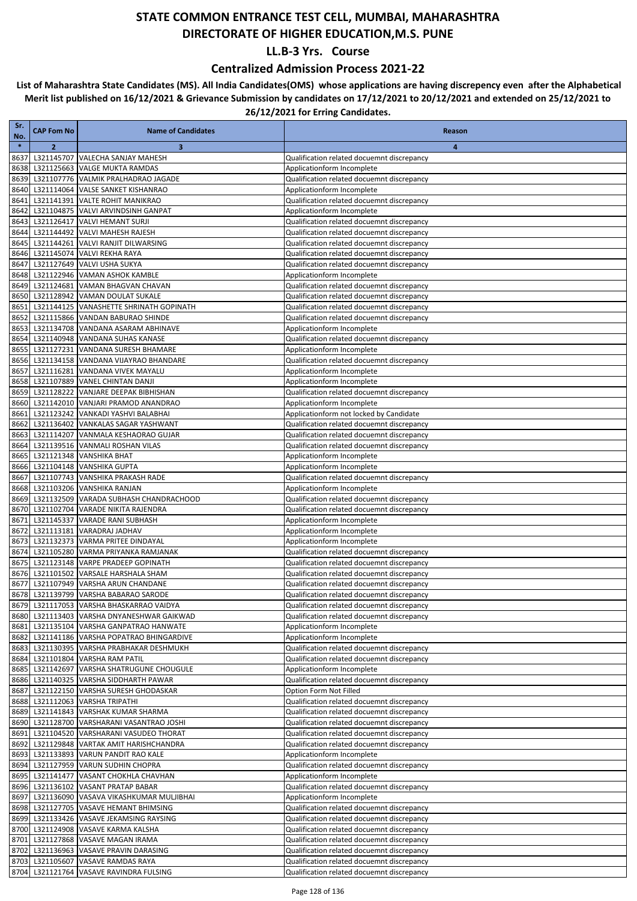# STATE COMMON ENTRANCE TEST CELL, MUMBAI, MAHARASHTRA

## DIRECTORATE OF HIGHER EDUCATION,M.S. PUNE

### LL.B-3 Yrs. Course

### Centralized Admission Process 2021-22

**List of Maharashtra State Candidates (MS). All India Candidates(OMS) whose applications are having discrepency even after the Alphabetical Merit list published on 16/12/2021 & Grievance Submission by candidates on 17/12/2021 to 20/12/2021 and extended on 25/12/2021 to 26/12/2021 for Erring Candidates.**

| Sr. No. | CAP Fom No | Name of Candidates | Reason |
|---|---|---|---|
| * | 2 | 3 | 4 |
| 8637 | L321145707 | VALECHA SANJAY MAHESH | Qualification related docuemnt discrepancy |
| 8638 | L321125663 | VALGE MUKTA RAMDAS | Applicationform Incomplete |
| 8639 | L321107776 | VALMIK PRALHADRAO JAGADE | Qualification related docuemnt discrepancy |
| 8640 | L321114064 | VALSE SANKET KISHANRAO | Applicationform Incomplete |
| 8641 | L321141391 | VALTE ROHIT MANIKRAO | Qualification related docuemnt discrepancy |
| 8642 | L321104875 | VALVI ARVINDSINH GANPAT | Applicationform Incomplete |
| 8643 | L321126417 | VALVI HEMANT SURJI | Qualification related docuemnt discrepancy |
| 8644 | L321144492 | VALVI MAHESH RAJESH | Qualification related docuemnt discrepancy |
| 8645 | L321144261 | VALVI RANJIT DILWARSING | Qualification related docuemnt discrepancy |
| 8646 | L321145074 | VALVI REKHA RAYA | Qualification related docuemnt discrepancy |
| 8647 | L321127649 | VALVI USHA SUKYA | Qualification related docuemnt discrepancy |
| 8648 | L321122946 | VAMAN ASHOK KAMBLE | Applicationform Incomplete |
| 8649 | L321124681 | VAMAN BHAGVAN CHAVAN | Qualification related docuemnt discrepancy |
| 8650 | L321128942 | VAMAN DOULAT SUKALE | Qualification related docuemnt discrepancy |
| 8651 | L321144125 | VANASHETTE SHRINATH GOPINATH | Qualification related docuemnt discrepancy |
| 8652 | L321115866 | VANDAN BABURAO SHINDE | Qualification related docuemnt discrepancy |
| 8653 | L321134708 | VANDANA ASARAM ABHINAVE | Applicationform Incomplete |
| 8654 | L321140948 | VANDANA SUHAS KANASE | Qualification related docuemnt discrepancy |
| 8655 | L321127231 | VANDANA SURESH BHAMARE | Applicationform Incomplete |
| 8656 | L321134158 | VANDANA VIJAYRAO BHANDARE | Qualification related docuemnt discrepancy |
| 8657 | L321116281 | VANDANA VIVEK MAYALU | Applicationform Incomplete |
| 8658 | L321107889 | VANEL CHINTAN DANJI | Applicationform Incomplete |
| 8659 | L321128222 | VANJARE DEEPAK BIBHISHAN | Qualification related docuemnt discrepancy |
| 8660 | L321142010 | VANJARI PRAMOD ANANDRAO | Applicationform Incomplete |
| 8661 | L321123242 | VANKADI YASHVI BALABHAI | Applicationform not locked by Candidate |
| 8662 | L321136402 | VANKALAS SAGAR YASHWANT | Qualification related docuemnt discrepancy |
| 8663 | L321114207 | VANMALA KESHAORAO GUJAR | Qualification related docuemnt discrepancy |
| 8664 | L321139516 | VANMALI ROSHAN VILAS | Qualification related docuemnt discrepancy |
| 8665 | L321121348 | VANSHIKA BHAT | Applicationform Incomplete |
| 8666 | L321104148 | VANSHIKA GUPTA | Applicationform Incomplete |
| 8667 | L321107743 | VANSHIKA PRAKASH RADE | Qualification related docuemnt discrepancy |
| 8668 | L321103206 | VANSHIKA RANJAN | Applicationform Incomplete |
| 8669 | L321132509 | VARADA SUBHASH CHANDRACHOOD | Qualification related docuemnt discrepancy |
| 8670 | L321102704 | VARADE NIKITA RAJENDRA | Qualification related docuemnt discrepancy |
| 8671 | L321145337 | VARADE RANI SUBHASH | Applicationform Incomplete |
| 8672 | L321113181 | VARADRAJ JADHAV | Applicationform Incomplete |
| 8673 | L321132373 | VARMA PRITEE DINDAYAL | Applicationform Incomplete |
| 8674 | L321105280 | VARMA PRIYANKA RAMJANAK | Qualification related docuemnt discrepancy |
| 8675 | L321123148 | VARPE PRADEEP GOPINATH | Qualification related docuemnt discrepancy |
| 8676 | L321101502 | VARSALE HARSHALA SHAM | Qualification related docuemnt discrepancy |
| 8677 | L321107949 | VARSHA ARUN CHANDANE | Qualification related docuemnt discrepancy |
| 8678 | L321139799 | VARSHA BABARAO SARODE | Qualification related docuemnt discrepancy |
| 8679 | L321117053 | VARSHA BHASKARRAO VAIDYA | Qualification related docuemnt discrepancy |
| 8680 | L321113403 | VARSHA DNYANESHWAR GAIKWAD | Qualification related docuemnt discrepancy |
| 8681 | L321135104 | VARSHA GANPATRAO HANWATE | Applicationform Incomplete |
| 8682 | L321141186 | VARSHA POPATRAO BHINGARDIVE | Applicationform Incomplete |
| 8683 | L321130395 | VARSHA PRABHAKAR DESHMUKH | Qualification related docuemnt discrepancy |
| 8684 | L321101804 | VARSHA RAM PATIL | Qualification related docuemnt discrepancy |
| 8685 | L321142697 | VARSHA SHATRUGUNE CHOUGULE | Applicationform Incomplete |
| 8686 | L321140325 | VARSHA SIDDHARTH PAWAR | Qualification related docuemnt discrepancy |
| 8687 | L321122150 | VARSHA SURESH GHODASKAR | Option Form Not Filled |
| 8688 | L321112063 | VARSHA TRIPATHI | Qualification related docuemnt discrepancy |
| 8689 | L321141843 | VARSHAK KUMAR SHARMA | Qualification related docuemnt discrepancy |
| 8690 | L321128700 | VARSHARANI VASANTRAO JOSHI | Qualification related docuemnt discrepancy |
| 8691 | L321104520 | VARSHARANI VASUDEO THORAT | Qualification related docuemnt discrepancy |
| 8692 | L321129848 | VARTAK AMIT HARISHCHANDRA | Qualification related docuemnt discrepancy |
| 8693 | L321133893 | VARUN PANDIT RAO KALE | Applicationform Incomplete |
| 8694 | L321127959 | VARUN SUDHIN CHOPRA | Qualification related docuemnt discrepancy |
| 8695 | L321141477 | VASANT CHOKHLA CHAVHAN | Applicationform Incomplete |
| 8696 | L321136102 | VASANT PRATAP BABAR | Qualification related docuemnt discrepancy |
| 8697 | L321136090 | VASAVA VIKASHKUMAR MULJIBHAI | Applicationform Incomplete |
| 8698 | L321127705 | VASAVE HEMANT BHIMSING | Qualification related docuemnt discrepancy |
| 8699 | L321133426 | VASAVE JEKAMSING RAYSING | Qualification related docuemnt discrepancy |
| 8700 | L321124908 | VASAVE KARMA KALSHA | Qualification related docuemnt discrepancy |
| 8701 | L321127868 | VASAVE MAGAN IRAMA | Qualification related docuemnt discrepancy |
| 8702 | L321136963 | VASAVE PRAVIN DARASING | Qualification related docuemnt discrepancy |
| 8703 | L321105607 | VASAVE RAMDAS RAYA | Qualification related docuemnt discrepancy |
| 8704 | L321121764 | VASAVE RAVINDRA FULSING | Qualification related docuemnt discrepancy |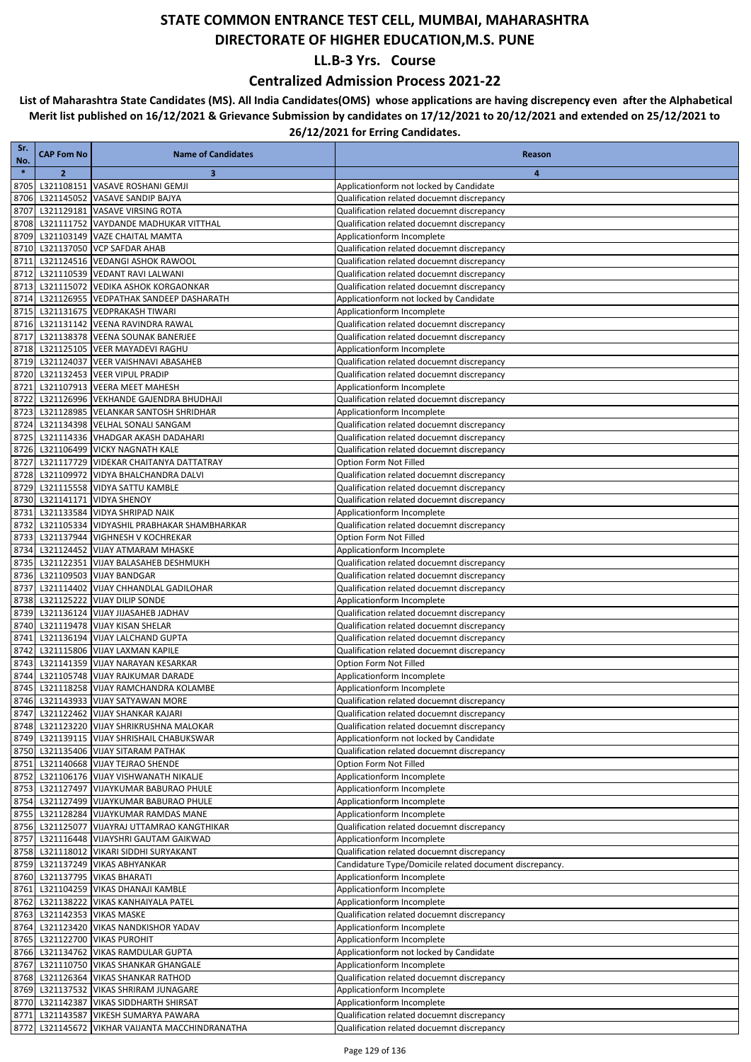# STATE COMMON ENTRANCE TEST CELL, MUMBAI, MAHARASHTRA

# DIRECTORATE OF HIGHER EDUCATION,M.S. PUNE

## LL.B-3 Yrs. Course

## Centralized Admission Process 2021-22

**List of Maharashtra State Candidates (MS). All India Candidates(OMS) whose applications are having discrepency even after the Alphabetical Merit list published on 16/12/2021 & Grievance Submission by candidates on 17/12/2021 to 20/12/2021 and extended on 25/12/2021 to 26/12/2021 for Erring Candidates.**

| Sr. No. | CAP Fom No | Name of Candidates | Reason |
|---|---|---|---|
| * | 2 | 3 | 4 |
| 8705 | L321108151 | VASAVE ROSHANI GEMJI | Applicationform not locked by Candidate |
| 8706 | L321145052 | VASAVE SANDIP BAJYA | Qualification related docuemnt discrepancy |
| 8707 | L321129181 | VASAVE VIRSING ROTA | Qualification related docuemnt discrepancy |
| 8708 | L321111752 | VAYDANDE MADHUKAR VITTHAL | Qualification related docuemnt discrepancy |
| 8709 | L321103149 | VAZE CHAITAL MAMTA | Applicationform Incomplete |
| 8710 | L321137050 | VCP SAFDAR AHAB | Qualification related docuemnt discrepancy |
| 8711 | L321124516 | VEDANGI ASHOK RAWOOL | Qualification related docuemnt discrepancy |
| 8712 | L321110539 | VEDANT RAVI LALWANI | Qualification related docuemnt discrepancy |
| 8713 | L321115072 | VEDIKA ASHOK KORGAONKAR | Qualification related docuemnt discrepancy |
| 8714 | L321126955 | VEDPATHAK SANDEEP DASHARATH | Applicationform not locked by Candidate |
| 8715 | L321131675 | VEDPRAKASH TIWARI | Applicationform Incomplete |
| 8716 | L321131142 | VEENA RAVINDRA RAWAL | Qualification related docuemnt discrepancy |
| 8717 | L321138378 | VEENA SOUNAK BANERJEE | Qualification related docuemnt discrepancy |
| 8718 | L321125105 | VEER MAYADEVI RAGHU | Applicationform Incomplete |
| 8719 | L321124037 | VEER VAISHNAVI ABASAHEB | Qualification related docuemnt discrepancy |
| 8720 | L321132453 | VEER VIPUL PRADIP | Qualification related docuemnt discrepancy |
| 8721 | L321107913 | VEERA MEET MAHESH | Applicationform Incomplete |
| 8722 | L321126996 | VEKHANDE GAJENDRA BHUDHAJI | Qualification related docuemnt discrepancy |
| 8723 | L321128985 | VELANKAR SANTOSH SHRIDHAR | Applicationform Incomplete |
| 8724 | L321134398 | VELHAL SONALI SANGAM | Qualification related docuemnt discrepancy |
| 8725 | L321114336 | VHADGAR AKASH DADAHARI | Qualification related docuemnt discrepancy |
| 8726 | L321106499 | VICKY NAGNATH KALE | Qualification related docuemnt discrepancy |
| 8727 | L321117729 | VIDEKAR CHAITANYA DATTATRAY | Option Form Not Filled |
| 8728 | L321109972 | VIDYA BHALCHANDRA DALVI | Qualification related docuemnt discrepancy |
| 8729 | L321115558 | VIDYA SATTU KAMBLE | Qualification related docuemnt discrepancy |
| 8730 | L321141171 | VIDYA SHENOY | Qualification related docuemnt discrepancy |
| 8731 | L321133584 | VIDYA SHRIPAD NAIK | Applicationform Incomplete |
| 8732 | L321105334 | VIDYASHIL PRABHAKAR SHAMBHARKAR | Qualification related docuemnt discrepancy |
| 8733 | L321137944 | VIGHNESH V KOCHREKAR | Option Form Not Filled |
| 8734 | L321124452 | VIJAY ATMARAM MHASKE | Applicationform Incomplete |
| 8735 | L321122351 | VIJAY BALASAHEB DESHMUKH | Qualification related docuemnt discrepancy |
| 8736 | L321109503 | VIJAY BANDGAR | Qualification related docuemnt discrepancy |
| 8737 | L321114402 | VIJAY CHHANDLAL GADILOHAR | Qualification related docuemnt discrepancy |
| 8738 | L321125222 | VIJAY DILIP SONDE | Applicationform Incomplete |
| 8739 | L321136124 | VIJAY JIJASAHEB JADHAV | Qualification related docuemnt discrepancy |
| 8740 | L321119478 | VIJAY KISAN SHELAR | Qualification related docuemnt discrepancy |
| 8741 | L321136194 | VIJAY LALCHAND GUPTA | Qualification related docuemnt discrepancy |
| 8742 | L321115806 | VIJAY LAXMAN KAPILE | Qualification related docuemnt discrepancy |
| 8743 | L321141359 | VIJAY NARAYAN KESARKAR | Option Form Not Filled |
| 8744 | L321105748 | VIJAY RAJKUMAR DARADE | Applicationform Incomplete |
| 8745 | L321118258 | VIJAY RAMCHANDRA KOLAMBE | Applicationform Incomplete |
| 8746 | L321143933 | VIJAY SATYAWAN MORE | Qualification related docuemnt discrepancy |
| 8747 | L321122462 | VIJAY SHANKAR KAJARI | Qualification related docuemnt discrepancy |
| 8748 | L321123220 | VIJAY SHRIKRUSHNA MALOKAR | Qualification related docuemnt discrepancy |
| 8749 | L321139115 | VIJAY SHRISHAIL CHABUKSWAR | Applicationform not locked by Candidate |
| 8750 | L321135406 | VIJAY SITARAM PATHAK | Qualification related docuemnt discrepancy |
| 8751 | L321140668 | VIJAY TEJRAO SHENDE | Option Form Not Filled |
| 8752 | L321106176 | VIJAY VISHWANATH NIKALJE | Applicationform Incomplete |
| 8753 | L321127497 | VIJAYKUMAR BABURAO PHULE | Applicationform Incomplete |
| 8754 | L321127499 | VIJAYKUMAR BABURAO PHULE | Applicationform Incomplete |
| 8755 | L321128284 | VIJAYKUMAR RAMDAS MANE | Applicationform Incomplete |
| 8756 | L321125077 | VIJAYRAJ UTTAMRAO KANGTHIKAR | Qualification related docuemnt discrepancy |
| 8757 | L321116448 | VIJAYSHRI GAUTAM GAIKWAD | Applicationform Incomplete |
| 8758 | L321118012 | VIKARI SIDDHI SURYAKANT | Qualification related docuemnt discrepancy |
| 8759 | L321137249 | VIKAS ABHYANKAR | Candidature Type/Domicile related document discrepancy. |
| 8760 | L321137795 | VIKAS BHARATI | Applicationform Incomplete |
| 8761 | L321104259 | VIKAS DHANAJI KAMBLE | Applicationform Incomplete |
| 8762 | L321138222 | VIKAS KANHAIYALA PATEL | Applicationform Incomplete |
| 8763 | L321142353 | VIKAS MASKE | Qualification related docuemnt discrepancy |
| 8764 | L321123420 | VIKAS NANDKISHOR YADAV | Applicationform Incomplete |
| 8765 | L321122700 | VIKAS PUROHIT | Applicationform Incomplete |
| 8766 | L321134762 | VIKAS RAMDULAR GUPTA | Applicationform not locked by Candidate |
| 8767 | L321110750 | VIKAS SHANKAR GHANGALE | Applicationform Incomplete |
| 8768 | L321126364 | VIKAS SHANKAR RATHOD | Qualification related docuemnt discrepancy |
| 8769 | L321137532 | VIKAS SHRIRAM JUNAGARE | Applicationform Incomplete |
| 8770 | L321142387 | VIKAS SIDDHARTH SHIRSAT | Applicationform Incomplete |
| 8771 | L321143587 | VIKESH SUMARYA PAWARA | Qualification related docuemnt discrepancy |
| 8772 | L321145672 | VIKHAR VAIJANTA MACCHINDRANATHA | Qualification related docuemnt discrepancy |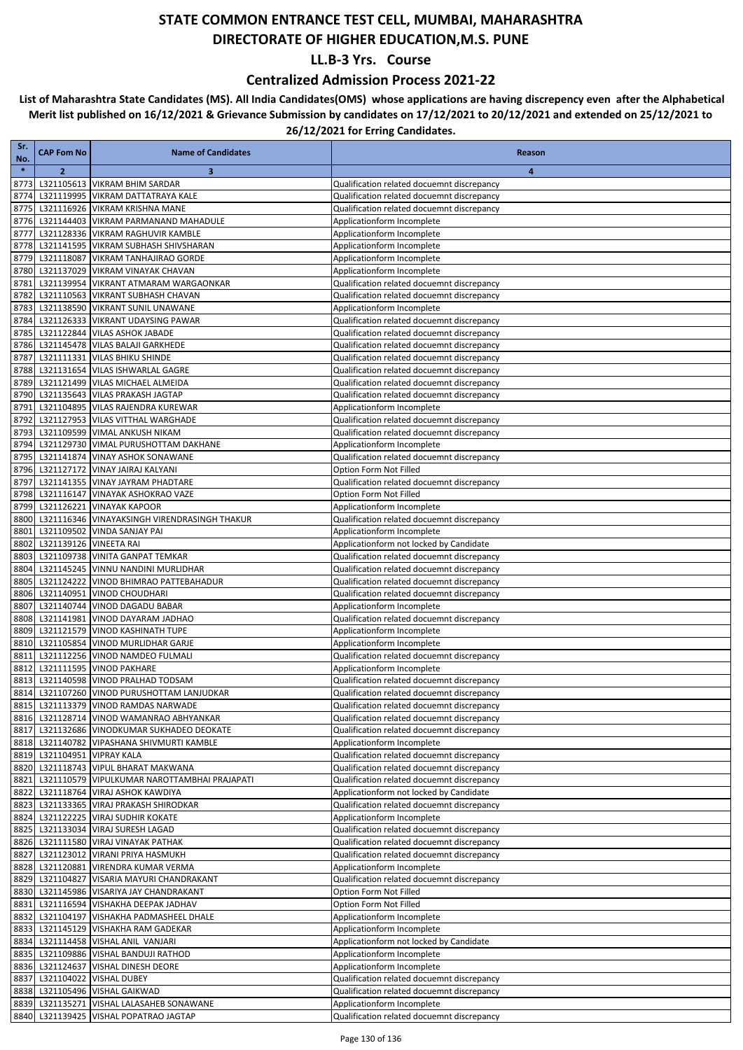# STATE COMMON ENTRANCE TEST CELL, MUMBAI, MAHARASHTRA

## DIRECTORATE OF HIGHER EDUCATION,M.S. PUNE

### LL.B-3 Yrs. Course

### Centralized Admission Process 2021-22

**List of Maharashtra State Candidates (MS). All India Candidates(OMS) whose applications are having discrepency even after the Alphabetical Merit list published on 16/12/2021 & Grievance Submission by candidates on 17/12/2021 to 20/12/2021 and extended on 25/12/2021 to 26/12/2021 for Erring Candidates.**

| Sr. No. | CAP Fom No | Name of Candidates | Reason |
|---|---|---|---|
| * | 2 | 3 | 4 |
| 8773 | L321105613 | VIKRAM BHIM SARDAR | Qualification related docuemnt discrepancy |
| 8774 | L321119995 | VIKRAM DATTATRAYA KALE | Qualification related docuemnt discrepancy |
| 8775 | L321116926 | VIKRAM KRISHNA MANE | Qualification related docuemnt discrepancy |
| 8776 | L321144403 | VIKRAM PARMANAND MAHADULE | Applicationform Incomplete |
| 8777 | L321128336 | VIKRAM RAGHUVIR KAMBLE | Applicationform Incomplete |
| 8778 | L321141595 | VIKRAM SUBHASH SHIVSHARAN | Applicationform Incomplete |
| 8779 | L321118087 | VIKRAM TANHAJIRAO GORDE | Applicationform Incomplete |
| 8780 | L321137029 | VIKRAM VINAYAK CHAVAN | Applicationform Incomplete |
| 8781 | L321139954 | VIKRANT ATMARAM WARGAONKAR | Qualification related docuemnt discrepancy |
| 8782 | L321110563 | VIKRANT SUBHASH CHAVAN | Qualification related docuemnt discrepancy |
| 8783 | L321138590 | VIKRANT SUNIL UNAWANE | Applicationform Incomplete |
| 8784 | L321126333 | VIKRANT UDAYSING PAWAR | Qualification related docuemnt discrepancy |
| 8785 | L321122844 | VILAS ASHOK JABADE | Qualification related docuemnt discrepancy |
| 8786 | L321145478 | VILAS BALAJI GARKHEDE | Qualification related docuemnt discrepancy |
| 8787 | L321111331 | VILAS BHIKU SHINDE | Qualification related docuemnt discrepancy |
| 8788 | L321131654 | VILAS ISHWARLAL GAGRE | Qualification related docuemnt discrepancy |
| 8789 | L321121499 | VILAS MICHAEL ALMEIDA | Qualification related docuemnt discrepancy |
| 8790 | L321135643 | VILAS PRAKASH JAGTAP | Qualification related docuemnt discrepancy |
| 8791 | L321104895 | VILAS RAJENDRA KUREWAR | Applicationform Incomplete |
| 8792 | L321127953 | VILAS VITTHAL WARGHADE | Qualification related docuemnt discrepancy |
| 8793 | L321109599 | VIMAL ANKUSH NIKAM | Qualification related docuemnt discrepancy |
| 8794 | L321129730 | VIMAL PURUSHOTTAM DAKHANE | Applicationform Incomplete |
| 8795 | L321141874 | VINAY ASHOK SONAWANE | Qualification related docuemnt discrepancy |
| 8796 | L321127172 | VINAY JAIRAJ KALYANI | Option Form Not Filled |
| 8797 | L321141355 | VINAY JAYRAM PHADTARE | Qualification related docuemnt discrepancy |
| 8798 | L321116147 | VINAYAK ASHOKRAO VAZE | Option Form Not Filled |
| 8799 | L321126221 | VINAYAK KAPOOR | Applicationform Incomplete |
| 8800 | L321116346 | VINAYAKSINGH VIRENDRASINGH THAKUR | Qualification related docuemnt discrepancy |
| 8801 | L321109502 | VINDA SANJAY PAI | Applicationform Incomplete |
| 8802 | L321139126 | VINEETA RAI | Applicationform not locked by Candidate |
| 8803 | L321109738 | VINITA GANPAT TEMKAR | Qualification related docuemnt discrepancy |
| 8804 | L321145245 | VINNU NANDINI MURLIDHAR | Qualification related docuemnt discrepancy |
| 8805 | L321124222 | VINOD BHIMRAO PATTEBAHADUR | Qualification related docuemnt discrepancy |
| 8806 | L321140951 | VINOD CHOUDHARI | Qualification related docuemnt discrepancy |
| 8807 | L321140744 | VINOD DAGADU BABAR | Applicationform Incomplete |
| 8808 | L321141981 | VINOD DAYARAM JADHAO | Qualification related docuemnt discrepancy |
| 8809 | L321121579 | VINOD KASHINATH TUPE | Applicationform Incomplete |
| 8810 | L321105854 | VINOD MURLIDHAR GARJE | Applicationform Incomplete |
| 8811 | L321112256 | VINOD NAMDEO FULMALI | Qualification related docuemnt discrepancy |
| 8812 | L321111595 | VINOD PAKHARE | Applicationform Incomplete |
| 8813 | L321140598 | VINOD PRALHAD TODSAM | Qualification related docuemnt discrepancy |
| 8814 | L321107260 | VINOD PURUSHOTTAM LANJUDKAR | Qualification related docuemnt discrepancy |
| 8815 | L321113379 | VINOD RAMDAS NARWADE | Qualification related docuemnt discrepancy |
| 8816 | L321128714 | VINOD WAMANRAO ABHYANKAR | Qualification related docuemnt discrepancy |
| 8817 | L321132686 | VINODKUMAR SUKHADEO DEOKATE | Qualification related docuemnt discrepancy |
| 8818 | L321140782 | VIPASHANA SHIVMURTI KAMBLE | Applicationform Incomplete |
| 8819 | L321104951 | VIPRAY KALA | Qualification related docuemnt discrepancy |
| 8820 | L321118743 | VIPUL BHARAT MAKWANA | Qualification related docuemnt discrepancy |
| 8821 | L321110579 | VIPULKUMAR NAROTTAMBHAI PRAJAPATI | Qualification related docuemnt discrepancy |
| 8822 | L321118764 | VIRAJ ASHOK KAWDIYA | Applicationform not locked by Candidate |
| 8823 | L321133365 | VIRAJ PRAKASH SHIRODKAR | Qualification related docuemnt discrepancy |
| 8824 | L321122225 | VIRAJ SUDHIR KOKATE | Applicationform Incomplete |
| 8825 | L321133034 | VIRAJ SURESH LAGAD | Qualification related docuemnt discrepancy |
| 8826 | L321111580 | VIRAJ VINAYAK PATHAK | Qualification related docuemnt discrepancy |
| 8827 | L321123012 | VIRANI PRIYA HASMUKH | Qualification related docuemnt discrepancy |
| 8828 | L321120881 | VIRENDRA KUMAR VERMA | Applicationform Incomplete |
| 8829 | L321104827 | VISARIA MAYURI CHANDRAKANT | Qualification related docuemnt discrepancy |
| 8830 | L321145986 | VISARIYA JAY CHANDRAKANT | Option Form Not Filled |
| 8831 | L321116594 | VISHAKHA DEEPAK JADHAV | Option Form Not Filled |
| 8832 | L321104197 | VISHAKHA PADMASHEEL DHALE | Applicationform Incomplete |
| 8833 | L321145129 | VISHAKHA RAM GADEKAR | Applicationform Incomplete |
| 8834 | L321114458 | VISHAL ANIL VANJARI | Applicationform not locked by Candidate |
| 8835 | L321109886 | VISHAL BANDUJI RATHOD | Applicationform Incomplete |
| 8836 | L321124637 | VISHAL DINESH DEORE | Applicationform Incomplete |
| 8837 | L321104022 | VISHAL DUBEY | Qualification related docuemnt discrepancy |
| 8838 | L321105496 | VISHAL GAIKWAD | Qualification related docuemnt discrepancy |
| 8839 | L321135271 | VISHAL LALASAHEB SONAWANE | Applicationform Incomplete |
| 8840 | L321139425 | VISHAL POPATRAO JAGTAP | Qualification related docuemnt discrepancy |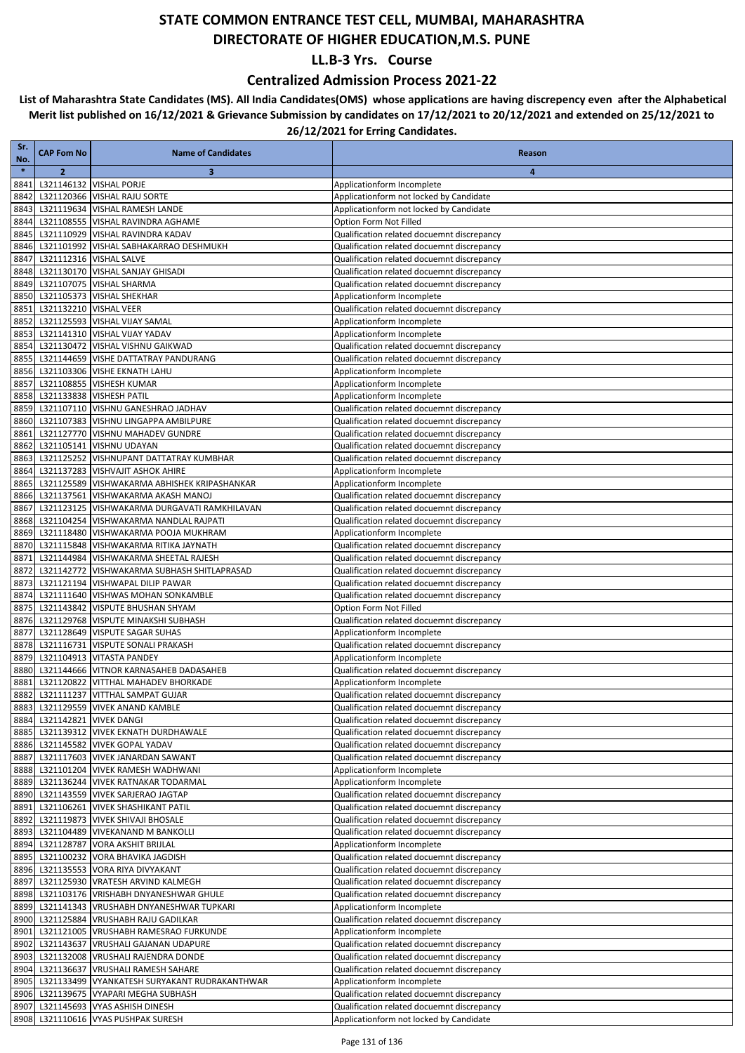# STATE COMMON ENTRANCE TEST CELL, MUMBAI, MAHARASHTRA

## DIRECTORATE OF HIGHER EDUCATION,M.S. PUNE

### LL.B-3 Yrs. Course

### Centralized Admission Process 2021-22

**List of Maharashtra State Candidates (MS). All India Candidates(OMS) whose applications are having discrepency even after the Alphabetical Merit list published on 16/12/2021 & Grievance Submission by candidates on 17/12/2021 to 20/12/2021 and extended on 25/12/2021 to 26/12/2021 for Erring Candidates.**

| Sr. No. | CAP Fom No | Name of Candidates | Reason |
|---|---|---|---|
| * | 2 | 3 | 4 |
| 8841 | L321146132 | VISHAL PORJE | Applicationform Incomplete |
| 8842 | L321120366 | VISHAL RAJU SORTE | Applicationform not locked by Candidate |
| 8843 | L321119634 | VISHAL RAMESH LANDE | Applicationform not locked by Candidate |
| 8844 | L321108555 | VISHAL RAVINDRA AGHAME | Option Form Not Filled |
| 8845 | L321110929 | VISHAL RAVINDRA KADAV | Qualification related docuemnt discrepancy |
| 8846 | L321101992 | VISHAL SABHAKARRAO DESHMUKH | Qualification related docuemnt discrepancy |
| 8847 | L321112316 | VISHAL SALVE | Qualification related docuemnt discrepancy |
| 8848 | L321130170 | VISHAL SANJAY GHISADI | Qualification related docuemnt discrepancy |
| 8849 | L321107075 | VISHAL SHARMA | Qualification related docuemnt discrepancy |
| 8850 | L321105373 | VISHAL SHEKHAR | Applicationform Incomplete |
| 8851 | L321132210 | VISHAL VEER | Qualification related docuemnt discrepancy |
| 8852 | L321125593 | VISHAL VIJAY SAMAL | Applicationform Incomplete |
| 8853 | L321141310 | VISHAL VIJAY YADAV | Applicationform Incomplete |
| 8854 | L321130472 | VISHAL VISHNU GAIKWAD | Qualification related docuemnt discrepancy |
| 8855 | L321144659 | VISHE DATTATRAY PANDURANG | Qualification related docuemnt discrepancy |
| 8856 | L321103306 | VISHE EKNATH LAHU | Applicationform Incomplete |
| 8857 | L321108855 | VISHESH KUMAR | Applicationform Incomplete |
| 8858 | L321133838 | VISHESH PATIL | Applicationform Incomplete |
| 8859 | L321107110 | VISHNU GANESHRAO JADHAV | Qualification related docuemnt discrepancy |
| 8860 | L321107383 | VISHNU LINGAPPA AMBILPURE | Qualification related docuemnt discrepancy |
| 8861 | L321127770 | VISHNU MAHADEV GUNDRE | Qualification related docuemnt discrepancy |
| 8862 | L321105141 | VISHNU UDAYAN | Qualification related docuemnt discrepancy |
| 8863 | L321125252 | VISHNUPANT DATTATRAY KUMBHAR | Qualification related docuemnt discrepancy |
| 8864 | L321137283 | VISHVAJIT ASHOK AHIRE | Applicationform Incomplete |
| 8865 | L321125589 | VISHWAKARMA ABHISHEK KRIPASHANKAR | Applicationform Incomplete |
| 8866 | L321137561 | VISHWAKARMA AKASH MANOJ | Qualification related docuemnt discrepancy |
| 8867 | L321123125 | VISHWAKARMA DURGAVATI RAMKHILAVAN | Qualification related docuemnt discrepancy |
| 8868 | L321104254 | VISHWAKARMA NANDLAL RAJPATI | Qualification related docuemnt discrepancy |
| 8869 | L321118480 | VISHWAKARMA POOJA MUKHRAM | Applicationform Incomplete |
| 8870 | L321115848 | VISHWAKARMA RITIKA JAYNATH | Qualification related docuemnt discrepancy |
| 8871 | L321144984 | VISHWAKARMA SHEETAL RAJESH | Qualification related docuemnt discrepancy |
| 8872 | L321142772 | VISHWAKARMA SUBHASH SHITLAPRASAD | Qualification related docuemnt discrepancy |
| 8873 | L321121194 | VISHWAPAL DILIP PAWAR | Qualification related docuemnt discrepancy |
| 8874 | L321111640 | VISHWAS MOHAN SONKAMBLE | Qualification related docuemnt discrepancy |
| 8875 | L321143842 | VISPUTE BHUSHAN SHYAM | Option Form Not Filled |
| 8876 | L321129768 | VISPUTE MINAKSHI SUBHASH | Qualification related docuemnt discrepancy |
| 8877 | L321128649 | VISPUTE SAGAR SUHAS | Applicationform Incomplete |
| 8878 | L321116731 | VISPUTE SONALI PRAKASH | Qualification related docuemnt discrepancy |
| 8879 | L321104913 | VITASTA PANDEY | Applicationform Incomplete |
| 8880 | L321144666 | VITNOR KARNASAHEB DADASAHEB | Qualification related docuemnt discrepancy |
| 8881 | L321120822 | VITTHAL MAHADEV BHORKADE | Applicationform Incomplete |
| 8882 | L321111237 | VITTHAL SAMPAT GUJAR | Qualification related docuemnt discrepancy |
| 8883 | L321129559 | VIVEK ANAND KAMBLE | Qualification related docuemnt discrepancy |
| 8884 | L321142821 | VIVEK DANGI | Qualification related docuemnt discrepancy |
| 8885 | L321139312 | VIVEK EKNATH DURDHAWALE | Qualification related docuemnt discrepancy |
| 8886 | L321145582 | VIVEK GOPAL YADAV | Qualification related docuemnt discrepancy |
| 8887 | L321117603 | VIVEK JANARDAN SAWANT | Qualification related docuemnt discrepancy |
| 8888 | L321101204 | VIVEK RAMESH WADHWANI | Applicationform Incomplete |
| 8889 | L321136244 | VIVEK RATNAKAR TODARMAL | Applicationform Incomplete |
| 8890 | L321143559 | VIVEK SARJERAO JAGTAP | Qualification related docuemnt discrepancy |
| 8891 | L321106261 | VIVEK SHASHIKANT PATIL | Qualification related docuemnt discrepancy |
| 8892 | L321119873 | VIVEK SHIVAJI BHOSALE | Qualification related docuemnt discrepancy |
| 8893 | L321104489 | VIVEKANAND M BANKOLLI | Qualification related docuemnt discrepancy |
| 8894 | L321128787 | VORA AKSHIT BRIJLAL | Applicationform Incomplete |
| 8895 | L321100232 | VORA BHAVIKA JAGDISH | Qualification related docuemnt discrepancy |
| 8896 | L321135553 | VORA RIYA DIVYAKANT | Qualification related docuemnt discrepancy |
| 8897 | L321125930 | VRATESH ARVIND KALMEGH | Qualification related docuemnt discrepancy |
| 8898 | L321103176 | VRISHABH DNYANESHWAR GHULE | Qualification related docuemnt discrepancy |
| 8899 | L321141343 | VRUSHABH DNYANESHWAR TUPKARI | Applicationform Incomplete |
| 8900 | L321125884 | VRUSHABH RAJU GADILKAR | Qualification related docuemnt discrepancy |
| 8901 | L321121005 | VRUSHABH RAMESRAO FURKUNDE | Applicationform Incomplete |
| 8902 | L321143637 | VRUSHALI GAJANAN UDAPURE | Qualification related docuemnt discrepancy |
| 8903 | L321132008 | VRUSHALI RAJENDRA DONDE | Qualification related docuemnt discrepancy |
| 8904 | L321136637 | VRUSHALI RAMESH SAHARE | Qualification related docuemnt discrepancy |
| 8905 | L321133499 | VYANKATESH SURYAKANT RUDRAKANTHWAR | Applicationform Incomplete |
| 8906 | L321139675 | VYAPARI MEGHA SUBHASH | Qualification related docuemnt discrepancy |
| 8907 | L321145693 | VYAS ASHISH DINESH | Qualification related docuemnt discrepancy |
| 8908 | L321110616 | VYAS PUSHPAK SURESH | Applicationform not locked by Candidate |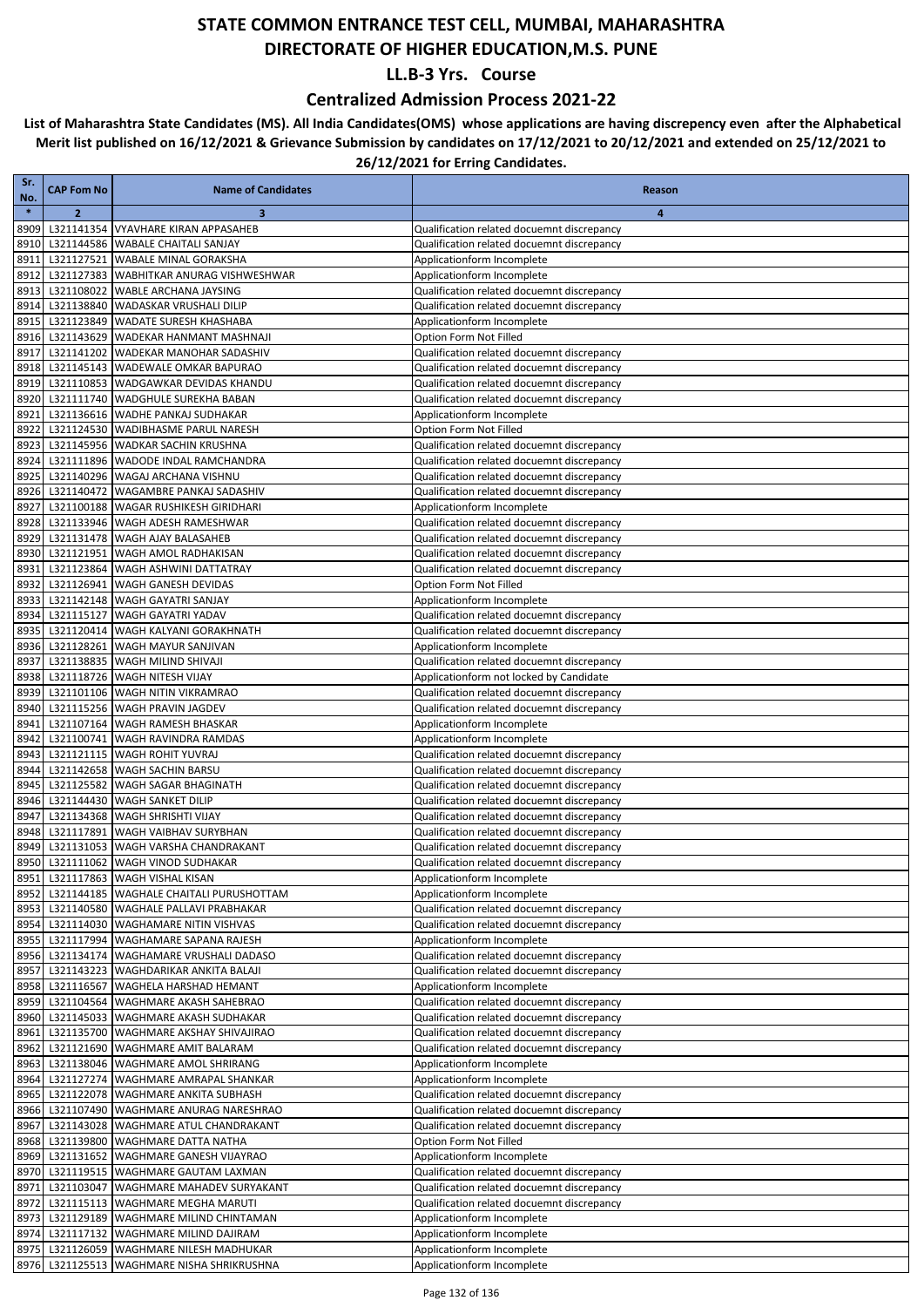# STATE COMMON ENTRANCE TEST CELL, MUMBAI, MAHARASHTRA

# DIRECTORATE OF HIGHER EDUCATION,M.S. PUNE

## LL.B-3 Yrs. Course

## Centralized Admission Process 2021-22

**List of Maharashtra State Candidates (MS). All India Candidates(OMS) whose applications are having discrepency even after the Alphabetical Merit list published on 16/12/2021 & Grievance Submission by candidates on 17/12/2021 to 20/12/2021 and extended on 25/12/2021 to 26/12/2021 for Erring Candidates.**

| Sr. No. | CAP Fom No | Name of Candidates | Reason |
|---|---|---|---|
| * | 2 | 3 | 4 |
| 8909 | L321141354 | VYAVHARE KIRAN APPASAHEB | Qualification related docuemnt discrepancy |
| 8910 | L321144586 | WABALE CHAITALI SANJAY | Qualification related docuemnt discrepancy |
| 8911 | L321127521 | WABALE MINAL GORAKSHA | Applicationform Incomplete |
| 8912 | L321127383 | WABHITKAR ANURAG VISHWESHWAR | Applicationform Incomplete |
| 8913 | L321108022 | WABLE ARCHANA JAYSING | Qualification related docuemnt discrepancy |
| 8914 | L321138840 | WADASKAR VRUSHALI DILIP | Qualification related docuemnt discrepancy |
| 8915 | L321123849 | WADATE SURESH KHASHABA | Applicationform Incomplete |
| 8916 | L321143629 | WADEKAR HANMANT MASHNAJI | Option Form Not Filled |
| 8917 | L321141202 | WADEKAR MANOHAR SADASHIV | Qualification related docuemnt discrepancy |
| 8918 | L321145143 | WADEWALE OMKAR BAPURAO | Qualification related docuemnt discrepancy |
| 8919 | L321110853 | WADGAWKAR DEVIDAS KHANDU | Qualification related docuemnt discrepancy |
| 8920 | L321111740 | WADGHULE SUREKHA BABAN | Qualification related docuemnt discrepancy |
| 8921 | L321136616 | WADHE PANKAJ SUDHAKAR | Applicationform Incomplete |
| 8922 | L321124530 | WADIBHASME PARUL NARESH | Option Form Not Filled |
| 8923 | L321145956 | WADKAR SACHIN KRUSHNA | Qualification related docuemnt discrepancy |
| 8924 | L321111896 | WADODE INDAL RAMCHANDRA | Qualification related docuemnt discrepancy |
| 8925 | L321140296 | WAGAJ ARCHANA VISHNU | Qualification related docuemnt discrepancy |
| 8926 | L321140472 | WAGAMBRE PANKAJ SADASHIV | Qualification related docuemnt discrepancy |
| 8927 | L321100188 | WAGAR RUSHIKESH GIRIDHARI | Applicationform Incomplete |
| 8928 | L321133946 | WAGH ADESH RAMESHWAR | Qualification related docuemnt discrepancy |
| 8929 | L321131478 | WAGH AJAY BALASAHEB | Qualification related docuemnt discrepancy |
| 8930 | L321121951 | WAGH AMOL RADHAKISAN | Qualification related docuemnt discrepancy |
| 8931 | L321123864 | WAGH ASHWINI DATTATRAY | Qualification related docuemnt discrepancy |
| 8932 | L321126941 | WAGH GANESH DEVIDAS | Option Form Not Filled |
| 8933 | L321142148 | WAGH GAYATRI SANJAY | Applicationform Incomplete |
| 8934 | L321115127 | WAGH GAYATRI YADAV | Qualification related docuemnt discrepancy |
| 8935 | L321120414 | WAGH KALYANI GORAKHNATH | Qualification related docuemnt discrepancy |
| 8936 | L321128261 | WAGH MAYUR SANJIVAN | Applicationform Incomplete |
| 8937 | L321138835 | WAGH MILIND SHIVAJI | Qualification related docuemnt discrepancy |
| 8938 | L321118726 | WAGH NITESH VIJAY | Applicationform not locked by Candidate |
| 8939 | L321101106 | WAGH NITIN VIKRAMRAO | Qualification related docuemnt discrepancy |
| 8940 | L321115256 | WAGH PRAVIN JAGDEV | Qualification related docuemnt discrepancy |
| 8941 | L321107164 | WAGH RAMESH BHASKAR | Applicationform Incomplete |
| 8942 | L321100741 | WAGH RAVINDRA RAMDAS | Applicationform Incomplete |
| 8943 | L321121115 | WAGH ROHIT YUVRAJ | Qualification related docuemnt discrepancy |
| 8944 | L321142658 | WAGH SACHIN BARSU | Qualification related docuemnt discrepancy |
| 8945 | L321125582 | WAGH SAGAR BHAGINATH | Qualification related docuemnt discrepancy |
| 8946 | L321144430 | WAGH SANKET DILIP | Qualification related docuemnt discrepancy |
| 8947 | L321134368 | WAGH SHRISHTI VIJAY | Qualification related docuemnt discrepancy |
| 8948 | L321117891 | WAGH VAIBHAV SURYBHAN | Qualification related docuemnt discrepancy |
| 8949 | L321131053 | WAGH VARSHA CHANDRAKANT | Qualification related docuemnt discrepancy |
| 8950 | L321111062 | WAGH VINOD SUDHAKAR | Qualification related docuemnt discrepancy |
| 8951 | L321117863 | WAGH VISHAL KISAN | Applicationform Incomplete |
| 8952 | L321144185 | WAGHALE CHAITALI PURUSHOTTAM | Applicationform Incomplete |
| 8953 | L321140580 | WAGHALE PALLAVI PRABHAKAR | Qualification related docuemnt discrepancy |
| 8954 | L321114030 | WAGHAMARE NITIN VISHVAS | Qualification related docuemnt discrepancy |
| 8955 | L321117994 | WAGHAMARE SAPANA RAJESH | Applicationform Incomplete |
| 8956 | L321134174 | WAGHAMARE VRUSHALI DADASO | Qualification related docuemnt discrepancy |
| 8957 | L321143223 | WAGHDARIKAR ANKITA BALAJI | Qualification related docuemnt discrepancy |
| 8958 | L321116567 | WAGHELA HARSHAD HEMANT | Applicationform Incomplete |
| 8959 | L321104564 | WAGHMARE AKASH SAHEBRAO | Qualification related docuemnt discrepancy |
| 8960 | L321145033 | WAGHMARE AKASH SUDHAKAR | Qualification related docuemnt discrepancy |
| 8961 | L321135700 | WAGHMARE AKSHAY SHIVAJIRAO | Qualification related docuemnt discrepancy |
| 8962 | L321121690 | WAGHMARE AMIT BALARAM | Qualification related docuemnt discrepancy |
| 8963 | L321138046 | WAGHMARE AMOL SHRIRANG | Applicationform Incomplete |
| 8964 | L321127274 | WAGHMARE AMRAPAL SHANKAR | Applicationform Incomplete |
| 8965 | L321122078 | WAGHMARE ANKITA SUBHASH | Qualification related docuemnt discrepancy |
| 8966 | L321107490 | WAGHMARE ANURAG NARESHRAO | Qualification related docuemnt discrepancy |
| 8967 | L321143028 | WAGHMARE ATUL CHANDRAKANT | Qualification related docuemnt discrepancy |
| 8968 | L321139800 | WAGHMARE DATTA NATHA | Option Form Not Filled |
| 8969 | L321131652 | WAGHMARE GANESH VIJAYRAO | Applicationform Incomplete |
| 8970 | L321119515 | WAGHMARE GAUTAM LAXMAN | Qualification related docuemnt discrepancy |
| 8971 | L321103047 | WAGHMARE MAHADEV SURYAKANT | Qualification related docuemnt discrepancy |
| 8972 | L321115113 | WAGHMARE MEGHA MARUTI | Qualification related docuemnt discrepancy |
| 8973 | L321129189 | WAGHMARE MILIND CHINTAMAN | Applicationform Incomplete |
| 8974 | L321117132 | WAGHMARE MILIND DAJIRAM | Applicationform Incomplete |
| 8975 | L321126059 | WAGHMARE NILESH MADHUKAR | Applicationform Incomplete |
| 8976 | L321125513 | WAGHMARE NISHA SHRIKRUSHNA | Applicationform Incomplete |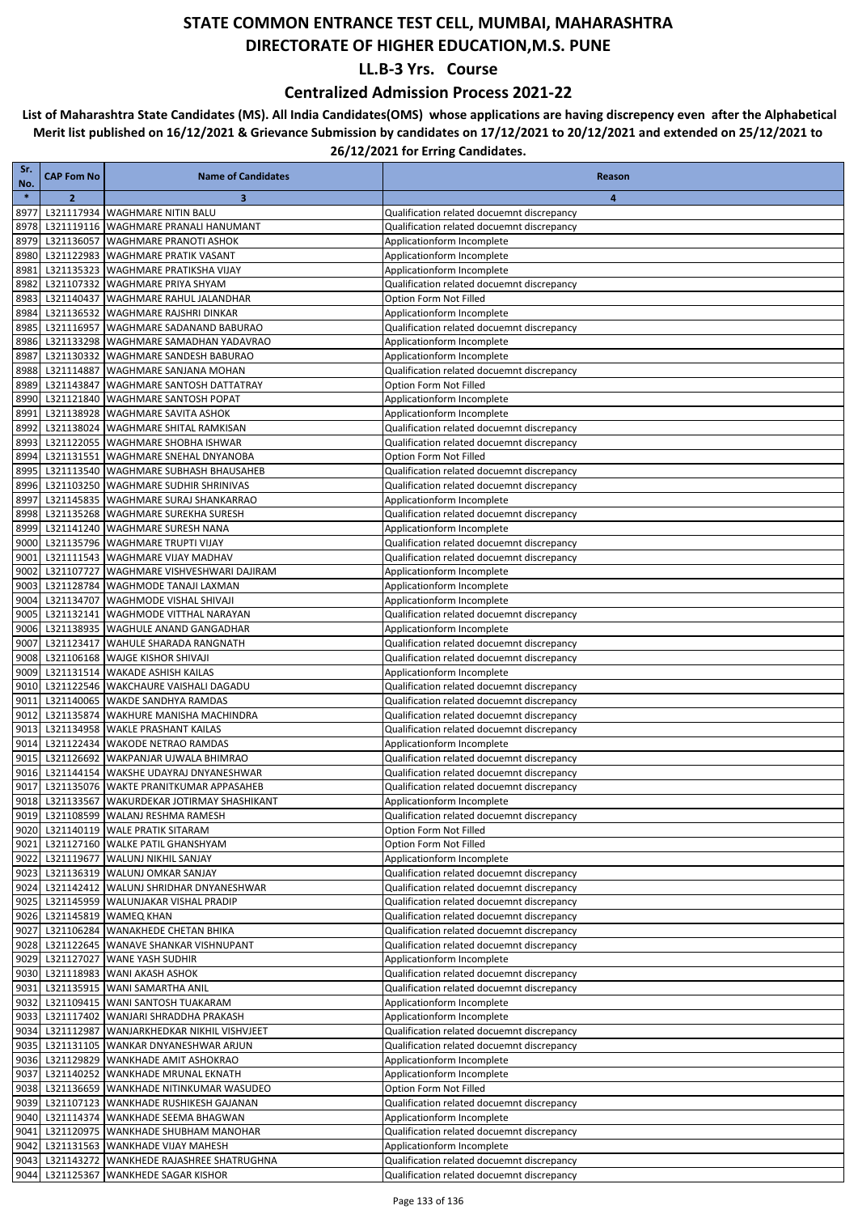# STATE COMMON ENTRANCE TEST CELL, MUMBAI, MAHARASHTRA

# DIRECTORATE OF HIGHER EDUCATION,M.S. PUNE

## LL.B-3 Yrs. Course

## Centralized Admission Process 2021-22

**List of Maharashtra State Candidates (MS). All India Candidates(OMS) whose applications are having discrepency even after the Alphabetical Merit list published on 16/12/2021 & Grievance Submission by candidates on 17/12/2021 to 20/12/2021 and extended on 25/12/2021 to 26/12/2021 for Erring Candidates.**

| Sr. No. | CAP Fom No | Name of Candidates | Reason |
|---|---|---|---|
| * | 2 | 3 | 4 |
| 8977 | L321117934 | WAGHMARE NITIN BALU | Qualification related docuemnt discrepancy |
| 8978 | L321119116 | WAGHMARE PRANALI HANUMANT | Qualification related docuemnt discrepancy |
| 8979 | L321136057 | WAGHMARE PRANOTI ASHOK | Applicationform Incomplete |
| 8980 | L321122983 | WAGHMARE PRATIK VASANT | Applicationform Incomplete |
| 8981 | L321135323 | WAGHMARE PRATIKSHA VIJAY | Applicationform Incomplete |
| 8982 | L321107332 | WAGHMARE PRIYA SHYAM | Qualification related docuemnt discrepancy |
| 8983 | L321140437 | WAGHMARE RAHUL JALANDHAR | Option Form Not Filled |
| 8984 | L321136532 | WAGHMARE RAJSHRI DINKAR | Applicationform Incomplete |
| 8985 | L321116957 | WAGHMARE SADANAND BABURAO | Qualification related docuemnt discrepancy |
| 8986 | L321133298 | WAGHMARE SAMADHAN YADAVRAO | Applicationform Incomplete |
| 8987 | L321130332 | WAGHMARE SANDESH BABURAO | Applicationform Incomplete |
| 8988 | L321114887 | WAGHMARE SANJANA MOHAN | Qualification related docuemnt discrepancy |
| 8989 | L321143847 | WAGHMARE SANTOSH DATTATRAY | Option Form Not Filled |
| 8990 | L321121840 | WAGHMARE SANTOSH POPAT | Applicationform Incomplete |
| 8991 | L321138928 | WAGHMARE SAVITA ASHOK | Applicationform Incomplete |
| 8992 | L321138024 | WAGHMARE SHITAL RAMKISAN | Qualification related docuemnt discrepancy |
| 8993 | L321122055 | WAGHMARE SHOBHA ISHWAR | Qualification related docuemnt discrepancy |
| 8994 | L321131551 | WAGHMARE SNEHAL DNYANOBA | Option Form Not Filled |
| 8995 | L321113540 | WAGHMARE SUBHASH BHAUSAHEB | Qualification related docuemnt discrepancy |
| 8996 | L321103250 | WAGHMARE SUDHIR SHRINIVAS | Qualification related docuemnt discrepancy |
| 8997 | L321145835 | WAGHMARE SURAJ SHANKARRAO | Applicationform Incomplete |
| 8998 | L321135268 | WAGHMARE SUREKHA SURESH | Qualification related docuemnt discrepancy |
| 8999 | L321141240 | WAGHMARE SURESH NANA | Applicationform Incomplete |
| 9000 | L321135796 | WAGHMARE TRUPTI VIJAY | Qualification related docuemnt discrepancy |
| 9001 | L321111543 | WAGHMARE VIJAY MADHAV | Qualification related docuemnt discrepancy |
| 9002 | L321107727 | WAGHMARE VISHVESHWARI DAJIRAM | Applicationform Incomplete |
| 9003 | L321128784 | WAGHMODE TANAJI LAXMAN | Applicationform Incomplete |
| 9004 | L321134707 | WAGHMODE VISHAL SHIVAJI | Applicationform Incomplete |
| 9005 | L321132141 | WAGHMODE VITTHAL NARAYAN | Qualification related docuemnt discrepancy |
| 9006 | L321138935 | WAGHULE ANAND GANGADHAR | Applicationform Incomplete |
| 9007 | L321123417 | WAHULE SHARADA RANGNATH | Qualification related docuemnt discrepancy |
| 9008 | L321106168 | WAJGE KISHOR SHIVAJI | Qualification related docuemnt discrepancy |
| 9009 | L321131514 | WAKADE ASHISH KAILAS | Applicationform Incomplete |
| 9010 | L321122546 | WAKCHAURE VAISHALI DAGADU | Qualification related docuemnt discrepancy |
| 9011 | L321140065 | WAKDE SANDHYA RAMDAS | Qualification related docuemnt discrepancy |
| 9012 | L321135874 | WAKHURE MANISHA MACHINDRA | Qualification related docuemnt discrepancy |
| 9013 | L321134958 | WAKLE PRASHANT KAILAS | Qualification related docuemnt discrepancy |
| 9014 | L321122434 | WAKODE NETRAO RAMDAS | Applicationform Incomplete |
| 9015 | L321126692 | WAKPANJAR UJWALA BHIMRAO | Qualification related docuemnt discrepancy |
| 9016 | L321144154 | WAKSHE UDAYRAJ DNYANESHWAR | Qualification related docuemnt discrepancy |
| 9017 | L321135076 | WAKTE PRANITKUMAR APPASAHEB | Qualification related docuemnt discrepancy |
| 9018 | L321133567 | WAKURDEKAR JOTIRMAY SHASHIKANT | Applicationform Incomplete |
| 9019 | L321108599 | WALANJ RESHMA RAMESH | Qualification related docuemnt discrepancy |
| 9020 | L321140119 | WALE PRATIK SITARAM | Option Form Not Filled |
| 9021 | L321127160 | WALKE PATIL GHANSHYAM | Option Form Not Filled |
| 9022 | L321119677 | WALUNJ NIKHIL SANJAY | Applicationform Incomplete |
| 9023 | L321136319 | WALUNJ OMKAR SANJAY | Qualification related docuemnt discrepancy |
| 9024 | L321142412 | WALUNJ SHRIDHAR DNYANESHWAR | Qualification related docuemnt discrepancy |
| 9025 | L321145959 | WALUNJAKAR VISHAL PRADIP | Qualification related docuemnt discrepancy |
| 9026 | L321145819 | WAMEQ KHAN | Qualification related docuemnt discrepancy |
| 9027 | L321106284 | WANAKHEDE CHETAN BHIKA | Qualification related docuemnt discrepancy |
| 9028 | L321122645 | WANAVE SHANKAR VISHNUPANT | Qualification related docuemnt discrepancy |
| 9029 | L321127027 | WANE YASH SUDHIR | Applicationform Incomplete |
| 9030 | L321118983 | WANI AKASH ASHOK | Qualification related docuemnt discrepancy |
| 9031 | L321135915 | WANI SAMARTHA ANIL | Qualification related docuemnt discrepancy |
| 9032 | L321109415 | WANI SANTOSH TUAKARAM | Applicationform Incomplete |
| 9033 | L321117402 | WANJARI SHRADDHA PRAKASH | Applicationform Incomplete |
| 9034 | L321112987 | WANJARKHEDKAR NIKHIL VISHVJEET | Qualification related docuemnt discrepancy |
| 9035 | L321131105 | WANKAR DNYANESHWAR ARJUN | Qualification related docuemnt discrepancy |
| 9036 | L321129829 | WANKHADE AMIT ASHOKRAO | Applicationform Incomplete |
| 9037 | L321140252 | WANKHADE MRUNAL EKNATH | Applicationform Incomplete |
| 9038 | L321136659 | WANKHADE NITINKUMAR WASUDEO | Option Form Not Filled |
| 9039 | L321107123 | WANKHADE RUSHIKESH GAJANAN | Qualification related docuemnt discrepancy |
| 9040 | L321114374 | WANKHADE SEEMA BHAGWAN | Applicationform Incomplete |
| 9041 | L321120975 | WANKHADE SHUBHAM MANOHAR | Qualification related docuemnt discrepancy |
| 9042 | L321131563 | WANKHADE VIJAY MAHESH | Applicationform Incomplete |
| 9043 | L321143272 | WANKHEDE RAJASHREE SHATRUGHNA | Qualification related docuemnt discrepancy |
| 9044 | L321125367 | WANKHEDE SAGAR KISHOR | Qualification related docuemnt discrepancy |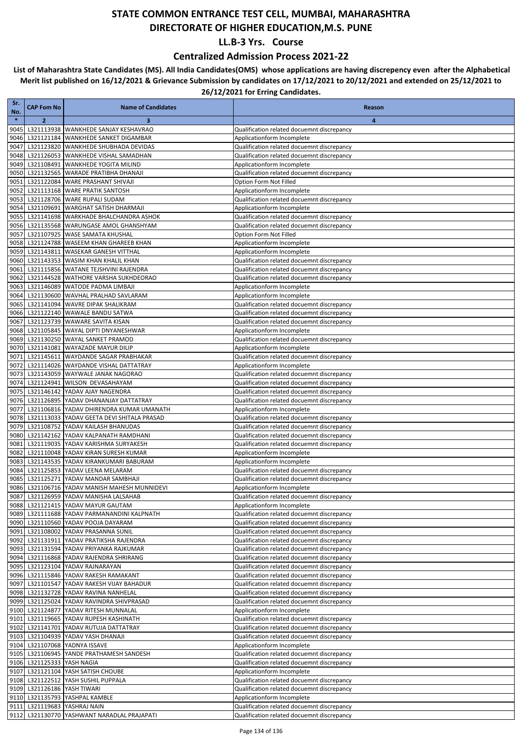# STATE COMMON ENTRANCE TEST CELL, MUMBAI, MAHARASHTRA

# DIRECTORATE OF HIGHER EDUCATION,M.S. PUNE

## LL.B-3 Yrs. Course

## Centralized Admission Process 2021-22

**List of Maharashtra State Candidates (MS). All India Candidates(OMS) whose applications are having discrepency even after the Alphabetical Merit list published on 16/12/2021 & Grievance Submission by candidates on 17/12/2021 to 20/12/2021 and extended on 25/12/2021 to 26/12/2021 for Erring Candidates.**

| Sr. No. | CAP Fom No | Name of Candidates | Reason |
|---|---|---|---|
| * | 2 | 3 | 4 |
| 9045 | L321113938 | WANKHEDE SANJAY KESHAVRAO | Qualification related docuemnt discrepancy |
| 9046 | L321121184 | WANKHEDE SANKET DIGAMBAR | Applicationform Incomplete |
| 9047 | L321123820 | WANKHEDE SHUBHADA DEVIDAS | Qualification related docuemnt discrepancy |
| 9048 | L321126053 | WANKHEDE VISHAL SAMADHAN | Qualification related docuemnt discrepancy |
| 9049 | L321108491 | WANKHEDE YOGITA MILIND | Applicationform Incomplete |
| 9050 | L321132565 | WARADE PRATIBHA DHANAJI | Qualification related docuemnt discrepancy |
| 9051 | L321122084 | WARE PRASHANT SHIVAJI | Option Form Not Filled |
| 9052 | L321113168 | WARE PRATIK SANTOSH | Applicationform Incomplete |
| 9053 | L321128706 | WARE RUPALI SUDAM | Qualification related docuemnt discrepancy |
| 9054 | L321109691 | WARGHAT SATISH DHARMAJI | Applicationform Incomplete |
| 9055 | L321141698 | WARKHADE BHALCHANDRA ASHOK | Qualification related docuemnt discrepancy |
| 9056 | L321135568 | WARUNGASE AMOL GHANSHYAM | Qualification related docuemnt discrepancy |
| 9057 | L321107925 | WASE SAMATA KHUSHAL | Option Form Not Filled |
| 9058 | L321124788 | WASEEM KHAN GHAREEB KHAN | Applicationform Incomplete |
| 9059 | L321143811 | WASEKAR GANESH VITTHAL | Applicationform Incomplete |
| 9060 | L321143353 | WASIM KHAN KHALIL KHAN | Qualification related docuemnt discrepancy |
| 9061 | L321115856 | WATANE TEJSHVINI RAJENDRA | Qualification related docuemnt discrepancy |
| 9062 | L321144528 | WATHORE VARSHA SUKHDEORAO | Qualification related docuemnt discrepancy |
| 9063 | L321146089 | WATODE PADMA LIMBAJI | Applicationform Incomplete |
| 9064 | L321130600 | WAVHAL PRALHAD SAVLARAM | Applicationform Incomplete |
| 9065 | L321141094 | WAVRE DIPAK SHALIKRAM | Qualification related docuemnt discrepancy |
| 9066 | L321122140 | WAWALE BANDU SATWA | Qualification related docuemnt discrepancy |
| 9067 | L321123739 | WAWARE SAVITA KISAN | Qualification related docuemnt discrepancy |
| 9068 | L321105845 | WAYAL DIPTI DNYANESHWAR | Applicationform Incomplete |
| 9069 | L321130250 | WAYAL SANKET PRAMOD | Qualification related docuemnt discrepancy |
| 9070 | L321141081 | WAYAZADE MAYUR DILIP | Applicationform Incomplete |
| 9071 | L321145611 | WAYDANDE SAGAR PRABHAKAR | Qualification related docuemnt discrepancy |
| 9072 | L321114026 | WAYDANDE VISHAL DATTATRAY | Applicationform Incomplete |
| 9073 | L321143059 | WAYWALE JANAK NAGORAO | Qualification related docuemnt discrepancy |
| 9074 | L321124941 | WILSON DEVASAHAYAM | Qualification related docuemnt discrepancy |
| 9075 | L321146142 | YADAV AJAY NAGENDRA | Qualification related docuemnt discrepancy |
| 9076 | L321126895 | YADAV DHANANJAY DATTATRAY | Qualification related docuemnt discrepancy |
| 9077 | L321106816 | YADAV DHIRENDRA KUMAR UMANATH | Applicationform Incomplete |
| 9078 | L321113033 | YADAV GEETA DEVI SHITALA PRASAD | Qualification related docuemnt discrepancy |
| 9079 | L321108752 | YADAV KAILASH BHANUDAS | Qualification related docuemnt discrepancy |
| 9080 | L321142162 | YADAV KALPANATH RAMDHANI | Qualification related docuemnt discrepancy |
| 9081 | L321119035 | YADAV KARISHMA SURYAKESH | Qualification related docuemnt discrepancy |
| 9082 | L321110048 | YADAV KIRAN SURESH KUMAR | Applicationform Incomplete |
| 9083 | L321143535 | YADAV KIRANKUMARI BABURAM | Applicationform Incomplete |
| 9084 | L321125853 | YADAV LEENA MELARAM | Qualification related docuemnt discrepancy |
| 9085 | L321125271 | YADAV MANDAR SAMBHAJI | Qualification related docuemnt discrepancy |
| 9086 | L321106716 | YADAV MANISH MAHESH MUNNIDEVI | Applicationform Incomplete |
| 9087 | L321126959 | YADAV MANISHA LALSAHAB | Qualification related docuemnt discrepancy |
| 9088 | L321121415 | YADAV MAYUR GAUTAM | Applicationform Incomplete |
| 9089 | L321111688 | YADAV PARMANANDINI KALPNATH | Qualification related docuemnt discrepancy |
| 9090 | L321110560 | YADAV POOJA DAYARAM | Qualification related docuemnt discrepancy |
| 9091 | L321108002 | YADAV PRASANNA SUNIL | Qualification related docuemnt discrepancy |
| 9092 | L321131911 | YADAV PRATIKSHA RAJENDRA | Qualification related docuemnt discrepancy |
| 9093 | L321131594 | YADAV PRIYANKA RAJKUMAR | Qualification related docuemnt discrepancy |
| 9094 | L321116868 | YADAV RAJENDRA SHRIRANG | Qualification related docuemnt discrepancy |
| 9095 | L321123104 | YADAV RAJNARAYAN | Qualification related docuemnt discrepancy |
| 9096 | L321115846 | YADAV RAKESH RAMAKANT | Qualification related docuemnt discrepancy |
| 9097 | L321101547 | YADAV RAKESH VIJAY BAHADUR | Qualification related docuemnt discrepancy |
| 9098 | L321132728 | YADAV RAVINA NANHELAL | Qualification related docuemnt discrepancy |
| 9099 | L321125024 | YADAV RAVINDRA SHIVPRASAD | Qualification related docuemnt discrepancy |
| 9100 | L321124877 | YADAV RITESH MUNNALAL | Applicationform Incomplete |
| 9101 | L321119665 | YADAV RUPESH KASHINATH | Qualification related docuemnt discrepancy |
| 9102 | L321141701 | YADAV RUTUJA DATTATRAY | Qualification related docuemnt discrepancy |
| 9103 | L321104939 | YADAV YASH DHANAJI | Qualification related docuemnt discrepancy |
| 9104 | L321107068 | YADNYA ISSAVE | Applicationform Incomplete |
| 9105 | L321106945 | YANDE PRATHAMESH SANDESH | Qualification related docuemnt discrepancy |
| 9106 | L321125333 | YASH NAGIA | Qualification related docuemnt discrepancy |
| 9107 | L321121104 | YASH SATISH CHOUBE | Applicationform Incomplete |
| 9108 | L321122512 | YASH SUSHIL PUPPALA | Qualification related docuemnt discrepancy |
| 9109 | L321126186 | YASH TIWARI | Qualification related docuemnt discrepancy |
| 9110 | L321135793 | YASHPAL KAMBLE | Applicationform Incomplete |
| 9111 | L321119683 | YASHRAJ NAIN | Qualification related docuemnt discrepancy |
| 9112 | L321130770 | YASHWANT NARADLAL PRAJAPATI | Qualification related docuemnt discrepancy |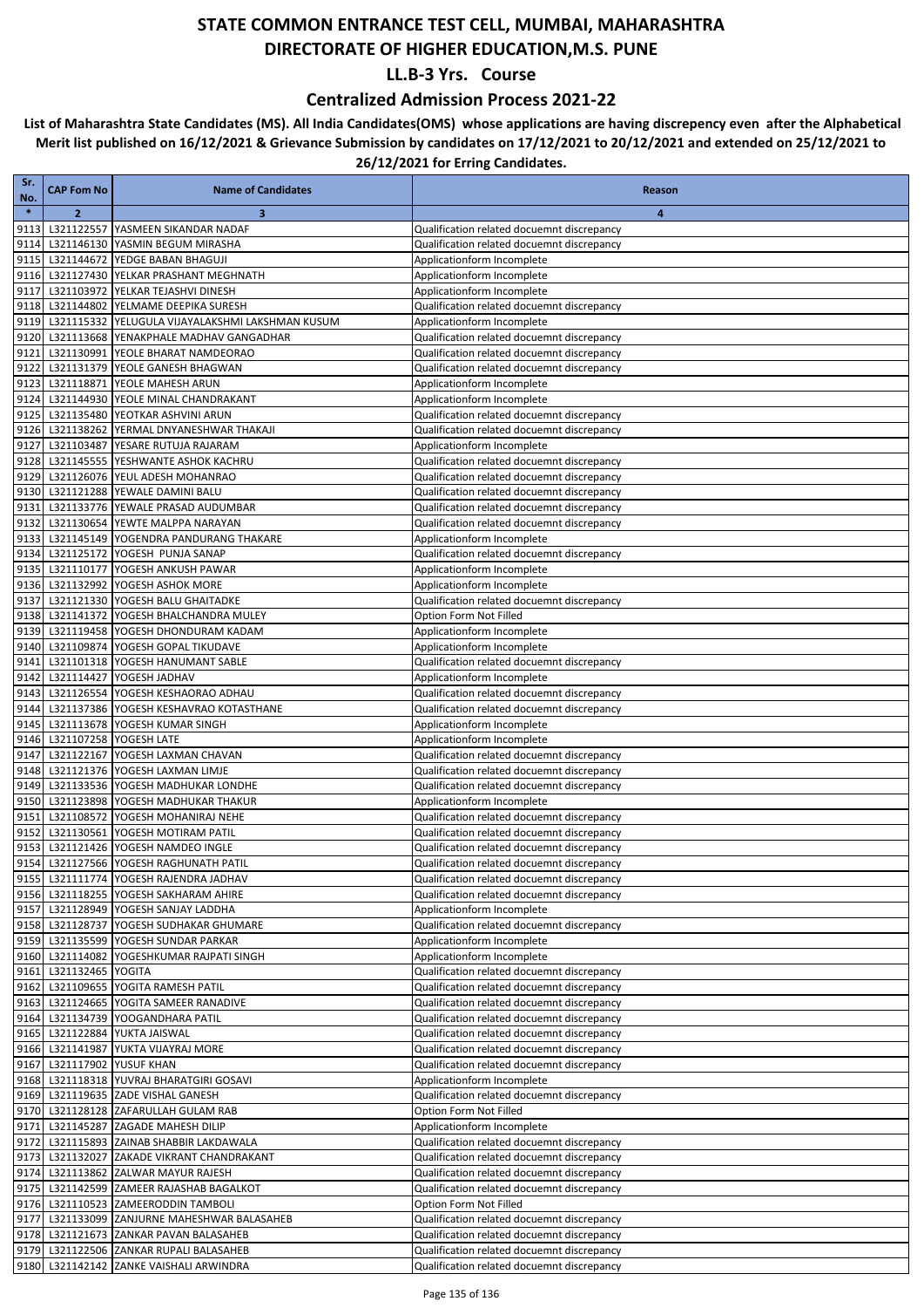# STATE COMMON ENTRANCE TEST CELL, MUMBAI, MAHARASHTRA

# DIRECTORATE OF HIGHER EDUCATION,M.S. PUNE

## LL.B-3 Yrs. Course

## Centralized Admission Process 2021-22

**List of Maharashtra State Candidates (MS). All India Candidates(OMS) whose applications are having discrepency even after the Alphabetical Merit list published on 16/12/2021 & Grievance Submission by candidates on 17/12/2021 to 20/12/2021 and extended on 25/12/2021 to 26/12/2021 for Erring Candidates.**

| Sr. No. | CAP Fom No | Name of Candidates | Reason |
|---|---|---|---|
| * | 2 | 3 | 4 |
| 9113 | L321122557 | YASMEEN SIKANDAR NADAF | Qualification related docuemnt discrepancy |
| 9114 | L321146130 | YASMIN BEGUM MIRASHA | Qualification related docuemnt discrepancy |
| 9115 | L321144672 | YEDGE BABAN BHAGUJI | Applicationform Incomplete |
| 9116 | L321127430 | YELKAR PRASHANT MEGHNATH | Applicationform Incomplete |
| 9117 | L321103972 | YELKAR TEJASHVI DINESH | Applicationform Incomplete |
| 9118 | L321144802 | YELMAME DEEPIKA SURESH | Qualification related docuemnt discrepancy |
| 9119 | L321115332 | YELUGULA VIJAYALAKSHMI LAKSHMAN KUSUM | Applicationform Incomplete |
| 9120 | L321113668 | YENAKPHALE MADHAV GANGADHAR | Qualification related docuemnt discrepancy |
| 9121 | L321130991 | YEOLE BHARAT NAMDEORAO | Qualification related docuemnt discrepancy |
| 9122 | L321131379 | YEOLE GANESH BHAGWAN | Qualification related docuemnt discrepancy |
| 9123 | L321118871 | YEOLE MAHESH ARUN | Applicationform Incomplete |
| 9124 | L321144930 | YEOLE MINAL CHANDRAKANT | Applicationform Incomplete |
| 9125 | L321135480 | YEOTKAR ASHVINI ARUN | Qualification related docuemnt discrepancy |
| 9126 | L321138262 | YERMAL DNYANESHWAR THAKAJI | Qualification related docuemnt discrepancy |
| 9127 | L321103487 | YESARE RUTUJA RAJARAM | Applicationform Incomplete |
| 9128 | L321145555 | YESHWANTE ASHOK KACHRU | Qualification related docuemnt discrepancy |
| 9129 | L321126076 | YEUL ADESH MOHANRAO | Qualification related docuemnt discrepancy |
| 9130 | L321121288 | YEWALE DAMINI BALU | Qualification related docuemnt discrepancy |
| 9131 | L321133776 | YEWALE PRASAD AUDUMBAR | Qualification related docuemnt discrepancy |
| 9132 | L321130654 | YEWTE MALPPA NARAYAN | Qualification related docuemnt discrepancy |
| 9133 | L321145149 | YOGENDRA PANDURANG THAKARE | Applicationform Incomplete |
| 9134 | L321125172 | YOGESH PUNJA SANAP | Qualification related docuemnt discrepancy |
| 9135 | L321110177 | YOGESH ANKUSH PAWAR | Applicationform Incomplete |
| 9136 | L321132992 | YOGESH ASHOK MORE | Applicationform Incomplete |
| 9137 | L321121330 | YOGESH BALU GHAITADKE | Qualification related docuemnt discrepancy |
| 9138 | L321141372 | YOGESH BHALCHANDRA MULEY | Option Form Not Filled |
| 9139 | L321119458 | YOGESH DHONDURAM KADAM | Applicationform Incomplete |
| 9140 | L321109874 | YOGESH GOPAL TIKUDAVE | Applicationform Incomplete |
| 9141 | L321101318 | YOGESH HANUMANT SABLE | Qualification related docuemnt discrepancy |
| 9142 | L321114427 | YOGESH JADHAV | Applicationform Incomplete |
| 9143 | L321126554 | YOGESH KESHAORAO ADHAU | Qualification related docuemnt discrepancy |
| 9144 | L321137386 | YOGESH KESHAVRAO KOTASTHANE | Qualification related docuemnt discrepancy |
| 9145 | L321113678 | YOGESH KUMAR SINGH | Applicationform Incomplete |
| 9146 | L321107258 | YOGESH LATE | Applicationform Incomplete |
| 9147 | L321122167 | YOGESH LAXMAN CHAVAN | Qualification related docuemnt discrepancy |
| 9148 | L321121376 | YOGESH LAXMAN LIMJE | Qualification related docuemnt discrepancy |
| 9149 | L321133536 | YOGESH MADHUKAR LONDHE | Qualification related docuemnt discrepancy |
| 9150 | L321123898 | YOGESH MADHUKAR THAKUR | Applicationform Incomplete |
| 9151 | L321108572 | YOGESH MOHANIRAJ NEHE | Qualification related docuemnt discrepancy |
| 9152 | L321130561 | YOGESH MOTIRAM PATIL | Qualification related docuemnt discrepancy |
| 9153 | L321121426 | YOGESH NAMDEO INGLE | Qualification related docuemnt discrepancy |
| 9154 | L321127566 | YOGESH RAGHUNATH PATIL | Qualification related docuemnt discrepancy |
| 9155 | L321111774 | YOGESH RAJENDRA JADHAV | Qualification related docuemnt discrepancy |
| 9156 | L321118255 | YOGESH SAKHARAM AHIRE | Qualification related docuemnt discrepancy |
| 9157 | L321128949 | YOGESH SANJAY LADDHA | Applicationform Incomplete |
| 9158 | L321128737 | YOGESH SUDHAKAR GHUMARE | Qualification related docuemnt discrepancy |
| 9159 | L321135599 | YOGESH SUNDAR PARKAR | Applicationform Incomplete |
| 9160 | L321114082 | YOGESHKUMAR RAJPATI SINGH | Applicationform Incomplete |
| 9161 | L321132465 | YOGITA | Qualification related docuemnt discrepancy |
| 9162 | L321109655 | YOGITA RAMESH PATIL | Qualification related docuemnt discrepancy |
| 9163 | L321124665 | YOGITA SAMEER RANADIVE | Qualification related docuemnt discrepancy |
| 9164 | L321134739 | YOOGANDHARA PATIL | Qualification related docuemnt discrepancy |
| 9165 | L321122884 | YUKTA JAISWAL | Qualification related docuemnt discrepancy |
| 9166 | L321141987 | YUKTA VIJAYRAJ MORE | Qualification related docuemnt discrepancy |
| 9167 | L321117902 | YUSUF KHAN | Qualification related docuemnt discrepancy |
| 9168 | L321118318 | YUVRAJ BHARATGIRI GOSAVI | Applicationform Incomplete |
| 9169 | L321119635 | ZADE VISHAL GANESH | Qualification related docuemnt discrepancy |
| 9170 | L321128128 | ZAFARULLAH GULAM RAB | Option Form Not Filled |
| 9171 | L321145287 | ZAGADE MAHESH DILIP | Applicationform Incomplete |
| 9172 | L321115893 | ZAINAB SHABBIR LAKDAWALA | Qualification related docuemnt discrepancy |
| 9173 | L321132027 | ZAKADE VIKRANT CHANDRAKANT | Qualification related docuemnt discrepancy |
| 9174 | L321113862 | ZALWAR MAYUR RAJESH | Qualification related docuemnt discrepancy |
| 9175 | L321142599 | ZAMEER RAJASHAB BAGALKOT | Qualification related docuemnt discrepancy |
| 9176 | L321110523 | ZAMEERODDIN TAMBOLI | Option Form Not Filled |
| 9177 | L321133099 | ZANJURNE MAHESHWAR BALASAHEB | Qualification related docuemnt discrepancy |
| 9178 | L321121673 | ZANKAR PAVAN BALASAHEB | Qualification related docuemnt discrepancy |
| 9179 | L321122506 | ZANKAR RUPALI BALASAHEB | Qualification related docuemnt discrepancy |
| 9180 | L321142142 | ZANKE VAISHALI ARWINDRA | Qualification related docuemnt discrepancy |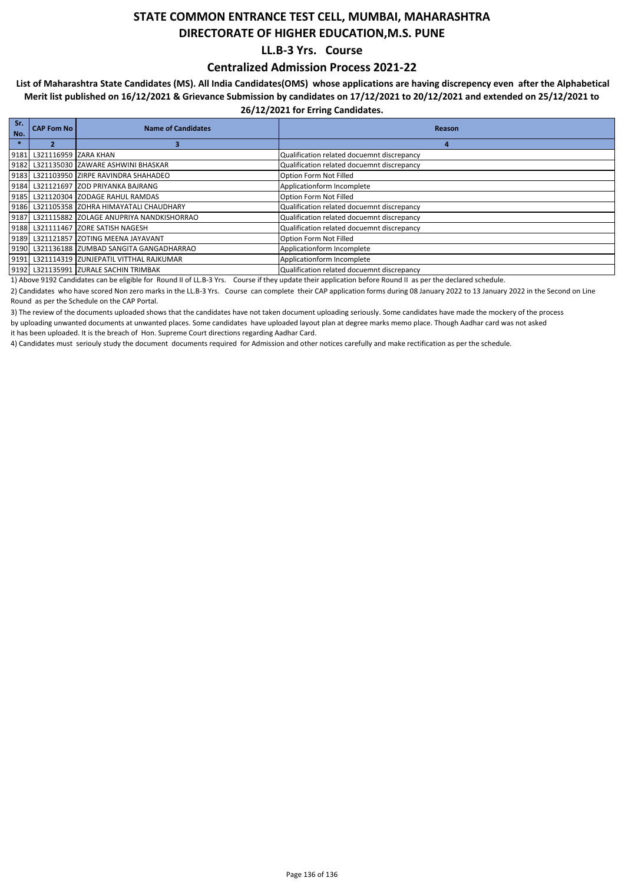# STATE COMMON ENTRANCE TEST CELL, MUMBAI, MAHARASHTRA

## DIRECTORATE OF HIGHER EDUCATION,M.S. PUNE

### LL.B-3 Yrs. Course

### Centralized Admission Process 2021-22

**List of Maharashtra State Candidates (MS). All India Candidates(OMS) whose applications are having discrepency even after the Alphabetical Merit list published on 16/12/2021 & Grievance Submission by candidates on 17/12/2021 to 20/12/2021 and extended on 25/12/2021 to 26/12/2021 for Erring Candidates.**

| Sr. No. | CAP Fom No | Name of Candidates | Reason |
|---|---|---|---|
| * | 2 | 3 | 4 |
| 9181 | L321116959 | ZARA KHAN | Qualification related docuemnt discrepancy |
| 9182 | L321135030 | ZAWARE ASHWINI BHASKAR | Qualification related docuemnt discrepancy |
| 9183 | L321103950 | ZIRPE RAVINDRA SHAHADEO | Option Form Not Filled |
| 9184 | L321121697 | ZOD PRIYANKA BAJRANG | Applicationform Incomplete |
| 9185 | L321120304 | ZODAGE RAHUL RAMDAS | Option Form Not Filled |
| 9186 | L321105358 | ZOHRA HIMAYATALI CHAUDHARY | Qualification related docuemnt discrepancy |
| 9187 | L321115882 | ZOLAGE ANUPRIYA NANDKISHORRAO | Qualification related docuemnt discrepancy |
| 9188 | L321111467 | ZORE SATISH NAGESH | Qualification related docuemnt discrepancy |
| 9189 | L321121857 | ZOTING MEENA JAYAVANT | Option Form Not Filled |
| 9190 | L321136188 | ZUMBAD SANGITA GANGADHARRAO | Applicationform Incomplete |
| 9191 | L321114319 | ZUNJEPATIL VITTHAL RAJKUMAR | Applicationform Incomplete |
| 9192 | L321135991 | ZURALE SACHIN TRIMBAK | Qualification related docuemnt discrepancy |

1) Above 9192 Candidates can be eligible for Round II of LL.B-3 Yrs. Course if they update their application before Round II as per the declared schedule.

2) Candidates who have scored Non zero marks in the LL.B-3 Yrs. Course can complete their CAP application forms during 08 January 2022 to 13 January 2022 in the Second on Line Round as per the Schedule on the CAP Portal.

3) The review of the documents uploaded shows that the candidates have not taken document uploading seriously. Some candidates have made the mockery of the process by uploading unwanted documents at unwanted places. Some candidates have uploaded layout plan at degree marks memo place. Though Aadhar card was not asked it has been uploaded. It is the breach of Hon. Supreme Court directions regarding Aadhar Card.

4) Candidates must seriouly study the document documents required for Admission and other notices carefully and make rectification as per the schedule.